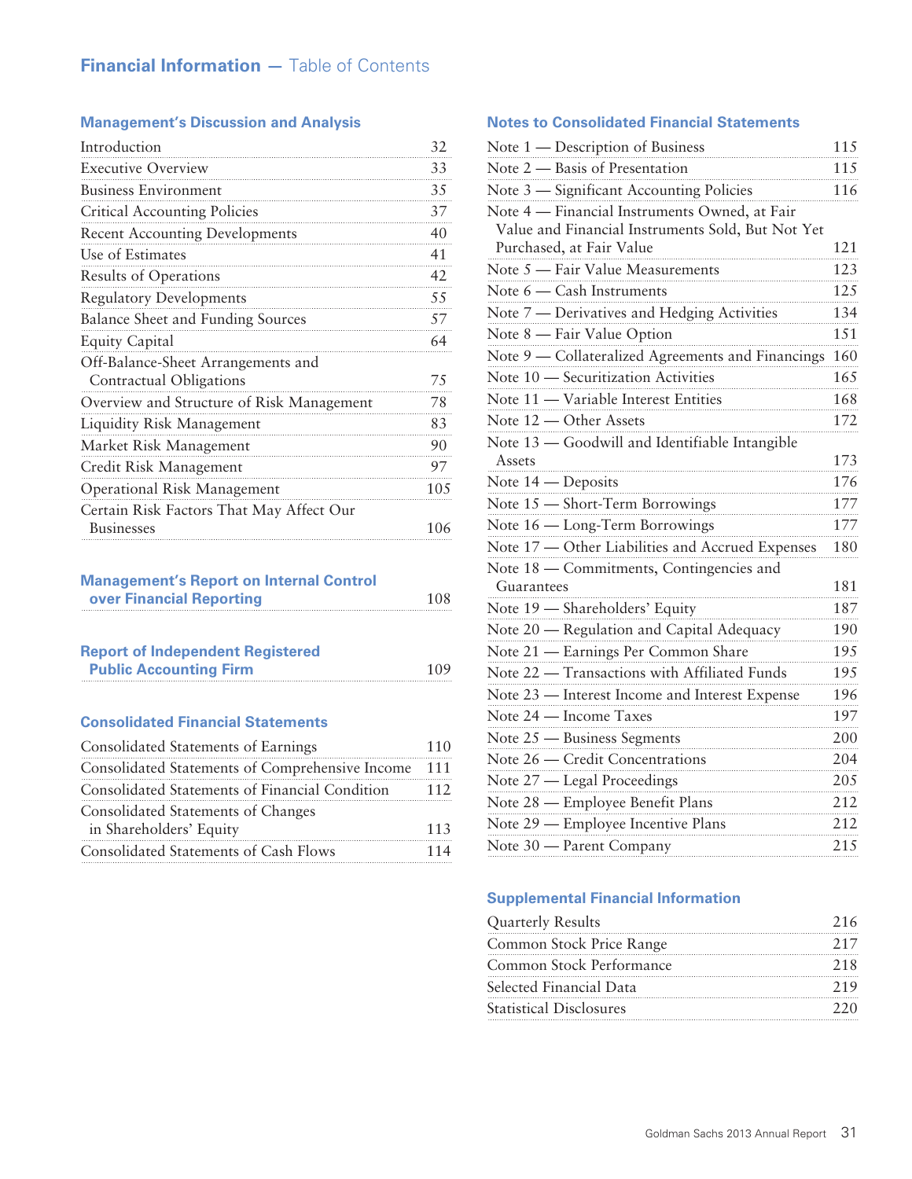# Financial Information — Table of Contents

## Management's Discussion and Analysis

| | |
|---|---|
| Introduction | 32 |
| Executive Overview | 33 |
| Business Environment | 35 |
| Critical Accounting Policies | 37 |
| Recent Accounting Developments | 40 |
| Use of Estimates | 41 |
| Results of Operations | 42 |
| Regulatory Developments | 55 |
| Balance Sheet and Funding Sources | 57 |
| Equity Capital | 64 |
| Off-Balance-Sheet Arrangements and Contractual Obligations | 75 |
| Overview and Structure of Risk Management | 78 |
| Liquidity Risk Management | 83 |
| Market Risk Management | 90 |
| Credit Risk Management | 97 |
| Operational Risk Management | 105 |
| Certain Risk Factors That May Affect Our Businesses | 106 |

## Management's Report on Internal Control over Financial Reporting — 108

## Report of Independent Registered Public Accounting Firm — 109

## Consolidated Financial Statements

| | |
|---|---|
| Consolidated Statements of Earnings | 110 |
| Consolidated Statements of Comprehensive Income | 111 |
| Consolidated Statements of Financial Condition | 112 |
| Consolidated Statements of Changes in Shareholders' Equity | 113 |
| Consolidated Statements of Cash Flows | 114 |

## Notes to Consolidated Financial Statements

| | |
|---|---|
| Note 1 — Description of Business | 115 |
| Note 2 — Basis of Presentation | 115 |
| Note 3 — Significant Accounting Policies | 116 |
| Note 4 — Financial Instruments Owned, at Fair Value and Financial Instruments Sold, But Not Yet Purchased, at Fair Value | 121 |
| Note 5 — Fair Value Measurements | 123 |
| Note 6 — Cash Instruments | 125 |
| Note 7 — Derivatives and Hedging Activities | 134 |
| Note 8 — Fair Value Option | 151 |
| Note 9 — Collateralized Agreements and Financings | 160 |
| Note 10 — Securitization Activities | 165 |
| Note 11 — Variable Interest Entities | 168 |
| Note 12 — Other Assets | 172 |
| Note 13 — Goodwill and Identifiable Intangible Assets | 173 |
| Note 14 — Deposits | 176 |
| Note 15 — Short-Term Borrowings | 177 |
| Note 16 — Long-Term Borrowings | 177 |
| Note 17 — Other Liabilities and Accrued Expenses | 180 |
| Note 18 — Commitments, Contingencies and Guarantees | 181 |
| Note 19 — Shareholders' Equity | 187 |
| Note 20 — Regulation and Capital Adequacy | 190 |
| Note 21 — Earnings Per Common Share | 195 |
| Note 22 — Transactions with Affiliated Funds | 195 |
| Note 23 — Interest Income and Interest Expense | 196 |
| Note 24 — Income Taxes | 197 |
| Note 25 — Business Segments | 200 |
| Note 26 — Credit Concentrations | 204 |
| Note 27 — Legal Proceedings | 205 |
| Note 28 — Employee Benefit Plans | 212 |
| Note 29 — Employee Incentive Plans | 212 |
| Note 30 — Parent Company | 215 |

## Supplemental Financial Information

| | |
|---|---|
| Quarterly Results | 216 |
| Common Stock Price Range | 217 |
| Common Stock Performance | 218 |
| Selected Financial Data | 219 |
| Statistical Disclosures | 220 |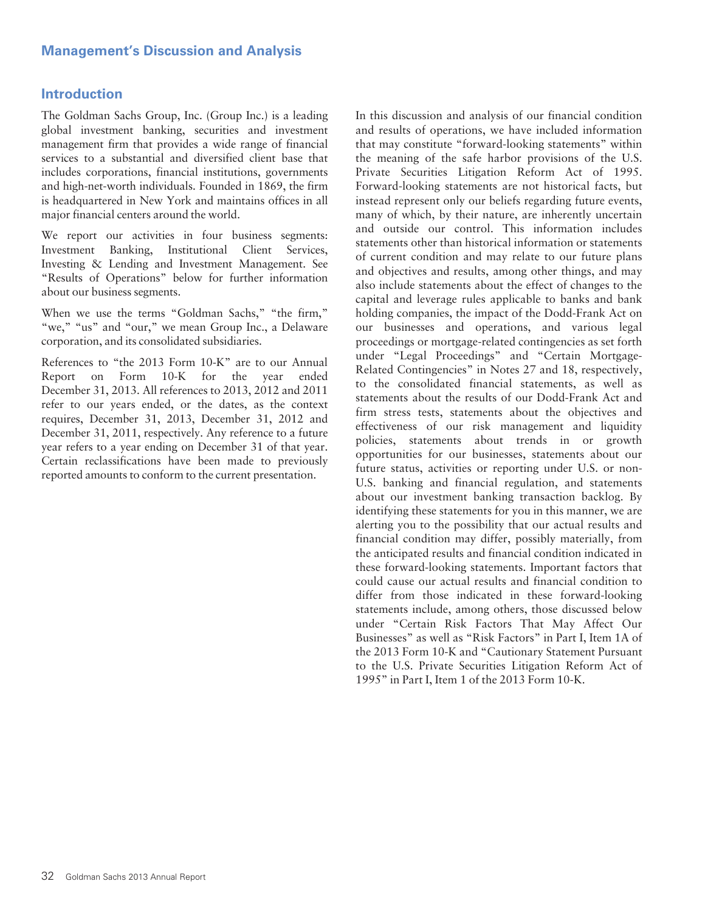# Management's Discussion and Analysis

## Introduction

The Goldman Sachs Group, Inc. (Group Inc.) is a leading global investment banking, securities and investment management firm that provides a wide range of financial services to a substantial and diversified client base that includes corporations, financial institutions, governments and high-net-worth individuals. Founded in 1869, the firm is headquartered in New York and maintains offices in all major financial centers around the world.

We report our activities in four business segments: Investment Banking, Institutional Client Services, Investing & Lending and Investment Management. See "Results of Operations" below for further information about our business segments.

When we use the terms "Goldman Sachs," "the firm," "we," "us" and "our," we mean Group Inc., a Delaware corporation, and its consolidated subsidiaries.

References to "the 2013 Form 10-K" are to our Annual Report on Form 10-K for the year ended December 31, 2013. All references to 2013, 2012 and 2011 refer to our years ended, or the dates, as the context requires, December 31, 2013, December 31, 2012 and December 31, 2011, respectively. Any reference to a future year refers to a year ending on December 31 of that year. Certain reclassifications have been made to previously reported amounts to conform to the current presentation.

In this discussion and analysis of our financial condition and results of operations, we have included information that may constitute "forward-looking statements" within the meaning of the safe harbor provisions of the U.S. Private Securities Litigation Reform Act of 1995. Forward-looking statements are not historical facts, but instead represent only our beliefs regarding future events, many of which, by their nature, are inherently uncertain and outside our control. This information includes statements other than historical information or statements of current condition and may relate to our future plans and objectives and results, among other things, and may also include statements about the effect of changes to the capital and leverage rules applicable to banks and bank holding companies, the impact of the Dodd-Frank Act on our businesses and operations, and various legal proceedings or mortgage-related contingencies as set forth under "Legal Proceedings" and "Certain Mortgage-Related Contingencies" in Notes 27 and 18, respectively, to the consolidated financial statements, as well as statements about the results of our Dodd-Frank Act and firm stress tests, statements about the objectives and effectiveness of our risk management and liquidity policies, statements about trends in or growth opportunities for our businesses, statements about our future status, activities or reporting under U.S. or non-U.S. banking and financial regulation, and statements about our investment banking transaction backlog. By identifying these statements for you in this manner, we are alerting you to the possibility that our actual results and financial condition may differ, possibly materially, from the anticipated results and financial condition indicated in these forward-looking statements. Important factors that could cause our actual results and financial condition to differ from those indicated in these forward-looking statements include, among others, those discussed below under "Certain Risk Factors That May Affect Our Businesses" as well as "Risk Factors" in Part I, Item 1A of the 2013 Form 10-K and "Cautionary Statement Pursuant to the U.S. Private Securities Litigation Reform Act of 1995" in Part I, Item 1 of the 2013 Form 10-K.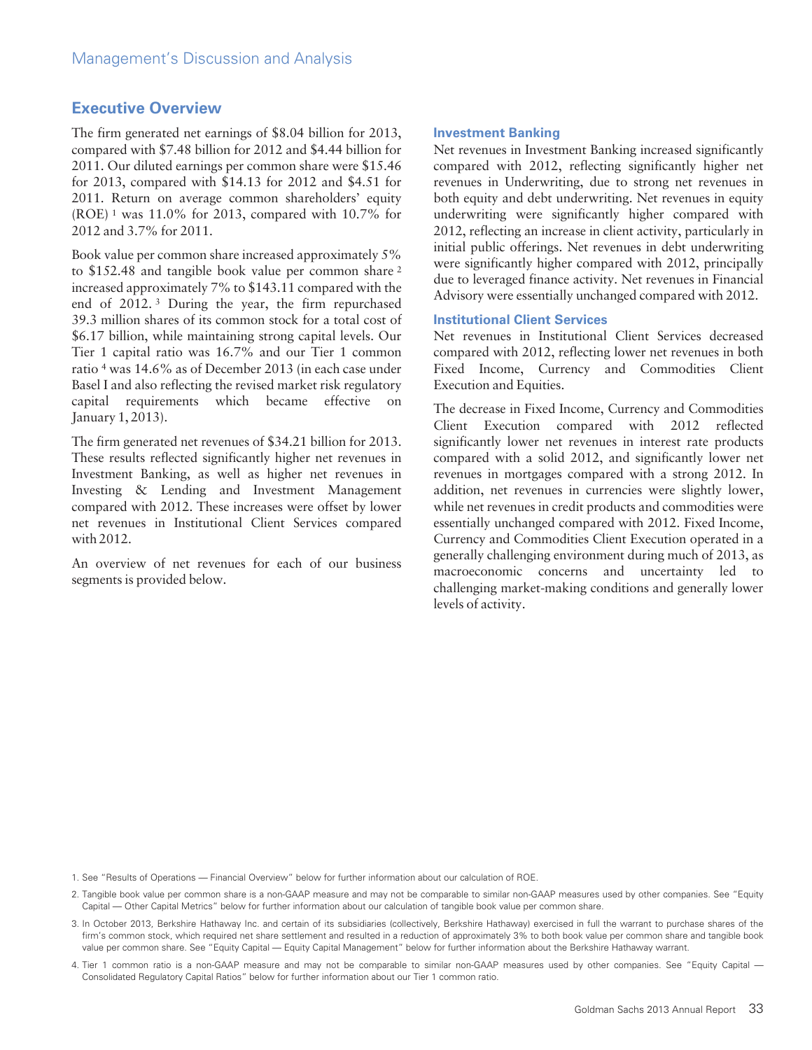## Executive Overview

The firm generated net earnings of $8.04 billion for 2013, compared with $7.48 billion for 2012 and $4.44 billion for 2011. Our diluted earnings per common share were $15.46 for 2013, compared with $14.13 for 2012 and $4.51 for 2011. Return on average common shareholders' equity (ROE) [1] was 11.0% for 2013, compared with 10.7% for 2012 and 3.7% for 2011.

Book value per common share increased approximately 5% to $152.48 and tangible book value per common share [2] increased approximately 7% to $143.11 compared with the end of 2012. [3] During the year, the firm repurchased 39.3 million shares of its common stock for a total cost of $6.17 billion, while maintaining strong capital levels. Our Tier 1 capital ratio was 16.7% and our Tier 1 common ratio [4] was 14.6% as of December 2013 (in each case under Basel I and also reflecting the revised market risk regulatory capital requirements which became effective on January 1, 2013).

The firm generated net revenues of $34.21 billion for 2013. These results reflected significantly higher net revenues in Investment Banking, as well as higher net revenues in Investing & Lending and Investment Management compared with 2012. These increases were offset by lower net revenues in Institutional Client Services compared with 2012.

An overview of net revenues for each of our business segments is provided below.

### Investment Banking

Net revenues in Investment Banking increased significantly compared with 2012, reflecting significantly higher net revenues in Underwriting, due to strong net revenues in both equity and debt underwriting. Net revenues in equity underwriting were significantly higher compared with 2012, reflecting an increase in client activity, particularly in initial public offerings. Net revenues in debt underwriting were significantly higher compared with 2012, principally due to leveraged finance activity. Net revenues in Financial Advisory were essentially unchanged compared with 2012.

### Institutional Client Services

Net revenues in Institutional Client Services decreased compared with 2012, reflecting lower net revenues in both Fixed Income, Currency and Commodities Client Execution and Equities.

The decrease in Fixed Income, Currency and Commodities Client Execution compared with 2012 reflected significantly lower net revenues in interest rate products compared with a solid 2012, and significantly lower net revenues in mortgages compared with a strong 2012. In addition, net revenues in currencies were slightly lower, while net revenues in credit products and commodities were essentially unchanged compared with 2012. Fixed Income, Currency and Commodities Client Execution operated in a generally challenging environment during much of 2013, as macroeconomic concerns and uncertainty led to challenging market-making conditions and generally lower levels of activity.

1. See "Results of Operations — Financial Overview" below for further information about our calculation of ROE.

2. Tangible book value per common share is a non-GAAP measure and may not be comparable to similar non-GAAP measures used by other companies. See "Equity Capital — Other Capital Metrics" below for further information about our calculation of tangible book value per common share.

3. In October 2013, Berkshire Hathaway Inc. and certain of its subsidiaries (collectively, Berkshire Hathaway) exercised in full the warrant to purchase shares of the firm's common stock, which required net share settlement and resulted in a reduction of approximately 3% to both book value per common share and tangible book value per common share. See "Equity Capital — Equity Capital Management" below for further information about the Berkshire Hathaway warrant.

4. Tier 1 common ratio is a non-GAAP measure and may not be comparable to similar non-GAAP measures used by other companies. See "Equity Capital — Consolidated Regulatory Capital Ratios" below for further information about our Tier 1 common ratio.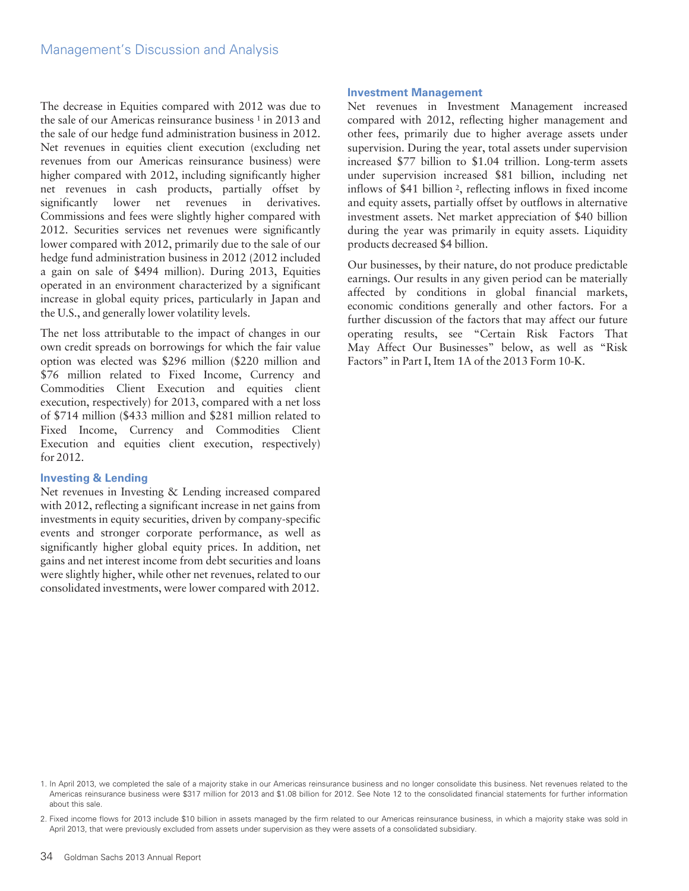The decrease in Equities compared with 2012 was due to the sale of our Americas reinsurance business [1] in 2013 and the sale of our hedge fund administration business in 2012. Net revenues in equities client execution (excluding net revenues from our Americas reinsurance business) were higher compared with 2012, including significantly higher net revenues in cash products, partially offset by significantly lower net revenues in derivatives. Commissions and fees were slightly higher compared with 2012. Securities services net revenues were significantly lower compared with 2012, primarily due to the sale of our hedge fund administration business in 2012 (2012 included a gain on sale of $494 million). During 2013, Equities operated in an environment characterized by a significant increase in global equity prices, particularly in Japan and the U.S., and generally lower volatility levels.

The net loss attributable to the impact of changes in our own credit spreads on borrowings for which the fair value option was elected was $296 million ($220 million and $76 million related to Fixed Income, Currency and Commodities Client Execution and equities client execution, respectively) for 2013, compared with a net loss of $714 million ($433 million and $281 million related to Fixed Income, Currency and Commodities Client Execution and equities client execution, respectively) for 2012.

### Investing & Lending

Net revenues in Investing & Lending increased compared with 2012, reflecting a significant increase in net gains from investments in equity securities, driven by company-specific events and stronger corporate performance, as well as significantly higher global equity prices. In addition, net gains and net interest income from debt securities and loans were slightly higher, while other net revenues, related to our consolidated investments, were lower compared with 2012.

### Investment Management

Net revenues in Investment Management increased compared with 2012, reflecting higher management and other fees, primarily due to higher average assets under supervision. During the year, total assets under supervision increased $77 billion to $1.04 trillion. Long-term assets under supervision increased $81 billion, including net inflows of $41 billion [2], reflecting inflows in fixed income and equity assets, partially offset by outflows in alternative investment assets. Net market appreciation of $40 billion during the year was primarily in equity assets. Liquidity products decreased $4 billion.

Our businesses, by their nature, do not produce predictable earnings. Our results in any given period can be materially affected by conditions in global financial markets, economic conditions generally and other factors. For a further discussion of the factors that may affect our future operating results, see "Certain Risk Factors That May Affect Our Businesses" below, as well as "Risk Factors" in Part I, Item 1A of the 2013 Form 10-K.

1. In April 2013, we completed the sale of a majority stake in our Americas reinsurance business and no longer consolidate this business. Net revenues related to the Americas reinsurance business were $317 million for 2013 and $1.08 billion for 2012. See Note 12 to the consolidated financial statements for further information about this sale.

2. Fixed income flows for 2013 include $10 billion in assets managed by the firm related to our Americas reinsurance business, in which a majority stake was sold in April 2013, that were previously excluded from assets under supervision as they were assets of a consolidated subsidiary.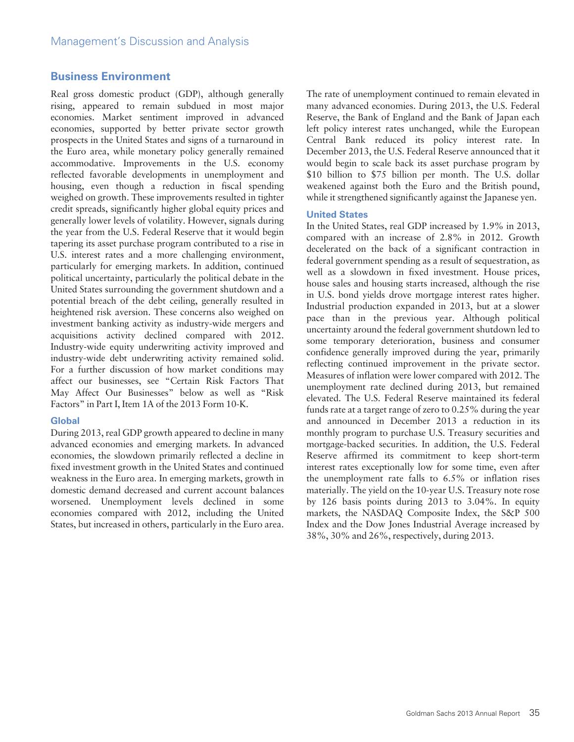## Business Environment

Real gross domestic product (GDP), although generally rising, appeared to remain subdued in most major economies. Market sentiment improved in advanced economies, supported by better private sector growth prospects in the United States and signs of a turnaround in the Euro area, while monetary policy generally remained accommodative. Improvements in the U.S. economy reflected favorable developments in unemployment and housing, even though a reduction in fiscal spending weighed on growth. These improvements resulted in tighter credit spreads, significantly higher global equity prices and generally lower levels of volatility. However, signals during the year from the U.S. Federal Reserve that it would begin tapering its asset purchase program contributed to a rise in U.S. interest rates and a more challenging environment, particularly for emerging markets. In addition, continued political uncertainty, particularly the political debate in the United States surrounding the government shutdown and a potential breach of the debt ceiling, generally resulted in heightened risk aversion. These concerns also weighed on investment banking activity as industry-wide mergers and acquisitions activity declined compared with 2012. Industry-wide equity underwriting activity improved and industry-wide debt underwriting activity remained solid. For a further discussion of how market conditions may affect our businesses, see "Certain Risk Factors That May Affect Our Businesses" below as well as "Risk Factors" in Part I, Item 1A of the 2013 Form 10-K.

### Global

During 2013, real GDP growth appeared to decline in many advanced economies and emerging markets. In advanced economies, the slowdown primarily reflected a decline in fixed investment growth in the United States and continued weakness in the Euro area. In emerging markets, growth in domestic demand decreased and current account balances worsened. Unemployment levels declined in some economies compared with 2012, including the United States, but increased in others, particularly in the Euro area. The rate of unemployment continued to remain elevated in many advanced economies. During 2013, the U.S. Federal Reserve, the Bank of England and the Bank of Japan each left policy interest rates unchanged, while the European Central Bank reduced its policy interest rate. In December 2013, the U.S. Federal Reserve announced that it would begin to scale back its asset purchase program by $10 billion to $75 billion per month. The U.S. dollar weakened against both the Euro and the British pound, while it strengthened significantly against the Japanese yen.

### United States

In the United States, real GDP increased by 1.9% in 2013, compared with an increase of 2.8% in 2012. Growth decelerated on the back of a significant contraction in federal government spending as a result of sequestration, as well as a slowdown in fixed investment. House prices, house sales and housing starts increased, although the rise in U.S. bond yields drove mortgage interest rates higher. Industrial production expanded in 2013, but at a slower pace than in the previous year. Although political uncertainty around the federal government shutdown led to some temporary deterioration, business and consumer confidence generally improved during the year, primarily reflecting continued improvement in the private sector. Measures of inflation were lower compared with 2012. The unemployment rate declined during 2013, but remained elevated. The U.S. Federal Reserve maintained its federal funds rate at a target range of zero to 0.25% during the year and announced in December 2013 a reduction in its monthly program to purchase U.S. Treasury securities and mortgage-backed securities. In addition, the U.S. Federal Reserve affirmed its commitment to keep short-term interest rates exceptionally low for some time, even after the unemployment rate falls to 6.5% or inflation rises materially. The yield on the 10-year U.S. Treasury note rose by 126 basis points during 2013 to 3.04%. In equity markets, the NASDAQ Composite Index, the S&P 500 Index and the Dow Jones Industrial Average increased by 38%, 30% and 26%, respectively, during 2013.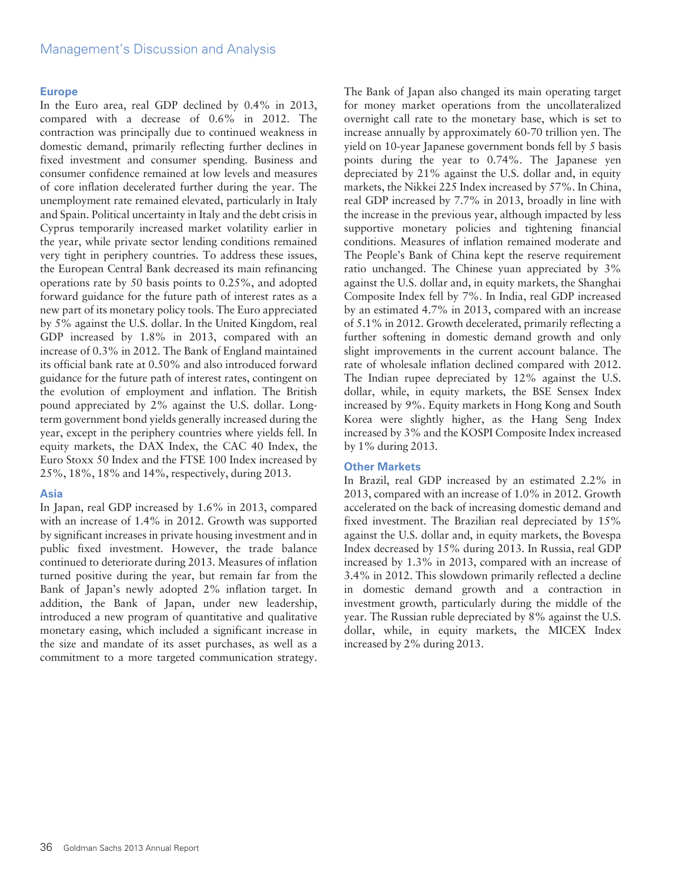#### Europe

In the Euro area, real GDP declined by 0.4% in 2013, compared with a decrease of 0.6% in 2012. The contraction was principally due to continued weakness in domestic demand, primarily reflecting further declines in fixed investment and consumer spending. Business and consumer confidence remained at low levels and measures of core inflation decelerated further during the year. The unemployment rate remained elevated, particularly in Italy and Spain. Political uncertainty in Italy and the debt crisis in Cyprus temporarily increased market volatility earlier in the year, while private sector lending conditions remained very tight in periphery countries. To address these issues, the European Central Bank decreased its main refinancing operations rate by 50 basis points to 0.25%, and adopted forward guidance for the future path of interest rates as a new part of its monetary policy tools. The Euro appreciated by 5% against the U.S. dollar. In the United Kingdom, real GDP increased by 1.8% in 2013, compared with an increase of 0.3% in 2012. The Bank of England maintained its official bank rate at 0.50% and also introduced forward guidance for the future path of interest rates, contingent on the evolution of employment and inflation. The British pound appreciated by 2% against the U.S. dollar. Long-term government bond yields generally increased during the year, except in the periphery countries where yields fell. In equity markets, the DAX Index, the CAC 40 Index, the Euro Stoxx 50 Index and the FTSE 100 Index increased by 25%, 18%, 18% and 14%, respectively, during 2013.

#### Asia

In Japan, real GDP increased by 1.6% in 2013, compared with an increase of 1.4% in 2012. Growth was supported by significant increases in private housing investment and in public fixed investment. However, the trade balance continued to deteriorate during 2013. Measures of inflation turned positive during the year, but remain far from the Bank of Japan's newly adopted 2% inflation target. In addition, the Bank of Japan, under new leadership, introduced a new program of quantitative and qualitative monetary easing, which included a significant increase in the size and mandate of its asset purchases, as well as a commitment to a more targeted communication strategy. The Bank of Japan also changed its main operating target for money market operations from the uncollateralized overnight call rate to the monetary base, which is set to increase annually by approximately 60-70 trillion yen. The yield on 10-year Japanese government bonds fell by 5 basis points during the year to 0.74%. The Japanese yen depreciated by 21% against the U.S. dollar and, in equity markets, the Nikkei 225 Index increased by 57%. In China, real GDP increased by 7.7% in 2013, broadly in line with the increase in the previous year, although impacted by less supportive monetary policies and tightening financial conditions. Measures of inflation remained moderate and The People's Bank of China kept the reserve requirement ratio unchanged. The Chinese yuan appreciated by 3% against the U.S. dollar and, in equity markets, the Shanghai Composite Index fell by 7%. In India, real GDP increased by an estimated 4.7% in 2013, compared with an increase of 5.1% in 2012. Growth decelerated, primarily reflecting a further softening in domestic demand growth and only slight improvements in the current account balance. The rate of wholesale inflation declined compared with 2012. The Indian rupee depreciated by 12% against the U.S. dollar, while, in equity markets, the BSE Sensex Index increased by 9%. Equity markets in Hong Kong and South Korea were slightly higher, as the Hang Seng Index increased by 3% and the KOSPI Composite Index increased by 1% during 2013.

#### Other Markets

In Brazil, real GDP increased by an estimated 2.2% in 2013, compared with an increase of 1.0% in 2012. Growth accelerated on the back of increasing domestic demand and fixed investment. The Brazilian real depreciated by 15% against the U.S. dollar and, in equity markets, the Bovespa Index decreased by 15% during 2013. In Russia, real GDP increased by 1.3% in 2013, compared with an increase of 3.4% in 2012. This slowdown primarily reflected a decline in domestic demand growth and a contraction in investment growth, particularly during the middle of the year. The Russian ruble depreciated by 8% against the U.S. dollar, while, in equity markets, the MICEX Index increased by 2% during 2013.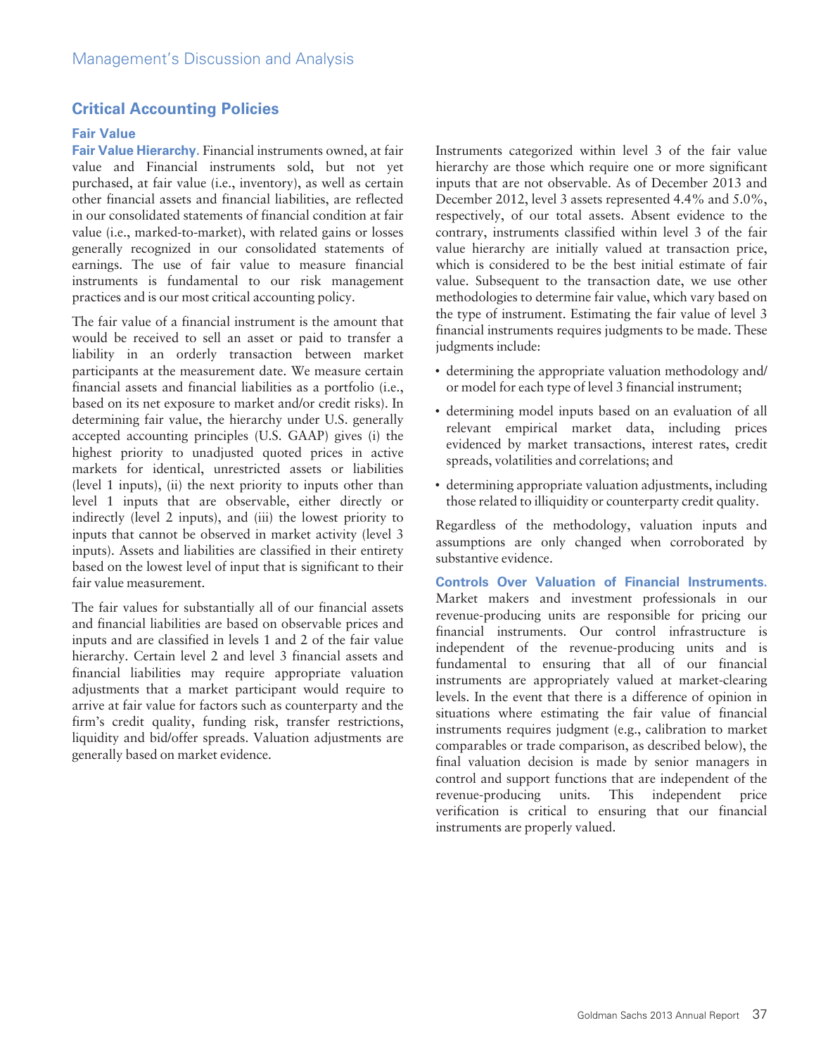## Critical Accounting Policies

### Fair Value

**Fair Value Hierarchy.** Financial instruments owned, at fair value and Financial instruments sold, but not yet purchased, at fair value (i.e., inventory), as well as certain other financial assets and financial liabilities, are reflected in our consolidated statements of financial condition at fair value (i.e., marked-to-market), with related gains or losses generally recognized in our consolidated statements of earnings. The use of fair value to measure financial instruments is fundamental to our risk management practices and is our most critical accounting policy.

The fair value of a financial instrument is the amount that would be received to sell an asset or paid to transfer a liability in an orderly transaction between market participants at the measurement date. We measure certain financial assets and financial liabilities as a portfolio (i.e., based on its net exposure to market and/or credit risks). In determining fair value, the hierarchy under U.S. generally accepted accounting principles (U.S. GAAP) gives (i) the highest priority to unadjusted quoted prices in active markets for identical, unrestricted assets or liabilities (level 1 inputs), (ii) the next priority to inputs other than level 1 inputs that are observable, either directly or indirectly (level 2 inputs), and (iii) the lowest priority to inputs that cannot be observed in market activity (level 3 inputs). Assets and liabilities are classified in their entirety based on the lowest level of input that is significant to their fair value measurement.

The fair values for substantially all of our financial assets and financial liabilities are based on observable prices and inputs and are classified in levels 1 and 2 of the fair value hierarchy. Certain level 2 and level 3 financial assets and financial liabilities may require appropriate valuation adjustments that a market participant would require to arrive at fair value for factors such as counterparty and the firm's credit quality, funding risk, transfer restrictions, liquidity and bid/offer spreads. Valuation adjustments are generally based on market evidence.

Instruments categorized within level 3 of the fair value hierarchy are those which require one or more significant inputs that are not observable. As of December 2013 and December 2012, level 3 assets represented 4.4% and 5.0%, respectively, of our total assets. Absent evidence to the contrary, instruments classified within level 3 of the fair value hierarchy are initially valued at transaction price, which is considered to be the best initial estimate of fair value. Subsequent to the transaction date, we use other methodologies to determine fair value, which vary based on the type of instrument. Estimating the fair value of level 3 financial instruments requires judgments to be made. These judgments include:

- determining the appropriate valuation methodology and/or model for each type of level 3 financial instrument;
- determining model inputs based on an evaluation of all relevant empirical market data, including prices evidenced by market transactions, interest rates, credit spreads, volatilities and correlations; and
- determining appropriate valuation adjustments, including those related to illiquidity or counterparty credit quality.

Regardless of the methodology, valuation inputs and assumptions are only changed when corroborated by substantive evidence.

**Controls Over Valuation of Financial Instruments.** Market makers and investment professionals in our revenue-producing units are responsible for pricing our financial instruments. Our control infrastructure is independent of the revenue-producing units and is fundamental to ensuring that all of our financial instruments are appropriately valued at market-clearing levels. In the event that there is a difference of opinion in situations where estimating the fair value of financial instruments requires judgment (e.g., calibration to market comparables or trade comparison, as described below), the final valuation decision is made by senior managers in control and support functions that are independent of the revenue-producing units. This independent price verification is critical to ensuring that our financial instruments are properly valued.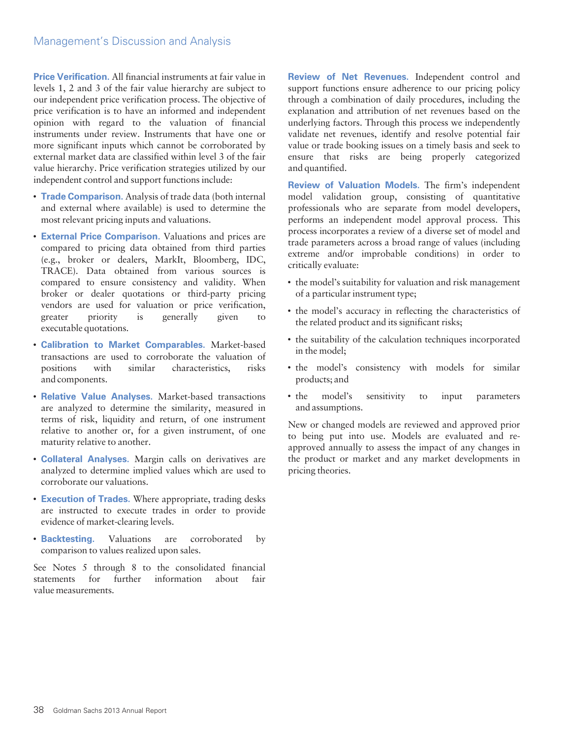**Price Verification.** All financial instruments at fair value in levels 1, 2 and 3 of the fair value hierarchy are subject to our independent price verification process. The objective of price verification is to have an informed and independent opinion with regard to the valuation of financial instruments under review. Instruments that have one or more significant inputs which cannot be corroborated by external market data are classified within level 3 of the fair value hierarchy. Price verification strategies utilized by our independent control and support functions include:

- **Trade Comparison.** Analysis of trade data (both internal and external where available) is used to determine the most relevant pricing inputs and valuations.
- **External Price Comparison.** Valuations and prices are compared to pricing data obtained from third parties (e.g., broker or dealers, MarkIt, Bloomberg, IDC, TRACE). Data obtained from various sources is compared to ensure consistency and validity. When broker or dealer quotations or third-party pricing vendors are used for valuation or price verification, greater priority is generally given to executable quotations.
- **Calibration to Market Comparables.** Market-based transactions are used to corroborate the valuation of positions with similar characteristics, risks and components.
- **Relative Value Analyses.** Market-based transactions are analyzed to determine the similarity, measured in terms of risk, liquidity and return, of one instrument relative to another or, for a given instrument, of one maturity relative to another.
- **Collateral Analyses.** Margin calls on derivatives are analyzed to determine implied values which are used to corroborate our valuations.
- **Execution of Trades.** Where appropriate, trading desks are instructed to execute trades in order to provide evidence of market-clearing levels.
- **Backtesting.** Valuations are corroborated by comparison to values realized upon sales.

See Notes 5 through 8 to the consolidated financial statements for further information about fair value measurements.

**Review of Net Revenues.** Independent control and support functions ensure adherence to our pricing policy through a combination of daily procedures, including the explanation and attribution of net revenues based on the underlying factors. Through this process we independently validate net revenues, identify and resolve potential fair value or trade booking issues on a timely basis and seek to ensure that risks are being properly categorized and quantified.

**Review of Valuation Models.** The firm's independent model validation group, consisting of quantitative professionals who are separate from model developers, performs an independent model approval process. This process incorporates a review of a diverse set of model and trade parameters across a broad range of values (including extreme and/or improbable conditions) in order to critically evaluate:

- the model's suitability for valuation and risk management of a particular instrument type;
- the model's accuracy in reflecting the characteristics of the related product and its significant risks;
- the suitability of the calculation techniques incorporated in the model;
- the model's consistency with models for similar products; and
- the model's sensitivity to input parameters and assumptions.

New or changed models are reviewed and approved prior to being put into use. Models are evaluated and re-approved annually to assess the impact of any changes in the product or market and any market developments in pricing theories.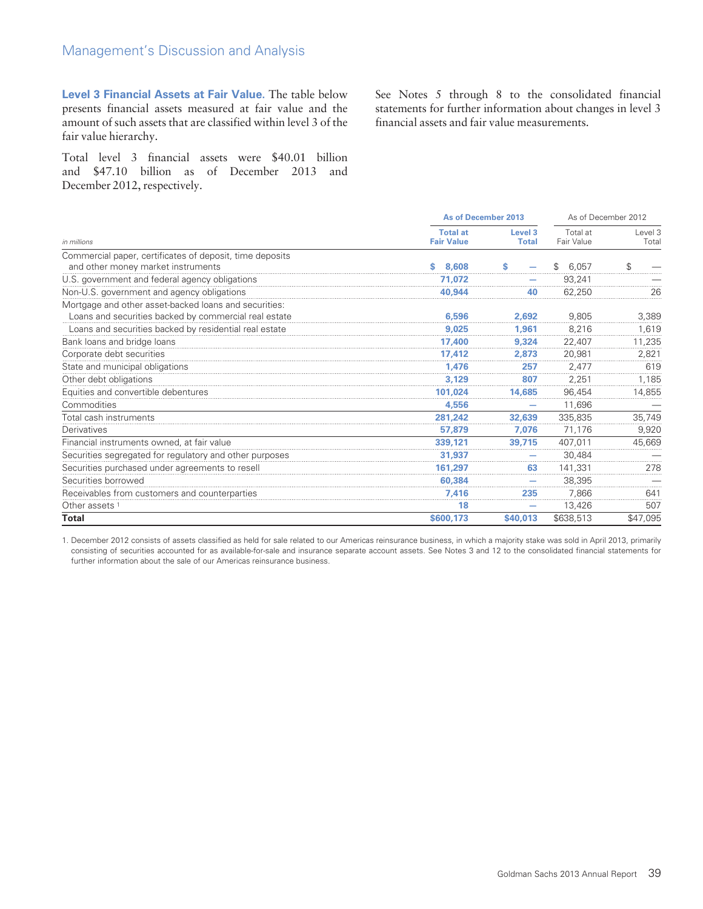**Level 3 Financial Assets at Fair Value.** The table below presents financial assets measured at fair value and the amount of such assets that are classified within level 3 of the fair value hierarchy.

Total level 3 financial assets were $40.01 billion and $47.10 billion as of December 2013 and December 2012, respectively.

See Notes 5 through 8 to the consolidated financial statements for further information about changes in level 3 financial assets and fair value measurements.

| | As of December 2013 | | As of December 2012 | |
|---|---|---|---|---|
| *in millions* | Total at Fair Value | Level 3 Total | Total at Fair Value | Level 3 Total |
| Commercial paper, certificates of deposit, time deposits and other money market instruments | $ 8,608 | $ — | $ 6,057 | $ — |
| U.S. government and federal agency obligations | 71,072 | — | 93,241 | — |
| Non-U.S. government and agency obligations | 40,944 | 40 | 62,250 | 26 |
| Mortgage and other asset-backed loans and securities: | | | | |
| Loans and securities backed by commercial real estate | 6,596 | 2,692 | 9,805 | 3,389 |
| Loans and securities backed by residential real estate | 9,025 | 1,961 | 8,216 | 1,619 |
| Bank loans and bridge loans | 17,400 | 9,324 | 22,407 | 11,235 |
| Corporate debt securities | 17,412 | 2,873 | 20,981 | 2,821 |
| State and municipal obligations | 1,476 | 257 | 2,477 | 619 |
| Other debt obligations | 3,129 | 807 | 2,251 | 1,185 |
| Equities and convertible debentures | 101,024 | 14,685 | 96,454 | 14,855 |
| Commodities | 4,556 | — | 11,696 | — |
| Total cash instruments | 281,242 | 32,639 | 335,835 | 35,749 |
| Derivatives | 57,879 | 7,076 | 71,176 | 9,920 |
| Financial instruments owned, at fair value | 339,121 | 39,715 | 407,011 | 45,669 |
| Securities segregated for regulatory and other purposes | 31,937 | — | 30,484 | — |
| Securities purchased under agreements to resell | 161,297 | 63 | 141,331 | 278 |
| Securities borrowed | 60,384 | — | 38,395 | — |
| Receivables from customers and counterparties | 7,416 | 235 | 7,866 | 641 |
| Other assets [1] | 18 | — | 13,426 | 507 |
| **Total** | **$600,173** | **$40,013** | **$638,513** | **$47,095** |

1. December 2012 consists of assets classified as held for sale related to our Americas reinsurance business, in which a majority stake was sold in April 2013, primarily consisting of securities accounted for as available-for-sale and insurance separate account assets. See Notes 3 and 12 to the consolidated financial statements for further information about the sale of our Americas reinsurance business.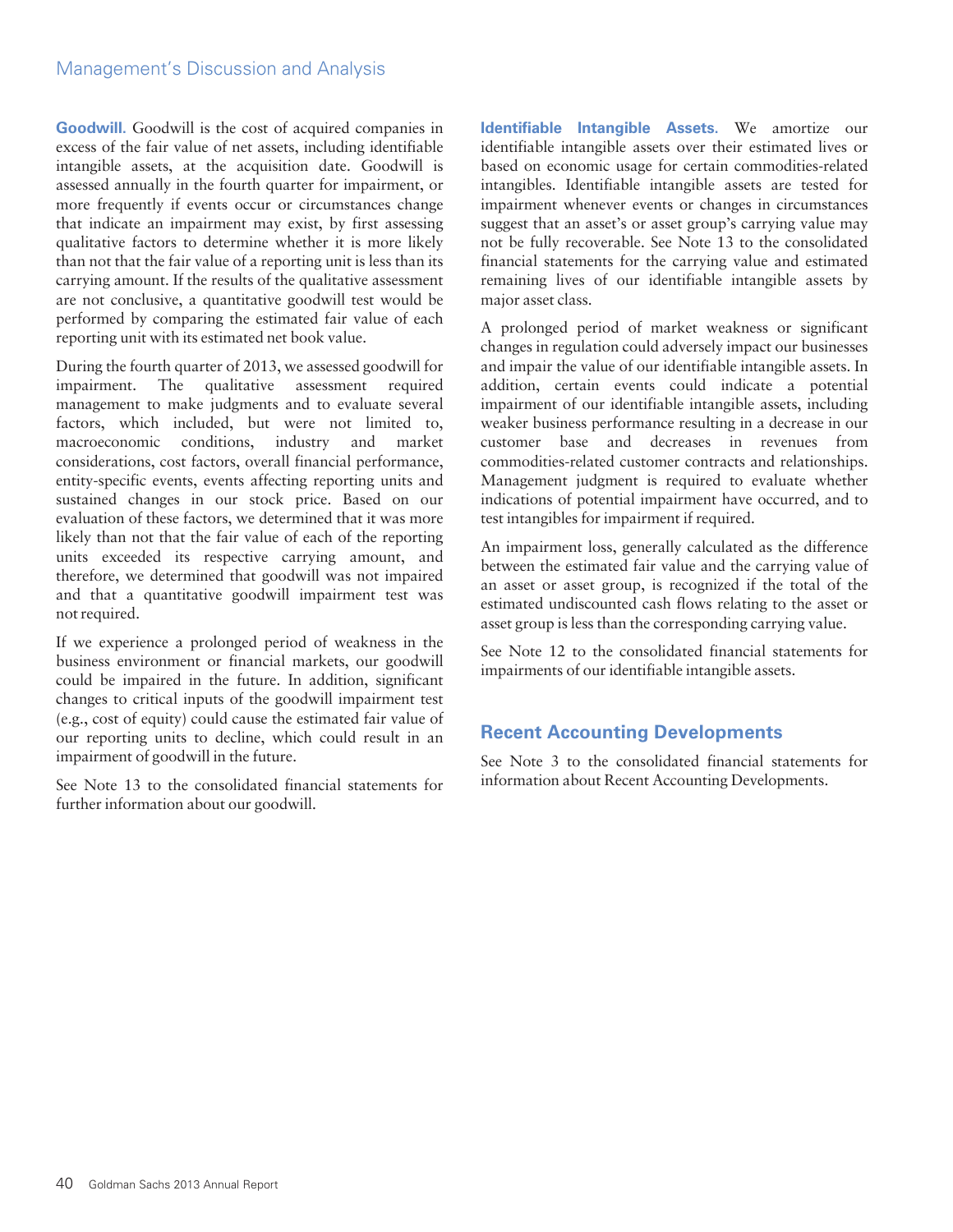**Goodwill.** Goodwill is the cost of acquired companies in excess of the fair value of net assets, including identifiable intangible assets, at the acquisition date. Goodwill is assessed annually in the fourth quarter for impairment, or more frequently if events occur or circumstances change that indicate an impairment may exist, by first assessing qualitative factors to determine whether it is more likely than not that the fair value of a reporting unit is less than its carrying amount. If the results of the qualitative assessment are not conclusive, a quantitative goodwill test would be performed by comparing the estimated fair value of each reporting unit with its estimated net book value.

During the fourth quarter of 2013, we assessed goodwill for impairment. The qualitative assessment required management to make judgments and to evaluate several factors, which included, but were not limited to, macroeconomic conditions, industry and market considerations, cost factors, overall financial performance, entity-specific events, events affecting reporting units and sustained changes in our stock price. Based on our evaluation of these factors, we determined that it was more likely than not that the fair value of each of the reporting units exceeded its respective carrying amount, and therefore, we determined that goodwill was not impaired and that a quantitative goodwill impairment test was not required.

If we experience a prolonged period of weakness in the business environment or financial markets, our goodwill could be impaired in the future. In addition, significant changes to critical inputs of the goodwill impairment test (e.g., cost of equity) could cause the estimated fair value of our reporting units to decline, which could result in an impairment of goodwill in the future.

See Note 13 to the consolidated financial statements for further information about our goodwill.

**Identifiable Intangible Assets.** We amortize our identifiable intangible assets over their estimated lives or based on economic usage for certain commodities-related intangibles. Identifiable intangible assets are tested for impairment whenever events or changes in circumstances suggest that an asset's or asset group's carrying value may not be fully recoverable. See Note 13 to the consolidated financial statements for the carrying value and estimated remaining lives of our identifiable intangible assets by major asset class.

A prolonged period of market weakness or significant changes in regulation could adversely impact our businesses and impair the value of our identifiable intangible assets. In addition, certain events could indicate a potential impairment of our identifiable intangible assets, including weaker business performance resulting in a decrease in our customer base and decreases in revenues from commodities-related customer contracts and relationships. Management judgment is required to evaluate whether indications of potential impairment have occurred, and to test intangibles for impairment if required.

An impairment loss, generally calculated as the difference between the estimated fair value and the carrying value of an asset or asset group, is recognized if the total of the estimated undiscounted cash flows relating to the asset or asset group is less than the corresponding carrying value.

See Note 12 to the consolidated financial statements for impairments of our identifiable intangible assets.

## Recent Accounting Developments

See Note 3 to the consolidated financial statements for information about Recent Accounting Developments.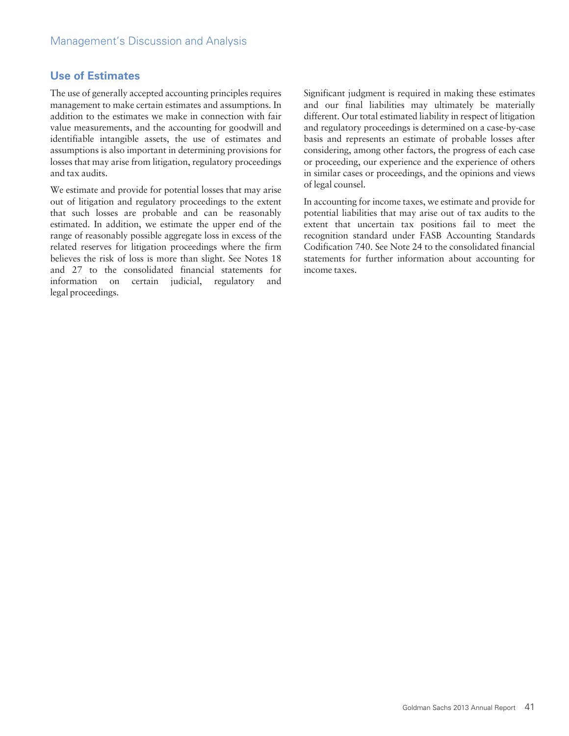## Use of Estimates

The use of generally accepted accounting principles requires management to make certain estimates and assumptions. In addition to the estimates we make in connection with fair value measurements, and the accounting for goodwill and identifiable intangible assets, the use of estimates and assumptions is also important in determining provisions for losses that may arise from litigation, regulatory proceedings and tax audits.

We estimate and provide for potential losses that may arise out of litigation and regulatory proceedings to the extent that such losses are probable and can be reasonably estimated. In addition, we estimate the upper end of the range of reasonably possible aggregate loss in excess of the related reserves for litigation proceedings where the firm believes the risk of loss is more than slight. See Notes 18 and 27 to the consolidated financial statements for information on certain judicial, regulatory and legal proceedings.

Significant judgment is required in making these estimates and our final liabilities may ultimately be materially different. Our total estimated liability in respect of litigation and regulatory proceedings is determined on a case-by-case basis and represents an estimate of probable losses after considering, among other factors, the progress of each case or proceeding, our experience and the experience of others in similar cases or proceedings, and the opinions and views of legal counsel.

In accounting for income taxes, we estimate and provide for potential liabilities that may arise out of tax audits to the extent that uncertain tax positions fail to meet the recognition standard under FASB Accounting Standards Codification 740. See Note 24 to the consolidated financial statements for further information about accounting for income taxes.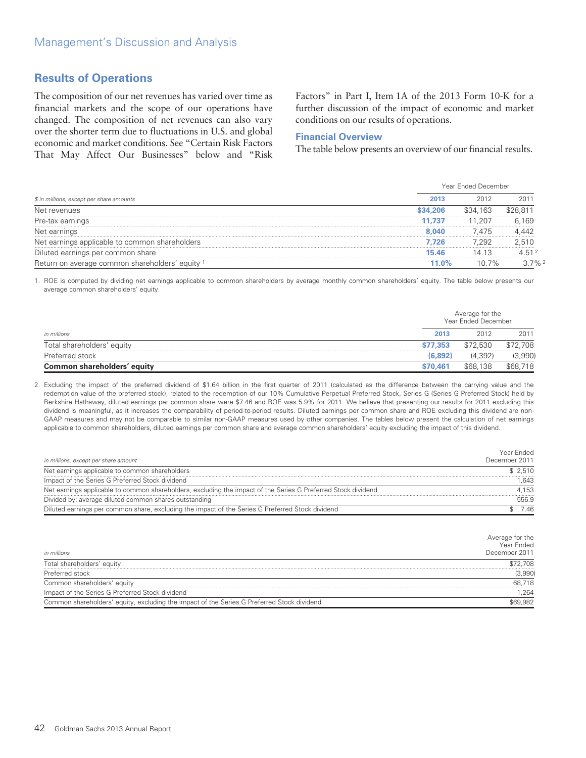## Results of Operations

The composition of our net revenues has varied over time as financial markets and the scope of our operations have changed. The composition of net revenues can also vary over the shorter term due to fluctuations in U.S. and global economic and market conditions. See "Certain Risk Factors That May Affect Our Businesses" below and "Risk Factors" in Part I, Item 1A of the 2013 Form 10-K for a further discussion of the impact of economic and market conditions on our results of operations.

### Financial Overview

The table below presents an overview of our financial results.

| | Year Ended December | | |
|---|---|---|---|
| *$ in millions, except per share amounts* | **2013** | 2012 | 2011 |
| Net revenues | **$34,206** | $34,163 | $28,811 |
| Pre-tax earnings | **11,737** | 11,207 | 6,169 |
| Net earnings | **8,040** | 7,475 | 4,442 |
| Net earnings applicable to common shareholders | **7,726** | 7,292 | 2,510 |
| Diluted earnings per common share | **15.46** | 14.13 | 4.51 [2] |
| Return on average common shareholders' equity [1] | **11.0%** | 10.7% | 3.7% [2] |

1. ROE is computed by dividing net earnings applicable to common shareholders by average monthly common shareholders' equity. The table below presents our average common shareholders' equity.

| | Average for the Year Ended December | | |
|---|---|---|---|
| *in millions* | **2013** | 2012 | 2011 |
| Total shareholders' equity | **$77,353** | $72,530 | $72,708 |
| Preferred stock | **(6,892)** | (4,392) | (3,990) |
| **Common shareholders' equity** | **$70,461** | $68,138 | $68,718 |

2. Excluding the impact of the preferred dividend of $1.64 billion in the first quarter of 2011 (calculated as the difference between the carrying value and the redemption value of the preferred stock), related to the redemption of our 10% Cumulative Perpetual Preferred Stock, Series G (Series G Preferred Stock) held by Berkshire Hathaway, diluted earnings per common share were $7.46 and ROE was 5.9% for 2011. We believe that presenting our results for 2011 excluding this dividend is meaningful, as it increases the comparability of period-to-period results. Diluted earnings per common share and ROE excluding this dividend are non-GAAP measures and may not be comparable to similar non-GAAP measures used by other companies. The tables below present the calculation of net earnings applicable to common shareholders, diluted earnings per common share and average common shareholders' equity excluding the impact of this dividend.

| *in millions, except per share amount* | Year Ended December 2011 |
|---|---|
| Net earnings applicable to common shareholders | $ 2,510 |
| Impact of the Series G Preferred Stock dividend | 1,643 |
| Net earnings applicable to common shareholders, excluding the impact of the Series G Preferred Stock dividend | 4,153 |
| Divided by: average diluted common shares outstanding | 556.9 |
| Diluted earnings per common share, excluding the impact of the Series G Preferred Stock dividend | $ 7.46 |

| *in millions* | Average for the Year Ended December 2011 |
|---|---|
| Total shareholders' equity | $72,708 |
| Preferred stock | (3,990) |
| Common shareholders' equity | 68,718 |
| Impact of the Series G Preferred Stock dividend | 1,264 |
| Common shareholders' equity, excluding the impact of the Series G Preferred Stock dividend | $69,982 |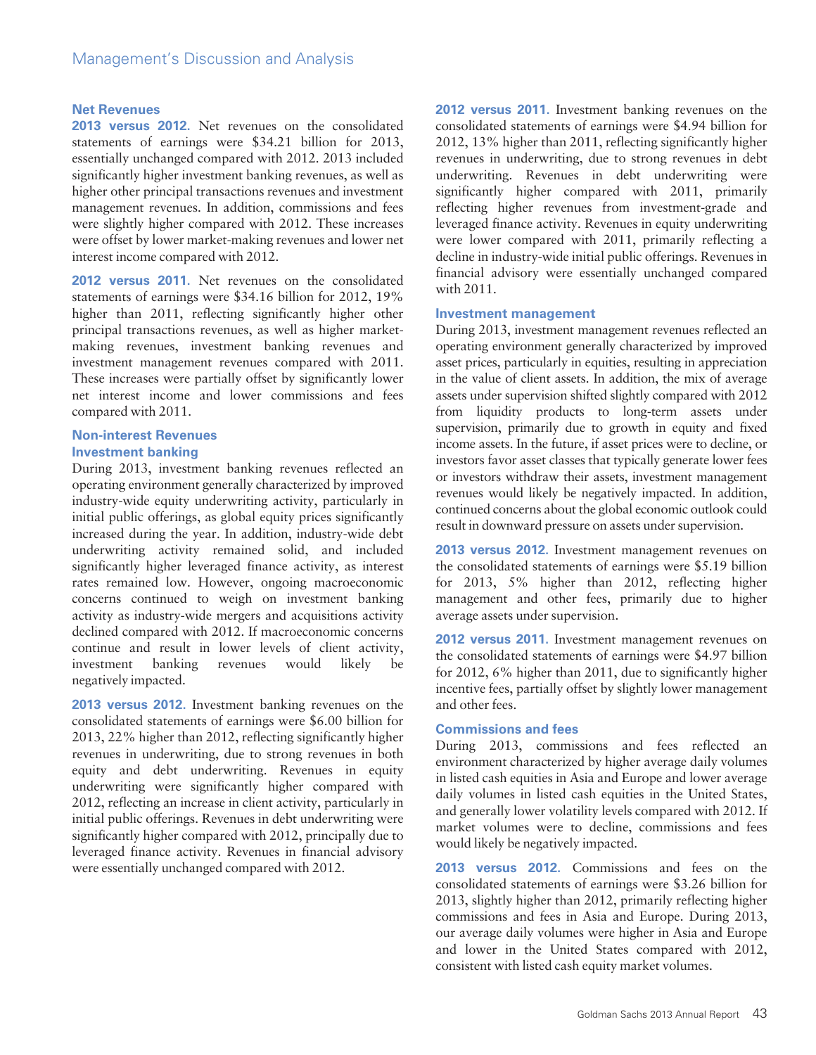### Net Revenues

**2013 versus 2012.** Net revenues on the consolidated statements of earnings were $34.21 billion for 2013, essentially unchanged compared with 2012. 2013 included significantly higher investment banking revenues, as well as higher other principal transactions revenues and investment management revenues. In addition, commissions and fees were slightly higher compared with 2012. These increases were offset by lower market-making revenues and lower net interest income compared with 2012.

**2012 versus 2011.** Net revenues on the consolidated statements of earnings were $34.16 billion for 2012, 19% higher than 2011, reflecting significantly higher other principal transactions revenues, as well as higher market-making revenues, investment banking revenues and investment management revenues compared with 2011. These increases were partially offset by significantly lower net interest income and lower commissions and fees compared with 2011.

### Non-interest Revenues

#### Investment banking

During 2013, investment banking revenues reflected an operating environment generally characterized by improved industry-wide equity underwriting activity, particularly in initial public offerings, as global equity prices significantly increased during the year. In addition, industry-wide debt underwriting activity remained solid, and included significantly higher leveraged finance activity, as interest rates remained low. However, ongoing macroeconomic concerns continued to weigh on investment banking activity as industry-wide mergers and acquisitions activity declined compared with 2012. If macroeconomic concerns continue and result in lower levels of client activity, investment banking revenues would likely be negatively impacted.

**2013 versus 2012.** Investment banking revenues on the consolidated statements of earnings were $6.00 billion for 2013, 22% higher than 2012, reflecting significantly higher revenues in underwriting, due to strong revenues in both equity and debt underwriting. Revenues in equity underwriting were significantly higher compared with 2012, reflecting an increase in client activity, particularly in initial public offerings. Revenues in debt underwriting were significantly higher compared with 2012, principally due to leveraged finance activity. Revenues in financial advisory were essentially unchanged compared with 2012.

**2012 versus 2011.** Investment banking revenues on the consolidated statements of earnings were $4.94 billion for 2012, 13% higher than 2011, reflecting significantly higher revenues in underwriting, due to strong revenues in debt underwriting. Revenues in debt underwriting were significantly higher compared with 2011, primarily reflecting higher revenues from investment-grade and leveraged finance activity. Revenues in equity underwriting were lower compared with 2011, primarily reflecting a decline in industry-wide initial public offerings. Revenues in financial advisory were essentially unchanged compared with 2011.

#### Investment management

During 2013, investment management revenues reflected an operating environment generally characterized by improved asset prices, particularly in equities, resulting in appreciation in the value of client assets. In addition, the mix of average assets under supervision shifted slightly compared with 2012 from liquidity products to long-term assets under supervision, primarily due to growth in equity and fixed income assets. In the future, if asset prices were to decline, or investors favor asset classes that typically generate lower fees or investors withdraw their assets, investment management revenues would likely be negatively impacted. In addition, continued concerns about the global economic outlook could result in downward pressure on assets under supervision.

**2013 versus 2012.** Investment management revenues on the consolidated statements of earnings were $5.19 billion for 2013, 5% higher than 2012, reflecting higher management and other fees, primarily due to higher average assets under supervision.

**2012 versus 2011.** Investment management revenues on the consolidated statements of earnings were $4.97 billion for 2012, 6% higher than 2011, due to significantly higher incentive fees, partially offset by slightly lower management and other fees.

#### Commissions and fees

During 2013, commissions and fees reflected an environment characterized by higher average daily volumes in listed cash equities in Asia and Europe and lower average daily volumes in listed cash equities in the United States, and generally lower volatility levels compared with 2012. If market volumes were to decline, commissions and fees would likely be negatively impacted.

**2013 versus 2012.** Commissions and fees on the consolidated statements of earnings were $3.26 billion for 2013, slightly higher than 2012, primarily reflecting higher commissions and fees in Asia and Europe. During 2013, our average daily volumes were higher in Asia and Europe and lower in the United States compared with 2012, consistent with listed cash equity market volumes.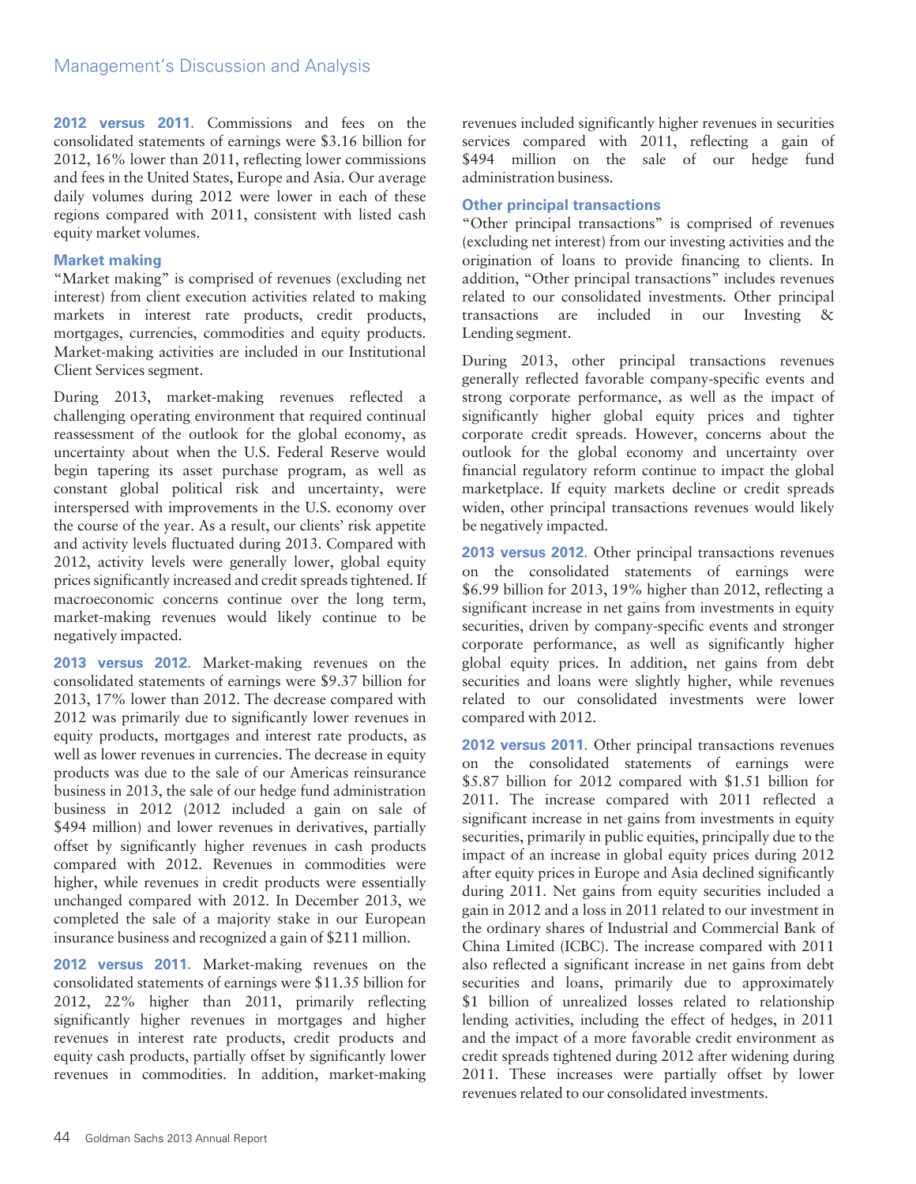**2012 versus 2011.** Commissions and fees on the consolidated statements of earnings were $3.16 billion for 2012, 16% lower than 2011, reflecting lower commissions and fees in the United States, Europe and Asia. Our average daily volumes during 2012 were lower in each of these regions compared with 2011, consistent with listed cash equity market volumes.

### Market making

"Market making" is comprised of revenues (excluding net interest) from client execution activities related to making markets in interest rate products, credit products, mortgages, currencies, commodities and equity products. Market-making activities are included in our Institutional Client Services segment.

During 2013, market-making revenues reflected a challenging operating environment that required continual reassessment of the outlook for the global economy, as uncertainty about when the U.S. Federal Reserve would begin tapering its asset purchase program, as well as constant global political risk and uncertainty, were interspersed with improvements in the U.S. economy over the course of the year. As a result, our clients' risk appetite and activity levels fluctuated during 2013. Compared with 2012, activity levels were generally lower, global equity prices significantly increased and credit spreads tightened. If macroeconomic concerns continue over the long term, market-making revenues would likely continue to be negatively impacted.

**2013 versus 2012.** Market-making revenues on the consolidated statements of earnings were $9.37 billion for 2013, 17% lower than 2012. The decrease compared with 2012 was primarily due to significantly lower revenues in equity products, mortgages and interest rate products, as well as lower revenues in currencies. The decrease in equity products was due to the sale of our Americas reinsurance business in 2013, the sale of our hedge fund administration business in 2012 (2012 included a gain on sale of $494 million) and lower revenues in derivatives, partially offset by significantly higher revenues in cash products compared with 2012. Revenues in commodities were higher, while revenues in credit products were essentially unchanged compared with 2012. In December 2013, we completed the sale of a majority stake in our European insurance business and recognized a gain of $211 million.

**2012 versus 2011.** Market-making revenues on the consolidated statements of earnings were $11.35 billion for 2012, 22% higher than 2011, primarily reflecting significantly higher revenues in mortgages and higher revenues in interest rate products, credit products and equity cash products, partially offset by significantly lower revenues in commodities. In addition, market-making revenues included significantly higher revenues in securities services compared with 2011, reflecting a gain of $494 million on the sale of our hedge fund administration business.

### Other principal transactions

"Other principal transactions" is comprised of revenues (excluding net interest) from our investing activities and the origination of loans to provide financing to clients. In addition, "Other principal transactions" includes revenues related to our consolidated investments. Other principal transactions are included in our Investing & Lending segment.

During 2013, other principal transactions revenues generally reflected favorable company-specific events and strong corporate performance, as well as the impact of significantly higher global equity prices and tighter corporate credit spreads. However, concerns about the outlook for the global economy and uncertainty over financial regulatory reform continue to impact the global marketplace. If equity markets decline or credit spreads widen, other principal transactions revenues would likely be negatively impacted.

**2013 versus 2012.** Other principal transactions revenues on the consolidated statements of earnings were $6.99 billion for 2013, 19% higher than 2012, reflecting a significant increase in net gains from investments in equity securities, driven by company-specific events and stronger corporate performance, as well as significantly higher global equity prices. In addition, net gains from debt securities and loans were slightly higher, while revenues related to our consolidated investments were lower compared with 2012.

**2012 versus 2011.** Other principal transactions revenues on the consolidated statements of earnings were $5.87 billion for 2012 compared with $1.51 billion for 2011. The increase compared with 2011 reflected a significant increase in net gains from investments in equity securities, primarily in public equities, principally due to the impact of an increase in global equity prices during 2012 after equity prices in Europe and Asia declined significantly during 2011. Net gains from equity securities included a gain in 2012 and a loss in 2011 related to our investment in the ordinary shares of Industrial and Commercial Bank of China Limited (ICBC). The increase compared with 2011 also reflected a significant increase in net gains from debt securities and loans, primarily due to approximately $1 billion of unrealized losses related to relationship lending activities, including the effect of hedges, in 2011 and the impact of a more favorable credit environment as credit spreads tightened during 2012 after widening during 2011. These increases were partially offset by lower revenues related to our consolidated investments.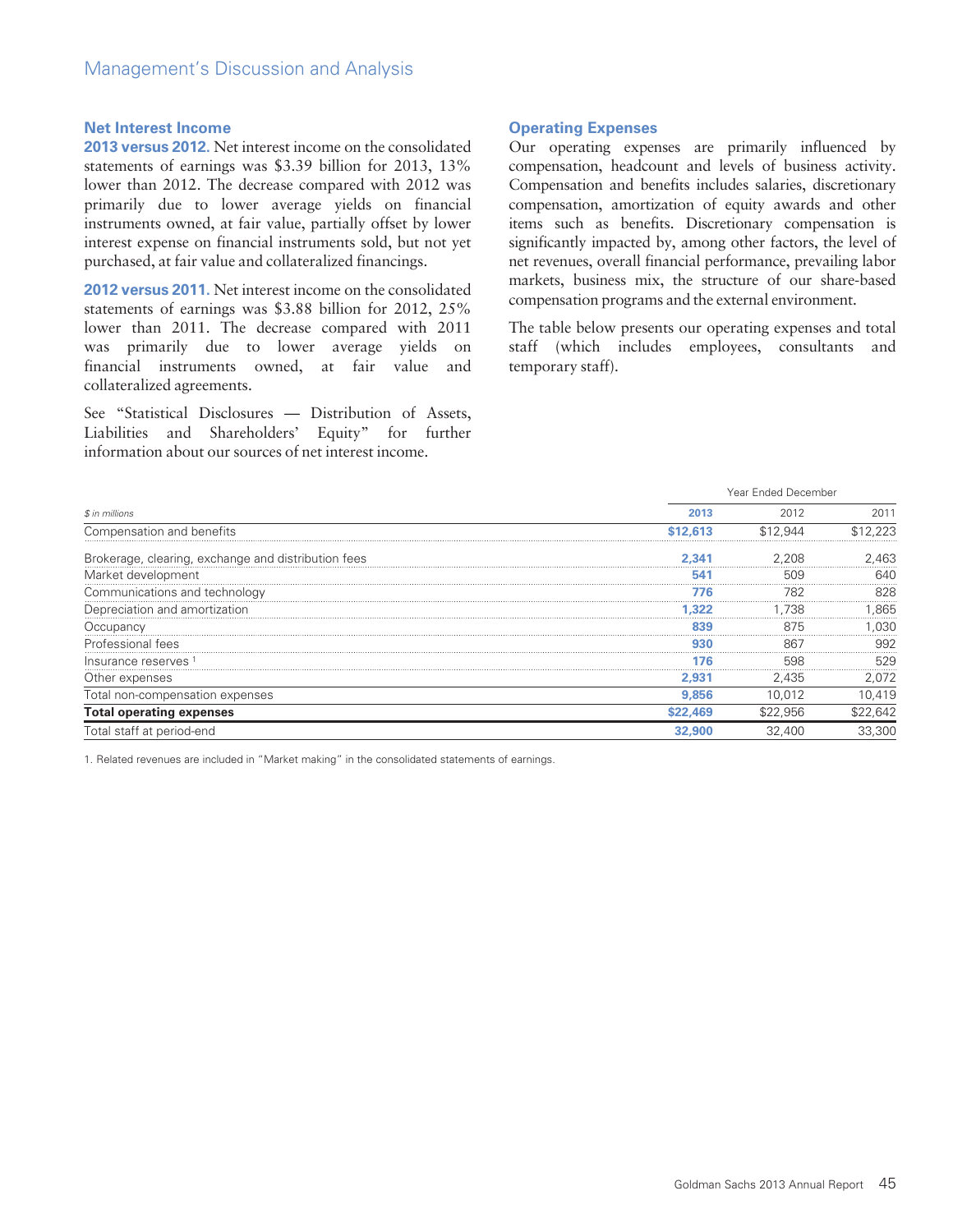## Net Interest Income

**2013 versus 2012.** Net interest income on the consolidated statements of earnings was \$3.39 billion for 2013, 13% lower than 2012. The decrease compared with 2012 was primarily due to lower average yields on financial instruments owned, at fair value, partially offset by lower interest expense on financial instruments sold, but not yet purchased, at fair value and collateralized financings.

**2012 versus 2011.** Net interest income on the consolidated statements of earnings was \$3.88 billion for 2012, 25% lower than 2011. The decrease compared with 2011 was primarily due to lower average yields on financial instruments owned, at fair value and collateralized agreements.

See "Statistical Disclosures — Distribution of Assets, Liabilities and Shareholders' Equity" for further information about our sources of net interest income.

## Operating Expenses

Our operating expenses are primarily influenced by compensation, headcount and levels of business activity. Compensation and benefits includes salaries, discretionary compensation, amortization of equity awards and other items such as benefits. Discretionary compensation is significantly impacted by, among other factors, the level of net revenues, overall financial performance, prevailing labor markets, business mix, the structure of our share-based compensation programs and the external environment.

The table below presents our operating expenses and total staff (which includes employees, consultants and temporary staff).

| | Year Ended December | | |
|---|---|---|---|
| *\$ in millions* | **2013** | 2012 | 2011 |
| Compensation and benefits | **\$12,613** | \$12,944 | \$12,223 |
| Brokerage, clearing, exchange and distribution fees | **2,341** | 2,208 | 2,463 |
| Market development | **541** | 509 | 640 |
| Communications and technology | **776** | 782 | 828 |
| Depreciation and amortization | **1,322** | 1,738 | 1,865 |
| Occupancy | **839** | 875 | 1,030 |
| Professional fees | **930** | 867 | 992 |
| Insurance reserves [1] | **176** | 598 | 529 |
| Other expenses | **2,931** | 2,435 | 2,072 |
| Total non-compensation expenses | **9,856** | 10,012 | 10,419 |
| **Total operating expenses** | **\$22,469** | \$22,956 | \$22,642 |
| Total staff at period-end | **32,900** | 32,400 | 33,300 |

1. Related revenues are included in "Market making" in the consolidated statements of earnings.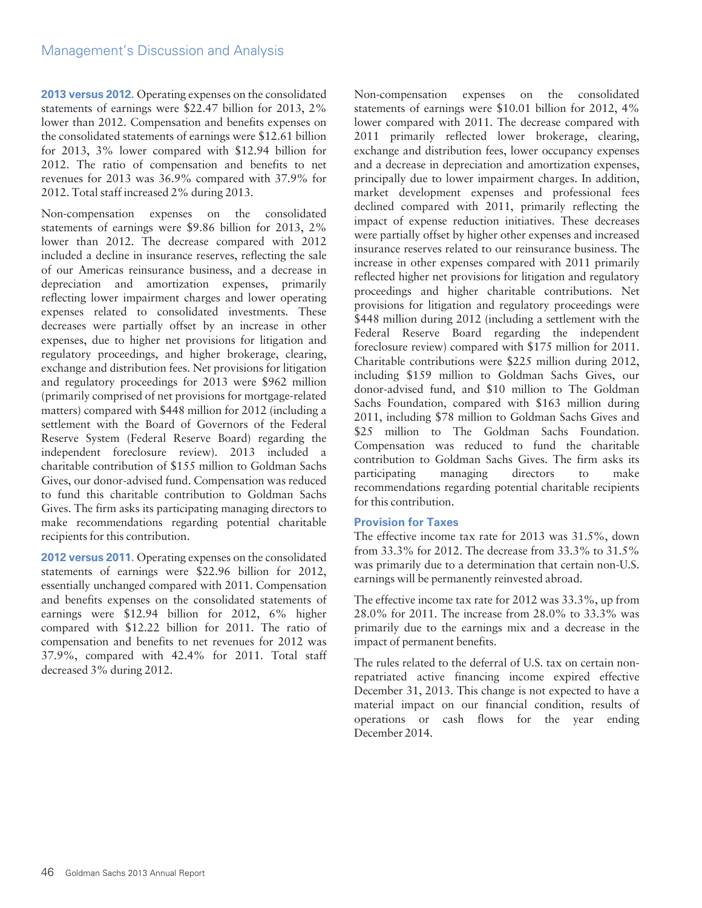**2013 versus 2012.** Operating expenses on the consolidated statements of earnings were $22.47 billion for 2013, 2% lower than 2012. Compensation and benefits expenses on the consolidated statements of earnings were $12.61 billion for 2013, 3% lower compared with $12.94 billion for 2012. The ratio of compensation and benefits to net revenues for 2013 was 36.9% compared with 37.9% for 2012. Total staff increased 2% during 2013.

Non-compensation expenses on the consolidated statements of earnings were $9.86 billion for 2013, 2% lower than 2012. The decrease compared with 2012 included a decline in insurance reserves, reflecting the sale of our Americas reinsurance business, and a decrease in depreciation and amortization expenses, primarily reflecting lower impairment charges and lower operating expenses related to consolidated investments. These decreases were partially offset by an increase in other expenses, due to higher net provisions for litigation and regulatory proceedings, and higher brokerage, clearing, exchange and distribution fees. Net provisions for litigation and regulatory proceedings for 2013 were $962 million (primarily comprised of net provisions for mortgage-related matters) compared with $448 million for 2012 (including a settlement with the Board of Governors of the Federal Reserve System (Federal Reserve Board) regarding the independent foreclosure review). 2013 included a charitable contribution of $155 million to Goldman Sachs Gives, our donor-advised fund. Compensation was reduced to fund this charitable contribution to Goldman Sachs Gives. The firm asks its participating managing directors to make recommendations regarding potential charitable recipients for this contribution.

**2012 versus 2011.** Operating expenses on the consolidated statements of earnings were $22.96 billion for 2012, essentially unchanged compared with 2011. Compensation and benefits expenses on the consolidated statements of earnings were $12.94 billion for 2012, 6% higher compared with $12.22 billion for 2011. The ratio of compensation and benefits to net revenues for 2012 was 37.9%, compared with 42.4% for 2011. Total staff decreased 3% during 2012.

Non-compensation expenses on the consolidated statements of earnings were $10.01 billion for 2012, 4% lower compared with 2011. The decrease compared with 2011 primarily reflected lower brokerage, clearing, exchange and distribution fees, lower occupancy expenses and a decrease in depreciation and amortization expenses, principally due to lower impairment charges. In addition, market development expenses and professional fees declined compared with 2011, primarily reflecting the impact of expense reduction initiatives. These decreases were partially offset by higher other expenses and increased insurance reserves related to our reinsurance business. The increase in other expenses compared with 2011 primarily reflected higher net provisions for litigation and regulatory proceedings and higher charitable contributions. Net provisions for litigation and regulatory proceedings were $448 million during 2012 (including a settlement with the Federal Reserve Board regarding the independent foreclosure review) compared with $175 million for 2011. Charitable contributions were $225 million during 2012, including $159 million to Goldman Sachs Gives, our donor-advised fund, and $10 million to The Goldman Sachs Foundation, compared with $163 million during 2011, including $78 million to Goldman Sachs Gives and $25 million to The Goldman Sachs Foundation. Compensation was reduced to fund the charitable contribution to Goldman Sachs Gives. The firm asks its participating managing directors to make recommendations regarding potential charitable recipients for this contribution.

### Provision for Taxes

The effective income tax rate for 2013 was 31.5%, down from 33.3% for 2012. The decrease from 33.3% to 31.5% was primarily due to a determination that certain non-U.S. earnings will be permanently reinvested abroad.

The effective income tax rate for 2012 was 33.3%, up from 28.0% for 2011. The increase from 28.0% to 33.3% was primarily due to the earnings mix and a decrease in the impact of permanent benefits.

The rules related to the deferral of U.S. tax on certain non-repatriated active financing income expired effective December 31, 2013. This change is not expected to have a material impact on our financial condition, results of operations or cash flows for the year ending December 2014.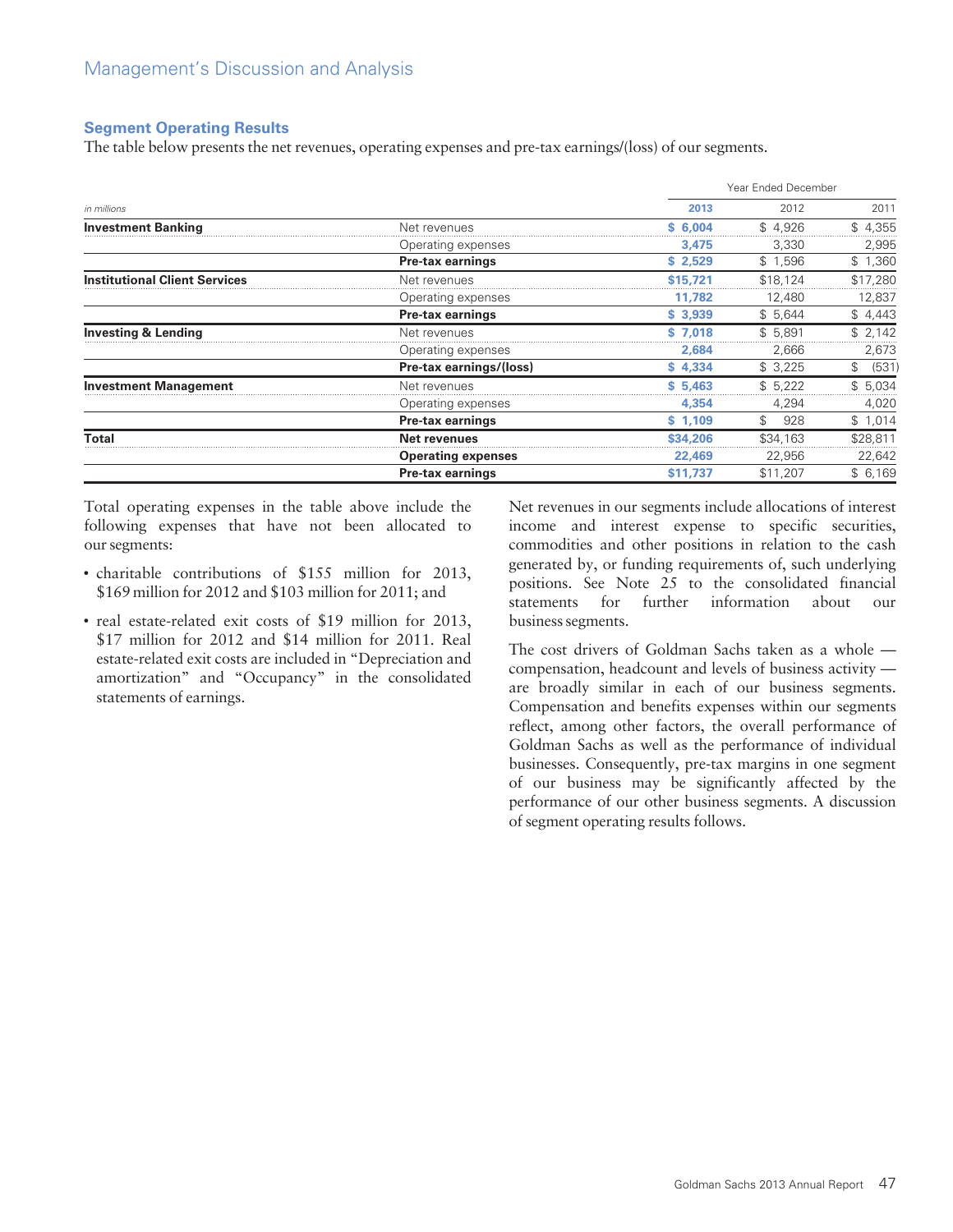## Segment Operating Results

The table below presents the net revenues, operating expenses and pre-tax earnings/(loss) of our segments.

| *in millions* | | Year Ended December 2013 | 2012 | 2011 |
|---|---|---|---|---|
| **Investment Banking** | Net revenues | **$ 6,004** | $ 4,926 | $ 4,355 |
| | Operating expenses | **3,475** | 3,330 | 2,995 |
| | **Pre-tax earnings** | **$ 2,529** | $ 1,596 | $ 1,360 |
| **Institutional Client Services** | Net revenues | **$15,721** | $18,124 | $17,280 |
| | Operating expenses | **11,782** | 12,480 | 12,837 |
| | **Pre-tax earnings** | **$ 3,939** | $ 5,644 | $ 4,443 |
| **Investing & Lending** | Net revenues | **$ 7,018** | $ 5,891 | $ 2,142 |
| | Operating expenses | **2,684** | 2,666 | 2,673 |
| | **Pre-tax earnings/(loss)** | **$ 4,334** | $ 3,225 | $ (531) |
| **Investment Management** | Net revenues | **$ 5,463** | $ 5,222 | $ 5,034 |
| | Operating expenses | **4,354** | 4,294 | 4,020 |
| | **Pre-tax earnings** | **$ 1,109** | $ 928 | $ 1,014 |
| **Total** | **Net revenues** | **$34,206** | $34,163 | $28,811 |
| | **Operating expenses** | **22,469** | 22,956 | 22,642 |
| | **Pre-tax earnings** | **$11,737** | $11,207 | $ 6,169 |

Total operating expenses in the table above include the following expenses that have not been allocated to our segments:

- charitable contributions of $155 million for 2013, $169 million for 2012 and $103 million for 2011; and
- real estate-related exit costs of $19 million for 2013, $17 million for 2012 and $14 million for 2011. Real estate-related exit costs are included in "Depreciation and amortization" and "Occupancy" in the consolidated statements of earnings.

Net revenues in our segments include allocations of interest income and interest expense to specific securities, commodities and other positions in relation to the cash generated by, or funding requirements of, such underlying positions. See Note 25 to the consolidated financial statements for further information about our business segments.

The cost drivers of Goldman Sachs taken as a whole — compensation, headcount and levels of business activity — are broadly similar in each of our business segments. Compensation and benefits expenses within our segments reflect, among other factors, the overall performance of Goldman Sachs as well as the performance of individual businesses. Consequently, pre-tax margins in one segment of our business may be significantly affected by the performance of our other business segments. A discussion of segment operating results follows.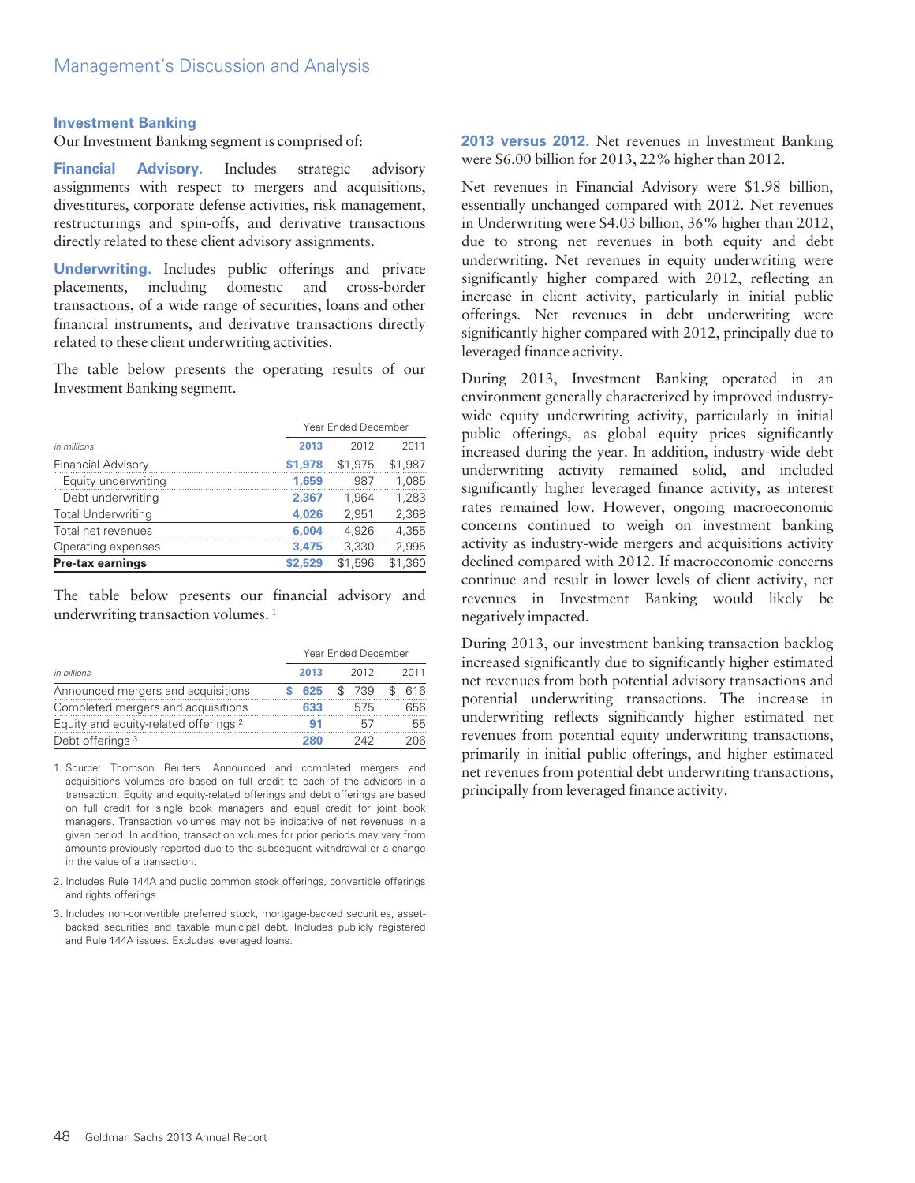### Investment Banking

Our Investment Banking segment is comprised of:

**Financial Advisory.** Includes strategic advisory assignments with respect to mergers and acquisitions, divestitures, corporate defense activities, risk management, restructurings and spin-offs, and derivative transactions directly related to these client advisory assignments.

**Underwriting.** Includes public offerings and private placements, including domestic and cross-border transactions, of a wide range of securities, loans and other financial instruments, and derivative transactions directly related to these client underwriting activities.

The table below presents the operating results of our Investment Banking segment.

| | Year Ended December | | |
|---|---|---|---|
| *in millions* | **2013** | 2012 | 2011 |
| Financial Advisory | **$1,978** | $1,975 | $1,987 |
| Equity underwriting | **1,659** | 987 | 1,085 |
| Debt underwriting | **2,367** | 1,964 | 1,283 |
| Total Underwriting | **4,026** | 2,951 | 2,368 |
| Total net revenues | **6,004** | 4,926 | 4,355 |
| Operating expenses | **3,475** | 3,330 | 2,995 |
| **Pre-tax earnings** | **$2,529** | **$1,596** | **$1,360** |

The table below presents our financial advisory and underwriting transaction volumes. [1]

| | Year Ended December | | |
|---|---|---|---|
| *in billions* | **2013** | 2012 | 2011 |
| Announced mergers and acquisitions | **$ 625** | $ 739 | $ 616 |
| Completed mergers and acquisitions | **633** | 575 | 656 |
| Equity and equity-related offerings [2] | **91** | 57 | 55 |
| Debt offerings [3] | **280** | 242 | 206 |

1. Source: Thomson Reuters. Announced and completed mergers and acquisitions volumes are based on full credit to each of the advisors in a transaction. Equity and equity-related offerings and debt offerings are based on full credit for single book managers and equal credit for joint book managers. Transaction volumes may not be indicative of net revenues in a given period. In addition, transaction volumes for prior periods may vary from amounts previously reported due to the subsequent withdrawal or a change in the value of a transaction.

2. Includes Rule 144A and public common stock offerings, convertible offerings and rights offerings.

3. Includes non-convertible preferred stock, mortgage-backed securities, asset-backed securities and taxable municipal debt. Includes publicly registered and Rule 144A issues. Excludes leveraged loans.

**2013 versus 2012.** Net revenues in Investment Banking were $6.00 billion for 2013, 22% higher than 2012.

Net revenues in Financial Advisory were $1.98 billion, essentially unchanged compared with 2012. Net revenues in Underwriting were $4.03 billion, 36% higher than 2012, due to strong net revenues in both equity and debt underwriting. Net revenues in equity underwriting were significantly higher compared with 2012, reflecting an increase in client activity, particularly in initial public offerings. Net revenues in debt underwriting were significantly higher compared with 2012, principally due to leveraged finance activity.

During 2013, Investment Banking operated in an environment generally characterized by improved industry-wide equity underwriting activity, particularly in initial public offerings, as global equity prices significantly increased during the year. In addition, industry-wide debt underwriting activity remained solid, and included significantly higher leveraged finance activity, as interest rates remained low. However, ongoing macroeconomic concerns continued to weigh on investment banking activity as industry-wide mergers and acquisitions activity declined compared with 2012. If macroeconomic concerns continue and result in lower levels of client activity, net revenues in Investment Banking would likely be negatively impacted.

During 2013, our investment banking transaction backlog increased significantly due to significantly higher estimated net revenues from both potential advisory transactions and potential underwriting transactions. The increase in underwriting reflects significantly higher estimated net revenues from potential equity underwriting transactions, primarily in initial public offerings, and higher estimated net revenues from potential debt underwriting transactions, principally from leveraged finance activity.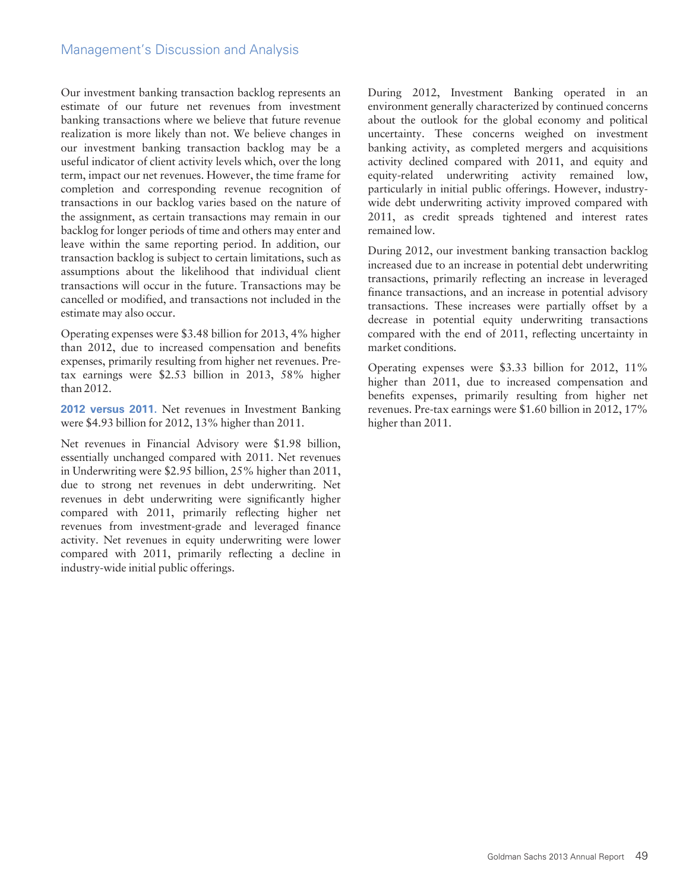Our investment banking transaction backlog represents an estimate of our future net revenues from investment banking transactions where we believe that future revenue realization is more likely than not. We believe changes in our investment banking transaction backlog may be a useful indicator of client activity levels which, over the long term, impact our net revenues. However, the time frame for completion and corresponding revenue recognition of transactions in our backlog varies based on the nature of the assignment, as certain transactions may remain in our backlog for longer periods of time and others may enter and leave within the same reporting period. In addition, our transaction backlog is subject to certain limitations, such as assumptions about the likelihood that individual client transactions will occur in the future. Transactions may be cancelled or modified, and transactions not included in the estimate may also occur.

Operating expenses were $3.48 billion for 2013, 4% higher than 2012, due to increased compensation and benefits expenses, primarily resulting from higher net revenues. Pre-tax earnings were $2.53 billion in 2013, 58% higher than 2012.

**2012 versus 2011.** Net revenues in Investment Banking were $4.93 billion for 2012, 13% higher than 2011.

Net revenues in Financial Advisory were $1.98 billion, essentially unchanged compared with 2011. Net revenues in Underwriting were $2.95 billion, 25% higher than 2011, due to strong net revenues in debt underwriting. Net revenues in debt underwriting were significantly higher compared with 2011, primarily reflecting higher net revenues from investment-grade and leveraged finance activity. Net revenues in equity underwriting were lower compared with 2011, primarily reflecting a decline in industry-wide initial public offerings.

During 2012, Investment Banking operated in an environment generally characterized by continued concerns about the outlook for the global economy and political uncertainty. These concerns weighed on investment banking activity, as completed mergers and acquisitions activity declined compared with 2011, and equity and equity-related underwriting activity remained low, particularly in initial public offerings. However, industry-wide debt underwriting activity improved compared with 2011, as credit spreads tightened and interest rates remained low.

During 2012, our investment banking transaction backlog increased due to an increase in potential debt underwriting transactions, primarily reflecting an increase in leveraged finance transactions, and an increase in potential advisory transactions. These increases were partially offset by a decrease in potential equity underwriting transactions compared with the end of 2011, reflecting uncertainty in market conditions.

Operating expenses were $3.33 billion for 2012, 11% higher than 2011, due to increased compensation and benefits expenses, primarily resulting from higher net revenues. Pre-tax earnings were $1.60 billion in 2012, 17% higher than 2011.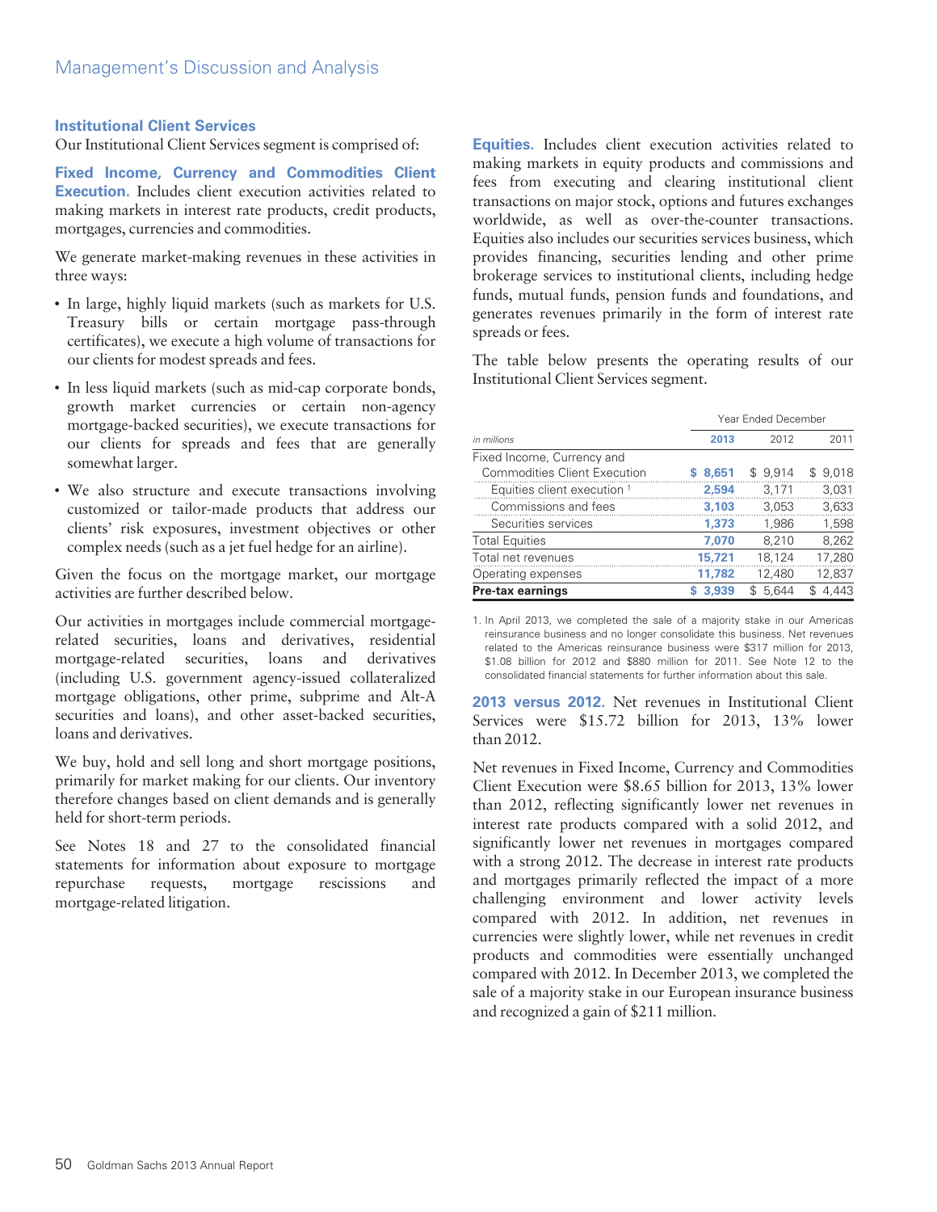## Institutional Client Services

Our Institutional Client Services segment is comprised of:

**Fixed Income, Currency and Commodities Client Execution.** Includes client execution activities related to making markets in interest rate products, credit products, mortgages, currencies and commodities.

We generate market-making revenues in these activities in three ways:

- In large, highly liquid markets (such as markets for U.S. Treasury bills or certain mortgage pass-through certificates), we execute a high volume of transactions for our clients for modest spreads and fees.
- In less liquid markets (such as mid-cap corporate bonds, growth market currencies or certain non-agency mortgage-backed securities), we execute transactions for our clients for spreads and fees that are generally somewhat larger.
- We also structure and execute transactions involving customized or tailor-made products that address our clients' risk exposures, investment objectives or other complex needs (such as a jet fuel hedge for an airline).

Given the focus on the mortgage market, our mortgage activities are further described below.

Our activities in mortgages include commercial mortgage-related securities, loans and derivatives, residential mortgage-related securities, loans and derivatives (including U.S. government agency-issued collateralized mortgage obligations, other prime, subprime and Alt-A securities and loans), and other asset-backed securities, loans and derivatives.

We buy, hold and sell long and short mortgage positions, primarily for market making for our clients. Our inventory therefore changes based on client demands and is generally held for short-term periods.

See Notes 18 and 27 to the consolidated financial statements for information about exposure to mortgage repurchase requests, mortgage rescissions and mortgage-related litigation.

**Equities.** Includes client execution activities related to making markets in equity products and commissions and fees from executing and clearing institutional client transactions on major stock, options and futures exchanges worldwide, as well as over-the-counter transactions. Equities also includes our securities services business, which provides financing, securities lending and other prime brokerage services to institutional clients, including hedge funds, mutual funds, pension funds and foundations, and generates revenues primarily in the form of interest rate spreads or fees.

The table below presents the operating results of our Institutional Client Services segment.

| | Year Ended December | | |
|---|---|---|---|
| *in millions* | **2013** | 2012 | 2011 |
| Fixed Income, Currency and Commodities Client Execution | **$ 8,651** | $ 9,914 | $ 9,018 |
| Equities client execution [1] | **2,594** | 3,171 | 3,031 |
| Commissions and fees | **3,103** | 3,053 | 3,633 |
| Securities services | **1,373** | 1,986 | 1,598 |
| Total Equities | **7,070** | 8,210 | 8,262 |
| Total net revenues | **15,721** | 18,124 | 17,280 |
| Operating expenses | **11,782** | 12,480 | 12,837 |
| **Pre-tax earnings** | **$ 3,939** | $ 5,644 | $ 4,443 |

1. In April 2013, we completed the sale of a majority stake in our Americas reinsurance business and no longer consolidate this business. Net revenues related to the Americas reinsurance business were $317 million for 2013, $1.08 billion for 2012 and $880 million for 2011. See Note 12 to the consolidated financial statements for further information about this sale.

**2013 versus 2012.** Net revenues in Institutional Client Services were $15.72 billion for 2013, 13% lower than 2012.

Net revenues in Fixed Income, Currency and Commodities Client Execution were $8.65 billion for 2013, 13% lower than 2012, reflecting significantly lower net revenues in interest rate products compared with a solid 2012, and significantly lower net revenues in mortgages compared with a strong 2012. The decrease in interest rate products and mortgages primarily reflected the impact of a more challenging environment and lower activity levels compared with 2012. In addition, net revenues in currencies were slightly lower, while net revenues in credit products and commodities were essentially unchanged compared with 2012. In December 2013, we completed the sale of a majority stake in our European insurance business and recognized a gain of $211 million.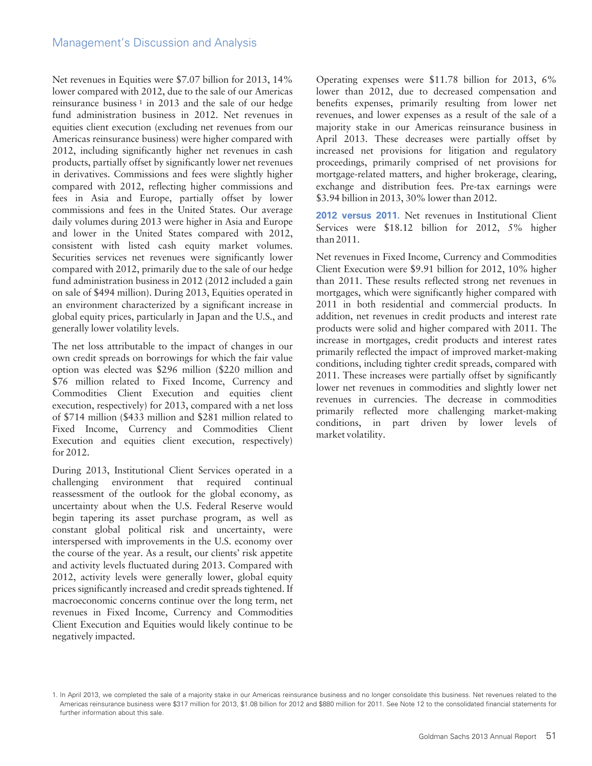Net revenues in Equities were $7.07 billion for 2013, 14% lower compared with 2012, due to the sale of our Americas reinsurance business [1] in 2013 and the sale of our hedge fund administration business in 2012. Net revenues in equities client execution (excluding net revenues from our Americas reinsurance business) were higher compared with 2012, including significantly higher net revenues in cash products, partially offset by significantly lower net revenues in derivatives. Commissions and fees were slightly higher compared with 2012, reflecting higher commissions and fees in Asia and Europe, partially offset by lower commissions and fees in the United States. Our average daily volumes during 2013 were higher in Asia and Europe and lower in the United States compared with 2012, consistent with listed cash equity market volumes. Securities services net revenues were significantly lower compared with 2012, primarily due to the sale of our hedge fund administration business in 2012 (2012 included a gain on sale of $494 million). During 2013, Equities operated in an environment characterized by a significant increase in global equity prices, particularly in Japan and the U.S., and generally lower volatility levels.

The net loss attributable to the impact of changes in our own credit spreads on borrowings for which the fair value option was elected was $296 million ($220 million and $76 million related to Fixed Income, Currency and Commodities Client Execution and equities client execution, respectively) for 2013, compared with a net loss of $714 million ($433 million and $281 million related to Fixed Income, Currency and Commodities Client Execution and equities client execution, respectively) for 2012.

During 2013, Institutional Client Services operated in a challenging environment that required continual reassessment of the outlook for the global economy, as uncertainty about when the U.S. Federal Reserve would begin tapering its asset purchase program, as well as constant global political risk and uncertainty, were interspersed with improvements in the U.S. economy over the course of the year. As a result, our clients' risk appetite and activity levels fluctuated during 2013. Compared with 2012, activity levels were generally lower, global equity prices significantly increased and credit spreads tightened. If macroeconomic concerns continue over the long term, net revenues in Fixed Income, Currency and Commodities Client Execution and Equities would likely continue to be negatively impacted.

Operating expenses were $11.78 billion for 2013, 6% lower than 2012, due to decreased compensation and benefits expenses, primarily resulting from lower net revenues, and lower expenses as a result of the sale of a majority stake in our Americas reinsurance business in April 2013. These decreases were partially offset by increased net provisions for litigation and regulatory proceedings, primarily comprised of net provisions for mortgage-related matters, and higher brokerage, clearing, exchange and distribution fees. Pre-tax earnings were $3.94 billion in 2013, 30% lower than 2012.

**2012 versus 2011.** Net revenues in Institutional Client Services were $18.12 billion for 2012, 5% higher than 2011.

Net revenues in Fixed Income, Currency and Commodities Client Execution were $9.91 billion for 2012, 10% higher than 2011. These results reflected strong net revenues in mortgages, which were significantly higher compared with 2011 in both residential and commercial products. In addition, net revenues in credit products and interest rate products were solid and higher compared with 2011. The increase in mortgages, credit products and interest rates primarily reflected the impact of improved market-making conditions, including tighter credit spreads, compared with 2011. These increases were partially offset by significantly lower net revenues in commodities and slightly lower net revenues in currencies. The decrease in commodities primarily reflected more challenging market-making conditions, in part driven by lower levels of market volatility.

1. In April 2013, we completed the sale of a majority stake in our Americas reinsurance business and no longer consolidate this business. Net revenues related to the Americas reinsurance business were $317 million for 2013, $1.08 billion for 2012 and $880 million for 2011. See Note 12 to the consolidated financial statements for further information about this sale.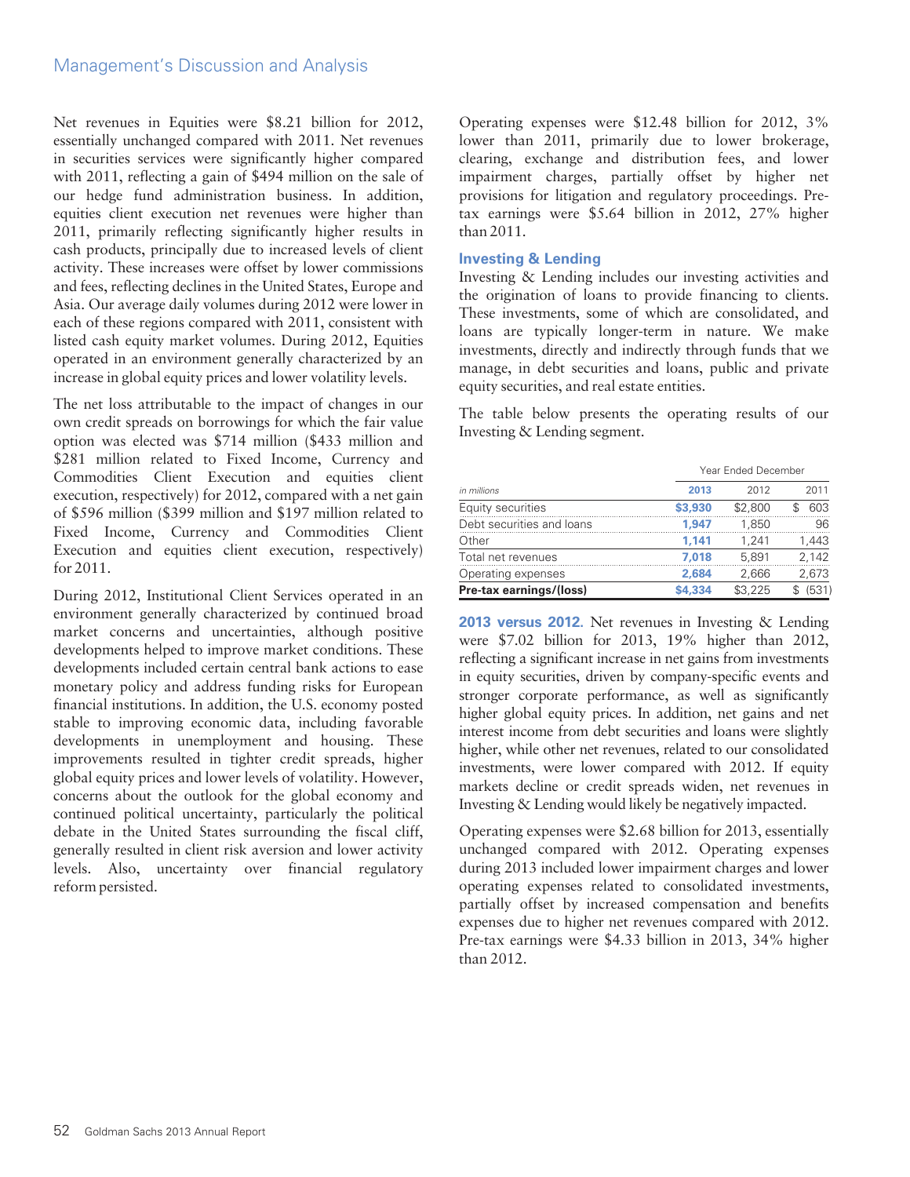Net revenues in Equities were $8.21 billion for 2012, essentially unchanged compared with 2011. Net revenues in securities services were significantly higher compared with 2011, reflecting a gain of $494 million on the sale of our hedge fund administration business. In addition, equities client execution net revenues were higher than 2011, primarily reflecting significantly higher results in cash products, principally due to increased levels of client activity. These increases were offset by lower commissions and fees, reflecting declines in the United States, Europe and Asia. Our average daily volumes during 2012 were lower in each of these regions compared with 2011, consistent with listed cash equity market volumes. During 2012, Equities operated in an environment generally characterized by an increase in global equity prices and lower volatility levels.

The net loss attributable to the impact of changes in our own credit spreads on borrowings for which the fair value option was elected was $714 million ($433 million and $281 million related to Fixed Income, Currency and Commodities Client Execution and equities client execution, respectively) for 2012, compared with a net gain of $596 million ($399 million and $197 million related to Fixed Income, Currency and Commodities Client Execution and equities client execution, respectively) for 2011.

During 2012, Institutional Client Services operated in an environment generally characterized by continued broad market concerns and uncertainties, although positive developments helped to improve market conditions. These developments included certain central bank actions to ease monetary policy and address funding risks for European financial institutions. In addition, the U.S. economy posted stable to improving economic data, including favorable developments in unemployment and housing. These improvements resulted in tighter credit spreads, higher global equity prices and lower levels of volatility. However, concerns about the outlook for the global economy and continued political uncertainty, particularly the political debate in the United States surrounding the fiscal cliff, generally resulted in client risk aversion and lower activity levels. Also, uncertainty over financial regulatory reform persisted.

Operating expenses were $12.48 billion for 2012, 3% lower than 2011, primarily due to lower brokerage, clearing, exchange and distribution fees, and lower impairment charges, partially offset by higher net provisions for litigation and regulatory proceedings. Pre-tax earnings were $5.64 billion in 2012, 27% higher than 2011.

## Investing & Lending

Investing & Lending includes our investing activities and the origination of loans to provide financing to clients. These investments, some of which are consolidated, and loans are typically longer-term in nature. We make investments, directly and indirectly through funds that we manage, in debt securities and loans, public and private equity securities, and real estate entities.

The table below presents the operating results of our Investing & Lending segment.

| | Year Ended December | | |
|---|---|---|---|
| *in millions* | **2013** | 2012 | 2011 |
| Equity securities | **$3,930** | $2,800 | $ 603 |
| Debt securities and loans | **1,947** | 1,850 | 96 |
| Other | **1,141** | 1,241 | 1,443 |
| Total net revenues | **7,018** | 5,891 | 2,142 |
| Operating expenses | **2,684** | 2,666 | 2,673 |
| **Pre-tax earnings/(loss)** | **$4,334** | **$3,225** | **$ (531)** |

**2013 versus 2012.** Net revenues in Investing & Lending were $7.02 billion for 2013, 19% higher than 2012, reflecting a significant increase in net gains from investments in equity securities, driven by company-specific events and stronger corporate performance, as well as significantly higher global equity prices. In addition, net gains and net interest income from debt securities and loans were slightly higher, while other net revenues, related to our consolidated investments, were lower compared with 2012. If equity markets decline or credit spreads widen, net revenues in Investing & Lending would likely be negatively impacted.

Operating expenses were $2.68 billion for 2013, essentially unchanged compared with 2012. Operating expenses during 2013 included lower impairment charges and lower operating expenses related to consolidated investments, partially offset by increased compensation and benefits expenses due to higher net revenues compared with 2012. Pre-tax earnings were $4.33 billion in 2013, 34% higher than 2012.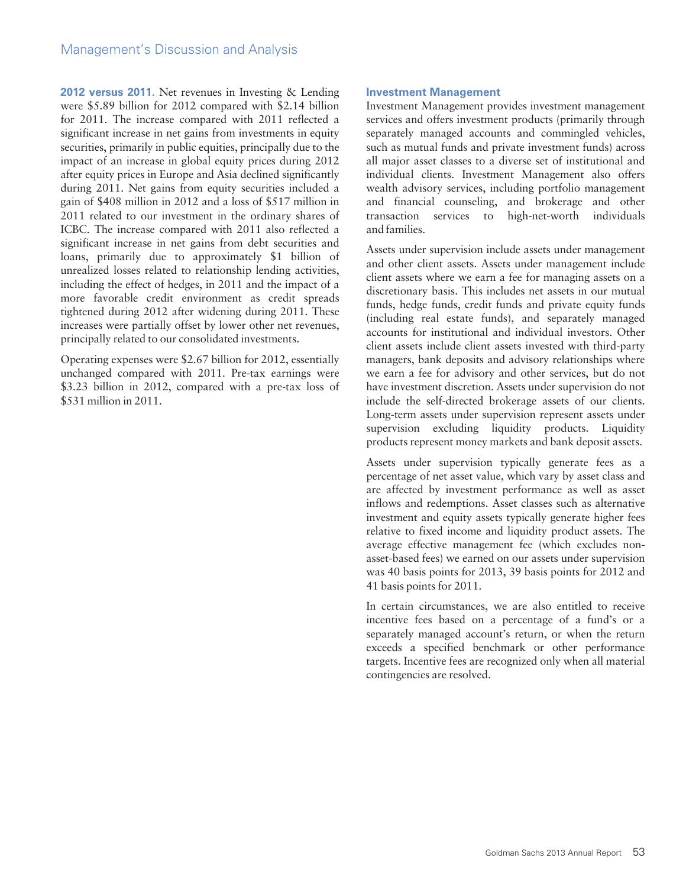**2012 versus 2011.** Net revenues in Investing & Lending were $5.89 billion for 2012 compared with $2.14 billion for 2011. The increase compared with 2011 reflected a significant increase in net gains from investments in equity securities, primarily in public equities, principally due to the impact of an increase in global equity prices during 2012 after equity prices in Europe and Asia declined significantly during 2011. Net gains from equity securities included a gain of $408 million in 2012 and a loss of $517 million in 2011 related to our investment in the ordinary shares of ICBC. The increase compared with 2011 also reflected a significant increase in net gains from debt securities and loans, primarily due to approximately $1 billion of unrealized losses related to relationship lending activities, including the effect of hedges, in 2011 and the impact of a more favorable credit environment as credit spreads tightened during 2012 after widening during 2011. These increases were partially offset by lower other net revenues, principally related to our consolidated investments.

Operating expenses were $2.67 billion for 2012, essentially unchanged compared with 2011. Pre-tax earnings were $3.23 billion in 2012, compared with a pre-tax loss of $531 million in 2011.

## Investment Management

Investment Management provides investment management services and offers investment products (primarily through separately managed accounts and commingled vehicles, such as mutual funds and private investment funds) across all major asset classes to a diverse set of institutional and individual clients. Investment Management also offers wealth advisory services, including portfolio management and financial counseling, and brokerage and other transaction services to high-net-worth individuals and families.

Assets under supervision include assets under management and other client assets. Assets under management include client assets where we earn a fee for managing assets on a discretionary basis. This includes net assets in our mutual funds, hedge funds, credit funds and private equity funds (including real estate funds), and separately managed accounts for institutional and individual investors. Other client assets include client assets invested with third-party managers, bank deposits and advisory relationships where we earn a fee for advisory and other services, but do not have investment discretion. Assets under supervision do not include the self-directed brokerage assets of our clients. Long-term assets under supervision represent assets under supervision excluding liquidity products. Liquidity products represent money markets and bank deposit assets.

Assets under supervision typically generate fees as a percentage of net asset value, which vary by asset class and are affected by investment performance as well as asset inflows and redemptions. Asset classes such as alternative investment and equity assets typically generate higher fees relative to fixed income and liquidity product assets. The average effective management fee (which excludes non-asset-based fees) we earned on our assets under supervision was 40 basis points for 2013, 39 basis points for 2012 and 41 basis points for 2011.

In certain circumstances, we are also entitled to receive incentive fees based on a percentage of a fund's or a separately managed account's return, or when the return exceeds a specified benchmark or other performance targets. Incentive fees are recognized only when all material contingencies are resolved.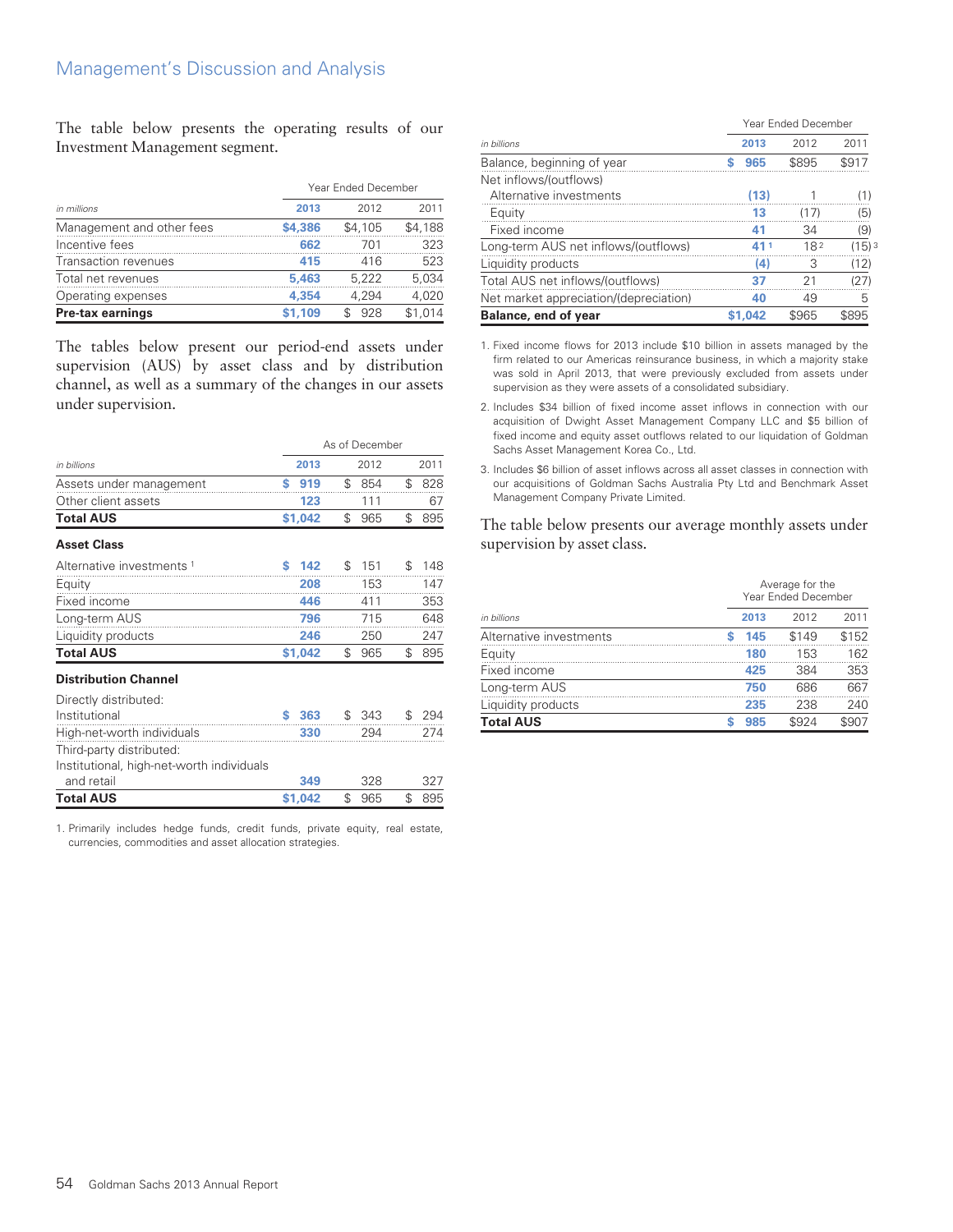The table below presents the operating results of our Investment Management segment.

| | Year Ended December | | |
|---|---|---|---|
| *in millions* | **2013** | 2012 | 2011 |
| Management and other fees | **$4,386** | $4,105 | $4,188 |
| Incentive fees | **662** | 701 | 323 |
| Transaction revenues | **415** | 416 | 523 |
| Total net revenues | **5,463** | 5,222 | 5,034 |
| Operating expenses | **4,354** | 4,294 | 4,020 |
| **Pre-tax earnings** | **$1,109** | $ 928 | $1,014 |

The tables below present our period-end assets under supervision (AUS) by asset class and by distribution channel, as well as a summary of the changes in our assets under supervision.

| | As of December | | |
|---|---|---|---|
| *in billions* | **2013** | 2012 | 2011 |
| Assets under management | **$ 919** | $ 854 | $ 828 |
| Other client assets | **123** | 111 | 67 |
| **Total AUS** | **$1,042** | $ 965 | $ 895 |
| **Asset Class** | | | |
| Alternative investments [1] | **$ 142** | $ 151 | $ 148 |
| Equity | **208** | 153 | 147 |
| Fixed income | **446** | 411 | 353 |
| Long-term AUS | **796** | 715 | 648 |
| Liquidity products | **246** | 250 | 247 |
| **Total AUS** | **$1,042** | $ 965 | $ 895 |
| **Distribution Channel** | | | |
| Directly distributed: | | | |
| Institutional | **$ 363** | $ 343 | $ 294 |
| High-net-worth individuals | **330** | 294 | 274 |
| Third-party distributed: | | | |
| Institutional, high-net-worth individuals and retail | **349** | 328 | 327 |
| **Total AUS** | **$1,042** | $ 965 | $ 895 |

1. Primarily includes hedge funds, credit funds, private equity, real estate, currencies, commodities and asset allocation strategies.

| | Year Ended December | | |
|---|---|---|---|
| *in billions* | **2013** | 2012 | 2011 |
| Balance, beginning of year | **$ 965** | $895 | $917 |
| Net inflows/(outflows) | | | |
| Alternative investments | **(13)** | 1 | (1) |
| Equity | **13** | (17) | (5) |
| Fixed income | **41** | 34 | (9) |
| Long-term AUS net inflows/(outflows) | **41** [1] | 18 [2] | (15) [3] |
| Liquidity products | **(4)** | 3 | (12) |
| Total AUS net inflows/(outflows) | **37** | 21 | (27) |
| Net market appreciation/(depreciation) | **40** | 49 | 5 |
| **Balance, end of year** | **$1,042** | $965 | $895 |

1. Fixed income flows for 2013 include $10 billion in assets managed by the firm related to our Americas reinsurance business, in which a majority stake was sold in April 2013, that were previously excluded from assets under supervision as they were assets of a consolidated subsidiary.

2. Includes $34 billion of fixed income asset inflows in connection with our acquisition of Dwight Asset Management Company LLC and $5 billion of fixed income and equity asset outflows related to our liquidation of Goldman Sachs Asset Management Korea Co., Ltd.

3. Includes $6 billion of asset inflows across all asset classes in connection with our acquisitions of Goldman Sachs Australia Pty Ltd and Benchmark Asset Management Company Private Limited.

The table below presents our average monthly assets under supervision by asset class.

| | Average for the Year Ended December | | |
|---|---|---|---|
| *in billions* | **2013** | 2012 | 2011 |
| Alternative investments | **$ 145** | $149 | $152 |
| Equity | **180** | 153 | 162 |
| Fixed income | **425** | 384 | 353 |
| Long-term AUS | **750** | 686 | 667 |
| Liquidity products | **235** | 238 | 240 |
| **Total AUS** | **$ 985** | $924 | $907 |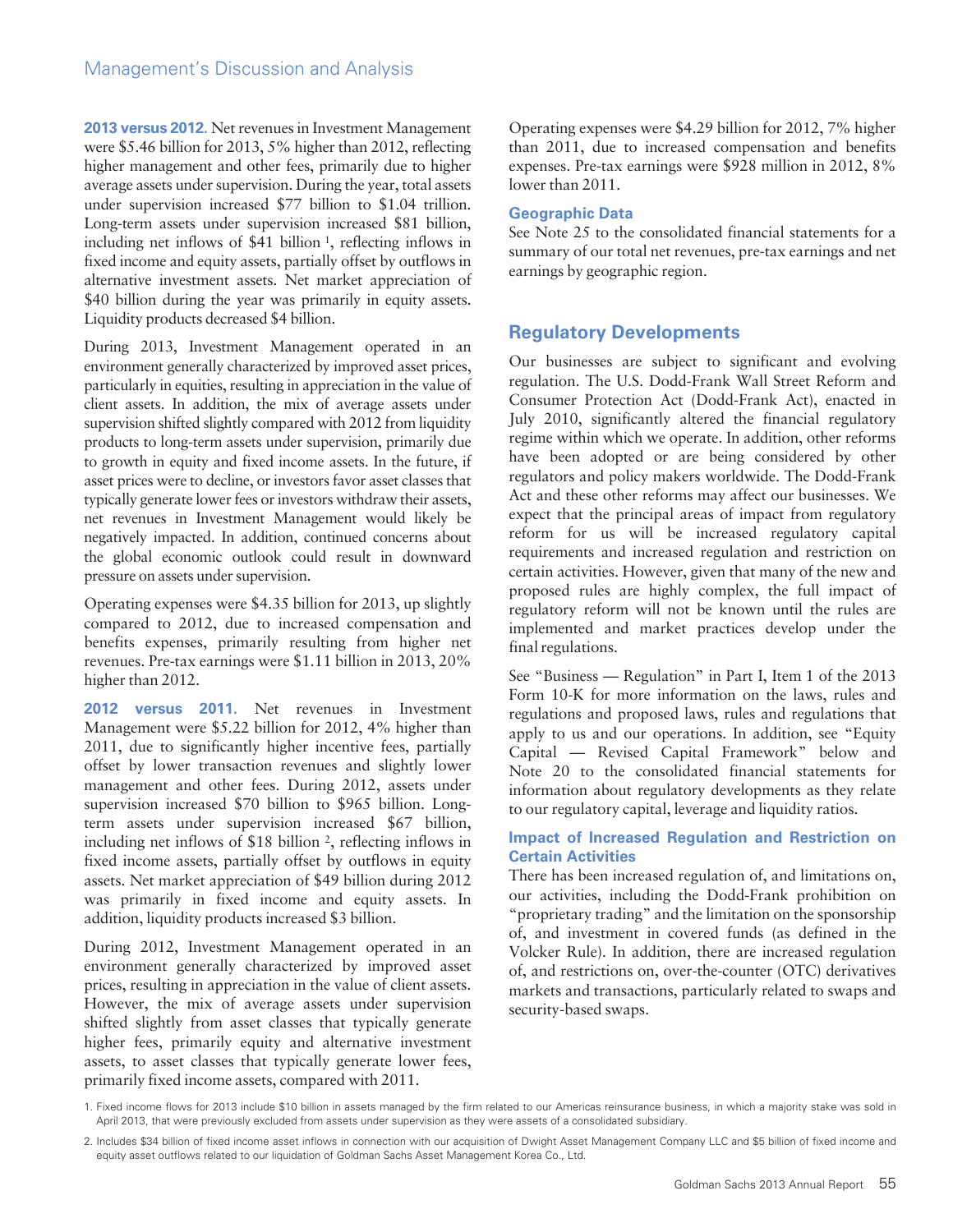**2013 versus 2012.** Net revenues in Investment Management were $5.46 billion for 2013, 5% higher than 2012, reflecting higher management and other fees, primarily due to higher average assets under supervision. During the year, total assets under supervision increased $77 billion to $1.04 trillion. Long-term assets under supervision increased $81 billion, including net inflows of $41 billion [1], reflecting inflows in fixed income and equity assets, partially offset by outflows in alternative investment assets. Net market appreciation of $40 billion during the year was primarily in equity assets. Liquidity products decreased $4 billion.

During 2013, Investment Management operated in an environment generally characterized by improved asset prices, particularly in equities, resulting in appreciation in the value of client assets. In addition, the mix of average assets under supervision shifted slightly compared with 2012 from liquidity products to long-term assets under supervision, primarily due to growth in equity and fixed income assets. In the future, if asset prices were to decline, or investors favor asset classes that typically generate lower fees or investors withdraw their assets, net revenues in Investment Management would likely be negatively impacted. In addition, continued concerns about the global economic outlook could result in downward pressure on assets under supervision.

Operating expenses were $4.35 billion for 2013, up slightly compared to 2012, due to increased compensation and benefits expenses, primarily resulting from higher net revenues. Pre-tax earnings were $1.11 billion in 2013, 20% higher than 2012.

**2012 versus 2011.** Net revenues in Investment Management were $5.22 billion for 2012, 4% higher than 2011, due to significantly higher incentive fees, partially offset by lower transaction revenues and slightly lower management and other fees. During 2012, assets under supervision increased $70 billion to $965 billion. Long-term assets under supervision increased $67 billion, including net inflows of $18 billion [2], reflecting inflows in fixed income assets, partially offset by outflows in equity assets. Net market appreciation of $49 billion during 2012 was primarily in fixed income and equity assets. In addition, liquidity products increased $3 billion.

During 2012, Investment Management operated in an environment generally characterized by improved asset prices, resulting in appreciation in the value of client assets. However, the mix of average assets under supervision shifted slightly from asset classes that typically generate higher fees, primarily equity and alternative investment assets, to asset classes that typically generate lower fees, primarily fixed income assets, compared with 2011.

Operating expenses were $4.29 billion for 2012, 7% higher than 2011, due to increased compensation and benefits expenses. Pre-tax earnings were $928 million in 2012, 8% lower than 2011.

### Geographic Data

See Note 25 to the consolidated financial statements for a summary of our total net revenues, pre-tax earnings and net earnings by geographic region.

## Regulatory Developments

Our businesses are subject to significant and evolving regulation. The U.S. Dodd-Frank Wall Street Reform and Consumer Protection Act (Dodd-Frank Act), enacted in July 2010, significantly altered the financial regulatory regime within which we operate. In addition, other reforms have been adopted or are being considered by other regulators and policy makers worldwide. The Dodd-Frank Act and these other reforms may affect our businesses. We expect that the principal areas of impact from regulatory reform for us will be increased regulatory capital requirements and increased regulation and restriction on certain activities. However, given that many of the new and proposed rules are highly complex, the full impact of regulatory reform will not be known until the rules are implemented and market practices develop under the final regulations.

See "Business — Regulation" in Part I, Item 1 of the 2013 Form 10-K for more information on the laws, rules and regulations and proposed laws, rules and regulations that apply to us and our operations. In addition, see "Equity Capital — Revised Capital Framework" below and Note 20 to the consolidated financial statements for information about regulatory developments as they relate to our regulatory capital, leverage and liquidity ratios.

### Impact of Increased Regulation and Restriction on Certain Activities

There has been increased regulation of, and limitations on, our activities, including the Dodd-Frank prohibition on "proprietary trading" and the limitation on the sponsorship of, and investment in covered funds (as defined in the Volcker Rule). In addition, there are increased regulation of, and restrictions on, over-the-counter (OTC) derivatives markets and transactions, particularly related to swaps and security-based swaps.

1. Fixed income flows for 2013 include $10 billion in assets managed by the firm related to our Americas reinsurance business, in which a majority stake was sold in April 2013, that were previously excluded from assets under supervision as they were assets of a consolidated subsidiary.

2. Includes $34 billion of fixed income asset inflows in connection with our acquisition of Dwight Asset Management Company LLC and $5 billion of fixed income and equity asset outflows related to our liquidation of Goldman Sachs Asset Management Korea Co., Ltd.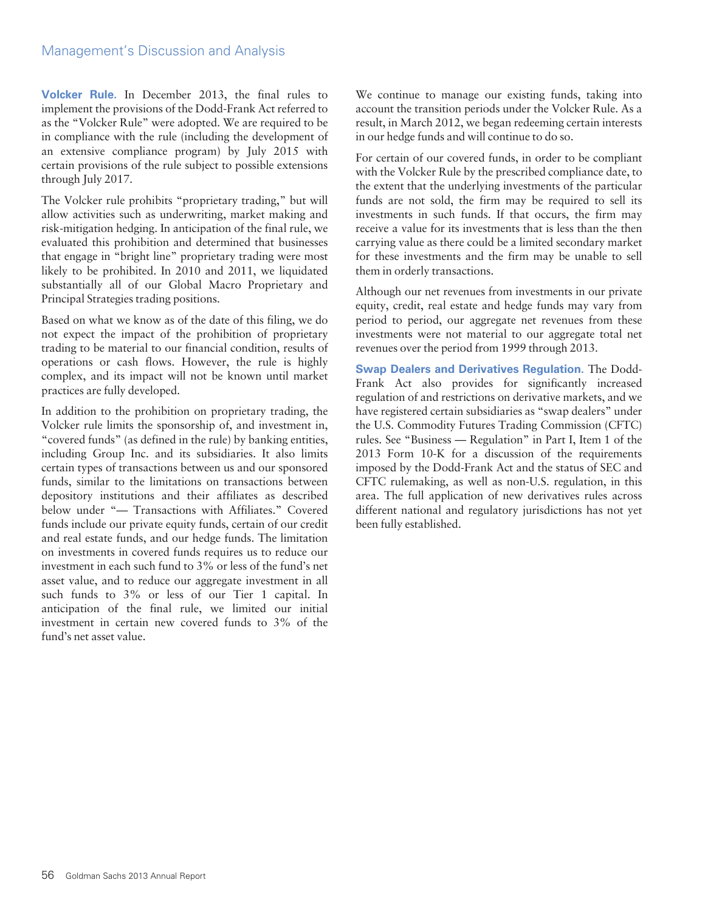**Volcker Rule.** In December 2013, the final rules to implement the provisions of the Dodd-Frank Act referred to as the "Volcker Rule" were adopted. We are required to be in compliance with the rule (including the development of an extensive compliance program) by July 2015 with certain provisions of the rule subject to possible extensions through July 2017.

The Volcker rule prohibits "proprietary trading," but will allow activities such as underwriting, market making and risk-mitigation hedging. In anticipation of the final rule, we evaluated this prohibition and determined that businesses that engage in "bright line" proprietary trading were most likely to be prohibited. In 2010 and 2011, we liquidated substantially all of our Global Macro Proprietary and Principal Strategies trading positions.

Based on what we know as of the date of this filing, we do not expect the impact of the prohibition of proprietary trading to be material to our financial condition, results of operations or cash flows. However, the rule is highly complex, and its impact will not be known until market practices are fully developed.

In addition to the prohibition on proprietary trading, the Volcker rule limits the sponsorship of, and investment in, "covered funds" (as defined in the rule) by banking entities, including Group Inc. and its subsidiaries. It also limits certain types of transactions between us and our sponsored funds, similar to the limitations on transactions between depository institutions and their affiliates as described below under "— Transactions with Affiliates." Covered funds include our private equity funds, certain of our credit and real estate funds, and our hedge funds. The limitation on investments in covered funds requires us to reduce our investment in each such fund to 3% or less of the fund's net asset value, and to reduce our aggregate investment in all such funds to 3% or less of our Tier 1 capital. In anticipation of the final rule, we limited our initial investment in certain new covered funds to 3% of the fund's net asset value.

We continue to manage our existing funds, taking into account the transition periods under the Volcker Rule. As a result, in March 2012, we began redeeming certain interests in our hedge funds and will continue to do so.

For certain of our covered funds, in order to be compliant with the Volcker Rule by the prescribed compliance date, to the extent that the underlying investments of the particular funds are not sold, the firm may be required to sell its investments in such funds. If that occurs, the firm may receive a value for its investments that is less than the then carrying value as there could be a limited secondary market for these investments and the firm may be unable to sell them in orderly transactions.

Although our net revenues from investments in our private equity, credit, real estate and hedge funds may vary from period to period, our aggregate net revenues from these investments were not material to our aggregate total net revenues over the period from 1999 through 2013.

**Swap Dealers and Derivatives Regulation.** The Dodd-Frank Act also provides for significantly increased regulation of and restrictions on derivative markets, and we have registered certain subsidiaries as "swap dealers" under the U.S. Commodity Futures Trading Commission (CFTC) rules. See "Business — Regulation" in Part I, Item 1 of the 2013 Form 10-K for a discussion of the requirements imposed by the Dodd-Frank Act and the status of SEC and CFTC rulemaking, as well as non-U.S. regulation, in this area. The full application of new derivatives rules across different national and regulatory jurisdictions has not yet been fully established.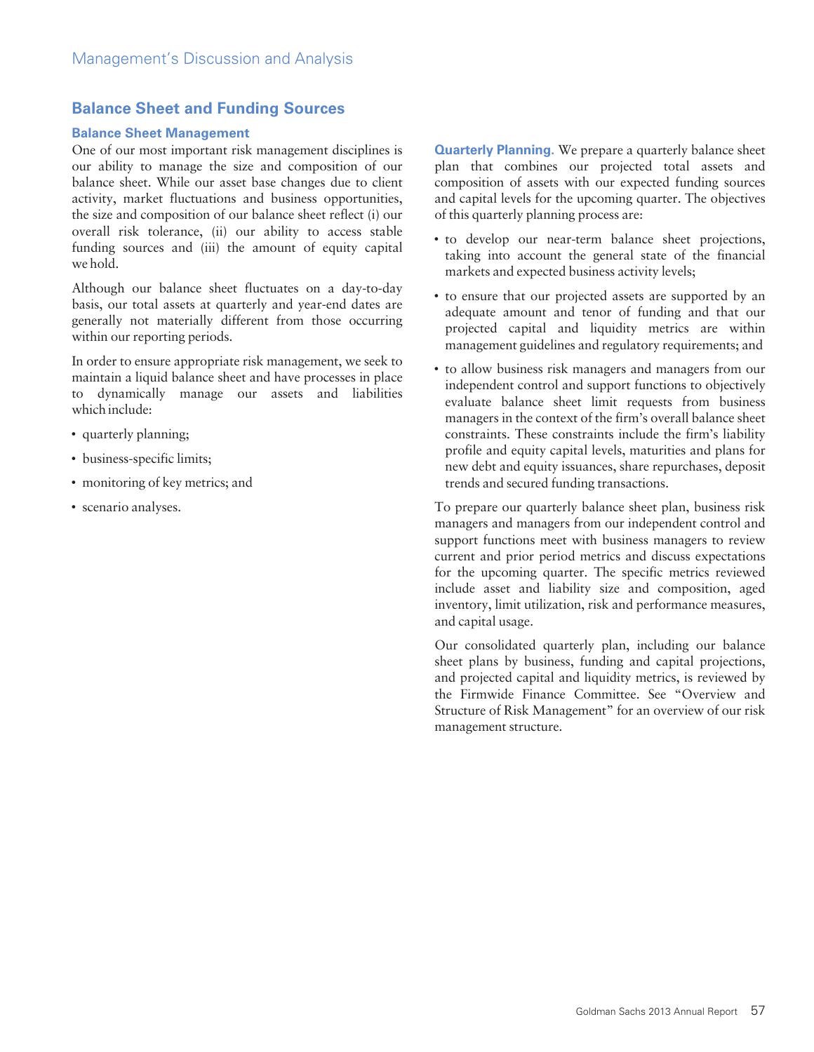## Balance Sheet and Funding Sources

### Balance Sheet Management

One of our most important risk management disciplines is our ability to manage the size and composition of our balance sheet. While our asset base changes due to client activity, market fluctuations and business opportunities, the size and composition of our balance sheet reflect (i) our overall risk tolerance, (ii) our ability to access stable funding sources and (iii) the amount of equity capital we hold.

Although our balance sheet fluctuates on a day-to-day basis, our total assets at quarterly and year-end dates are generally not materially different from those occurring within our reporting periods.

In order to ensure appropriate risk management, we seek to maintain a liquid balance sheet and have processes in place to dynamically manage our assets and liabilities which include:

- quarterly planning;
- business-specific limits;
- monitoring of key metrics; and
- scenario analyses.

**Quarterly Planning.** We prepare a quarterly balance sheet plan that combines our projected total assets and composition of assets with our expected funding sources and capital levels for the upcoming quarter. The objectives of this quarterly planning process are:

- to develop our near-term balance sheet projections, taking into account the general state of the financial markets and expected business activity levels;
- to ensure that our projected assets are supported by an adequate amount and tenor of funding and that our projected capital and liquidity metrics are within management guidelines and regulatory requirements; and
- to allow business risk managers and managers from our independent control and support functions to objectively evaluate balance sheet limit requests from business managers in the context of the firm's overall balance sheet constraints. These constraints include the firm's liability profile and equity capital levels, maturities and plans for new debt and equity issuances, share repurchases, deposit trends and secured funding transactions.

To prepare our quarterly balance sheet plan, business risk managers and managers from our independent control and support functions meet with business managers to review current and prior period metrics and discuss expectations for the upcoming quarter. The specific metrics reviewed include asset and liability size and composition, aged inventory, limit utilization, risk and performance measures, and capital usage.

Our consolidated quarterly plan, including our balance sheet plans by business, funding and capital projections, and projected capital and liquidity metrics, is reviewed by the Firmwide Finance Committee. See "Overview and Structure of Risk Management" for an overview of our risk management structure.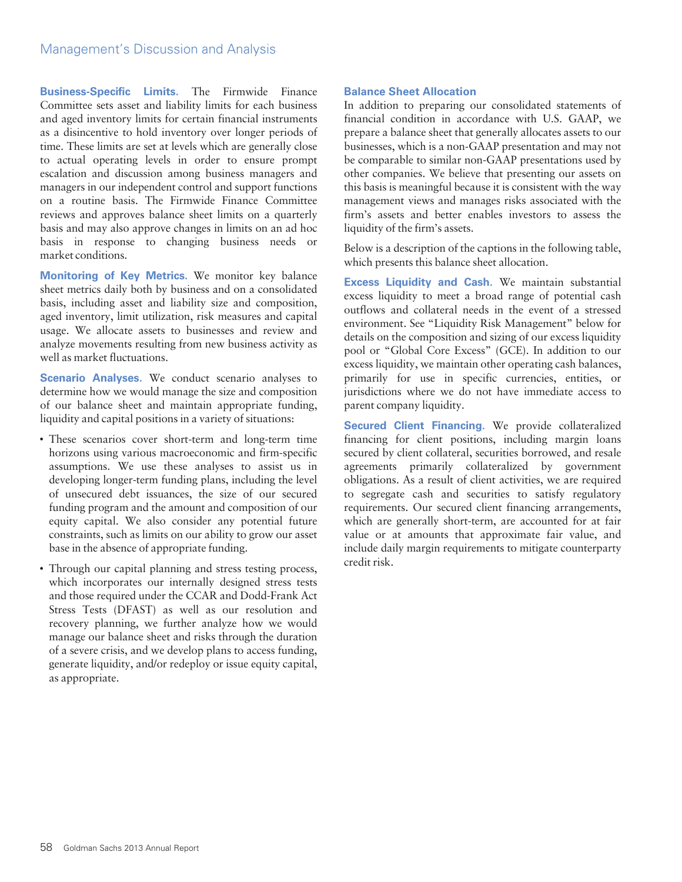**Business-Specific Limits.** The Firmwide Finance Committee sets asset and liability limits for each business and aged inventory limits for certain financial instruments as a disincentive to hold inventory over longer periods of time. These limits are set at levels which are generally close to actual operating levels in order to ensure prompt escalation and discussion among business managers and managers in our independent control and support functions on a routine basis. The Firmwide Finance Committee reviews and approves balance sheet limits on a quarterly basis and may also approve changes in limits on an ad hoc basis in response to changing business needs or market conditions.

**Monitoring of Key Metrics.** We monitor key balance sheet metrics daily both by business and on a consolidated basis, including asset and liability size and composition, aged inventory, limit utilization, risk measures and capital usage. We allocate assets to businesses and review and analyze movements resulting from new business activity as well as market fluctuations.

**Scenario Analyses.** We conduct scenario analyses to determine how we would manage the size and composition of our balance sheet and maintain appropriate funding, liquidity and capital positions in a variety of situations:

- These scenarios cover short-term and long-term time horizons using various macroeconomic and firm-specific assumptions. We use these analyses to assist us in developing longer-term funding plans, including the level of unsecured debt issuances, the size of our secured funding program and the amount and composition of our equity capital. We also consider any potential future constraints, such as limits on our ability to grow our asset base in the absence of appropriate funding.
- Through our capital planning and stress testing process, which incorporates our internally designed stress tests and those required under the CCAR and Dodd-Frank Act Stress Tests (DFAST) as well as our resolution and recovery planning, we further analyze how we would manage our balance sheet and risks through the duration of a severe crisis, and we develop plans to access funding, generate liquidity, and/or redeploy or issue equity capital, as appropriate.

### Balance Sheet Allocation

In addition to preparing our consolidated statements of financial condition in accordance with U.S. GAAP, we prepare a balance sheet that generally allocates assets to our businesses, which is a non-GAAP presentation and may not be comparable to similar non-GAAP presentations used by other companies. We believe that presenting our assets on this basis is meaningful because it is consistent with the way management views and manages risks associated with the firm's assets and better enables investors to assess the liquidity of the firm's assets.

Below is a description of the captions in the following table, which presents this balance sheet allocation.

**Excess Liquidity and Cash.** We maintain substantial excess liquidity to meet a broad range of potential cash outflows and collateral needs in the event of a stressed environment. See "Liquidity Risk Management" below for details on the composition and sizing of our excess liquidity pool or "Global Core Excess" (GCE). In addition to our excess liquidity, we maintain other operating cash balances, primarily for use in specific currencies, entities, or jurisdictions where we do not have immediate access to parent company liquidity.

**Secured Client Financing.** We provide collateralized financing for client positions, including margin loans secured by client collateral, securities borrowed, and resale agreements primarily collateralized by government obligations. As a result of client activities, we are required to segregate cash and securities to satisfy regulatory requirements. Our secured client financing arrangements, which are generally short-term, are accounted for at fair value or at amounts that approximate fair value, and include daily margin requirements to mitigate counterparty credit risk.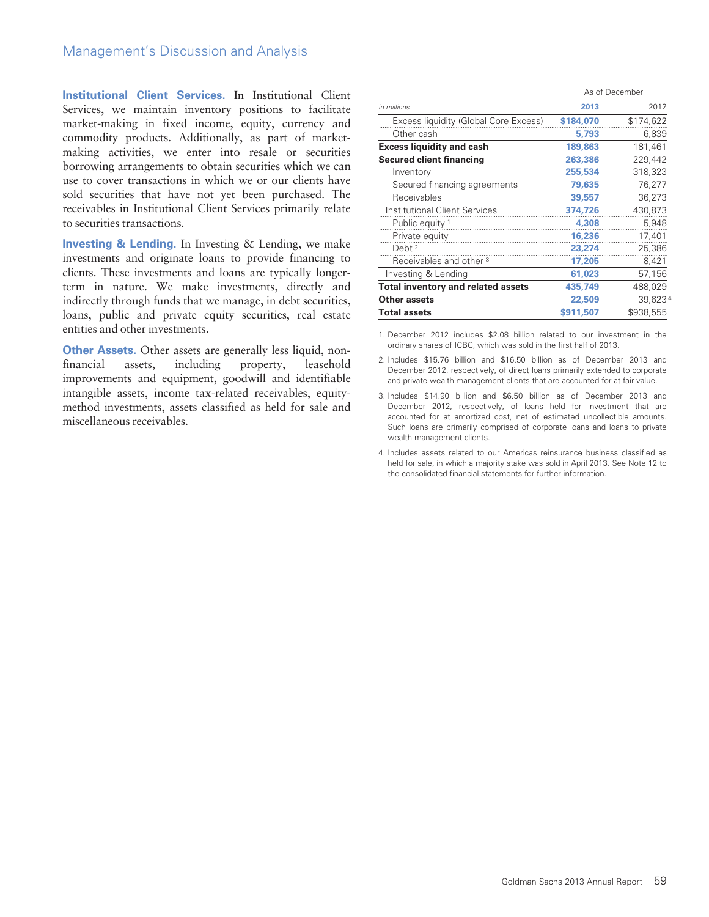**Institutional Client Services.** In Institutional Client Services, we maintain inventory positions to facilitate market-making in fixed income, equity, currency and commodity products. Additionally, as part of market-making activities, we enter into resale or securities borrowing arrangements to obtain securities which we can use to cover transactions in which we or our clients have sold securities that have not yet been purchased. The receivables in Institutional Client Services primarily relate to securities transactions.

**Investing & Lending.** In Investing & Lending, we make investments and originate loans to provide financing to clients. These investments and loans are typically longer-term in nature. We make investments, directly and indirectly through funds that we manage, in debt securities, loans, public and private equity securities, real estate entities and other investments.

**Other Assets.** Other assets are generally less liquid, non-financial assets, including property, leasehold improvements and equipment, goodwill and identifiable intangible assets, income tax-related receivables, equity-method investments, assets classified as held for sale and miscellaneous receivables.

| | As of December | |
|---|---|---|
| *in millions* | **2013** | 2012 |
| Excess liquidity (Global Core Excess) | **$184,070** | $174,622 |
| Other cash | **5,793** | 6,839 |
| **Excess liquidity and cash** | **189,863** | 181,461 |
| **Secured client financing** | **263,386** | 229,442 |
| Inventory | **255,534** | 318,323 |
| Secured financing agreements | **79,635** | 76,277 |
| Receivables | **39,557** | 36,273 |
| Institutional Client Services | **374,726** | 430,873 |
| Public equity [1] | **4,308** | 5,948 |
| Private equity | **16,236** | 17,401 |
| Debt [2] | **23,274** | 25,386 |
| Receivables and other [3] | **17,205** | 8,421 |
| Investing & Lending | **61,023** | 57,156 |
| **Total inventory and related assets** | **435,749** | 488,029 |
| **Other assets** | **22,509** | 39,623 [4] |
| **Total assets** | **$911,507** | $938,555 |

1. December 2012 includes $2.08 billion related to our investment in the ordinary shares of ICBC, which was sold in the first half of 2013.

2. Includes $15.76 billion and $16.50 billion as of December 2013 and December 2012, respectively, of direct loans primarily extended to corporate and private wealth management clients that are accounted for at fair value.

3. Includes $14.90 billion and $6.50 billion as of December 2013 and December 2012, respectively, of loans held for investment that are accounted for at amortized cost, net of estimated uncollectible amounts. Such loans are primarily comprised of corporate loans and loans to private wealth management clients.

4. Includes assets related to our Americas reinsurance business classified as held for sale, in which a majority stake was sold in April 2013. See Note 12 to the consolidated financial statements for further information.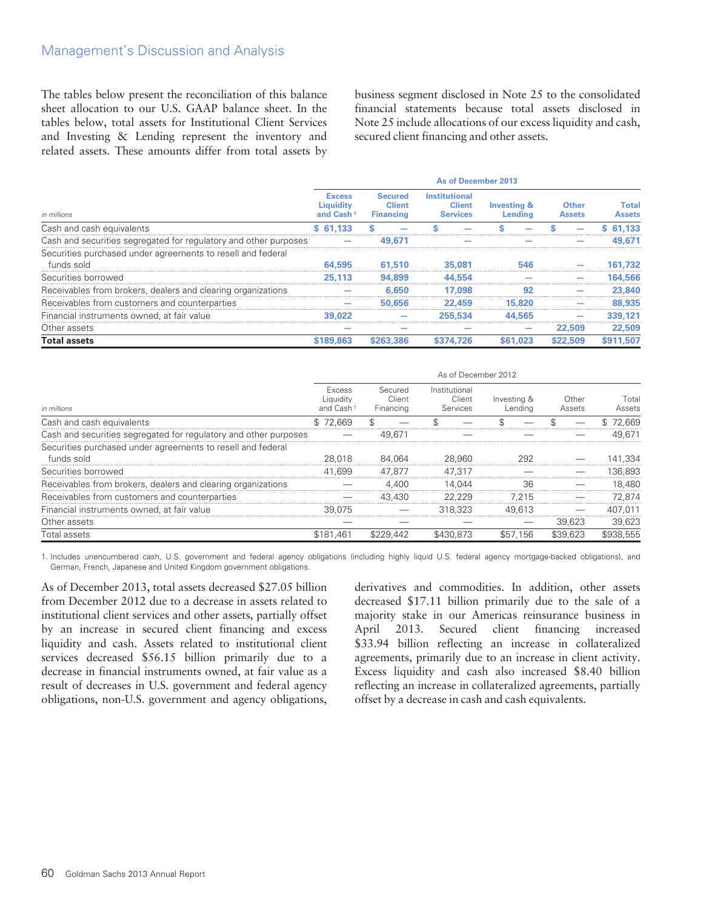The tables below present the reconciliation of this balance sheet allocation to our U.S. GAAP balance sheet. In the tables below, total assets for Institutional Client Services and Investing & Lending represent the inventory and related assets. These amounts differ from total assets by business segment disclosed in Note 25 to the consolidated financial statements because total assets disclosed in Note 25 include allocations of our excess liquidity and cash, secured client financing and other assets.

| *in millions* | Excess Liquidity and Cash[1] | Secured Client Financing | Institutional Client Services | Investing & Lending | Other Assets | Total Assets |
|---|---|---|---|---|---|---|
| | **As of December 2013** | | | | | |
| Cash and cash equivalents | **$ 61,133** | **$ —** | **$ —** | **$ —** | **$ —** | **$ 61,133** |
| Cash and securities segregated for regulatory and other purposes | **—** | **49,671** | **—** | **—** | **—** | **49,671** |
| Securities purchased under agreements to resell and federal funds sold | **64,595** | **61,510** | **35,081** | **546** | **—** | **161,732** |
| Securities borrowed | **25,113** | **94,899** | **44,554** | **—** | **—** | **164,566** |
| Receivables from brokers, dealers and clearing organizations | **—** | **6,650** | **17,098** | **92** | **—** | **23,840** |
| Receivables from customers and counterparties | **—** | **50,656** | **22,459** | **15,820** | **—** | **88,935** |
| Financial instruments owned, at fair value | **39,022** | **—** | **255,534** | **44,565** | **—** | **339,121** |
| Other assets | **—** | **—** | **—** | **—** | **22,509** | **22,509** |
| **Total assets** | **$189,863** | **$263,386** | **$374,726** | **$61,023** | **$22,509** | **$911,507** |

| *in millions* | Excess Liquidity and Cash[1] | Secured Client Financing | Institutional Client Services | Investing & Lending | Other Assets | Total Assets |
|---|---|---|---|---|---|---|
| | As of December 2012 | | | | | |
| Cash and cash equivalents | $ 72,669 | $ — | $ — | $ — | $ — | $ 72,669 |
| Cash and securities segregated for regulatory and other purposes | — | 49,671 | — | — | — | 49,671 |
| Securities purchased under agreements to resell and federal funds sold | 28,018 | 84,064 | 28,960 | 292 | — | 141,334 |
| Securities borrowed | 41,699 | 47,877 | 47,317 | — | — | 136,893 |
| Receivables from brokers, dealers and clearing organizations | — | 4,400 | 14,044 | 36 | — | 18,480 |
| Receivables from customers and counterparties | — | 43,430 | 22,229 | 7,215 | — | 72,874 |
| Financial instruments owned, at fair value | 39,075 | — | 318,323 | 49,613 | — | 407,011 |
| Other assets | — | — | — | — | 39,623 | 39,623 |
| Total assets | $181,461 | $229,442 | $430,873 | $57,156 | $39,623 | $938,555 |

1. Includes unencumbered cash, U.S. government and federal agency obligations (including highly liquid U.S. federal agency mortgage-backed obligations), and German, French, Japanese and United Kingdom government obligations.

As of December 2013, total assets decreased $27.05 billion from December 2012 due to a decrease in assets related to institutional client services and other assets, partially offset by an increase in secured client financing and excess liquidity and cash. Assets related to institutional client services decreased $56.15 billion primarily due to a decrease in financial instruments owned, at fair value as a result of decreases in U.S. government and federal agency obligations, non-U.S. government and agency obligations, derivatives and commodities. In addition, other assets decreased $17.11 billion primarily due to the sale of a majority stake in our Americas reinsurance business in April 2013. Secured client financing increased $33.94 billion reflecting an increase in collateralized agreements, primarily due to an increase in client activity. Excess liquidity and cash also increased $8.40 billion reflecting an increase in collateralized agreements, partially offset by a decrease in cash and cash equivalents.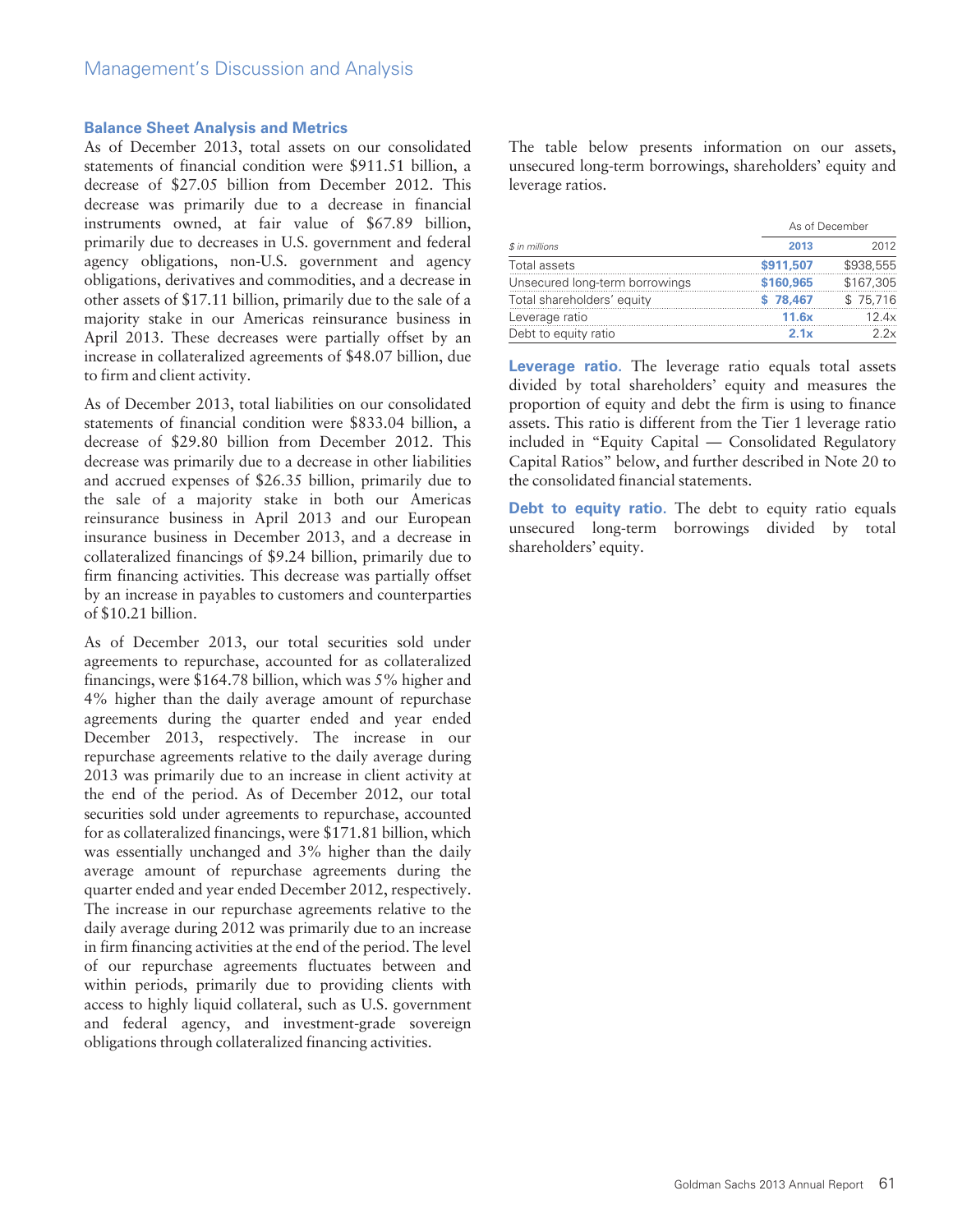## Balance Sheet Analysis and Metrics

As of December 2013, total assets on our consolidated statements of financial condition were $911.51 billion, a decrease of $27.05 billion from December 2012. This decrease was primarily due to a decrease in financial instruments owned, at fair value of $67.89 billion, primarily due to decreases in U.S. government and federal agency obligations, non-U.S. government and agency obligations, derivatives and commodities, and a decrease in other assets of $17.11 billion, primarily due to the sale of a majority stake in our Americas reinsurance business in April 2013. These decreases were partially offset by an increase in collateralized agreements of $48.07 billion, due to firm and client activity.

As of December 2013, total liabilities on our consolidated statements of financial condition were $833.04 billion, a decrease of $29.80 billion from December 2012. This decrease was primarily due to a decrease in other liabilities and accrued expenses of $26.35 billion, primarily due to the sale of a majority stake in both our Americas reinsurance business in April 2013 and our European insurance business in December 2013, and a decrease in collateralized financings of $9.24 billion, primarily due to firm financing activities. This decrease was partially offset by an increase in payables to customers and counterparties of $10.21 billion.

As of December 2013, our total securities sold under agreements to repurchase, accounted for as collateralized financings, were $164.78 billion, which was 5% higher and 4% higher than the daily average amount of repurchase agreements during the quarter ended and year ended December 2013, respectively. The increase in our repurchase agreements relative to the daily average during 2013 was primarily due to an increase in client activity at the end of the period. As of December 2012, our total securities sold under agreements to repurchase, accounted for as collateralized financings, were $171.81 billion, which was essentially unchanged and 3% higher than the daily average amount of repurchase agreements during the quarter ended and year ended December 2012, respectively. The increase in our repurchase agreements relative to the daily average during 2012 was primarily due to an increase in firm financing activities at the end of the period. The level of our repurchase agreements fluctuates between and within periods, primarily due to providing clients with access to highly liquid collateral, such as U.S. government and federal agency, and investment-grade sovereign obligations through collateralized financing activities.

The table below presents information on our assets, unsecured long-term borrowings, shareholders' equity and leverage ratios.

| | As of December | |
|---|---|---|
| *$ in millions* | **2013** | 2012 |
| Total assets | **$911,507** | $938,555 |
| Unsecured long-term borrowings | **$160,965** | $167,305 |
| Total shareholders' equity | **$ 78,467** | $ 75,716 |
| Leverage ratio | **11.6x** | 12.4x |
| Debt to equity ratio | **2.1x** | 2.2x |

**Leverage ratio.** The leverage ratio equals total assets divided by total shareholders' equity and measures the proportion of equity and debt the firm is using to finance assets. This ratio is different from the Tier 1 leverage ratio included in "Equity Capital — Consolidated Regulatory Capital Ratios" below, and further described in Note 20 to the consolidated financial statements.

**Debt to equity ratio.** The debt to equity ratio equals unsecured long-term borrowings divided by total shareholders' equity.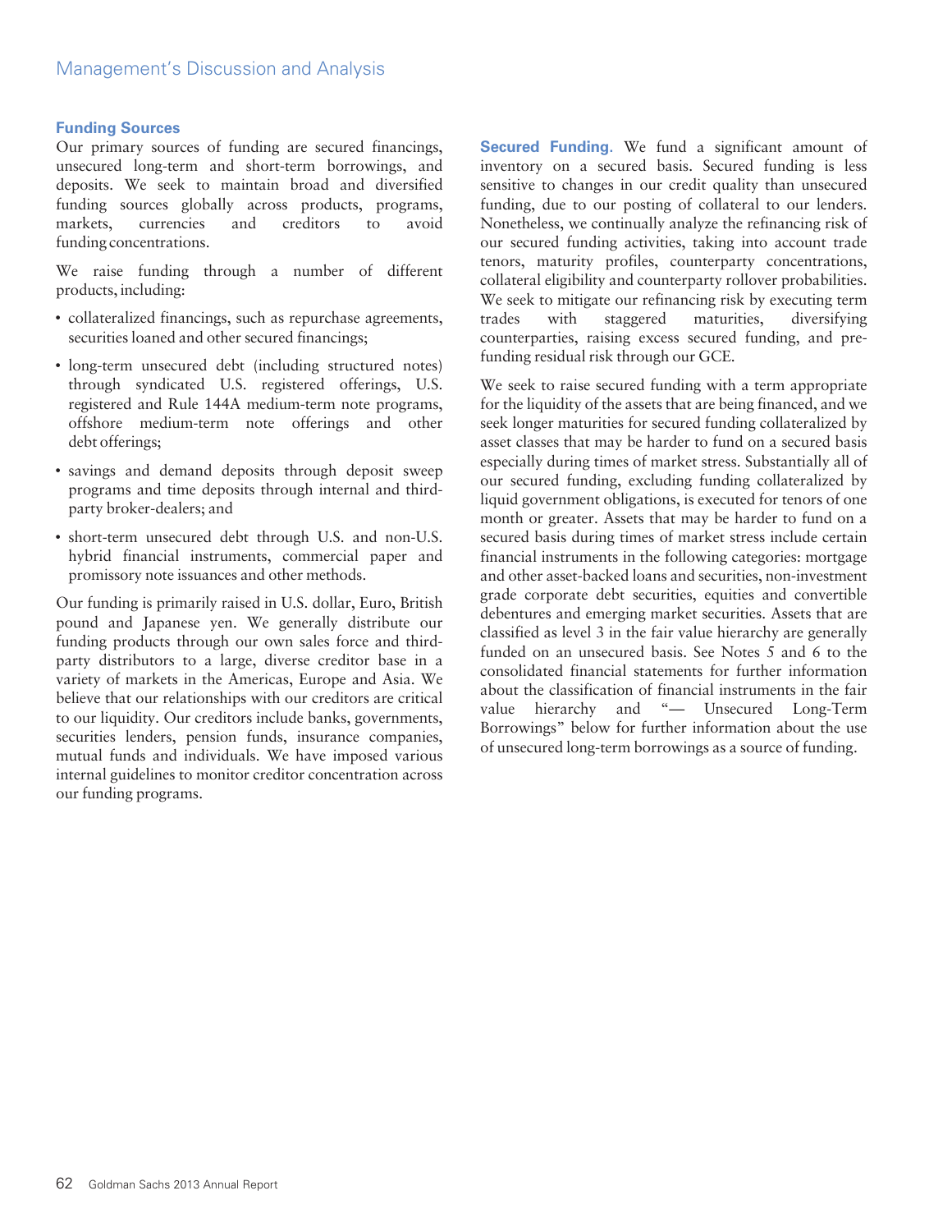### Funding Sources

Our primary sources of funding are secured financings, unsecured long-term and short-term borrowings, and deposits. We seek to maintain broad and diversified funding sources globally across products, programs, markets, currencies and creditors to avoid funding concentrations.

We raise funding through a number of different products, including:

- collateralized financings, such as repurchase agreements, securities loaned and other secured financings;
- long-term unsecured debt (including structured notes) through syndicated U.S. registered offerings, U.S. registered and Rule 144A medium-term note programs, offshore medium-term note offerings and other debt offerings;
- savings and demand deposits through deposit sweep programs and time deposits through internal and third-party broker-dealers; and
- short-term unsecured debt through U.S. and non-U.S. hybrid financial instruments, commercial paper and promissory note issuances and other methods.

Our funding is primarily raised in U.S. dollar, Euro, British pound and Japanese yen. We generally distribute our funding products through our own sales force and third-party distributors to a large, diverse creditor base in a variety of markets in the Americas, Europe and Asia. We believe that our relationships with our creditors are critical to our liquidity. Our creditors include banks, governments, securities lenders, pension funds, insurance companies, mutual funds and individuals. We have imposed various internal guidelines to monitor creditor concentration across our funding programs.

**Secured Funding.** We fund a significant amount of inventory on a secured basis. Secured funding is less sensitive to changes in our credit quality than unsecured funding, due to our posting of collateral to our lenders. Nonetheless, we continually analyze the refinancing risk of our secured funding activities, taking into account trade tenors, maturity profiles, counterparty concentrations, collateral eligibility and counterparty rollover probabilities. We seek to mitigate our refinancing risk by executing term trades with staggered maturities, diversifying counterparties, raising excess secured funding, and pre-funding residual risk through our GCE.

We seek to raise secured funding with a term appropriate for the liquidity of the assets that are being financed, and we seek longer maturities for secured funding collateralized by asset classes that may be harder to fund on a secured basis especially during times of market stress. Substantially all of our secured funding, excluding funding collateralized by liquid government obligations, is executed for tenors of one month or greater. Assets that may be harder to fund on a secured basis during times of market stress include certain financial instruments in the following categories: mortgage and other asset-backed loans and securities, non-investment grade corporate debt securities, equities and convertible debentures and emerging market securities. Assets that are classified as level 3 in the fair value hierarchy are generally funded on an unsecured basis. See Notes 5 and 6 to the consolidated financial statements for further information about the classification of financial instruments in the fair value hierarchy and "— Unsecured Long-Term Borrowings" below for further information about the use of unsecured long-term borrowings as a source of funding.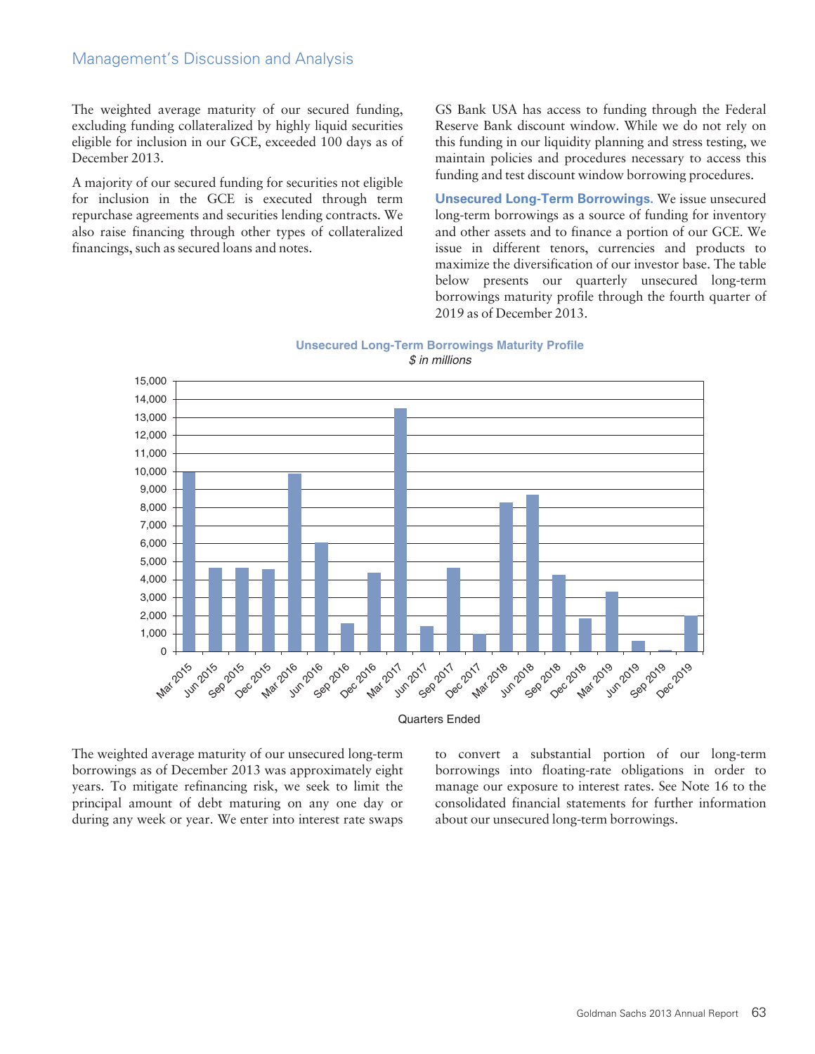The weighted average maturity of our secured funding, excluding funding collateralized by highly liquid securities eligible for inclusion in our GCE, exceeded 100 days as of December 2013.

A majority of our secured funding for securities not eligible for inclusion in the GCE is executed through term repurchase agreements and securities lending contracts. We also raise financing through other types of collateralized financings, such as secured loans and notes.

GS Bank USA has access to funding through the Federal Reserve Bank discount window. While we do not rely on this funding in our liquidity planning and stress testing, we maintain policies and procedures necessary to access this funding and test discount window borrowing procedures.

**Unsecured Long-Term Borrowings.** We issue unsecured long-term borrowings as a source of funding for inventory and other assets and to finance a portion of our GCE. We issue in different tenors, currencies and products to maximize the diversification of our investor base. The table below presents our quarterly unsecured long-term borrowings maturity profile through the fourth quarter of 2019 as of December 2013.

**Unsecured Long-Term Borrowings Maturity Profile**

*$ in millions*

The weighted average maturity of our unsecured long-term borrowings as of December 2013 was approximately eight years. To mitigate refinancing risk, we seek to limit the principal amount of debt maturing on any one day or during any week or year. We enter into interest rate swaps to convert a substantial portion of our long-term borrowings into floating-rate obligations in order to manage our exposure to interest rates. See Note 16 to the consolidated financial statements for further information about our unsecured long-term borrowings.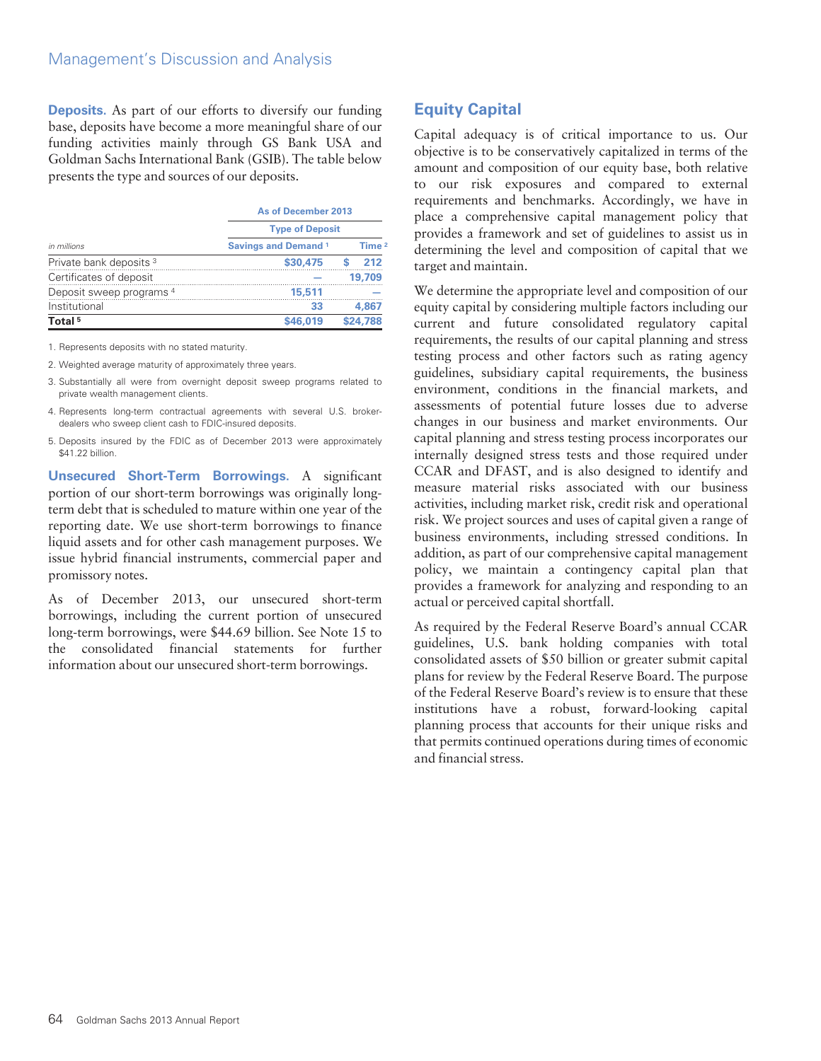**Deposits.** As part of our efforts to diversify our funding base, deposits have become a more meaningful share of our funding activities mainly through GS Bank USA and Goldman Sachs International Bank (GSIB). The table below presents the type and sources of our deposits.

| | As of December 2013 | |
|---|---|---|
| | Type of Deposit | |
| *in millions* | Savings and Demand [1] | Time [2] |
| Private bank deposits [3] | $30,475 | $ 212 |
| Certificates of deposit | — | 19,709 |
| Deposit sweep programs [4] | 15,511 | — |
| Institutional | 33 | 4,867 |
| **Total [5]** | **$46,019** | **$24,788** |

1. Represents deposits with no stated maturity.
2. Weighted average maturity of approximately three years.
3. Substantially all were from overnight deposit sweep programs related to private wealth management clients.
4. Represents long-term contractual agreements with several U.S. broker-dealers who sweep client cash to FDIC-insured deposits.
5. Deposits insured by the FDIC as of December 2013 were approximately $41.22 billion.

**Unsecured Short-Term Borrowings.** A significant portion of our short-term borrowings was originally long-term debt that is scheduled to mature within one year of the reporting date. We use short-term borrowings to finance liquid assets and for other cash management purposes. We issue hybrid financial instruments, commercial paper and promissory notes.

As of December 2013, our unsecured short-term borrowings, including the current portion of unsecured long-term borrowings, were $44.69 billion. See Note 15 to the consolidated financial statements for further information about our unsecured short-term borrowings.

## Equity Capital

Capital adequacy is of critical importance to us. Our objective is to be conservatively capitalized in terms of the amount and composition of our equity base, both relative to our risk exposures and compared to external requirements and benchmarks. Accordingly, we have in place a comprehensive capital management policy that provides a framework and set of guidelines to assist us in determining the level and composition of capital that we target and maintain.

We determine the appropriate level and composition of our equity capital by considering multiple factors including our current and future consolidated regulatory capital requirements, the results of our capital planning and stress testing process and other factors such as rating agency guidelines, subsidiary capital requirements, the business environment, conditions in the financial markets, and assessments of potential future losses due to adverse changes in our business and market environments. Our capital planning and stress testing process incorporates our internally designed stress tests and those required under CCAR and DFAST, and is also designed to identify and measure material risks associated with our business activities, including market risk, credit risk and operational risk. We project sources and uses of capital given a range of business environments, including stressed conditions. In addition, as part of our comprehensive capital management policy, we maintain a contingency capital plan that provides a framework for analyzing and responding to an actual or perceived capital shortfall.

As required by the Federal Reserve Board's annual CCAR guidelines, U.S. bank holding companies with total consolidated assets of $50 billion or greater submit capital plans for review by the Federal Reserve Board. The purpose of the Federal Reserve Board's review is to ensure that these institutions have a robust, forward-looking capital planning process that accounts for their unique risks and that permits continued operations during times of economic and financial stress.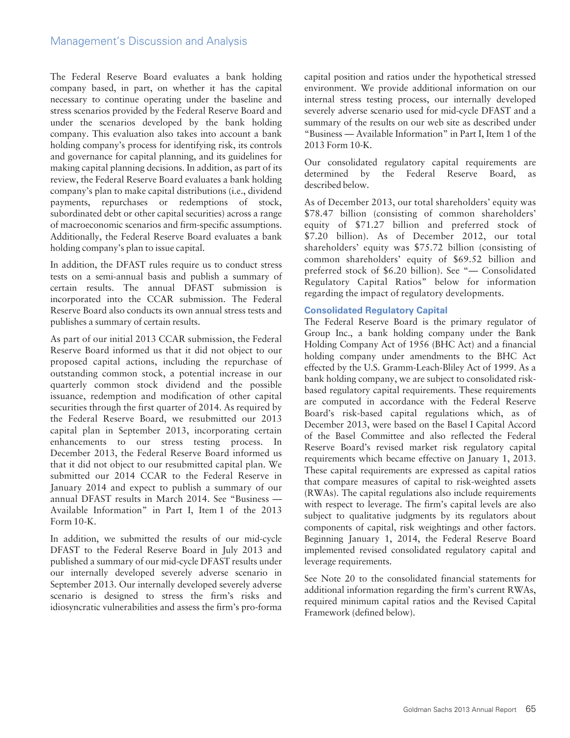The Federal Reserve Board evaluates a bank holding company based, in part, on whether it has the capital necessary to continue operating under the baseline and stress scenarios provided by the Federal Reserve Board and under the scenarios developed by the bank holding company. This evaluation also takes into account a bank holding company's process for identifying risk, its controls and governance for capital planning, and its guidelines for making capital planning decisions. In addition, as part of its review, the Federal Reserve Board evaluates a bank holding company's plan to make capital distributions (i.e., dividend payments, repurchases or redemptions of stock, subordinated debt or other capital securities) across a range of macroeconomic scenarios and firm-specific assumptions. Additionally, the Federal Reserve Board evaluates a bank holding company's plan to issue capital.

In addition, the DFAST rules require us to conduct stress tests on a semi-annual basis and publish a summary of certain results. The annual DFAST submission is incorporated into the CCAR submission. The Federal Reserve Board also conducts its own annual stress tests and publishes a summary of certain results.

As part of our initial 2013 CCAR submission, the Federal Reserve Board informed us that it did not object to our proposed capital actions, including the repurchase of outstanding common stock, a potential increase in our quarterly common stock dividend and the possible issuance, redemption and modification of other capital securities through the first quarter of 2014. As required by the Federal Reserve Board, we resubmitted our 2013 capital plan in September 2013, incorporating certain enhancements to our stress testing process. In December 2013, the Federal Reserve Board informed us that it did not object to our resubmitted capital plan. We submitted our 2014 CCAR to the Federal Reserve in January 2014 and expect to publish a summary of our annual DFAST results in March 2014. See "Business — Available Information" in Part I, Item 1 of the 2013 Form 10-K.

In addition, we submitted the results of our mid-cycle DFAST to the Federal Reserve Board in July 2013 and published a summary of our mid-cycle DFAST results under our internally developed severely adverse scenario in September 2013. Our internally developed severely adverse scenario is designed to stress the firm's risks and idiosyncratic vulnerabilities and assess the firm's pro-forma capital position and ratios under the hypothetical stressed environment. We provide additional information on our internal stress testing process, our internally developed severely adverse scenario used for mid-cycle DFAST and a summary of the results on our web site as described under "Business — Available Information" in Part I, Item 1 of the 2013 Form 10-K.

Our consolidated regulatory capital requirements are determined by the Federal Reserve Board, as described below.

As of December 2013, our total shareholders' equity was $78.47 billion (consisting of common shareholders' equity of $71.27 billion and preferred stock of $7.20 billion). As of December 2012, our total shareholders' equity was $75.72 billion (consisting of common shareholders' equity of $69.52 billion and preferred stock of $6.20 billion). See "— Consolidated Regulatory Capital Ratios" below for information regarding the impact of regulatory developments.

### Consolidated Regulatory Capital

The Federal Reserve Board is the primary regulator of Group Inc., a bank holding company under the Bank Holding Company Act of 1956 (BHC Act) and a financial holding company under amendments to the BHC Act effected by the U.S. Gramm-Leach-Bliley Act of 1999. As a bank holding company, we are subject to consolidated risk-based regulatory capital requirements. These requirements are computed in accordance with the Federal Reserve Board's risk-based capital regulations which, as of December 2013, were based on the Basel I Capital Accord of the Basel Committee and also reflected the Federal Reserve Board's revised market risk regulatory capital requirements which became effective on January 1, 2013. These capital requirements are expressed as capital ratios that compare measures of capital to risk-weighted assets (RWAs). The capital regulations also include requirements with respect to leverage. The firm's capital levels are also subject to qualitative judgments by its regulators about components of capital, risk weightings and other factors. Beginning January 1, 2014, the Federal Reserve Board implemented revised consolidated regulatory capital and leverage requirements.

See Note 20 to the consolidated financial statements for additional information regarding the firm's current RWAs, required minimum capital ratios and the Revised Capital Framework (defined below).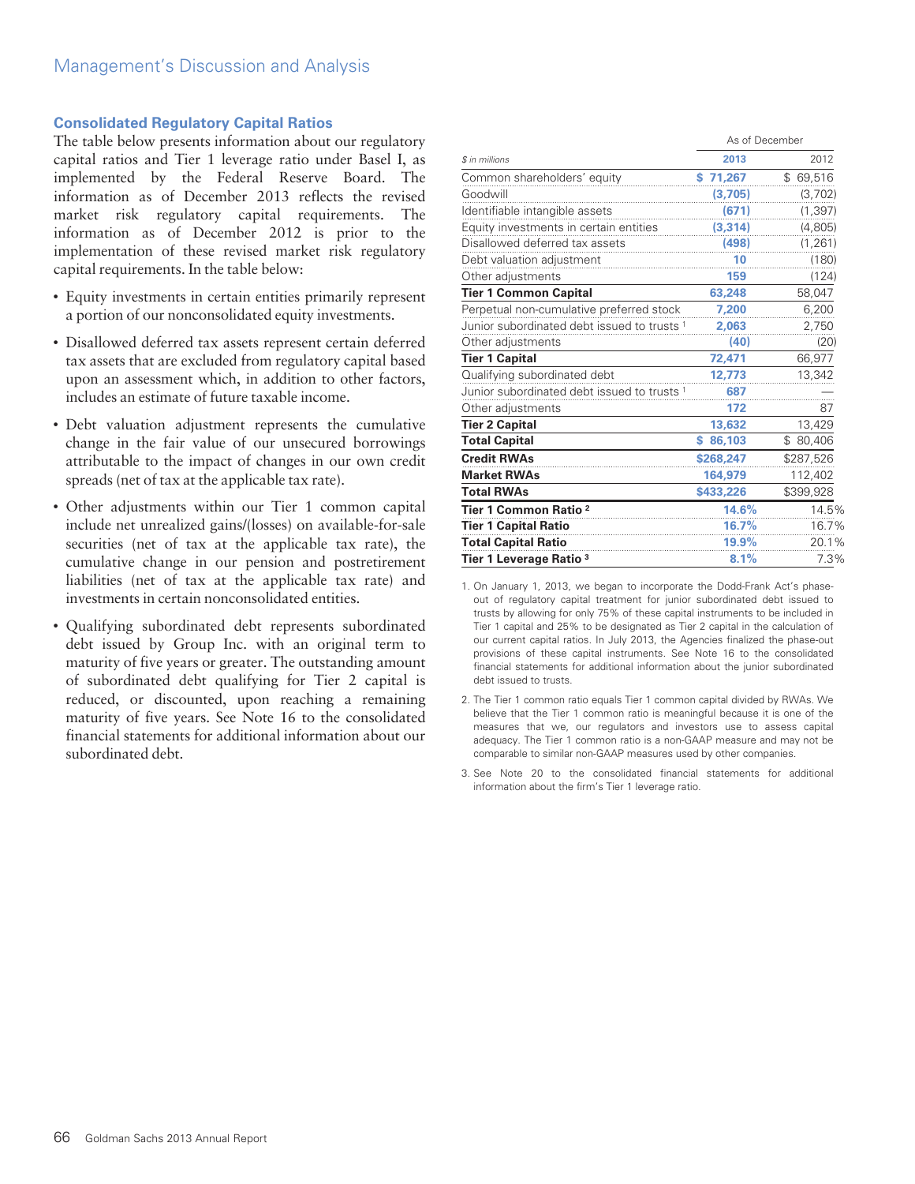## Consolidated Regulatory Capital Ratios

The table below presents information about our regulatory capital ratios and Tier 1 leverage ratio under Basel I, as implemented by the Federal Reserve Board. The information as of December 2013 reflects the revised market risk regulatory capital requirements. The information as of December 2012 is prior to the implementation of these revised market risk regulatory capital requirements. In the table below:

- Equity investments in certain entities primarily represent a portion of our nonconsolidated equity investments.
- Disallowed deferred tax assets represent certain deferred tax assets that are excluded from regulatory capital based upon an assessment which, in addition to other factors, includes an estimate of future taxable income.
- Debt valuation adjustment represents the cumulative change in the fair value of our unsecured borrowings attributable to the impact of changes in our own credit spreads (net of tax at the applicable tax rate).
- Other adjustments within our Tier 1 common capital include net unrealized gains/(losses) on available-for-sale securities (net of tax at the applicable tax rate), the cumulative change in our pension and postretirement liabilities (net of tax at the applicable tax rate) and investments in certain nonconsolidated entities.
- Qualifying subordinated debt represents subordinated debt issued by Group Inc. with an original term to maturity of five years or greater. The outstanding amount of subordinated debt qualifying for Tier 2 capital is reduced, or discounted, upon reaching a remaining maturity of five years. See Note 16 to the consolidated financial statements for additional information about our subordinated debt.

| | As of December | |
|---|---|---|
| *$ in millions* | **2013** | 2012 |
| Common shareholders' equity | **$ 71,267** | $ 69,516 |
| Goodwill | **(3,705)** | (3,702) |
| Identifiable intangible assets | **(671)** | (1,397) |
| Equity investments in certain entities | **(3,314)** | (4,805) |
| Disallowed deferred tax assets | **(498)** | (1,261) |
| Debt valuation adjustment | **10** | (180) |
| Other adjustments | **159** | (124) |
| **Tier 1 Common Capital** | **63,248** | 58,047 |
| Perpetual non-cumulative preferred stock | **7,200** | 6,200 |
| Junior subordinated debt issued to trusts [1] | **2,063** | 2,750 |
| Other adjustments | **(40)** | (20) |
| **Tier 1 Capital** | **72,471** | 66,977 |
| Qualifying subordinated debt | **12,773** | 13,342 |
| Junior subordinated debt issued to trusts [1] | **687** | — |
| Other adjustments | **172** | 87 |
| **Tier 2 Capital** | **13,632** | 13,429 |
| **Total Capital** | **$ 86,103** | $ 80,406 |
| **Credit RWAs** | **$268,247** | $287,526 |
| **Market RWAs** | **164,979** | 112,402 |
| **Total RWAs** | **$433,226** | $399,928 |
| **Tier 1 Common Ratio [2]** | **14.6%** | 14.5% |
| **Tier 1 Capital Ratio** | **16.7%** | 16.7% |
| **Total Capital Ratio** | **19.9%** | 20.1% |
| **Tier 1 Leverage Ratio [3]** | **8.1%** | 7.3% |

1. On January 1, 2013, we began to incorporate the Dodd-Frank Act's phase-out of regulatory capital treatment for junior subordinated debt issued to trusts by allowing for only 75% of these capital instruments to be included in Tier 1 capital and 25% to be designated as Tier 2 capital in the calculation of our current capital ratios. In July 2013, the Agencies finalized the phase-out provisions of these capital instruments. See Note 16 to the consolidated financial statements for additional information about the junior subordinated debt issued to trusts.

2. The Tier 1 common ratio equals Tier 1 common capital divided by RWAs. We believe that the Tier 1 common ratio is meaningful because it is one of the measures that we, our regulators and investors use to assess capital adequacy. The Tier 1 common ratio is a non-GAAP measure and may not be comparable to similar non-GAAP measures used by other companies.

3. See Note 20 to the consolidated financial statements for additional information about the firm's Tier 1 leverage ratio.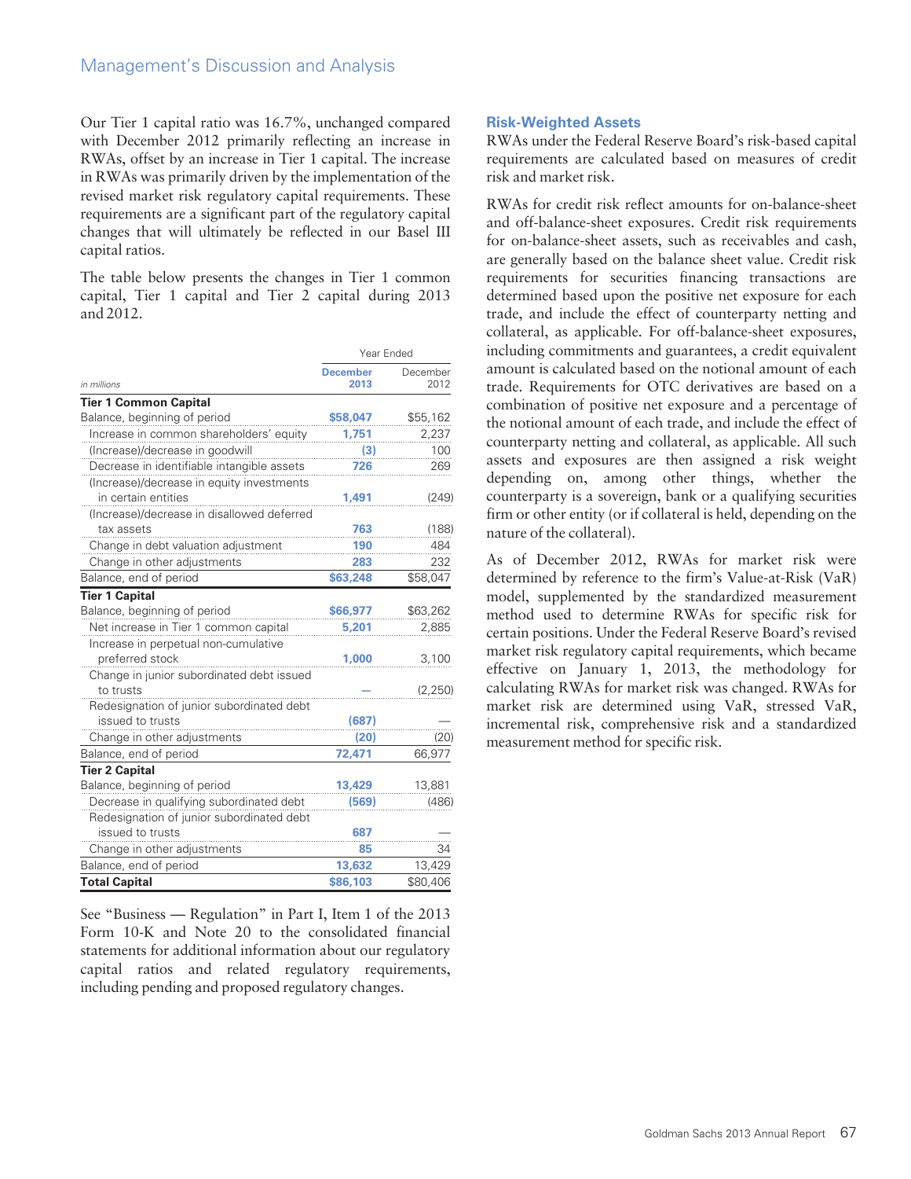Our Tier 1 capital ratio was 16.7%, unchanged compared with December 2012 primarily reflecting an increase in RWAs, offset by an increase in Tier 1 capital. The increase in RWAs was primarily driven by the implementation of the revised market risk regulatory capital requirements. These requirements are a significant part of the regulatory capital changes that will ultimately be reflected in our Basel III capital ratios.

The table below presents the changes in Tier 1 common capital, Tier 1 capital and Tier 2 capital during 2013 and 2012.

| | Year Ended | |
|---|---|---|
| *in millions* | December 2013 | December 2012 |
| **Tier 1 Common Capital** | | |
| Balance, beginning of period | $58,047 | $55,162 |
| Increase in common shareholders' equity | 1,751 | 2,237 |
| (Increase)/decrease in goodwill | (3) | 100 |
| Decrease in identifiable intangible assets | 726 | 269 |
| (Increase)/decrease in equity investments in certain entities | 1,491 | (249) |
| (Increase)/decrease in disallowed deferred tax assets | 763 | (188) |
| Change in debt valuation adjustment | 190 | 484 |
| Change in other adjustments | 283 | 232 |
| Balance, end of period | $63,248 | $58,047 |
| **Tier 1 Capital** | | |
| Balance, beginning of period | $66,977 | $63,262 |
| Net increase in Tier 1 common capital | 5,201 | 2,885 |
| Increase in perpetual non-cumulative preferred stock | 1,000 | 3,100 |
| Change in junior subordinated debt issued to trusts | — | (2,250) |
| Redesignation of junior subordinated debt issued to trusts | (687) | — |
| Change in other adjustments | (20) | (20) |
| Balance, end of period | 72,471 | 66,977 |
| **Tier 2 Capital** | | |
| Balance, beginning of period | 13,429 | 13,881 |
| Decrease in qualifying subordinated debt | (569) | (486) |
| Redesignation of junior subordinated debt issued to trusts | 687 | — |
| Change in other adjustments | 85 | 34 |
| Balance, end of period | 13,632 | 13,429 |
| **Total Capital** | $86,103 | $80,406 |

See "Business — Regulation" in Part I, Item 1 of the 2013 Form 10-K and Note 20 to the consolidated financial statements for additional information about our regulatory capital ratios and related regulatory requirements, including pending and proposed regulatory changes.

### Risk-Weighted Assets

RWAs under the Federal Reserve Board's risk-based capital requirements are calculated based on measures of credit risk and market risk.

RWAs for credit risk reflect amounts for on-balance-sheet and off-balance-sheet exposures. Credit risk requirements for on-balance-sheet assets, such as receivables and cash, are generally based on the balance sheet value. Credit risk requirements for securities financing transactions are determined based upon the positive net exposure for each trade, and include the effect of counterparty netting and collateral, as applicable. For off-balance-sheet exposures, including commitments and guarantees, a credit equivalent amount is calculated based on the notional amount of each trade. Requirements for OTC derivatives are based on a combination of positive net exposure and a percentage of the notional amount of each trade, and include the effect of counterparty netting and collateral, as applicable. All such assets and exposures are then assigned a risk weight depending on, among other things, whether the counterparty is a sovereign, bank or a qualifying securities firm or other entity (or if collateral is held, depending on the nature of the collateral).

As of December 2012, RWAs for market risk were determined by reference to the firm's Value-at-Risk (VaR) model, supplemented by the standardized measurement method used to determine RWAs for specific risk for certain positions. Under the Federal Reserve Board's revised market risk regulatory capital requirements, which became effective on January 1, 2013, the methodology for calculating RWAs for market risk was changed. RWAs for market risk are determined using VaR, stressed VaR, incremental risk, comprehensive risk and a standardized measurement method for specific risk.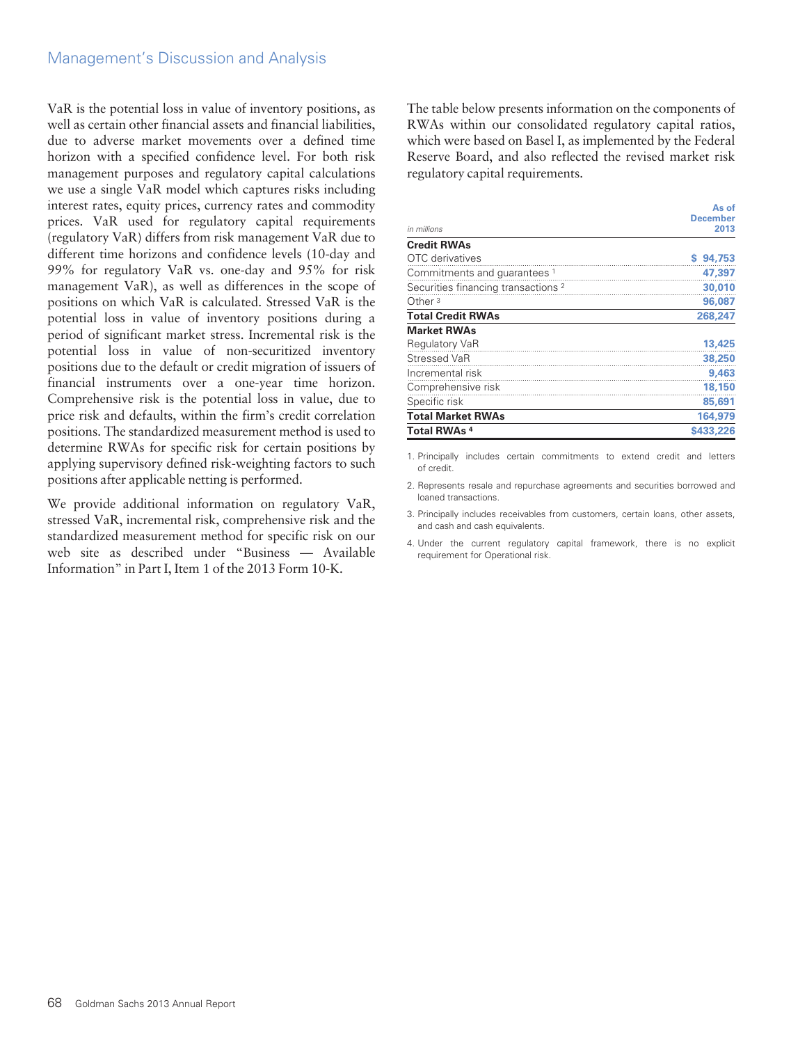VaR is the potential loss in value of inventory positions, as well as certain other financial assets and financial liabilities, due to adverse market movements over a defined time horizon with a specified confidence level. For both risk management purposes and regulatory capital calculations we use a single VaR model which captures risks including interest rates, equity prices, currency rates and commodity prices. VaR used for regulatory capital requirements (regulatory VaR) differs from risk management VaR due to different time horizons and confidence levels (10-day and 99% for regulatory VaR vs. one-day and 95% for risk management VaR), as well as differences in the scope of positions on which VaR is calculated. Stressed VaR is the potential loss in value of inventory positions during a period of significant market stress. Incremental risk is the potential loss in value of non-securitized inventory positions due to the default or credit migration of issuers of financial instruments over a one-year time horizon. Comprehensive risk is the potential loss in value, due to price risk and defaults, within the firm's credit correlation positions. The standardized measurement method is used to determine RWAs for specific risk for certain positions by applying supervisory defined risk-weighting factors to such positions after applicable netting is performed.

We provide additional information on regulatory VaR, stressed VaR, incremental risk, comprehensive risk and the standardized measurement method for specific risk on our web site as described under "Business — Available Information" in Part I, Item 1 of the 2013 Form 10-K.

The table below presents information on the components of RWAs within our consolidated regulatory capital ratios, which were based on Basel I, as implemented by the Federal Reserve Board, and also reflected the revised market risk regulatory capital requirements.

| *in millions* | As of December 2013 |
|---|---|
| **Credit RWAs** | |
| OTC derivatives | $ 94,753 |
| Commitments and guarantees [1] | 47,397 |
| Securities financing transactions [2] | 30,010 |
| Other [3] | 96,087 |
| **Total Credit RWAs** | 268,247 |
| **Market RWAs** | |
| Regulatory VaR | 13,425 |
| Stressed VaR | 38,250 |
| Incremental risk | 9,463 |
| Comprehensive risk | 18,150 |
| Specific risk | 85,691 |
| **Total Market RWAs** | 164,979 |
| **Total RWAs [4]** | $433,226 |

1. Principally includes certain commitments to extend credit and letters of credit.
2. Represents resale and repurchase agreements and securities borrowed and loaned transactions.
3. Principally includes receivables from customers, certain loans, other assets, and cash and cash equivalents.
4. Under the current regulatory capital framework, there is no explicit requirement for Operational risk.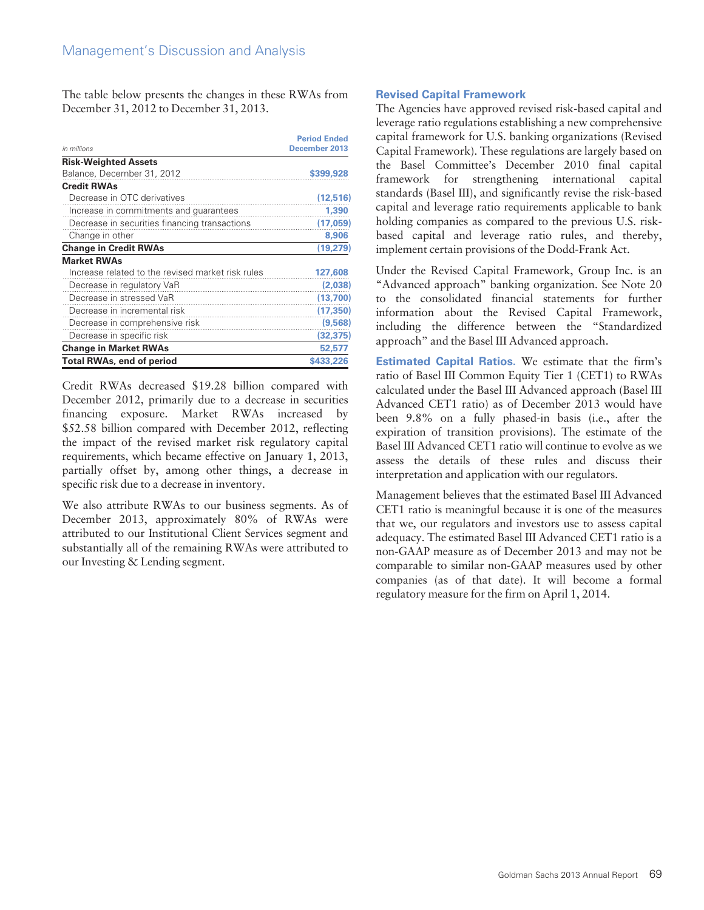The table below presents the changes in these RWAs from December 31, 2012 to December 31, 2013.

| *in millions* | Period Ended December 2013 |
|---|---|
| **Risk-Weighted Assets** | |
| Balance, December 31, 2012 | $399,928 |
| **Credit RWAs** | |
| Decrease in OTC derivatives | (12,516) |
| Increase in commitments and guarantees | 1,390 |
| Decrease in securities financing transactions | (17,059) |
| Change in other | 8,906 |
| **Change in Credit RWAs** | (19,279) |
| **Market RWAs** | |
| Increase related to the revised market risk rules | 127,608 |
| Decrease in regulatory VaR | (2,038) |
| Decrease in stressed VaR | (13,700) |
| Decrease in incremental risk | (17,350) |
| Decrease in comprehensive risk | (9,568) |
| Decrease in specific risk | (32,375) |
| **Change in Market RWAs** | 52,577 |
| **Total RWAs, end of period** | $433,226 |

Credit RWAs decreased $19.28 billion compared with December 2012, primarily due to a decrease in securities financing exposure. Market RWAs increased by $52.58 billion compared with December 2012, reflecting the impact of the revised market risk regulatory capital requirements, which became effective on January 1, 2013, partially offset by, among other things, a decrease in specific risk due to a decrease in inventory.

We also attribute RWAs to our business segments. As of December 2013, approximately 80% of RWAs were attributed to our Institutional Client Services segment and substantially all of the remaining RWAs were attributed to our Investing & Lending segment.

## Revised Capital Framework

The Agencies have approved revised risk-based capital and leverage ratio regulations establishing a new comprehensive capital framework for U.S. banking organizations (Revised Capital Framework). These regulations are largely based on the Basel Committee's December 2010 final capital framework for strengthening international capital standards (Basel III), and significantly revise the risk-based capital and leverage ratio requirements applicable to bank holding companies as compared to the previous U.S. risk-based capital and leverage ratio rules, and thereby, implement certain provisions of the Dodd-Frank Act.

Under the Revised Capital Framework, Group Inc. is an "Advanced approach" banking organization. See Note 20 to the consolidated financial statements for further information about the Revised Capital Framework, including the difference between the "Standardized approach" and the Basel III Advanced approach.

**Estimated Capital Ratios.** We estimate that the firm's ratio of Basel III Common Equity Tier 1 (CET1) to RWAs calculated under the Basel III Advanced approach (Basel III Advanced CET1 ratio) as of December 2013 would have been 9.8% on a fully phased-in basis (i.e., after the expiration of transition provisions). The estimate of the Basel III Advanced CET1 ratio will continue to evolve as we assess the details of these rules and discuss their interpretation and application with our regulators.

Management believes that the estimated Basel III Advanced CET1 ratio is meaningful because it is one of the measures that we, our regulators and investors use to assess capital adequacy. The estimated Basel III Advanced CET1 ratio is a non-GAAP measure as of December 2013 and may not be comparable to similar non-GAAP measures used by other companies (as of that date). It will become a formal regulatory measure for the firm on April 1, 2014.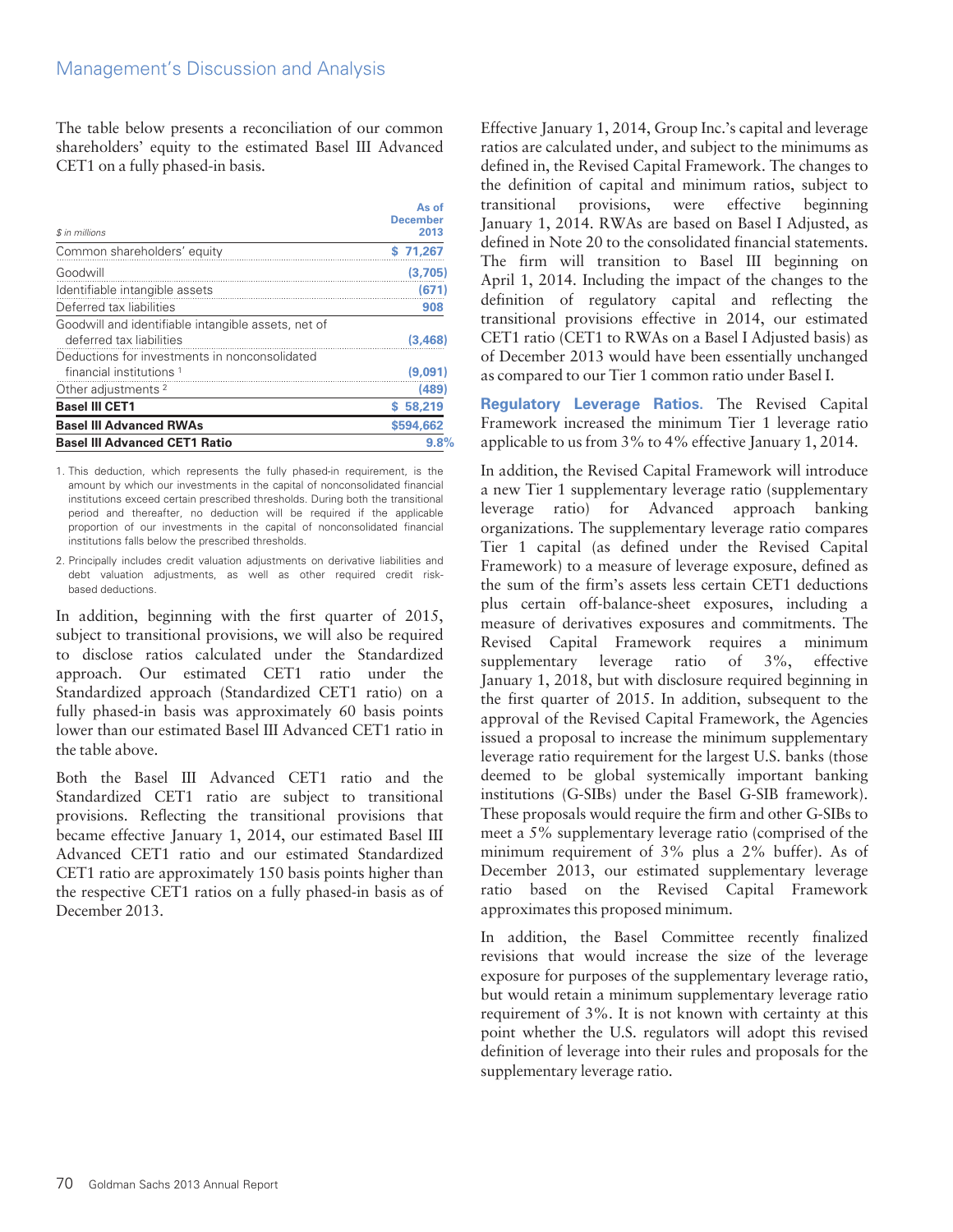The table below presents a reconciliation of our common shareholders' equity to the estimated Basel III Advanced CET1 on a fully phased-in basis.

| $ in millions | As of December 2013 |
|---|---|
| Common shareholders' equity | $ 71,267 |
| Goodwill | (3,705) |
| Identifiable intangible assets | (671) |
| Deferred tax liabilities | 908 |
| Goodwill and identifiable intangible assets, net of deferred tax liabilities | (3,468) |
| Deductions for investments in nonconsolidated financial institutions [1] | (9,091) |
| Other adjustments [2] | (489) |
| **Basel III CET1** | **$ 58,219** |
| **Basel III Advanced RWAs** | **$594,662** |
| **Basel III Advanced CET1 Ratio** | **9.8%** |

1. This deduction, which represents the fully phased-in requirement, is the amount by which our investments in the capital of nonconsolidated financial institutions exceed certain prescribed thresholds. During both the transitional period and thereafter, no deduction will be required if the applicable proportion of our investments in the capital of nonconsolidated financial institutions falls below the prescribed thresholds.

2. Principally includes credit valuation adjustments on derivative liabilities and debt valuation adjustments, as well as other required credit risk-based deductions.

In addition, beginning with the first quarter of 2015, subject to transitional provisions, we will also be required to disclose ratios calculated under the Standardized approach. Our estimated CET1 ratio under the Standardized approach (Standardized CET1 ratio) on a fully phased-in basis was approximately 60 basis points lower than our estimated Basel III Advanced CET1 ratio in the table above.

Both the Basel III Advanced CET1 ratio and the Standardized CET1 ratio are subject to transitional provisions. Reflecting the transitional provisions that became effective January 1, 2014, our estimated Basel III Advanced CET1 ratio and our estimated Standardized CET1 ratio are approximately 150 basis points higher than the respective CET1 ratios on a fully phased-in basis as of December 2013.

Effective January 1, 2014, Group Inc.'s capital and leverage ratios are calculated under, and subject to the minimums as defined in, the Revised Capital Framework. The changes to the definition of capital and minimum ratios, subject to transitional provisions, were effective beginning January 1, 2014. RWAs are based on Basel I Adjusted, as defined in Note 20 to the consolidated financial statements. The firm will transition to Basel III beginning on April 1, 2014. Including the impact of the changes to the definition of regulatory capital and reflecting the transitional provisions effective in 2014, our estimated CET1 ratio (CET1 to RWAs on a Basel I Adjusted basis) as of December 2013 would have been essentially unchanged as compared to our Tier 1 common ratio under Basel I.

**Regulatory Leverage Ratios.** The Revised Capital Framework increased the minimum Tier 1 leverage ratio applicable to us from 3% to 4% effective January 1, 2014.

In addition, the Revised Capital Framework will introduce a new Tier 1 supplementary leverage ratio (supplementary leverage ratio) for Advanced approach banking organizations. The supplementary leverage ratio compares Tier 1 capital (as defined under the Revised Capital Framework) to a measure of leverage exposure, defined as the sum of the firm's assets less certain CET1 deductions plus certain off-balance-sheet exposures, including a measure of derivatives exposures and commitments. The Revised Capital Framework requires a minimum supplementary leverage ratio of 3%, effective January 1, 2018, but with disclosure required beginning in the first quarter of 2015. In addition, subsequent to the approval of the Revised Capital Framework, the Agencies issued a proposal to increase the minimum supplementary leverage ratio requirement for the largest U.S. banks (those deemed to be global systemically important banking institutions (G-SIBs) under the Basel G-SIB framework). These proposals would require the firm and other G-SIBs to meet a 5% supplementary leverage ratio (comprised of the minimum requirement of 3% plus a 2% buffer). As of December 2013, our estimated supplementary leverage ratio based on the Revised Capital Framework approximates this proposed minimum.

In addition, the Basel Committee recently finalized revisions that would increase the size of the leverage exposure for purposes of the supplementary leverage ratio, but would retain a minimum supplementary leverage ratio requirement of 3%. It is not known with certainty at this point whether the U.S. regulators will adopt this revised definition of leverage into their rules and proposals for the supplementary leverage ratio.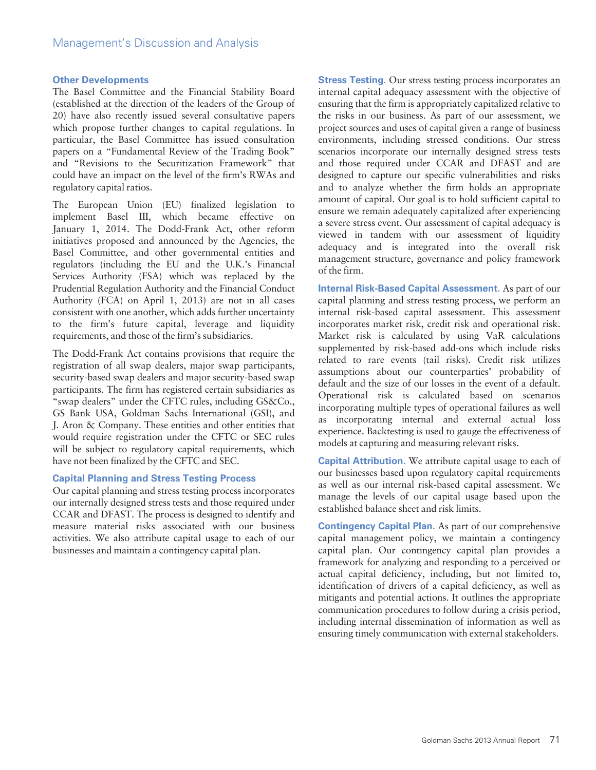### Other Developments

The Basel Committee and the Financial Stability Board (established at the direction of the leaders of the Group of 20) have also recently issued several consultative papers which propose further changes to capital regulations. In particular, the Basel Committee has issued consultation papers on a "Fundamental Review of the Trading Book" and "Revisions to the Securitization Framework" that could have an impact on the level of the firm's RWAs and regulatory capital ratios.

The European Union (EU) finalized legislation to implement Basel III, which became effective on January 1, 2014. The Dodd-Frank Act, other reform initiatives proposed and announced by the Agencies, the Basel Committee, and other governmental entities and regulators (including the EU and the U.K.'s Financial Services Authority (FSA) which was replaced by the Prudential Regulation Authority and the Financial Conduct Authority (FCA) on April 1, 2013) are not in all cases consistent with one another, which adds further uncertainty to the firm's future capital, leverage and liquidity requirements, and those of the firm's subsidiaries.

The Dodd-Frank Act contains provisions that require the registration of all swap dealers, major swap participants, security-based swap dealers and major security-based swap participants. The firm has registered certain subsidiaries as "swap dealers" under the CFTC rules, including GS&Co., GS Bank USA, Goldman Sachs International (GSI), and J. Aron & Company. These entities and other entities that would require registration under the CFTC or SEC rules will be subject to regulatory capital requirements, which have not been finalized by the CFTC and SEC.

### Capital Planning and Stress Testing Process

Our capital planning and stress testing process incorporates our internally designed stress tests and those required under CCAR and DFAST. The process is designed to identify and measure material risks associated with our business activities. We also attribute capital usage to each of our businesses and maintain a contingency capital plan.

**Stress Testing.** Our stress testing process incorporates an internal capital adequacy assessment with the objective of ensuring that the firm is appropriately capitalized relative to the risks in our business. As part of our assessment, we project sources and uses of capital given a range of business environments, including stressed conditions. Our stress scenarios incorporate our internally designed stress tests and those required under CCAR and DFAST and are designed to capture our specific vulnerabilities and risks and to analyze whether the firm holds an appropriate amount of capital. Our goal is to hold sufficient capital to ensure we remain adequately capitalized after experiencing a severe stress event. Our assessment of capital adequacy is viewed in tandem with our assessment of liquidity adequacy and is integrated into the overall risk management structure, governance and policy framework of the firm.

**Internal Risk-Based Capital Assessment.** As part of our capital planning and stress testing process, we perform an internal risk-based capital assessment. This assessment incorporates market risk, credit risk and operational risk. Market risk is calculated by using VaR calculations supplemented by risk-based add-ons which include risks related to rare events (tail risks). Credit risk utilizes assumptions about our counterparties' probability of default and the size of our losses in the event of a default. Operational risk is calculated based on scenarios incorporating multiple types of operational failures as well as incorporating internal and external actual loss experience. Backtesting is used to gauge the effectiveness of models at capturing and measuring relevant risks.

**Capital Attribution.** We attribute capital usage to each of our businesses based upon regulatory capital requirements as well as our internal risk-based capital assessment. We manage the levels of our capital usage based upon the established balance sheet and risk limits.

**Contingency Capital Plan.** As part of our comprehensive capital management policy, we maintain a contingency capital plan. Our contingency capital plan provides a framework for analyzing and responding to a perceived or actual capital deficiency, including, but not limited to, identification of drivers of a capital deficiency, as well as mitigants and potential actions. It outlines the appropriate communication procedures to follow during a crisis period, including internal dissemination of information as well as ensuring timely communication with external stakeholders.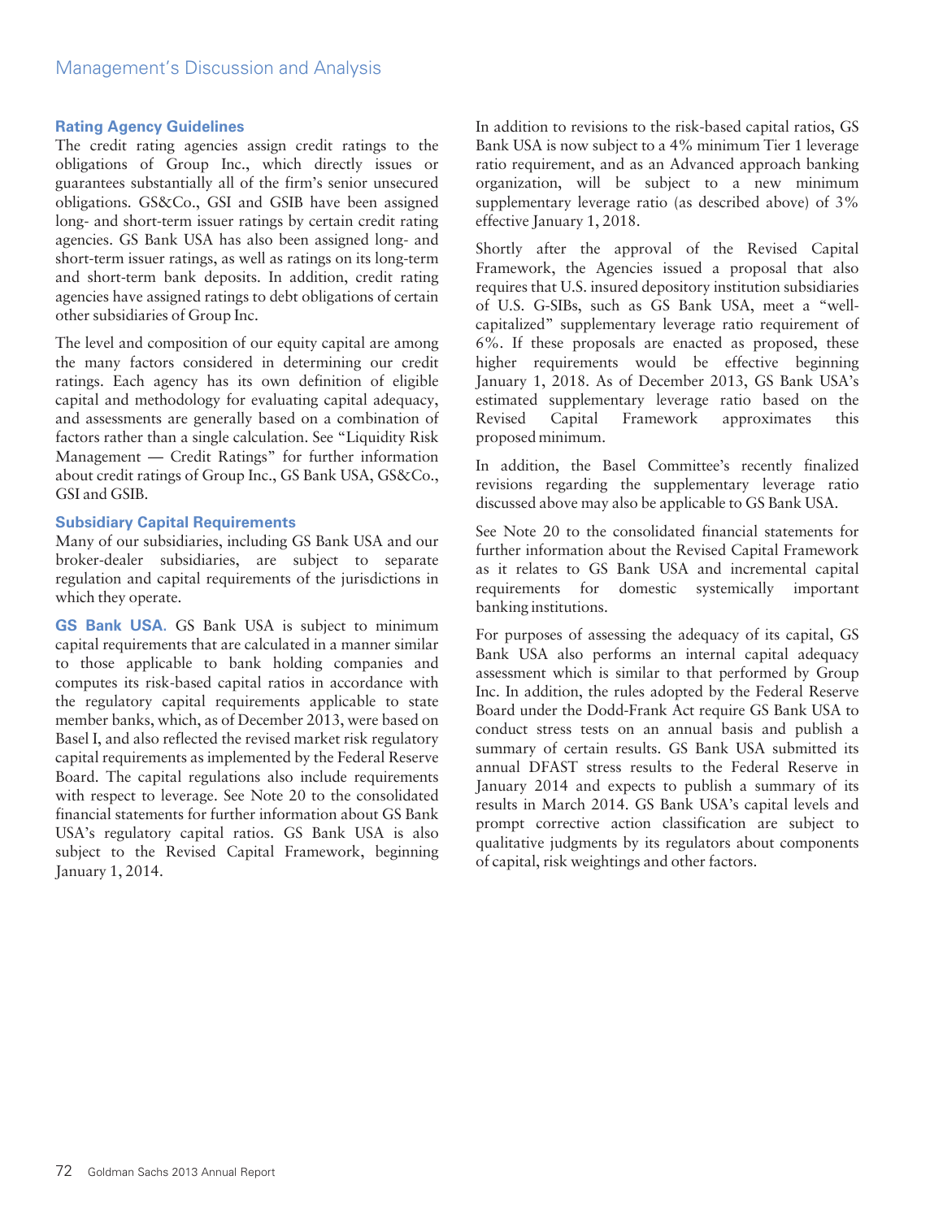### Rating Agency Guidelines

The credit rating agencies assign credit ratings to the obligations of Group Inc., which directly issues or guarantees substantially all of the firm's senior unsecured obligations. GS&Co., GSI and GSIB have been assigned long- and short-term issuer ratings by certain credit rating agencies. GS Bank USA has also been assigned long- and short-term issuer ratings, as well as ratings on its long-term and short-term bank deposits. In addition, credit rating agencies have assigned ratings to debt obligations of certain other subsidiaries of Group Inc.

The level and composition of our equity capital are among the many factors considered in determining our credit ratings. Each agency has its own definition of eligible capital and methodology for evaluating capital adequacy, and assessments are generally based on a combination of factors rather than a single calculation. See "Liquidity Risk Management — Credit Ratings" for further information about credit ratings of Group Inc., GS Bank USA, GS&Co., GSI and GSIB.

### Subsidiary Capital Requirements

Many of our subsidiaries, including GS Bank USA and our broker-dealer subsidiaries, are subject to separate regulation and capital requirements of the jurisdictions in which they operate.

**GS Bank USA.** GS Bank USA is subject to minimum capital requirements that are calculated in a manner similar to those applicable to bank holding companies and computes its risk-based capital ratios in accordance with the regulatory capital requirements applicable to state member banks, which, as of December 2013, were based on Basel I, and also reflected the revised market risk regulatory capital requirements as implemented by the Federal Reserve Board. The capital regulations also include requirements with respect to leverage. See Note 20 to the consolidated financial statements for further information about GS Bank USA's regulatory capital ratios. GS Bank USA is also subject to the Revised Capital Framework, beginning January 1, 2014.

In addition to revisions to the risk-based capital ratios, GS Bank USA is now subject to a 4% minimum Tier 1 leverage ratio requirement, and as an Advanced approach banking organization, will be subject to a new minimum supplementary leverage ratio (as described above) of 3% effective January 1, 2018.

Shortly after the approval of the Revised Capital Framework, the Agencies issued a proposal that also requires that U.S. insured depository institution subsidiaries of U.S. G-SIBs, such as GS Bank USA, meet a "well-capitalized" supplementary leverage ratio requirement of 6%. If these proposals are enacted as proposed, these higher requirements would be effective beginning January 1, 2018. As of December 2013, GS Bank USA's estimated supplementary leverage ratio based on the Revised Capital Framework approximates this proposed minimum.

In addition, the Basel Committee's recently finalized revisions regarding the supplementary leverage ratio discussed above may also be applicable to GS Bank USA.

See Note 20 to the consolidated financial statements for further information about the Revised Capital Framework as it relates to GS Bank USA and incremental capital requirements for domestic systemically important banking institutions.

For purposes of assessing the adequacy of its capital, GS Bank USA also performs an internal capital adequacy assessment which is similar to that performed by Group Inc. In addition, the rules adopted by the Federal Reserve Board under the Dodd-Frank Act require GS Bank USA to conduct stress tests on an annual basis and publish a summary of certain results. GS Bank USA submitted its annual DFAST stress results to the Federal Reserve in January 2014 and expects to publish a summary of its results in March 2014. GS Bank USA's capital levels and prompt corrective action classification are subject to qualitative judgments by its regulators about components of capital, risk weightings and other factors.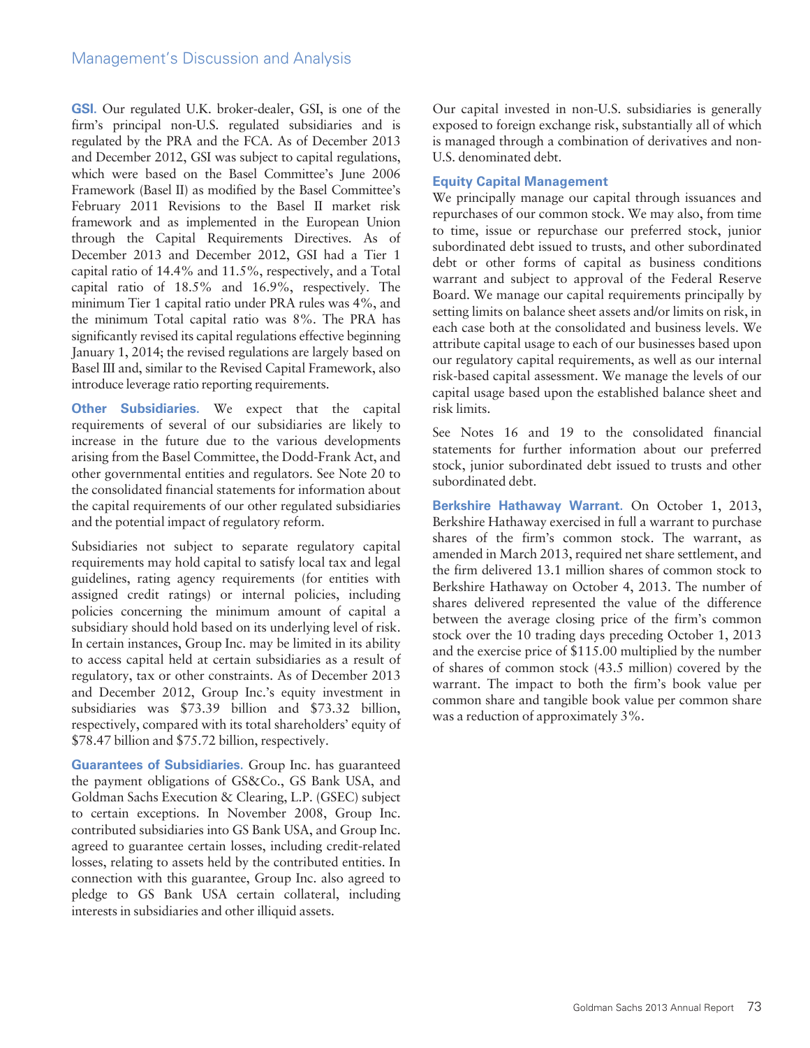**GSI.** Our regulated U.K. broker-dealer, GSI, is one of the firm's principal non-U.S. regulated subsidiaries and is regulated by the PRA and the FCA. As of December 2013 and December 2012, GSI was subject to capital regulations, which were based on the Basel Committee's June 2006 Framework (Basel II) as modified by the Basel Committee's February 2011 Revisions to the Basel II market risk framework and as implemented in the European Union through the Capital Requirements Directives. As of December 2013 and December 2012, GSI had a Tier 1 capital ratio of 14.4% and 11.5%, respectively, and a Total capital ratio of 18.5% and 16.9%, respectively. The minimum Tier 1 capital ratio under PRA rules was 4%, and the minimum Total capital ratio was 8%. The PRA has significantly revised its capital regulations effective beginning January 1, 2014; the revised regulations are largely based on Basel III and, similar to the Revised Capital Framework, also introduce leverage ratio reporting requirements.

**Other Subsidiaries.** We expect that the capital requirements of several of our subsidiaries are likely to increase in the future due to the various developments arising from the Basel Committee, the Dodd-Frank Act, and other governmental entities and regulators. See Note 20 to the consolidated financial statements for information about the capital requirements of our other regulated subsidiaries and the potential impact of regulatory reform.

Subsidiaries not subject to separate regulatory capital requirements may hold capital to satisfy local tax and legal guidelines, rating agency requirements (for entities with assigned credit ratings) or internal policies, including policies concerning the minimum amount of capital a subsidiary should hold based on its underlying level of risk. In certain instances, Group Inc. may be limited in its ability to access capital held at certain subsidiaries as a result of regulatory, tax or other constraints. As of December 2013 and December 2012, Group Inc.'s equity investment in subsidiaries was $73.39 billion and $73.32 billion, respectively, compared with its total shareholders' equity of $78.47 billion and $75.72 billion, respectively.

**Guarantees of Subsidiaries.** Group Inc. has guaranteed the payment obligations of GS&Co., GS Bank USA, and Goldman Sachs Execution & Clearing, L.P. (GSEC) subject to certain exceptions. In November 2008, Group Inc. contributed subsidiaries into GS Bank USA, and Group Inc. agreed to guarantee certain losses, including credit-related losses, relating to assets held by the contributed entities. In connection with this guarantee, Group Inc. also agreed to pledge to GS Bank USA certain collateral, including interests in subsidiaries and other illiquid assets.

Our capital invested in non-U.S. subsidiaries is generally exposed to foreign exchange risk, substantially all of which is managed through a combination of derivatives and non-U.S. denominated debt.

### Equity Capital Management

We principally manage our capital through issuances and repurchases of our common stock. We may also, from time to time, issue or repurchase our preferred stock, junior subordinated debt issued to trusts, and other subordinated debt or other forms of capital as business conditions warrant and subject to approval of the Federal Reserve Board. We manage our capital requirements principally by setting limits on balance sheet assets and/or limits on risk, in each case both at the consolidated and business levels. We attribute capital usage to each of our businesses based upon our regulatory capital requirements, as well as our internal risk-based capital assessment. We manage the levels of our capital usage based upon the established balance sheet and risk limits.

See Notes 16 and 19 to the consolidated financial statements for further information about our preferred stock, junior subordinated debt issued to trusts and other subordinated debt.

**Berkshire Hathaway Warrant.** On October 1, 2013, Berkshire Hathaway exercised in full a warrant to purchase shares of the firm's common stock. The warrant, as amended in March 2013, required net share settlement, and the firm delivered 13.1 million shares of common stock to Berkshire Hathaway on October 4, 2013. The number of shares delivered represented the value of the difference between the average closing price of the firm's common stock over the 10 trading days preceding October 1, 2013 and the exercise price of $115.00 multiplied by the number of shares of common stock (43.5 million) covered by the warrant. The impact to both the firm's book value per common share and tangible book value per common share was a reduction of approximately 3%.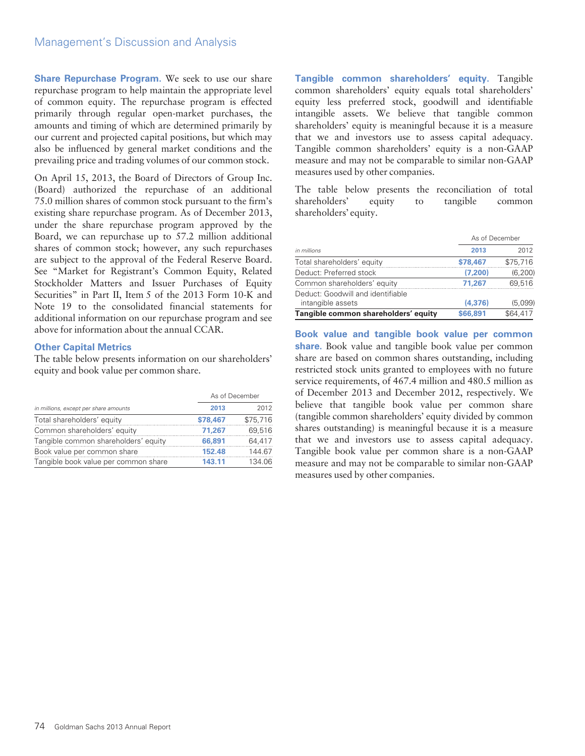**Share Repurchase Program.** We seek to use our share repurchase program to help maintain the appropriate level of common equity. The repurchase program is effected primarily through regular open-market purchases, the amounts and timing of which are determined primarily by our current and projected capital positions, but which may also be influenced by general market conditions and the prevailing price and trading volumes of our common stock.

On April 15, 2013, the Board of Directors of Group Inc. (Board) authorized the repurchase of an additional 75.0 million shares of common stock pursuant to the firm's existing share repurchase program. As of December 2013, under the share repurchase program approved by the Board, we can repurchase up to 57.2 million additional shares of common stock; however, any such repurchases are subject to the approval of the Federal Reserve Board. See "Market for Registrant's Common Equity, Related Stockholder Matters and Issuer Purchases of Equity Securities" in Part II, Item 5 of the 2013 Form 10-K and Note 19 to the consolidated financial statements for additional information on our repurchase program and see above for information about the annual CCAR.

### Other Capital Metrics

The table below presents information on our shareholders' equity and book value per common share.

| *in millions, except per share amounts* | As of December 2013 | As of December 2012 |
|---|---|---|
| Total shareholders' equity | **$78,467** | $75,716 |
| Common shareholders' equity | **71,267** | 69,516 |
| Tangible common shareholders' equity | **66,891** | 64,417 |
| Book value per common share | **152.48** | 144.67 |
| Tangible book value per common share | **143.11** | 134.06 |

**Tangible common shareholders' equity.** Tangible common shareholders' equity equals total shareholders' equity less preferred stock, goodwill and identifiable intangible assets. We believe that tangible common shareholders' equity is meaningful because it is a measure that we and investors use to assess capital adequacy. Tangible common shareholders' equity is a non-GAAP measure and may not be comparable to similar non-GAAP measures used by other companies.

The table below presents the reconciliation of total shareholders' equity to tangible common shareholders' equity.

| *in millions* | As of December 2013 | As of December 2012 |
|---|---|---|
| Total shareholders' equity | **$78,467** | $75,716 |
| Deduct: Preferred stock | **(7,200)** | (6,200) |
| Common shareholders' equity | **71,267** | 69,516 |
| Deduct: Goodwill and identifiable intangible assets | **(4,376)** | (5,099) |
| **Tangible common shareholders' equity** | **$66,891** | $64,417 |

**Book value and tangible book value per common share.** Book value and tangible book value per common share are based on common shares outstanding, including restricted stock units granted to employees with no future service requirements, of 467.4 million and 480.5 million as of December 2013 and December 2012, respectively. We believe that tangible book value per common share (tangible common shareholders' equity divided by common shares outstanding) is meaningful because it is a measure that we and investors use to assess capital adequacy. Tangible book value per common share is a non-GAAP measure and may not be comparable to similar non-GAAP measures used by other companies.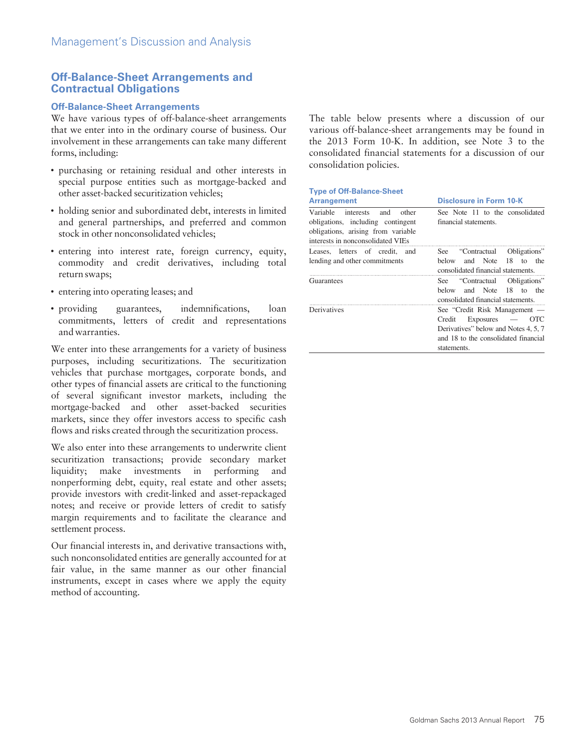## Off-Balance-Sheet Arrangements and Contractual Obligations

### Off-Balance-Sheet Arrangements

We have various types of off-balance-sheet arrangements that we enter into in the ordinary course of business. Our involvement in these arrangements can take many different forms, including:

- purchasing or retaining residual and other interests in special purpose entities such as mortgage-backed and other asset-backed securitization vehicles;
- holding senior and subordinated debt, interests in limited and general partnerships, and preferred and common stock in other nonconsolidated vehicles;
- entering into interest rate, foreign currency, equity, commodity and credit derivatives, including total return swaps;
- entering into operating leases; and
- providing guarantees, indemnifications, loan commitments, letters of credit and representations and warranties.

We enter into these arrangements for a variety of business purposes, including securitizations. The securitization vehicles that purchase mortgages, corporate bonds, and other types of financial assets are critical to the functioning of several significant investor markets, including the mortgage-backed and other asset-backed securities markets, since they offer investors access to specific cash flows and risks created through the securitization process.

We also enter into these arrangements to underwrite client securitization transactions; provide secondary market liquidity; make investments in performing and nonperforming debt, equity, real estate and other assets; provide investors with credit-linked and asset-repackaged notes; and receive or provide letters of credit to satisfy margin requirements and to facilitate the clearance and settlement process.

Our financial interests in, and derivative transactions with, such nonconsolidated entities are generally accounted for at fair value, in the same manner as our other financial instruments, except in cases where we apply the equity method of accounting.

The table below presents where a discussion of our various off-balance-sheet arrangements may be found in the 2013 Form 10-K. In addition, see Note 3 to the consolidated financial statements for a discussion of our consolidation policies.

| Type of Off-Balance-Sheet Arrangement | Disclosure in Form 10-K |
| --- | --- |
| Variable interests and other obligations, including contingent obligations, arising from variable interests in nonconsolidated VIEs | See Note 11 to the consolidated financial statements. |
| Leases, letters of credit, and lending and other commitments | See "Contractual Obligations" below and Note 18 to the consolidated financial statements. |
| Guarantees | See "Contractual Obligations" below and Note 18 to the consolidated financial statements. |
| Derivatives | See "Credit Risk Management — Credit Exposures — OTC Derivatives" below and Notes 4, 5, 7 and 18 to the consolidated financial statements. |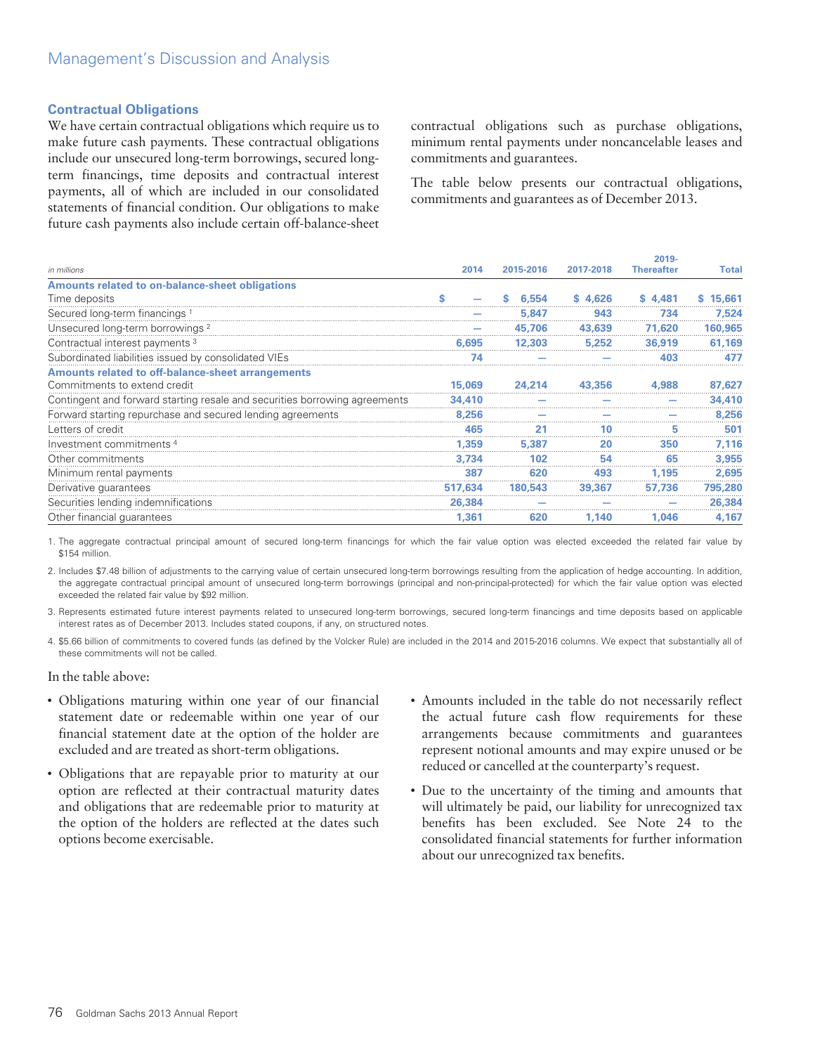### Contractual Obligations

We have certain contractual obligations which require us to make future cash payments. These contractual obligations include our unsecured long-term borrowings, secured long-term financings, time deposits and contractual interest payments, all of which are included in our consolidated statements of financial condition. Our obligations to make future cash payments also include certain off-balance-sheet contractual obligations such as purchase obligations, minimum rental payments under noncancelable leases and commitments and guarantees.

The table below presents our contractual obligations, commitments and guarantees as of December 2013.

| *in millions* | 2014 | 2015-2016 | 2017-2018 | 2019-Thereafter | Total |
|---|---|---|---|---|---|
| **Amounts related to on-balance-sheet obligations** | | | | | |
| Time deposits | $ — | $ 6,554 | $ 4,626 | $ 4,481 | $ 15,661 |
| Secured long-term financings [1] | — | 5,847 | 943 | 734 | 7,524 |
| Unsecured long-term borrowings [2] | — | 45,706 | 43,639 | 71,620 | 160,965 |
| Contractual interest payments [3] | 6,695 | 12,303 | 5,252 | 36,919 | 61,169 |
| Subordinated liabilities issued by consolidated VIEs | 74 | — | — | 403 | 477 |
| **Amounts related to off-balance-sheet arrangements** | | | | | |
| Commitments to extend credit | 15,069 | 24,214 | 43,356 | 4,988 | 87,627 |
| Contingent and forward starting resale and securities borrowing agreements | 34,410 | — | — | — | 34,410 |
| Forward starting repurchase and secured lending agreements | 8,256 | — | — | — | 8,256 |
| Letters of credit | 465 | 21 | 10 | 5 | 501 |
| Investment commitments [4] | 1,359 | 5,387 | 20 | 350 | 7,116 |
| Other commitments | 3,734 | 102 | 54 | 65 | 3,955 |
| Minimum rental payments | 387 | 620 | 493 | 1,195 | 2,695 |
| Derivative guarantees | 517,634 | 180,543 | 39,367 | 57,736 | 795,280 |
| Securities lending indemnifications | 26,384 | — | — | — | 26,384 |
| Other financial guarantees | 1,361 | 620 | 1,140 | 1,046 | 4,167 |

1. The aggregate contractual principal amount of secured long-term financings for which the fair value option was elected exceeded the related fair value by $154 million.

2. Includes $7.48 billion of adjustments to the carrying value of certain unsecured long-term borrowings resulting from the application of hedge accounting. In addition, the aggregate contractual principal amount of unsecured long-term borrowings (principal and non-principal-protected) for which the fair value option was elected exceeded the related fair value by $92 million.

3. Represents estimated future interest payments related to unsecured long-term borrowings, secured long-term financings and time deposits based on applicable interest rates as of December 2013. Includes stated coupons, if any, on structured notes.

4. $5.66 billion of commitments to covered funds (as defined by the Volcker Rule) are included in the 2014 and 2015-2016 columns. We expect that substantially all of these commitments will not be called.

In the table above:

- Obligations maturing within one year of our financial statement date or redeemable within one year of our financial statement date at the option of the holder are excluded and are treated as short-term obligations.
- Obligations that are repayable prior to maturity at our option are reflected at their contractual maturity dates and obligations that are redeemable prior to maturity at the option of the holders are reflected at the dates such options become exercisable.
- Amounts included in the table do not necessarily reflect the actual future cash flow requirements for these arrangements because commitments and guarantees represent notional amounts and may expire unused or be reduced or cancelled at the counterparty's request.
- Due to the uncertainty of the timing and amounts that will ultimately be paid, our liability for unrecognized tax benefits has been excluded. See Note 24 to the consolidated financial statements for further information about our unrecognized tax benefits.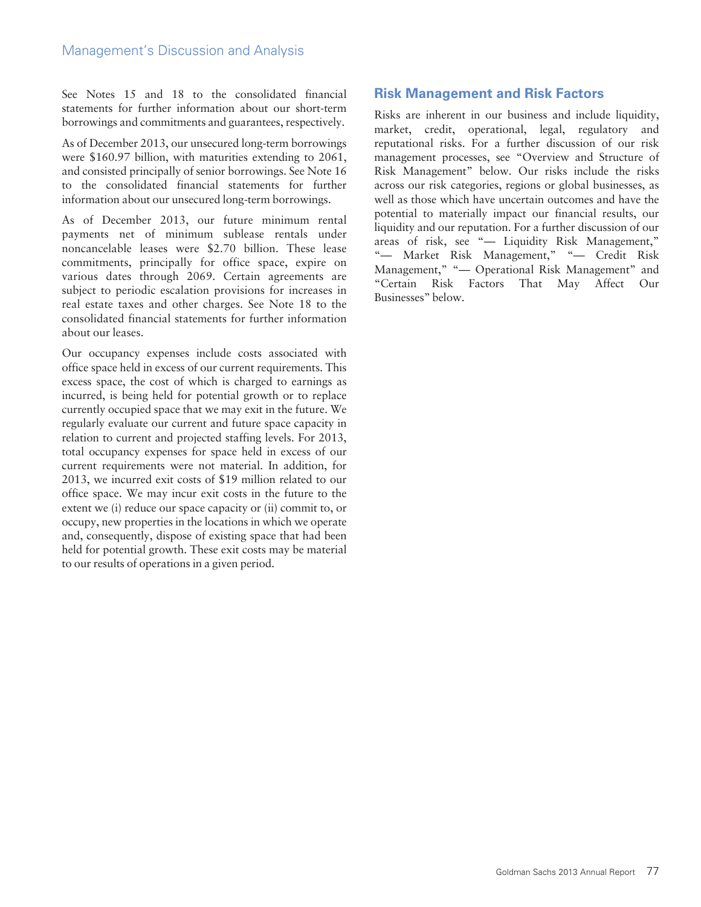See Notes 15 and 18 to the consolidated financial statements for further information about our short-term borrowings and commitments and guarantees, respectively.

As of December 2013, our unsecured long-term borrowings were $160.97 billion, with maturities extending to 2061, and consisted principally of senior borrowings. See Note 16 to the consolidated financial statements for further information about our unsecured long-term borrowings.

As of December 2013, our future minimum rental payments net of minimum sublease rentals under noncancelable leases were $2.70 billion. These lease commitments, principally for office space, expire on various dates through 2069. Certain agreements are subject to periodic escalation provisions for increases in real estate taxes and other charges. See Note 18 to the consolidated financial statements for further information about our leases.

Our occupancy expenses include costs associated with office space held in excess of our current requirements. This excess space, the cost of which is charged to earnings as incurred, is being held for potential growth or to replace currently occupied space that we may exit in the future. We regularly evaluate our current and future space capacity in relation to current and projected staffing levels. For 2013, total occupancy expenses for space held in excess of our current requirements were not material. In addition, for 2013, we incurred exit costs of $19 million related to our office space. We may incur exit costs in the future to the extent we (i) reduce our space capacity or (ii) commit to, or occupy, new properties in the locations in which we operate and, consequently, dispose of existing space that had been held for potential growth. These exit costs may be material to our results of operations in a given period.

## Risk Management and Risk Factors

Risks are inherent in our business and include liquidity, market, credit, operational, legal, regulatory and reputational risks. For a further discussion of our risk management processes, see "Overview and Structure of Risk Management" below. Our risks include the risks across our risk categories, regions or global businesses, as well as those which have uncertain outcomes and have the potential to materially impact our financial results, our liquidity and our reputation. For a further discussion of our areas of risk, see "— Liquidity Risk Management," "— Market Risk Management," "— Credit Risk Management," "— Operational Risk Management" and "Certain Risk Factors That May Affect Our Businesses" below.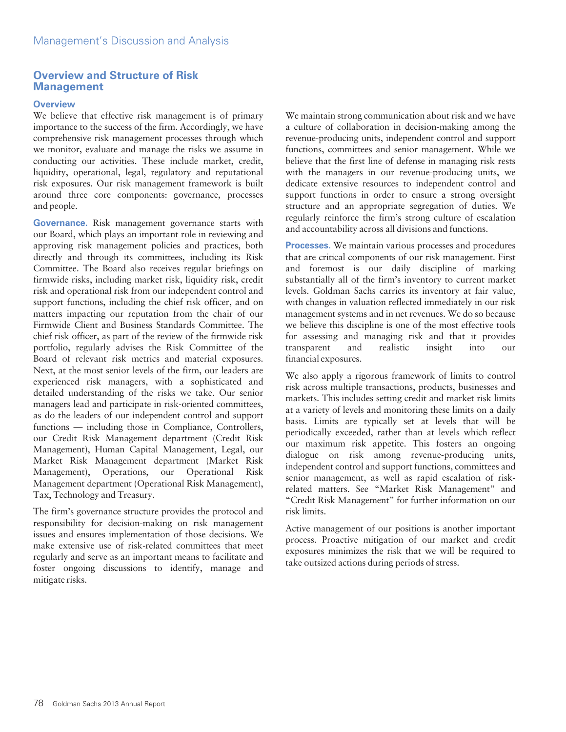## Overview and Structure of Risk Management

### Overview

We believe that effective risk management is of primary importance to the success of the firm. Accordingly, we have comprehensive risk management processes through which we monitor, evaluate and manage the risks we assume in conducting our activities. These include market, credit, liquidity, operational, legal, regulatory and reputational risk exposures. Our risk management framework is built around three core components: governance, processes and people.

**Governance.** Risk management governance starts with our Board, which plays an important role in reviewing and approving risk management policies and practices, both directly and through its committees, including its Risk Committee. The Board also receives regular briefings on firmwide risks, including market risk, liquidity risk, credit risk and operational risk from our independent control and support functions, including the chief risk officer, and on matters impacting our reputation from the chair of our Firmwide Client and Business Standards Committee. The chief risk officer, as part of the review of the firmwide risk portfolio, regularly advises the Risk Committee of the Board of relevant risk metrics and material exposures. Next, at the most senior levels of the firm, our leaders are experienced risk managers, with a sophisticated and detailed understanding of the risks we take. Our senior managers lead and participate in risk-oriented committees, as do the leaders of our independent control and support functions — including those in Compliance, Controllers, our Credit Risk Management department (Credit Risk Management), Human Capital Management, Legal, our Market Risk Management department (Market Risk Management), Operations, our Operational Risk Management department (Operational Risk Management), Tax, Technology and Treasury.

The firm's governance structure provides the protocol and responsibility for decision-making on risk management issues and ensures implementation of those decisions. We make extensive use of risk-related committees that meet regularly and serve as an important means to facilitate and foster ongoing discussions to identify, manage and mitigate risks.

We maintain strong communication about risk and we have a culture of collaboration in decision-making among the revenue-producing units, independent control and support functions, committees and senior management. While we believe that the first line of defense in managing risk rests with the managers in our revenue-producing units, we dedicate extensive resources to independent control and support functions in order to ensure a strong oversight structure and an appropriate segregation of duties. We regularly reinforce the firm's strong culture of escalation and accountability across all divisions and functions.

**Processes.** We maintain various processes and procedures that are critical components of our risk management. First and foremost is our daily discipline of marking substantially all of the firm's inventory to current market levels. Goldman Sachs carries its inventory at fair value, with changes in valuation reflected immediately in our risk management systems and in net revenues. We do so because we believe this discipline is one of the most effective tools for assessing and managing risk and that it provides transparent and realistic insight into our financial exposures.

We also apply a rigorous framework of limits to control risk across multiple transactions, products, businesses and markets. This includes setting credit and market risk limits at a variety of levels and monitoring these limits on a daily basis. Limits are typically set at levels that will be periodically exceeded, rather than at levels which reflect our maximum risk appetite. This fosters an ongoing dialogue on risk among revenue-producing units, independent control and support functions, committees and senior management, as well as rapid escalation of risk-related matters. See "Market Risk Management" and "Credit Risk Management" for further information on our risk limits.

Active management of our positions is another important process. Proactive mitigation of our market and credit exposures minimizes the risk that we will be required to take outsized actions during periods of stress.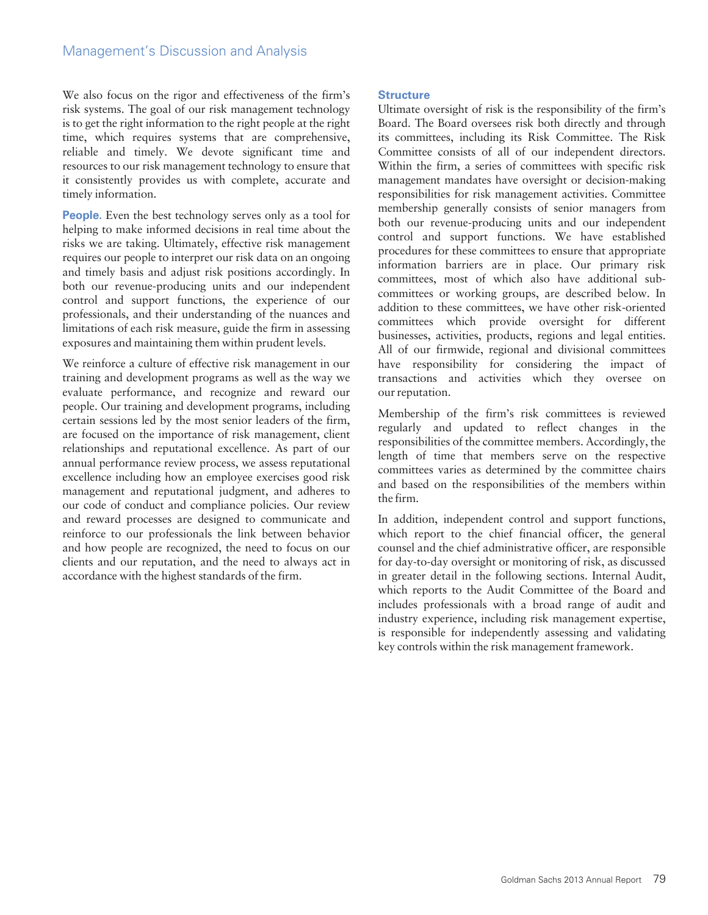We also focus on the rigor and effectiveness of the firm's risk systems. The goal of our risk management technology is to get the right information to the right people at the right time, which requires systems that are comprehensive, reliable and timely. We devote significant time and resources to our risk management technology to ensure that it consistently provides us with complete, accurate and timely information.

**People.** Even the best technology serves only as a tool for helping to make informed decisions in real time about the risks we are taking. Ultimately, effective risk management requires our people to interpret our risk data on an ongoing and timely basis and adjust risk positions accordingly. In both our revenue-producing units and our independent control and support functions, the experience of our professionals, and their understanding of the nuances and limitations of each risk measure, guide the firm in assessing exposures and maintaining them within prudent levels.

We reinforce a culture of effective risk management in our training and development programs as well as the way we evaluate performance, and recognize and reward our people. Our training and development programs, including certain sessions led by the most senior leaders of the firm, are focused on the importance of risk management, client relationships and reputational excellence. As part of our annual performance review process, we assess reputational excellence including how an employee exercises good risk management and reputational judgment, and adheres to our code of conduct and compliance policies. Our review and reward processes are designed to communicate and reinforce to our professionals the link between behavior and how people are recognized, the need to focus on our clients and our reputation, and the need to always act in accordance with the highest standards of the firm.

### Structure

Ultimate oversight of risk is the responsibility of the firm's Board. The Board oversees risk both directly and through its committees, including its Risk Committee. The Risk Committee consists of all of our independent directors. Within the firm, a series of committees with specific risk management mandates have oversight or decision-making responsibilities for risk management activities. Committee membership generally consists of senior managers from both our revenue-producing units and our independent control and support functions. We have established procedures for these committees to ensure that appropriate information barriers are in place. Our primary risk committees, most of which also have additional sub-committees or working groups, are described below. In addition to these committees, we have other risk-oriented committees which provide oversight for different businesses, activities, products, regions and legal entities. All of our firmwide, regional and divisional committees have responsibility for considering the impact of transactions and activities which they oversee on our reputation.

Membership of the firm's risk committees is reviewed regularly and updated to reflect changes in the responsibilities of the committee members. Accordingly, the length of time that members serve on the respective committees varies as determined by the committee chairs and based on the responsibilities of the members within the firm.

In addition, independent control and support functions, which report to the chief financial officer, the general counsel and the chief administrative officer, are responsible for day-to-day oversight or monitoring of risk, as discussed in greater detail in the following sections. Internal Audit, which reports to the Audit Committee of the Board and includes professionals with a broad range of audit and industry experience, including risk management expertise, is responsible for independently assessing and validating key controls within the risk management framework.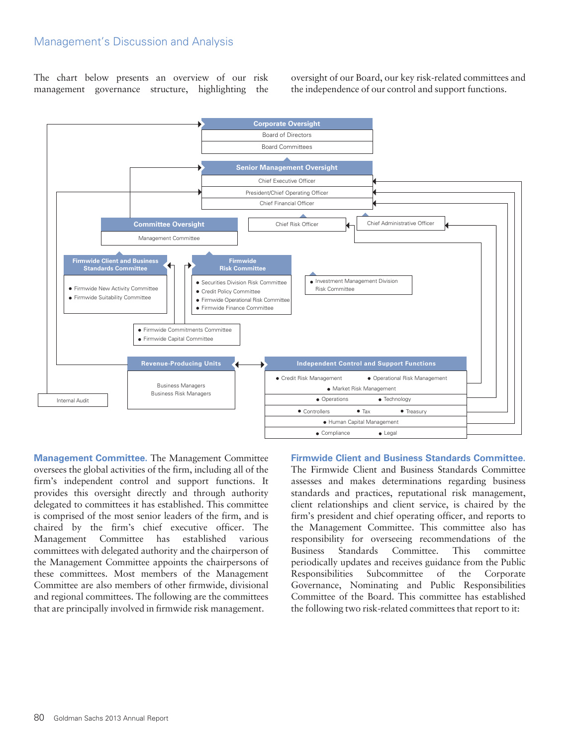## Management's Discussion and Analysis

The chart below presents an overview of our risk management governance structure, highlighting the oversight of our Board, our key risk-related committees and the independence of our control and support functions.

**Corporate Oversight**
- Board of Directors
- Board Committees

**Senior Management Oversight**
- Chief Executive Officer
- President/Chief Operating Officer
- Chief Financial Officer

Chief Risk Officer

Chief Administrative Officer

**Committee Oversight**
- Management Committee

**Firmwide Client and Business Standards Committee**
- Firmwide New Activity Committee
- Firmwide Suitability Committee

**Firmwide Risk Committee**
- Securities Division Risk Committee
- Credit Policy Committee
- Firmwide Operational Risk Committee
- Firmwide Finance Committee

- Investment Management Division Risk Committee

- Firmwide Commitments Committee
- Firmwide Capital Committee

**Revenue-Producing Units**
- Business Managers
- Business Risk Managers

**Independent Control and Support Functions**
- Credit Risk Management
- Operational Risk Management
- Market Risk Management
- Operations
- Technology
- Controllers
- Tax
- Treasury
- Human Capital Management
- Compliance
- Legal

Internal Audit

**Management Committee.** The Management Committee oversees the global activities of the firm, including all of the firm's independent control and support functions. It provides this oversight directly and through authority delegated to committees it has established. This committee is comprised of the most senior leaders of the firm, and is chaired by the firm's chief executive officer. The Management Committee has established various committees with delegated authority and the chairperson of the Management Committee appoints the chairpersons of these committees. Most members of the Management Committee are also members of other firmwide, divisional and regional committees. The following are the committees that are principally involved in firmwide risk management.

**Firmwide Client and Business Standards Committee.** The Firmwide Client and Business Standards Committee assesses and makes determinations regarding business standards and practices, reputational risk management, client relationships and client service, is chaired by the firm's president and chief operating officer, and reports to the Management Committee. This committee also has responsibility for overseeing recommendations of the Business Standards Committee. This committee periodically updates and receives guidance from the Public Responsibilities Subcommittee of the Corporate Governance, Nominating and Public Responsibilities Committee of the Board. This committee has established the following two risk-related committees that report to it: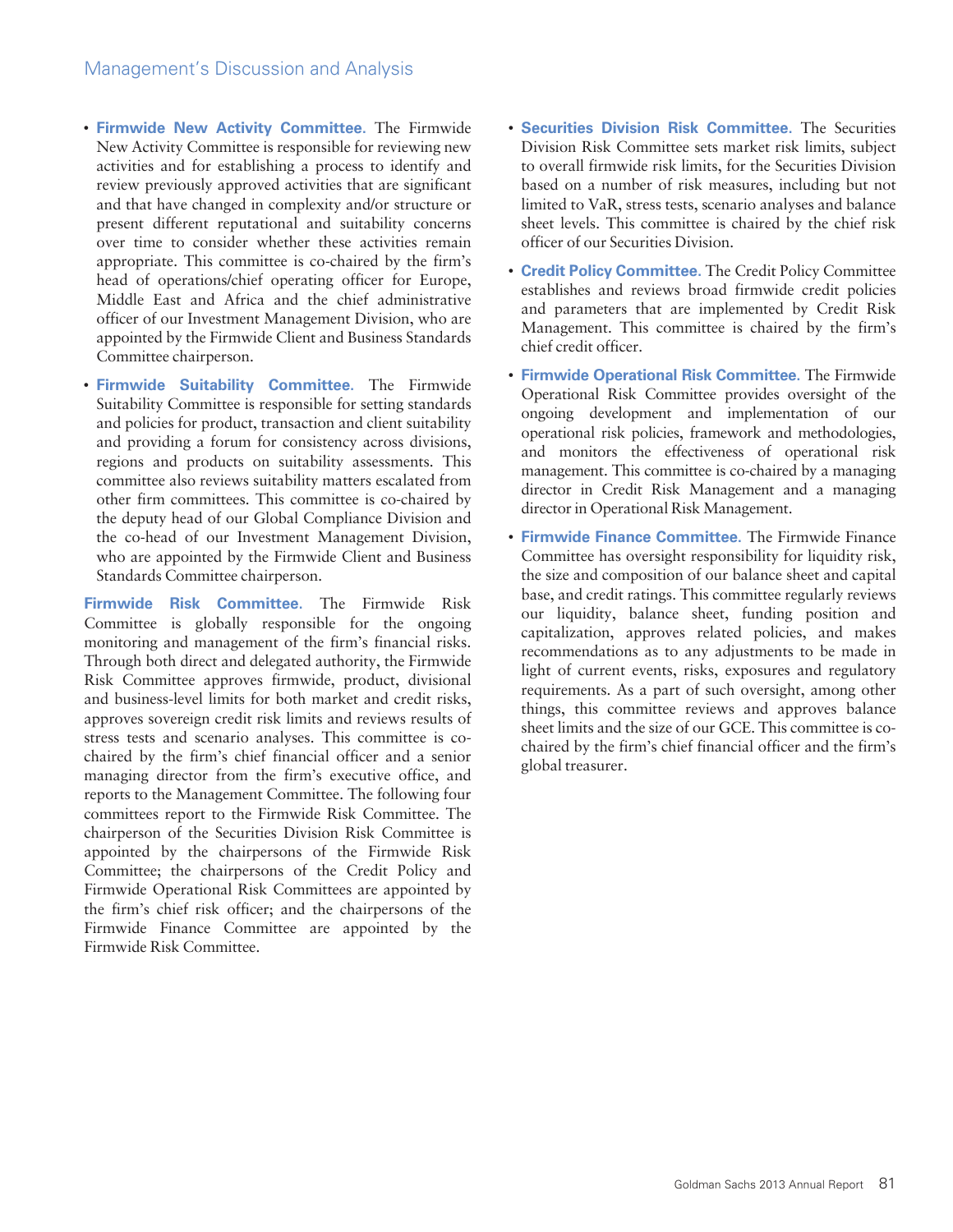- **Firmwide New Activity Committee.** The Firmwide New Activity Committee is responsible for reviewing new activities and for establishing a process to identify and review previously approved activities that are significant and that have changed in complexity and/or structure or present different reputational and suitability concerns over time to consider whether these activities remain appropriate. This committee is co-chaired by the firm's head of operations/chief operating officer for Europe, Middle East and Africa and the chief administrative officer of our Investment Management Division, who are appointed by the Firmwide Client and Business Standards Committee chairperson.

- **Firmwide Suitability Committee.** The Firmwide Suitability Committee is responsible for setting standards and policies for product, transaction and client suitability and providing a forum for consistency across divisions, regions and products on suitability assessments. This committee also reviews suitability matters escalated from other firm committees. This committee is co-chaired by the deputy head of our Global Compliance Division and the co-head of our Investment Management Division, who are appointed by the Firmwide Client and Business Standards Committee chairperson.

**Firmwide Risk Committee.** The Firmwide Risk Committee is globally responsible for the ongoing monitoring and management of the firm's financial risks. Through both direct and delegated authority, the Firmwide Risk Committee approves firmwide, product, divisional and business-level limits for both market and credit risks, approves sovereign credit risk limits and reviews results of stress tests and scenario analyses. This committee is co-chaired by the firm's chief financial officer and a senior managing director from the firm's executive office, and reports to the Management Committee. The following four committees report to the Firmwide Risk Committee. The chairperson of the Securities Division Risk Committee is appointed by the chairpersons of the Firmwide Risk Committee; the chairpersons of the Credit Policy and Firmwide Operational Risk Committees are appointed by the firm's chief risk officer; and the chairpersons of the Firmwide Finance Committee are appointed by the Firmwide Risk Committee.

- **Securities Division Risk Committee.** The Securities Division Risk Committee sets market risk limits, subject to overall firmwide risk limits, for the Securities Division based on a number of risk measures, including but not limited to VaR, stress tests, scenario analyses and balance sheet levels. This committee is chaired by the chief risk officer of our Securities Division.

- **Credit Policy Committee.** The Credit Policy Committee establishes and reviews broad firmwide credit policies and parameters that are implemented by Credit Risk Management. This committee is chaired by the firm's chief credit officer.

- **Firmwide Operational Risk Committee.** The Firmwide Operational Risk Committee provides oversight of the ongoing development and implementation of our operational risk policies, framework and methodologies, and monitors the effectiveness of operational risk management. This committee is co-chaired by a managing director in Credit Risk Management and a managing director in Operational Risk Management.

- **Firmwide Finance Committee.** The Firmwide Finance Committee has oversight responsibility for liquidity risk, the size and composition of our balance sheet and capital base, and credit ratings. This committee regularly reviews our liquidity, balance sheet, funding position and capitalization, approves related policies, and makes recommendations as to any adjustments to be made in light of current events, risks, exposures and regulatory requirements. As a part of such oversight, among other things, this committee reviews and approves balance sheet limits and the size of our GCE. This committee is co-chaired by the firm's chief financial officer and the firm's global treasurer.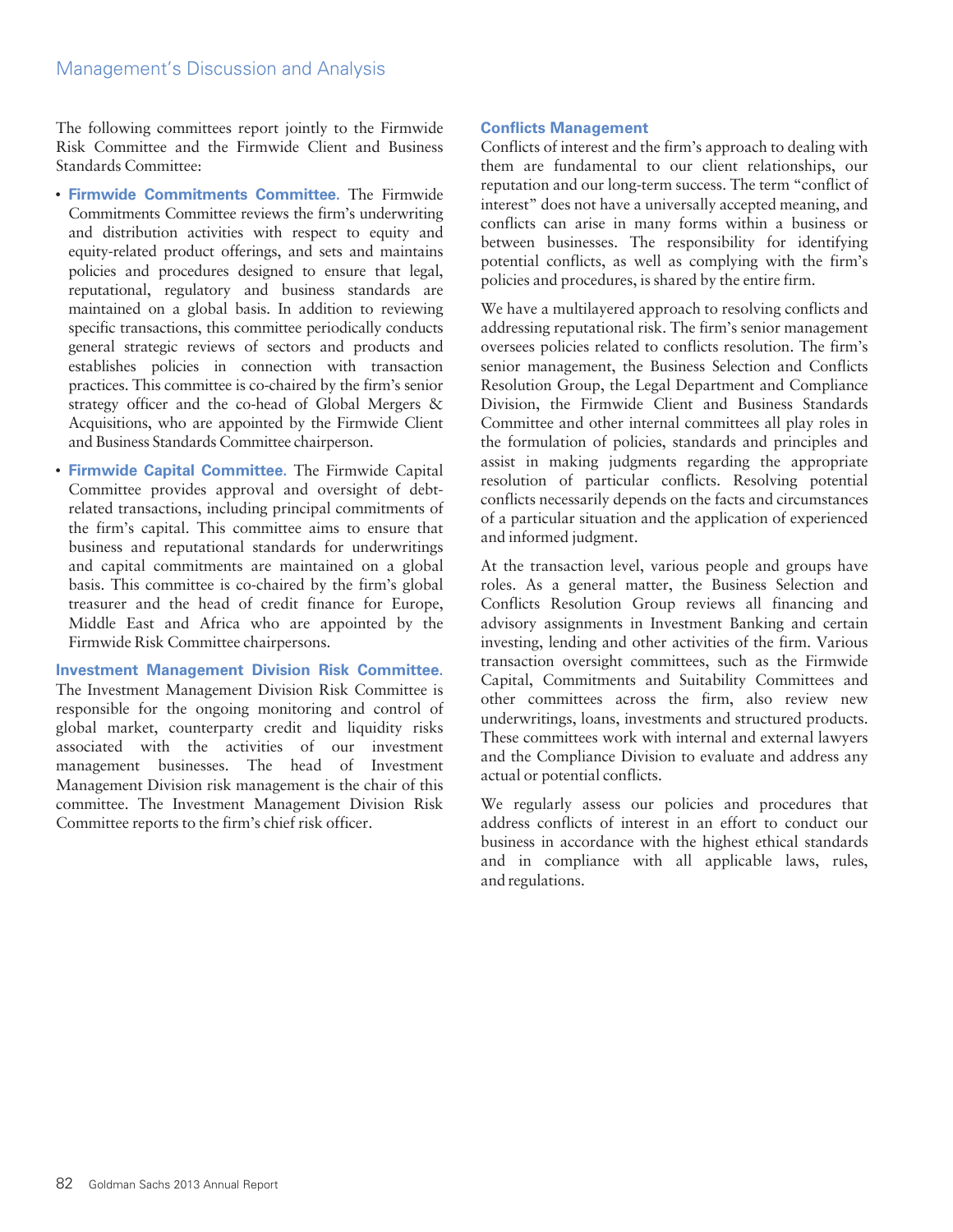The following committees report jointly to the Firmwide Risk Committee and the Firmwide Client and Business Standards Committee:

- **Firmwide Commitments Committee.** The Firmwide Commitments Committee reviews the firm's underwriting and distribution activities with respect to equity and equity-related product offerings, and sets and maintains policies and procedures designed to ensure that legal, reputational, regulatory and business standards are maintained on a global basis. In addition to reviewing specific transactions, this committee periodically conducts general strategic reviews of sectors and products and establishes policies in connection with transaction practices. This committee is co-chaired by the firm's senior strategy officer and the co-head of Global Mergers & Acquisitions, who are appointed by the Firmwide Client and Business Standards Committee chairperson.
- **Firmwide Capital Committee.** The Firmwide Capital Committee provides approval and oversight of debt-related transactions, including principal commitments of the firm's capital. This committee aims to ensure that business and reputational standards for underwritings and capital commitments are maintained on a global basis. This committee is co-chaired by the firm's global treasurer and the head of credit finance for Europe, Middle East and Africa who are appointed by the Firmwide Risk Committee chairpersons.

**Investment Management Division Risk Committee.** The Investment Management Division Risk Committee is responsible for the ongoing monitoring and control of global market, counterparty credit and liquidity risks associated with the activities of our investment management businesses. The head of Investment Management Division risk management is the chair of this committee. The Investment Management Division Risk Committee reports to the firm's chief risk officer.

### Conflicts Management

Conflicts of interest and the firm's approach to dealing with them are fundamental to our client relationships, our reputation and our long-term success. The term "conflict of interest" does not have a universally accepted meaning, and conflicts can arise in many forms within a business or between businesses. The responsibility for identifying potential conflicts, as well as complying with the firm's policies and procedures, is shared by the entire firm.

We have a multilayered approach to resolving conflicts and addressing reputational risk. The firm's senior management oversees policies related to conflicts resolution. The firm's senior management, the Business Selection and Conflicts Resolution Group, the Legal Department and Compliance Division, the Firmwide Client and Business Standards Committee and other internal committees all play roles in the formulation of policies, standards and principles and assist in making judgments regarding the appropriate resolution of particular conflicts. Resolving potential conflicts necessarily depends on the facts and circumstances of a particular situation and the application of experienced and informed judgment.

At the transaction level, various people and groups have roles. As a general matter, the Business Selection and Conflicts Resolution Group reviews all financing and advisory assignments in Investment Banking and certain investing, lending and other activities of the firm. Various transaction oversight committees, such as the Firmwide Capital, Commitments and Suitability Committees and other committees across the firm, also review new underwritings, loans, investments and structured products. These committees work with internal and external lawyers and the Compliance Division to evaluate and address any actual or potential conflicts.

We regularly assess our policies and procedures that address conflicts of interest in an effort to conduct our business in accordance with the highest ethical standards and in compliance with all applicable laws, rules, and regulations.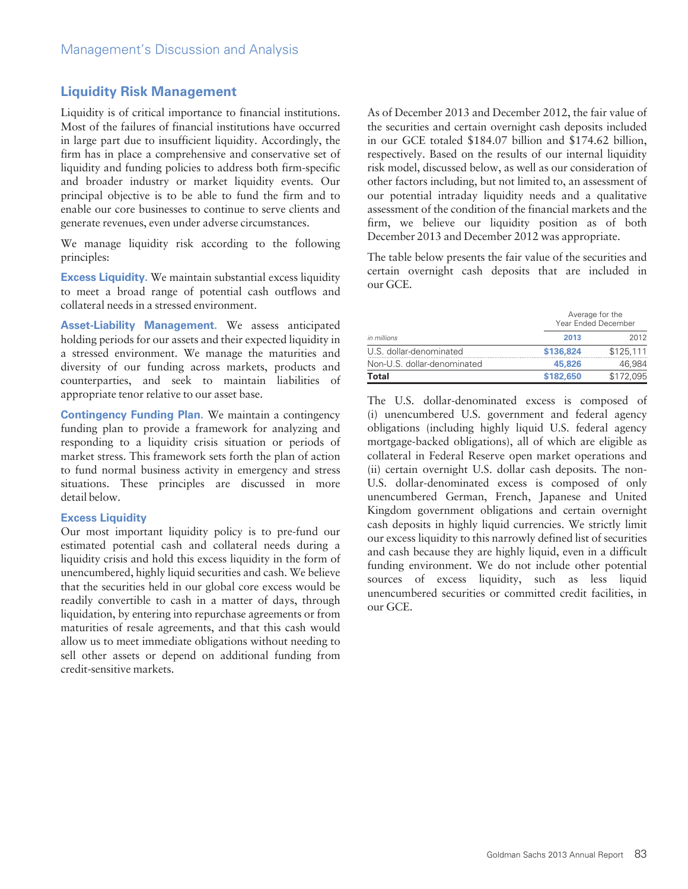## Liquidity Risk Management

Liquidity is of critical importance to financial institutions. Most of the failures of financial institutions have occurred in large part due to insufficient liquidity. Accordingly, the firm has in place a comprehensive and conservative set of liquidity and funding policies to address both firm-specific and broader industry or market liquidity events. Our principal objective is to be able to fund the firm and to enable our core businesses to continue to serve clients and generate revenues, even under adverse circumstances.

We manage liquidity risk according to the following principles:

**Excess Liquidity.** We maintain substantial excess liquidity to meet a broad range of potential cash outflows and collateral needs in a stressed environment.

**Asset-Liability Management.** We assess anticipated holding periods for our assets and their expected liquidity in a stressed environment. We manage the maturities and diversity of our funding across markets, products and counterparties, and seek to maintain liabilities of appropriate tenor relative to our asset base.

**Contingency Funding Plan.** We maintain a contingency funding plan to provide a framework for analyzing and responding to a liquidity crisis situation or periods of market stress. This framework sets forth the plan of action to fund normal business activity in emergency and stress situations. These principles are discussed in more detail below.

### Excess Liquidity

Our most important liquidity policy is to pre-fund our estimated potential cash and collateral needs during a liquidity crisis and hold this excess liquidity in the form of unencumbered, highly liquid securities and cash. We believe that the securities held in our global core excess would be readily convertible to cash in a matter of days, through liquidation, by entering into repurchase agreements or from maturities of resale agreements, and that this cash would allow us to meet immediate obligations without needing to sell other assets or depend on additional funding from credit-sensitive markets.

As of December 2013 and December 2012, the fair value of the securities and certain overnight cash deposits included in our GCE totaled $184.07 billion and $174.62 billion, respectively. Based on the results of our internal liquidity risk model, discussed below, as well as our consideration of other factors including, but not limited to, an assessment of our potential intraday liquidity needs and a qualitative assessment of the condition of the financial markets and the firm, we believe our liquidity position as of both December 2013 and December 2012 was appropriate.

The table below presents the fair value of the securities and certain overnight cash deposits that are included in our GCE.

| | Average for the Year Ended December | |
|---|---|---|
| *in millions* | **2013** | 2012 |
| U.S. dollar-denominated | **$136,824** | $125,111 |
| Non-U.S. dollar-denominated | **45,826** | 46,984 |
| **Total** | **$182,650** | $172,095 |

The U.S. dollar-denominated excess is composed of (i) unencumbered U.S. government and federal agency obligations (including highly liquid U.S. federal agency mortgage-backed obligations), all of which are eligible as collateral in Federal Reserve open market operations and (ii) certain overnight U.S. dollar cash deposits. The non-U.S. dollar-denominated excess is composed of only unencumbered German, French, Japanese and United Kingdom government obligations and certain overnight cash deposits in highly liquid currencies. We strictly limit our excess liquidity to this narrowly defined list of securities and cash because they are highly liquid, even in a difficult funding environment. We do not include other potential sources of excess liquidity, such as less liquid unencumbered securities or committed credit facilities, in our GCE.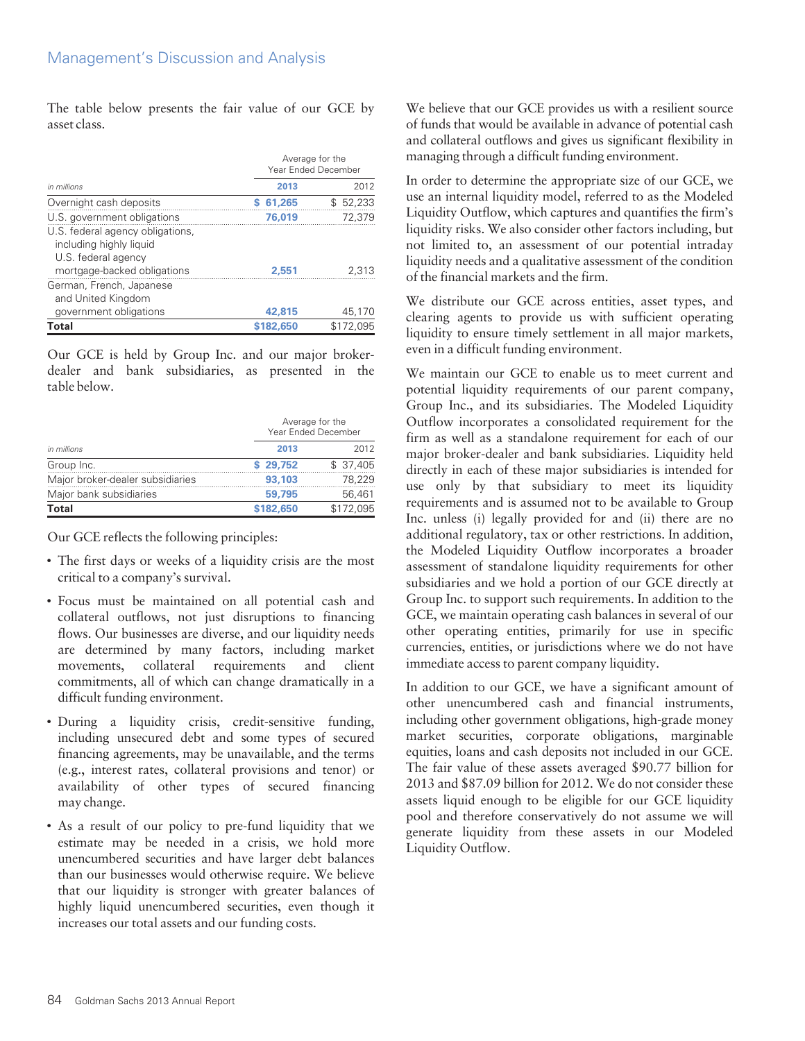The table below presents the fair value of our GCE by asset class.

| in millions | Average for the Year Ended December 2013 | 2012 |
|---|---|---|
| Overnight cash deposits | $ 61,265 | $ 52,233 |
| U.S. government obligations | 76,019 | 72,379 |
| U.S. federal agency obligations, including highly liquid U.S. federal agency mortgage-backed obligations | 2,551 | 2,313 |
| German, French, Japanese and United Kingdom government obligations | 42,815 | 45,170 |
| **Total** | **$182,650** | $172,095 |

Our GCE is held by Group Inc. and our major broker-dealer and bank subsidiaries, as presented in the table below.

| in millions | Average for the Year Ended December 2013 | 2012 |
|---|---|---|
| Group Inc. | $ 29,752 | $ 37,405 |
| Major broker-dealer subsidiaries | 93,103 | 78,229 |
| Major bank subsidiaries | 59,795 | 56,461 |
| **Total** | **$182,650** | $172,095 |

Our GCE reflects the following principles:

- The first days or weeks of a liquidity crisis are the most critical to a company's survival.
- Focus must be maintained on all potential cash and collateral outflows, not just disruptions to financing flows. Our businesses are diverse, and our liquidity needs are determined by many factors, including market movements, collateral requirements and client commitments, all of which can change dramatically in a difficult funding environment.
- During a liquidity crisis, credit-sensitive funding, including unsecured debt and some types of secured financing agreements, may be unavailable, and the terms (e.g., interest rates, collateral provisions and tenor) or availability of other types of secured financing may change.
- As a result of our policy to pre-fund liquidity that we estimate may be needed in a crisis, we hold more unencumbered securities and have larger debt balances than our businesses would otherwise require. We believe that our liquidity is stronger with greater balances of highly liquid unencumbered securities, even though it increases our total assets and our funding costs.

We believe that our GCE provides us with a resilient source of funds that would be available in advance of potential cash and collateral outflows and gives us significant flexibility in managing through a difficult funding environment.

In order to determine the appropriate size of our GCE, we use an internal liquidity model, referred to as the Modeled Liquidity Outflow, which captures and quantifies the firm's liquidity risks. We also consider other factors including, but not limited to, an assessment of our potential intraday liquidity needs and a qualitative assessment of the condition of the financial markets and the firm.

We distribute our GCE across entities, asset types, and clearing agents to provide us with sufficient operating liquidity to ensure timely settlement in all major markets, even in a difficult funding environment.

We maintain our GCE to enable us to meet current and potential liquidity requirements of our parent company, Group Inc., and its subsidiaries. The Modeled Liquidity Outflow incorporates a consolidated requirement for the firm as well as a standalone requirement for each of our major broker-dealer and bank subsidiaries. Liquidity held directly in each of these major subsidiaries is intended for use only by that subsidiary to meet its liquidity requirements and is assumed not to be available to Group Inc. unless (i) legally provided for and (ii) there are no additional regulatory, tax or other restrictions. In addition, the Modeled Liquidity Outflow incorporates a broader assessment of standalone liquidity requirements for other subsidiaries and we hold a portion of our GCE directly at Group Inc. to support such requirements. In addition to the GCE, we maintain operating cash balances in several of our other operating entities, primarily for use in specific currencies, entities, or jurisdictions where we do not have immediate access to parent company liquidity.

In addition to our GCE, we have a significant amount of other unencumbered cash and financial instruments, including other government obligations, high-grade money market securities, corporate obligations, marginable equities, loans and cash deposits not included in our GCE. The fair value of these assets averaged $90.77 billion for 2013 and $87.09 billion for 2012. We do not consider these assets liquid enough to be eligible for our GCE liquidity pool and therefore conservatively do not assume we will generate liquidity from these assets in our Modeled Liquidity Outflow.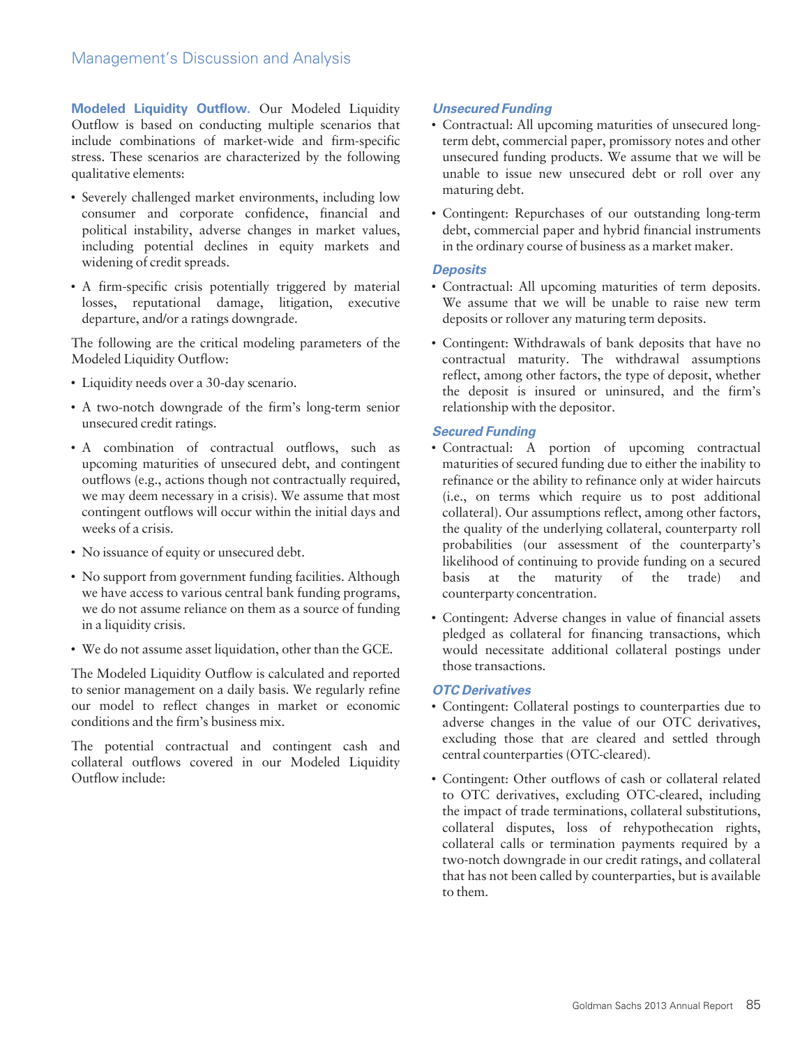**Modeled Liquidity Outflow.** Our Modeled Liquidity Outflow is based on conducting multiple scenarios that include combinations of market-wide and firm-specific stress. These scenarios are characterized by the following qualitative elements:

- Severely challenged market environments, including low consumer and corporate confidence, financial and political instability, adverse changes in market values, including potential declines in equity markets and widening of credit spreads.
- A firm-specific crisis potentially triggered by material losses, reputational damage, litigation, executive departure, and/or a ratings downgrade.

The following are the critical modeling parameters of the Modeled Liquidity Outflow:

- Liquidity needs over a 30-day scenario.
- A two-notch downgrade of the firm's long-term senior unsecured credit ratings.
- A combination of contractual outflows, such as upcoming maturities of unsecured debt, and contingent outflows (e.g., actions though not contractually required, we may deem necessary in a crisis). We assume that most contingent outflows will occur within the initial days and weeks of a crisis.
- No issuance of equity or unsecured debt.
- No support from government funding facilities. Although we have access to various central bank funding programs, we do not assume reliance on them as a source of funding in a liquidity crisis.
- We do not assume asset liquidation, other than the GCE.

The Modeled Liquidity Outflow is calculated and reported to senior management on a daily basis. We regularly refine our model to reflect changes in market or economic conditions and the firm's business mix.

The potential contractual and contingent cash and collateral outflows covered in our Modeled Liquidity Outflow include:

***Unsecured Funding***

- Contractual: All upcoming maturities of unsecured long-term debt, commercial paper, promissory notes and other unsecured funding products. We assume that we will be unable to issue new unsecured debt or roll over any maturing debt.
- Contingent: Repurchases of our outstanding long-term debt, commercial paper and hybrid financial instruments in the ordinary course of business as a market maker.

***Deposits***

- Contractual: All upcoming maturities of term deposits. We assume that we will be unable to raise new term deposits or rollover any maturing term deposits.
- Contingent: Withdrawals of bank deposits that have no contractual maturity. The withdrawal assumptions reflect, among other factors, the type of deposit, whether the deposit is insured or uninsured, and the firm's relationship with the depositor.

***Secured Funding***

- Contractual: A portion of upcoming contractual maturities of secured funding due to either the inability to refinance or the ability to refinance only at wider haircuts (i.e., on terms which require us to post additional collateral). Our assumptions reflect, among other factors, the quality of the underlying collateral, counterparty roll probabilities (our assessment of the counterparty's likelihood of continuing to provide funding on a secured basis at the maturity of the trade) and counterparty concentration.
- Contingent: Adverse changes in value of financial assets pledged as collateral for financing transactions, which would necessitate additional collateral postings under those transactions.

***OTC Derivatives***

- Contingent: Collateral postings to counterparties due to adverse changes in the value of our OTC derivatives, excluding those that are cleared and settled through central counterparties (OTC-cleared).
- Contingent: Other outflows of cash or collateral related to OTC derivatives, excluding OTC-cleared, including the impact of trade terminations, collateral substitutions, collateral disputes, loss of rehypothecation rights, collateral calls or termination payments required by a two-notch downgrade in our credit ratings, and collateral that has not been called by counterparties, but is available to them.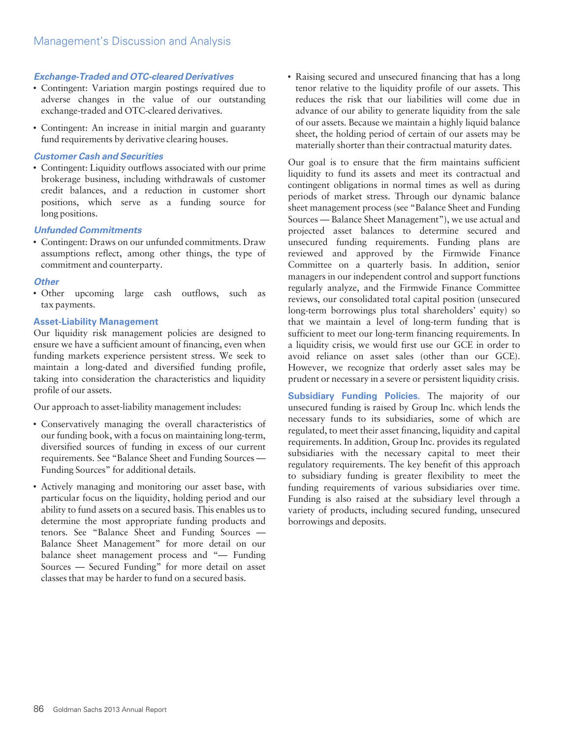***Exchange-Traded and OTC-cleared Derivatives***

- Contingent: Variation margin postings required due to adverse changes in the value of our outstanding exchange-traded and OTC-cleared derivatives.
- Contingent: An increase in initial margin and guaranty fund requirements by derivative clearing houses.

***Customer Cash and Securities***

- Contingent: Liquidity outflows associated with our prime brokerage business, including withdrawals of customer credit balances, and a reduction in customer short positions, which serve as a funding source for long positions.

***Unfunded Commitments***

- Contingent: Draws on our unfunded commitments. Draw assumptions reflect, among other things, the type of commitment and counterparty.

***Other***

- Other upcoming large cash outflows, such as tax payments.

### Asset-Liability Management

Our liquidity risk management policies are designed to ensure we have a sufficient amount of financing, even when funding markets experience persistent stress. We seek to maintain a long-dated and diversified funding profile, taking into consideration the characteristics and liquidity profile of our assets.

Our approach to asset-liability management includes:

- Conservatively managing the overall characteristics of our funding book, with a focus on maintaining long-term, diversified sources of funding in excess of our current requirements. See "Balance Sheet and Funding Sources — Funding Sources" for additional details.
- Actively managing and monitoring our asset base, with particular focus on the liquidity, holding period and our ability to fund assets on a secured basis. This enables us to determine the most appropriate funding products and tenors. See "Balance Sheet and Funding Sources — Balance Sheet Management" for more detail on our balance sheet management process and "— Funding Sources — Secured Funding" for more detail on asset classes that may be harder to fund on a secured basis.
- Raising secured and unsecured financing that has a long tenor relative to the liquidity profile of our assets. This reduces the risk that our liabilities will come due in advance of our ability to generate liquidity from the sale of our assets. Because we maintain a highly liquid balance sheet, the holding period of certain of our assets may be materially shorter than their contractual maturity dates.

Our goal is to ensure that the firm maintains sufficient liquidity to fund its assets and meet its contractual and contingent obligations in normal times as well as during periods of market stress. Through our dynamic balance sheet management process (see "Balance Sheet and Funding Sources — Balance Sheet Management"), we use actual and projected asset balances to determine secured and unsecured funding requirements. Funding plans are reviewed and approved by the Firmwide Finance Committee on a quarterly basis. In addition, senior managers in our independent control and support functions regularly analyze, and the Firmwide Finance Committee reviews, our consolidated total capital position (unsecured long-term borrowings plus total shareholders' equity) so that we maintain a level of long-term funding that is sufficient to meet our long-term financing requirements. In a liquidity crisis, we would first use our GCE in order to avoid reliance on asset sales (other than our GCE). However, we recognize that orderly asset sales may be prudent or necessary in a severe or persistent liquidity crisis.

**Subsidiary Funding Policies.** The majority of our unsecured funding is raised by Group Inc. which lends the necessary funds to its subsidiaries, some of which are regulated, to meet their asset financing, liquidity and capital requirements. In addition, Group Inc. provides its regulated subsidiaries with the necessary capital to meet their regulatory requirements. The key benefit of this approach to subsidiary funding is greater flexibility to meet the funding requirements of various subsidiaries over time. Funding is also raised at the subsidiary level through a variety of products, including secured funding, unsecured borrowings and deposits.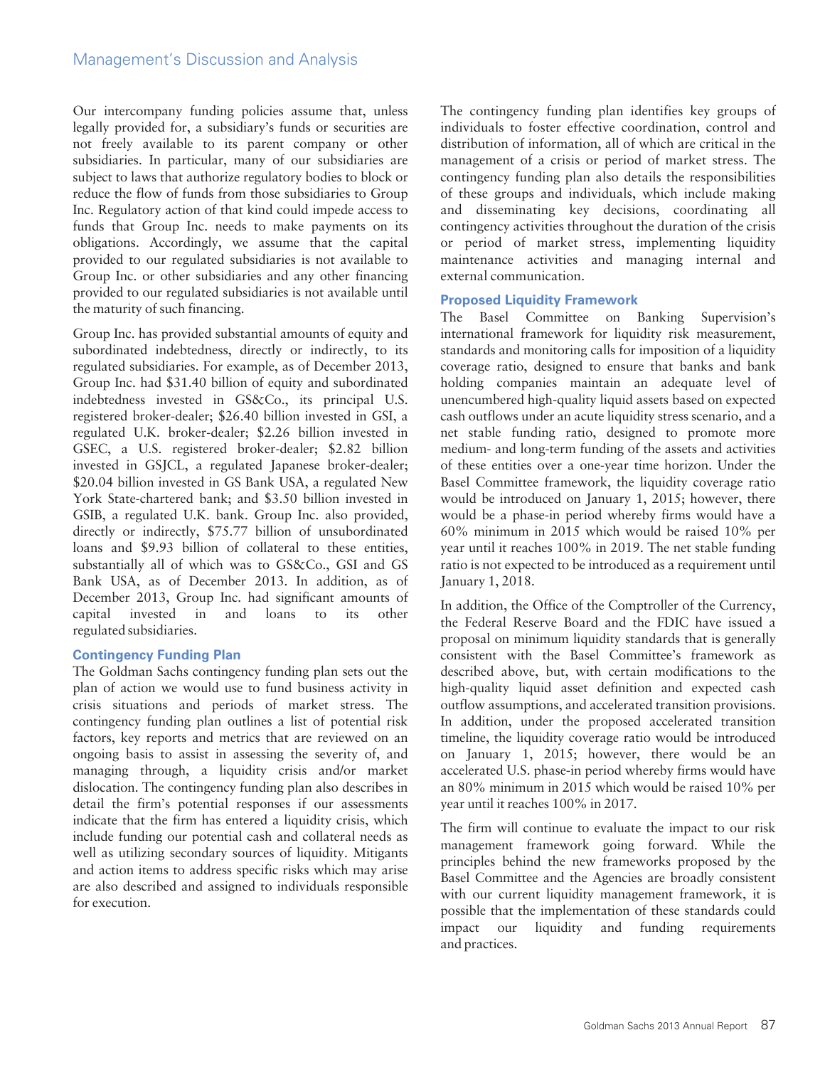Our intercompany funding policies assume that, unless legally provided for, a subsidiary's funds or securities are not freely available to its parent company or other subsidiaries. In particular, many of our subsidiaries are subject to laws that authorize regulatory bodies to block or reduce the flow of funds from those subsidiaries to Group Inc. Regulatory action of that kind could impede access to funds that Group Inc. needs to make payments on its obligations. Accordingly, we assume that the capital provided to our regulated subsidiaries is not available to Group Inc. or other subsidiaries and any other financing provided to our regulated subsidiaries is not available until the maturity of such financing.

Group Inc. has provided substantial amounts of equity and subordinated indebtedness, directly or indirectly, to its regulated subsidiaries. For example, as of December 2013, Group Inc. had $31.40 billion of equity and subordinated indebtedness invested in GS&Co., its principal U.S. registered broker-dealer; $26.40 billion invested in GSI, a regulated U.K. broker-dealer; $2.26 billion invested in GSEC, a U.S. registered broker-dealer; $2.82 billion invested in GSJCL, a regulated Japanese broker-dealer; $20.04 billion invested in GS Bank USA, a regulated New York State-chartered bank; and $3.50 billion invested in GSIB, a regulated U.K. bank. Group Inc. also provided, directly or indirectly, $75.77 billion of unsubordinated loans and $9.93 billion of collateral to these entities, substantially all of which was to GS&Co., GSI and GS Bank USA, as of December 2013. In addition, as of December 2013, Group Inc. had significant amounts of capital invested in and loans to its other regulated subsidiaries.

### Contingency Funding Plan

The Goldman Sachs contingency funding plan sets out the plan of action we would use to fund business activity in crisis situations and periods of market stress. The contingency funding plan outlines a list of potential risk factors, key reports and metrics that are reviewed on an ongoing basis to assist in assessing the severity of, and managing through, a liquidity crisis and/or market dislocation. The contingency funding plan also describes in detail the firm's potential responses if our assessments indicate that the firm has entered a liquidity crisis, which include funding our potential cash and collateral needs as well as utilizing secondary sources of liquidity. Mitigants and action items to address specific risks which may arise are also described and assigned to individuals responsible for execution.

The contingency funding plan identifies key groups of individuals to foster effective coordination, control and distribution of information, all of which are critical in the management of a crisis or period of market stress. The contingency funding plan also details the responsibilities of these groups and individuals, which include making and disseminating key decisions, coordinating all contingency activities throughout the duration of the crisis or period of market stress, implementing liquidity maintenance activities and managing internal and external communication.

### Proposed Liquidity Framework

The Basel Committee on Banking Supervision's international framework for liquidity risk measurement, standards and monitoring calls for imposition of a liquidity coverage ratio, designed to ensure that banks and bank holding companies maintain an adequate level of unencumbered high-quality liquid assets based on expected cash outflows under an acute liquidity stress scenario, and a net stable funding ratio, designed to promote more medium- and long-term funding of the assets and activities of these entities over a one-year time horizon. Under the Basel Committee framework, the liquidity coverage ratio would be introduced on January 1, 2015; however, there would be a phase-in period whereby firms would have a 60% minimum in 2015 which would be raised 10% per year until it reaches 100% in 2019. The net stable funding ratio is not expected to be introduced as a requirement until January 1, 2018.

In addition, the Office of the Comptroller of the Currency, the Federal Reserve Board and the FDIC have issued a proposal on minimum liquidity standards that is generally consistent with the Basel Committee's framework as described above, but, with certain modifications to the high-quality liquid asset definition and expected cash outflow assumptions, and accelerated transition provisions. In addition, under the proposed accelerated transition timeline, the liquidity coverage ratio would be introduced on January 1, 2015; however, there would be an accelerated U.S. phase-in period whereby firms would have an 80% minimum in 2015 which would be raised 10% per year until it reaches 100% in 2017.

The firm will continue to evaluate the impact to our risk management framework going forward. While the principles behind the new frameworks proposed by the Basel Committee and the Agencies are broadly consistent with our current liquidity management framework, it is possible that the implementation of these standards could impact our liquidity and funding requirements and practices.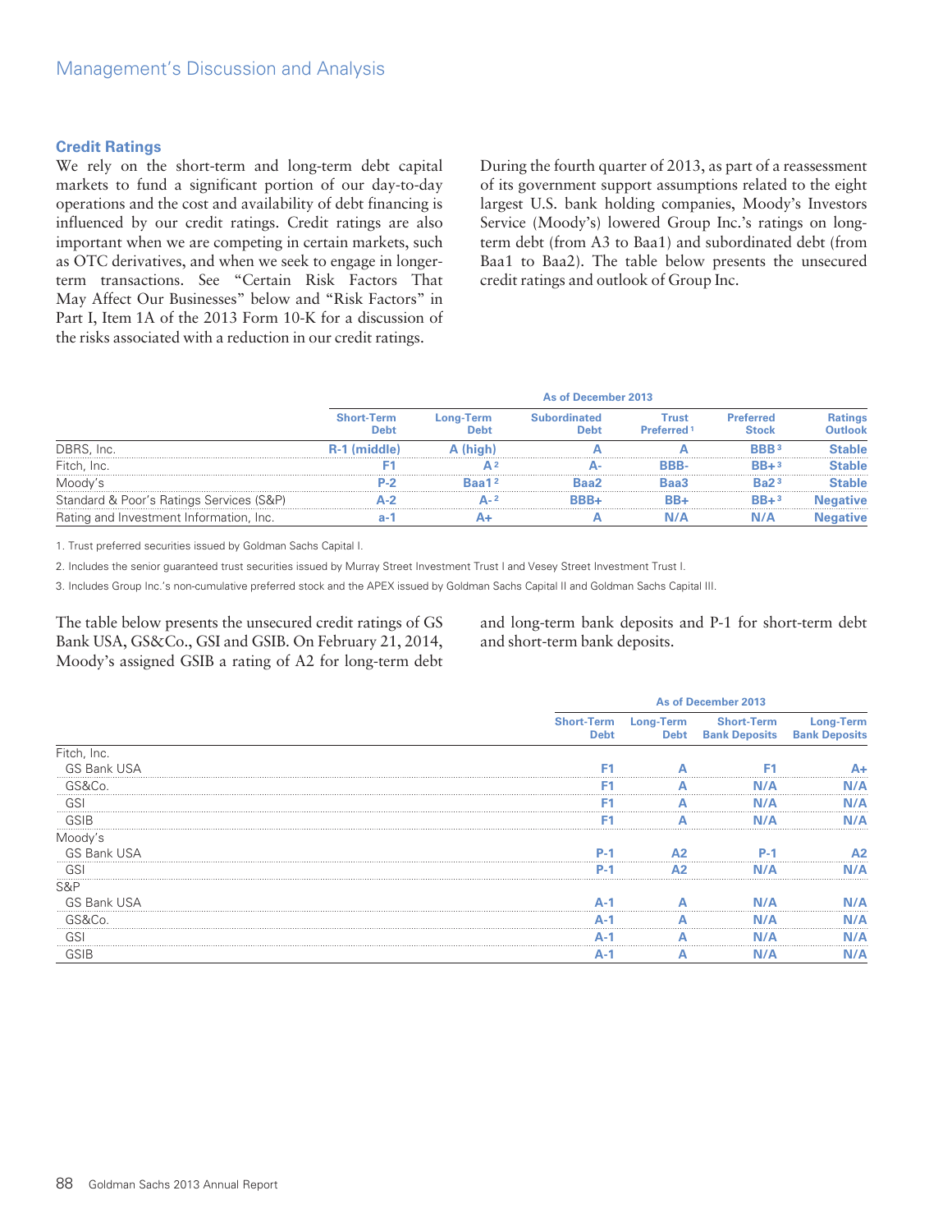### Credit Ratings

We rely on the short-term and long-term debt capital markets to fund a significant portion of our day-to-day operations and the cost and availability of debt financing is influenced by our credit ratings. Credit ratings are also important when we are competing in certain markets, such as OTC derivatives, and when we seek to engage in longer-term transactions. See "Certain Risk Factors That May Affect Our Businesses" below and "Risk Factors" in Part I, Item 1A of the 2013 Form 10-K for a discussion of the risks associated with a reduction in our credit ratings.

During the fourth quarter of 2013, as part of a reassessment of its government support assumptions related to the eight largest U.S. bank holding companies, Moody's Investors Service (Moody's) lowered Group Inc.'s ratings on long-term debt (from A3 to Baa1) and subordinated debt (from Baa1 to Baa2). The table below presents the unsecured credit ratings and outlook of Group Inc.

| | As of December 2013 | | | | | |
|---|---|---|---|---|---|---|
| | Short-Term Debt | Long-Term Debt | Subordinated Debt | Trust Preferred [1] | Preferred Stock | Ratings Outlook |
| DBRS, Inc. | R-1 (middle) | A (high) | A | A | BBB [3] | Stable |
| Fitch, Inc. | F1 | A [2] | A- | BBB- | BB+ [3] | Stable |
| Moody's | P-2 | Baa1 [2] | Baa2 | Baa3 | Ba2 [3] | Stable |
| Standard & Poor's Ratings Services (S&P) | A-2 | A- [2] | BBB+ | BB+ | BB+ [3] | Negative |
| Rating and Investment Information, Inc. | a-1 | A+ | A | N/A | N/A | Negative |

1. Trust preferred securities issued by Goldman Sachs Capital I.

2. Includes the senior guaranteed trust securities issued by Murray Street Investment Trust I and Vesey Street Investment Trust I.

3. Includes Group Inc.'s non-cumulative preferred stock and the APEX issued by Goldman Sachs Capital II and Goldman Sachs Capital III.

The table below presents the unsecured credit ratings of GS Bank USA, GS&Co., GSI and GSIB. On February 21, 2014, Moody's assigned GSIB a rating of A2 for long-term debt and long-term bank deposits and P-1 for short-term debt and short-term bank deposits.

| | As of December 2013 | | | |
|---|---|---|---|---|
| | Short-Term Debt | Long-Term Debt | Short-Term Bank Deposits | Long-Term Bank Deposits |
| **Fitch, Inc.** | | | | |
| GS Bank USA | F1 | A | F1 | A+ |
| GS&Co. | F1 | A | N/A | N/A |
| GSI | F1 | A | N/A | N/A |
| GSIB | F1 | A | N/A | N/A |
| **Moody's** | | | | |
| GS Bank USA | P-1 | A2 | P-1 | A2 |
| GSI | P-1 | A2 | N/A | N/A |
| **S&P** | | | | |
| GS Bank USA | A-1 | A | N/A | N/A |
| GS&Co. | A-1 | A | N/A | N/A |
| GSI | A-1 | A | N/A | N/A |
| GSIB | A-1 | A | N/A | N/A |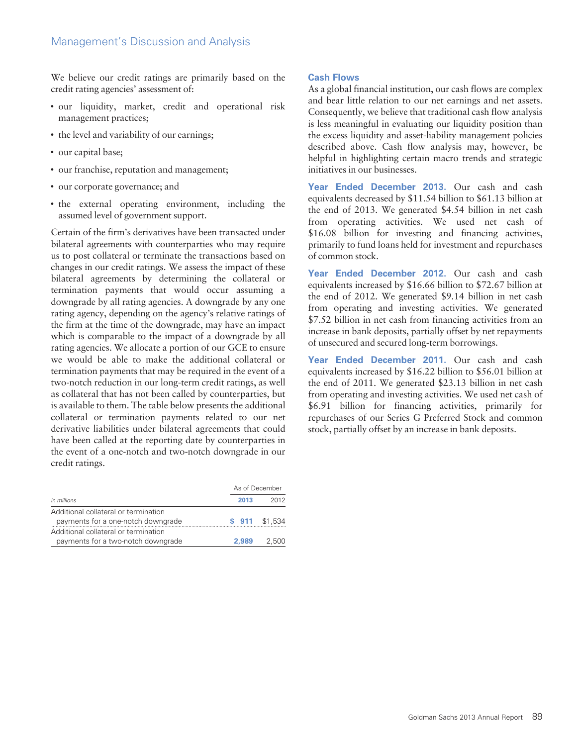We believe our credit ratings are primarily based on the credit rating agencies' assessment of:

- our liquidity, market, credit and operational risk management practices;
- the level and variability of our earnings;
- our capital base;
- our franchise, reputation and management;
- our corporate governance; and
- the external operating environment, including the assumed level of government support.

Certain of the firm's derivatives have been transacted under bilateral agreements with counterparties who may require us to post collateral or terminate the transactions based on changes in our credit ratings. We assess the impact of these bilateral agreements by determining the collateral or termination payments that would occur assuming a downgrade by all rating agencies. A downgrade by any one rating agency, depending on the agency's relative ratings of the firm at the time of the downgrade, may have an impact which is comparable to the impact of a downgrade by all rating agencies. We allocate a portion of our GCE to ensure we would be able to make the additional collateral or termination payments that may be required in the event of a two-notch reduction in our long-term credit ratings, as well as collateral that has not been called by counterparties, but is available to them. The table below presents the additional collateral or termination payments related to our net derivative liabilities under bilateral agreements that could have been called at the reporting date by counterparties in the event of a one-notch and two-notch downgrade in our credit ratings.

| | As of December | |
|---|---|---|
| *in millions* | **2013** | 2012 |
| Additional collateral or termination payments for a one-notch downgrade | **$ 911** | $1,534 |
| Additional collateral or termination payments for a two-notch downgrade | **2,989** | 2,500 |

## Cash Flows

As a global financial institution, our cash flows are complex and bear little relation to our net earnings and net assets. Consequently, we believe that traditional cash flow analysis is less meaningful in evaluating our liquidity position than the excess liquidity and asset-liability management policies described above. Cash flow analysis may, however, be helpful in highlighting certain macro trends and strategic initiatives in our businesses.

**Year Ended December 2013.** Our cash and cash equivalents decreased by $11.54 billion to $61.13 billion at the end of 2013. We generated $4.54 billion in net cash from operating activities. We used net cash of $16.08 billion for investing and financing activities, primarily to fund loans held for investment and repurchases of common stock.

**Year Ended December 2012.** Our cash and cash equivalents increased by $16.66 billion to $72.67 billion at the end of 2012. We generated $9.14 billion in net cash from operating and investing activities. We generated $7.52 billion in net cash from financing activities from an increase in bank deposits, partially offset by net repayments of unsecured and secured long-term borrowings.

**Year Ended December 2011.** Our cash and cash equivalents increased by $16.22 billion to $56.01 billion at the end of 2011. We generated $23.13 billion in net cash from operating and investing activities. We used net cash of $6.91 billion for financing activities, primarily for repurchases of our Series G Preferred Stock and common stock, partially offset by an increase in bank deposits.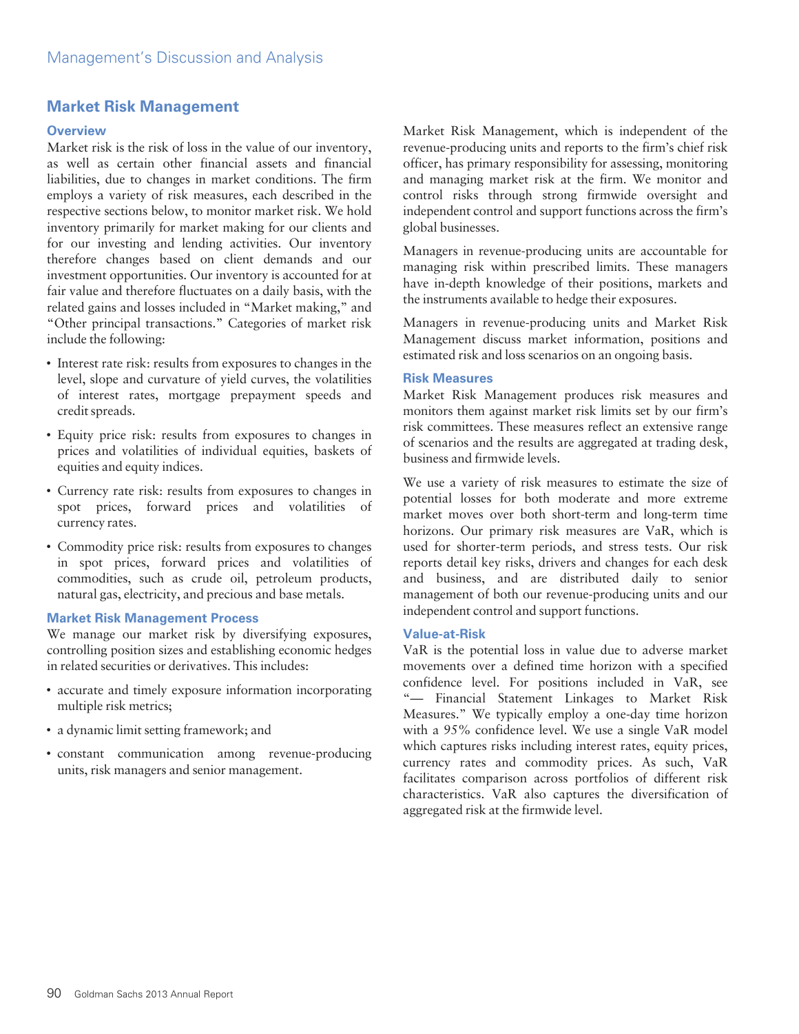## Market Risk Management

### Overview

Market risk is the risk of loss in the value of our inventory, as well as certain other financial assets and financial liabilities, due to changes in market conditions. The firm employs a variety of risk measures, each described in the respective sections below, to monitor market risk. We hold inventory primarily for market making for our clients and for our investing and lending activities. Our inventory therefore changes based on client demands and our investment opportunities. Our inventory is accounted for at fair value and therefore fluctuates on a daily basis, with the related gains and losses included in "Market making," and "Other principal transactions." Categories of market risk include the following:

- Interest rate risk: results from exposures to changes in the level, slope and curvature of yield curves, the volatilities of interest rates, mortgage prepayment speeds and credit spreads.
- Equity price risk: results from exposures to changes in prices and volatilities of individual equities, baskets of equities and equity indices.
- Currency rate risk: results from exposures to changes in spot prices, forward prices and volatilities of currency rates.
- Commodity price risk: results from exposures to changes in spot prices, forward prices and volatilities of commodities, such as crude oil, petroleum products, natural gas, electricity, and precious and base metals.

### Market Risk Management Process

We manage our market risk by diversifying exposures, controlling position sizes and establishing economic hedges in related securities or derivatives. This includes:

- accurate and timely exposure information incorporating multiple risk metrics;
- a dynamic limit setting framework; and
- constant communication among revenue-producing units, risk managers and senior management.

Market Risk Management, which is independent of the revenue-producing units and reports to the firm's chief risk officer, has primary responsibility for assessing, monitoring and managing market risk at the firm. We monitor and control risks through strong firmwide oversight and independent control and support functions across the firm's global businesses.

Managers in revenue-producing units are accountable for managing risk within prescribed limits. These managers have in-depth knowledge of their positions, markets and the instruments available to hedge their exposures.

Managers in revenue-producing units and Market Risk Management discuss market information, positions and estimated risk and loss scenarios on an ongoing basis.

### Risk Measures

Market Risk Management produces risk measures and monitors them against market risk limits set by our firm's risk committees. These measures reflect an extensive range of scenarios and the results are aggregated at trading desk, business and firmwide levels.

We use a variety of risk measures to estimate the size of potential losses for both moderate and more extreme market moves over both short-term and long-term time horizons. Our primary risk measures are VaR, which is used for shorter-term periods, and stress tests. Our risk reports detail key risks, drivers and changes for each desk and business, and are distributed daily to senior management of both our revenue-producing units and our independent control and support functions.

### Value-at-Risk

VaR is the potential loss in value due to adverse market movements over a defined time horizon with a specified confidence level. For positions included in VaR, see "— Financial Statement Linkages to Market Risk Measures." We typically employ a one-day time horizon with a 95% confidence level. We use a single VaR model which captures risks including interest rates, equity prices, currency rates and commodity prices. As such, VaR facilitates comparison across portfolios of different risk characteristics. VaR also captures the diversification of aggregated risk at the firmwide level.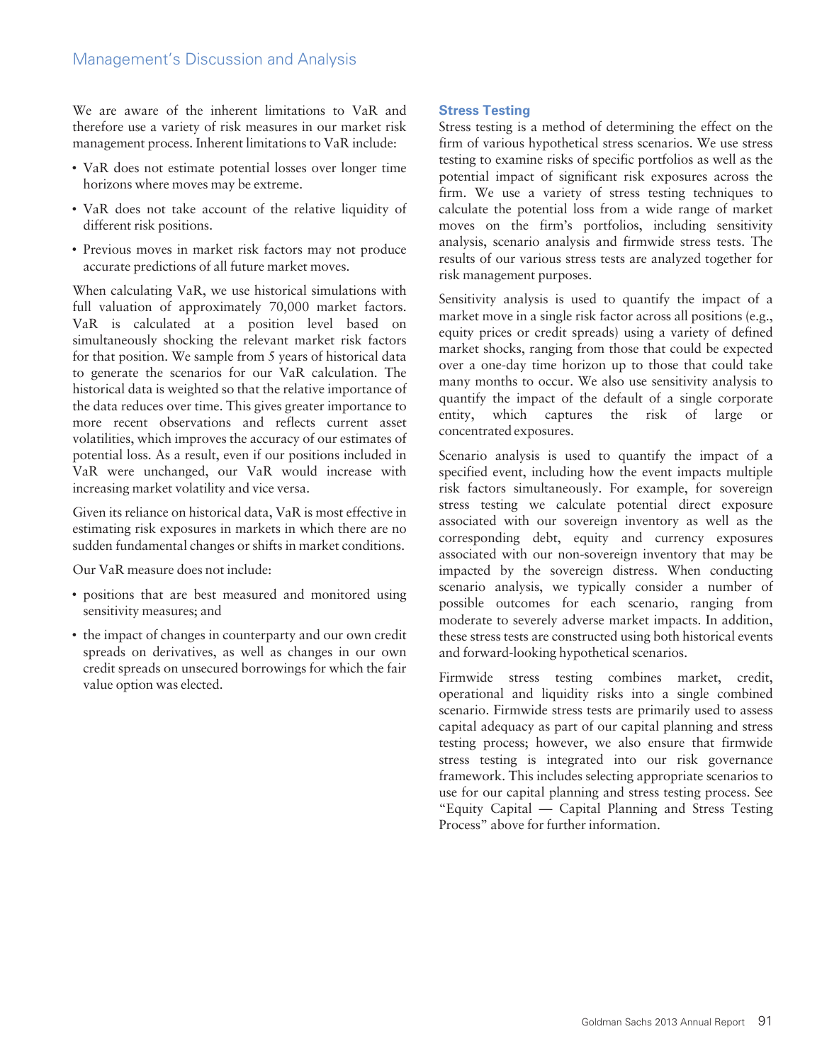We are aware of the inherent limitations to VaR and therefore use a variety of risk measures in our market risk management process. Inherent limitations to VaR include:

- VaR does not estimate potential losses over longer time horizons where moves may be extreme.
- VaR does not take account of the relative liquidity of different risk positions.
- Previous moves in market risk factors may not produce accurate predictions of all future market moves.

When calculating VaR, we use historical simulations with full valuation of approximately 70,000 market factors. VaR is calculated at a position level based on simultaneously shocking the relevant market risk factors for that position. We sample from 5 years of historical data to generate the scenarios for our VaR calculation. The historical data is weighted so that the relative importance of the data reduces over time. This gives greater importance to more recent observations and reflects current asset volatilities, which improves the accuracy of our estimates of potential loss. As a result, even if our positions included in VaR were unchanged, our VaR would increase with increasing market volatility and vice versa.

Given its reliance on historical data, VaR is most effective in estimating risk exposures in markets in which there are no sudden fundamental changes or shifts in market conditions.

Our VaR measure does not include:

- positions that are best measured and monitored using sensitivity measures; and
- the impact of changes in counterparty and our own credit spreads on derivatives, as well as changes in our own credit spreads on unsecured borrowings for which the fair value option was elected.

### Stress Testing

Stress testing is a method of determining the effect on the firm of various hypothetical stress scenarios. We use stress testing to examine risks of specific portfolios as well as the potential impact of significant risk exposures across the firm. We use a variety of stress testing techniques to calculate the potential loss from a wide range of market moves on the firm's portfolios, including sensitivity analysis, scenario analysis and firmwide stress tests. The results of our various stress tests are analyzed together for risk management purposes.

Sensitivity analysis is used to quantify the impact of a market move in a single risk factor across all positions (e.g., equity prices or credit spreads) using a variety of defined market shocks, ranging from those that could be expected over a one-day time horizon up to those that could take many months to occur. We also use sensitivity analysis to quantify the impact of the default of a single corporate entity, which captures the risk of large or concentrated exposures.

Scenario analysis is used to quantify the impact of a specified event, including how the event impacts multiple risk factors simultaneously. For example, for sovereign stress testing we calculate potential direct exposure associated with our sovereign inventory as well as the corresponding debt, equity and currency exposures associated with our non-sovereign inventory that may be impacted by the sovereign distress. When conducting scenario analysis, we typically consider a number of possible outcomes for each scenario, ranging from moderate to severely adverse market impacts. In addition, these stress tests are constructed using both historical events and forward-looking hypothetical scenarios.

Firmwide stress testing combines market, credit, operational and liquidity risks into a single combined scenario. Firmwide stress tests are primarily used to assess capital adequacy as part of our capital planning and stress testing process; however, we also ensure that firmwide stress testing is integrated into our risk governance framework. This includes selecting appropriate scenarios to use for our capital planning and stress testing process. See "Equity Capital — Capital Planning and Stress Testing Process" above for further information.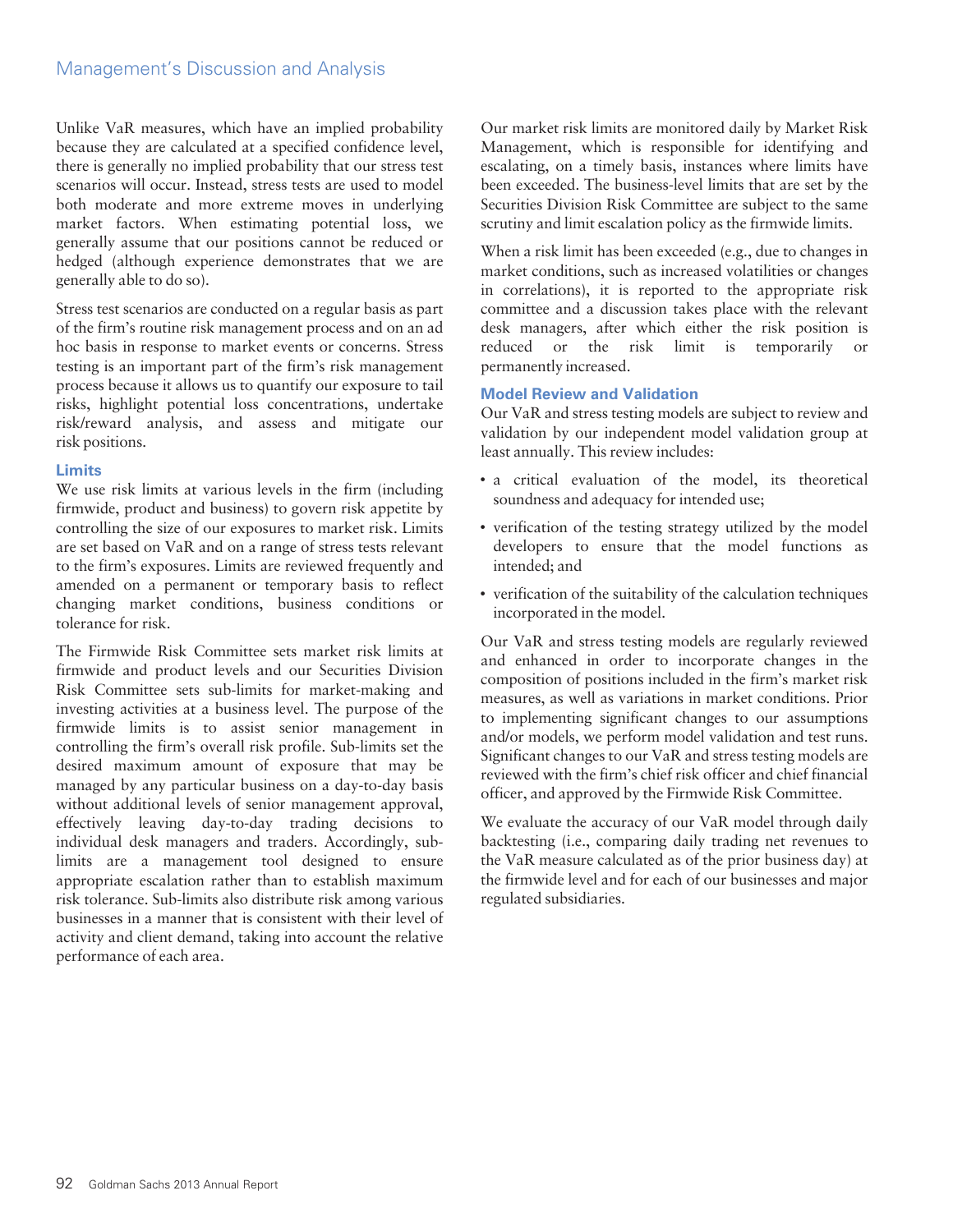Unlike VaR measures, which have an implied probability because they are calculated at a specified confidence level, there is generally no implied probability that our stress test scenarios will occur. Instead, stress tests are used to model both moderate and more extreme moves in underlying market factors. When estimating potential loss, we generally assume that our positions cannot be reduced or hedged (although experience demonstrates that we are generally able to do so).

Stress test scenarios are conducted on a regular basis as part of the firm's routine risk management process and on an ad hoc basis in response to market events or concerns. Stress testing is an important part of the firm's risk management process because it allows us to quantify our exposure to tail risks, highlight potential loss concentrations, undertake risk/reward analysis, and assess and mitigate our risk positions.

### Limits

We use risk limits at various levels in the firm (including firmwide, product and business) to govern risk appetite by controlling the size of our exposures to market risk. Limits are set based on VaR and on a range of stress tests relevant to the firm's exposures. Limits are reviewed frequently and amended on a permanent or temporary basis to reflect changing market conditions, business conditions or tolerance for risk.

The Firmwide Risk Committee sets market risk limits at firmwide and product levels and our Securities Division Risk Committee sets sub-limits for market-making and investing activities at a business level. The purpose of the firmwide limits is to assist senior management in controlling the firm's overall risk profile. Sub-limits set the desired maximum amount of exposure that may be managed by any particular business on a day-to-day basis without additional levels of senior management approval, effectively leaving day-to-day trading decisions to individual desk managers and traders. Accordingly, sub-limits are a management tool designed to ensure appropriate escalation rather than to establish maximum risk tolerance. Sub-limits also distribute risk among various businesses in a manner that is consistent with their level of activity and client demand, taking into account the relative performance of each area.

Our market risk limits are monitored daily by Market Risk Management, which is responsible for identifying and escalating, on a timely basis, instances where limits have been exceeded. The business-level limits that are set by the Securities Division Risk Committee are subject to the same scrutiny and limit escalation policy as the firmwide limits.

When a risk limit has been exceeded (e.g., due to changes in market conditions, such as increased volatilities or changes in correlations), it is reported to the appropriate risk committee and a discussion takes place with the relevant desk managers, after which either the risk position is reduced or the risk limit is temporarily or permanently increased.

### Model Review and Validation

Our VaR and stress testing models are subject to review and validation by our independent model validation group at least annually. This review includes:

- a critical evaluation of the model, its theoretical soundness and adequacy for intended use;
- verification of the testing strategy utilized by the model developers to ensure that the model functions as intended; and
- verification of the suitability of the calculation techniques incorporated in the model.

Our VaR and stress testing models are regularly reviewed and enhanced in order to incorporate changes in the composition of positions included in the firm's market risk measures, as well as variations in market conditions. Prior to implementing significant changes to our assumptions and/or models, we perform model validation and test runs. Significant changes to our VaR and stress testing models are reviewed with the firm's chief risk officer and chief financial officer, and approved by the Firmwide Risk Committee.

We evaluate the accuracy of our VaR model through daily backtesting (i.e., comparing daily trading net revenues to the VaR measure calculated as of the prior business day) at the firmwide level and for each of our businesses and major regulated subsidiaries.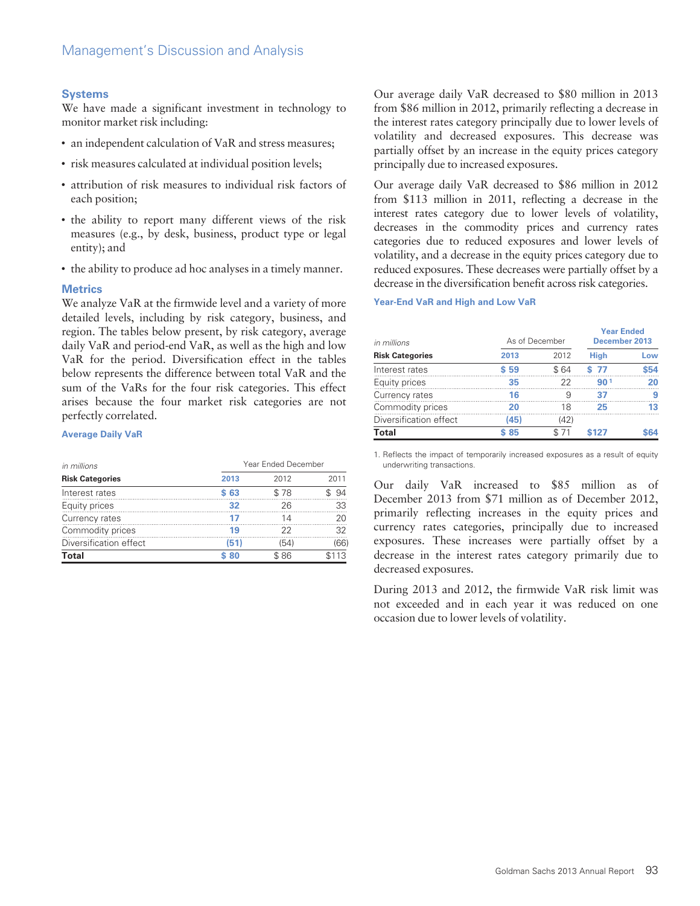### Systems

We have made a significant investment in technology to monitor market risk including:

- an independent calculation of VaR and stress measures;
- risk measures calculated at individual position levels;
- attribution of risk measures to individual risk factors of each position;
- the ability to report many different views of the risk measures (e.g., by desk, business, product type or legal entity); and
- the ability to produce ad hoc analyses in a timely manner.

### Metrics

We analyze VaR at the firmwide level and a variety of more detailed levels, including by risk category, business, and region. The tables below present, by risk category, average daily VaR and period-end VaR, as well as the high and low VaR for the period. Diversification effect in the tables below represents the difference between total VaR and the sum of the VaRs for the four risk categories. This effect arises because the four market risk categories are not perfectly correlated.

**Average Daily VaR**

| *in millions* | Year Ended December | | |
|---|---|---|---|
| **Risk Categories** | **2013** | 2012 | 2011 |
| Interest rates | **$ 63** | $ 78 | $ 94 |
| Equity prices | **32** | 26 | 33 |
| Currency rates | **17** | 14 | 20 |
| Commodity prices | **19** | 22 | 32 |
| Diversification effect | **(51)** | (54) | (66) |
| **Total** | **$ 80** | $ 86 | $113 |

Our average daily VaR decreased to $80 million in 2013 from $86 million in 2012, primarily reflecting a decrease in the interest rates category principally due to lower levels of volatility and decreased exposures. This decrease was partially offset by an increase in the equity prices category principally due to increased exposures.

Our average daily VaR decreased to $86 million in 2012 from $113 million in 2011, reflecting a decrease in the interest rates category due to lower levels of volatility, decreases in the commodity prices and currency rates categories due to reduced exposures and lower levels of volatility, and a decrease in the equity prices category due to reduced exposures. These decreases were partially offset by a decrease in the diversification benefit across risk categories.

**Year-End VaR and High and Low VaR**

| *in millions* | As of December | | Year Ended December 2013 | |
|---|---|---|---|---|
| **Risk Categories** | **2013** | 2012 | **High** | **Low** |
| Interest rates | **$ 59** | $ 64 | **$ 77** | **$54** |
| Equity prices | **35** | 22 | **90** [1] | **20** |
| Currency rates | **16** | 9 | **37** | **9** |
| Commodity prices | **20** | 18 | **25** | **13** |
| Diversification effect | **(45)** | (42) | | |
| **Total** | **$ 85** | $ 71 | **$127** | **$64** |

1. Reflects the impact of temporarily increased exposures as a result of equity underwriting transactions.

Our daily VaR increased to $85 million as of December 2013 from $71 million as of December 2012, primarily reflecting increases in the equity prices and currency rates categories, principally due to increased exposures. These increases were partially offset by a decrease in the interest rates category primarily due to decreased exposures.

During 2013 and 2012, the firmwide VaR risk limit was not exceeded and in each year it was reduced on one occasion due to lower levels of volatility.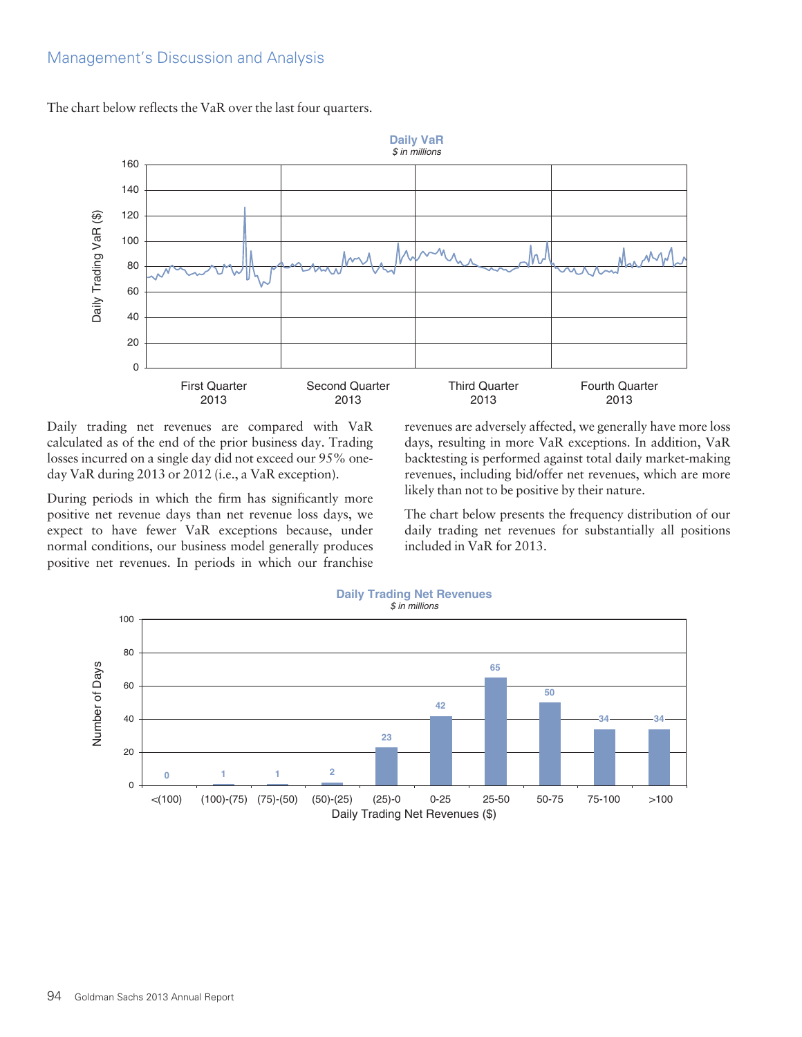The chart below reflects the VaR over the last four quarters.

**Daily VaR**
*$ in millions*

Daily trading net revenues are compared with VaR calculated as of the end of the prior business day. Trading losses incurred on a single day did not exceed our 95% one-day VaR during 2013 or 2012 (i.e., a VaR exception).

During periods in which the firm has significantly more positive net revenue days than net revenue loss days, we expect to have fewer VaR exceptions because, under normal conditions, our business model generally produces positive net revenues. In periods in which our franchise revenues are adversely affected, we generally have more loss days, resulting in more VaR exceptions. In addition, VaR backtesting is performed against total daily market-making revenues, including bid/offer net revenues, which are more likely than not to be positive by their nature.

The chart below presents the frequency distribution of our daily trading net revenues for substantially all positions included in VaR for 2013.

**Daily Trading Net Revenues**
*$ in millions*

| Daily Trading Net Revenues ($) | Number of Days |
|---|---|
| <(100) | 0 |
| (100)-(75) | 1 |
| (75)-(50) | 1 |
| (50)-(25) | 2 |
| (25)-0 | 23 |
| 0-25 | 42 |
| 25-50 | 65 |
| 50-75 | 50 |
| 75-100 | 34 |
| >100 | 34 |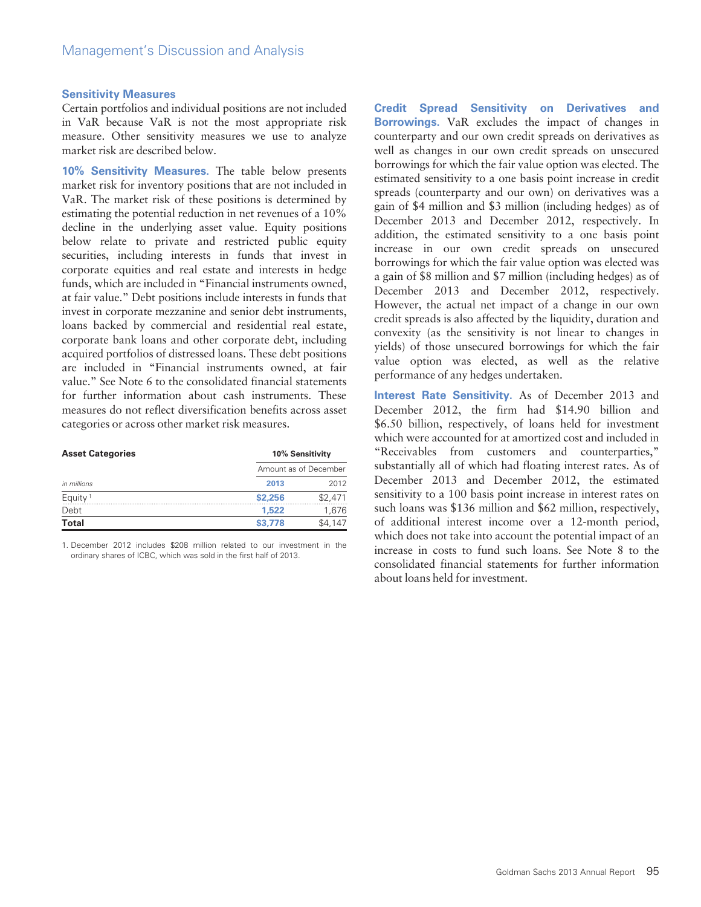### Sensitivity Measures

Certain portfolios and individual positions are not included in VaR because VaR is not the most appropriate risk measure. Other sensitivity measures we use to analyze market risk are described below.

**10% Sensitivity Measures.** The table below presents market risk for inventory positions that are not included in VaR. The market risk of these positions is determined by estimating the potential reduction in net revenues of a 10% decline in the underlying asset value. Equity positions below relate to private and restricted public equity securities, including interests in funds that invest in corporate equities and real estate and interests in hedge funds, which are included in "Financial instruments owned, at fair value." Debt positions include interests in funds that invest in corporate mezzanine and senior debt instruments, loans backed by commercial and residential real estate, corporate bank loans and other corporate debt, including acquired portfolios of distressed loans. These debt positions are included in "Financial instruments owned, at fair value." See Note 6 to the consolidated financial statements for further information about cash instruments. These measures do not reflect diversification benefits across asset categories or across other market risk measures.

| **Asset Categories** | **10% Sensitivity** | |
|---|---|---|
| | Amount as of December | |
| *in millions* | **2013** | 2012 |
| Equity [1] | **$2,256** | $2,471 |
| Debt | **1,522** | 1,676 |
| **Total** | **$3,778** | $4,147 |

1. December 2012 includes $208 million related to our investment in the ordinary shares of ICBC, which was sold in the first half of 2013.

**Credit Spread Sensitivity on Derivatives and Borrowings.** VaR excludes the impact of changes in counterparty and our own credit spreads on derivatives as well as changes in our own credit spreads on unsecured borrowings for which the fair value option was elected. The estimated sensitivity to a one basis point increase in credit spreads (counterparty and our own) on derivatives was a gain of $4 million and $3 million (including hedges) as of December 2013 and December 2012, respectively. In addition, the estimated sensitivity to a one basis point increase in our own credit spreads on unsecured borrowings for which the fair value option was elected was a gain of $8 million and $7 million (including hedges) as of December 2013 and December 2012, respectively. However, the actual net impact of a change in our own credit spreads is also affected by the liquidity, duration and convexity (as the sensitivity is not linear to changes in yields) of those unsecured borrowings for which the fair value option was elected, as well as the relative performance of any hedges undertaken.

**Interest Rate Sensitivity.** As of December 2013 and December 2012, the firm had $14.90 billion and $6.50 billion, respectively, of loans held for investment which were accounted for at amortized cost and included in "Receivables from customers and counterparties," substantially all of which had floating interest rates. As of December 2013 and December 2012, the estimated sensitivity to a 100 basis point increase in interest rates on such loans was $136 million and $62 million, respectively, of additional interest income over a 12-month period, which does not take into account the potential impact of an increase in costs to fund such loans. See Note 8 to the consolidated financial statements for further information about loans held for investment.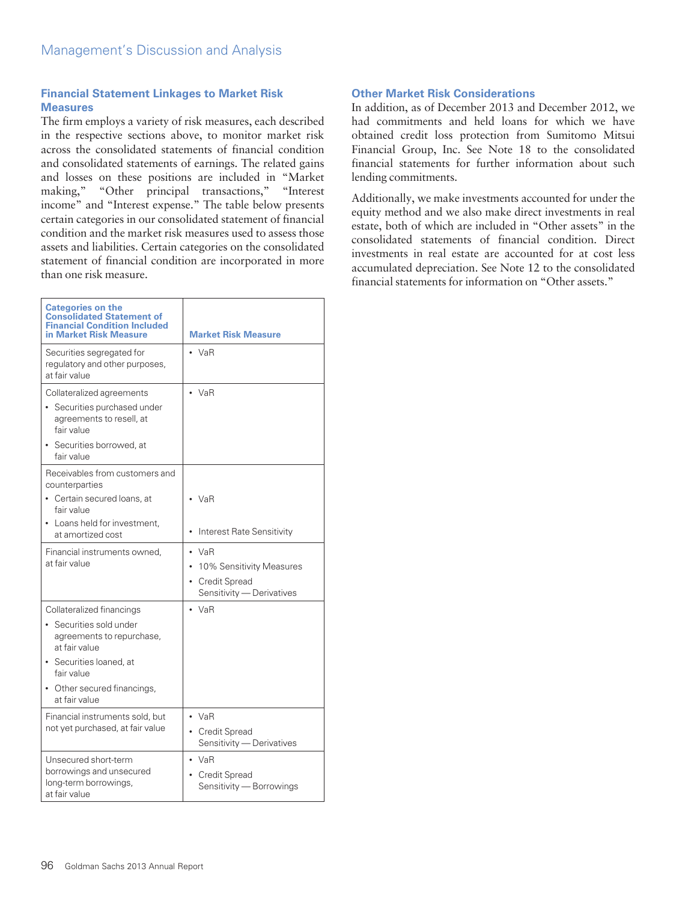### Financial Statement Linkages to Market Risk Measures

The firm employs a variety of risk measures, each described in the respective sections above, to monitor market risk across the consolidated statements of financial condition and consolidated statements of earnings. The related gains and losses on these positions are included in "Market making," "Other principal transactions," "Interest income" and "Interest expense." The table below presents certain categories in our consolidated statement of financial condition and the market risk measures used to assess those assets and liabilities. Certain categories on the consolidated statement of financial condition are incorporated in more than one risk measure.

| Categories on the Consolidated Statement of Financial Condition Included in Market Risk Measure | Market Risk Measure |
| --- | --- |
| Securities segregated for regulatory and other purposes, at fair value | • VaR |
| Collateralized agreements<br>• Securities purchased under agreements to resell, at fair value<br>• Securities borrowed, at fair value | • VaR |
| Receivables from customers and counterparties<br>• Certain secured loans, at fair value<br>• Loans held for investment, at amortized cost | • VaR<br>• Interest Rate Sensitivity |
| Financial instruments owned, at fair value | • VaR<br>• 10% Sensitivity Measures<br>• Credit Spread Sensitivity — Derivatives |
| Collateralized financings<br>• Securities sold under agreements to repurchase, at fair value<br>• Securities loaned, at fair value<br>• Other secured financings, at fair value | • VaR |
| Financial instruments sold, but not yet purchased, at fair value | • VaR<br>• Credit Spread Sensitivity — Derivatives |
| Unsecured short-term borrowings and unsecured long-term borrowings, at fair value | • VaR<br>• Credit Spread Sensitivity — Borrowings |

### Other Market Risk Considerations

In addition, as of December 2013 and December 2012, we had commitments and held loans for which we have obtained credit loss protection from Sumitomo Mitsui Financial Group, Inc. See Note 18 to the consolidated financial statements for further information about such lending commitments.

Additionally, we make investments accounted for under the equity method and we also make direct investments in real estate, both of which are included in "Other assets" in the consolidated statements of financial condition. Direct investments in real estate are accounted for at cost less accumulated depreciation. See Note 12 to the consolidated financial statements for information on "Other assets."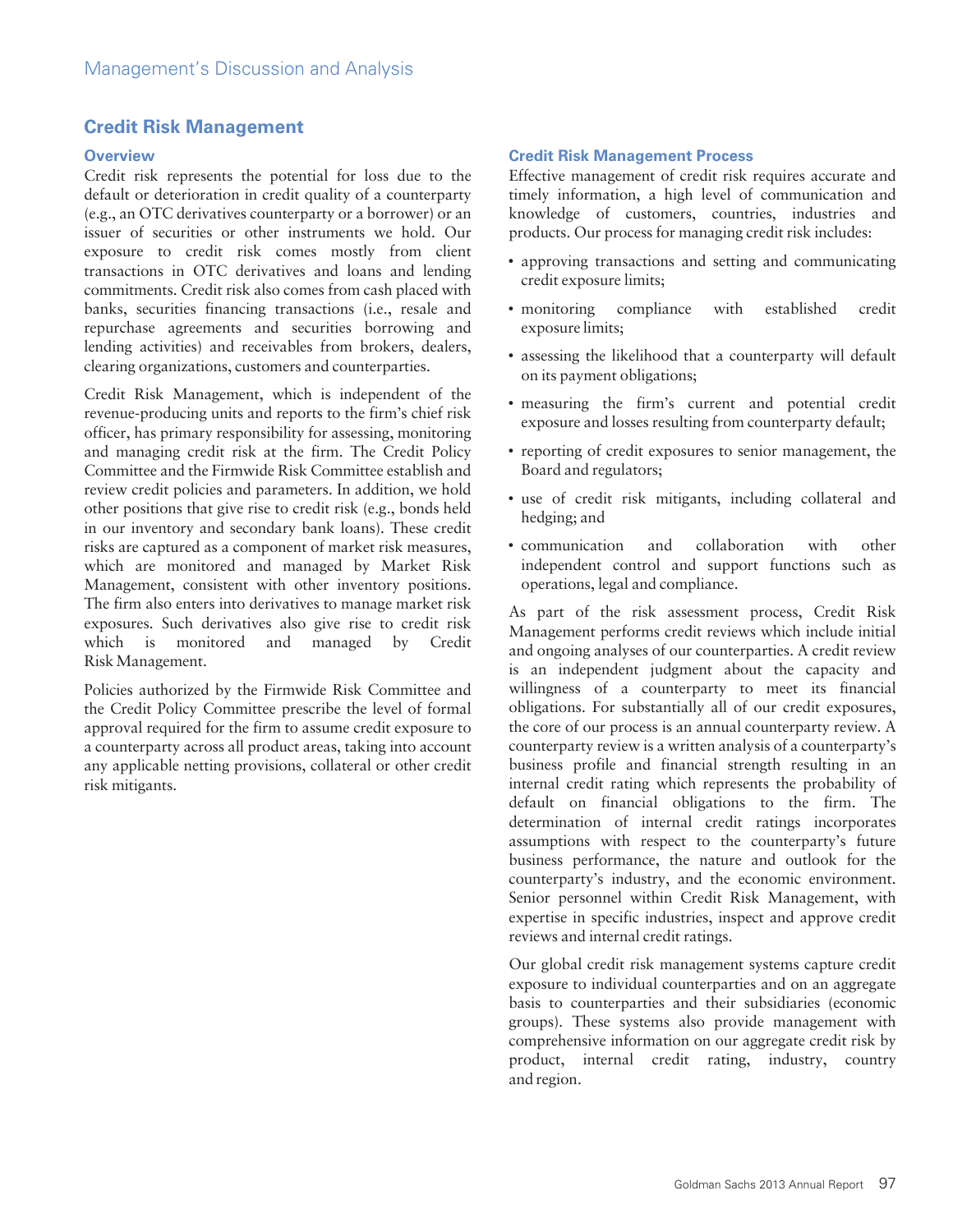## Credit Risk Management

### Overview

Credit risk represents the potential for loss due to the default or deterioration in credit quality of a counterparty (e.g., an OTC derivatives counterparty or a borrower) or an issuer of securities or other instruments we hold. Our exposure to credit risk comes mostly from client transactions in OTC derivatives and loans and lending commitments. Credit risk also comes from cash placed with banks, securities financing transactions (i.e., resale and repurchase agreements and securities borrowing and lending activities) and receivables from brokers, dealers, clearing organizations, customers and counterparties.

Credit Risk Management, which is independent of the revenue-producing units and reports to the firm's chief risk officer, has primary responsibility for assessing, monitoring and managing credit risk at the firm. The Credit Policy Committee and the Firmwide Risk Committee establish and review credit policies and parameters. In addition, we hold other positions that give rise to credit risk (e.g., bonds held in our inventory and secondary bank loans). These credit risks are captured as a component of market risk measures, which are monitored and managed by Market Risk Management, consistent with other inventory positions. The firm also enters into derivatives to manage market risk exposures. Such derivatives also give rise to credit risk which is monitored and managed by Credit Risk Management.

Policies authorized by the Firmwide Risk Committee and the Credit Policy Committee prescribe the level of formal approval required for the firm to assume credit exposure to a counterparty across all product areas, taking into account any applicable netting provisions, collateral or other credit risk mitigants.

### Credit Risk Management Process

Effective management of credit risk requires accurate and timely information, a high level of communication and knowledge of customers, countries, industries and products. Our process for managing credit risk includes:

- approving transactions and setting and communicating credit exposure limits;
- monitoring compliance with established credit exposure limits;
- assessing the likelihood that a counterparty will default on its payment obligations;
- measuring the firm's current and potential credit exposure and losses resulting from counterparty default;
- reporting of credit exposures to senior management, the Board and regulators;
- use of credit risk mitigants, including collateral and hedging; and
- communication and collaboration with other independent control and support functions such as operations, legal and compliance.

As part of the risk assessment process, Credit Risk Management performs credit reviews which include initial and ongoing analyses of our counterparties. A credit review is an independent judgment about the capacity and willingness of a counterparty to meet its financial obligations. For substantially all of our credit exposures, the core of our process is an annual counterparty review. A counterparty review is a written analysis of a counterparty's business profile and financial strength resulting in an internal credit rating which represents the probability of default on financial obligations to the firm. The determination of internal credit ratings incorporates assumptions with respect to the counterparty's future business performance, the nature and outlook for the counterparty's industry, and the economic environment. Senior personnel within Credit Risk Management, with expertise in specific industries, inspect and approve credit reviews and internal credit ratings.

Our global credit risk management systems capture credit exposure to individual counterparties and on an aggregate basis to counterparties and their subsidiaries (economic groups). These systems also provide management with comprehensive information on our aggregate credit risk by product, internal credit rating, industry, country and region.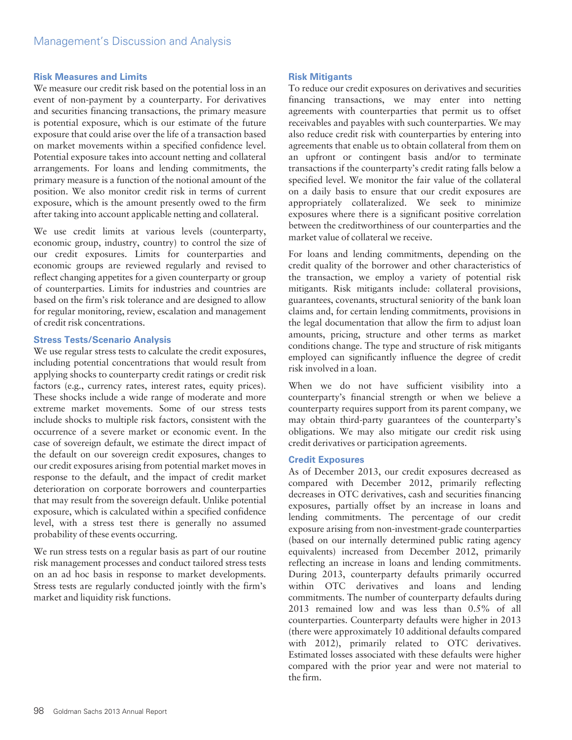### Risk Measures and Limits

We measure our credit risk based on the potential loss in an event of non-payment by a counterparty. For derivatives and securities financing transactions, the primary measure is potential exposure, which is our estimate of the future exposure that could arise over the life of a transaction based on market movements within a specified confidence level. Potential exposure takes into account netting and collateral arrangements. For loans and lending commitments, the primary measure is a function of the notional amount of the position. We also monitor credit risk in terms of current exposure, which is the amount presently owed to the firm after taking into account applicable netting and collateral.

We use credit limits at various levels (counterparty, economic group, industry, country) to control the size of our credit exposures. Limits for counterparties and economic groups are reviewed regularly and revised to reflect changing appetites for a given counterparty or group of counterparties. Limits for industries and countries are based on the firm's risk tolerance and are designed to allow for regular monitoring, review, escalation and management of credit risk concentrations.

### Stress Tests/Scenario Analysis

We use regular stress tests to calculate the credit exposures, including potential concentrations that would result from applying shocks to counterparty credit ratings or credit risk factors (e.g., currency rates, interest rates, equity prices). These shocks include a wide range of moderate and more extreme market movements. Some of our stress tests include shocks to multiple risk factors, consistent with the occurrence of a severe market or economic event. In the case of sovereign default, we estimate the direct impact of the default on our sovereign credit exposures, changes to our credit exposures arising from potential market moves in response to the default, and the impact of credit market deterioration on corporate borrowers and counterparties that may result from the sovereign default. Unlike potential exposure, which is calculated within a specified confidence level, with a stress test there is generally no assumed probability of these events occurring.

We run stress tests on a regular basis as part of our routine risk management processes and conduct tailored stress tests on an ad hoc basis in response to market developments. Stress tests are regularly conducted jointly with the firm's market and liquidity risk functions.

### Risk Mitigants

To reduce our credit exposures on derivatives and securities financing transactions, we may enter into netting agreements with counterparties that permit us to offset receivables and payables with such counterparties. We may also reduce credit risk with counterparties by entering into agreements that enable us to obtain collateral from them on an upfront or contingent basis and/or to terminate transactions if the counterparty's credit rating falls below a specified level. We monitor the fair value of the collateral on a daily basis to ensure that our credit exposures are appropriately collateralized. We seek to minimize exposures where there is a significant positive correlation between the creditworthiness of our counterparties and the market value of collateral we receive.

For loans and lending commitments, depending on the credit quality of the borrower and other characteristics of the transaction, we employ a variety of potential risk mitigants. Risk mitigants include: collateral provisions, guarantees, covenants, structural seniority of the bank loan claims and, for certain lending commitments, provisions in the legal documentation that allow the firm to adjust loan amounts, pricing, structure and other terms as market conditions change. The type and structure of risk mitigants employed can significantly influence the degree of credit risk involved in a loan.

When we do not have sufficient visibility into a counterparty's financial strength or when we believe a counterparty requires support from its parent company, we may obtain third-party guarantees of the counterparty's obligations. We may also mitigate our credit risk using credit derivatives or participation agreements.

### Credit Exposures

As of December 2013, our credit exposures decreased as compared with December 2012, primarily reflecting decreases in OTC derivatives, cash and securities financing exposures, partially offset by an increase in loans and lending commitments. The percentage of our credit exposure arising from non-investment-grade counterparties (based on our internally determined public rating agency equivalents) increased from December 2012, primarily reflecting an increase in loans and lending commitments. During 2013, counterparty defaults primarily occurred within OTC derivatives and loans and lending commitments. The number of counterparty defaults during 2013 remained low and was less than 0.5% of all counterparties. Counterparty defaults were higher in 2013 (there were approximately 10 additional defaults compared with 2012), primarily related to OTC derivatives. Estimated losses associated with these defaults were higher compared with the prior year and were not material to the firm.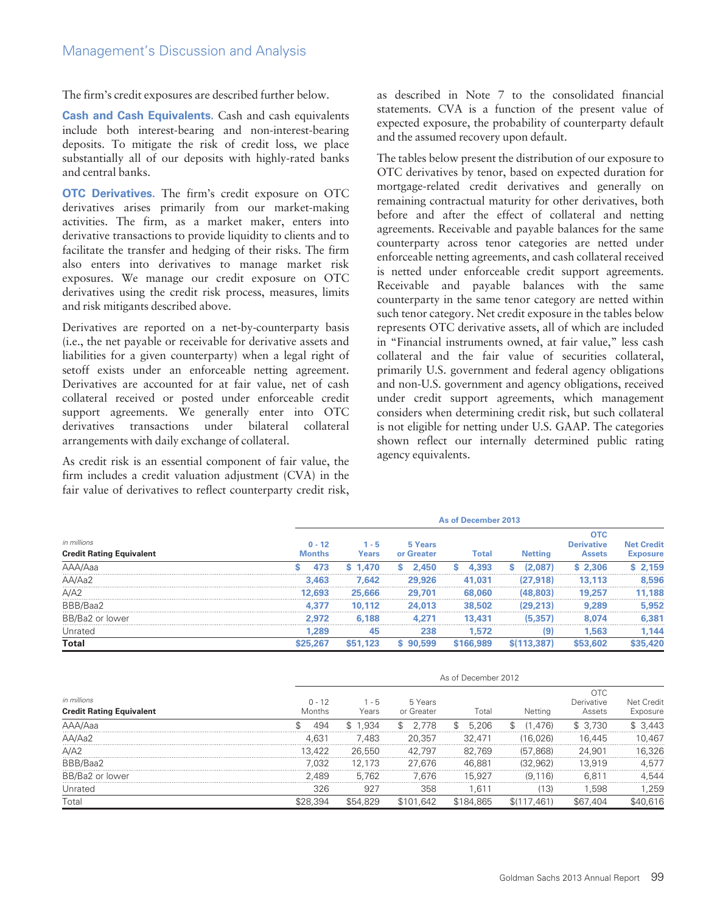The firm's credit exposures are described further below.

**Cash and Cash Equivalents.** Cash and cash equivalents include both interest-bearing and non-interest-bearing deposits. To mitigate the risk of credit loss, we place substantially all of our deposits with highly-rated banks and central banks.

**OTC Derivatives.** The firm's credit exposure on OTC derivatives arises primarily from our market-making activities. The firm, as a market maker, enters into derivative transactions to provide liquidity to clients and to facilitate the transfer and hedging of their risks. The firm also enters into derivatives to manage market risk exposures. We manage our credit exposure on OTC derivatives using the credit risk process, measures, limits and risk mitigants described above.

Derivatives are reported on a net-by-counterparty basis (i.e., the net payable or receivable for derivative assets and liabilities for a given counterparty) when a legal right of setoff exists under an enforceable netting agreement. Derivatives are accounted for at fair value, net of cash collateral received or posted under enforceable credit support agreements. We generally enter into OTC derivatives transactions under bilateral collateral arrangements with daily exchange of collateral.

As credit risk is an essential component of fair value, the firm includes a credit valuation adjustment (CVA) in the fair value of derivatives to reflect counterparty credit risk, as described in Note 7 to the consolidated financial statements. CVA is a function of the present value of expected exposure, the probability of counterparty default and the assumed recovery upon default.

The tables below present the distribution of our exposure to OTC derivatives by tenor, based on expected duration for mortgage-related credit derivatives and generally on remaining contractual maturity for other derivatives, both before and after the effect of collateral and netting agreements. Receivable and payable balances for the same counterparty across tenor categories are netted under enforceable netting agreements, and cash collateral received is netted under enforceable credit support agreements. Receivable and payable balances with the same counterparty in the same tenor category are netted within such tenor category. Net credit exposure in the tables below represents OTC derivative assets, all of which are included in "Financial instruments owned, at fair value," less cash collateral and the fair value of securities collateral, primarily U.S. government and federal agency obligations and non-U.S. government and agency obligations, received under credit support agreements, which management considers when determining credit risk, but such collateral is not eligible for netting under U.S. GAAP. The categories shown reflect our internally determined public rating agency equivalents.

| | As of December 2013 | | | | | | |
|---|---|---|---|---|---|---|---|
| *in millions*<br>**Credit Rating Equivalent** | 0 - 12 Months | 1 - 5 Years | 5 Years or Greater | Total | Netting | OTC Derivative Assets | Net Credit Exposure |
| AAA/Aaa | $ 473 | $ 1,470 | $ 2,450 | $ 4,393 | $ (2,087) | $ 2,306 | $ 2,159 |
| AA/Aa2 | 3,463 | 7,642 | 29,926 | 41,031 | (27,918) | 13,113 | 8,596 |
| A/A2 | 12,693 | 25,666 | 29,701 | 68,060 | (48,803) | 19,257 | 11,188 |
| BBB/Baa2 | 4,377 | 10,112 | 24,013 | 38,502 | (29,213) | 9,289 | 5,952 |
| BB/Ba2 or lower | 2,972 | 6,188 | 4,271 | 13,431 | (5,357) | 8,074 | 6,381 |
| Unrated | 1,289 | 45 | 238 | 1,572 | (9) | 1,563 | 1,144 |
| **Total** | $25,267 | $51,123 | $ 90,599 | $166,989 | $(113,387) | $53,602 | $35,420 |

| | As of December 2012 | | | | | | |
|---|---|---|---|---|---|---|---|
| *in millions*<br>**Credit Rating Equivalent** | 0 - 12 Months | 1 - 5 Years | 5 Years or Greater | Total | Netting | OTC Derivative Assets | Net Credit Exposure |
| AAA/Aaa | $ 494 | $ 1,934 | $ 2,778 | $ 5,206 | $ (1,476) | $ 3,730 | $ 3,443 |
| AA/Aa2 | 4,631 | 7,483 | 20,357 | 32,471 | (16,026) | 16,445 | 10,467 |
| A/A2 | 13,422 | 26,550 | 42,797 | 82,769 | (57,868) | 24,901 | 16,326 |
| BBB/Baa2 | 7,032 | 12,173 | 27,676 | 46,881 | (32,962) | 13,919 | 4,577 |
| BB/Ba2 or lower | 2,489 | 5,762 | 7,676 | 15,927 | (9,116) | 6,811 | 4,544 |
| Unrated | 326 | 927 | 358 | 1,611 | (13) | 1,598 | 1,259 |
| Total | $28,394 | $54,829 | $101,642 | $184,865 | $(117,461) | $67,404 | $40,616 |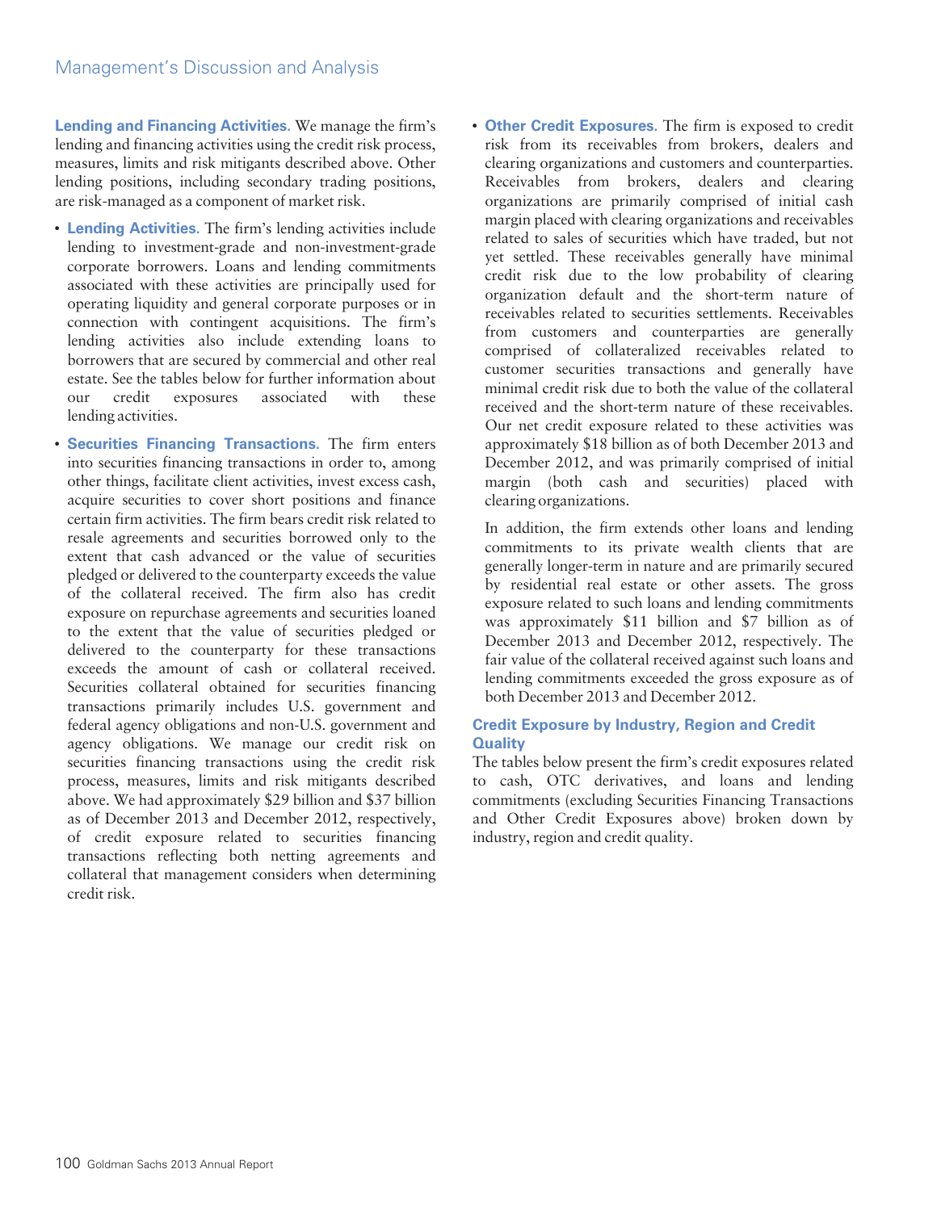**Lending and Financing Activities.** We manage the firm's lending and financing activities using the credit risk process, measures, limits and risk mitigants described above. Other lending positions, including secondary trading positions, are risk-managed as a component of market risk.

- **Lending Activities.** The firm's lending activities include lending to investment-grade and non-investment-grade corporate borrowers. Loans and lending commitments associated with these activities are principally used for operating liquidity and general corporate purposes or in connection with contingent acquisitions. The firm's lending activities also include extending loans to borrowers that are secured by commercial and other real estate. See the tables below for further information about our credit exposures associated with these lending activities.

- **Securities Financing Transactions.** The firm enters into securities financing transactions in order to, among other things, facilitate client activities, invest excess cash, acquire securities to cover short positions and finance certain firm activities. The firm bears credit risk related to resale agreements and securities borrowed only to the extent that cash advanced or the value of securities pledged or delivered to the counterparty exceeds the value of the collateral received. The firm also has credit exposure on repurchase agreements and securities loaned to the extent that the value of securities pledged or delivered to the counterparty for these transactions exceeds the amount of cash or collateral received. Securities collateral obtained for securities financing transactions primarily includes U.S. government and federal agency obligations and non-U.S. government and agency obligations. We manage our credit risk on securities financing transactions using the credit risk process, measures, limits and risk mitigants described above. We had approximately $29 billion and $37 billion as of December 2013 and December 2012, respectively, of credit exposure related to securities financing transactions reflecting both netting agreements and collateral that management considers when determining credit risk.

- **Other Credit Exposures.** The firm is exposed to credit risk from its receivables from brokers, dealers and clearing organizations and customers and counterparties. Receivables from brokers, dealers and clearing organizations are primarily comprised of initial cash margin placed with clearing organizations and receivables related to sales of securities which have traded, but not yet settled. These receivables generally have minimal credit risk due to the low probability of clearing organization default and the short-term nature of receivables related to securities settlements. Receivables from customers and counterparties are generally comprised of collateralized receivables related to customer securities transactions and generally have minimal credit risk due to both the value of the collateral received and the short-term nature of these receivables. Our net credit exposure related to these activities was approximately $18 billion as of both December 2013 and December 2012, and was primarily comprised of initial margin (both cash and securities) placed with clearing organizations.

  In addition, the firm extends other loans and lending commitments to its private wealth clients that are generally longer-term in nature and are primarily secured by residential real estate or other assets. The gross exposure related to such loans and lending commitments was approximately $11 billion and $7 billion as of December 2013 and December 2012, respectively. The fair value of the collateral received against such loans and lending commitments exceeded the gross exposure as of both December 2013 and December 2012.

### Credit Exposure by Industry, Region and Credit Quality

The tables below present the firm's credit exposures related to cash, OTC derivatives, and loans and lending commitments (excluding Securities Financing Transactions and Other Credit Exposures above) broken down by industry, region and credit quality.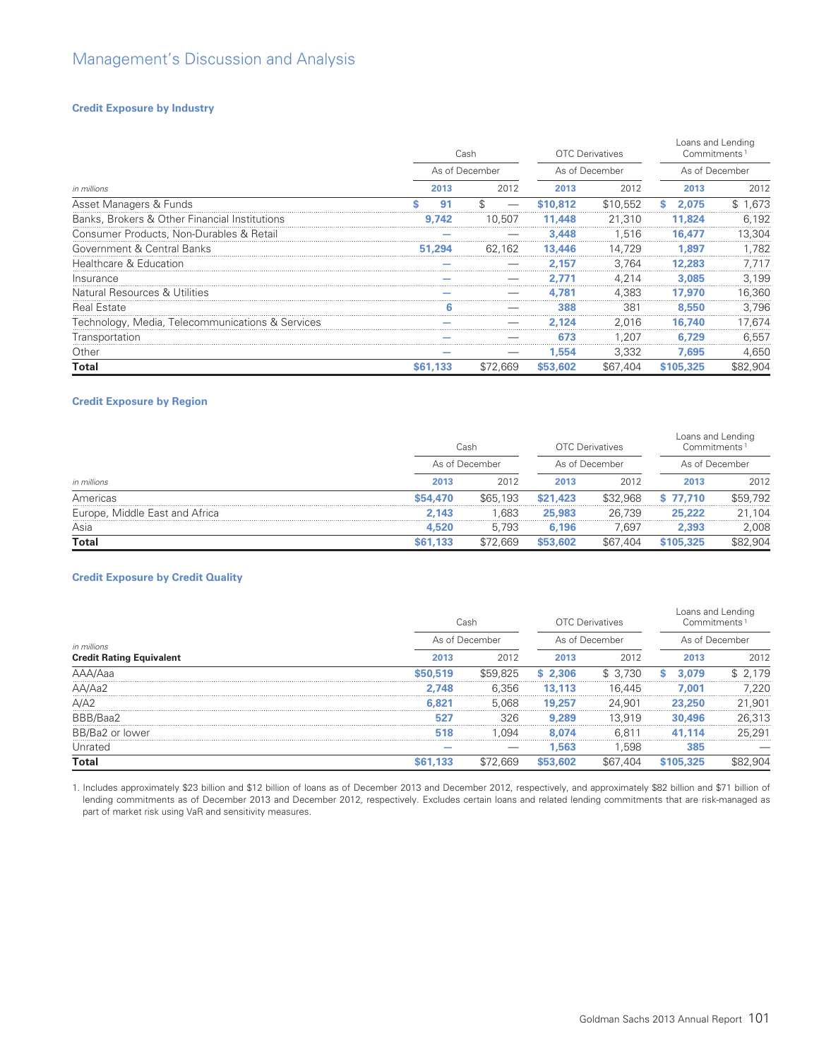### Credit Exposure by Industry

| in millions | Cash | | OTC Derivatives | | Loans and Lending Commitments[1] | |
|---|---|---|---|---|---|---|
| | As of December | | As of December | | As of December | |
| | 2013 | 2012 | 2013 | 2012 | 2013 | 2012 |
| Asset Managers & Funds | $ 91 | $ — | $10,812 | $10,552 | $ 2,075 | $ 1,673 |
| Banks, Brokers & Other Financial Institutions | 9,742 | 10,507 | 11,448 | 21,310 | 11,824 | 6,192 |
| Consumer Products, Non-Durables & Retail | — | — | 3,448 | 1,516 | 16,477 | 13,304 |
| Government & Central Banks | 51,294 | 62,162 | 13,446 | 14,729 | 1,897 | 1,782 |
| Healthcare & Education | — | — | 2,157 | 3,764 | 12,283 | 7,717 |
| Insurance | — | — | 2,771 | 4,214 | 3,085 | 3,199 |
| Natural Resources & Utilities | — | — | 4,781 | 4,383 | 17,970 | 16,360 |
| Real Estate | 6 | — | 388 | 381 | 8,550 | 3,796 |
| Technology, Media, Telecommunications & Services | — | — | 2,124 | 2,016 | 16,740 | 17,674 |
| Transportation | — | — | 673 | 1,207 | 6,729 | 6,557 |
| Other | — | — | 1,554 | 3,332 | 7,695 | 4,650 |
| **Total** | **$61,133** | $72,669 | **$53,602** | $67,404 | **$105,325** | $82,904 |

### Credit Exposure by Region

| in millions | Cash | | OTC Derivatives | | Loans and Lending Commitments[1] | |
|---|---|---|---|---|---|---|
| | As of December | | As of December | | As of December | |
| | 2013 | 2012 | 2013 | 2012 | 2013 | 2012 |
| Americas | $54,470 | $65,193 | $21,423 | $32,968 | $ 77,710 | $59,792 |
| Europe, Middle East and Africa | 2,143 | 1,683 | 25,983 | 26,739 | 25,222 | 21,104 |
| Asia | 4,520 | 5,793 | 6,196 | 7,697 | 2,393 | 2,008 |
| **Total** | **$61,133** | $72,669 | **$53,602** | $67,404 | **$105,325** | $82,904 |

### Credit Exposure by Credit Quality

| in millions | Cash | | OTC Derivatives | | Loans and Lending Commitments[1] | |
|---|---|---|---|---|---|---|
| | As of December | | As of December | | As of December | |
| **Credit Rating Equivalent** | 2013 | 2012 | 2013 | 2012 | 2013 | 2012 |
| AAA/Aaa | $50,519 | $59,825 | $ 2,306 | $ 3,730 | $ 3,079 | $ 2,179 |
| AA/Aa2 | 2,748 | 6,356 | 13,113 | 16,445 | 7,001 | 7,220 |
| A/A2 | 6,821 | 5,068 | 19,257 | 24,901 | 23,250 | 21,901 |
| BBB/Baa2 | 527 | 326 | 9,289 | 13,919 | 30,496 | 26,313 |
| BB/Ba2 or lower | 518 | 1,094 | 8,074 | 6,811 | 41,114 | 25,291 |
| Unrated | — | — | 1,563 | 1,598 | 385 | — |
| **Total** | **$61,133** | $72,669 | **$53,602** | $67,404 | **$105,325** | $82,904 |

1. Includes approximately $23 billion and $12 billion of loans as of December 2013 and December 2012, respectively, and approximately $82 billion and $71 billion of lending commitments as of December 2013 and December 2012, respectively. Excludes certain loans and related lending commitments that are risk-managed as part of market risk using VaR and sensitivity measures.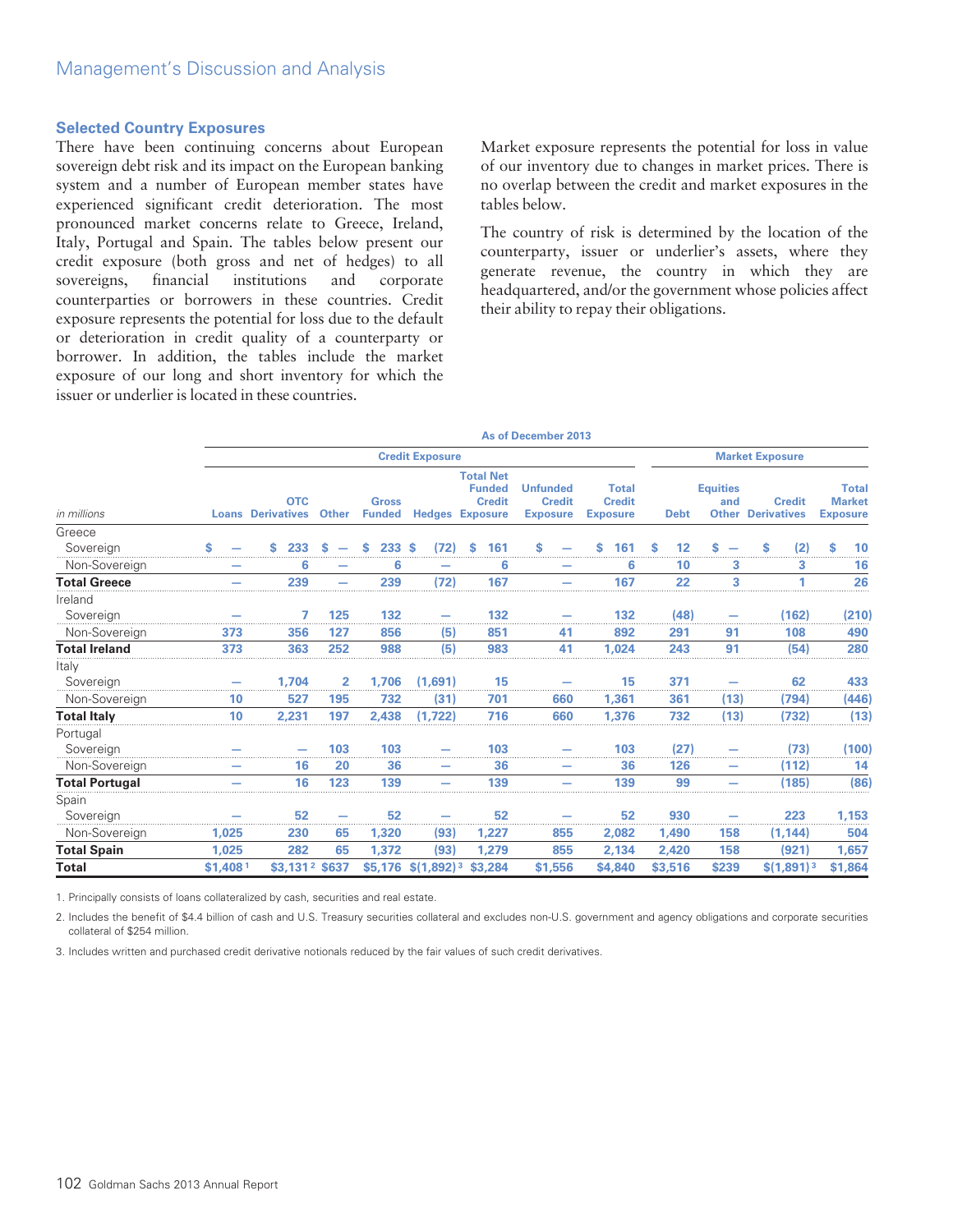## Selected Country Exposures

There have been continuing concerns about European sovereign debt risk and its impact on the European banking system and a number of European member states have experienced significant credit deterioration. The most pronounced market concerns relate to Greece, Ireland, Italy, Portugal and Spain. The tables below present our credit exposure (both gross and net of hedges) to all sovereigns, financial institutions and corporate counterparties or borrowers in these countries. Credit exposure represents the potential for loss due to the default or deterioration in credit quality of a counterparty or borrower. In addition, the tables include the market exposure of our long and short inventory for which the issuer or underlier is located in these countries.

Market exposure represents the potential for loss in value of our inventory due to changes in market prices. There is no overlap between the credit and market exposures in the tables below.

The country of risk is determined by the location of the counterparty, issuer or underlier's assets, where they generate revenue, the country in which they are headquartered, and/or the government whose policies affect their ability to repay their obligations.

| | As of December 2013 | | | | | | | | | | | |
|---|---|---|---|---|---|---|---|---|---|---|---|---|
| | Credit Exposure | | | | | | | | Market Exposure | | | |
| in millions | Loans | OTC Derivatives | Other | Gross Funded | Hedges | Total Net Funded Credit Exposure | Unfunded Credit Exposure | Total Credit Exposure | Debt | Equities and Other | Credit Derivatives | Total Market Exposure |
| Greece | | | | | | | | | | | | |
| Sovereign | $ — | $ 233 | $ — | $ 233 | $ (72) | $ 161 | $ — | $ 161 | $ 12 | $ — | $ (2) | $ 10 |
| Non-Sovereign | — | 6 | — | 6 | — | 6 | — | 6 | 10 | 3 | 3 | 16 |
| **Total Greece** | — | 239 | — | 239 | (72) | 167 | — | 167 | 22 | 3 | 1 | 26 |
| Ireland | | | | | | | | | | | | |
| Sovereign | — | 7 | 125 | 132 | — | 132 | — | 132 | (48) | — | (162) | (210) |
| Non-Sovereign | 373 | 356 | 127 | 856 | (5) | 851 | 41 | 892 | 291 | 91 | 108 | 490 |
| **Total Ireland** | 373 | 363 | 252 | 988 | (5) | 983 | 41 | 1,024 | 243 | 91 | (54) | 280 |
| Italy | | | | | | | | | | | | |
| Sovereign | — | 1,704 | 2 | 1,706 | (1,691) | 15 | — | 15 | 371 | — | 62 | 433 |
| Non-Sovereign | 10 | 527 | 195 | 732 | (31) | 701 | 660 | 1,361 | 361 | (13) | (794) | (446) |
| **Total Italy** | 10 | 2,231 | 197 | 2,438 | (1,722) | 716 | 660 | 1,376 | 732 | (13) | (732) | (13) |
| Portugal | | | | | | | | | | | | |
| Sovereign | — | — | 103 | 103 | — | 103 | — | 103 | (27) | — | (73) | (100) |
| Non-Sovereign | — | 16 | 20 | 36 | — | 36 | — | 36 | 126 | — | (112) | 14 |
| **Total Portugal** | — | 16 | 123 | 139 | — | 139 | — | 139 | 99 | — | (185) | (86) |
| Spain | | | | | | | | | | | | |
| Sovereign | — | 52 | — | 52 | — | 52 | — | 52 | 930 | — | 223 | 1,153 |
| Non-Sovereign | 1,025 | 230 | 65 | 1,320 | (93) | 1,227 | 855 | 2,082 | 1,490 | 158 | (1,144) | 504 |
| **Total Spain** | 1,025 | 282 | 65 | 1,372 | (93) | 1,279 | 855 | 2,134 | 2,420 | 158 | (921) | 1,657 |
| **Total** | $1,408 [1] | $3,131 [2] | $637 | $5,176 | $(1,892) [3] | $3,284 | $1,556 | $4,840 | $3,516 | $239 | $(1,891) [3] | $1,864 |

1. Principally consists of loans collateralized by cash, securities and real estate.

2. Includes the benefit of $4.4 billion of cash and U.S. Treasury securities collateral and excludes non-U.S. government and agency obligations and corporate securities collateral of $254 million.

3. Includes written and purchased credit derivative notionals reduced by the fair values of such credit derivatives.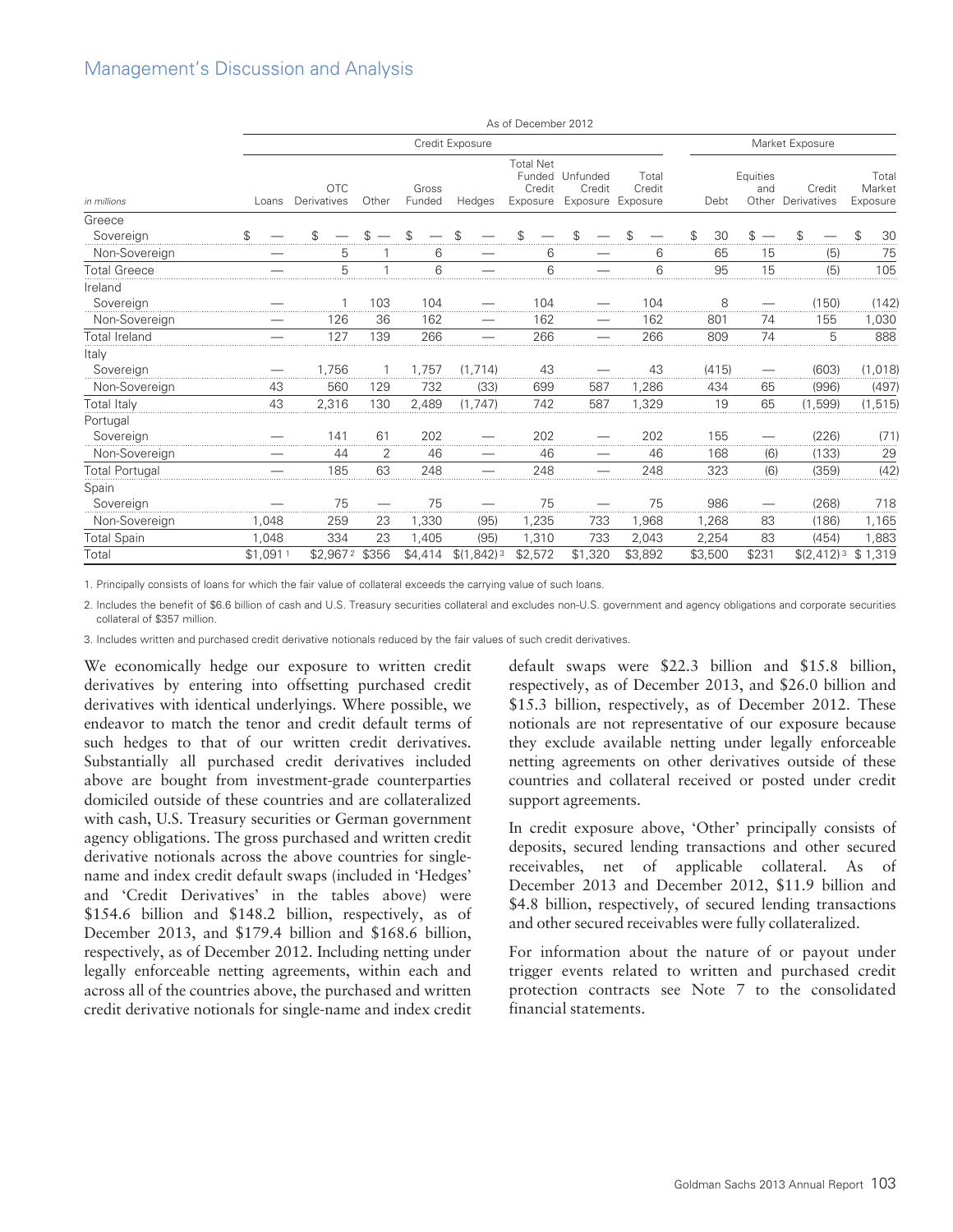| in millions | As of December 2012 | | | | | | | | | | | |
|---|---|---|---|---|---|---|---|---|---|---|---|---|
| | Credit Exposure | | | | | | | | Market Exposure | | | |
| | Loans | OTC Derivatives | Other | Gross Funded | Hedges | Total Net Funded Credit Exposure | Unfunded Credit Exposure | Total Credit Exposure | Debt | Equities and Other | Credit Derivatives | Total Market Exposure |
| **Greece** | | | | | | | | | | | | |
| Sovereign | $ — | $ — | $ — | $ — | $ — | $ — | $ — | $ — | $ 30 | $ — | $ — | $ 30 |
| Non-Sovereign | — | 5 | 1 | 6 | — | 6 | — | 6 | 65 | 15 | (5) | 75 |
| Total Greece | — | 5 | 1 | 6 | — | 6 | — | 6 | 95 | 15 | (5) | 105 |
| **Ireland** | | | | | | | | | | | | |
| Sovereign | — | 1 | 103 | 104 | — | 104 | — | 104 | 8 | — | (150) | (142) |
| Non-Sovereign | — | 126 | 36 | 162 | — | 162 | — | 162 | 801 | 74 | 155 | 1,030 |
| Total Ireland | — | 127 | 139 | 266 | — | 266 | — | 266 | 809 | 74 | 5 | 888 |
| **Italy** | | | | | | | | | | | | |
| Sovereign | — | 1,756 | 1 | 1,757 | (1,714) | 43 | — | 43 | (415) | — | (603) | (1,018) |
| Non-Sovereign | 43 | 560 | 129 | 732 | (33) | 699 | 587 | 1,286 | 434 | 65 | (996) | (497) |
| Total Italy | 43 | 2,316 | 130 | 2,489 | (1,747) | 742 | 587 | 1,329 | 19 | 65 | (1,599) | (1,515) |
| **Portugal** | | | | | | | | | | | | |
| Sovereign | — | 141 | 61 | 202 | — | 202 | — | 202 | 155 | — | (226) | (71) |
| Non-Sovereign | — | 44 | 2 | 46 | — | 46 | — | 46 | 168 | (6) | (133) | 29 |
| Total Portugal | — | 185 | 63 | 248 | — | 248 | — | 248 | 323 | (6) | (359) | (42) |
| **Spain** | | | | | | | | | | | | |
| Sovereign | — | 75 | — | 75 | — | 75 | — | 75 | 986 | — | (268) | 718 |
| Non-Sovereign | 1,048 | 259 | 23 | 1,330 | (95) | 1,235 | 733 | 1,968 | 1,268 | 83 | (186) | 1,165 |
| Total Spain | 1,048 | 334 | 23 | 1,405 | (95) | 1,310 | 733 | 2,043 | 2,254 | 83 | (454) | 1,883 |
| Total | $1,091 [1] | $2,967 [2] | $356 | $4,414 | $(1,842) [3] | $2,572 | $1,320 | $3,892 | $3,500 | $231 | $(2,412) [3] | $ 1,319 |

1. Principally consists of loans for which the fair value of collateral exceeds the carrying value of such loans.

2. Includes the benefit of $6.6 billion of cash and U.S. Treasury securities collateral and excludes non-U.S. government and agency obligations and corporate securities collateral of $357 million.

3. Includes written and purchased credit derivative notionals reduced by the fair values of such credit derivatives.

We economically hedge our exposure to written credit derivatives by entering into offsetting purchased credit derivatives with identical underlyings. Where possible, we endeavor to match the tenor and credit default terms of such hedges to that of our written credit derivatives. Substantially all purchased credit derivatives included above are bought from investment-grade counterparties domiciled outside of these countries and are collateralized with cash, U.S. Treasury securities or German government agency obligations. The gross purchased and written credit derivative notionals across the above countries for single-name and index credit default swaps (included in 'Hedges' and 'Credit Derivatives' in the tables above) were $154.6 billion and $148.2 billion, respectively, as of December 2013, and $179.4 billion and $168.6 billion, respectively, as of December 2012. Including netting under legally enforceable netting agreements, within each and across all of the countries above, the purchased and written credit derivative notionals for single-name and index credit default swaps were $22.3 billion and $15.8 billion, respectively, as of December 2013, and $26.0 billion and $15.3 billion, respectively, as of December 2012. These notionals are not representative of our exposure because they exclude available netting under legally enforceable netting agreements on other derivatives outside of these countries and collateral received or posted under credit support agreements.

In credit exposure above, 'Other' principally consists of deposits, secured lending transactions and other secured receivables, net of applicable collateral. As of December 2013 and December 2012, $11.9 billion and $4.8 billion, respectively, of secured lending transactions and other secured receivables were fully collateralized.

For information about the nature of or payout under trigger events related to written and purchased credit protection contracts see Note 7 to the consolidated financial statements.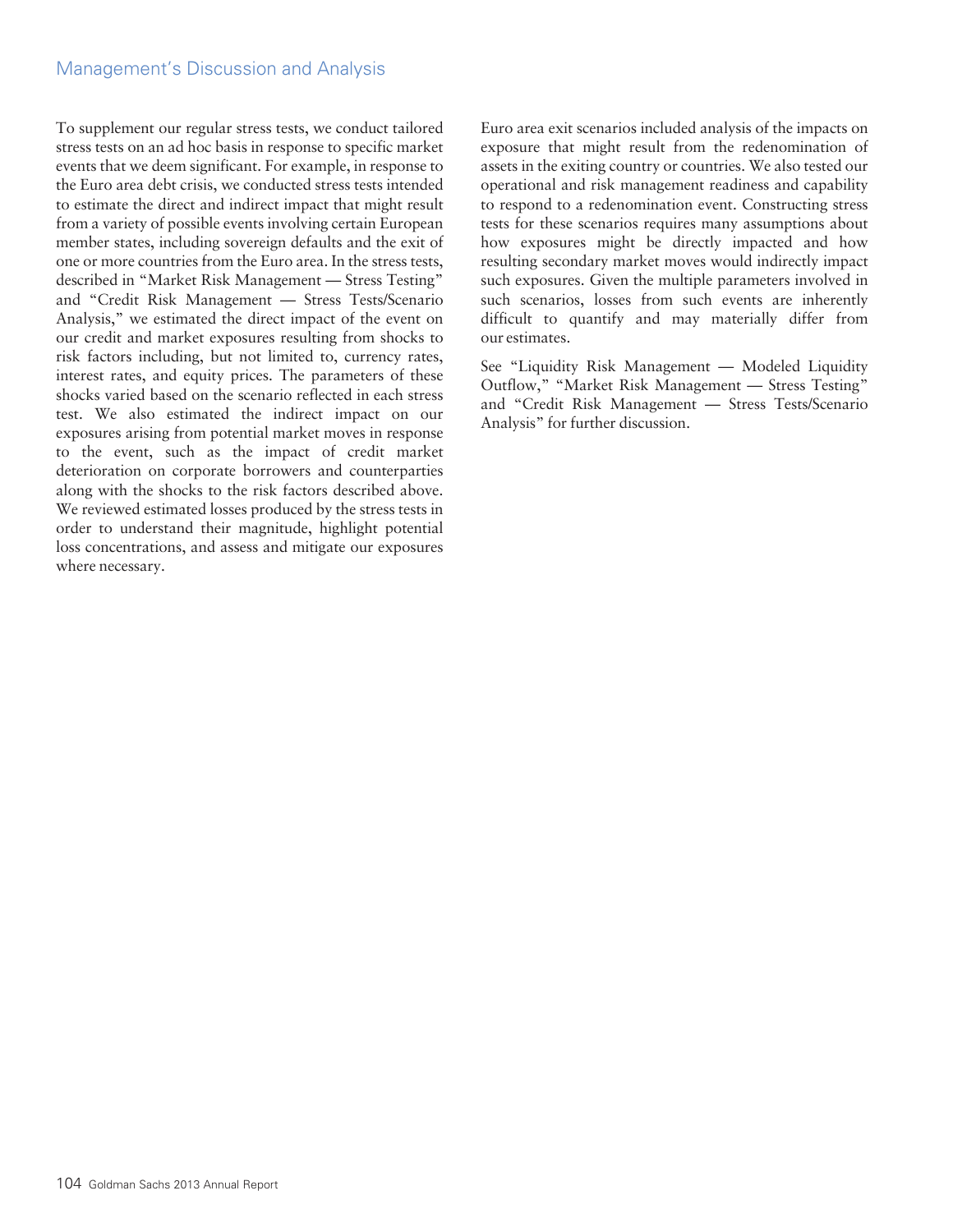To supplement our regular stress tests, we conduct tailored stress tests on an ad hoc basis in response to specific market events that we deem significant. For example, in response to the Euro area debt crisis, we conducted stress tests intended to estimate the direct and indirect impact that might result from a variety of possible events involving certain European member states, including sovereign defaults and the exit of one or more countries from the Euro area. In the stress tests, described in "Market Risk Management — Stress Testing" and "Credit Risk Management — Stress Tests/Scenario Analysis," we estimated the direct impact of the event on our credit and market exposures resulting from shocks to risk factors including, but not limited to, currency rates, interest rates, and equity prices. The parameters of these shocks varied based on the scenario reflected in each stress test. We also estimated the indirect impact on our exposures arising from potential market moves in response to the event, such as the impact of credit market deterioration on corporate borrowers and counterparties along with the shocks to the risk factors described above. We reviewed estimated losses produced by the stress tests in order to understand their magnitude, highlight potential loss concentrations, and assess and mitigate our exposures where necessary.

Euro area exit scenarios included analysis of the impacts on exposure that might result from the redenomination of assets in the exiting country or countries. We also tested our operational and risk management readiness and capability to respond to a redenomination event. Constructing stress tests for these scenarios requires many assumptions about how exposures might be directly impacted and how resulting secondary market moves would indirectly impact such exposures. Given the multiple parameters involved in such scenarios, losses from such events are inherently difficult to quantify and may materially differ from our estimates.

See "Liquidity Risk Management — Modeled Liquidity Outflow," "Market Risk Management — Stress Testing" and "Credit Risk Management — Stress Tests/Scenario Analysis" for further discussion.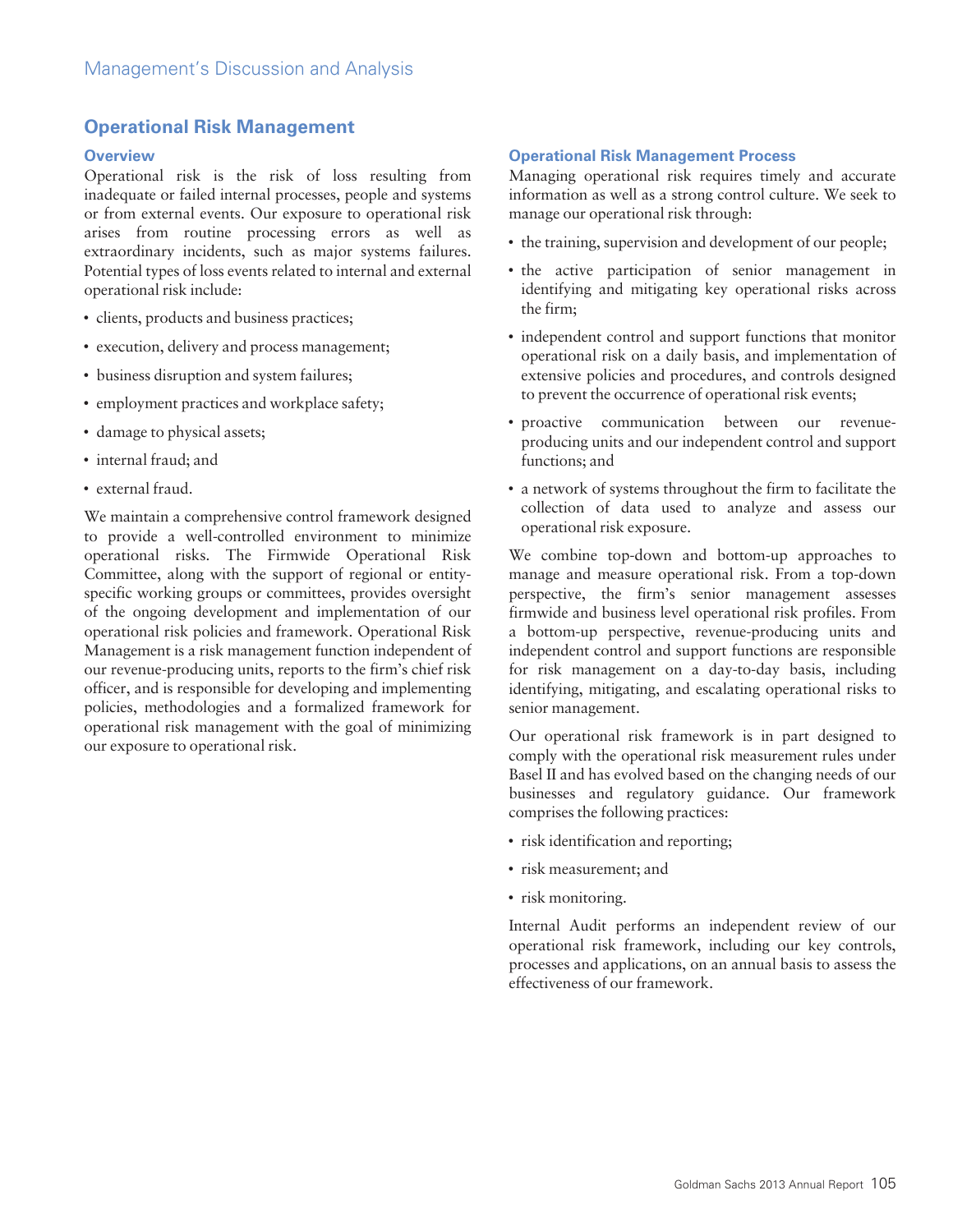## Operational Risk Management

### Overview

Operational risk is the risk of loss resulting from inadequate or failed internal processes, people and systems or from external events. Our exposure to operational risk arises from routine processing errors as well as extraordinary incidents, such as major systems failures. Potential types of loss events related to internal and external operational risk include:

- clients, products and business practices;
- execution, delivery and process management;
- business disruption and system failures;
- employment practices and workplace safety;
- damage to physical assets;
- internal fraud; and
- external fraud.

We maintain a comprehensive control framework designed to provide a well-controlled environment to minimize operational risks. The Firmwide Operational Risk Committee, along with the support of regional or entity-specific working groups or committees, provides oversight of the ongoing development and implementation of our operational risk policies and framework. Operational Risk Management is a risk management function independent of our revenue-producing units, reports to the firm's chief risk officer, and is responsible for developing and implementing policies, methodologies and a formalized framework for operational risk management with the goal of minimizing our exposure to operational risk.

### Operational Risk Management Process

Managing operational risk requires timely and accurate information as well as a strong control culture. We seek to manage our operational risk through:

- the training, supervision and development of our people;
- the active participation of senior management in identifying and mitigating key operational risks across the firm;
- independent control and support functions that monitor operational risk on a daily basis, and implementation of extensive policies and procedures, and controls designed to prevent the occurrence of operational risk events;
- proactive communication between our revenue-producing units and our independent control and support functions; and
- a network of systems throughout the firm to facilitate the collection of data used to analyze and assess our operational risk exposure.

We combine top-down and bottom-up approaches to manage and measure operational risk. From a top-down perspective, the firm's senior management assesses firmwide and business level operational risk profiles. From a bottom-up perspective, revenue-producing units and independent control and support functions are responsible for risk management on a day-to-day basis, including identifying, mitigating, and escalating operational risks to senior management.

Our operational risk framework is in part designed to comply with the operational risk measurement rules under Basel II and has evolved based on the changing needs of our businesses and regulatory guidance. Our framework comprises the following practices:

- risk identification and reporting;
- risk measurement; and
- risk monitoring.

Internal Audit performs an independent review of our operational risk framework, including our key controls, processes and applications, on an annual basis to assess the effectiveness of our framework.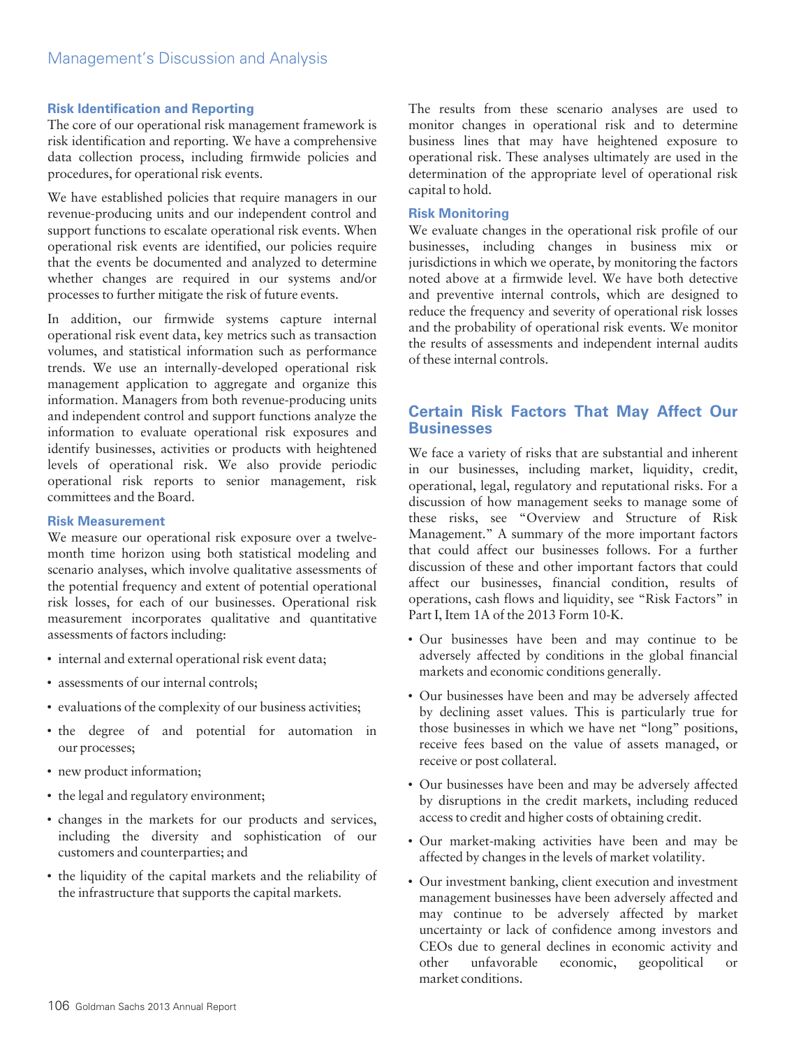### Risk Identification and Reporting

The core of our operational risk management framework is risk identification and reporting. We have a comprehensive data collection process, including firmwide policies and procedures, for operational risk events.

We have established policies that require managers in our revenue-producing units and our independent control and support functions to escalate operational risk events. When operational risk events are identified, our policies require that the events be documented and analyzed to determine whether changes are required in our systems and/or processes to further mitigate the risk of future events.

In addition, our firmwide systems capture internal operational risk event data, key metrics such as transaction volumes, and statistical information such as performance trends. We use an internally-developed operational risk management application to aggregate and organize this information. Managers from both revenue-producing units and independent control and support functions analyze the information to evaluate operational risk exposures and identify businesses, activities or products with heightened levels of operational risk. We also provide periodic operational risk reports to senior management, risk committees and the Board.

### Risk Measurement

We measure our operational risk exposure over a twelve-month time horizon using both statistical modeling and scenario analyses, which involve qualitative assessments of the potential frequency and extent of potential operational risk losses, for each of our businesses. Operational risk measurement incorporates qualitative and quantitative assessments of factors including:

- internal and external operational risk event data;
- assessments of our internal controls;
- evaluations of the complexity of our business activities;
- the degree of and potential for automation in our processes;
- new product information;
- the legal and regulatory environment;
- changes in the markets for our products and services, including the diversity and sophistication of our customers and counterparties; and
- the liquidity of the capital markets and the reliability of the infrastructure that supports the capital markets.

The results from these scenario analyses are used to monitor changes in operational risk and to determine business lines that may have heightened exposure to operational risk. These analyses ultimately are used in the determination of the appropriate level of operational risk capital to hold.

### Risk Monitoring

We evaluate changes in the operational risk profile of our businesses, including changes in business mix or jurisdictions in which we operate, by monitoring the factors noted above at a firmwide level. We have both detective and preventive internal controls, which are designed to reduce the frequency and severity of operational risk losses and the probability of operational risk events. We monitor the results of assessments and independent internal audits of these internal controls.

## Certain Risk Factors That May Affect Our Businesses

We face a variety of risks that are substantial and inherent in our businesses, including market, liquidity, credit, operational, legal, regulatory and reputational risks. For a discussion of how management seeks to manage some of these risks, see "Overview and Structure of Risk Management." A summary of the more important factors that could affect our businesses follows. For a further discussion of these and other important factors that could affect our businesses, financial condition, results of operations, cash flows and liquidity, see "Risk Factors" in Part I, Item 1A of the 2013 Form 10-K.

- Our businesses have been and may continue to be adversely affected by conditions in the global financial markets and economic conditions generally.
- Our businesses have been and may be adversely affected by declining asset values. This is particularly true for those businesses in which we have net "long" positions, receive fees based on the value of assets managed, or receive or post collateral.
- Our businesses have been and may be adversely affected by disruptions in the credit markets, including reduced access to credit and higher costs of obtaining credit.
- Our market-making activities have been and may be affected by changes in the levels of market volatility.
- Our investment banking, client execution and investment management businesses have been adversely affected and may continue to be adversely affected by market uncertainty or lack of confidence among investors and CEOs due to general declines in economic activity and other unfavorable economic, geopolitical or market conditions.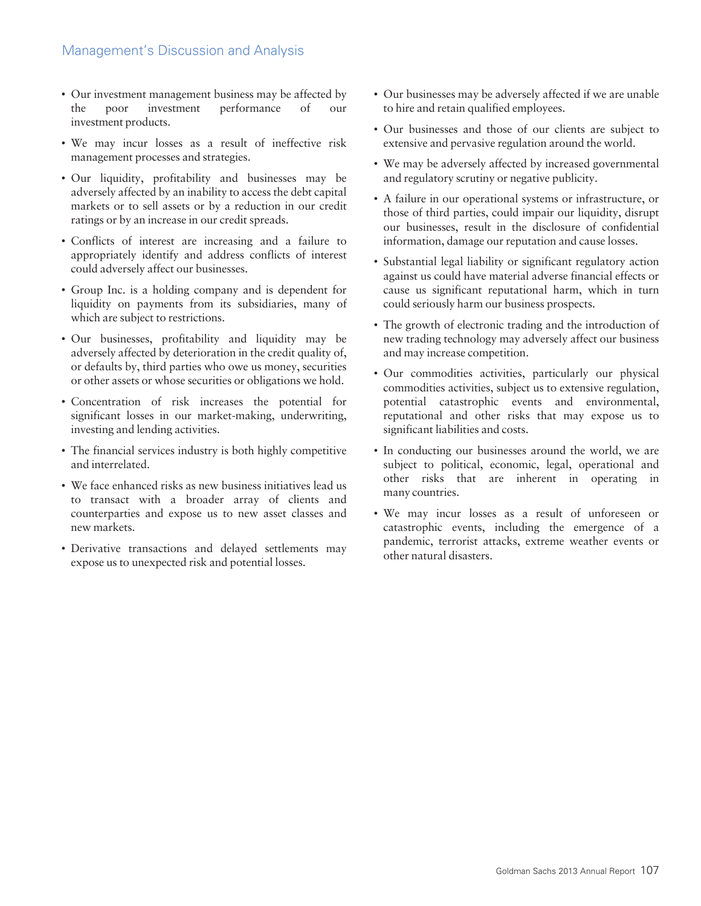- Our investment management business may be affected by the poor investment performance of our investment products.
- We may incur losses as a result of ineffective risk management processes and strategies.
- Our liquidity, profitability and businesses may be adversely affected by an inability to access the debt capital markets or to sell assets or by a reduction in our credit ratings or by an increase in our credit spreads.
- Conflicts of interest are increasing and a failure to appropriately identify and address conflicts of interest could adversely affect our businesses.
- Group Inc. is a holding company and is dependent for liquidity on payments from its subsidiaries, many of which are subject to restrictions.
- Our businesses, profitability and liquidity may be adversely affected by deterioration in the credit quality of, or defaults by, third parties who owe us money, securities or other assets or whose securities or obligations we hold.
- Concentration of risk increases the potential for significant losses in our market-making, underwriting, investing and lending activities.
- The financial services industry is both highly competitive and interrelated.
- We face enhanced risks as new business initiatives lead us to transact with a broader array of clients and counterparties and expose us to new asset classes and new markets.
- Derivative transactions and delayed settlements may expose us to unexpected risk and potential losses.
- Our businesses may be adversely affected if we are unable to hire and retain qualified employees.
- Our businesses and those of our clients are subject to extensive and pervasive regulation around the world.
- We may be adversely affected by increased governmental and regulatory scrutiny or negative publicity.
- A failure in our operational systems or infrastructure, or those of third parties, could impair our liquidity, disrupt our businesses, result in the disclosure of confidential information, damage our reputation and cause losses.
- Substantial legal liability or significant regulatory action against us could have material adverse financial effects or cause us significant reputational harm, which in turn could seriously harm our business prospects.
- The growth of electronic trading and the introduction of new trading technology may adversely affect our business and may increase competition.
- Our commodities activities, particularly our physical commodities activities, subject us to extensive regulation, potential catastrophic events and environmental, reputational and other risks that may expose us to significant liabilities and costs.
- In conducting our businesses around the world, we are subject to political, economic, legal, operational and other risks that are inherent in operating in many countries.
- We may incur losses as a result of unforeseen or catastrophic events, including the emergence of a pandemic, terrorist attacks, extreme weather events or other natural disasters.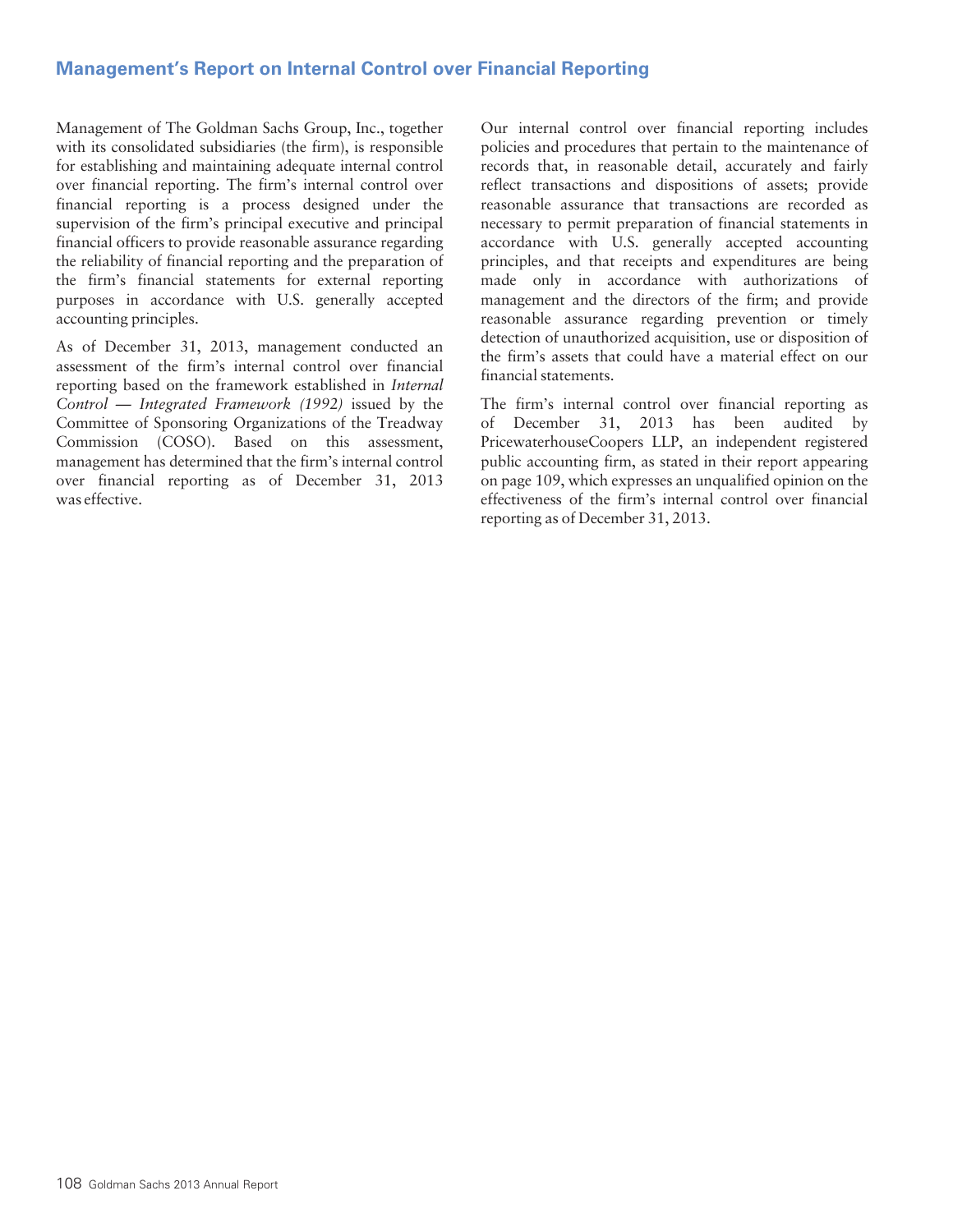## Management's Report on Internal Control over Financial Reporting

Management of The Goldman Sachs Group, Inc., together with its consolidated subsidiaries (the firm), is responsible for establishing and maintaining adequate internal control over financial reporting. The firm's internal control over financial reporting is a process designed under the supervision of the firm's principal executive and principal financial officers to provide reasonable assurance regarding the reliability of financial reporting and the preparation of the firm's financial statements for external reporting purposes in accordance with U.S. generally accepted accounting principles.

As of December 31, 2013, management conducted an assessment of the firm's internal control over financial reporting based on the framework established in *Internal Control — Integrated Framework (1992)* issued by the Committee of Sponsoring Organizations of the Treadway Commission (COSO). Based on this assessment, management has determined that the firm's internal control over financial reporting as of December 31, 2013 was effective.

Our internal control over financial reporting includes policies and procedures that pertain to the maintenance of records that, in reasonable detail, accurately and fairly reflect transactions and dispositions of assets; provide reasonable assurance that transactions are recorded as necessary to permit preparation of financial statements in accordance with U.S. generally accepted accounting principles, and that receipts and expenditures are being made only in accordance with authorizations of management and the directors of the firm; and provide reasonable assurance regarding prevention or timely detection of unauthorized acquisition, use or disposition of the firm's assets that could have a material effect on our financial statements.

The firm's internal control over financial reporting as of December 31, 2013 has been audited by PricewaterhouseCoopers LLP, an independent registered public accounting firm, as stated in their report appearing on page 109, which expresses an unqualified opinion on the effectiveness of the firm's internal control over financial reporting as of December 31, 2013.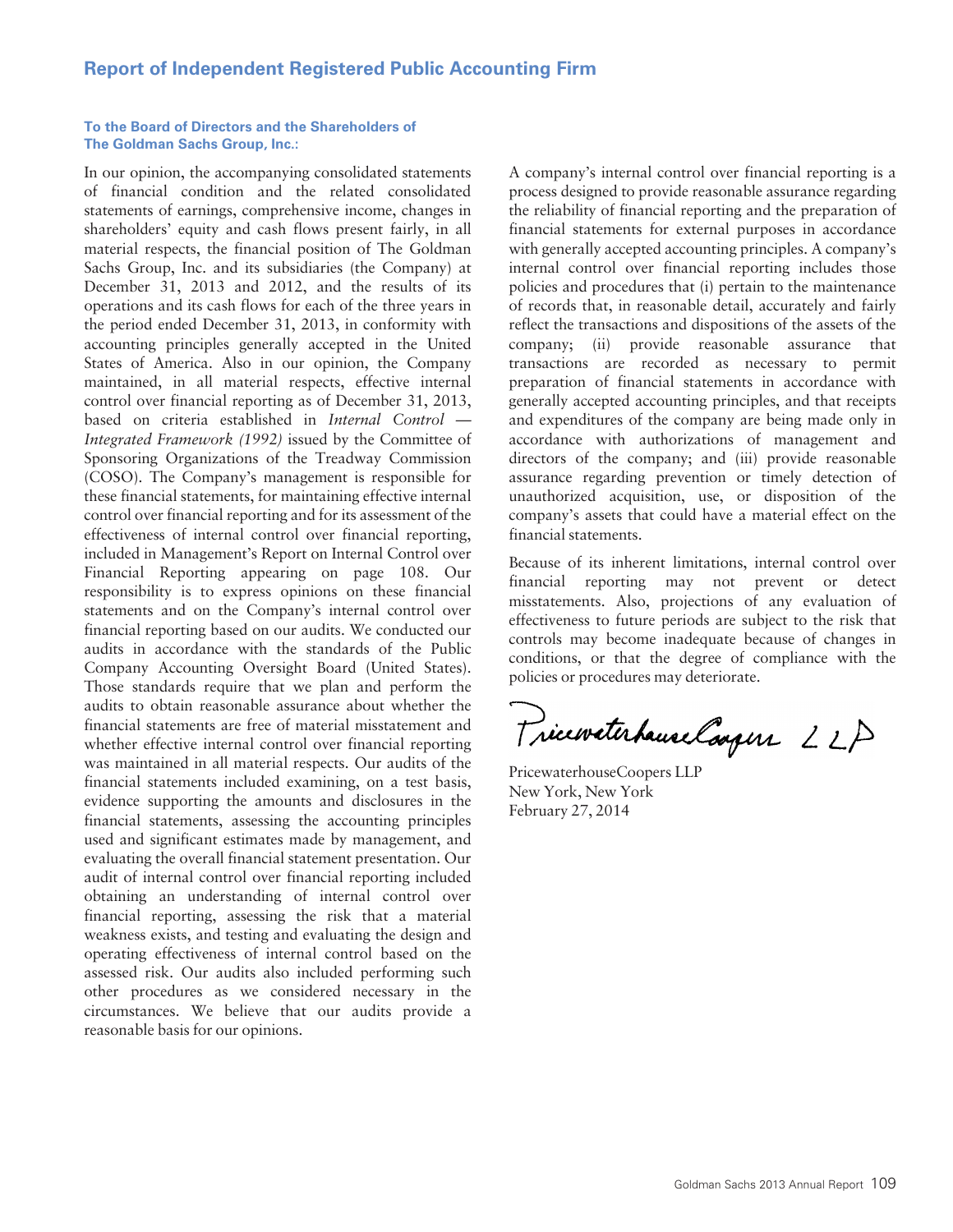# Report of Independent Registered Public Accounting Firm

**To the Board of Directors and the Shareholders of The Goldman Sachs Group, Inc.:**

In our opinion, the accompanying consolidated statements of financial condition and the related consolidated statements of earnings, comprehensive income, changes in shareholders' equity and cash flows present fairly, in all material respects, the financial position of The Goldman Sachs Group, Inc. and its subsidiaries (the Company) at December 31, 2013 and 2012, and the results of its operations and its cash flows for each of the three years in the period ended December 31, 2013, in conformity with accounting principles generally accepted in the United States of America. Also in our opinion, the Company maintained, in all material respects, effective internal control over financial reporting as of December 31, 2013, based on criteria established in *Internal Control — Integrated Framework (1992)* issued by the Committee of Sponsoring Organizations of the Treadway Commission (COSO). The Company's management is responsible for these financial statements, for maintaining effective internal control over financial reporting and for its assessment of the effectiveness of internal control over financial reporting, included in Management's Report on Internal Control over Financial Reporting appearing on page 108. Our responsibility is to express opinions on these financial statements and on the Company's internal control over financial reporting based on our audits. We conducted our audits in accordance with the standards of the Public Company Accounting Oversight Board (United States). Those standards require that we plan and perform the audits to obtain reasonable assurance about whether the financial statements are free of material misstatement and whether effective internal control over financial reporting was maintained in all material respects. Our audits of the financial statements included examining, on a test basis, evidence supporting the amounts and disclosures in the financial statements, assessing the accounting principles used and significant estimates made by management, and evaluating the overall financial statement presentation. Our audit of internal control over financial reporting included obtaining an understanding of internal control over financial reporting, assessing the risk that a material weakness exists, and testing and evaluating the design and operating effectiveness of internal control based on the assessed risk. Our audits also included performing such other procedures as we considered necessary in the circumstances. We believe that our audits provide a reasonable basis for our opinions.

A company's internal control over financial reporting is a process designed to provide reasonable assurance regarding the reliability of financial reporting and the preparation of financial statements for external purposes in accordance with generally accepted accounting principles. A company's internal control over financial reporting includes those policies and procedures that (i) pertain to the maintenance of records that, in reasonable detail, accurately and fairly reflect the transactions and dispositions of the assets of the company; (ii) provide reasonable assurance that transactions are recorded as necessary to permit preparation of financial statements in accordance with generally accepted accounting principles, and that receipts and expenditures of the company are being made only in accordance with authorizations of management and directors of the company; and (iii) provide reasonable assurance regarding prevention or timely detection of unauthorized acquisition, use, or disposition of the company's assets that could have a material effect on the financial statements.

Because of its inherent limitations, internal control over financial reporting may not prevent or detect misstatements. Also, projections of any evaluation of effectiveness to future periods are subject to the risk that controls may become inadequate because of changes in conditions, or that the degree of compliance with the policies or procedures may deteriorate.

PricewaterhouseCoopers LLP

PricewaterhouseCoopers LLP
New York, New York
February 27, 2014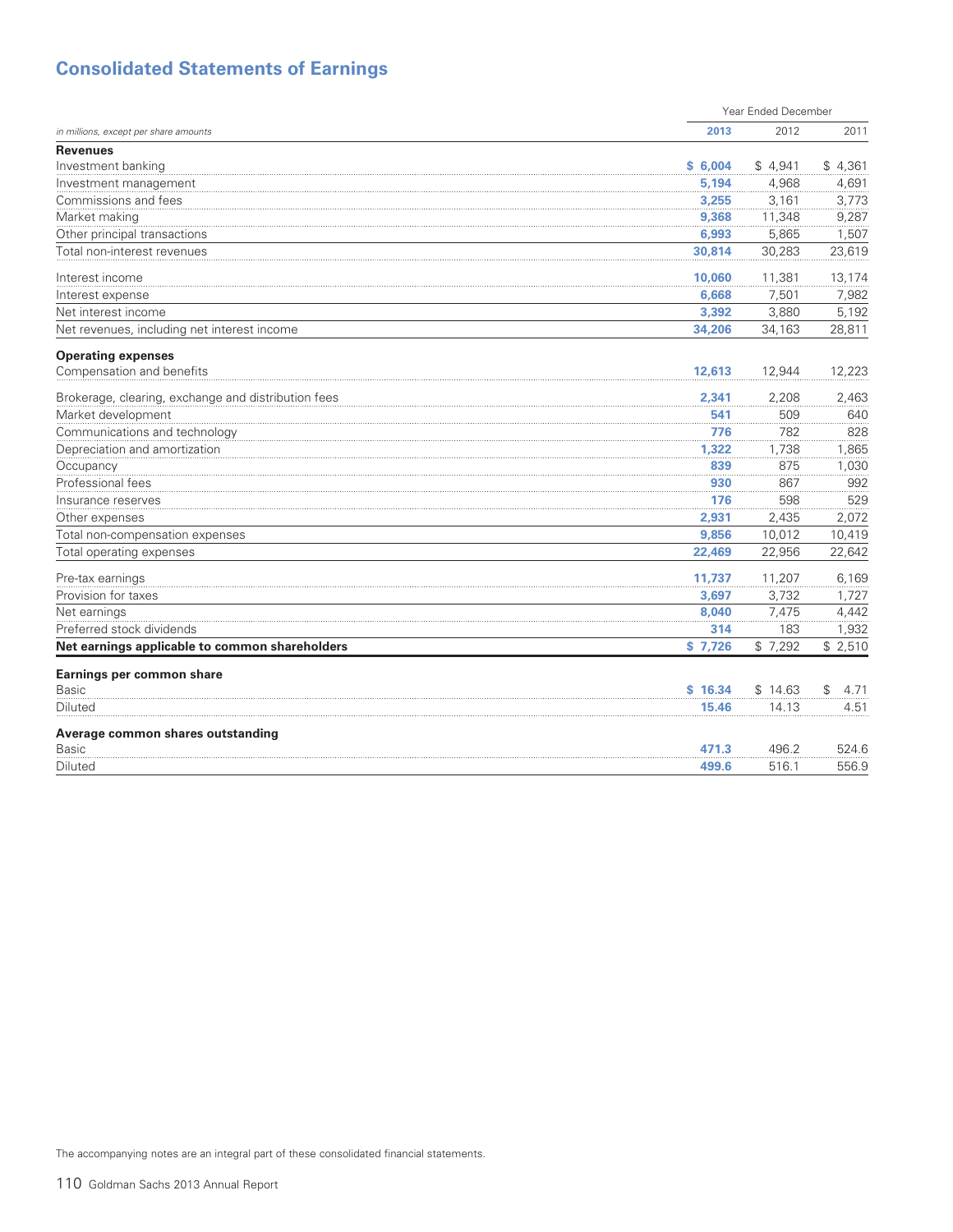# Consolidated Statements of Earnings

| *in millions, except per share amounts* | Year Ended December 2013 | 2012 | 2011 |
|---|---|---|---|
| **Revenues** | | | |
| Investment banking | $ 6,004 | $ 4,941 | $ 4,361 |
| Investment management | 5,194 | 4,968 | 4,691 |
| Commissions and fees | 3,255 | 3,161 | 3,773 |
| Market making | 9,368 | 11,348 | 9,287 |
| Other principal transactions | 6,993 | 5,865 | 1,507 |
| Total non-interest revenues | 30,814 | 30,283 | 23,619 |
| Interest income | 10,060 | 11,381 | 13,174 |
| Interest expense | 6,668 | 7,501 | 7,982 |
| Net interest income | 3,392 | 3,880 | 5,192 |
| Net revenues, including net interest income | 34,206 | 34,163 | 28,811 |
| **Operating expenses** | | | |
| Compensation and benefits | 12,613 | 12,944 | 12,223 |
| Brokerage, clearing, exchange and distribution fees | 2,341 | 2,208 | 2,463 |
| Market development | 541 | 509 | 640 |
| Communications and technology | 776 | 782 | 828 |
| Depreciation and amortization | 1,322 | 1,738 | 1,865 |
| Occupancy | 839 | 875 | 1,030 |
| Professional fees | 930 | 867 | 992 |
| Insurance reserves | 176 | 598 | 529 |
| Other expenses | 2,931 | 2,435 | 2,072 |
| Total non-compensation expenses | 9,856 | 10,012 | 10,419 |
| Total operating expenses | 22,469 | 22,956 | 22,642 |
| Pre-tax earnings | 11,737 | 11,207 | 6,169 |
| Provision for taxes | 3,697 | 3,732 | 1,727 |
| Net earnings | 8,040 | 7,475 | 4,442 |
| Preferred stock dividends | 314 | 183 | 1,932 |
| **Net earnings applicable to common shareholders** | **$ 7,726** | **$ 7,292** | **$ 2,510** |
| **Earnings per common share** | | | |
| Basic | $ 16.34 | $ 14.63 | $ 4.71 |
| Diluted | 15.46 | 14.13 | 4.51 |
| **Average common shares outstanding** | | | |
| Basic | 471.3 | 496.2 | 524.6 |
| Diluted | 499.6 | 516.1 | 556.9 |

The accompanying notes are an integral part of these consolidated financial statements.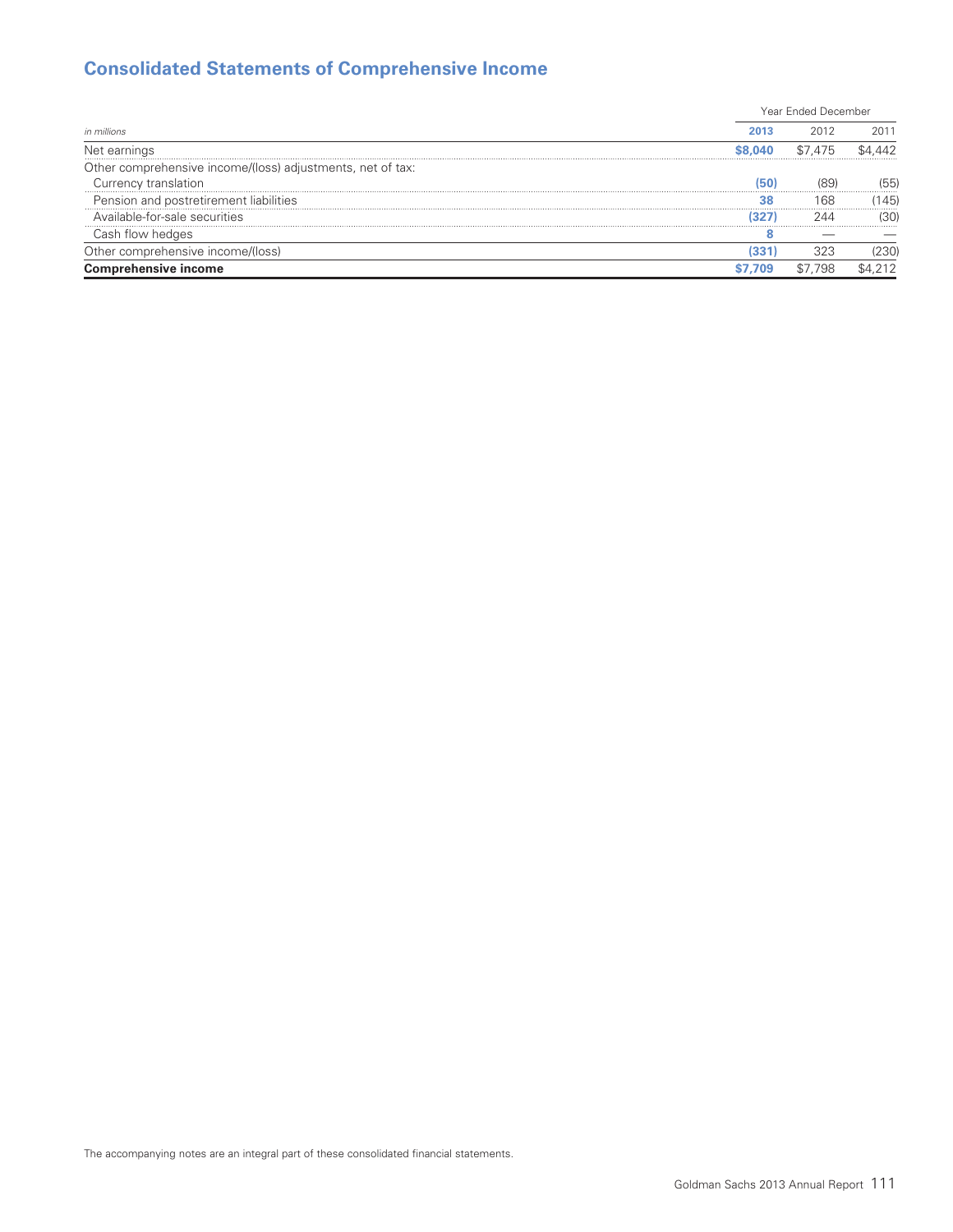# Consolidated Statements of Comprehensive Income

| *in millions* | Year Ended December | | |
|---|---|---|---|
| | **2013** | 2012 | 2011 |
| Net earnings | **$8,040** | $7,475 | $4,442 |
| Other comprehensive income/(loss) adjustments, net of tax: | | | |
| Currency translation | **(50)** | (89) | (55) |
| Pension and postretirement liabilities | **38** | 168 | (145) |
| Available-for-sale securities | **(327)** | 244 | (30) |
| Cash flow hedges | **8** | — | — |
| Other comprehensive income/(loss) | **(331)** | 323 | (230) |
| **Comprehensive income** | **$7,709** | $7,798 | $4,212 |

The accompanying notes are an integral part of these consolidated financial statements.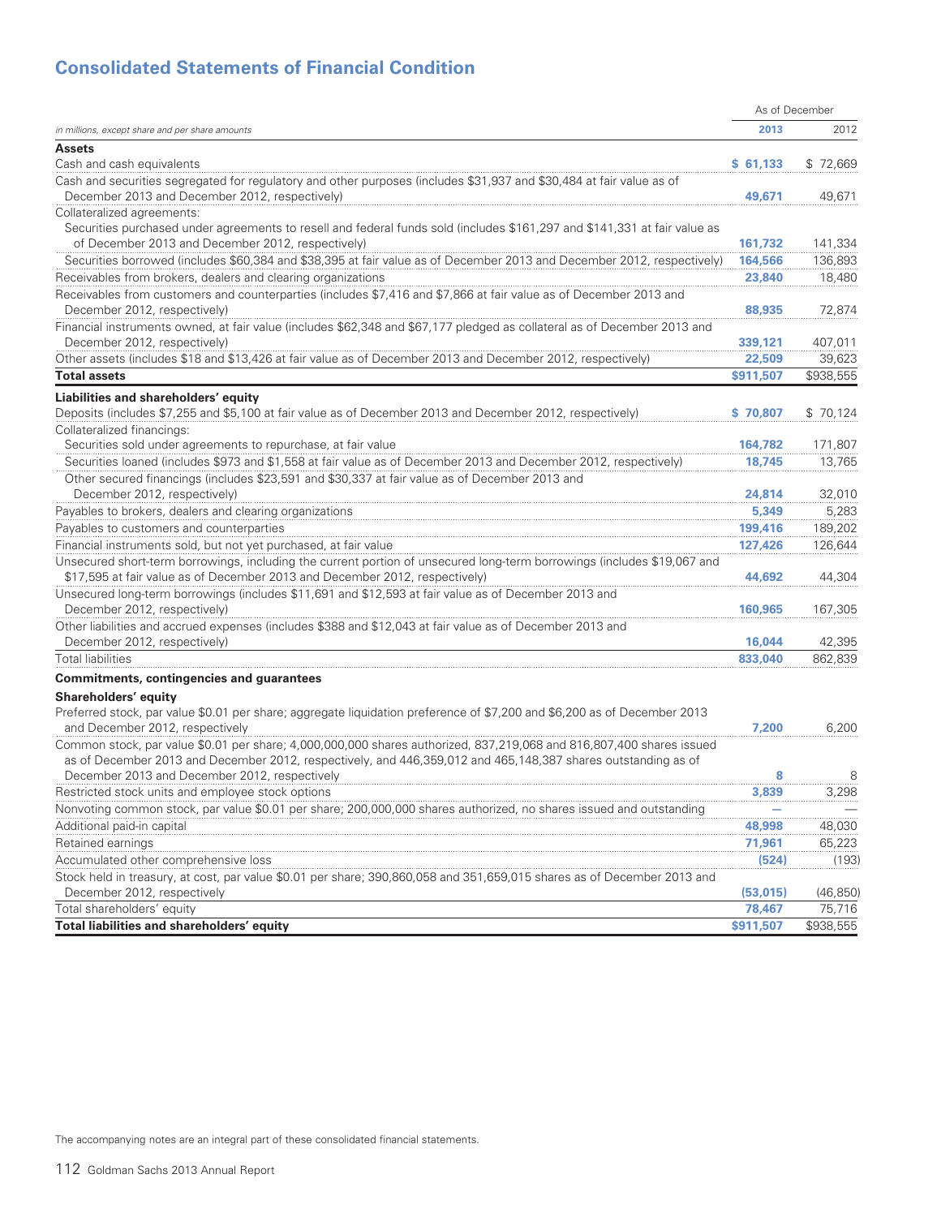# Consolidated Statements of Financial Condition

| *in millions, except share and per share amounts* | As of December 2013 | As of December 2012 |
|---|---|---|
| **Assets** | | |
| Cash and cash equivalents | **$ 61,133** | $ 72,669 |
| Cash and securities segregated for regulatory and other purposes (includes $31,937 and $30,484 at fair value as of December 2013 and December 2012, respectively) | **49,671** | 49,671 |
| Collateralized agreements: | | |
| Securities purchased under agreements to resell and federal funds sold (includes $161,297 and $141,331 at fair value as of December 2013 and December 2012, respectively) | **161,732** | 141,334 |
| Securities borrowed (includes $60,384 and $38,395 at fair value as of December 2013 and December 2012, respectively) | **164,566** | 136,893 |
| Receivables from brokers, dealers and clearing organizations | **23,840** | 18,480 |
| Receivables from customers and counterparties (includes $7,416 and $7,866 at fair value as of December 2013 and December 2012, respectively) | **88,935** | 72,874 |
| Financial instruments owned, at fair value (includes $62,348 and $67,177 pledged as collateral as of December 2013 and December 2012, respectively) | **339,121** | 407,011 |
| Other assets (includes $18 and $13,426 at fair value as of December 2013 and December 2012, respectively) | **22,509** | 39,623 |
| **Total assets** | **$911,507** | $938,555 |
| **Liabilities and shareholders' equity** | | |
| Deposits (includes $7,255 and $5,100 at fair value as of December 2013 and December 2012, respectively) | **$ 70,807** | $ 70,124 |
| Collateralized financings: | | |
| Securities sold under agreements to repurchase, at fair value | **164,782** | 171,807 |
| Securities loaned (includes $973 and $1,558 at fair value as of December 2013 and December 2012, respectively) | **18,745** | 13,765 |
| Other secured financings (includes $23,591 and $30,337 at fair value as of December 2013 and December 2012, respectively) | **24,814** | 32,010 |
| Payables to brokers, dealers and clearing organizations | **5,349** | 5,283 |
| Payables to customers and counterparties | **199,416** | 189,202 |
| Financial instruments sold, but not yet purchased, at fair value | **127,426** | 126,644 |
| Unsecured short-term borrowings, including the current portion of unsecured long-term borrowings (includes $19,067 and $17,595 at fair value as of December 2013 and December 2012, respectively) | **44,692** | 44,304 |
| Unsecured long-term borrowings (includes $11,691 and $12,593 at fair value as of December 2013 and December 2012, respectively) | **160,965** | 167,305 |
| Other liabilities and accrued expenses (includes $388 and $12,043 at fair value as of December 2013 and December 2012, respectively) | **16,044** | 42,395 |
| Total liabilities | **833,040** | 862,839 |
| **Commitments, contingencies and guarantees** | | |
| **Shareholders' equity** | | |
| Preferred stock, par value $0.01 per share; aggregate liquidation preference of $7,200 and $6,200 as of December 2013 and December 2012, respectively | **7,200** | 6,200 |
| Common stock, par value $0.01 per share; 4,000,000,000 shares authorized, 837,219,068 and 816,807,400 shares issued as of December 2013 and December 2012, respectively, and 446,359,012 and 465,148,387 shares outstanding as of December 2013 and December 2012, respectively | **8** | 8 |
| Restricted stock units and employee stock options | **3,839** | 3,298 |
| Nonvoting common stock, par value $0.01 per share; 200,000,000 shares authorized, no shares issued and outstanding | **—** | — |
| Additional paid-in capital | **48,998** | 48,030 |
| Retained earnings | **71,961** | 65,223 |
| Accumulated other comprehensive loss | **(524)** | (193) |
| Stock held in treasury, at cost, par value $0.01 per share; 390,860,058 and 351,659,015 shares as of December 2013 and December 2012, respectively | **(53,015)** | (46,850) |
| Total shareholders' equity | **78,467** | 75,716 |
| **Total liabilities and shareholders' equity** | **$911,507** | $938,555 |

The accompanying notes are an integral part of these consolidated financial statements.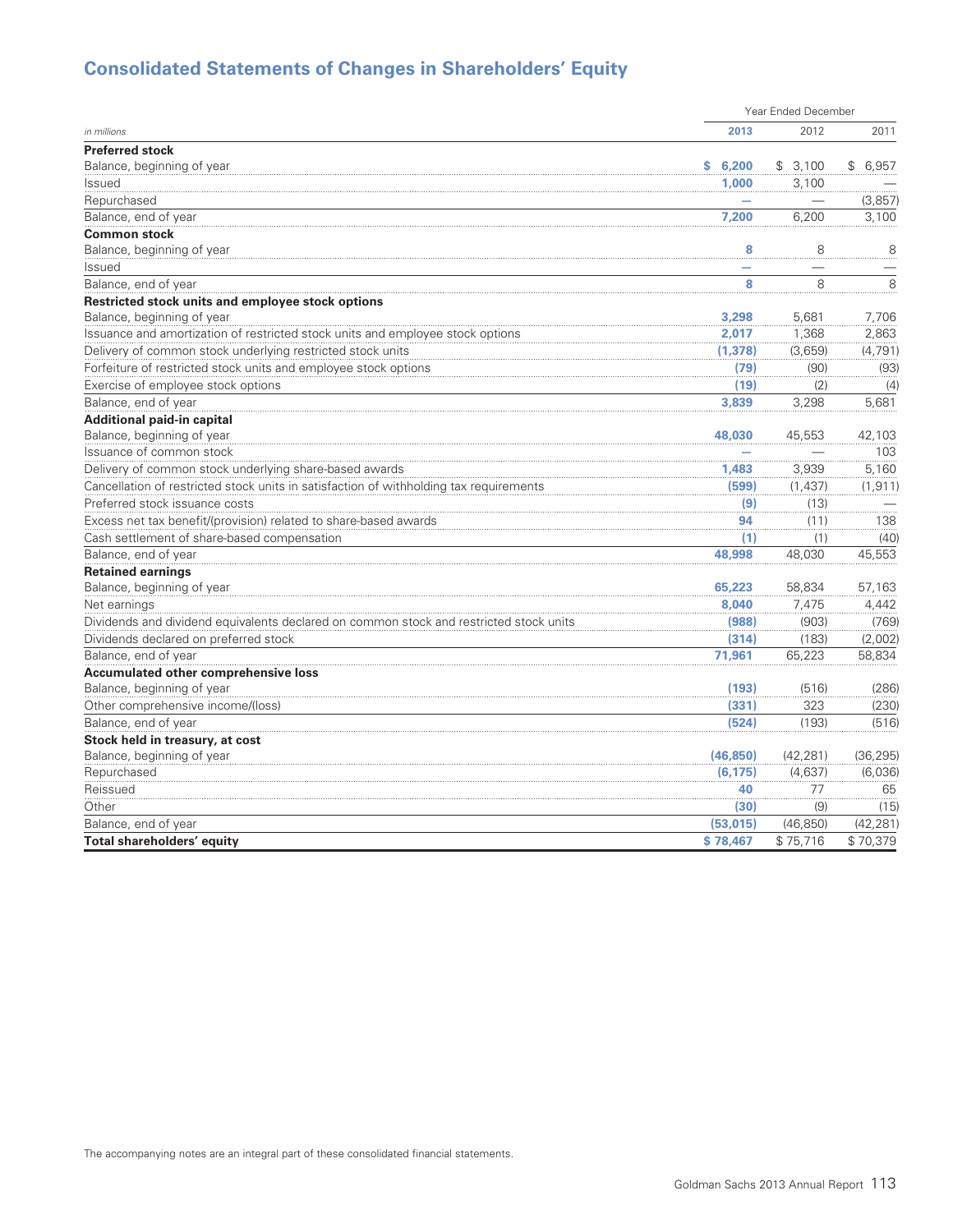## Consolidated Statements of Changes in Shareholders' Equity

| | Year Ended December | | |
|---|---|---|---|
| *in millions* | **2013** | 2012 | 2011 |
| **Preferred stock** | | | |
| Balance, beginning of year | **$ 6,200** | $ 3,100 | $ 6,957 |
| Issued | **1,000** | 3,100 | — |
| Repurchased | **—** | — | (3,857) |
| Balance, end of year | **7,200** | 6,200 | 3,100 |
| **Common stock** | | | |
| Balance, beginning of year | **8** | 8 | 8 |
| Issued | **—** | — | — |
| Balance, end of year | **8** | 8 | 8 |
| **Restricted stock units and employee stock options** | | | |
| Balance, beginning of year | **3,298** | 5,681 | 7,706 |
| Issuance and amortization of restricted stock units and employee stock options | **2,017** | 1,368 | 2,863 |
| Delivery of common stock underlying restricted stock units | **(1,378)** | (3,659) | (4,791) |
| Forfeiture of restricted stock units and employee stock options | **(79)** | (90) | (93) |
| Exercise of employee stock options | **(19)** | (2) | (4) |
| Balance, end of year | **3,839** | 3,298 | 5,681 |
| **Additional paid-in capital** | | | |
| Balance, beginning of year | **48,030** | 45,553 | 42,103 |
| Issuance of common stock | **—** | — | 103 |
| Delivery of common stock underlying share-based awards | **1,483** | 3,939 | 5,160 |
| Cancellation of restricted stock units in satisfaction of withholding tax requirements | **(599)** | (1,437) | (1,911) |
| Preferred stock issuance costs | **(9)** | (13) | — |
| Excess net tax benefit/(provision) related to share-based awards | **94** | (11) | 138 |
| Cash settlement of share-based compensation | **(1)** | (1) | (40) |
| Balance, end of year | **48,998** | 48,030 | 45,553 |
| **Retained earnings** | | | |
| Balance, beginning of year | **65,223** | 58,834 | 57,163 |
| Net earnings | **8,040** | 7,475 | 4,442 |
| Dividends and dividend equivalents declared on common stock and restricted stock units | **(988)** | (903) | (769) |
| Dividends declared on preferred stock | **(314)** | (183) | (2,002) |
| Balance, end of year | **71,961** | 65,223 | 58,834 |
| **Accumulated other comprehensive loss** | | | |
| Balance, beginning of year | **(193)** | (516) | (286) |
| Other comprehensive income/(loss) | **(331)** | 323 | (230) |
| Balance, end of year | **(524)** | (193) | (516) |
| **Stock held in treasury, at cost** | | | |
| Balance, beginning of year | **(46,850)** | (42,281) | (36,295) |
| Repurchased | **(6,175)** | (4,637) | (6,036) |
| Reissued | **40** | 77 | 65 |
| Other | **(30)** | (9) | (15) |
| Balance, end of year | **(53,015)** | (46,850) | (42,281) |
| **Total shareholders' equity** | **$ 78,467** | $ 75,716 | $ 70,379 |

The accompanying notes are an integral part of these consolidated financial statements.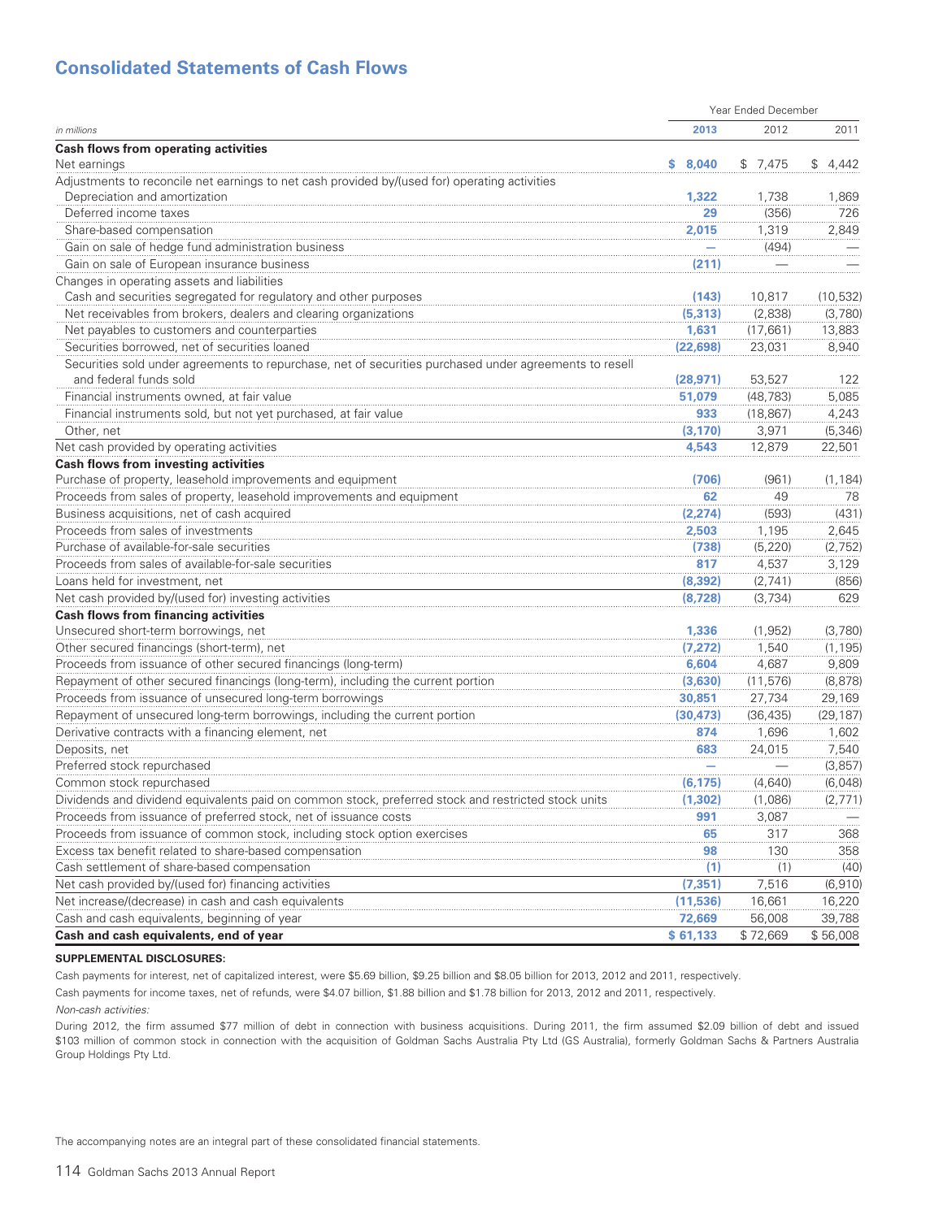# Consolidated Statements of Cash Flows

| *in millions* | Year Ended December 2013 | 2012 | 2011 |
|---|---|---|---|
| **Cash flows from operating activities** | | | |
| Net earnings | **$ 8,040** | $ 7,475 | $ 4,442 |
| Adjustments to reconcile net earnings to net cash provided by/(used for) operating activities | | | |
| Depreciation and amortization | **1,322** | 1,738 | 1,869 |
| Deferred income taxes | **29** | (356) | 726 |
| Share-based compensation | **2,015** | 1,319 | 2,849 |
| Gain on sale of hedge fund administration business | **—** | (494) | — |
| Gain on sale of European insurance business | **(211)** | — | — |
| Changes in operating assets and liabilities | | | |
| Cash and securities segregated for regulatory and other purposes | **(143)** | 10,817 | (10,532) |
| Net receivables from brokers, dealers and clearing organizations | **(5,313)** | (2,838) | (3,780) |
| Net payables to customers and counterparties | **1,631** | (17,661) | 13,883 |
| Securities borrowed, net of securities loaned | **(22,698)** | 23,031 | 8,940 |
| Securities sold under agreements to repurchase, net of securities purchased under agreements to resell and federal funds sold | **(28,971)** | 53,527 | 122 |
| Financial instruments owned, at fair value | **51,079** | (48,783) | 5,085 |
| Financial instruments sold, but not yet purchased, at fair value | **933** | (18,867) | 4,243 |
| Other, net | **(3,170)** | 3,971 | (5,346) |
| Net cash provided by operating activities | **4,543** | 12,879 | 22,501 |
| **Cash flows from investing activities** | | | |
| Purchase of property, leasehold improvements and equipment | **(706)** | (961) | (1,184) |
| Proceeds from sales of property, leasehold improvements and equipment | **62** | 49 | 78 |
| Business acquisitions, net of cash acquired | **(2,274)** | (593) | (431) |
| Proceeds from sales of investments | **2,503** | 1,195 | 2,645 |
| Purchase of available-for-sale securities | **(738)** | (5,220) | (2,752) |
| Proceeds from sales of available-for-sale securities | **817** | 4,537 | 3,129 |
| Loans held for investment, net | **(8,392)** | (2,741) | (856) |
| Net cash provided by/(used for) investing activities | **(8,728)** | (3,734) | 629 |
| **Cash flows from financing activities** | | | |
| Unsecured short-term borrowings, net | **1,336** | (1,952) | (3,780) |
| Other secured financings (short-term), net | **(7,272)** | 1,540 | (1,195) |
| Proceeds from issuance of other secured financings (long-term) | **6,604** | 4,687 | 9,809 |
| Repayment of other secured financings (long-term), including the current portion | **(3,630)** | (11,576) | (8,878) |
| Proceeds from issuance of unsecured long-term borrowings | **30,851** | 27,734 | 29,169 |
| Repayment of unsecured long-term borrowings, including the current portion | **(30,473)** | (36,435) | (29,187) |
| Derivative contracts with a financing element, net | **874** | 1,696 | 1,602 |
| Deposits, net | **683** | 24,015 | 7,540 |
| Preferred stock repurchased | **—** | — | (3,857) |
| Common stock repurchased | **(6,175)** | (4,640) | (6,048) |
| Dividends and dividend equivalents paid on common stock, preferred stock and restricted stock units | **(1,302)** | (1,086) | (2,771) |
| Proceeds from issuance of preferred stock, net of issuance costs | **991** | 3,087 | — |
| Proceeds from issuance of common stock, including stock option exercises | **65** | 317 | 368 |
| Excess tax benefit related to share-based compensation | **98** | 130 | 358 |
| Cash settlement of share-based compensation | **(1)** | (1) | (40) |
| Net cash provided by/(used for) financing activities | **(7,351)** | 7,516 | (6,910) |
| Net increase/(decrease) in cash and cash equivalents | **(11,536)** | 16,661 | 16,220 |
| Cash and cash equivalents, beginning of year | **72,669** | 56,008 | 39,788 |
| **Cash and cash equivalents, end of year** | **$ 61,133** | **$ 72,669** | **$ 56,008** |

**SUPPLEMENTAL DISCLOSURES:**

Cash payments for interest, net of capitalized interest, were $5.69 billion, $9.25 billion and $8.05 billion for 2013, 2012 and 2011, respectively.

Cash payments for income taxes, net of refunds, were $4.07 billion, $1.88 billion and $1.78 billion for 2013, 2012 and 2011, respectively.

*Non-cash activities:*

During 2012, the firm assumed $77 million of debt in connection with business acquisitions. During 2011, the firm assumed $2.09 billion of debt and issued $103 million of common stock in connection with the acquisition of Goldman Sachs Australia Pty Ltd (GS Australia), formerly Goldman Sachs & Partners Australia Group Holdings Pty Ltd.

The accompanying notes are an integral part of these consolidated financial statements.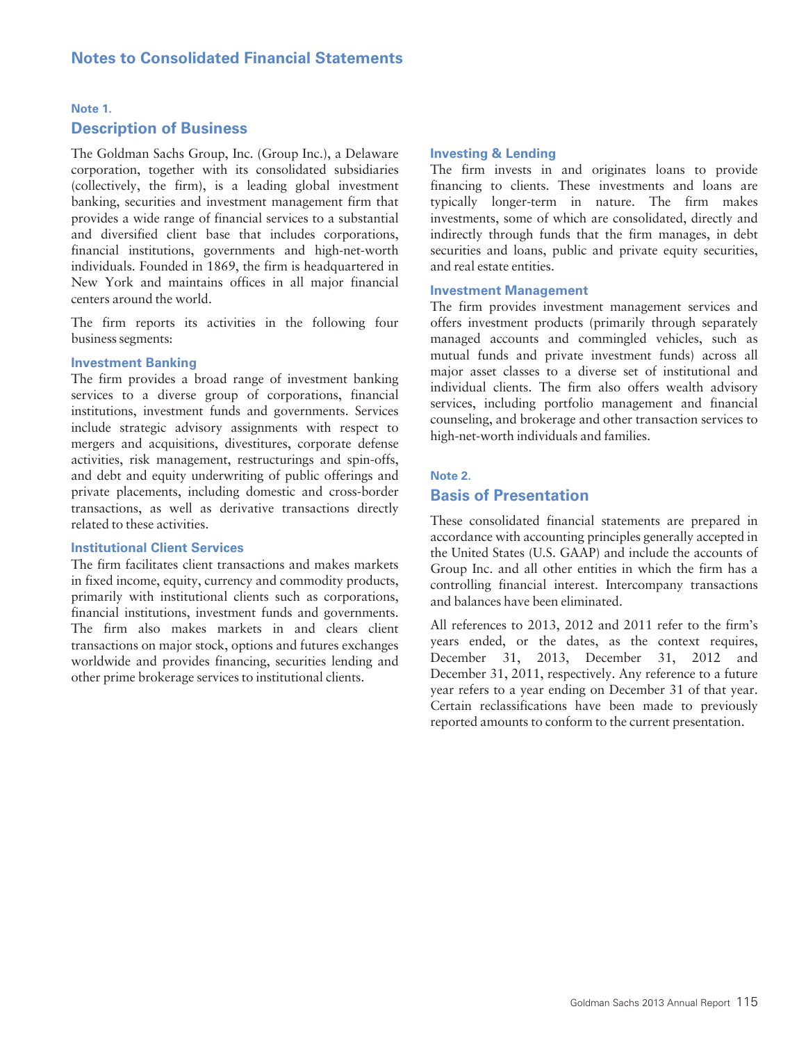# Notes to Consolidated Financial Statements

## Note 1. Description of Business

The Goldman Sachs Group, Inc. (Group Inc.), a Delaware corporation, together with its consolidated subsidiaries (collectively, the firm), is a leading global investment banking, securities and investment management firm that provides a wide range of financial services to a substantial and diversified client base that includes corporations, financial institutions, governments and high-net-worth individuals. Founded in 1869, the firm is headquartered in New York and maintains offices in all major financial centers around the world.

The firm reports its activities in the following four business segments:

### Investment Banking

The firm provides a broad range of investment banking services to a diverse group of corporations, financial institutions, investment funds and governments. Services include strategic advisory assignments with respect to mergers and acquisitions, divestitures, corporate defense activities, risk management, restructurings and spin-offs, and debt and equity underwriting of public offerings and private placements, including domestic and cross-border transactions, as well as derivative transactions directly related to these activities.

### Institutional Client Services

The firm facilitates client transactions and makes markets in fixed income, equity, currency and commodity products, primarily with institutional clients such as corporations, financial institutions, investment funds and governments. The firm also makes markets in and clears client transactions on major stock, options and futures exchanges worldwide and provides financing, securities lending and other prime brokerage services to institutional clients.

### Investing & Lending

The firm invests in and originates loans to provide financing to clients. These investments and loans are typically longer-term in nature. The firm makes investments, some of which are consolidated, directly and indirectly through funds that the firm manages, in debt securities and loans, public and private equity securities, and real estate entities.

### Investment Management

The firm provides investment management services and offers investment products (primarily through separately managed accounts and commingled vehicles, such as mutual funds and private investment funds) across all major asset classes to a diverse set of institutional and individual clients. The firm also offers wealth advisory services, including portfolio management and financial counseling, and brokerage and other transaction services to high-net-worth individuals and families.

## Note 2. Basis of Presentation

These consolidated financial statements are prepared in accordance with accounting principles generally accepted in the United States (U.S. GAAP) and include the accounts of Group Inc. and all other entities in which the firm has a controlling financial interest. Intercompany transactions and balances have been eliminated.

All references to 2013, 2012 and 2011 refer to the firm's years ended, or the dates, as the context requires, December 31, 2013, December 31, 2012 and December 31, 2011, respectively. Any reference to a future year refers to a year ending on December 31 of that year. Certain reclassifications have been made to previously reported amounts to conform to the current presentation.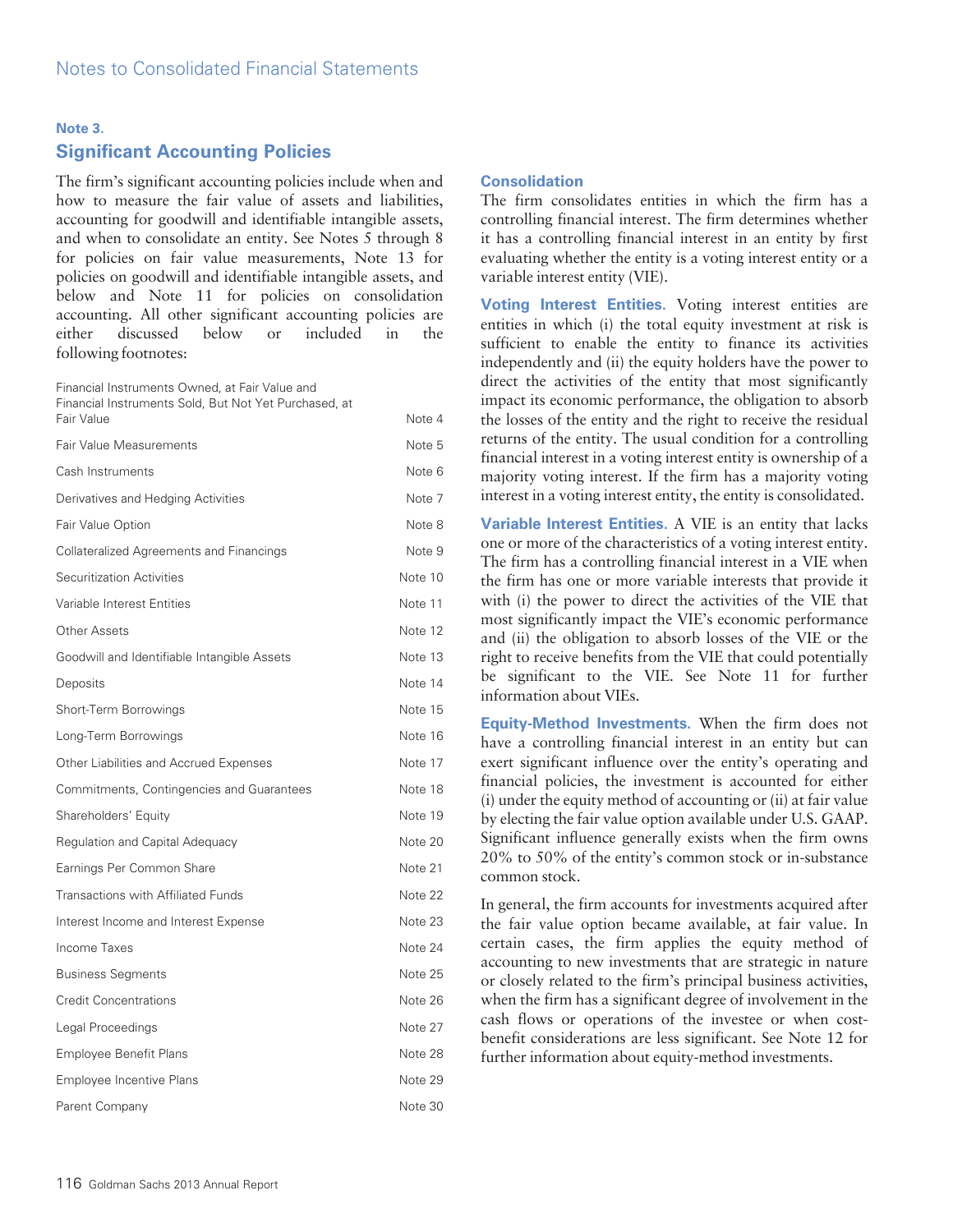## Note 3.

## Significant Accounting Policies

The firm's significant accounting policies include when and how to measure the fair value of assets and liabilities, accounting for goodwill and identifiable intangible assets, and when to consolidate an entity. See Notes 5 through 8 for policies on fair value measurements, Note 13 for policies on goodwill and identifiable intangible assets, and below and Note 11 for policies on consolidation accounting. All other significant accounting policies are either discussed below or included in the following footnotes:

| | |
|---|---|
| Financial Instruments Owned, at Fair Value and Financial Instruments Sold, But Not Yet Purchased, at Fair Value | Note 4 |
| Fair Value Measurements | Note 5 |
| Cash Instruments | Note 6 |
| Derivatives and Hedging Activities | Note 7 |
| Fair Value Option | Note 8 |
| Collateralized Agreements and Financings | Note 9 |
| Securitization Activities | Note 10 |
| Variable Interest Entities | Note 11 |
| Other Assets | Note 12 |
| Goodwill and Identifiable Intangible Assets | Note 13 |
| Deposits | Note 14 |
| Short-Term Borrowings | Note 15 |
| Long-Term Borrowings | Note 16 |
| Other Liabilities and Accrued Expenses | Note 17 |
| Commitments, Contingencies and Guarantees | Note 18 |
| Shareholders' Equity | Note 19 |
| Regulation and Capital Adequacy | Note 20 |
| Earnings Per Common Share | Note 21 |
| Transactions with Affiliated Funds | Note 22 |
| Interest Income and Interest Expense | Note 23 |
| Income Taxes | Note 24 |
| Business Segments | Note 25 |
| Credit Concentrations | Note 26 |
| Legal Proceedings | Note 27 |
| Employee Benefit Plans | Note 28 |
| Employee Incentive Plans | Note 29 |
| Parent Company | Note 30 |

### Consolidation

The firm consolidates entities in which the firm has a controlling financial interest. The firm determines whether it has a controlling financial interest in an entity by first evaluating whether the entity is a voting interest entity or a variable interest entity (VIE).

**Voting Interest Entities.** Voting interest entities are entities in which (i) the total equity investment at risk is sufficient to enable the entity to finance its activities independently and (ii) the equity holders have the power to direct the activities of the entity that most significantly impact its economic performance, the obligation to absorb the losses of the entity and the right to receive the residual returns of the entity. The usual condition for a controlling financial interest in a voting interest entity is ownership of a majority voting interest. If the firm has a majority voting interest in a voting interest entity, the entity is consolidated.

**Variable Interest Entities.** A VIE is an entity that lacks one or more of the characteristics of a voting interest entity. The firm has a controlling financial interest in a VIE when the firm has one or more variable interests that provide it with (i) the power to direct the activities of the VIE that most significantly impact the VIE's economic performance and (ii) the obligation to absorb losses of the VIE or the right to receive benefits from the VIE that could potentially be significant to the VIE. See Note 11 for further information about VIEs.

**Equity-Method Investments.** When the firm does not have a controlling financial interest in an entity but can exert significant influence over the entity's operating and financial policies, the investment is accounted for either (i) under the equity method of accounting or (ii) at fair value by electing the fair value option available under U.S. GAAP. Significant influence generally exists when the firm owns 20% to 50% of the entity's common stock or in-substance common stock.

In general, the firm accounts for investments acquired after the fair value option became available, at fair value. In certain cases, the firm applies the equity method of accounting to new investments that are strategic in nature or closely related to the firm's principal business activities, when the firm has a significant degree of involvement in the cash flows or operations of the investee or when cost-benefit considerations are less significant. See Note 12 for further information about equity-method investments.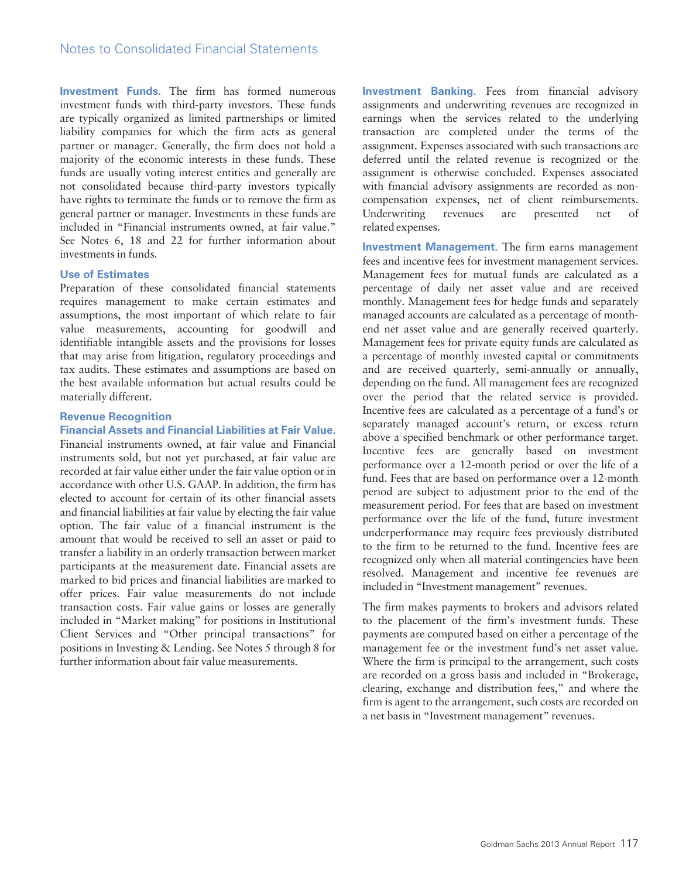**Investment Funds.** The firm has formed numerous investment funds with third-party investors. These funds are typically organized as limited partnerships or limited liability companies for which the firm acts as general partner or manager. Generally, the firm does not hold a majority of the economic interests in these funds. These funds are usually voting interest entities and generally are not consolidated because third-party investors typically have rights to terminate the funds or to remove the firm as general partner or manager. Investments in these funds are included in "Financial instruments owned, at fair value." See Notes 6, 18 and 22 for further information about investments in funds.

### Use of Estimates

Preparation of these consolidated financial statements requires management to make certain estimates and assumptions, the most important of which relate to fair value measurements, accounting for goodwill and identifiable intangible assets and the provisions for losses that may arise from litigation, regulatory proceedings and tax audits. These estimates and assumptions are based on the best available information but actual results could be materially different.

### Revenue Recognition

**Financial Assets and Financial Liabilities at Fair Value.** Financial instruments owned, at fair value and Financial instruments sold, but not yet purchased, at fair value are recorded at fair value either under the fair value option or in accordance with other U.S. GAAP. In addition, the firm has elected to account for certain of its other financial assets and financial liabilities at fair value by electing the fair value option. The fair value of a financial instrument is the amount that would be received to sell an asset or paid to transfer a liability in an orderly transaction between market participants at the measurement date. Financial assets are marked to bid prices and financial liabilities are marked to offer prices. Fair value measurements do not include transaction costs. Fair value gains or losses are generally included in "Market making" for positions in Institutional Client Services and "Other principal transactions" for positions in Investing & Lending. See Notes 5 through 8 for further information about fair value measurements.

**Investment Banking.** Fees from financial advisory assignments and underwriting revenues are recognized in earnings when the services related to the underlying transaction are completed under the terms of the assignment. Expenses associated with such transactions are deferred until the related revenue is recognized or the assignment is otherwise concluded. Expenses associated with financial advisory assignments are recorded as non-compensation expenses, net of client reimbursements. Underwriting revenues are presented net of related expenses.

**Investment Management.** The firm earns management fees and incentive fees for investment management services. Management fees for mutual funds are calculated as a percentage of daily net asset value and are received monthly. Management fees for hedge funds and separately managed accounts are calculated as a percentage of month-end net asset value and are generally received quarterly. Management fees for private equity funds are calculated as a percentage of monthly invested capital or commitments and are received quarterly, semi-annually or annually, depending on the fund. All management fees are recognized over the period that the related service is provided. Incentive fees are calculated as a percentage of a fund's or separately managed account's return, or excess return above a specified benchmark or other performance target. Incentive fees are generally based on investment performance over a 12-month period or over the life of a fund. Fees that are based on performance over a 12-month period are subject to adjustment prior to the end of the measurement period. For fees that are based on investment performance over the life of the fund, future investment underperformance may require fees previously distributed to the firm to be returned to the fund. Incentive fees are recognized only when all material contingencies have been resolved. Management and incentive fee revenues are included in "Investment management" revenues.

The firm makes payments to brokers and advisors related to the placement of the firm's investment funds. These payments are computed based on either a percentage of the management fee or the investment fund's net asset value. Where the firm is principal to the arrangement, such costs are recorded on a gross basis and included in "Brokerage, clearing, exchange and distribution fees," and where the firm is agent to the arrangement, such costs are recorded on a net basis in "Investment management" revenues.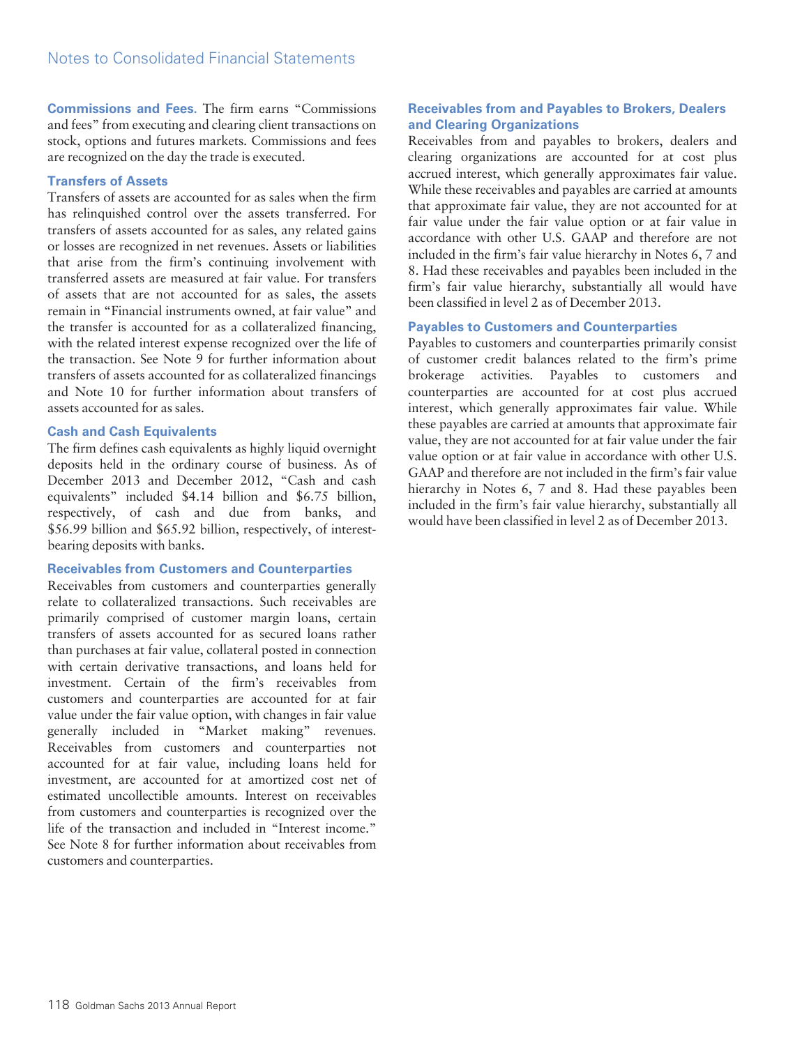**Commissions and Fees.** The firm earns "Commissions and fees" from executing and clearing client transactions on stock, options and futures markets. Commissions and fees are recognized on the day the trade is executed.

### Transfers of Assets

Transfers of assets are accounted for as sales when the firm has relinquished control over the assets transferred. For transfers of assets accounted for as sales, any related gains or losses are recognized in net revenues. Assets or liabilities that arise from the firm's continuing involvement with transferred assets are measured at fair value. For transfers of assets that are not accounted for as sales, the assets remain in "Financial instruments owned, at fair value" and the transfer is accounted for as a collateralized financing, with the related interest expense recognized over the life of the transaction. See Note 9 for further information about transfers of assets accounted for as collateralized financings and Note 10 for further information about transfers of assets accounted for as sales.

### Cash and Cash Equivalents

The firm defines cash equivalents as highly liquid overnight deposits held in the ordinary course of business. As of December 2013 and December 2012, "Cash and cash equivalents" included $4.14 billion and $6.75 billion, respectively, of cash and due from banks, and $56.99 billion and $65.92 billion, respectively, of interest-bearing deposits with banks.

### Receivables from Customers and Counterparties

Receivables from customers and counterparties generally relate to collateralized transactions. Such receivables are primarily comprised of customer margin loans, certain transfers of assets accounted for as secured loans rather than purchases at fair value, collateral posted in connection with certain derivative transactions, and loans held for investment. Certain of the firm's receivables from customers and counterparties are accounted for at fair value under the fair value option, with changes in fair value generally included in "Market making" revenues. Receivables from customers and counterparties not accounted for at fair value, including loans held for investment, are accounted for at amortized cost net of estimated uncollectible amounts. Interest on receivables from customers and counterparties is recognized over the life of the transaction and included in "Interest income." See Note 8 for further information about receivables from customers and counterparties.

### Receivables from and Payables to Brokers, Dealers and Clearing Organizations

Receivables from and payables to brokers, dealers and clearing organizations are accounted for at cost plus accrued interest, which generally approximates fair value. While these receivables and payables are carried at amounts that approximate fair value, they are not accounted for at fair value under the fair value option or at fair value in accordance with other U.S. GAAP and therefore are not included in the firm's fair value hierarchy in Notes 6, 7 and 8. Had these receivables and payables been included in the firm's fair value hierarchy, substantially all would have been classified in level 2 as of December 2013.

### Payables to Customers and Counterparties

Payables to customers and counterparties primarily consist of customer credit balances related to the firm's prime brokerage activities. Payables to customers and counterparties are accounted for at cost plus accrued interest, which generally approximates fair value. While these payables are carried at amounts that approximate fair value, they are not accounted for at fair value under the fair value option or at fair value in accordance with other U.S. GAAP and therefore are not included in the firm's fair value hierarchy in Notes 6, 7 and 8. Had these payables been included in the firm's fair value hierarchy, substantially all would have been classified in level 2 as of December 2013.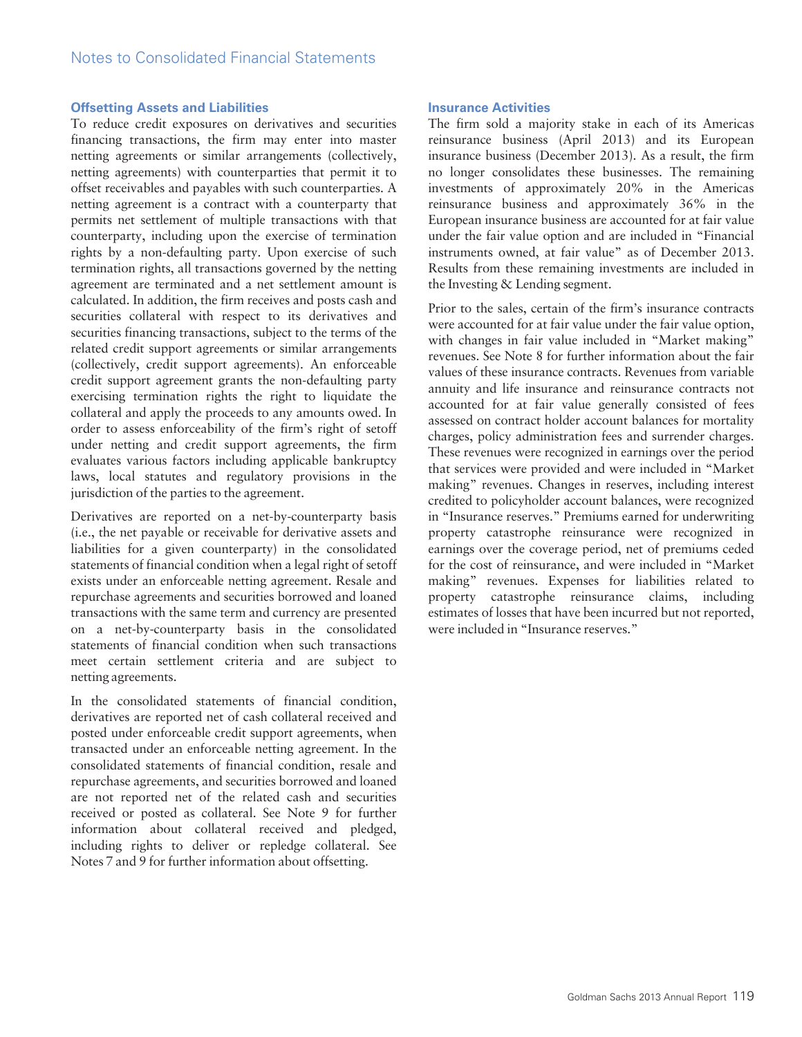### Offsetting Assets and Liabilities

To reduce credit exposures on derivatives and securities financing transactions, the firm may enter into master netting agreements or similar arrangements (collectively, netting agreements) with counterparties that permit it to offset receivables and payables with such counterparties. A netting agreement is a contract with a counterparty that permits net settlement of multiple transactions with that counterparty, including upon the exercise of termination rights by a non-defaulting party. Upon exercise of such termination rights, all transactions governed by the netting agreement are terminated and a net settlement amount is calculated. In addition, the firm receives and posts cash and securities collateral with respect to its derivatives and securities financing transactions, subject to the terms of the related credit support agreements or similar arrangements (collectively, credit support agreements). An enforceable credit support agreement grants the non-defaulting party exercising termination rights the right to liquidate the collateral and apply the proceeds to any amounts owed. In order to assess enforceability of the firm's right of setoff under netting and credit support agreements, the firm evaluates various factors including applicable bankruptcy laws, local statutes and regulatory provisions in the jurisdiction of the parties to the agreement.

Derivatives are reported on a net-by-counterparty basis (i.e., the net payable or receivable for derivative assets and liabilities for a given counterparty) in the consolidated statements of financial condition when a legal right of setoff exists under an enforceable netting agreement. Resale and repurchase agreements and securities borrowed and loaned transactions with the same term and currency are presented on a net-by-counterparty basis in the consolidated statements of financial condition when such transactions meet certain settlement criteria and are subject to netting agreements.

In the consolidated statements of financial condition, derivatives are reported net of cash collateral received and posted under enforceable credit support agreements, when transacted under an enforceable netting agreement. In the consolidated statements of financial condition, resale and repurchase agreements, and securities borrowed and loaned are not reported net of the related cash and securities received or posted as collateral. See Note 9 for further information about collateral received and pledged, including rights to deliver or repledge collateral. See Notes 7 and 9 for further information about offsetting.

### Insurance Activities

The firm sold a majority stake in each of its Americas reinsurance business (April 2013) and its European insurance business (December 2013). As a result, the firm no longer consolidates these businesses. The remaining investments of approximately 20% in the Americas reinsurance business and approximately 36% in the European insurance business are accounted for at fair value under the fair value option and are included in "Financial instruments owned, at fair value" as of December 2013. Results from these remaining investments are included in the Investing & Lending segment.

Prior to the sales, certain of the firm's insurance contracts were accounted for at fair value under the fair value option, with changes in fair value included in "Market making" revenues. See Note 8 for further information about the fair values of these insurance contracts. Revenues from variable annuity and life insurance and reinsurance contracts not accounted for at fair value generally consisted of fees assessed on contract holder account balances for mortality charges, policy administration fees and surrender charges. These revenues were recognized in earnings over the period that services were provided and were included in "Market making" revenues. Changes in reserves, including interest credited to policyholder account balances, were recognized in "Insurance reserves." Premiums earned for underwriting property catastrophe reinsurance were recognized in earnings over the coverage period, net of premiums ceded for the cost of reinsurance, and were included in "Market making" revenues. Expenses for liabilities related to property catastrophe reinsurance claims, including estimates of losses that have been incurred but not reported, were included in "Insurance reserves."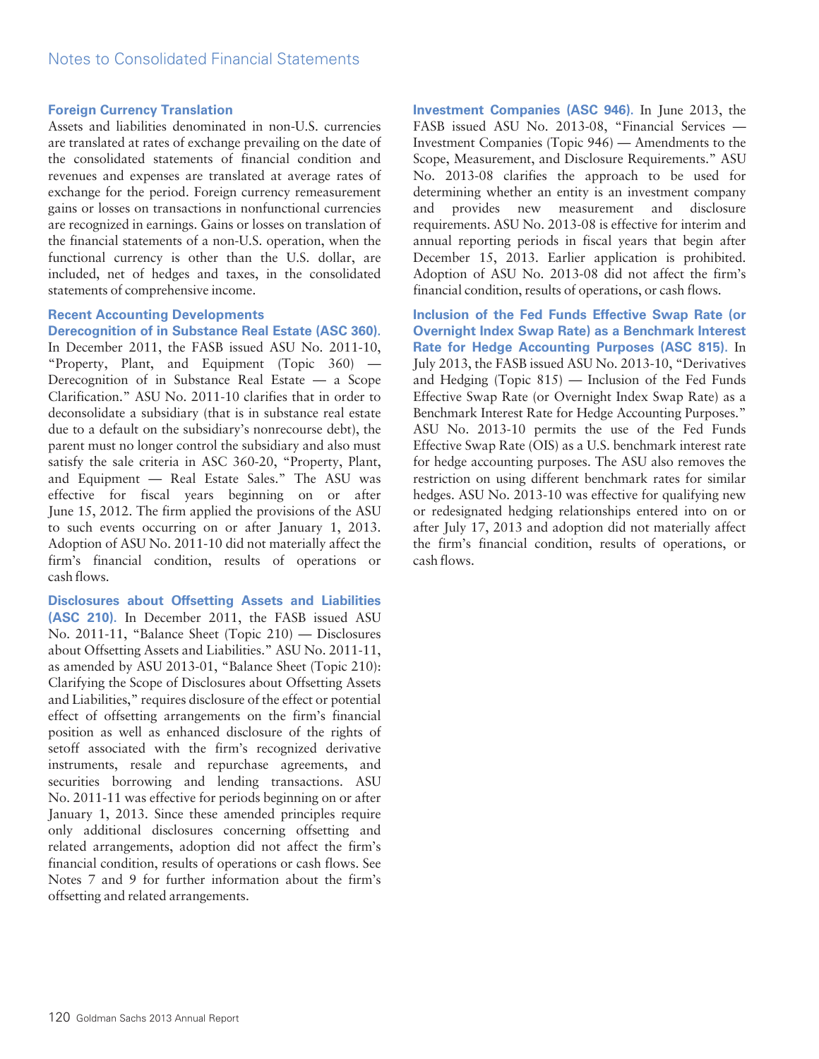### Foreign Currency Translation

Assets and liabilities denominated in non-U.S. currencies are translated at rates of exchange prevailing on the date of the consolidated statements of financial condition and revenues and expenses are translated at average rates of exchange for the period. Foreign currency remeasurement gains or losses on transactions in nonfunctional currencies are recognized in earnings. Gains or losses on translation of the financial statements of a non-U.S. operation, when the functional currency is other than the U.S. dollar, are included, net of hedges and taxes, in the consolidated statements of comprehensive income.

### Recent Accounting Developments

**Derecognition of in Substance Real Estate (ASC 360).** In December 2011, the FASB issued ASU No. 2011-10, "Property, Plant, and Equipment (Topic 360) — Derecognition of in Substance Real Estate — a Scope Clarification." ASU No. 2011-10 clarifies that in order to deconsolidate a subsidiary (that is in substance real estate due to a default on the subsidiary's nonrecourse debt), the parent must no longer control the subsidiary and also must satisfy the sale criteria in ASC 360-20, "Property, Plant, and Equipment — Real Estate Sales." The ASU was effective for fiscal years beginning on or after June 15, 2012. The firm applied the provisions of the ASU to such events occurring on or after January 1, 2013. Adoption of ASU No. 2011-10 did not materially affect the firm's financial condition, results of operations or cash flows.

**Disclosures about Offsetting Assets and Liabilities (ASC 210).** In December 2011, the FASB issued ASU No. 2011-11, "Balance Sheet (Topic 210) — Disclosures about Offsetting Assets and Liabilities." ASU No. 2011-11, as amended by ASU 2013-01, "Balance Sheet (Topic 210): Clarifying the Scope of Disclosures about Offsetting Assets and Liabilities," requires disclosure of the effect or potential effect of offsetting arrangements on the firm's financial position as well as enhanced disclosure of the rights of setoff associated with the firm's recognized derivative instruments, resale and repurchase agreements, and securities borrowing and lending transactions. ASU No. 2011-11 was effective for periods beginning on or after January 1, 2013. Since these amended principles require only additional disclosures concerning offsetting and related arrangements, adoption did not affect the firm's financial condition, results of operations or cash flows. See Notes 7 and 9 for further information about the firm's offsetting and related arrangements.

**Investment Companies (ASC 946).** In June 2013, the FASB issued ASU No. 2013-08, "Financial Services — Investment Companies (Topic 946) — Amendments to the Scope, Measurement, and Disclosure Requirements." ASU No. 2013-08 clarifies the approach to be used for determining whether an entity is an investment company and provides new measurement and disclosure requirements. ASU No. 2013-08 is effective for interim and annual reporting periods in fiscal years that begin after December 15, 2013. Earlier application is prohibited. Adoption of ASU No. 2013-08 did not affect the firm's financial condition, results of operations, or cash flows.

**Inclusion of the Fed Funds Effective Swap Rate (or Overnight Index Swap Rate) as a Benchmark Interest Rate for Hedge Accounting Purposes (ASC 815).** In July 2013, the FASB issued ASU No. 2013-10, "Derivatives and Hedging (Topic 815) — Inclusion of the Fed Funds Effective Swap Rate (or Overnight Index Swap Rate) as a Benchmark Interest Rate for Hedge Accounting Purposes." ASU No. 2013-10 permits the use of the Fed Funds Effective Swap Rate (OIS) as a U.S. benchmark interest rate for hedge accounting purposes. The ASU also removes the restriction on using different benchmark rates for similar hedges. ASU No. 2013-10 was effective for qualifying new or redesignated hedging relationships entered into on or after July 17, 2013 and adoption did not materially affect the firm's financial condition, results of operations, or cash flows.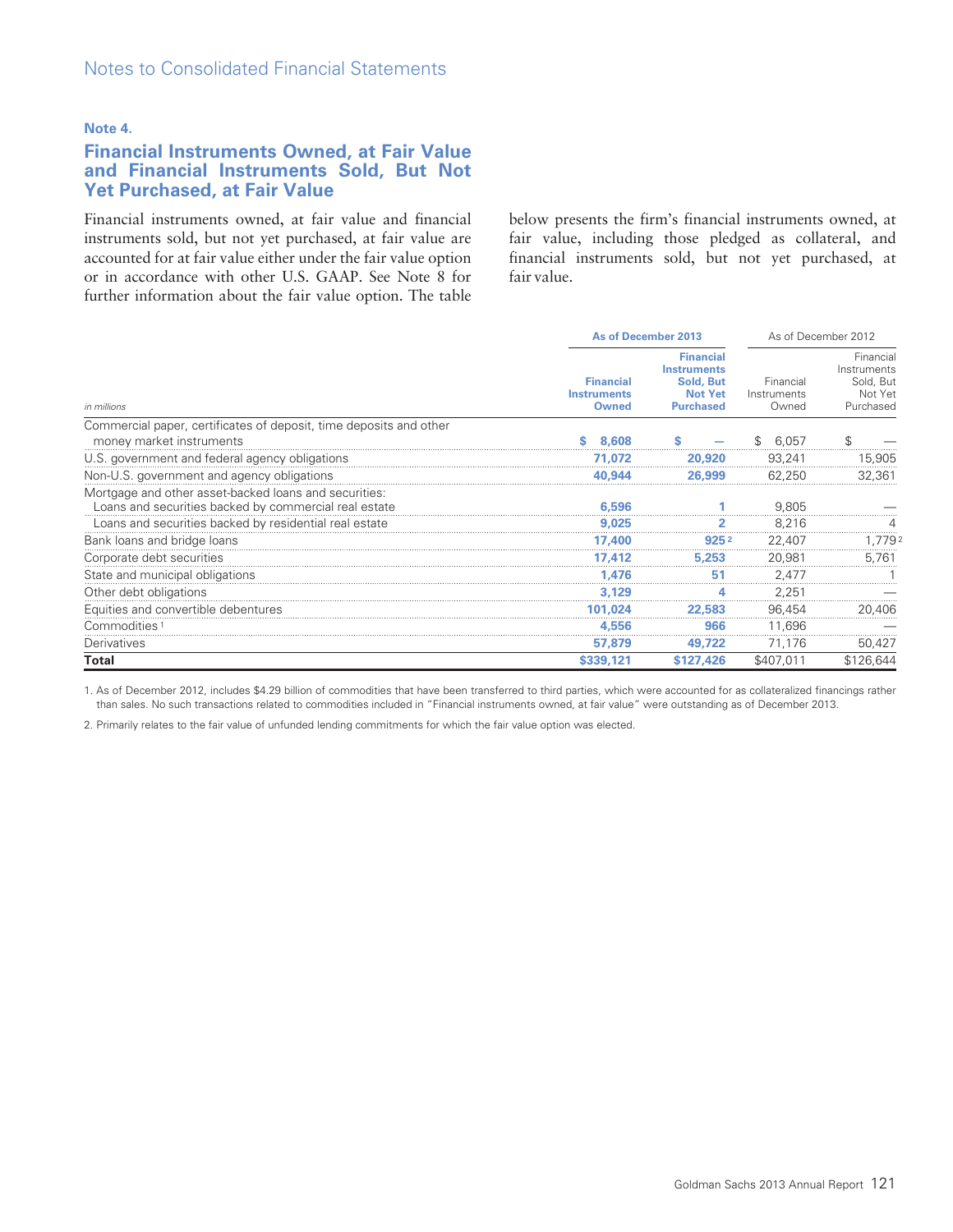Note 4.

## Financial Instruments Owned, at Fair Value and Financial Instruments Sold, But Not Yet Purchased, at Fair Value

Financial instruments owned, at fair value and financial instruments sold, but not yet purchased, at fair value are accounted for at fair value either under the fair value option or in accordance with other U.S. GAAP. See Note 8 for further information about the fair value option. The table below presents the firm's financial instruments owned, at fair value, including those pledged as collateral, and financial instruments sold, but not yet purchased, at fair value.

| *in millions* | As of December 2013 | | As of December 2012 | |
|---|---|---|---|---|
| | Financial Instruments Owned | Financial Instruments Sold, But Not Yet Purchased | Financial Instruments Owned | Financial Instruments Sold, But Not Yet Purchased |
| Commercial paper, certificates of deposit, time deposits and other money market instruments | $ 8,608 | $ — | $ 6,057 | $ — |
| U.S. government and federal agency obligations | 71,072 | 20,920 | 93,241 | 15,905 |
| Non-U.S. government and agency obligations | 40,944 | 26,999 | 62,250 | 32,361 |
| Mortgage and other asset-backed loans and securities: | | | | |
| Loans and securities backed by commercial real estate | 6,596 | 1 | 9,805 | — |
| Loans and securities backed by residential real estate | 9,025 | 2 | 8,216 | 4 |
| Bank loans and bridge loans | 17,400 | 925 [2] | 22,407 | 1,779 [2] |
| Corporate debt securities | 17,412 | 5,253 | 20,981 | 5,761 |
| State and municipal obligations | 1,476 | 51 | 2,477 | 1 |
| Other debt obligations | 3,129 | 4 | 2,251 | — |
| Equities and convertible debentures | 101,024 | 22,583 | 96,454 | 20,406 |
| Commodities [1] | 4,556 | 966 | 11,696 | — |
| Derivatives | 57,879 | 49,722 | 71,176 | 50,427 |
| **Total** | **$339,121** | **$127,426** | **$407,011** | **$126,644** |

1. As of December 2012, includes $4.29 billion of commodities that have been transferred to third parties, which were accounted for as collateralized financings rather than sales. No such transactions related to commodities included in "Financial instruments owned, at fair value" were outstanding as of December 2013.

2. Primarily relates to the fair value of unfunded lending commitments for which the fair value option was elected.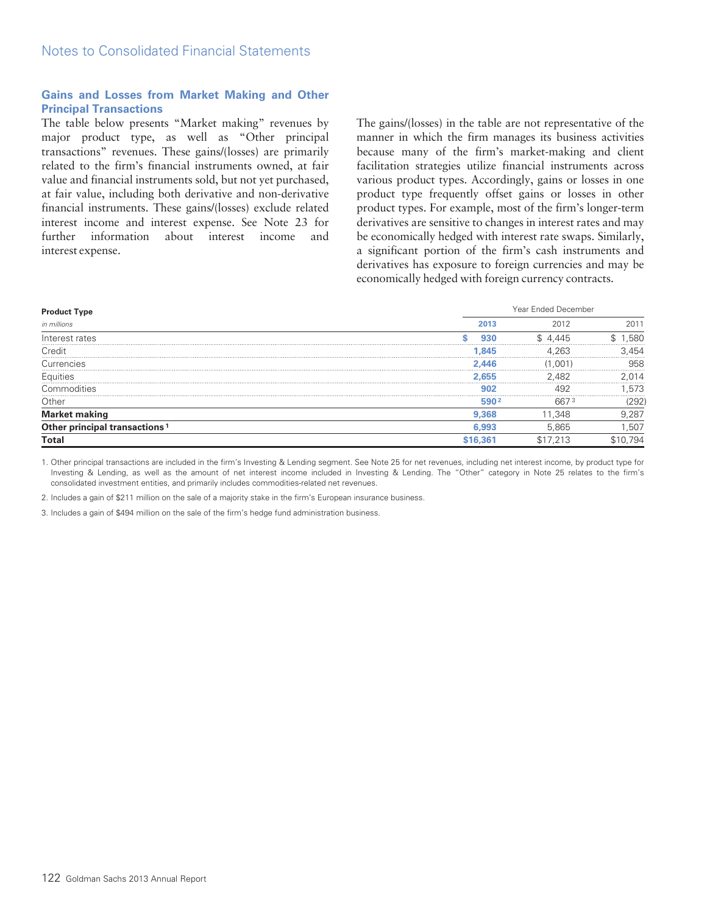## Gains and Losses from Market Making and Other Principal Transactions

The table below presents "Market making" revenues by major product type, as well as "Other principal transactions" revenues. These gains/(losses) are primarily related to the firm's financial instruments owned, at fair value and financial instruments sold, but not yet purchased, at fair value, including both derivative and non-derivative financial instruments. These gains/(losses) exclude related interest income and interest expense. See Note 23 for further information about interest income and interest expense.

The gains/(losses) in the table are not representative of the manner in which the firm manages its business activities because many of the firm's market-making and client facilitation strategies utilize financial instruments across various product types. Accordingly, gains or losses in one product type frequently offset gains or losses in other product types. For example, most of the firm's longer-term derivatives are sensitive to changes in interest rates and may be economically hedged with interest rate swaps. Similarly, a significant portion of the firm's cash instruments and derivatives has exposure to foreign currencies and may be economically hedged with foreign currency contracts.

| **Product Type** | Year Ended December | | |
|---|---|---|---|
| *in millions* | **2013** | 2012 | 2011 |
| Interest rates | **$ 930** | $ 4,445 | $ 1,580 |
| Credit | **1,845** | 4,263 | 3,454 |
| Currencies | **2,446** | (1,001) | 958 |
| Equities | **2,655** | 2,482 | 2,014 |
| Commodities | **902** | 492 | 1,573 |
| Other | **590** [2] | 667 [3] | (292) |
| **Market making** | **9,368** | 11,348 | 9,287 |
| **Other principal transactions** [1] | **6,993** | 5,865 | 1,507 |
| **Total** | **$16,361** | $17,213 | $10,794 |

1. Other principal transactions are included in the firm's Investing & Lending segment. See Note 25 for net revenues, including net interest income, by product type for Investing & Lending, as well as the amount of net interest income included in Investing & Lending. The "Other" category in Note 25 relates to the firm's consolidated investment entities, and primarily includes commodities-related net revenues.

2. Includes a gain of $211 million on the sale of a majority stake in the firm's European insurance business.

3. Includes a gain of $494 million on the sale of the firm's hedge fund administration business.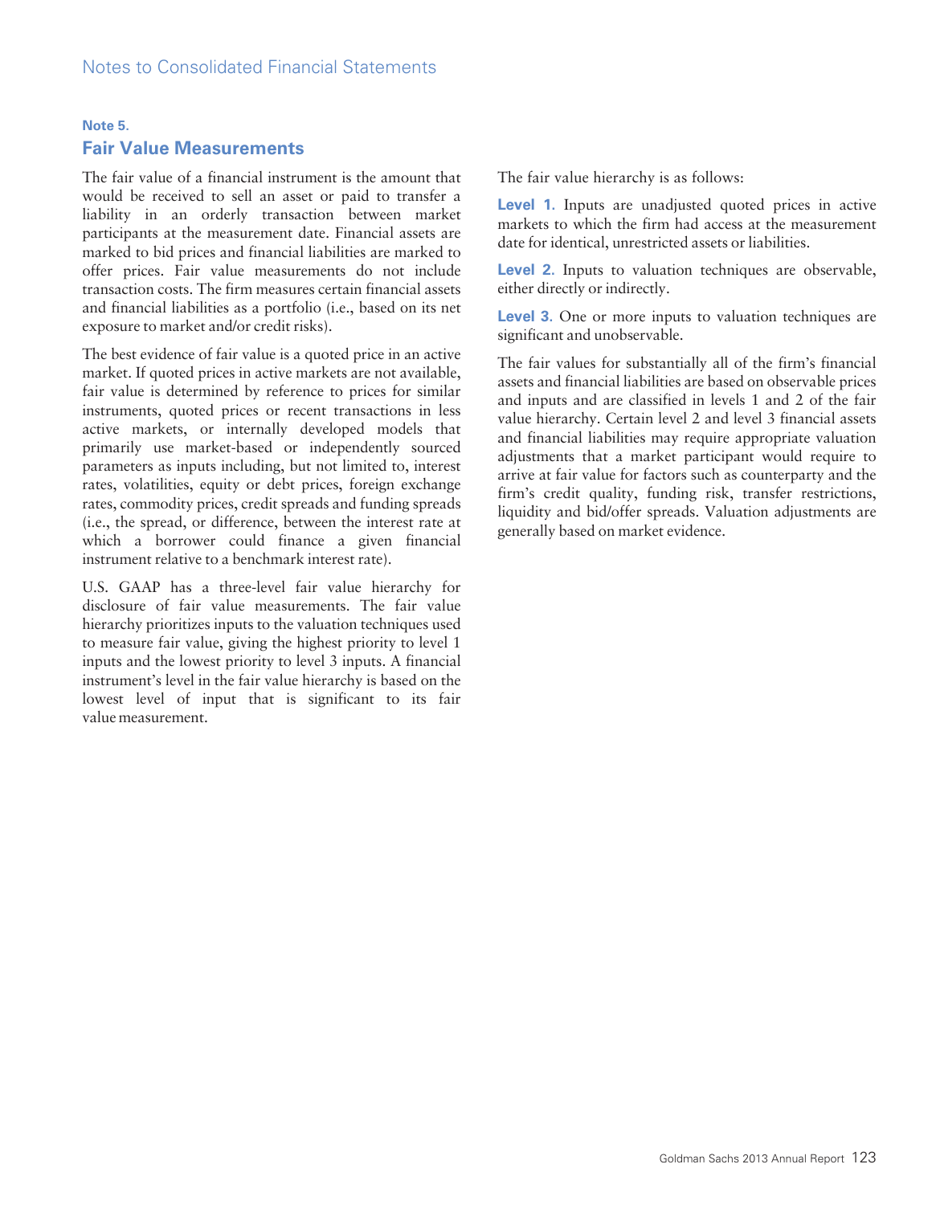## Note 5.
## Fair Value Measurements

The fair value of a financial instrument is the amount that would be received to sell an asset or paid to transfer a liability in an orderly transaction between market participants at the measurement date. Financial assets are marked to bid prices and financial liabilities are marked to offer prices. Fair value measurements do not include transaction costs. The firm measures certain financial assets and financial liabilities as a portfolio (i.e., based on its net exposure to market and/or credit risks).

The best evidence of fair value is a quoted price in an active market. If quoted prices in active markets are not available, fair value is determined by reference to prices for similar instruments, quoted prices or recent transactions in less active markets, or internally developed models that primarily use market-based or independently sourced parameters as inputs including, but not limited to, interest rates, volatilities, equity or debt prices, foreign exchange rates, commodity prices, credit spreads and funding spreads (i.e., the spread, or difference, between the interest rate at which a borrower could finance a given financial instrument relative to a benchmark interest rate).

U.S. GAAP has a three-level fair value hierarchy for disclosure of fair value measurements. The fair value hierarchy prioritizes inputs to the valuation techniques used to measure fair value, giving the highest priority to level 1 inputs and the lowest priority to level 3 inputs. A financial instrument's level in the fair value hierarchy is based on the lowest level of input that is significant to its fair value measurement.

The fair value hierarchy is as follows:

**Level 1.** Inputs are unadjusted quoted prices in active markets to which the firm had access at the measurement date for identical, unrestricted assets or liabilities.

**Level 2.** Inputs to valuation techniques are observable, either directly or indirectly.

**Level 3.** One or more inputs to valuation techniques are significant and unobservable.

The fair values for substantially all of the firm's financial assets and financial liabilities are based on observable prices and inputs and are classified in levels 1 and 2 of the fair value hierarchy. Certain level 2 and level 3 financial assets and financial liabilities may require appropriate valuation adjustments that a market participant would require to arrive at fair value for factors such as counterparty and the firm's credit quality, funding risk, transfer restrictions, liquidity and bid/offer spreads. Valuation adjustments are generally based on market evidence.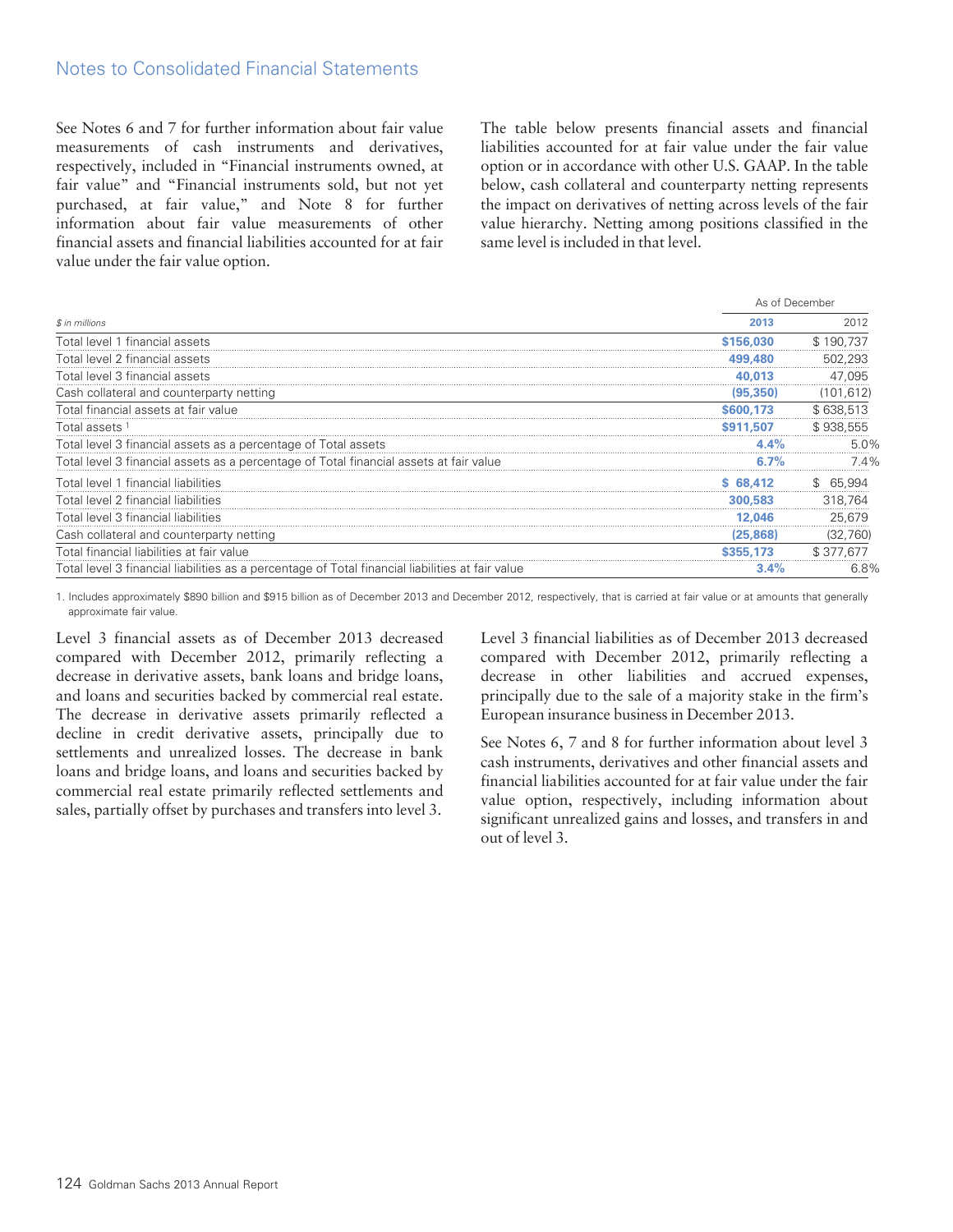See Notes 6 and 7 for further information about fair value measurements of cash instruments and derivatives, respectively, included in "Financial instruments owned, at fair value" and "Financial instruments sold, but not yet purchased, at fair value," and Note 8 for further information about fair value measurements of other financial assets and financial liabilities accounted for at fair value under the fair value option.

The table below presents financial assets and financial liabilities accounted for at fair value under the fair value option or in accordance with other U.S. GAAP. In the table below, cash collateral and counterparty netting represents the impact on derivatives of netting across levels of the fair value hierarchy. Netting among positions classified in the same level is included in that level.

| | As of December | |
|---|---|---|
| *$ in millions* | **2013** | 2012 |
| Total level 1 financial assets | **$156,030** | $ 190,737 |
| Total level 2 financial assets | **499,480** | 502,293 |
| Total level 3 financial assets | **40,013** | 47,095 |
| Cash collateral and counterparty netting | **(95,350)** | (101,612) |
| Total financial assets at fair value | **$600,173** | $ 638,513 |
| Total assets [1] | **$911,507** | $ 938,555 |
| Total level 3 financial assets as a percentage of Total assets | **4.4%** | 5.0% |
| Total level 3 financial assets as a percentage of Total financial assets at fair value | **6.7%** | 7.4% |
| Total level 1 financial liabilities | **$ 68,412** | $ 65,994 |
| Total level 2 financial liabilities | **300,583** | 318,764 |
| Total level 3 financial liabilities | **12,046** | 25,679 |
| Cash collateral and counterparty netting | **(25,868)** | (32,760) |
| Total financial liabilities at fair value | **$355,173** | $ 377,677 |
| Total level 3 financial liabilities as a percentage of Total financial liabilities at fair value | **3.4%** | 6.8% |

1. Includes approximately $890 billion and $915 billion as of December 2013 and December 2012, respectively, that is carried at fair value or at amounts that generally approximate fair value.

Level 3 financial assets as of December 2013 decreased compared with December 2012, primarily reflecting a decrease in derivative assets, bank loans and bridge loans, and loans and securities backed by commercial real estate. The decrease in derivative assets primarily reflected a decline in credit derivative assets, principally due to settlements and unrealized losses. The decrease in bank loans and bridge loans, and loans and securities backed by commercial real estate primarily reflected settlements and sales, partially offset by purchases and transfers into level 3.

Level 3 financial liabilities as of December 2013 decreased compared with December 2012, primarily reflecting a decrease in other liabilities and accrued expenses, principally due to the sale of a majority stake in the firm's European insurance business in December 2013.

See Notes 6, 7 and 8 for further information about level 3 cash instruments, derivatives and other financial assets and financial liabilities accounted for at fair value under the fair value option, respectively, including information about significant unrealized gains and losses, and transfers in and out of level 3.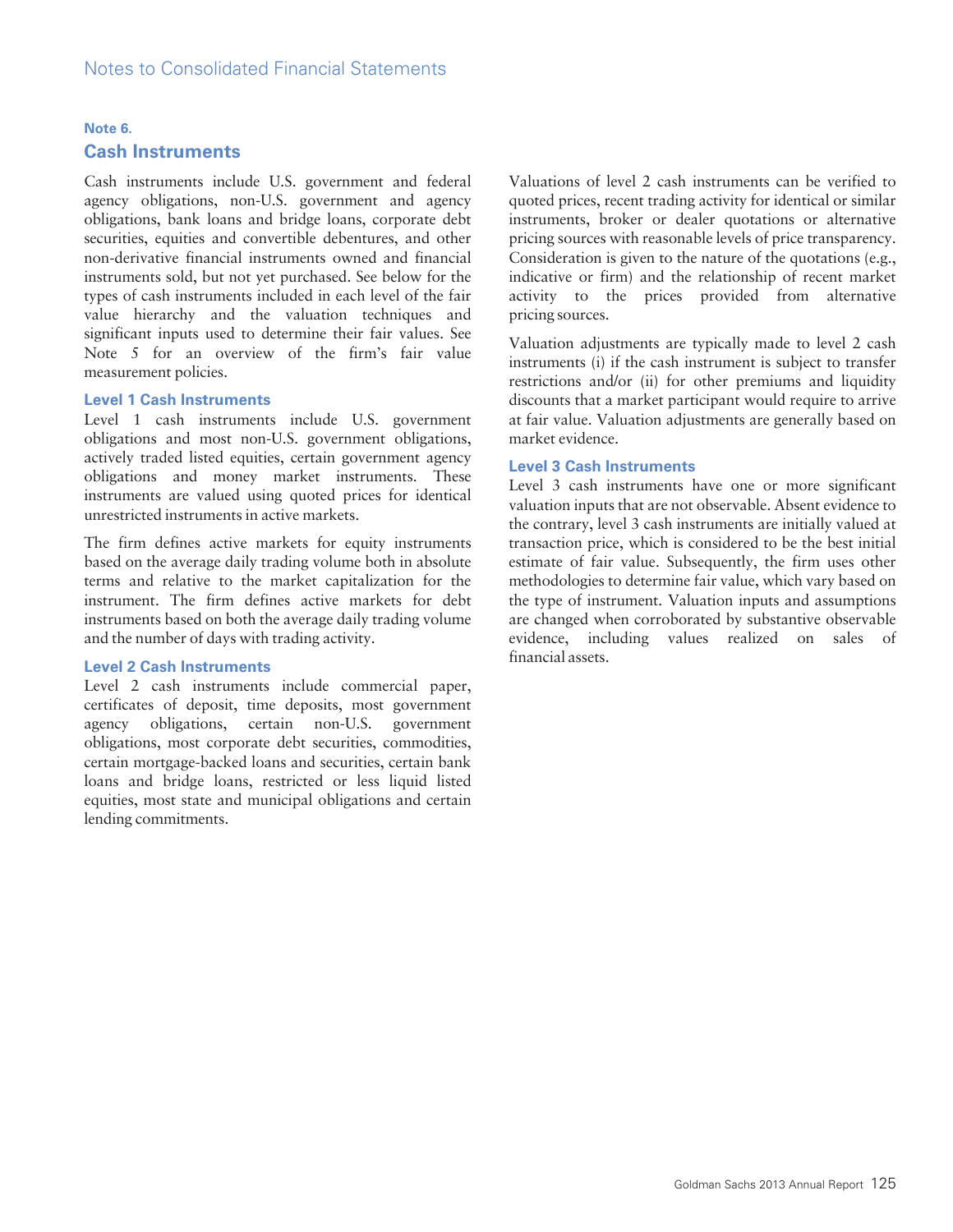## Note 6.

## Cash Instruments

Cash instruments include U.S. government and federal agency obligations, non-U.S. government and agency obligations, bank loans and bridge loans, corporate debt securities, equities and convertible debentures, and other non-derivative financial instruments owned and financial instruments sold, but not yet purchased. See below for the types of cash instruments included in each level of the fair value hierarchy and the valuation techniques and significant inputs used to determine their fair values. See Note 5 for an overview of the firm's fair value measurement policies.

### Level 1 Cash Instruments

Level 1 cash instruments include U.S. government obligations and most non-U.S. government obligations, actively traded listed equities, certain government agency obligations and money market instruments. These instruments are valued using quoted prices for identical unrestricted instruments in active markets.

The firm defines active markets for equity instruments based on the average daily trading volume both in absolute terms and relative to the market capitalization for the instrument. The firm defines active markets for debt instruments based on both the average daily trading volume and the number of days with trading activity.

### Level 2 Cash Instruments

Level 2 cash instruments include commercial paper, certificates of deposit, time deposits, most government agency obligations, certain non-U.S. government obligations, most corporate debt securities, commodities, certain mortgage-backed loans and securities, certain bank loans and bridge loans, restricted or less liquid listed equities, most state and municipal obligations and certain lending commitments.

Valuations of level 2 cash instruments can be verified to quoted prices, recent trading activity for identical or similar instruments, broker or dealer quotations or alternative pricing sources with reasonable levels of price transparency. Consideration is given to the nature of the quotations (e.g., indicative or firm) and the relationship of recent market activity to the prices provided from alternative pricing sources.

Valuation adjustments are typically made to level 2 cash instruments (i) if the cash instrument is subject to transfer restrictions and/or (ii) for other premiums and liquidity discounts that a market participant would require to arrive at fair value. Valuation adjustments are generally based on market evidence.

### Level 3 Cash Instruments

Level 3 cash instruments have one or more significant valuation inputs that are not observable. Absent evidence to the contrary, level 3 cash instruments are initially valued at transaction price, which is considered to be the best initial estimate of fair value. Subsequently, the firm uses other methodologies to determine fair value, which vary based on the type of instrument. Valuation inputs and assumptions are changed when corroborated by substantive observable evidence, including values realized on sales of financial assets.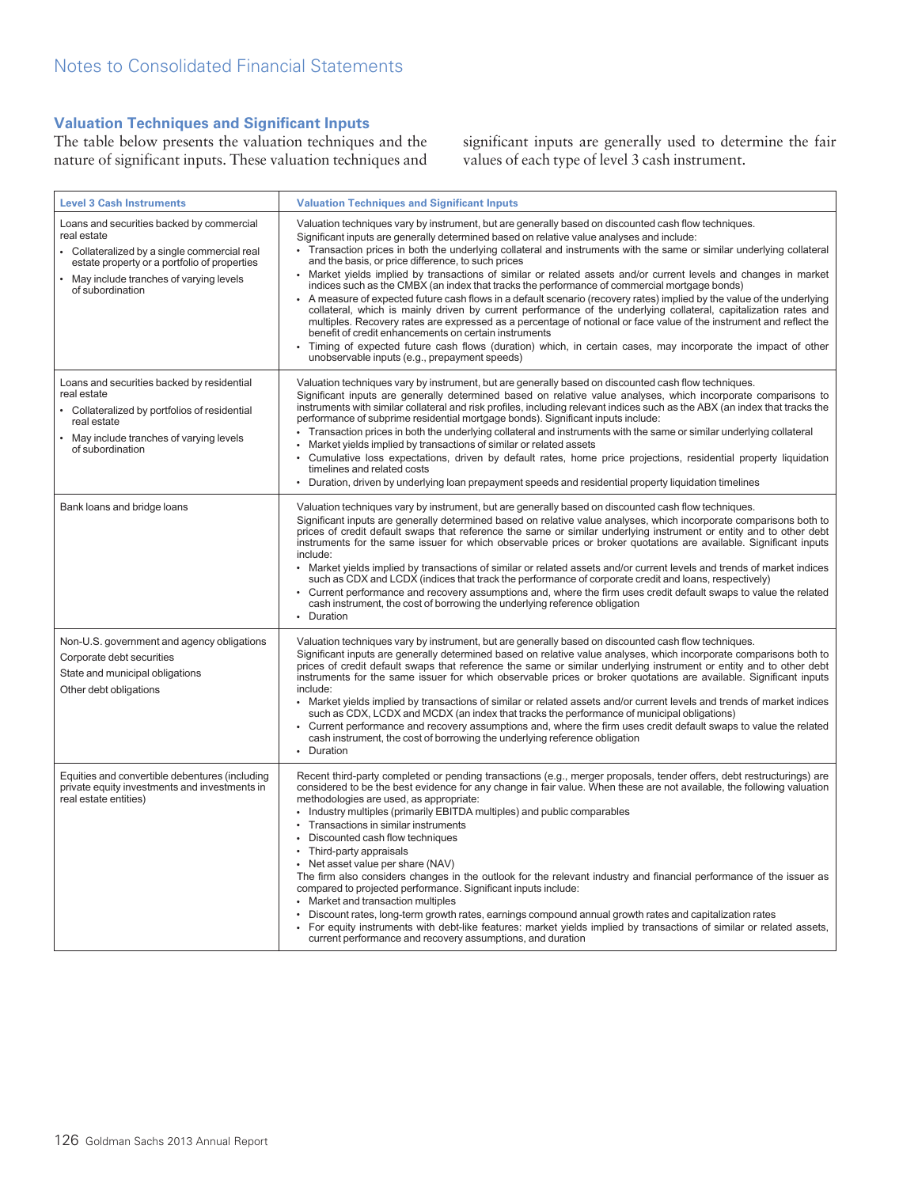### Valuation Techniques and Significant Inputs

The table below presents the valuation techniques and the nature of significant inputs. These valuation techniques and significant inputs are generally used to determine the fair values of each type of level 3 cash instrument.

| Level 3 Cash Instruments | Valuation Techniques and Significant Inputs |
|---|---|
| Loans and securities backed by commercial real estate<br>• Collateralized by a single commercial real estate property or a portfolio of properties<br>• May include tranches of varying levels of subordination | Valuation techniques vary by instrument, but are generally based on discounted cash flow techniques.<br>Significant inputs are generally determined based on relative value analyses and include:<br>• Transaction prices in both the underlying collateral and instruments with the same or similar underlying collateral and the basis, or price difference, to such prices<br>• Market yields implied by transactions of similar or related assets and/or current levels and changes in market indices such as the CMBX (an index that tracks the performance of commercial mortgage bonds)<br>• A measure of expected future cash flows in a default scenario (recovery rates) implied by the value of the underlying collateral, which is mainly driven by current performance of the underlying collateral, capitalization rates and multiples. Recovery rates are expressed as a percentage of notional or face value of the instrument and reflect the benefit of credit enhancements on certain instruments<br>• Timing of expected future cash flows (duration) which, in certain cases, may incorporate the impact of other unobservable inputs (e.g., prepayment speeds) |
| Loans and securities backed by residential real estate<br>• Collateralized by portfolios of residential real estate<br>• May include tranches of varying levels of subordination | Valuation techniques vary by instrument, but are generally based on discounted cash flow techniques.<br>Significant inputs are generally determined based on relative value analyses, which incorporate comparisons to instruments with similar collateral and risk profiles, including relevant indices such as the ABX (an index that tracks the performance of subprime residential mortgage bonds). Significant inputs include:<br>• Transaction prices in both the underlying collateral and instruments with the same or similar underlying collateral<br>• Market yields implied by transactions of similar or related assets<br>• Cumulative loss expectations, driven by default rates, home price projections, residential property liquidation timelines and related costs<br>• Duration, driven by underlying loan prepayment speeds and residential property liquidation timelines |
| Bank loans and bridge loans | Valuation techniques vary by instrument, but are generally based on discounted cash flow techniques.<br>Significant inputs are generally determined based on relative value analyses, which incorporate comparisons both to prices of credit default swaps that reference the same or similar underlying instrument or entity and to other debt instruments for the same issuer for which observable prices or broker quotations are available. Significant inputs include:<br>• Market yields implied by transactions of similar or related assets and/or current levels and trends of market indices such as CDX and LCDX (indices that track the performance of corporate credit and loans, respectively)<br>• Current performance and recovery assumptions and, where the firm uses credit default swaps to value the related cash instrument, the cost of borrowing the underlying reference obligation<br>• Duration |
| Non-U.S. government and agency obligations<br>Corporate debt securities<br>State and municipal obligations<br>Other debt obligations | Valuation techniques vary by instrument, but are generally based on discounted cash flow techniques.<br>Significant inputs are generally determined based on relative value analyses, which incorporate comparisons both to prices of credit default swaps that reference the same or similar underlying instrument or entity and to other debt instruments for the same issuer for which observable prices or broker quotations are available. Significant inputs include:<br>• Market yields implied by transactions of similar or related assets and/or current levels and trends of market indices such as CDX, LCDX and MCDX (an index that tracks the performance of municipal obligations)<br>• Current performance and recovery assumptions and, where the firm uses credit default swaps to value the related cash instrument, the cost of borrowing the underlying reference obligation<br>• Duration |
| Equities and convertible debentures (including private equity investments and investments in real estate entities) | Recent third-party completed or pending transactions (e.g., merger proposals, tender offers, debt restructurings) are considered to be the best evidence for any change in fair value. When these are not available, the following valuation methodologies are used, as appropriate:<br>• Industry multiples (primarily EBITDA multiples) and public comparables<br>• Transactions in similar instruments<br>• Discounted cash flow techniques<br>• Third-party appraisals<br>• Net asset value per share (NAV)<br>The firm also considers changes in the outlook for the relevant industry and financial performance of the issuer as compared to projected performance. Significant inputs include:<br>• Market and transaction multiples<br>• Discount rates, long-term growth rates, earnings compound annual growth rates and capitalization rates<br>• For equity instruments with debt-like features: market yields implied by transactions of similar or related assets, current performance and recovery assumptions, and duration |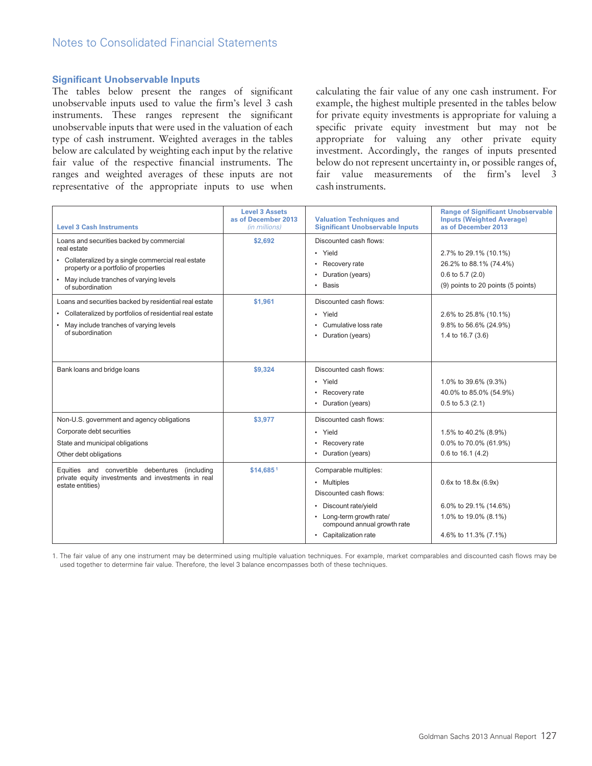### Significant Unobservable Inputs

The tables below present the ranges of significant unobservable inputs used to value the firm's level 3 cash instruments. These ranges represent the significant unobservable inputs that were used in the valuation of each type of cash instrument. Weighted averages in the tables below are calculated by weighting each input by the relative fair value of the respective financial instruments. The ranges and weighted averages of these inputs are not representative of the appropriate inputs to use when calculating the fair value of any one cash instrument. For example, the highest multiple presented in the tables below for private equity investments is appropriate for valuing a specific private equity investment but may not be appropriate for valuing any other private equity investment. Accordingly, the ranges of inputs presented below do not represent uncertainty in, or possible ranges of, fair value measurements of the firm's level 3 cash instruments.

| Level 3 Cash Instruments | Level 3 Assets as of December 2013 *(in millions)* | Valuation Techniques and Significant Unobservable Inputs | Range of Significant Unobservable Inputs (Weighted Average) as of December 2013 |
|---|---|---|---|
| Loans and securities backed by commercial real estate<br>• Collateralized by a single commercial real estate property or a portfolio of properties<br>• May include tranches of varying levels of subordination | $2,692 | Discounted cash flows:<br>• Yield<br>• Recovery rate<br>• Duration (years)<br>• Basis | <br>2.7% to 29.1% (10.1%)<br>26.2% to 88.1% (74.4%)<br>0.6 to 5.7 (2.0)<br>(9) points to 20 points (5 points) |
| Loans and securities backed by residential real estate<br>• Collateralized by portfolios of residential real estate<br>• May include tranches of varying levels of subordination | $1,961 | Discounted cash flows:<br>• Yield<br>• Cumulative loss rate<br>• Duration (years) | <br>2.6% to 25.8% (10.1%)<br>9.8% to 56.6% (24.9%)<br>1.4 to 16.7 (3.6) |
| Bank loans and bridge loans | $9,324 | Discounted cash flows:<br>• Yield<br>• Recovery rate<br>• Duration (years) | <br>1.0% to 39.6% (9.3%)<br>40.0% to 85.0% (54.9%)<br>0.5 to 5.3 (2.1) |
| Non-U.S. government and agency obligations<br>Corporate debt securities<br>State and municipal obligations<br>Other debt obligations | $3,977 | Discounted cash flows:<br>• Yield<br>• Recovery rate<br>• Duration (years) | <br>1.5% to 40.2% (8.9%)<br>0.0% to 70.0% (61.9%)<br>0.6 to 16.1 (4.2) |
| Equities and convertible debentures (including private equity investments and investments in real estate entities) | $14,685 [1] | Comparable multiples:<br>• Multiples<br>Discounted cash flows:<br>• Discount rate/yield<br>• Long-term growth rate/ compound annual growth rate<br>• Capitalization rate | <br>0.6x to 18.8x (6.9x)<br><br>6.0% to 29.1% (14.6%)<br>1.0% to 19.0% (8.1%)<br>4.6% to 11.3% (7.1%) |

1. The fair value of any one instrument may be determined using multiple valuation techniques. For example, market comparables and discounted cash flows may be used together to determine fair value. Therefore, the level 3 balance encompasses both of these techniques.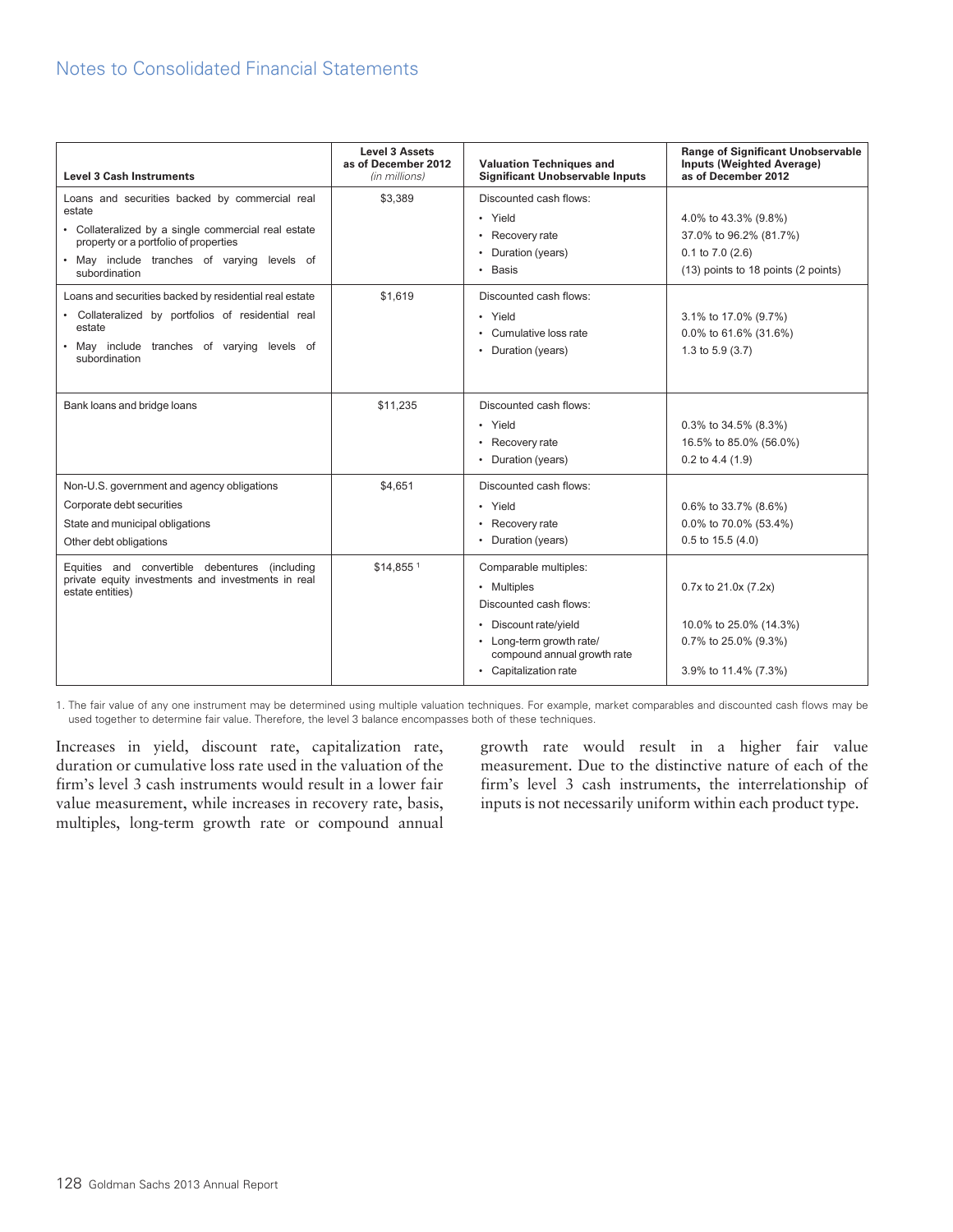| Level 3 Cash Instruments | Level 3 Assets as of December 2012 *(in millions)* | Valuation Techniques and Significant Unobservable Inputs | Range of Significant Unobservable Inputs (Weighted Average) as of December 2012 |
|---|---|---|---|
| Loans and securities backed by commercial real estate<br>• Collateralized by a single commercial real estate property or a portfolio of properties<br>• May include tranches of varying levels of subordination | $3,389 | Discounted cash flows:<br>• Yield<br>• Recovery rate<br>• Duration (years)<br>• Basis | <br>4.0% to 43.3% (9.8%)<br>37.0% to 96.2% (81.7%)<br>0.1 to 7.0 (2.6)<br>(13) points to 18 points (2 points) |
| Loans and securities backed by residential real estate<br>• Collateralized by portfolios of residential real estate<br>• May include tranches of varying levels of subordination | $1,619 | Discounted cash flows:<br>• Yield<br>• Cumulative loss rate<br>• Duration (years) | <br>3.1% to 17.0% (9.7%)<br>0.0% to 61.6% (31.6%)<br>1.3 to 5.9 (3.7) |
| Bank loans and bridge loans | $11,235 | Discounted cash flows:<br>• Yield<br>• Recovery rate<br>• Duration (years) | <br>0.3% to 34.5% (8.3%)<br>16.5% to 85.0% (56.0%)<br>0.2 to 4.4 (1.9) |
| Non-U.S. government and agency obligations<br>Corporate debt securities<br>State and municipal obligations<br>Other debt obligations | $4,651 | Discounted cash flows:<br>• Yield<br>• Recovery rate<br>• Duration (years) | <br>0.6% to 33.7% (8.6%)<br>0.0% to 70.0% (53.4%)<br>0.5 to 15.5 (4.0) |
| Equities and convertible debentures (including private equity investments and investments in real estate entities) | $14,855 [1] | Comparable multiples:<br>• Multiples<br>Discounted cash flows:<br>• Discount rate/yield<br>• Long-term growth rate/ compound annual growth rate<br>• Capitalization rate | <br>0.7x to 21.0x (7.2x)<br><br>10.0% to 25.0% (14.3%)<br>0.7% to 25.0% (9.3%)<br>3.9% to 11.4% (7.3%) |

1. The fair value of any one instrument may be determined using multiple valuation techniques. For example, market comparables and discounted cash flows may be used together to determine fair value. Therefore, the level 3 balance encompasses both of these techniques.

Increases in yield, discount rate, capitalization rate, duration or cumulative loss rate used in the valuation of the firm's level 3 cash instruments would result in a lower fair value measurement, while increases in recovery rate, basis, multiples, long-term growth rate or compound annual growth rate would result in a higher fair value measurement. Due to the distinctive nature of each of the firm's level 3 cash instruments, the interrelationship of inputs is not necessarily uniform within each product type.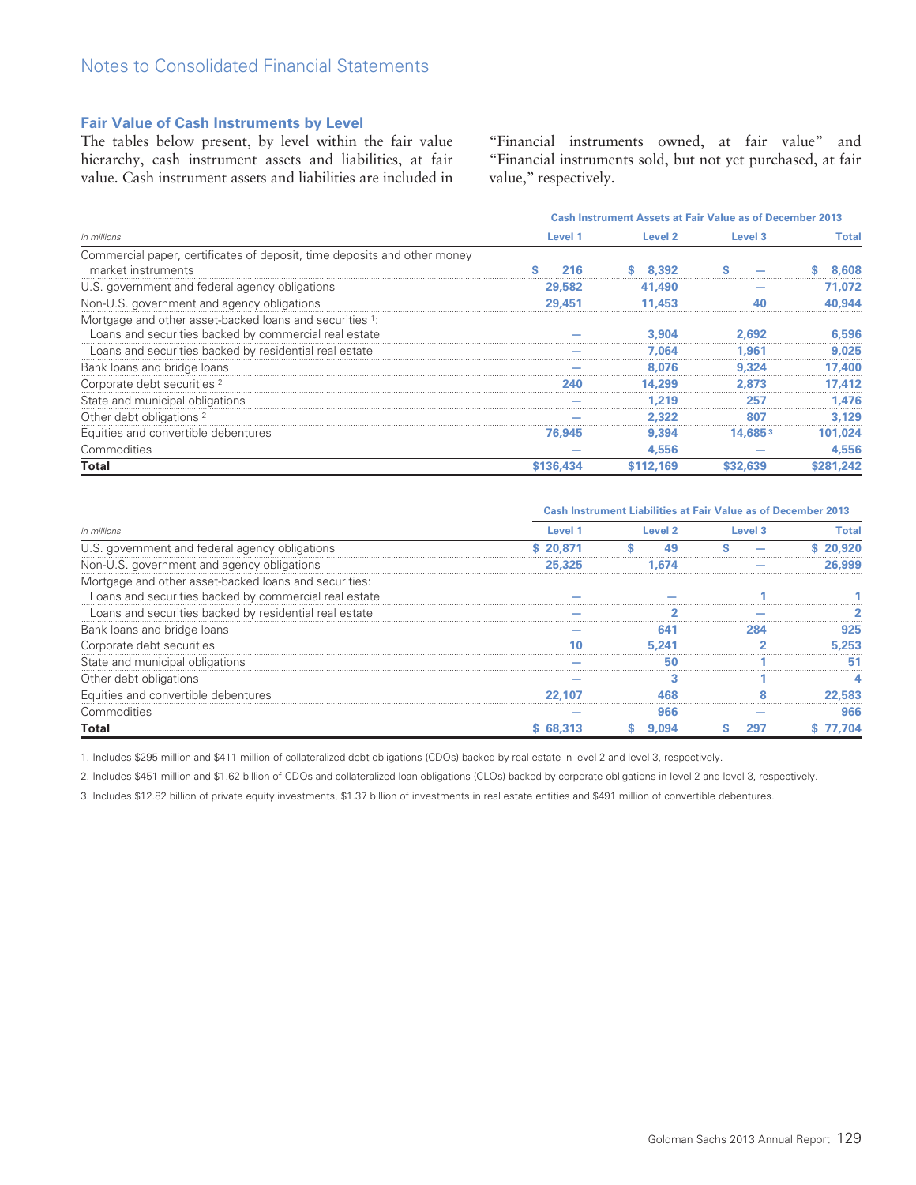### Fair Value of Cash Instruments by Level

The tables below present, by level within the fair value hierarchy, cash instrument assets and liabilities, at fair value. Cash instrument assets and liabilities are included in "Financial instruments owned, at fair value" and "Financial instruments sold, but not yet purchased, at fair value," respectively.

| *in millions* | Cash Instrument Assets at Fair Value as of December 2013 | | | |
|---|---|---|---|---|
| | Level 1 | Level 2 | Level 3 | Total |
| Commercial paper, certificates of deposit, time deposits and other money market instruments | $ 216 | $ 8,392 | $ — | $ 8,608 |
| U.S. government and federal agency obligations | 29,582 | 41,490 | — | 71,072 |
| Non-U.S. government and agency obligations | 29,451 | 11,453 | 40 | 40,944 |
| Mortgage and other asset-backed loans and securities [1]: | | | | |
| Loans and securities backed by commercial real estate | — | 3,904 | 2,692 | 6,596 |
| Loans and securities backed by residential real estate | — | 7,064 | 1,961 | 9,025 |
| Bank loans and bridge loans | — | 8,076 | 9,324 | 17,400 |
| Corporate debt securities [2] | 240 | 14,299 | 2,873 | 17,412 |
| State and municipal obligations | — | 1,219 | 257 | 1,476 |
| Other debt obligations [2] | — | 2,322 | 807 | 3,129 |
| Equities and convertible debentures | 76,945 | 9,394 | 14,685 [3] | 101,024 |
| Commodities | — | 4,556 | — | 4,556 |
| **Total** | **$136,434** | **$112,169** | **$32,639** | **$281,242** |

| *in millions* | Cash Instrument Liabilities at Fair Value as of December 2013 | | | |
|---|---|---|---|---|
| | Level 1 | Level 2 | Level 3 | Total |
| U.S. government and federal agency obligations | $ 20,871 | $ 49 | $ — | $ 20,920 |
| Non-U.S. government and agency obligations | 25,325 | 1,674 | — | 26,999 |
| Mortgage and other asset-backed loans and securities: | | | | |
| Loans and securities backed by commercial real estate | — | — | 1 | 1 |
| Loans and securities backed by residential real estate | — | 2 | — | 2 |
| Bank loans and bridge loans | — | 641 | 284 | 925 |
| Corporate debt securities | 10 | 5,241 | 2 | 5,253 |
| State and municipal obligations | — | 50 | 1 | 51 |
| Other debt obligations | — | 3 | 1 | 4 |
| Equities and convertible debentures | 22,107 | 468 | 8 | 22,583 |
| Commodities | — | 966 | — | 966 |
| **Total** | **$ 68,313** | **$ 9,094** | **$ 297** | **$ 77,704** |

1. Includes $295 million and $411 million of collateralized debt obligations (CDOs) backed by real estate in level 2 and level 3, respectively.

2. Includes $451 million and $1.62 billion of CDOs and collateralized loan obligations (CLOs) backed by corporate obligations in level 2 and level 3, respectively.

3. Includes $12.82 billion of private equity investments, $1.37 billion of investments in real estate entities and $491 million of convertible debentures.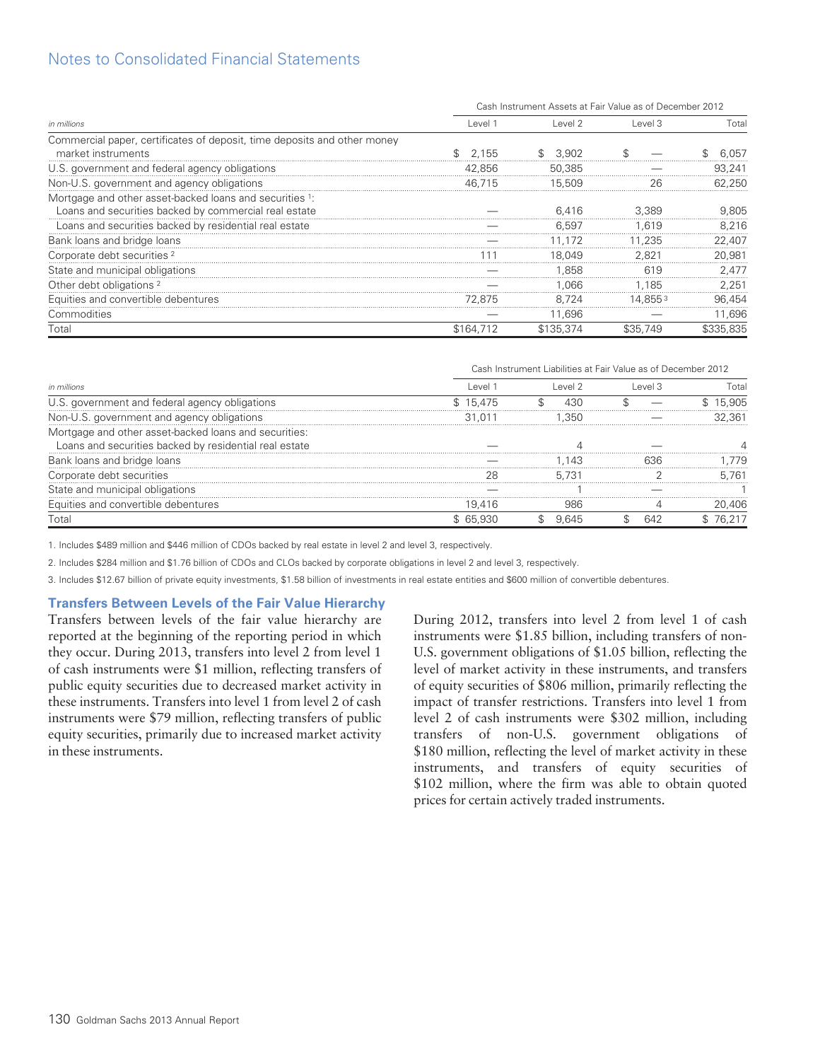| in millions | Cash Instrument Assets at Fair Value as of December 2012 | | | |
|---|---|---|---|---|
| | Level 1 | Level 2 | Level 3 | Total |
| Commercial paper, certificates of deposit, time deposits and other money market instruments | $ 2,155 | $ 3,902 | $ — | $ 6,057 |
| U.S. government and federal agency obligations | 42,856 | 50,385 | — | 93,241 |
| Non-U.S. government and agency obligations | 46,715 | 15,509 | 26 | 62,250 |
| Mortgage and other asset-backed loans and securities [1]: | | | | |
| Loans and securities backed by commercial real estate | — | 6,416 | 3,389 | 9,805 |
| Loans and securities backed by residential real estate | — | 6,597 | 1,619 | 8,216 |
| Bank loans and bridge loans | — | 11,172 | 11,235 | 22,407 |
| Corporate debt securities [2] | 111 | 18,049 | 2,821 | 20,981 |
| State and municipal obligations | — | 1,858 | 619 | 2,477 |
| Other debt obligations [2] | — | 1,066 | 1,185 | 2,251 |
| Equities and convertible debentures | 72,875 | 8,724 | 14,855 [3] | 96,454 |
| Commodities | — | 11,696 | — | 11,696 |
| Total | $164,712 | $135,374 | $35,749 | $335,835 |

| in millions | Cash Instrument Liabilities at Fair Value as of December 2012 | | | |
|---|---|---|---|---|
| | Level 1 | Level 2 | Level 3 | Total |
| U.S. government and federal agency obligations | $ 15,475 | $ 430 | $ — | $ 15,905 |
| Non-U.S. government and agency obligations | 31,011 | 1,350 | — | 32,361 |
| Mortgage and other asset-backed loans and securities: | | | | |
| Loans and securities backed by residential real estate | — | 4 | — | 4 |
| Bank loans and bridge loans | — | 1,143 | 636 | 1,779 |
| Corporate debt securities | 28 | 5,731 | 2 | 5,761 |
| State and municipal obligations | — | 1 | — | 1 |
| Equities and convertible debentures | 19,416 | 986 | 4 | 20,406 |
| Total | $ 65,930 | $ 9,645 | $ 642 | $ 76,217 |

1. Includes $489 million and $446 million of CDOs backed by real estate in level 2 and level 3, respectively.

2. Includes $284 million and $1.76 billion of CDOs and CLOs backed by corporate obligations in level 2 and level 3, respectively.

3. Includes $12.67 billion of private equity investments, $1.58 billion of investments in real estate entities and $600 million of convertible debentures.

### Transfers Between Levels of the Fair Value Hierarchy

Transfers between levels of the fair value hierarchy are reported at the beginning of the reporting period in which they occur. During 2013, transfers into level 2 from level 1 of cash instruments were $1 million, reflecting transfers of public equity securities due to decreased market activity in these instruments. Transfers into level 1 from level 2 of cash instruments were $79 million, reflecting transfers of public equity securities, primarily due to increased market activity in these instruments.

During 2012, transfers into level 2 from level 1 of cash instruments were $1.85 billion, including transfers of non-U.S. government obligations of $1.05 billion, reflecting the level of market activity in these instruments, and transfers of equity securities of $806 million, primarily reflecting the impact of transfer restrictions. Transfers into level 1 from level 2 of cash instruments were $302 million, including transfers of non-U.S. government obligations of $180 million, reflecting the level of market activity in these instruments, and transfers of equity securities of $102 million, where the firm was able to obtain quoted prices for certain actively traded instruments.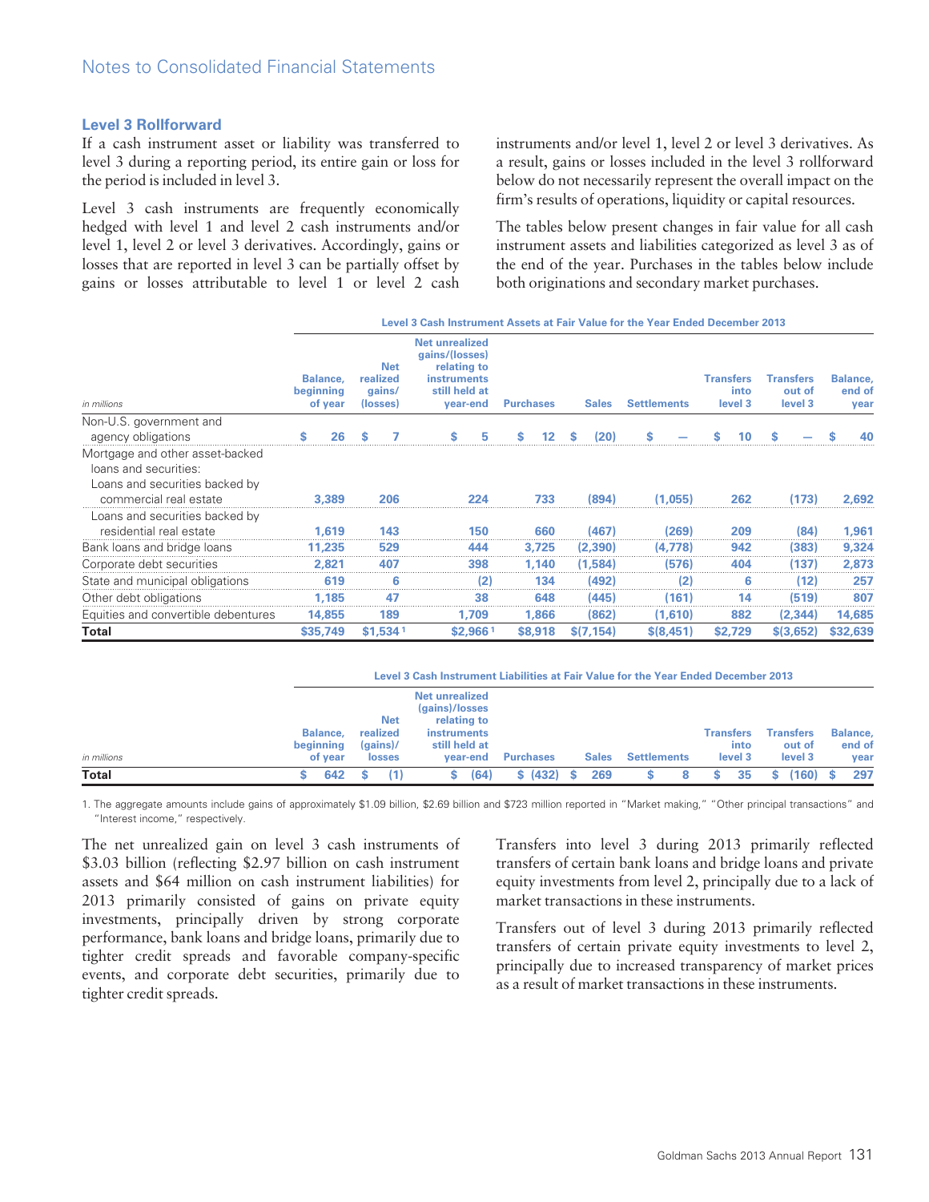Notes to Consolidated Financial Statements

### Level 3 Rollforward

If a cash instrument asset or liability was transferred to level 3 during a reporting period, its entire gain or loss for the period is included in level 3.

Level 3 cash instruments are frequently economically hedged with level 1 and level 2 cash instruments and/or level 1, level 2 or level 3 derivatives. Accordingly, gains or losses that are reported in level 3 can be partially offset by gains or losses attributable to level 1 or level 2 cash instruments and/or level 1, level 2 or level 3 derivatives. As a result, gains or losses included in the level 3 rollforward below do not necessarily represent the overall impact on the firm's results of operations, liquidity or capital resources.

The tables below present changes in fair value for all cash instrument assets and liabilities categorized as level 3 as of the end of the year. Purchases in the tables below include both originations and secondary market purchases.

| | Level 3 Cash Instrument Assets at Fair Value for the Year Ended December 2013 | | | | | | | | |
|---|---|---|---|---|---|---|---|---|---|
| *in millions* | Balance, beginning of year | Net realized gains/ (losses) | Net unrealized gains/(losses) relating to instruments still held at year-end | Purchases | Sales | Settlements | Transfers into level 3 | Transfers out of level 3 | Balance, end of year |
| Non-U.S. government and agency obligations | $ 26 | $ 7 | $ 5 | $ 12 | $ (20) | $ — | $ 10 | $ — | $ 40 |
| Mortgage and other asset-backed loans and securities: | | | | | | | | | |
| Loans and securities backed by commercial real estate | 3,389 | 206 | 224 | 733 | (894) | (1,055) | 262 | (173) | 2,692 |
| Loans and securities backed by residential real estate | 1,619 | 143 | 150 | 660 | (467) | (269) | 209 | (84) | 1,961 |
| Bank loans and bridge loans | 11,235 | 529 | 444 | 3,725 | (2,390) | (4,778) | 942 | (383) | 9,324 |
| Corporate debt securities | 2,821 | 407 | 398 | 1,140 | (1,584) | (576) | 404 | (137) | 2,873 |
| State and municipal obligations | 619 | 6 | (2) | 134 | (492) | (2) | 6 | (12) | 257 |
| Other debt obligations | 1,185 | 47 | 38 | 648 | (445) | (161) | 14 | (519) | 807 |
| Equities and convertible debentures | 14,855 | 189 | 1,709 | 1,866 | (862) | (1,610) | 882 | (2,344) | 14,685 |
| **Total** | **$35,749** | **$1,534** [1] | **$2,966** [1] | **$8,918** | **$(7,154)** | **$(8,451)** | **$2,729** | **$(3,652)** | **$32,639** |

| | Level 3 Cash Instrument Liabilities at Fair Value for the Year Ended December 2013 | | | | | | | | |
|---|---|---|---|---|---|---|---|---|---|
| *in millions* | Balance, beginning of year | Net realized (gains)/ losses | Net unrealized (gains)/losses relating to instruments still held at year-end | Purchases | Sales | Settlements | Transfers into level 3 | Transfers out of level 3 | Balance, end of year |
| **Total** | $ 642 | $ (1) | $ (64) | $ (432) | $ 269 | $ 8 | $ 35 | $ (160) | $ 297 |

1. The aggregate amounts include gains of approximately $1.09 billion, $2.69 billion and $723 million reported in "Market making," "Other principal transactions" and "Interest income," respectively.

The net unrealized gain on level 3 cash instruments of $3.03 billion (reflecting $2.97 billion on cash instrument assets and $64 million on cash instrument liabilities) for 2013 primarily consisted of gains on private equity investments, principally driven by strong corporate performance, bank loans and bridge loans, primarily due to tighter credit spreads and favorable company-specific events, and corporate debt securities, primarily due to tighter credit spreads.

Transfers into level 3 during 2013 primarily reflected transfers of certain bank loans and bridge loans and private equity investments from level 2, principally due to a lack of market transactions in these instruments.

Transfers out of level 3 during 2013 primarily reflected transfers of certain private equity investments to level 2, principally due to increased transparency of market prices as a result of market transactions in these instruments.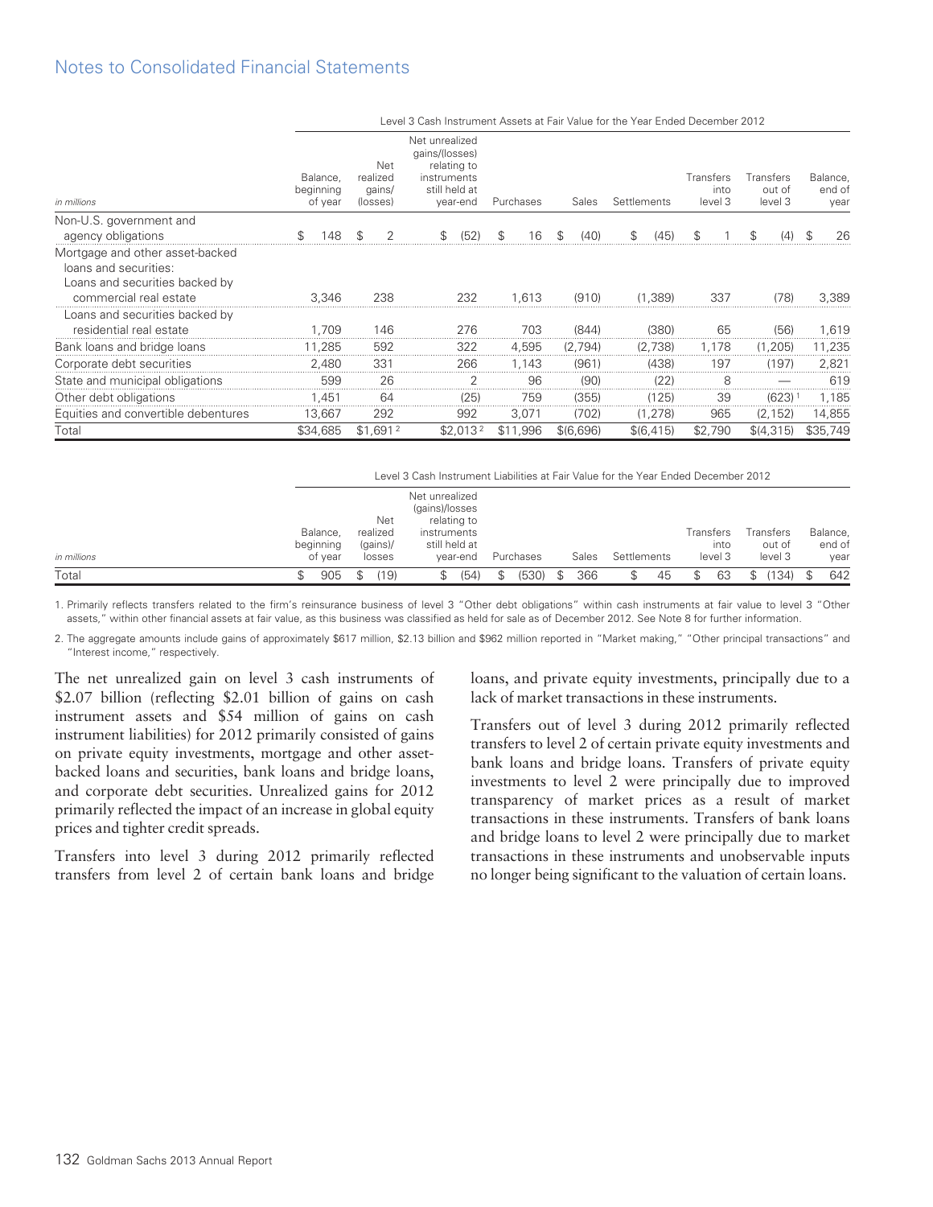Level 3 Cash Instrument Assets at Fair Value for the Year Ended December 2012

| *in millions* | Balance, beginning of year | Net realized gains/ (losses) | Net unrealized gains/(losses) relating to instruments still held at year-end | Purchases | Sales | Settlements | Transfers into level 3 | Transfers out of level 3 | Balance, end of year |
|---|---|---|---|---|---|---|---|---|---|
| Non-U.S. government and agency obligations | $ 148 | $ 2 | $ (52) | $ 16 | $ (40) | $ (45) | $ 1 | $ (4) | $ 26 |
| Mortgage and other asset-backed loans and securities: | | | | | | | | | |
| Loans and securities backed by commercial real estate | 3,346 | 238 | 232 | 1,613 | (910) | (1,389) | 337 | (78) | 3,389 |
| Loans and securities backed by residential real estate | 1,709 | 146 | 276 | 703 | (844) | (380) | 65 | (56) | 1,619 |
| Bank loans and bridge loans | 11,285 | 592 | 322 | 4,595 | (2,794) | (2,738) | 1,178 | (1,205) | 11,235 |
| Corporate debt securities | 2,480 | 331 | 266 | 1,143 | (961) | (438) | 197 | (197) | 2,821 |
| State and municipal obligations | 599 | 26 | 2 | 96 | (90) | (22) | 8 | — | 619 |
| Other debt obligations | 1,451 | 64 | (25) | 759 | (355) | (125) | 39 | (623) [1] | 1,185 |
| Equities and convertible debentures | 13,667 | 292 | 992 | 3,071 | (702) | (1,278) | 965 | (2,152) | 14,855 |
| Total | $34,685 | $1,691 [2] | $2,013 [2] | $11,996 | $(6,696) | $(6,415) | $2,790 | $(4,315) | $35,749 |

Level 3 Cash Instrument Liabilities at Fair Value for the Year Ended December 2012

| *in millions* | Balance, beginning of year | Net realized (gains)/ losses | Net unrealized (gains)/losses relating to instruments still held at year-end | Purchases | Sales | Settlements | Transfers into level 3 | Transfers out of level 3 | Balance, end of year |
|---|---|---|---|---|---|---|---|---|---|
| Total | $ 905 | $ (19) | $ (54) | $ (530) | $ 366 | $ 45 | $ 63 | $ (134) | $ 642 |

1. Primarily reflects transfers related to the firm's reinsurance business of level 3 "Other debt obligations" within cash instruments at fair value to level 3 "Other assets," within other financial assets at fair value, as this business was classified as held for sale as of December 2012. See Note 8 for further information.

2. The aggregate amounts include gains of approximately $617 million, $2.13 billion and $962 million reported in "Market making," "Other principal transactions" and "Interest income," respectively.

The net unrealized gain on level 3 cash instruments of $2.07 billion (reflecting $2.01 billion of gains on cash instrument assets and $54 million of gains on cash instrument liabilities) for 2012 primarily consisted of gains on private equity investments, mortgage and other asset-backed loans and securities, bank loans and bridge loans, and corporate debt securities. Unrealized gains for 2012 primarily reflected the impact of an increase in global equity prices and tighter credit spreads.

Transfers into level 3 during 2012 primarily reflected transfers from level 2 of certain bank loans and bridge loans, and private equity investments, principally due to a lack of market transactions in these instruments.

Transfers out of level 3 during 2012 primarily reflected transfers to level 2 of certain private equity investments and bank loans and bridge loans. Transfers of private equity investments to level 2 were principally due to improved transparency of market prices as a result of market transactions in these instruments. Transfers of bank loans and bridge loans to level 2 were principally due to market transactions in these instruments and unobservable inputs no longer being significant to the valuation of certain loans.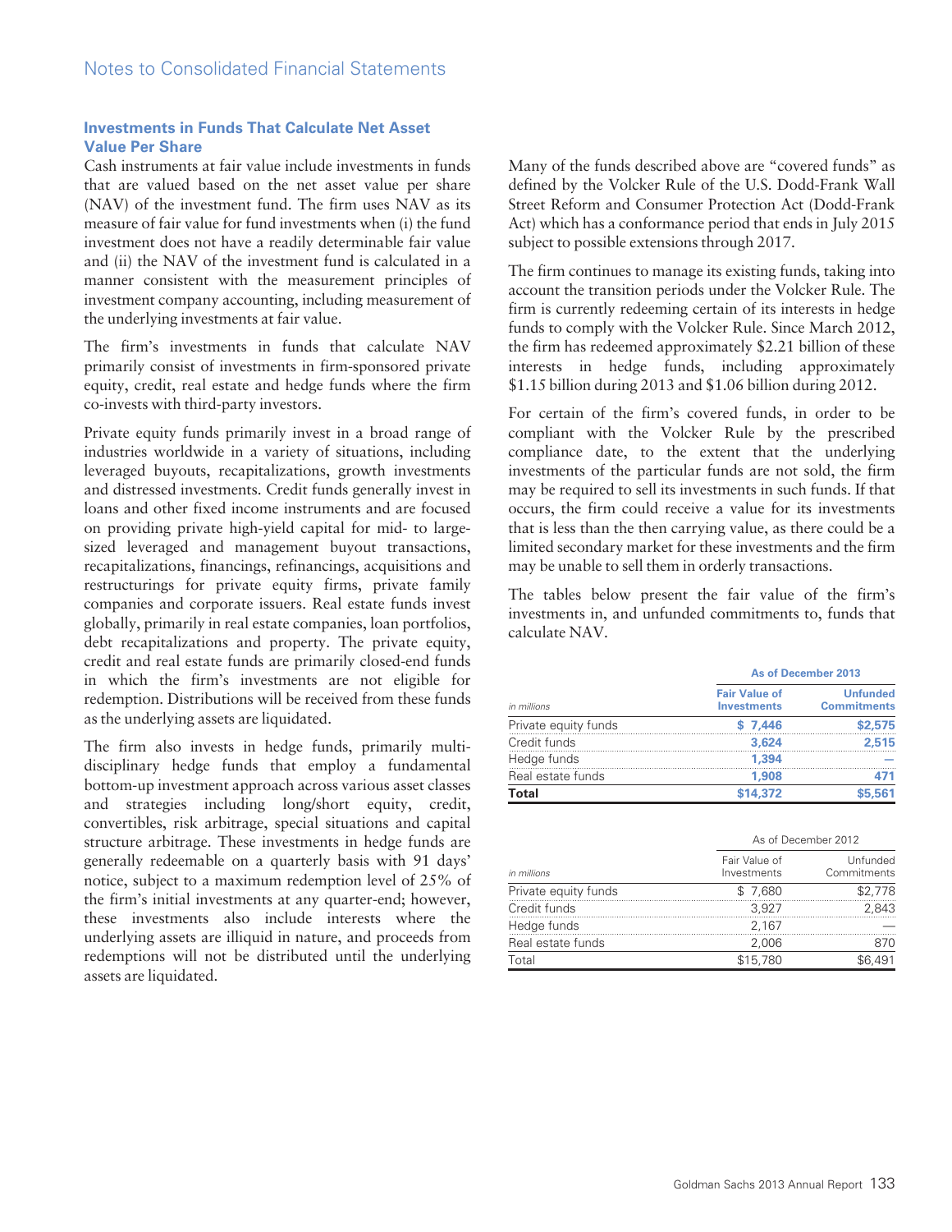### Investments in Funds That Calculate Net Asset Value Per Share

Cash instruments at fair value include investments in funds that are valued based on the net asset value per share (NAV) of the investment fund. The firm uses NAV as its measure of fair value for fund investments when (i) the fund investment does not have a readily determinable fair value and (ii) the NAV of the investment fund is calculated in a manner consistent with the measurement principles of investment company accounting, including measurement of the underlying investments at fair value.

The firm's investments in funds that calculate NAV primarily consist of investments in firm-sponsored private equity, credit, real estate and hedge funds where the firm co-invests with third-party investors.

Private equity funds primarily invest in a broad range of industries worldwide in a variety of situations, including leveraged buyouts, recapitalizations, growth investments and distressed investments. Credit funds generally invest in loans and other fixed income instruments and are focused on providing private high-yield capital for mid- to large-sized leveraged and management buyout transactions, recapitalizations, financings, refinancings, acquisitions and restructurings for private equity firms, private family companies and corporate issuers. Real estate funds invest globally, primarily in real estate companies, loan portfolios, debt recapitalizations and property. The private equity, credit and real estate funds are primarily closed-end funds in which the firm's investments are not eligible for redemption. Distributions will be received from these funds as the underlying assets are liquidated.

The firm also invests in hedge funds, primarily multi-disciplinary hedge funds that employ a fundamental bottom-up investment approach across various asset classes and strategies including long/short equity, credit, convertibles, risk arbitrage, special situations and capital structure arbitrage. These investments in hedge funds are generally redeemable on a quarterly basis with 91 days' notice, subject to a maximum redemption level of 25% of the firm's initial investments at any quarter-end; however, these investments also include interests where the underlying assets are illiquid in nature, and proceeds from redemptions will not be distributed until the underlying assets are liquidated.

Many of the funds described above are "covered funds" as defined by the Volcker Rule of the U.S. Dodd-Frank Wall Street Reform and Consumer Protection Act (Dodd-Frank Act) which has a conformance period that ends in July 2015 subject to possible extensions through 2017.

The firm continues to manage its existing funds, taking into account the transition periods under the Volcker Rule. The firm is currently redeeming certain of its interests in hedge funds to comply with the Volcker Rule. Since March 2012, the firm has redeemed approximately $2.21 billion of these interests in hedge funds, including approximately $1.15 billion during 2013 and $1.06 billion during 2012.

For certain of the firm's covered funds, in order to be compliant with the Volcker Rule by the prescribed compliance date, to the extent that the underlying investments of the particular funds are not sold, the firm may be required to sell its investments in such funds. If that occurs, the firm could receive a value for its investments that is less than the then carrying value, as there could be a limited secondary market for these investments and the firm may be unable to sell them in orderly transactions.

The tables below present the fair value of the firm's investments in, and unfunded commitments to, funds that calculate NAV.

| | As of December 2013 | |
|---|---|---|
| *in millions* | **Fair Value of Investments** | **Unfunded Commitments** |
| Private equity funds | **$ 7,446** | **$2,575** |
| Credit funds | **3,624** | **2,515** |
| Hedge funds | **1,394** | **—** |
| Real estate funds | **1,908** | **471** |
| **Total** | **$14,372** | **$5,561** |

| | As of December 2012 | |
|---|---|---|
| *in millions* | Fair Value of Investments | Unfunded Commitments |
| Private equity funds | $ 7,680 | $2,778 |
| Credit funds | 3,927 | 2,843 |
| Hedge funds | 2,167 | — |
| Real estate funds | 2,006 | 870 |
| Total | $15,780 | $6,491 |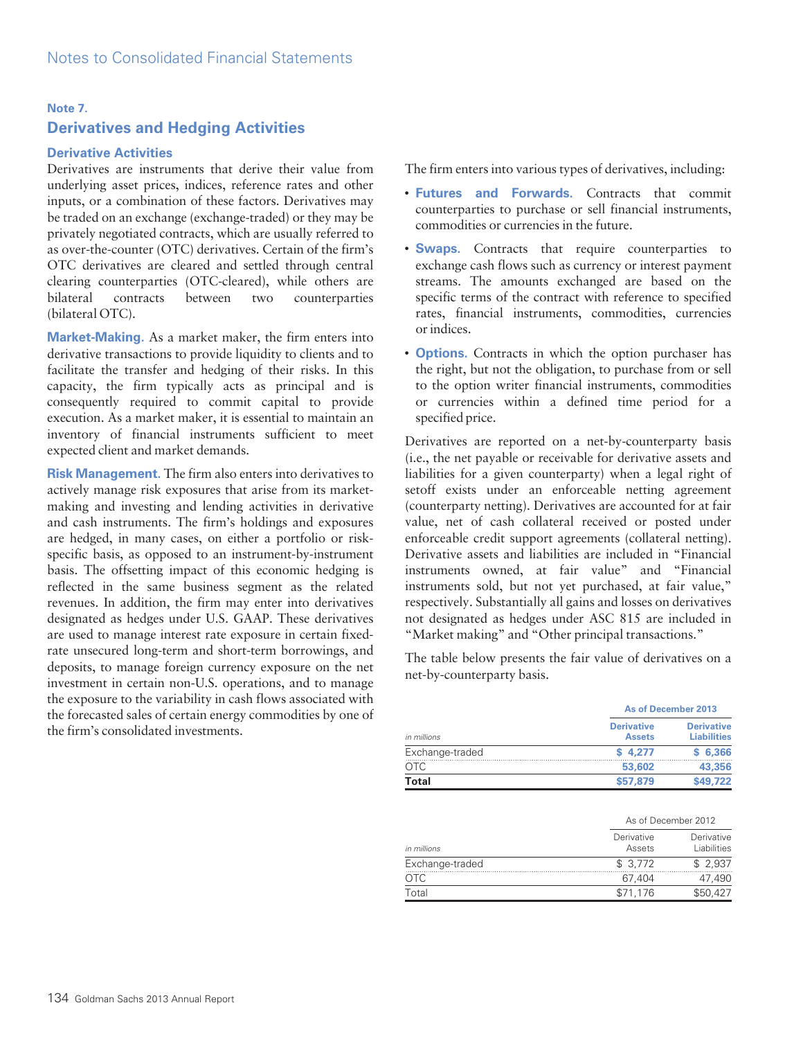## Note 7.

## Derivatives and Hedging Activities

### Derivative Activities

Derivatives are instruments that derive their value from underlying asset prices, indices, reference rates and other inputs, or a combination of these factors. Derivatives may be traded on an exchange (exchange-traded) or they may be privately negotiated contracts, which are usually referred to as over-the-counter (OTC) derivatives. Certain of the firm's OTC derivatives are cleared and settled through central clearing counterparties (OTC-cleared), while others are bilateral contracts between two counterparties (bilateral OTC).

**Market-Making.** As a market maker, the firm enters into derivative transactions to provide liquidity to clients and to facilitate the transfer and hedging of their risks. In this capacity, the firm typically acts as principal and is consequently required to commit capital to provide execution. As a market maker, it is essential to maintain an inventory of financial instruments sufficient to meet expected client and market demands.

**Risk Management.** The firm also enters into derivatives to actively manage risk exposures that arise from its market-making and investing and lending activities in derivative and cash instruments. The firm's holdings and exposures are hedged, in many cases, on either a portfolio or risk-specific basis, as opposed to an instrument-by-instrument basis. The offsetting impact of this economic hedging is reflected in the same business segment as the related revenues. In addition, the firm may enter into derivatives designated as hedges under U.S. GAAP. These derivatives are used to manage interest rate exposure in certain fixed-rate unsecured long-term and short-term borrowings, and deposits, to manage foreign currency exposure on the net investment in certain non-U.S. operations, and to manage the exposure to the variability in cash flows associated with the forecasted sales of certain energy commodities by one of the firm's consolidated investments.

The firm enters into various types of derivatives, including:

- **Futures and Forwards.** Contracts that commit counterparties to purchase or sell financial instruments, commodities or currencies in the future.
- **Swaps.** Contracts that require counterparties to exchange cash flows such as currency or interest payment streams. The amounts exchanged are based on the specific terms of the contract with reference to specified rates, financial instruments, commodities, currencies or indices.
- **Options.** Contracts in which the option purchaser has the right, but not the obligation, to purchase from or sell to the option writer financial instruments, commodities or currencies within a defined time period for a specified price.

Derivatives are reported on a net-by-counterparty basis (i.e., the net payable or receivable for derivative assets and liabilities for a given counterparty) when a legal right of setoff exists under an enforceable netting agreement (counterparty netting). Derivatives are accounted for at fair value, net of cash collateral received or posted under enforceable credit support agreements (collateral netting). Derivative assets and liabilities are included in "Financial instruments owned, at fair value" and "Financial instruments sold, but not yet purchased, at fair value," respectively. Substantially all gains and losses on derivatives not designated as hedges under ASC 815 are included in "Market making" and "Other principal transactions."

The table below presents the fair value of derivatives on a net-by-counterparty basis.

| | As of December 2013 | |
|---|---|---|
| *in millions* | Derivative Assets | Derivative Liabilities |
| Exchange-traded | $ 4,277 | $ 6,366 |
| OTC | 53,602 | 43,356 |
| **Total** | **$57,879** | **$49,722** |

| | As of December 2012 | |
|---|---|---|
| *in millions* | Derivative Assets | Derivative Liabilities |
| Exchange-traded | $ 3,772 | $ 2,937 |
| OTC | 67,404 | 47,490 |
| Total | $71,176 | $50,427 |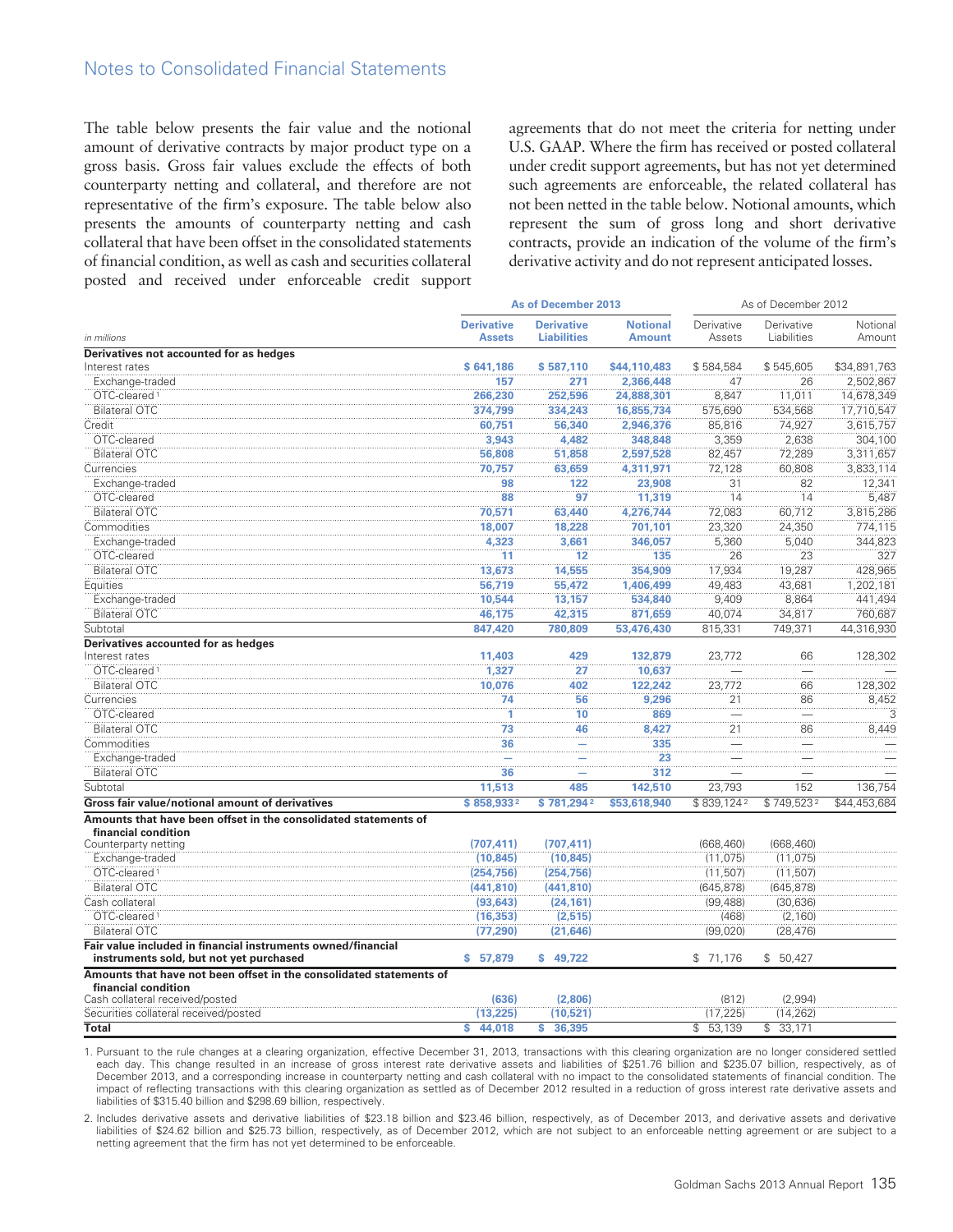The table below presents the fair value and the notional amount of derivative contracts by major product type on a gross basis. Gross fair values exclude the effects of both counterparty netting and collateral, and therefore are not representative of the firm's exposure. The table below also presents the amounts of counterparty netting and cash collateral that have been offset in the consolidated statements of financial condition, as well as cash and securities collateral posted and received under enforceable credit support agreements that do not meet the criteria for netting under U.S. GAAP. Where the firm has received or posted collateral under credit support agreements, but has not yet determined such agreements are enforceable, the related collateral has not been netted in the table below. Notional amounts, which represent the sum of gross long and short derivative contracts, provide an indication of the volume of the firm's derivative activity and do not represent anticipated losses.

| | As of December 2013 | | | As of December 2012 | | |
|---|---|---|---|---|---|---|
| *in millions* | Derivative Assets | Derivative Liabilities | Notional Amount | Derivative Assets | Derivative Liabilities | Notional Amount |
| **Derivatives not accounted for as hedges** | | | | | | |
| Interest rates | $ 641,186 | $ 587,110 | $44,110,483 | $ 584,584 | $ 545,605 | $34,891,763 |
| Exchange-traded | 157 | 271 | 2,366,448 | 47 | 26 | 2,502,867 |
| OTC-cleared [1] | 266,230 | 252,596 | 24,888,301 | 8,847 | 11,011 | 14,678,349 |
| Bilateral OTC | 374,799 | 334,243 | 16,855,734 | 575,690 | 534,568 | 17,710,547 |
| Credit | 60,751 | 56,340 | 2,946,376 | 85,816 | 74,927 | 3,615,757 |
| OTC-cleared | 3,943 | 4,482 | 348,848 | 3,359 | 2,638 | 304,100 |
| Bilateral OTC | 56,808 | 51,858 | 2,597,528 | 82,457 | 72,289 | 3,311,657 |
| Currencies | 70,757 | 63,659 | 4,311,971 | 72,128 | 60,808 | 3,833,114 |
| Exchange-traded | 98 | 122 | 23,908 | 31 | 82 | 12,341 |
| OTC-cleared | 88 | 97 | 11,319 | 14 | 14 | 5,487 |
| Bilateral OTC | 70,571 | 63,440 | 4,276,744 | 72,083 | 60,712 | 3,815,286 |
| Commodities | 18,007 | 18,228 | 701,101 | 23,320 | 24,350 | 774,115 |
| Exchange-traded | 4,323 | 3,661 | 346,057 | 5,360 | 5,040 | 344,823 |
| OTC-cleared | 11 | 12 | 135 | 26 | 23 | 327 |
| Bilateral OTC | 13,673 | 14,555 | 354,909 | 17,934 | 19,287 | 428,965 |
| Equities | 56,719 | 55,472 | 1,406,499 | 49,483 | 43,681 | 1,202,181 |
| Exchange-traded | 10,544 | 13,157 | 534,840 | 9,409 | 8,864 | 441,494 |
| Bilateral OTC | 46,175 | 42,315 | 871,659 | 40,074 | 34,817 | 760,687 |
| Subtotal | 847,420 | 780,809 | 53,476,430 | 815,331 | 749,371 | 44,316,930 |
| **Derivatives accounted for as hedges** | | | | | | |
| Interest rates | 11,403 | 429 | 132,879 | 23,772 | 66 | 128,302 |
| OTC-cleared [1] | 1,327 | 27 | 10,637 | — | — | — |
| Bilateral OTC | 10,076 | 402 | 122,242 | 23,772 | 66 | 128,302 |
| Currencies | 74 | 56 | 9,296 | 21 | 86 | 8,452 |
| OTC-cleared | 1 | 10 | 869 | — | — | 3 |
| Bilateral OTC | 73 | 46 | 8,427 | 21 | 86 | 8,449 |
| Commodities | 36 | — | 335 | — | — | — |
| Exchange-traded | — | — | 23 | — | — | — |
| Bilateral OTC | 36 | — | 312 | — | — | — |
| Subtotal | 11,513 | 485 | 142,510 | 23,793 | 152 | 136,754 |
| **Gross fair value/notional amount of derivatives** | $ 858,933 [2] | $ 781,294 [2] | $53,618,940 | $ 839,124 [2] | $ 749,523 [2] | $44,453,684 |
| **Amounts that have been offset in the consolidated statements of financial condition** | | | | | | |
| Counterparty netting | (707,411) | (707,411) | | (668,460) | (668,460) | |
| Exchange-traded | (10,845) | (10,845) | | (11,075) | (11,075) | |
| OTC-cleared [1] | (254,756) | (254,756) | | (11,507) | (11,507) | |
| Bilateral OTC | (441,810) | (441,810) | | (645,878) | (645,878) | |
| Cash collateral | (93,643) | (24,161) | | (99,488) | (30,636) | |
| OTC-cleared [1] | (16,353) | (2,515) | | (468) | (2,160) | |
| Bilateral OTC | (77,290) | (21,646) | | (99,020) | (28,476) | |
| **Fair value included in financial instruments owned/financial instruments sold, but not yet purchased** | $ 57,879 | $ 49,722 | | $ 71,176 | $ 50,427 | |
| **Amounts that have not been offset in the consolidated statements of financial condition** | | | | | | |
| Cash collateral received/posted | (636) | (2,806) | | (812) | (2,994) | |
| Securities collateral received/posted | (13,225) | (10,521) | | (17,225) | (14,262) | |
| **Total** | $ 44,018 | $ 36,395 | | $ 53,139 | $ 33,171 | |

1. Pursuant to the rule changes at a clearing organization, effective December 31, 2013, transactions with this clearing organization are no longer considered settled each day. This change resulted in an increase of gross interest rate derivative assets and liabilities of $251.76 billion and $235.07 billion, respectively, as of December 2013, and a corresponding increase in counterparty netting and cash collateral with no impact to the consolidated statements of financial condition. The impact of reflecting transactions with this clearing organization as settled as of December 2012 resulted in a reduction of gross interest rate derivative assets and liabilities of $315.40 billion and $298.69 billion, respectively.

2. Includes derivative assets and derivative liabilities of $23.18 billion and $23.46 billion, respectively, as of December 2013, and derivative assets and derivative liabilities of $24.62 billion and $25.73 billion, respectively, as of December 2012, which are not subject to an enforceable netting agreement or are subject to a netting agreement that the firm has not yet determined to be enforceable.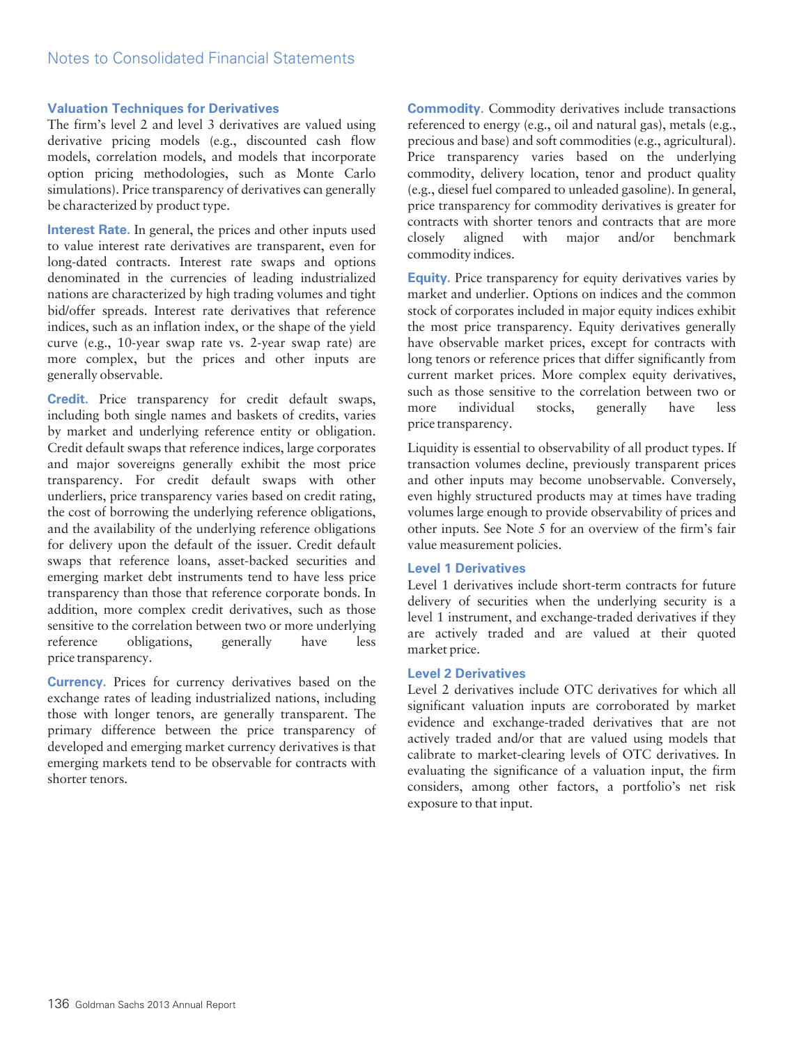### Valuation Techniques for Derivatives

The firm's level 2 and level 3 derivatives are valued using derivative pricing models (e.g., discounted cash flow models, correlation models, and models that incorporate option pricing methodologies, such as Monte Carlo simulations). Price transparency of derivatives can generally be characterized by product type.

**Interest Rate.** In general, the prices and other inputs used to value interest rate derivatives are transparent, even for long-dated contracts. Interest rate swaps and options denominated in the currencies of leading industrialized nations are characterized by high trading volumes and tight bid/offer spreads. Interest rate derivatives that reference indices, such as an inflation index, or the shape of the yield curve (e.g., 10-year swap rate vs. 2-year swap rate) are more complex, but the prices and other inputs are generally observable.

**Credit.** Price transparency for credit default swaps, including both single names and baskets of credits, varies by market and underlying reference entity or obligation. Credit default swaps that reference indices, large corporates and major sovereigns generally exhibit the most price transparency. For credit default swaps with other underliers, price transparency varies based on credit rating, the cost of borrowing the underlying reference obligations, and the availability of the underlying reference obligations for delivery upon the default of the issuer. Credit default swaps that reference loans, asset-backed securities and emerging market debt instruments tend to have less price transparency than those that reference corporate bonds. In addition, more complex credit derivatives, such as those sensitive to the correlation between two or more underlying reference obligations, generally have less price transparency.

**Currency.** Prices for currency derivatives based on the exchange rates of leading industrialized nations, including those with longer tenors, are generally transparent. The primary difference between the price transparency of developed and emerging market currency derivatives is that emerging markets tend to be observable for contracts with shorter tenors.

**Commodity.** Commodity derivatives include transactions referenced to energy (e.g., oil and natural gas), metals (e.g., precious and base) and soft commodities (e.g., agricultural). Price transparency varies based on the underlying commodity, delivery location, tenor and product quality (e.g., diesel fuel compared to unleaded gasoline). In general, price transparency for commodity derivatives is greater for contracts with shorter tenors and contracts that are more closely aligned with major and/or benchmark commodity indices.

**Equity.** Price transparency for equity derivatives varies by market and underlier. Options on indices and the common stock of corporates included in major equity indices exhibit the most price transparency. Equity derivatives generally have observable market prices, except for contracts with long tenors or reference prices that differ significantly from current market prices. More complex equity derivatives, such as those sensitive to the correlation between two or more individual stocks, generally have less price transparency.

Liquidity is essential to observability of all product types. If transaction volumes decline, previously transparent prices and other inputs may become unobservable. Conversely, even highly structured products may at times have trading volumes large enough to provide observability of prices and other inputs. See Note 5 for an overview of the firm's fair value measurement policies.

### Level 1 Derivatives

Level 1 derivatives include short-term contracts for future delivery of securities when the underlying security is a level 1 instrument, and exchange-traded derivatives if they are actively traded and are valued at their quoted market price.

### Level 2 Derivatives

Level 2 derivatives include OTC derivatives for which all significant valuation inputs are corroborated by market evidence and exchange-traded derivatives that are not actively traded and/or that are valued using models that calibrate to market-clearing levels of OTC derivatives. In evaluating the significance of a valuation input, the firm considers, among other factors, a portfolio's net risk exposure to that input.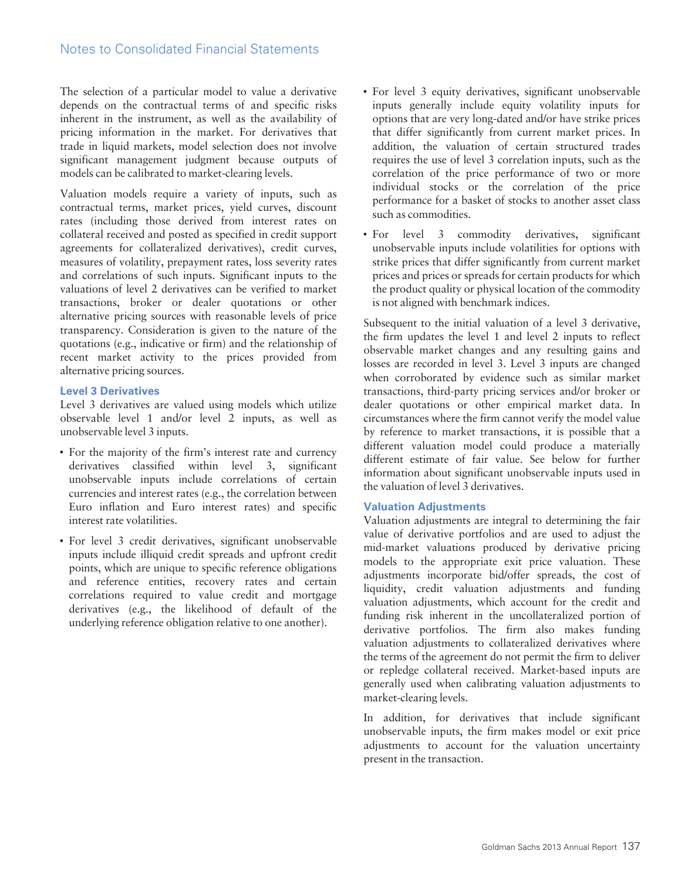The selection of a particular model to value a derivative depends on the contractual terms of and specific risks inherent in the instrument, as well as the availability of pricing information in the market. For derivatives that trade in liquid markets, model selection does not involve significant management judgment because outputs of models can be calibrated to market-clearing levels.

Valuation models require a variety of inputs, such as contractual terms, market prices, yield curves, discount rates (including those derived from interest rates on collateral received and posted as specified in credit support agreements for collateralized derivatives), credit curves, measures of volatility, prepayment rates, loss severity rates and correlations of such inputs. Significant inputs to the valuations of level 2 derivatives can be verified to market transactions, broker or dealer quotations or other alternative pricing sources with reasonable levels of price transparency. Consideration is given to the nature of the quotations (e.g., indicative or firm) and the relationship of recent market activity to the prices provided from alternative pricing sources.

### Level 3 Derivatives

Level 3 derivatives are valued using models which utilize observable level 1 and/or level 2 inputs, as well as unobservable level 3 inputs.

- For the majority of the firm's interest rate and currency derivatives classified within level 3, significant unobservable inputs include correlations of certain currencies and interest rates (e.g., the correlation between Euro inflation and Euro interest rates) and specific interest rate volatilities.
- For level 3 credit derivatives, significant unobservable inputs include illiquid credit spreads and upfront credit points, which are unique to specific reference obligations and reference entities, recovery rates and certain correlations required to value credit and mortgage derivatives (e.g., the likelihood of default of the underlying reference obligation relative to one another).
- For level 3 equity derivatives, significant unobservable inputs generally include equity volatility inputs for options that are very long-dated and/or have strike prices that differ significantly from current market prices. In addition, the valuation of certain structured trades requires the use of level 3 correlation inputs, such as the correlation of the price performance of two or more individual stocks or the correlation of the price performance for a basket of stocks to another asset class such as commodities.
- For level 3 commodity derivatives, significant unobservable inputs include volatilities for options with strike prices that differ significantly from current market prices and prices or spreads for certain products for which the product quality or physical location of the commodity is not aligned with benchmark indices.

Subsequent to the initial valuation of a level 3 derivative, the firm updates the level 1 and level 2 inputs to reflect observable market changes and any resulting gains and losses are recorded in level 3. Level 3 inputs are changed when corroborated by evidence such as similar market transactions, third-party pricing services and/or broker or dealer quotations or other empirical market data. In circumstances where the firm cannot verify the model value by reference to market transactions, it is possible that a different valuation model could produce a materially different estimate of fair value. See below for further information about significant unobservable inputs used in the valuation of level 3 derivatives.

### Valuation Adjustments

Valuation adjustments are integral to determining the fair value of derivative portfolios and are used to adjust the mid-market valuations produced by derivative pricing models to the appropriate exit price valuation. These adjustments incorporate bid/offer spreads, the cost of liquidity, credit valuation adjustments and funding valuation adjustments, which account for the credit and funding risk inherent in the uncollateralized portion of derivative portfolios. The firm also makes funding valuation adjustments to collateralized derivatives where the terms of the agreement do not permit the firm to deliver or repledge collateral received. Market-based inputs are generally used when calibrating valuation adjustments to market-clearing levels.

In addition, for derivatives that include significant unobservable inputs, the firm makes model or exit price adjustments to account for the valuation uncertainty present in the transaction.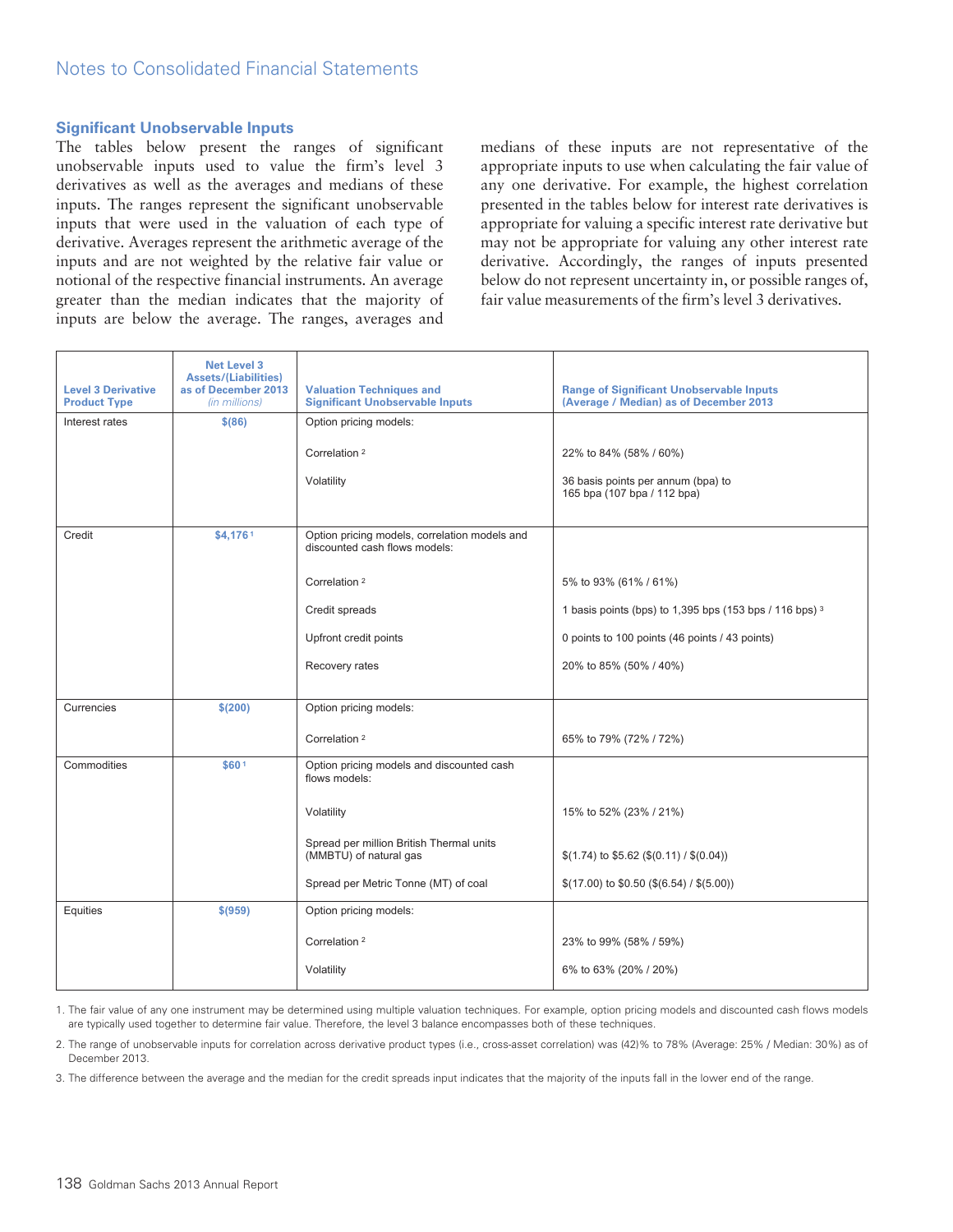## Significant Unobservable Inputs

The tables below present the ranges of significant unobservable inputs used to value the firm's level 3 derivatives as well as the averages and medians of these inputs. The ranges represent the significant unobservable inputs that were used in the valuation of each type of derivative. Averages represent the arithmetic average of the inputs and are not weighted by the relative fair value or notional of the respective financial instruments. An average greater than the median indicates that the majority of inputs are below the average. The ranges, averages and medians of these inputs are not representative of the appropriate inputs to use when calculating the fair value of any one derivative. For example, the highest correlation presented in the tables below for interest rate derivatives is appropriate for valuing a specific interest rate derivative but may not be appropriate for valuing any other interest rate derivative. Accordingly, the ranges of inputs presented below do not represent uncertainty in, or possible ranges of, fair value measurements of the firm's level 3 derivatives.

| Level 3 Derivative Product Type | Net Level 3 Assets/(Liabilities) as of December 2013 *(in millions)* | Valuation Techniques and Significant Unobservable Inputs | Range of Significant Unobservable Inputs (Average / Median) as of December 2013 |
|---|---|---|---|
| Interest rates | $(86) | Option pricing models: | |
| | | Correlation [2] | 22% to 84% (58% / 60%) |
| | | Volatility | 36 basis points per annum (bpa) to 165 bpa (107 bpa / 112 bpa) |
| Credit | $4,176 [1] | Option pricing models, correlation models and discounted cash flows models: | |
| | | Correlation [2] | 5% to 93% (61% / 61%) |
| | | Credit spreads | 1 basis points (bps) to 1,395 bps (153 bps / 116 bps) [3] |
| | | Upfront credit points | 0 points to 100 points (46 points / 43 points) |
| | | Recovery rates | 20% to 85% (50% / 40%) |
| Currencies | $(200) | Option pricing models: | |
| | | Correlation [2] | 65% to 79% (72% / 72%) |
| Commodities | $60 [1] | Option pricing models and discounted cash flows models: | |
| | | Volatility | 15% to 52% (23% / 21%) |
| | | Spread per million British Thermal units (MMBTU) of natural gas | $(1.74) to $5.62 ($(0.11) / $(0.04)) |
| | | Spread per Metric Tonne (MT) of coal | $(17.00) to $0.50 ($(6.54) / $(5.00)) |
| Equities | $(959) | Option pricing models: | |
| | | Correlation [2] | 23% to 99% (58% / 59%) |
| | | Volatility | 6% to 63% (20% / 20%) |

1. The fair value of any one instrument may be determined using multiple valuation techniques. For example, option pricing models and discounted cash flows models are typically used together to determine fair value. Therefore, the level 3 balance encompasses both of these techniques.

2. The range of unobservable inputs for correlation across derivative product types (i.e., cross-asset correlation) was (42)% to 78% (Average: 25% / Median: 30%) as of December 2013.

3. The difference between the average and the median for the credit spreads input indicates that the majority of the inputs fall in the lower end of the range.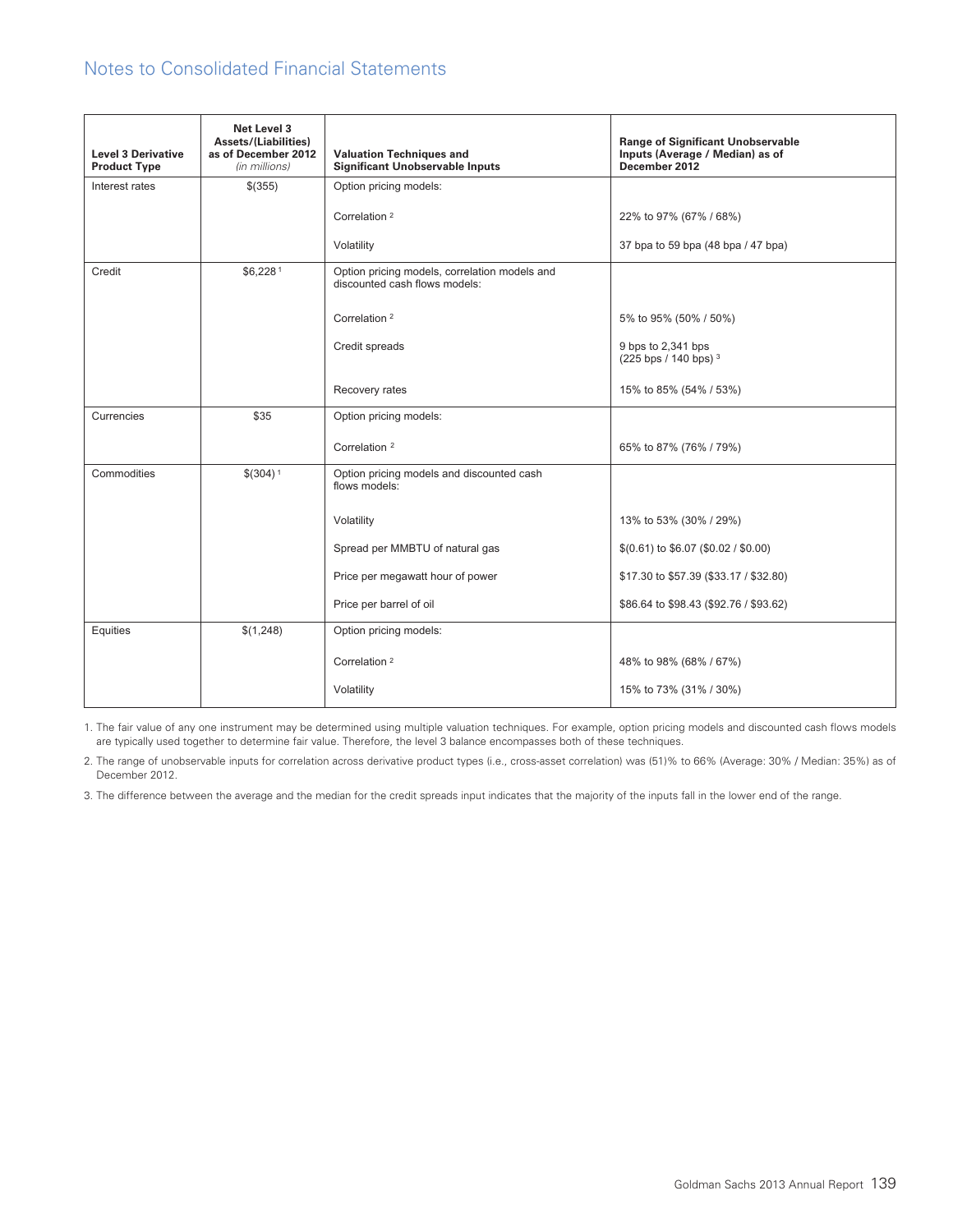| Level 3 Derivative Product Type | Net Level 3 Assets/(Liabilities) as of December 2012 *(in millions)* | Valuation Techniques and Significant Unobservable Inputs | Range of Significant Unobservable Inputs (Average / Median) as of December 2012 |
|---|---|---|---|
| Interest rates | $(355) | Option pricing models: | |
| | | Correlation [2] | 22% to 97% (67% / 68%) |
| | | Volatility | 37 bpa to 59 bpa (48 bpa / 47 bpa) |
| Credit | $6,228 [1] | Option pricing models, correlation models and discounted cash flows models: | |
| | | Correlation [2] | 5% to 95% (50% / 50%) |
| | | Credit spreads | 9 bps to 2,341 bps (225 bps / 140 bps) [3] |
| | | Recovery rates | 15% to 85% (54% / 53%) |
| Currencies | $35 | Option pricing models: | |
| | | Correlation [2] | 65% to 87% (76% / 79%) |
| Commodities | $(304) [1] | Option pricing models and discounted cash flows models: | |
| | | Volatility | 13% to 53% (30% / 29%) |
| | | Spread per MMBTU of natural gas | $(0.61) to $6.07 ($0.02 / $0.00) |
| | | Price per megawatt hour of power | $17.30 to $57.39 ($33.17 / $32.80) |
| | | Price per barrel of oil | $86.64 to $98.43 ($92.76 / $93.62) |
| Equities | $(1,248) | Option pricing models: | |
| | | Correlation [2] | 48% to 98% (68% / 67%) |
| | | Volatility | 15% to 73% (31% / 30%) |

1. The fair value of any one instrument may be determined using multiple valuation techniques. For example, option pricing models and discounted cash flows models are typically used together to determine fair value. Therefore, the level 3 balance encompasses both of these techniques.

2. The range of unobservable inputs for correlation across derivative product types (i.e., cross-asset correlation) was (51)% to 66% (Average: 30% / Median: 35%) as of December 2012.

3. The difference between the average and the median for the credit spreads input indicates that the majority of the inputs fall in the lower end of the range.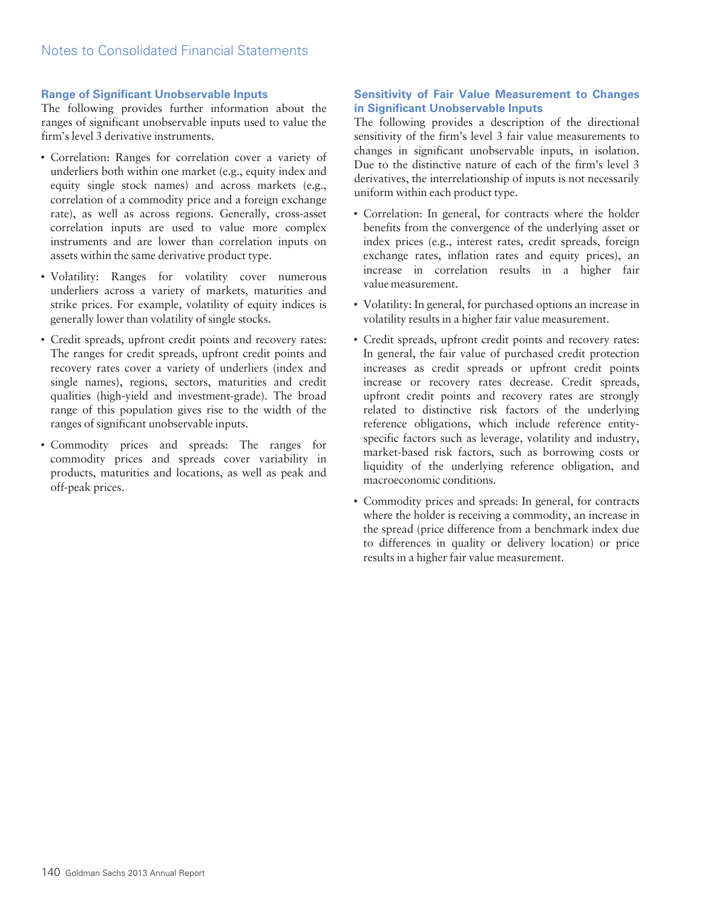### Range of Significant Unobservable Inputs

The following provides further information about the ranges of significant unobservable inputs used to value the firm's level 3 derivative instruments.

- Correlation: Ranges for correlation cover a variety of underliers both within one market (e.g., equity index and equity single stock names) and across markets (e.g., correlation of a commodity price and a foreign exchange rate), as well as across regions. Generally, cross-asset correlation inputs are used to value more complex instruments and are lower than correlation inputs on assets within the same derivative product type.
- Volatility: Ranges for volatility cover numerous underliers across a variety of markets, maturities and strike prices. For example, volatility of equity indices is generally lower than volatility of single stocks.
- Credit spreads, upfront credit points and recovery rates: The ranges for credit spreads, upfront credit points and recovery rates cover a variety of underliers (index and single names), regions, sectors, maturities and credit qualities (high-yield and investment-grade). The broad range of this population gives rise to the width of the ranges of significant unobservable inputs.
- Commodity prices and spreads: The ranges for commodity prices and spreads cover variability in products, maturities and locations, as well as peak and off-peak prices.

### Sensitivity of Fair Value Measurement to Changes in Significant Unobservable Inputs

The following provides a description of the directional sensitivity of the firm's level 3 fair value measurements to changes in significant unobservable inputs, in isolation. Due to the distinctive nature of each of the firm's level 3 derivatives, the interrelationship of inputs is not necessarily uniform within each product type.

- Correlation: In general, for contracts where the holder benefits from the convergence of the underlying asset or index prices (e.g., interest rates, credit spreads, foreign exchange rates, inflation rates and equity prices), an increase in correlation results in a higher fair value measurement.
- Volatility: In general, for purchased options an increase in volatility results in a higher fair value measurement.
- Credit spreads, upfront credit points and recovery rates: In general, the fair value of purchased credit protection increases as credit spreads or upfront credit points increase or recovery rates decrease. Credit spreads, upfront credit points and recovery rates are strongly related to distinctive risk factors of the underlying reference obligations, which include reference entity-specific factors such as leverage, volatility and industry, market-based risk factors, such as borrowing costs or liquidity of the underlying reference obligation, and macroeconomic conditions.
- Commodity prices and spreads: In general, for contracts where the holder is receiving a commodity, an increase in the spread (price difference from a benchmark index due to differences in quality or delivery location) or price results in a higher fair value measurement.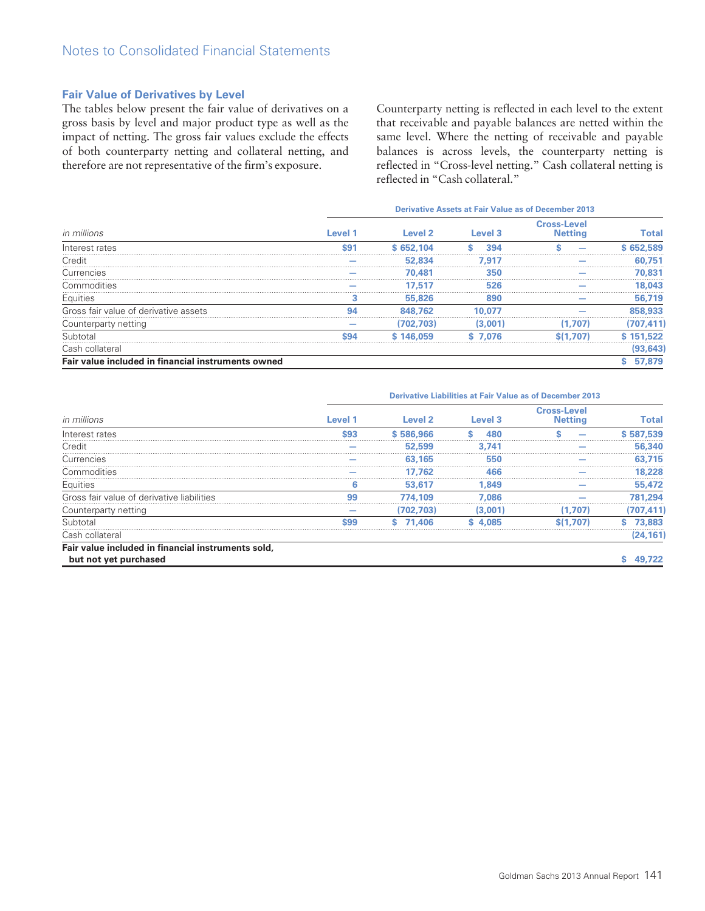## Fair Value of Derivatives by Level

The tables below present the fair value of derivatives on a gross basis by level and major product type as well as the impact of netting. The gross fair values exclude the effects of both counterparty netting and collateral netting, and therefore are not representative of the firm's exposure.

Counterparty netting is reflected in each level to the extent that receivable and payable balances are netted within the same level. Where the netting of receivable and payable balances is across levels, the counterparty netting is reflected in "Cross-level netting." Cash collateral netting is reflected in "Cash collateral."

| *in millions* | Derivative Assets at Fair Value as of December 2013 | | | | |
|---|---|---|---|---|---|
| | **Level 1** | **Level 2** | **Level 3** | **Cross-Level Netting** | **Total** |
| Interest rates | $91 | $ 652,104 | $ 394 | $ — | $ 652,589 |
| Credit | — | 52,834 | 7,917 | — | 60,751 |
| Currencies | — | 70,481 | 350 | — | 70,831 |
| Commodities | — | 17,517 | 526 | — | 18,043 |
| Equities | 3 | 55,826 | 890 | — | 56,719 |
| Gross fair value of derivative assets | 94 | 848,762 | 10,077 | — | 858,933 |
| Counterparty netting | — | (702,703) | (3,001) | (1,707) | (707,411) |
| Subtotal | $94 | $ 146,059 | $ 7,076 | $(1,707) | $ 151,522 |
| Cash collateral | | | | | (93,643) |
| **Fair value included in financial instruments owned** | | | | | $ 57,879 |

| *in millions* | Derivative Liabilities at Fair Value as of December 2013 | | | | |
|---|---|---|---|---|---|
| | **Level 1** | **Level 2** | **Level 3** | **Cross-Level Netting** | **Total** |
| Interest rates | $93 | $ 586,966 | $ 480 | $ — | $ 587,539 |
| Credit | — | 52,599 | 3,741 | — | 56,340 |
| Currencies | — | 63,165 | 550 | — | 63,715 |
| Commodities | — | 17,762 | 466 | — | 18,228 |
| Equities | 6 | 53,617 | 1,849 | — | 55,472 |
| Gross fair value of derivative liabilities | 99 | 774,109 | 7,086 | — | 781,294 |
| Counterparty netting | — | (702,703) | (3,001) | (1,707) | (707,411) |
| Subtotal | $99 | $ 71,406 | $ 4,085 | $(1,707) | $ 73,883 |
| Cash collateral | | | | | (24,161) |
| **Fair value included in financial instruments sold, but not yet purchased** | | | | | $ 49,722 |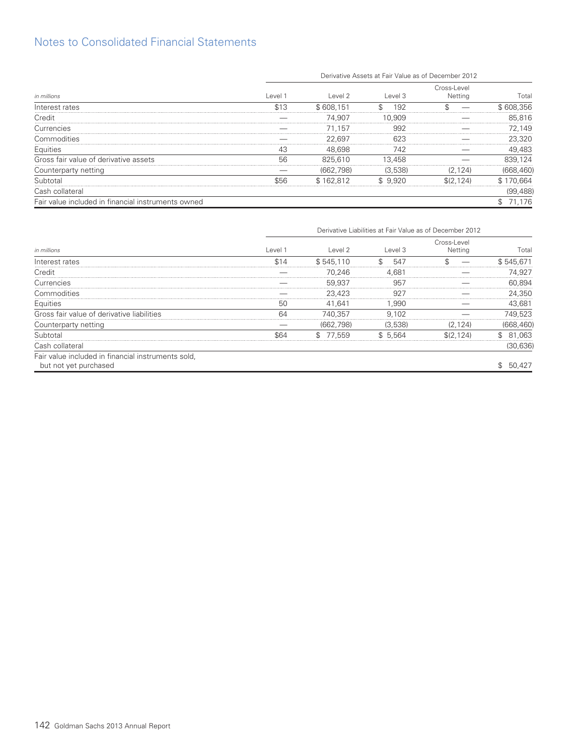## Notes to Consolidated Financial Statements

| | Derivative Assets at Fair Value as of December 2012 | | | | |
|---|---|---|---|---|---|
| *in millions* | Level 1 | Level 2 | Level 3 | Cross-Level Netting | Total |
| Interest rates | $13 | $ 608,151 | $ 192 | $ — | $ 608,356 |
| Credit | — | 74,907 | 10,909 | — | 85,816 |
| Currencies | — | 71,157 | 992 | — | 72,149 |
| Commodities | — | 22,697 | 623 | — | 23,320 |
| Equities | 43 | 48,698 | 742 | — | 49,483 |
| Gross fair value of derivative assets | 56 | 825,610 | 13,458 | — | 839,124 |
| Counterparty netting | — | (662,798) | (3,538) | (2,124) | (668,460) |
| Subtotal | $56 | $ 162,812 | $ 9,920 | $(2,124) | $ 170,664 |
| Cash collateral | | | | | (99,488) |
| Fair value included in financial instruments owned | | | | | $ 71,176 |

| | Derivative Liabilities at Fair Value as of December 2012 | | | | |
|---|---|---|---|---|---|
| *in millions* | Level 1 | Level 2 | Level 3 | Cross-Level Netting | Total |
| Interest rates | $14 | $ 545,110 | $ 547 | $ — | $ 545,671 |
| Credit | — | 70,246 | 4,681 | — | 74,927 |
| Currencies | — | 59,937 | 957 | — | 60,894 |
| Commodities | — | 23,423 | 927 | — | 24,350 |
| Equities | 50 | 41,641 | 1,990 | — | 43,681 |
| Gross fair value of derivative liabilities | 64 | 740,357 | 9,102 | — | 749,523 |
| Counterparty netting | — | (662,798) | (3,538) | (2,124) | (668,460) |
| Subtotal | $64 | $ 77,559 | $ 5,564 | $(2,124) | $ 81,063 |
| Cash collateral | | | | | (30,636) |
| Fair value included in financial instruments sold, but not yet purchased | | | | | $ 50,427 |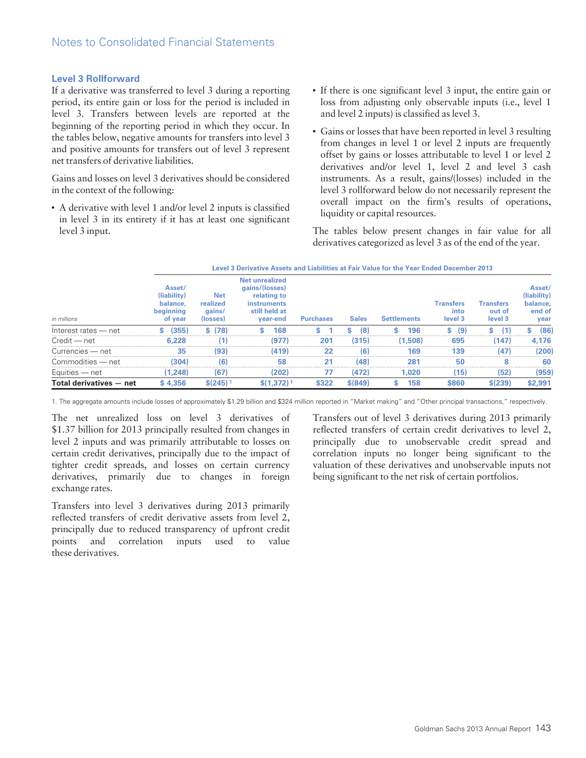## Level 3 Rollforward

If a derivative was transferred to level 3 during a reporting period, its entire gain or loss for the period is included in level 3. Transfers between levels are reported at the beginning of the reporting period in which they occur. In the tables below, negative amounts for transfers into level 3 and positive amounts for transfers out of level 3 represent net transfers of derivative liabilities.

Gains and losses on level 3 derivatives should be considered in the context of the following:

- A derivative with level 1 and/or level 2 inputs is classified in level 3 in its entirety if it has at least one significant level 3 input.
- If there is one significant level 3 input, the entire gain or loss from adjusting only observable inputs (i.e., level 1 and level 2 inputs) is classified as level 3.
- Gains or losses that have been reported in level 3 resulting from changes in level 1 or level 2 inputs are frequently offset by gains or losses attributable to level 1 or level 2 derivatives and/or level 1, level 2 and level 3 cash instruments. As a result, gains/(losses) included in the level 3 rollforward below do not necessarily represent the overall impact on the firm's results of operations, liquidity or capital resources.

The tables below present changes in fair value for all derivatives categorized as level 3 as of the end of the year.

**Level 3 Derivative Assets and Liabilities at Fair Value for the Year Ended December 2013**

| in millions | Asset/ (liability) balance, beginning of year | Net realized gains/ (losses) | Net unrealized gains/(losses) relating to instruments still held at year-end | Purchases | Sales | Settlements | Transfers into level 3 | Transfers out of level 3 | Asset/ (liability) balance, end of year |
|---|---|---|---|---|---|---|---|---|---|
| Interest rates — net | $ (355) | $ (78) | $ 168 | $ 1 | $ (8) | $ 196 | $ (9) | $ (1) | $ (86) |
| Credit — net | 6,228 | (1) | (977) | 201 | (315) | (1,508) | 695 | (147) | 4,176 |
| Currencies — net | 35 | (93) | (419) | 22 | (6) | 169 | 139 | (47) | (200) |
| Commodities — net | (304) | (6) | 58 | 21 | (48) | 281 | 50 | 8 | 60 |
| Equities — net | (1,248) | (67) | (202) | 77 | (472) | 1,020 | (15) | (52) | (959) |
| **Total derivatives — net** | **$ 4,356** | **$(245)** [1] | **$(1,372)** [1] | **$322** | **$(849)** | **$ 158** | **$860** | **$(239)** | **$2,991** |

1. The aggregate amounts include losses of approximately $1.29 billion and $324 million reported in "Market making" and "Other principal transactions," respectively.

The net unrealized loss on level 3 derivatives of $1.37 billion for 2013 principally resulted from changes in level 2 inputs and was primarily attributable to losses on certain credit derivatives, principally due to the impact of tighter credit spreads, and losses on certain currency derivatives, primarily due to changes in foreign exchange rates.

Transfers into level 3 derivatives during 2013 primarily reflected transfers of credit derivative assets from level 2, principally due to reduced transparency of upfront credit points and correlation inputs used to value these derivatives.

Transfers out of level 3 derivatives during 2013 primarily reflected transfers of certain credit derivatives to level 2, principally due to unobservable credit spread and correlation inputs no longer being significant to the valuation of these derivatives and unobservable inputs not being significant to the net risk of certain portfolios.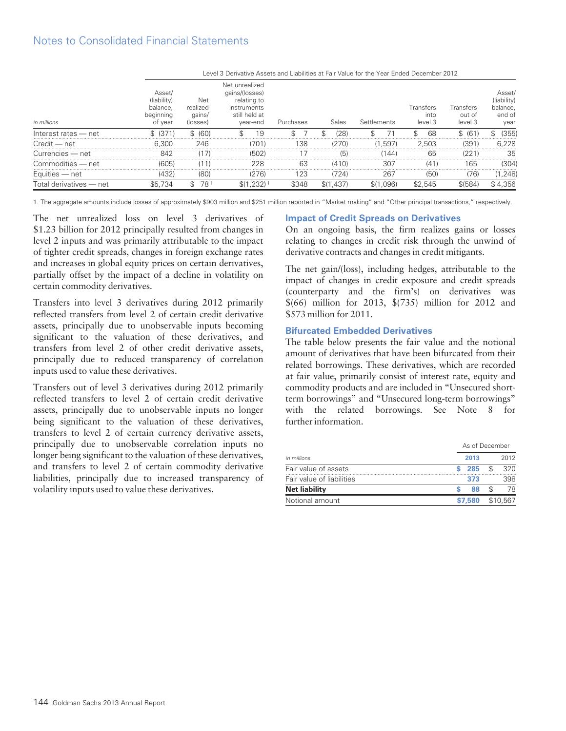## Notes to Consolidated Financial Statements

| | Level 3 Derivative Assets and Liabilities at Fair Value for the Year Ended December 2012 | | | | | | | | |
|---|---|---|---|---|---|---|---|---|---|
| *in millions* | Asset/ (liability) balance, beginning of year | Net realized gains/ (losses) | Net unrealized gains/(losses) relating to instruments still held at year-end | Purchases | Sales | Settlements | Transfers into level 3 | Transfers out of level 3 | Asset/ (liability) balance, end of year |
| Interest rates — net | $ (371) | $ (60) | $ 19 | $ 7 | $ (28) | $ 71 | $ 68 | $ (61) | $ (355) |
| Credit — net | 6,300 | 246 | (701) | 138 | (270) | (1,597) | 2,503 | (391) | 6,228 |
| Currencies — net | 842 | (17) | (502) | 17 | (5) | (144) | 65 | (221) | 35 |
| Commodities — net | (605) | (11) | 228 | 63 | (410) | 307 | (41) | 165 | (304) |
| Equities — net | (432) | (80) | (276) | 123 | (724) | 267 | (50) | (76) | (1,248) |
| Total derivatives — net | $5,734 | $ 78 [1] | $(1,232) [1] | $348 | $(1,437) | $(1,096) | $2,545 | $(584) | $ 4,356 |

1. The aggregate amounts include losses of approximately $903 million and $251 million reported in "Market making" and "Other principal transactions," respectively.

The net unrealized loss on level 3 derivatives of $1.23 billion for 2012 principally resulted from changes in level 2 inputs and was primarily attributable to the impact of tighter credit spreads, changes in foreign exchange rates and increases in global equity prices on certain derivatives, partially offset by the impact of a decline in volatility on certain commodity derivatives.

Transfers into level 3 derivatives during 2012 primarily reflected transfers from level 2 of certain credit derivative assets, principally due to unobservable inputs becoming significant to the valuation of these derivatives, and transfers from level 2 of other credit derivative assets, principally due to reduced transparency of correlation inputs used to value these derivatives.

Transfers out of level 3 derivatives during 2012 primarily reflected transfers to level 2 of certain credit derivative assets, principally due to unobservable inputs no longer being significant to the valuation of these derivatives, transfers to level 2 of certain currency derivative assets, principally due to unobservable correlation inputs no longer being significant to the valuation of these derivatives, and transfers to level 2 of certain commodity derivative liabilities, principally due to increased transparency of volatility inputs used to value these derivatives.

### Impact of Credit Spreads on Derivatives

On an ongoing basis, the firm realizes gains or losses relating to changes in credit risk through the unwind of derivative contracts and changes in credit mitigants.

The net gain/(loss), including hedges, attributable to the impact of changes in credit exposure and credit spreads (counterparty and the firm's) on derivatives was $(66) million for 2013, $(735) million for 2012 and $573 million for 2011.

### Bifurcated Embedded Derivatives

The table below presents the fair value and the notional amount of derivatives that have been bifurcated from their related borrowings. These derivatives, which are recorded at fair value, primarily consist of interest rate, equity and commodity products and are included in "Unsecured short-term borrowings" and "Unsecured long-term borrowings" with the related borrowings. See Note 8 for further information.

| | As of December | |
|---|---|---|
| *in millions* | **2013** | 2012 |
| Fair value of assets | **$ 285** | $ 320 |
| Fair value of liabilities | **373** | 398 |
| **Net liability** | **$ 88** | $ 78 |
| Notional amount | **$7,580** | $10,567 |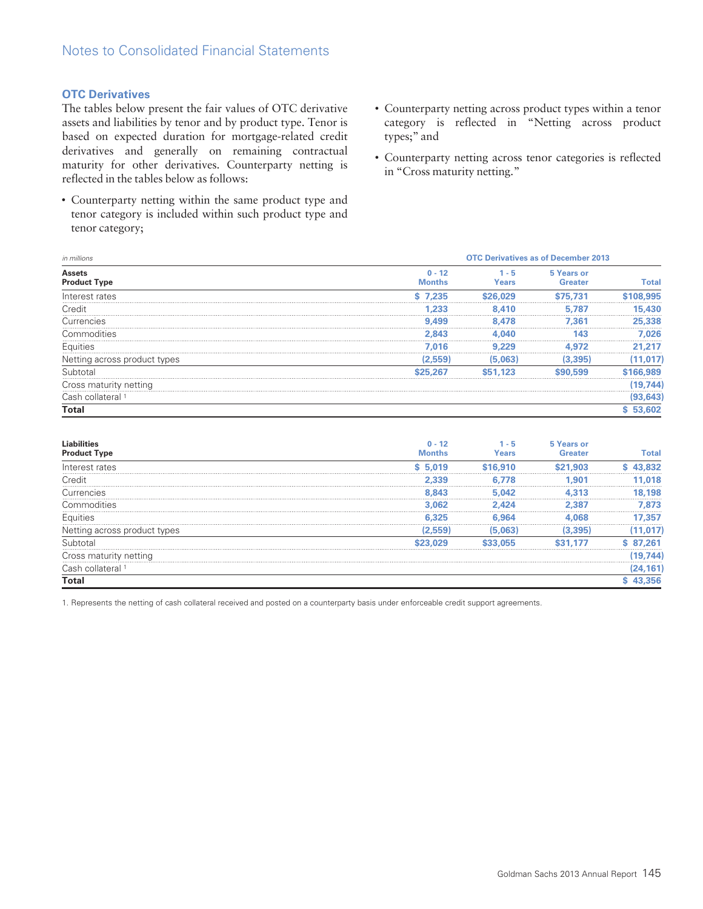## OTC Derivatives

The tables below present the fair values of OTC derivative assets and liabilities by tenor and by product type. Tenor is based on expected duration for mortgage-related credit derivatives and generally on remaining contractual maturity for other derivatives. Counterparty netting is reflected in the tables below as follows:

- Counterparty netting within the same product type and tenor category is included within such product type and tenor category;
- Counterparty netting across product types within a tenor category is reflected in "Netting across product types;" and
- Counterparty netting across tenor categories is reflected in "Cross maturity netting."

| *in millions* | OTC Derivatives as of December 2013 | | | |
|---|---|---|---|---|
| **Assets Product Type** | **0 - 12 Months** | **1 - 5 Years** | **5 Years or Greater** | **Total** |
| Interest rates | $ 7,235 | $26,029 | $75,731 | $108,995 |
| Credit | 1,233 | 8,410 | 5,787 | 15,430 |
| Currencies | 9,499 | 8,478 | 7,361 | 25,338 |
| Commodities | 2,843 | 4,040 | 143 | 7,026 |
| Equities | 7,016 | 9,229 | 4,972 | 21,217 |
| Netting across product types | (2,559) | (5,063) | (3,395) | (11,017) |
| Subtotal | $25,267 | $51,123 | $90,599 | $166,989 |
| Cross maturity netting | | | | (19,744) |
| Cash collateral [1] | | | | (93,643) |
| **Total** | | | | $ 53,602 |

| **Liabilities Product Type** | **0 - 12 Months** | **1 - 5 Years** | **5 Years or Greater** | **Total** |
|---|---|---|---|---|
| Interest rates | $ 5,019 | $16,910 | $21,903 | $ 43,832 |
| Credit | 2,339 | 6,778 | 1,901 | 11,018 |
| Currencies | 8,843 | 5,042 | 4,313 | 18,198 |
| Commodities | 3,062 | 2,424 | 2,387 | 7,873 |
| Equities | 6,325 | 6,964 | 4,068 | 17,357 |
| Netting across product types | (2,559) | (5,063) | (3,395) | (11,017) |
| Subtotal | $23,029 | $33,055 | $31,177 | $ 87,261 |
| Cross maturity netting | | | | (19,744) |
| Cash collateral [1] | | | | (24,161) |
| **Total** | | | | $ 43,356 |

1. Represents the netting of cash collateral received and posted on a counterparty basis under enforceable credit support agreements.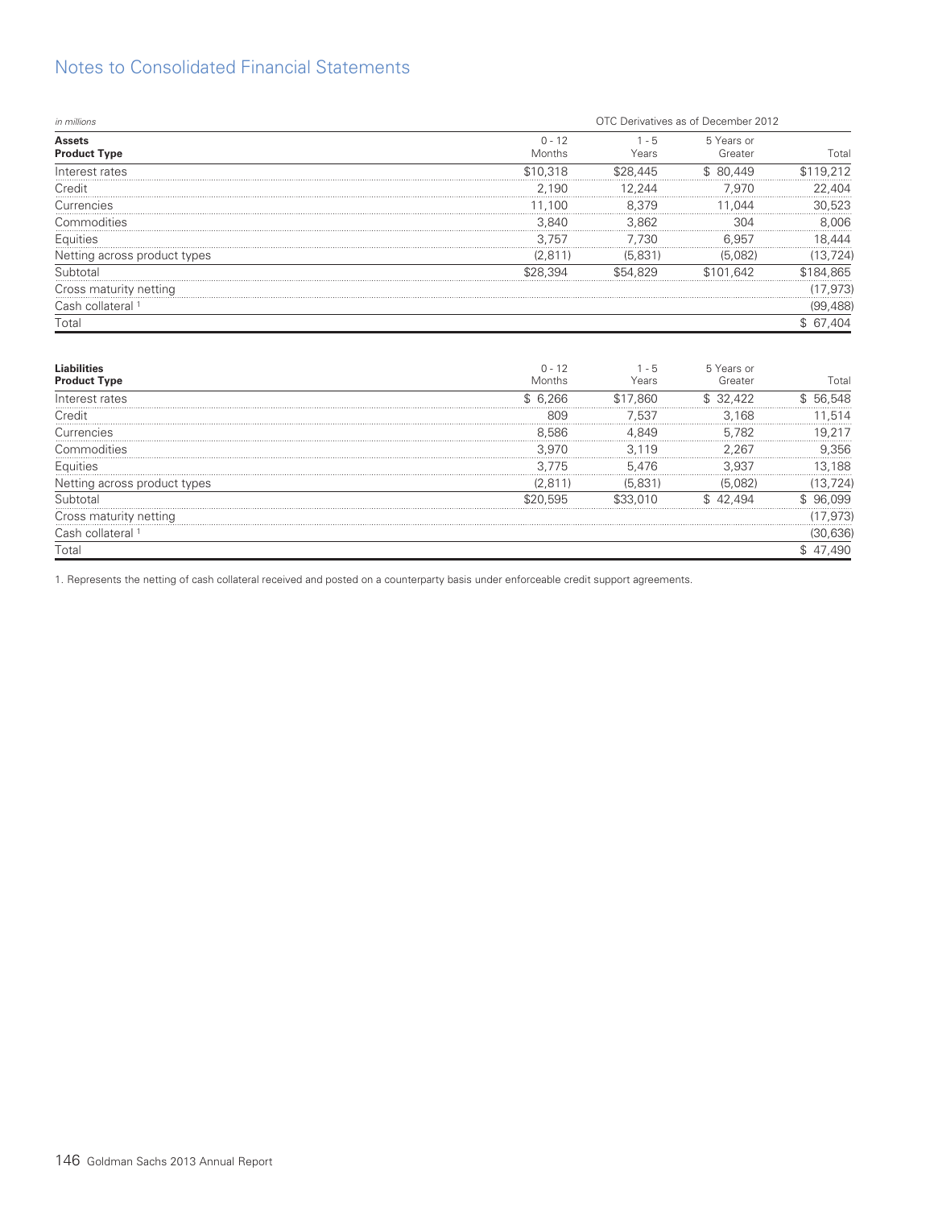## Notes to Consolidated Financial Statements

*in millions*

| | OTC Derivatives as of December 2012 | | | |
|---|---|---|---|---|
| **Assets** **Product Type** | 0 - 12 Months | 1 - 5 Years | 5 Years or Greater | Total |
| Interest rates | $10,318 | $28,445 | $ 80,449 | $119,212 |
| Credit | 2,190 | 12,244 | 7,970 | 22,404 |
| Currencies | 11,100 | 8,379 | 11,044 | 30,523 |
| Commodities | 3,840 | 3,862 | 304 | 8,006 |
| Equities | 3,757 | 7,730 | 6,957 | 18,444 |
| Netting across product types | (2,811) | (5,831) | (5,082) | (13,724) |
| Subtotal | $28,394 | $54,829 | $101,642 | $184,865 |
| Cross maturity netting | | | | (17,973) |
| Cash collateral [1] | | | | (99,488) |
| Total | | | | $ 67,404 |

| **Liabilities** **Product Type** | 0 - 12 Months | 1 - 5 Years | 5 Years or Greater | Total |
|---|---|---|---|---|
| Interest rates | $ 6,266 | $17,860 | $ 32,422 | $ 56,548 |
| Credit | 809 | 7,537 | 3,168 | 11,514 |
| Currencies | 8,586 | 4,849 | 5,782 | 19,217 |
| Commodities | 3,970 | 3,119 | 2,267 | 9,356 |
| Equities | 3,775 | 5,476 | 3,937 | 13,188 |
| Netting across product types | (2,811) | (5,831) | (5,082) | (13,724) |
| Subtotal | $20,595 | $33,010 | $ 42,494 | $ 96,099 |
| Cross maturity netting | | | | (17,973) |
| Cash collateral [1] | | | | (30,636) |
| Total | | | | $ 47,490 |

1. Represents the netting of cash collateral received and posted on a counterparty basis under enforceable credit support agreements.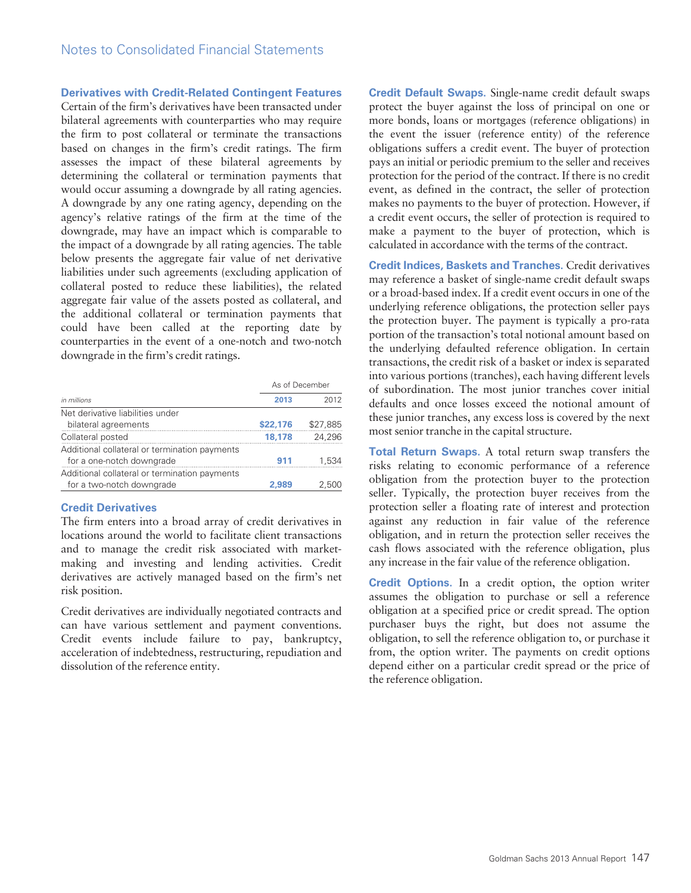### Derivatives with Credit-Related Contingent Features

Certain of the firm's derivatives have been transacted under bilateral agreements with counterparties who may require the firm to post collateral or terminate the transactions based on changes in the firm's credit ratings. The firm assesses the impact of these bilateral agreements by determining the collateral or termination payments that would occur assuming a downgrade by all rating agencies. A downgrade by any one rating agency, depending on the agency's relative ratings of the firm at the time of the downgrade, may have an impact which is comparable to the impact of a downgrade by all rating agencies. The table below presents the aggregate fair value of net derivative liabilities under such agreements (excluding application of collateral posted to reduce these liabilities), the related aggregate fair value of the assets posted as collateral, and the additional collateral or termination payments that could have been called at the reporting date by counterparties in the event of a one-notch and two-notch downgrade in the firm's credit ratings.

| | As of December | |
|---|---|---|
| *in millions* | **2013** | 2012 |
| Net derivative liabilities under bilateral agreements | **$22,176** | $27,885 |
| Collateral posted | **18,178** | 24,296 |
| Additional collateral or termination payments for a one-notch downgrade | **911** | 1,534 |
| Additional collateral or termination payments for a two-notch downgrade | **2,989** | 2,500 |

### Credit Derivatives

The firm enters into a broad array of credit derivatives in locations around the world to facilitate client transactions and to manage the credit risk associated with market-making and investing and lending activities. Credit derivatives are actively managed based on the firm's net risk position.

Credit derivatives are individually negotiated contracts and can have various settlement and payment conventions. Credit events include failure to pay, bankruptcy, acceleration of indebtedness, restructuring, repudiation and dissolution of the reference entity.

**Credit Default Swaps.** Single-name credit default swaps protect the buyer against the loss of principal on one or more bonds, loans or mortgages (reference obligations) in the event the issuer (reference entity) of the reference obligations suffers a credit event. The buyer of protection pays an initial or periodic premium to the seller and receives protection for the period of the contract. If there is no credit event, as defined in the contract, the seller of protection makes no payments to the buyer of protection. However, if a credit event occurs, the seller of protection is required to make a payment to the buyer of protection, which is calculated in accordance with the terms of the contract.

**Credit Indices, Baskets and Tranches.** Credit derivatives may reference a basket of single-name credit default swaps or a broad-based index. If a credit event occurs in one of the underlying reference obligations, the protection seller pays the protection buyer. The payment is typically a pro-rata portion of the transaction's total notional amount based on the underlying defaulted reference obligation. In certain transactions, the credit risk of a basket or index is separated into various portions (tranches), each having different levels of subordination. The most junior tranches cover initial defaults and once losses exceed the notional amount of these junior tranches, any excess loss is covered by the next most senior tranche in the capital structure.

**Total Return Swaps.** A total return swap transfers the risks relating to economic performance of a reference obligation from the protection buyer to the protection seller. Typically, the protection buyer receives from the protection seller a floating rate of interest and protection against any reduction in fair value of the reference obligation, and in return the protection seller receives the cash flows associated with the reference obligation, plus any increase in the fair value of the reference obligation.

**Credit Options.** In a credit option, the option writer assumes the obligation to purchase or sell a reference obligation at a specified price or credit spread. The option purchaser buys the right, but does not assume the obligation, to sell the reference obligation to, or purchase it from, the option writer. The payments on credit options depend either on a particular credit spread or the price of the reference obligation.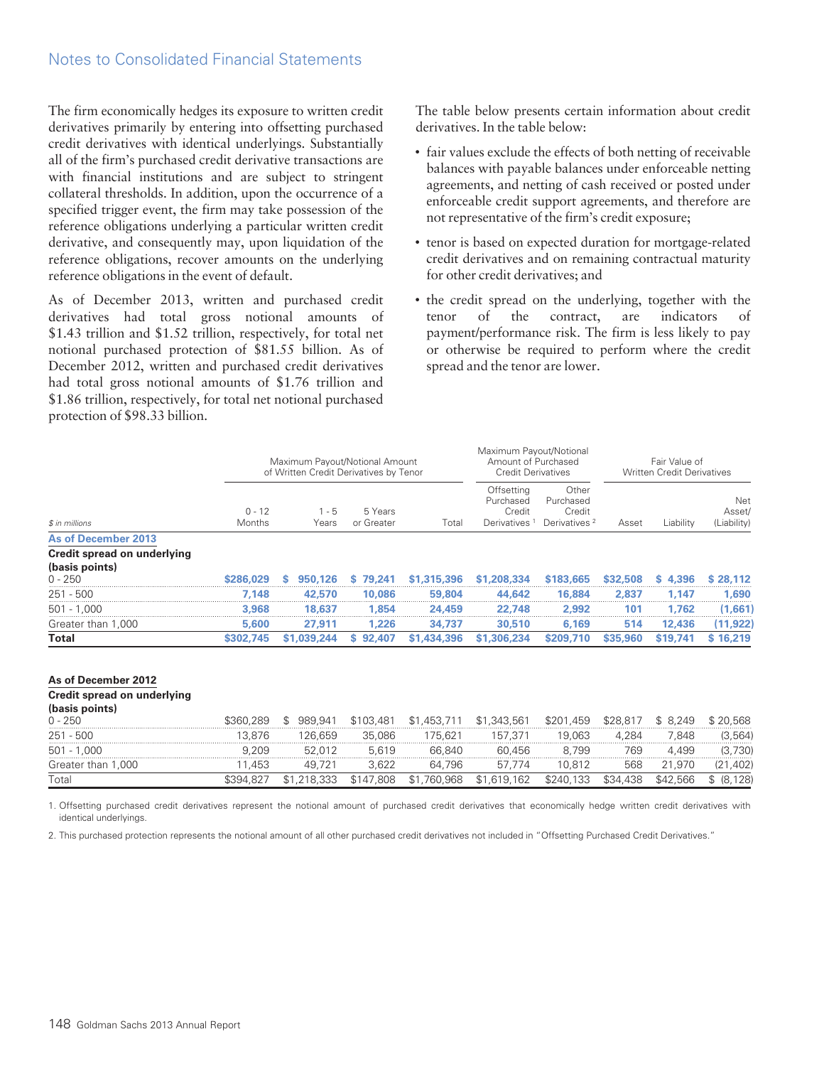The firm economically hedges its exposure to written credit derivatives primarily by entering into offsetting purchased credit derivatives with identical underlyings. Substantially all of the firm's purchased credit derivative transactions are with financial institutions and are subject to stringent collateral thresholds. In addition, upon the occurrence of a specified trigger event, the firm may take possession of the reference obligations underlying a particular written credit derivative, and consequently may, upon liquidation of the reference obligations, recover amounts on the underlying reference obligations in the event of default.

As of December 2013, written and purchased credit derivatives had total gross notional amounts of \$1.43 trillion and \$1.52 trillion, respectively, for total net notional purchased protection of \$81.55 billion. As of December 2012, written and purchased credit derivatives had total gross notional amounts of \$1.76 trillion and \$1.86 trillion, respectively, for total net notional purchased protection of \$98.33 billion.

The table below presents certain information about credit derivatives. In the table below:

- fair values exclude the effects of both netting of receivable balances with payable balances under enforceable netting agreements, and netting of cash received or posted under enforceable credit support agreements, and therefore are not representative of the firm's credit exposure;
- tenor is based on expected duration for mortgage-related credit derivatives and on remaining contractual maturity for other credit derivatives; and
- the credit spread on the underlying, together with the tenor of the contract, are indicators of payment/performance risk. The firm is less likely to pay or otherwise be required to perform where the credit spread and the tenor are lower.

| | Maximum Payout/Notional Amount of Written Credit Derivatives by Tenor | | | | Maximum Payout/Notional Amount of Purchased Credit Derivatives | | Fair Value of Written Credit Derivatives | | |
|---|---|---|---|---|---|---|---|---|---|
| $ in millions | 0 - 12 Months | 1 - 5 Years | 5 Years or Greater | Total | Offsetting Purchased Credit Derivatives [1] | Other Purchased Credit Derivatives [2] | Asset | Liability | Net Asset/ (Liability) |
| **As of December 2013** | | | | | | | | | |
| **Credit spread on underlying (basis points)** | | | | | | | | | |
| 0 - 250 | **\$286,029** | **\$ 950,126** | **\$ 79,241** | **\$1,315,396** | **\$1,208,334** | **\$183,665** | **\$32,508** | **\$ 4,396** | **\$ 28,112** |
| 251 - 500 | **7,148** | **42,570** | **10,086** | **59,804** | **44,642** | **16,884** | **2,837** | **1,147** | **1,690** |
| 501 - 1,000 | **3,968** | **18,637** | **1,854** | **24,459** | **22,748** | **2,992** | **101** | **1,762** | **(1,661)** |
| Greater than 1,000 | **5,600** | **27,911** | **1,226** | **34,737** | **30,510** | **6,169** | **514** | **12,436** | **(11,922)** |
| **Total** | **\$302,745** | **\$1,039,244** | **\$ 92,407** | **\$1,434,396** | **\$1,306,234** | **\$209,710** | **\$35,960** | **\$19,741** | **\$ 16,219** |
| **As of December 2012** | | | | | | | | | |
| **Credit spread on underlying (basis points)** | | | | | | | | | |
| 0 - 250 | \$360,289 | \$ 989,941 | \$103,481 | \$1,453,711 | \$1,343,561 | \$201,459 | \$28,817 | \$ 8,249 | \$ 20,568 |
| 251 - 500 | 13,876 | 126,659 | 35,086 | 175,621 | 157,371 | 19,063 | 4,284 | 7,848 | (3,564) |
| 501 - 1,000 | 9,209 | 52,012 | 5,619 | 66,840 | 60,456 | 8,799 | 769 | 4,499 | (3,730) |
| Greater than 1,000 | 11,453 | 49,721 | 3,622 | 64,796 | 57,774 | 10,812 | 568 | 21,970 | (21,402) |
| Total | \$394,827 | \$1,218,333 | \$147,808 | \$1,760,968 | \$1,619,162 | \$240,133 | \$34,438 | \$42,566 | \$ (8,128) |

1. Offsetting purchased credit derivatives represent the notional amount of purchased credit derivatives that economically hedge written credit derivatives with identical underlyings.

2. This purchased protection represents the notional amount of all other purchased credit derivatives not included in "Offsetting Purchased Credit Derivatives."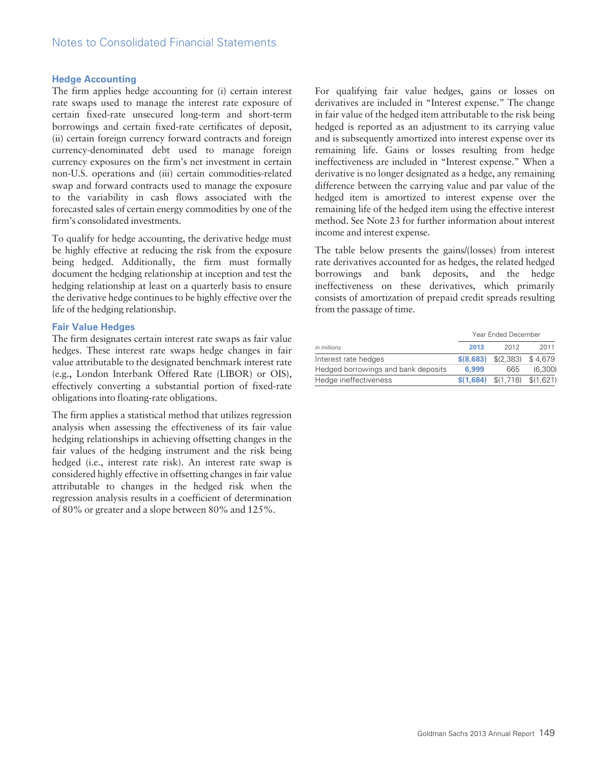### Hedge Accounting

The firm applies hedge accounting for (i) certain interest rate swaps used to manage the interest rate exposure of certain fixed-rate unsecured long-term and short-term borrowings and certain fixed-rate certificates of deposit, (ii) certain foreign currency forward contracts and foreign currency-denominated debt used to manage foreign currency exposures on the firm's net investment in certain non-U.S. operations and (iii) certain commodities-related swap and forward contracts used to manage the exposure to the variability in cash flows associated with the forecasted sales of certain energy commodities by one of the firm's consolidated investments.

To qualify for hedge accounting, the derivative hedge must be highly effective at reducing the risk from the exposure being hedged. Additionally, the firm must formally document the hedging relationship at inception and test the hedging relationship at least on a quarterly basis to ensure the derivative hedge continues to be highly effective over the life of the hedging relationship.

### Fair Value Hedges

The firm designates certain interest rate swaps as fair value hedges. These interest rate swaps hedge changes in fair value attributable to the designated benchmark interest rate (e.g., London Interbank Offered Rate (LIBOR) or OIS), effectively converting a substantial portion of fixed-rate obligations into floating-rate obligations.

The firm applies a statistical method that utilizes regression analysis when assessing the effectiveness of its fair value hedging relationships in achieving offsetting changes in the fair values of the hedging instrument and the risk being hedged (i.e., interest rate risk). An interest rate swap is considered highly effective in offsetting changes in fair value attributable to changes in the hedged risk when the regression analysis results in a coefficient of determination of 80% or greater and a slope between 80% and 125%.

For qualifying fair value hedges, gains or losses on derivatives are included in "Interest expense." The change in fair value of the hedged item attributable to the risk being hedged is reported as an adjustment to its carrying value and is subsequently amortized into interest expense over its remaining life. Gains or losses resulting from hedge ineffectiveness are included in "Interest expense." When a derivative is no longer designated as a hedge, any remaining difference between the carrying value and par value of the hedged item is amortized to interest expense over the remaining life of the hedged item using the effective interest method. See Note 23 for further information about interest income and interest expense.

The table below presents the gains/(losses) from interest rate derivatives accounted for as hedges, the related hedged borrowings and bank deposits, and the hedge ineffectiveness on these derivatives, which primarily consists of amortization of prepaid credit spreads resulting from the passage of time.

| | Year Ended December | | |
|---|---|---|---|
| *in millions* | **2013** | 2012 | 2011 |
| Interest rate hedges | **$(8,683)** | $(2,383) | $ 4,679 |
| Hedged borrowings and bank deposits | **6,999** | 665 | (6,300) |
| Hedge ineffectiveness | **$(1,684)** | $(1,718) | $(1,621) |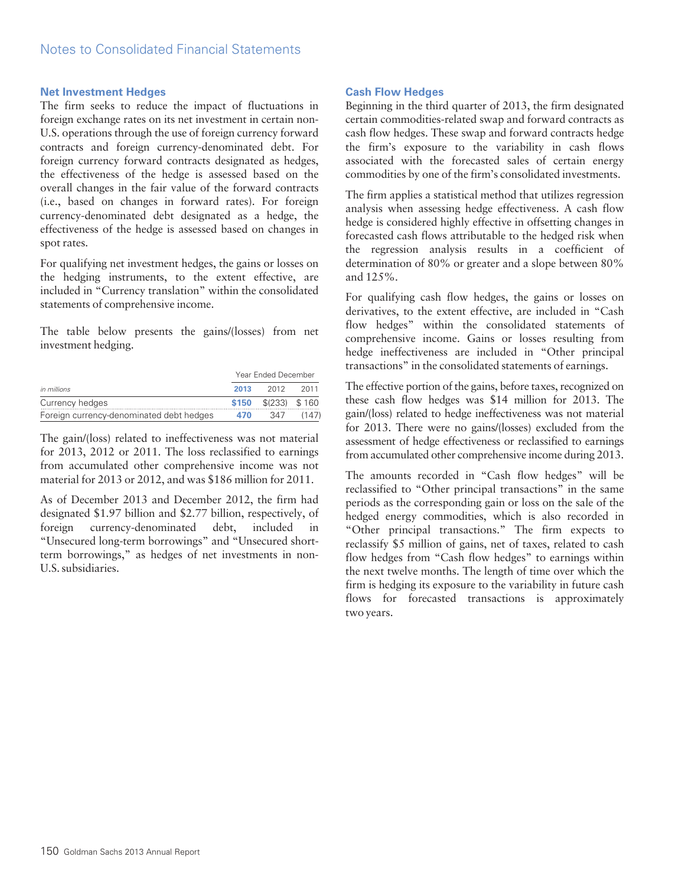### Net Investment Hedges

The firm seeks to reduce the impact of fluctuations in foreign exchange rates on its net investment in certain non-U.S. operations through the use of foreign currency forward contracts and foreign currency-denominated debt. For foreign currency forward contracts designated as hedges, the effectiveness of the hedge is assessed based on the overall changes in the fair value of the forward contracts (i.e., based on changes in forward rates). For foreign currency-denominated debt designated as a hedge, the effectiveness of the hedge is assessed based on changes in spot rates.

For qualifying net investment hedges, the gains or losses on the hedging instruments, to the extent effective, are included in "Currency translation" within the consolidated statements of comprehensive income.

The table below presents the gains/(losses) from net investment hedging.

| | Year Ended December | | |
|---|---|---|---|
| *in millions* | **2013** | 2012 | 2011 |
| Currency hedges | **$150** | $(233) | $ 160 |
| Foreign currency-denominated debt hedges | **470** | 347 | (147) |

The gain/(loss) related to ineffectiveness was not material for 2013, 2012 or 2011. The loss reclassified to earnings from accumulated other comprehensive income was not material for 2013 or 2012, and was $186 million for 2011.

As of December 2013 and December 2012, the firm had designated $1.97 billion and $2.77 billion, respectively, of foreign currency-denominated debt, included in "Unsecured long-term borrowings" and "Unsecured short-term borrowings," as hedges of net investments in non-U.S. subsidiaries.

### Cash Flow Hedges

Beginning in the third quarter of 2013, the firm designated certain commodities-related swap and forward contracts as cash flow hedges. These swap and forward contracts hedge the firm's exposure to the variability in cash flows associated with the forecasted sales of certain energy commodities by one of the firm's consolidated investments.

The firm applies a statistical method that utilizes regression analysis when assessing hedge effectiveness. A cash flow hedge is considered highly effective in offsetting changes in forecasted cash flows attributable to the hedged risk when the regression analysis results in a coefficient of determination of 80% or greater and a slope between 80% and 125%.

For qualifying cash flow hedges, the gains or losses on derivatives, to the extent effective, are included in "Cash flow hedges" within the consolidated statements of comprehensive income. Gains or losses resulting from hedge ineffectiveness are included in "Other principal transactions" in the consolidated statements of earnings.

The effective portion of the gains, before taxes, recognized on these cash flow hedges was $14 million for 2013. The gain/(loss) related to hedge ineffectiveness was not material for 2013. There were no gains/(losses) excluded from the assessment of hedge effectiveness or reclassified to earnings from accumulated other comprehensive income during 2013.

The amounts recorded in "Cash flow hedges" will be reclassified to "Other principal transactions" in the same periods as the corresponding gain or loss on the sale of the hedged energy commodities, which is also recorded in "Other principal transactions." The firm expects to reclassify $5 million of gains, net of taxes, related to cash flow hedges from "Cash flow hedges" to earnings within the next twelve months. The length of time over which the firm is hedging its exposure to the variability in future cash flows for forecasted transactions is approximately two years.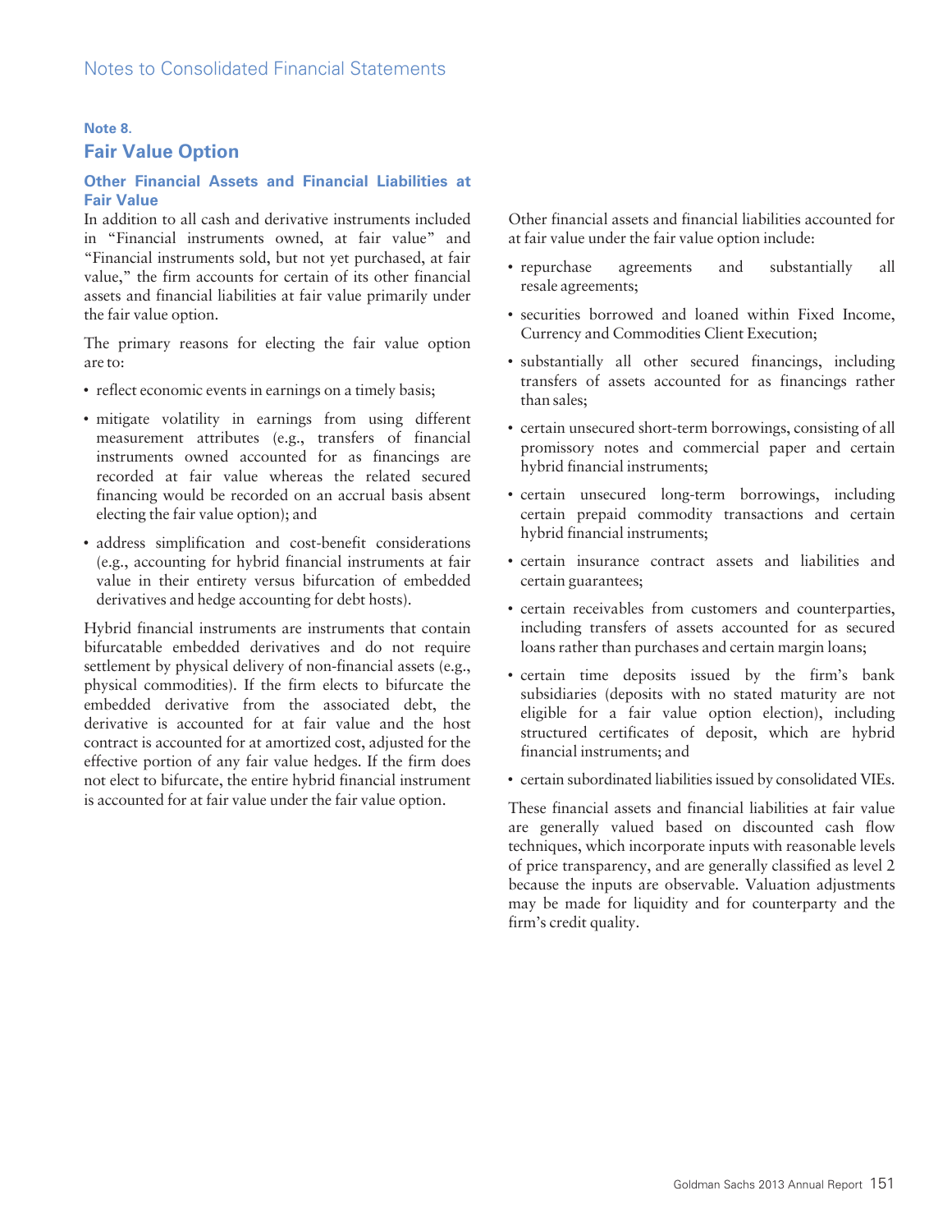## Note 8.

## Fair Value Option

### Other Financial Assets and Financial Liabilities at Fair Value

In addition to all cash and derivative instruments included in "Financial instruments owned, at fair value" and "Financial instruments sold, but not yet purchased, at fair value," the firm accounts for certain of its other financial assets and financial liabilities at fair value primarily under the fair value option.

The primary reasons for electing the fair value option are to:

- reflect economic events in earnings on a timely basis;
- mitigate volatility in earnings from using different measurement attributes (e.g., transfers of financial instruments owned accounted for as financings are recorded at fair value whereas the related secured financing would be recorded on an accrual basis absent electing the fair value option); and
- address simplification and cost-benefit considerations (e.g., accounting for hybrid financial instruments at fair value in their entirety versus bifurcation of embedded derivatives and hedge accounting for debt hosts).

Hybrid financial instruments are instruments that contain bifurcatable embedded derivatives and do not require settlement by physical delivery of non-financial assets (e.g., physical commodities). If the firm elects to bifurcate the embedded derivative from the associated debt, the derivative is accounted for at fair value and the host contract is accounted for at amortized cost, adjusted for the effective portion of any fair value hedges. If the firm does not elect to bifurcate, the entire hybrid financial instrument is accounted for at fair value under the fair value option.

Other financial assets and financial liabilities accounted for at fair value under the fair value option include:

- repurchase agreements and substantially all resale agreements;
- securities borrowed and loaned within Fixed Income, Currency and Commodities Client Execution;
- substantially all other secured financings, including transfers of assets accounted for as financings rather than sales;
- certain unsecured short-term borrowings, consisting of all promissory notes and commercial paper and certain hybrid financial instruments;
- certain unsecured long-term borrowings, including certain prepaid commodity transactions and certain hybrid financial instruments;
- certain insurance contract assets and liabilities and certain guarantees;
- certain receivables from customers and counterparties, including transfers of assets accounted for as secured loans rather than purchases and certain margin loans;
- certain time deposits issued by the firm's bank subsidiaries (deposits with no stated maturity are not eligible for a fair value option election), including structured certificates of deposit, which are hybrid financial instruments; and
- certain subordinated liabilities issued by consolidated VIEs.

These financial assets and financial liabilities at fair value are generally valued based on discounted cash flow techniques, which incorporate inputs with reasonable levels of price transparency, and are generally classified as level 2 because the inputs are observable. Valuation adjustments may be made for liquidity and for counterparty and the firm's credit quality.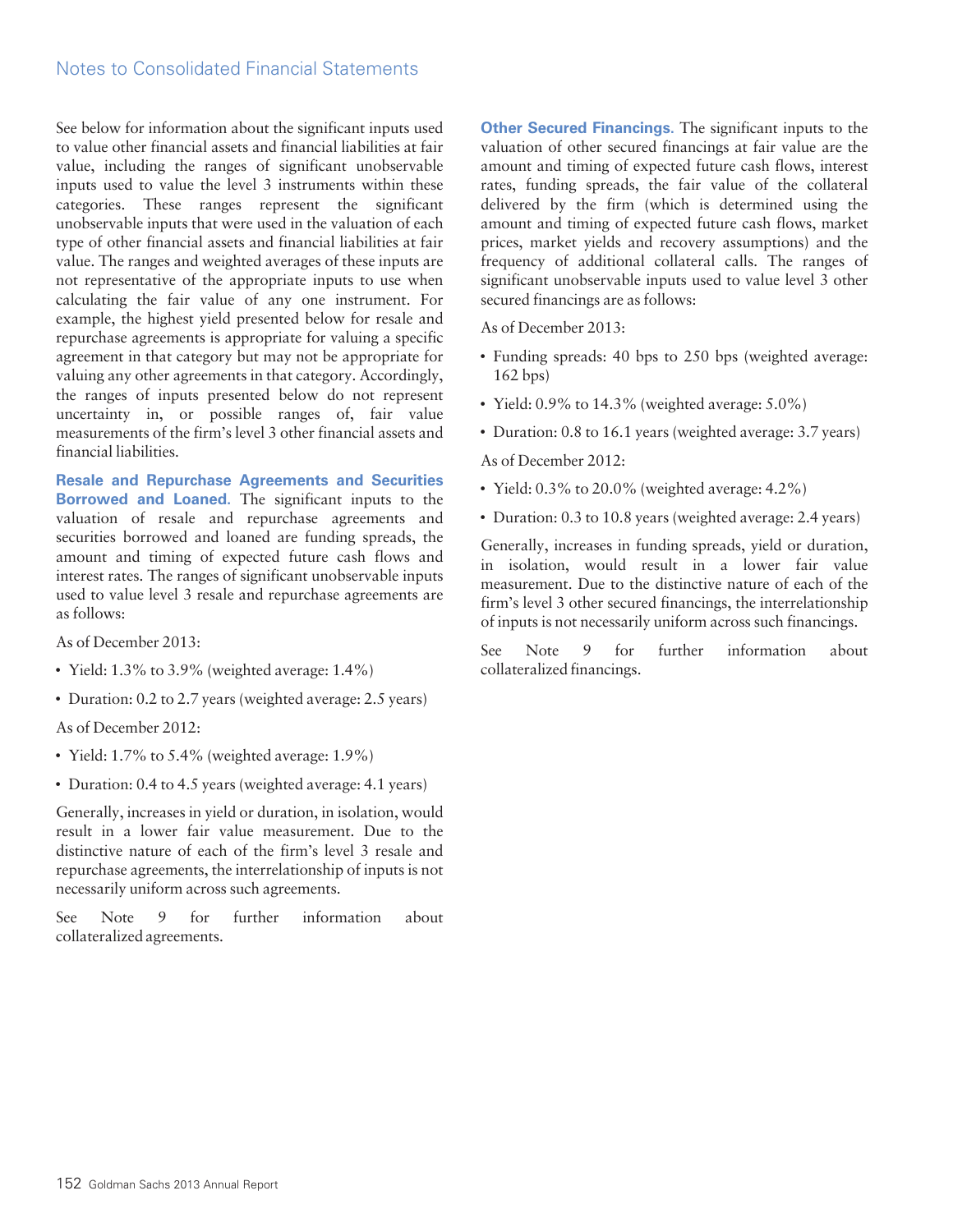See below for information about the significant inputs used to value other financial assets and financial liabilities at fair value, including the ranges of significant unobservable inputs used to value the level 3 instruments within these categories. These ranges represent the significant unobservable inputs that were used in the valuation of each type of other financial assets and financial liabilities at fair value. The ranges and weighted averages of these inputs are not representative of the appropriate inputs to use when calculating the fair value of any one instrument. For example, the highest yield presented below for resale and repurchase agreements is appropriate for valuing a specific agreement in that category but may not be appropriate for valuing any other agreements in that category. Accordingly, the ranges of inputs presented below do not represent uncertainty in, or possible ranges of, fair value measurements of the firm's level 3 other financial assets and financial liabilities.

**Resale and Repurchase Agreements and Securities Borrowed and Loaned.** The significant inputs to the valuation of resale and repurchase agreements and securities borrowed and loaned are funding spreads, the amount and timing of expected future cash flows and interest rates. The ranges of significant unobservable inputs used to value level 3 resale and repurchase agreements are as follows:

As of December 2013:

- Yield: 1.3% to 3.9% (weighted average: 1.4%)
- Duration: 0.2 to 2.7 years (weighted average: 2.5 years)

As of December 2012:

- Yield: 1.7% to 5.4% (weighted average: 1.9%)
- Duration: 0.4 to 4.5 years (weighted average: 4.1 years)

Generally, increases in yield or duration, in isolation, would result in a lower fair value measurement. Due to the distinctive nature of each of the firm's level 3 resale and repurchase agreements, the interrelationship of inputs is not necessarily uniform across such agreements.

See Note 9 for further information about collateralized agreements.

**Other Secured Financings.** The significant inputs to the valuation of other secured financings at fair value are the amount and timing of expected future cash flows, interest rates, funding spreads, the fair value of the collateral delivered by the firm (which is determined using the amount and timing of expected future cash flows, market prices, market yields and recovery assumptions) and the frequency of additional collateral calls. The ranges of significant unobservable inputs used to value level 3 other secured financings are as follows:

As of December 2013:

- Funding spreads: 40 bps to 250 bps (weighted average: 162 bps)
- Yield: 0.9% to 14.3% (weighted average: 5.0%)
- Duration: 0.8 to 16.1 years (weighted average: 3.7 years)

As of December 2012:

- Yield: 0.3% to 20.0% (weighted average: 4.2%)
- Duration: 0.3 to 10.8 years (weighted average: 2.4 years)

Generally, increases in funding spreads, yield or duration, in isolation, would result in a lower fair value measurement. Due to the distinctive nature of each of the firm's level 3 other secured financings, the interrelationship of inputs is not necessarily uniform across such financings.

See Note 9 for further information about collateralized financings.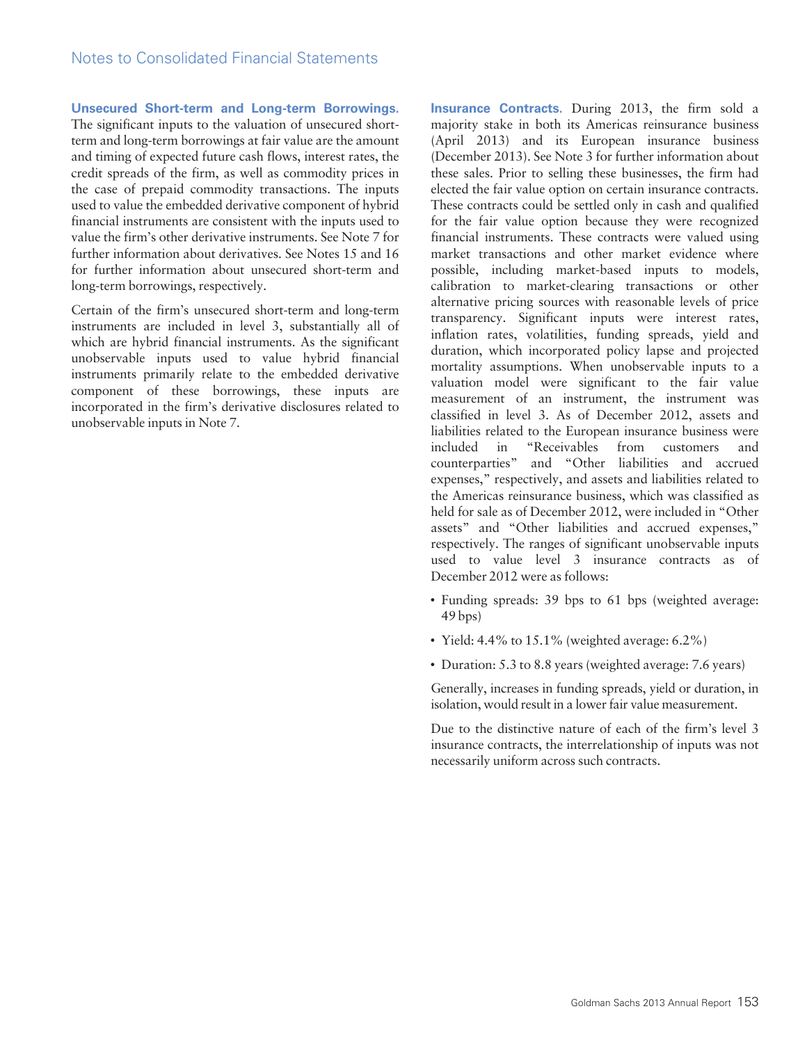**Unsecured Short-term and Long-term Borrowings.** The significant inputs to the valuation of unsecured short-term and long-term borrowings at fair value are the amount and timing of expected future cash flows, interest rates, the credit spreads of the firm, as well as commodity prices in the case of prepaid commodity transactions. The inputs used to value the embedded derivative component of hybrid financial instruments are consistent with the inputs used to value the firm's other derivative instruments. See Note 7 for further information about derivatives. See Notes 15 and 16 for further information about unsecured short-term and long-term borrowings, respectively.

Certain of the firm's unsecured short-term and long-term instruments are included in level 3, substantially all of which are hybrid financial instruments. As the significant unobservable inputs used to value hybrid financial instruments primarily relate to the embedded derivative component of these borrowings, these inputs are incorporated in the firm's derivative disclosures related to unobservable inputs in Note 7.

**Insurance Contracts.** During 2013, the firm sold a majority stake in both its Americas reinsurance business (April 2013) and its European insurance business (December 2013). See Note 3 for further information about these sales. Prior to selling these businesses, the firm had elected the fair value option on certain insurance contracts. These contracts could be settled only in cash and qualified for the fair value option because they were recognized financial instruments. These contracts were valued using market transactions and other market evidence where possible, including market-based inputs to models, calibration to market-clearing transactions or other alternative pricing sources with reasonable levels of price transparency. Significant inputs were interest rates, inflation rates, volatilities, funding spreads, yield and duration, which incorporated policy lapse and projected mortality assumptions. When unobservable inputs to a valuation model were significant to the fair value measurement of an instrument, the instrument was classified in level 3. As of December 2012, assets and liabilities related to the European insurance business were included in "Receivables from customers and counterparties" and "Other liabilities and accrued expenses," respectively, and assets and liabilities related to the Americas reinsurance business, which was classified as held for sale as of December 2012, were included in "Other assets" and "Other liabilities and accrued expenses," respectively. The ranges of significant unobservable inputs used to value level 3 insurance contracts as of December 2012 were as follows:

- Funding spreads: 39 bps to 61 bps (weighted average: 49 bps)
- Yield: 4.4% to 15.1% (weighted average: 6.2%)
- Duration: 5.3 to 8.8 years (weighted average: 7.6 years)

Generally, increases in funding spreads, yield or duration, in isolation, would result in a lower fair value measurement.

Due to the distinctive nature of each of the firm's level 3 insurance contracts, the interrelationship of inputs was not necessarily uniform across such contracts.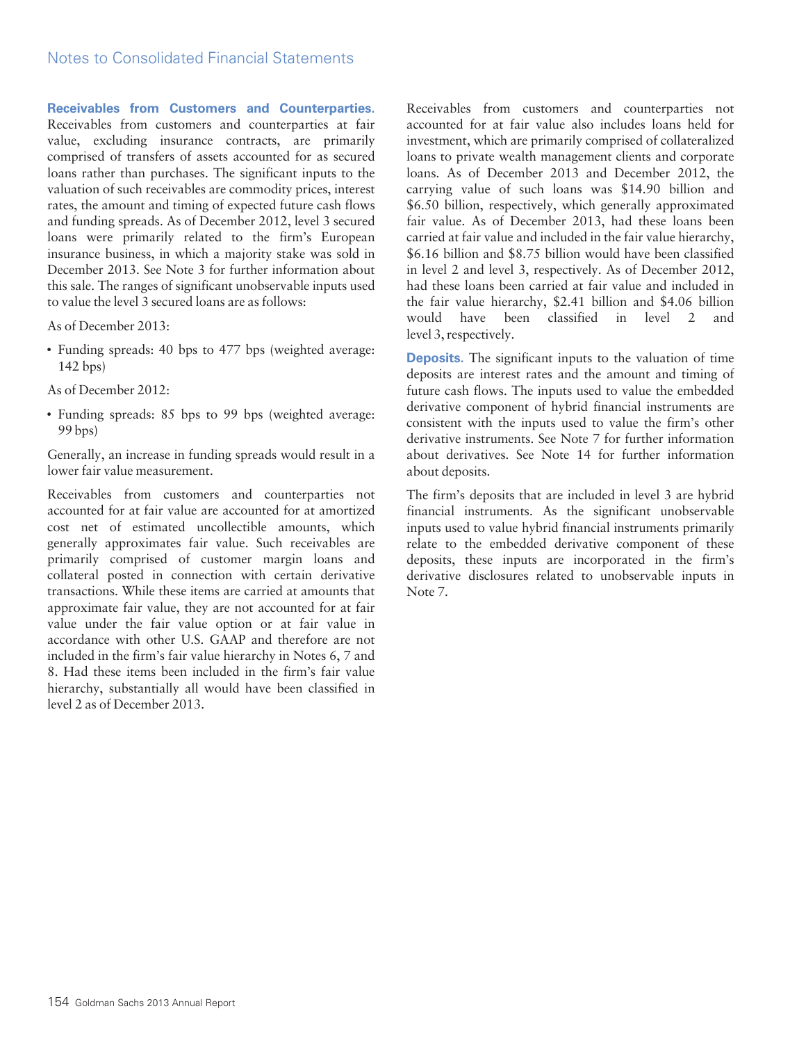**Receivables from Customers and Counterparties.** Receivables from customers and counterparties at fair value, excluding insurance contracts, are primarily comprised of transfers of assets accounted for as secured loans rather than purchases. The significant inputs to the valuation of such receivables are commodity prices, interest rates, the amount and timing of expected future cash flows and funding spreads. As of December 2012, level 3 secured loans were primarily related to the firm's European insurance business, in which a majority stake was sold in December 2013. See Note 3 for further information about this sale. The ranges of significant unobservable inputs used to value the level 3 secured loans are as follows:

As of December 2013:

- Funding spreads: 40 bps to 477 bps (weighted average: 142 bps)

As of December 2012:

- Funding spreads: 85 bps to 99 bps (weighted average: 99 bps)

Generally, an increase in funding spreads would result in a lower fair value measurement.

Receivables from customers and counterparties not accounted for at fair value are accounted for at amortized cost net of estimated uncollectible amounts, which generally approximates fair value. Such receivables are primarily comprised of customer margin loans and collateral posted in connection with certain derivative transactions. While these items are carried at amounts that approximate fair value, they are not accounted for at fair value under the fair value option or at fair value in accordance with other U.S. GAAP and therefore are not included in the firm's fair value hierarchy in Notes 6, 7 and 8. Had these items been included in the firm's fair value hierarchy, substantially all would have been classified in level 2 as of December 2013.

Receivables from customers and counterparties not accounted for at fair value also includes loans held for investment, which are primarily comprised of collateralized loans to private wealth management clients and corporate loans. As of December 2013 and December 2012, the carrying value of such loans was \$14.90 billion and \$6.50 billion, respectively, which generally approximated fair value. As of December 2013, had these loans been carried at fair value and included in the fair value hierarchy, \$6.16 billion and \$8.75 billion would have been classified in level 2 and level 3, respectively. As of December 2012, had these loans been carried at fair value and included in the fair value hierarchy, \$2.41 billion and \$4.06 billion would have been classified in level 2 and level 3, respectively.

**Deposits.** The significant inputs to the valuation of time deposits are interest rates and the amount and timing of future cash flows. The inputs used to value the embedded derivative component of hybrid financial instruments are consistent with the inputs used to value the firm's other derivative instruments. See Note 7 for further information about derivatives. See Note 14 for further information about deposits.

The firm's deposits that are included in level 3 are hybrid financial instruments. As the significant unobservable inputs used to value hybrid financial instruments primarily relate to the embedded derivative component of these deposits, these inputs are incorporated in the firm's derivative disclosures related to unobservable inputs in Note 7.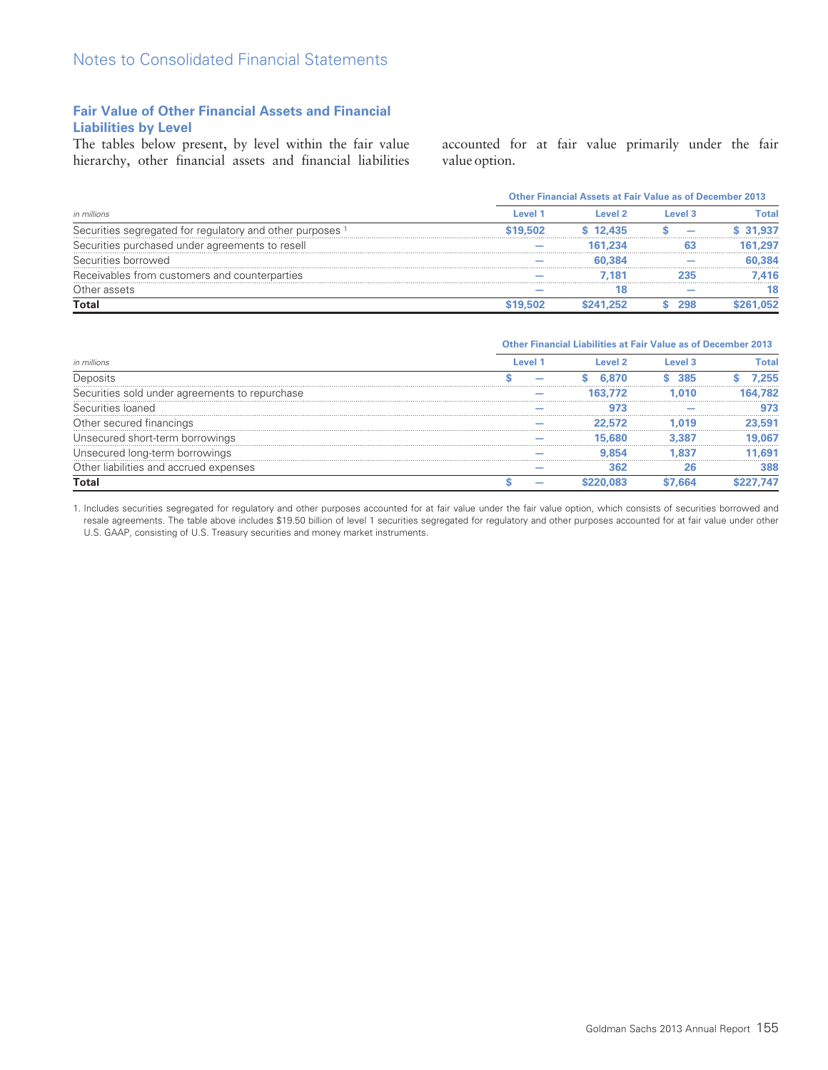## Fair Value of Other Financial Assets and Financial Liabilities by Level

The tables below present, by level within the fair value hierarchy, other financial assets and financial liabilities accounted for at fair value primarily under the fair value option.

| | Other Financial Assets at Fair Value as of December 2013 | | | |
|---|---|---|---|---|
| *in millions* | Level 1 | Level 2 | Level 3 | Total |
| Securities segregated for regulatory and other purposes [1] | $19,502 | $ 12,435 | $ — | $ 31,937 |
| Securities purchased under agreements to resell | — | 161,234 | 63 | 161,297 |
| Securities borrowed | — | 60,384 | — | 60,384 |
| Receivables from customers and counterparties | — | 7,181 | 235 | 7,416 |
| Other assets | — | 18 | — | 18 |
| **Total** | $19,502 | $241,252 | $ 298 | $261,052 |

| | Other Financial Liabilities at Fair Value as of December 2013 | | | |
|---|---|---|---|---|
| *in millions* | Level 1 | Level 2 | Level 3 | Total |
| Deposits | $ — | $ 6,870 | $ 385 | $ 7,255 |
| Securities sold under agreements to repurchase | — | 163,772 | 1,010 | 164,782 |
| Securities loaned | — | 973 | — | 973 |
| Other secured financings | — | 22,572 | 1,019 | 23,591 |
| Unsecured short-term borrowings | — | 15,680 | 3,387 | 19,067 |
| Unsecured long-term borrowings | — | 9,854 | 1,837 | 11,691 |
| Other liabilities and accrued expenses | — | 362 | 26 | 388 |
| **Total** | $ — | $220,083 | $7,664 | $227,747 |

1. Includes securities segregated for regulatory and other purposes accounted for at fair value under the fair value option, which consists of securities borrowed and resale agreements. The table above includes $19.50 billion of level 1 securities segregated for regulatory and other purposes accounted for at fair value under other U.S. GAAP, consisting of U.S. Treasury securities and money market instruments.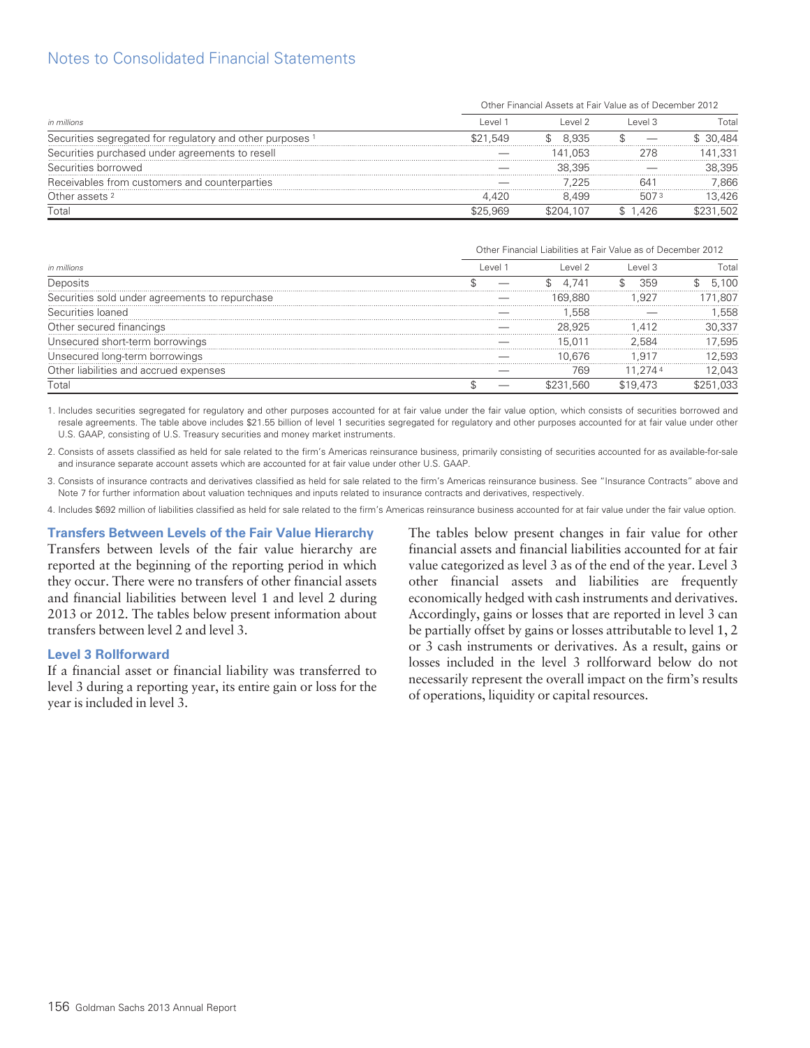| in millions | Other Financial Assets at Fair Value as of December 2012 | | | |
|---|---|---|---|---|
| | Level 1 | Level 2 | Level 3 | Total |
| Securities segregated for regulatory and other purposes [1] | $21,549 | $ 8,935 | $ — | $ 30,484 |
| Securities purchased under agreements to resell | — | 141,053 | 278 | 141,331 |
| Securities borrowed | — | 38,395 | — | 38,395 |
| Receivables from customers and counterparties | — | 7,225 | 641 | 7,866 |
| Other assets [2] | 4,420 | 8,499 | 507 [3] | 13,426 |
| Total | $25,969 | $204,107 | $ 1,426 | $231,502 |

| in millions | Other Financial Liabilities at Fair Value as of December 2012 | | | |
|---|---|---|---|---|
| | Level 1 | Level 2 | Level 3 | Total |
| Deposits | $ — | $ 4,741 | $ 359 | $ 5,100 |
| Securities sold under agreements to repurchase | — | 169,880 | 1,927 | 171,807 |
| Securities loaned | — | 1,558 | — | 1,558 |
| Other secured financings | — | 28,925 | 1,412 | 30,337 |
| Unsecured short-term borrowings | — | 15,011 | 2,584 | 17,595 |
| Unsecured long-term borrowings | — | 10,676 | 1,917 | 12,593 |
| Other liabilities and accrued expenses | — | 769 | 11,274 [4] | 12,043 |
| Total | $ — | $231,560 | $19,473 | $251,033 |

1. Includes securities segregated for regulatory and other purposes accounted for at fair value under the fair value option, which consists of securities borrowed and resale agreements. The table above includes $21.55 billion of level 1 securities segregated for regulatory and other purposes accounted for at fair value under other U.S. GAAP, consisting of U.S. Treasury securities and money market instruments.

2. Consists of assets classified as held for sale related to the firm's Americas reinsurance business, primarily consisting of securities accounted for as available-for-sale and insurance separate account assets which are accounted for at fair value under other U.S. GAAP.

3. Consists of insurance contracts and derivatives classified as held for sale related to the firm's Americas reinsurance business. See "Insurance Contracts" above and Note 7 for further information about valuation techniques and inputs related to insurance contracts and derivatives, respectively.

4. Includes $692 million of liabilities classified as held for sale related to the firm's Americas reinsurance business accounted for at fair value under the fair value option.

### Transfers Between Levels of the Fair Value Hierarchy

Transfers between levels of the fair value hierarchy are reported at the beginning of the reporting period in which they occur. There were no transfers of other financial assets and financial liabilities between level 1 and level 2 during 2013 or 2012. The tables below present information about transfers between level 2 and level 3.

### Level 3 Rollforward

If a financial asset or financial liability was transferred to level 3 during a reporting year, its entire gain or loss for the year is included in level 3.

The tables below present changes in fair value for other financial assets and financial liabilities accounted for at fair value categorized as level 3 as of the end of the year. Level 3 other financial assets and liabilities are frequently economically hedged with cash instruments and derivatives. Accordingly, gains or losses that are reported in level 3 can be partially offset by gains or losses attributable to level 1, 2 or 3 cash instruments or derivatives. As a result, gains or losses included in the level 3 rollforward below do not necessarily represent the overall impact on the firm's results of operations, liquidity or capital resources.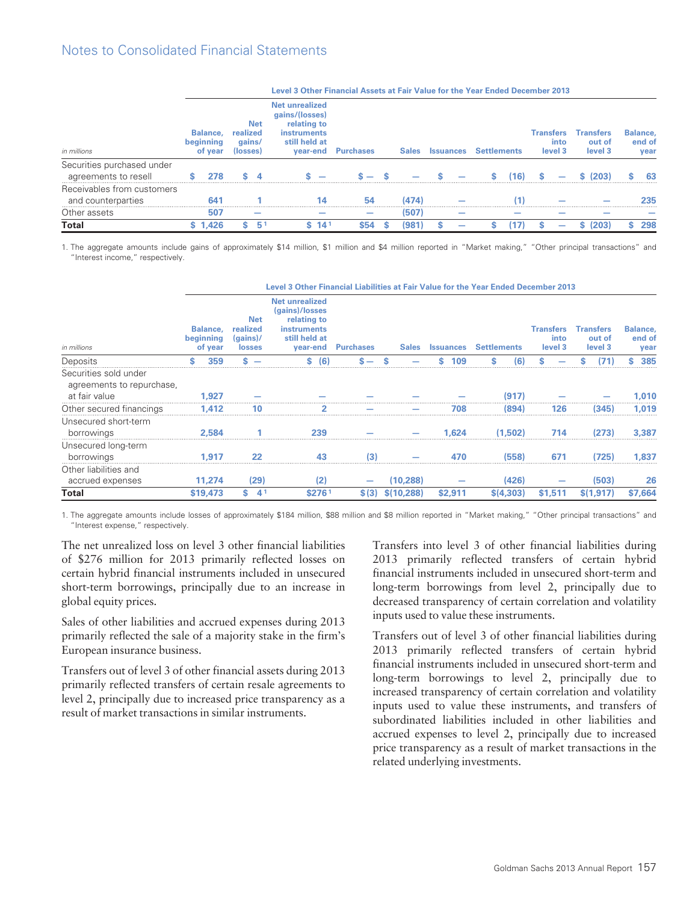## Notes to Consolidated Financial Statements

| in millions | Level 3 Other Financial Assets at Fair Value for the Year Ended December 2013 | | | | | | | | | |
|---|---|---|---|---|---|---|---|---|---|---|
| | Balance, beginning of year | Net realized gains/ (losses) | Net unrealized gains/(losses) relating to instruments still held at year-end | Purchases | Sales | Issuances | Settlements | Transfers into level 3 | Transfers out of level 3 | Balance, end of year |
| Securities purchased under agreements to resell | $ 278 | $ 4 | $ — | $ — | $ — | $ — | $ (16) | $ — | $ (203) | $ 63 |
| Receivables from customers and counterparties | 641 | 1 | 14 | 54 | (474) | — | (1) | — | — | 235 |
| Other assets | 507 | — | — | — | (507) | — | — | — | — | — |
| **Total** | **$ 1,426** | **$ 5** [1] | **$ 14** [1] | **$54** | **$ (981)** | **$ —** | **$ (17)** | **$ —** | **$ (203)** | **$ 298** |

1. The aggregate amounts include gains of approximately $14 million, $1 million and $4 million reported in "Market making," "Other principal transactions" and "Interest income," respectively.

| in millions | Level 3 Other Financial Liabilities at Fair Value for the Year Ended December 2013 | | | | | | | | | |
|---|---|---|---|---|---|---|---|---|---|---|
| | Balance, beginning of year | Net realized (gains)/ losses | Net unrealized (gains)/losses relating to instruments still held at year-end | Purchases | Sales | Issuances | Settlements | Transfers into level 3 | Transfers out of level 3 | Balance, end of year |
| Deposits | $ 359 | $ — | $ (6) | $ — | $ — | $ 109 | $ (6) | $ — | $ (71) | $ 385 |
| Securities sold under agreements to repurchase, at fair value | 1,927 | — | — | — | — | — | (917) | — | — | 1,010 |
| Other secured financings | 1,412 | 10 | 2 | — | — | 708 | (894) | 126 | (345) | 1,019 |
| Unsecured short-term borrowings | 2,584 | 1 | 239 | — | — | 1,624 | (1,502) | 714 | (273) | 3,387 |
| Unsecured long-term borrowings | 1,917 | 22 | 43 | (3) | — | 470 | (558) | 671 | (725) | 1,837 |
| Other liabilities and accrued expenses | 11,274 | (29) | (2) | — | (10,288) | — | (426) | — | (503) | 26 |
| **Total** | **$19,473** | **$ 4** [1] | **$276** [1] | **$ (3)** | **$(10,288)** | **$2,911** | **$(4,303)** | **$1,511** | **$(1,917)** | **$7,664** |

1. The aggregate amounts include losses of approximately $184 million, $88 million and $8 million reported in "Market making," "Other principal transactions" and "Interest expense," respectively.

The net unrealized loss on level 3 other financial liabilities of $276 million for 2013 primarily reflected losses on certain hybrid financial instruments included in unsecured short-term borrowings, principally due to an increase in global equity prices.

Sales of other liabilities and accrued expenses during 2013 primarily reflected the sale of a majority stake in the firm's European insurance business.

Transfers out of level 3 of other financial assets during 2013 primarily reflected transfers of certain resale agreements to level 2, principally due to increased price transparency as a result of market transactions in similar instruments.

Transfers into level 3 of other financial liabilities during 2013 primarily reflected transfers of certain hybrid financial instruments included in unsecured short-term and long-term borrowings from level 2, principally due to decreased transparency of certain correlation and volatility inputs used to value these instruments.

Transfers out of level 3 of other financial liabilities during 2013 primarily reflected transfers of certain hybrid financial instruments included in unsecured short-term and long-term borrowings to level 2, principally due to increased transparency of certain correlation and volatility inputs used to value these instruments, and transfers of subordinated liabilities included in other liabilities and accrued expenses to level 2, principally due to increased price transparency as a result of market transactions in the related underlying investments.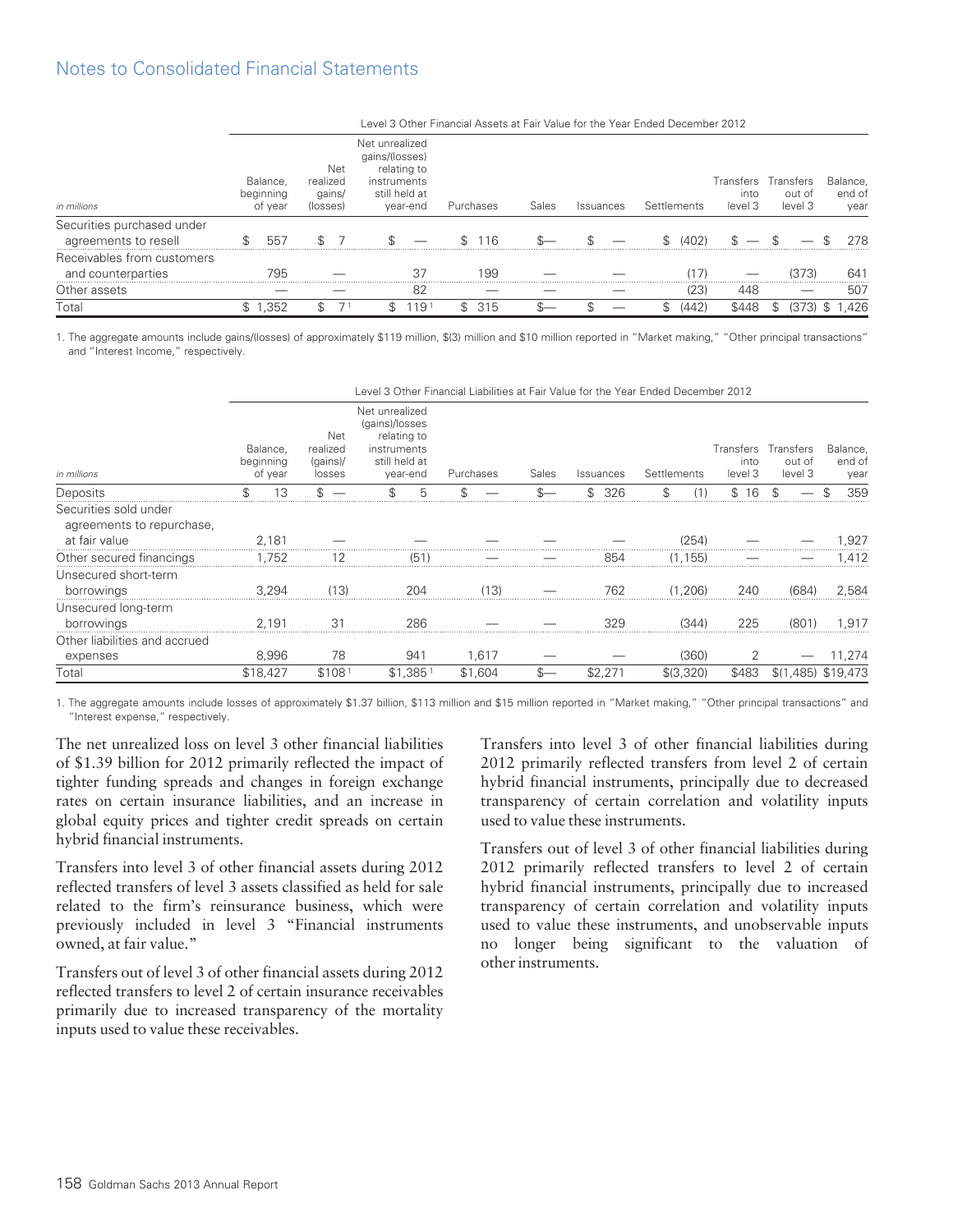## Notes to Consolidated Financial Statements

| in millions | Level 3 Other Financial Assets at Fair Value for the Year Ended December 2012 | | | | | | | | | |
|---|---|---|---|---|---|---|---|---|---|---|
| | Balance, beginning of year | Net realized gains/ (losses) | Net unrealized gains/(losses) relating to instruments still held at year-end | Purchases | Sales | Issuances | Settlements | Transfers into level 3 | Transfers out of level 3 | Balance, end of year |
| Securities purchased under agreements to resell | $ 557 | $ 7 | $ — | $ 116 | $— | $ — | $ (402) | $ — | $ — | $ 278 |
| Receivables from customers and counterparties | 795 | — | 37 | 199 | — | — | (17) | — | (373) | 641 |
| Other assets | — | — | 82 | — | — | — | (23) | 448 | — | 507 |
| Total | $ 1,352 | $ 7[1] | $ 119[1] | $ 315 | $— | $ — | $ (442) | $448 | $ (373) | $ 1,426 |

1. The aggregate amounts include gains/(losses) of approximately $119 million, $(3) million and $10 million reported in "Market making," "Other principal transactions" and "Interest Income," respectively.

| in millions | Level 3 Other Financial Liabilities at Fair Value for the Year Ended December 2012 | | | | | | | | | |
|---|---|---|---|---|---|---|---|---|---|---|
| | Balance, beginning of year | Net realized (gains)/ losses | Net unrealized (gains)/losses relating to instruments still held at year-end | Purchases | Sales | Issuances | Settlements | Transfers into level 3 | Transfers out of level 3 | Balance, end of year |
| Deposits | $ 13 | $ — | $ 5 | $ — | $— | $ 326 | $ (1) | $ 16 | $ — | $ 359 |
| Securities sold under agreements to repurchase, at fair value | 2,181 | — | — | — | — | — | (254) | — | — | 1,927 |
| Other secured financings | 1,752 | 12 | (51) | — | — | 854 | (1,155) | — | — | 1,412 |
| Unsecured short-term borrowings | 3,294 | (13) | 204 | (13) | — | 762 | (1,206) | 240 | (684) | 2,584 |
| Unsecured long-term borrowings | 2,191 | 31 | 286 | — | — | 329 | (344) | 225 | (801) | 1,917 |
| Other liabilities and accrued expenses | 8,996 | 78 | 941 | 1,617 | — | — | (360) | 2 | — | 11,274 |
| Total | $18,427 | $108[1] | $1,385[1] | $1,604 | $— | $2,271 | $(3,320) | $483 | $(1,485) | $19,473 |

1. The aggregate amounts include losses of approximately $1.37 billion, $113 million and $15 million reported in "Market making," "Other principal transactions" and "Interest expense," respectively.

The net unrealized loss on level 3 other financial liabilities of $1.39 billion for 2012 primarily reflected the impact of tighter funding spreads and changes in foreign exchange rates on certain insurance liabilities, and an increase in global equity prices and tighter credit spreads on certain hybrid financial instruments.

Transfers into level 3 of other financial assets during 2012 reflected transfers of level 3 assets classified as held for sale related to the firm's reinsurance business, which were previously included in level 3 "Financial instruments owned, at fair value."

Transfers out of level 3 of other financial assets during 2012 reflected transfers to level 2 of certain insurance receivables primarily due to increased transparency of the mortality inputs used to value these receivables.

Transfers into level 3 of other financial liabilities during 2012 primarily reflected transfers from level 2 of certain hybrid financial instruments, principally due to decreased transparency of certain correlation and volatility inputs used to value these instruments.

Transfers out of level 3 of other financial liabilities during 2012 primarily reflected transfers to level 2 of certain hybrid financial instruments, principally due to increased transparency of certain correlation and volatility inputs used to value these instruments, and unobservable inputs no longer being significant to the valuation of other instruments.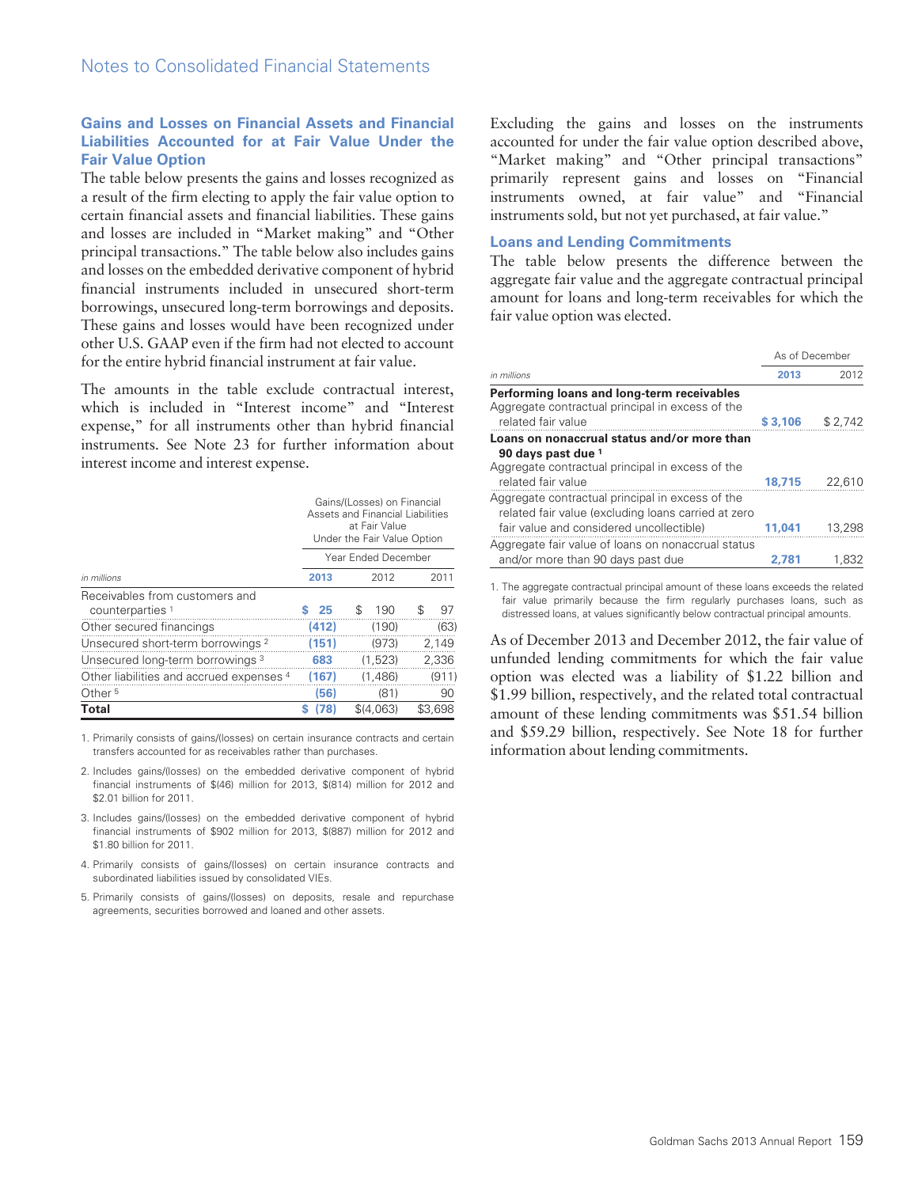Notes to Consolidated Financial Statements

### Gains and Losses on Financial Assets and Financial Liabilities Accounted for at Fair Value Under the Fair Value Option

The table below presents the gains and losses recognized as a result of the firm electing to apply the fair value option to certain financial assets and financial liabilities. These gains and losses are included in "Market making" and "Other principal transactions." The table below also includes gains and losses on the embedded derivative component of hybrid financial instruments included in unsecured short-term borrowings, unsecured long-term borrowings and deposits. These gains and losses would have been recognized under other U.S. GAAP even if the firm had not elected to account for the entire hybrid financial instrument at fair value.

The amounts in the table exclude contractual interest, which is included in "Interest income" and "Interest expense," for all instruments other than hybrid financial instruments. See Note 23 for further information about interest income and interest expense.

| | Gains/(Losses) on Financial Assets and Financial Liabilities at Fair Value Under the Fair Value Option | | |
|---|---|---|---|
| | Year Ended December | | |
| *in millions* | **2013** | 2012 | 2011 |
| Receivables from customers and counterparties [1] | **$ 25** | $ 190 | $ 97 |
| Other secured financings | **(412)** | (190) | (63) |
| Unsecured short-term borrowings [2] | **(151)** | (973) | 2,149 |
| Unsecured long-term borrowings [3] | **683** | (1,523) | 2,336 |
| Other liabilities and accrued expenses [4] | **(167)** | (1,486) | (911) |
| Other [5] | **(56)** | (81) | 90 |
| **Total** | **$ (78)** | $(4,063) | $3,698 |

1. Primarily consists of gains/(losses) on certain insurance contracts and certain transfers accounted for as receivables rather than purchases.
2. Includes gains/(losses) on the embedded derivative component of hybrid financial instruments of $(46) million for 2013, $(814) million for 2012 and $2.01 billion for 2011.
3. Includes gains/(losses) on the embedded derivative component of hybrid financial instruments of $902 million for 2013, $(887) million for 2012 and $1.80 billion for 2011.
4. Primarily consists of gains/(losses) on certain insurance contracts and subordinated liabilities issued by consolidated VIEs.
5. Primarily consists of gains/(losses) on deposits, resale and repurchase agreements, securities borrowed and loaned and other assets.

Excluding the gains and losses on the instruments accounted for under the fair value option described above, "Market making" and "Other principal transactions" primarily represent gains and losses on "Financial instruments owned, at fair value" and "Financial instruments sold, but not yet purchased, at fair value."

### Loans and Lending Commitments

The table below presents the difference between the aggregate fair value and the aggregate contractual principal amount for loans and long-term receivables for which the fair value option was elected.

| | As of December | |
|---|---|---|
| *in millions* | **2013** | 2012 |
| **Performing loans and long-term receivables** | | |
| Aggregate contractual principal in excess of the related fair value | **$ 3,106** | $ 2,742 |
| **Loans on nonaccrual status and/or more than 90 days past due [1]** | | |
| Aggregate contractual principal in excess of the related fair value | **18,715** | 22,610 |
| Aggregate contractual principal in excess of the related fair value (excluding loans carried at zero fair value and considered uncollectible) | **11,041** | 13,298 |
| Aggregate fair value of loans on nonaccrual status and/or more than 90 days past due | **2,781** | 1,832 |

1. The aggregate contractual principal amount of these loans exceeds the related fair value primarily because the firm regularly purchases loans, such as distressed loans, at values significantly below contractual principal amounts.

As of December 2013 and December 2012, the fair value of unfunded lending commitments for which the fair value option was elected was a liability of $1.22 billion and $1.99 billion, respectively, and the related total contractual amount of these lending commitments was $51.54 billion and $59.29 billion, respectively. See Note 18 for further information about lending commitments.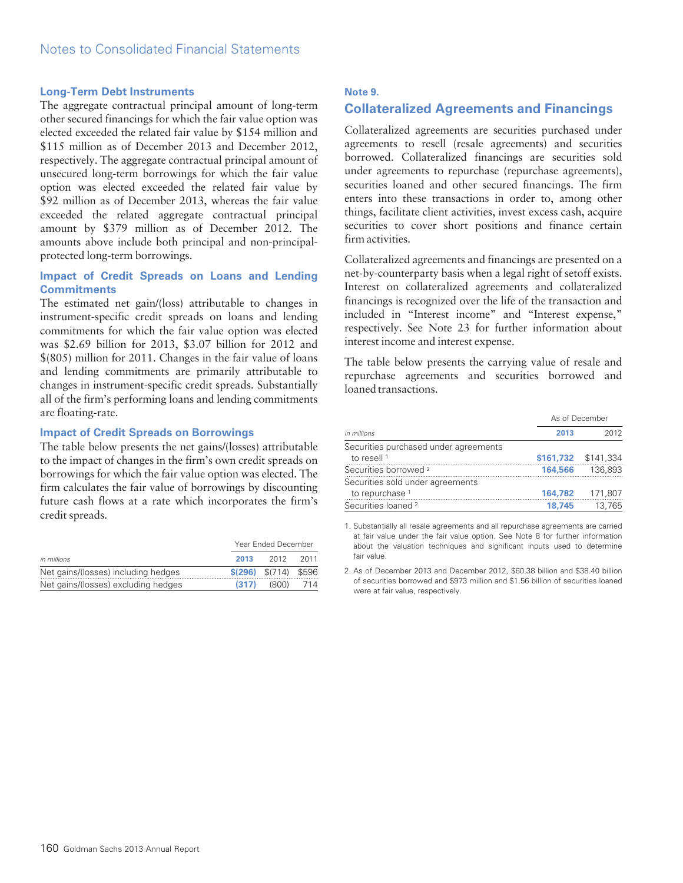### Long-Term Debt Instruments

The aggregate contractual principal amount of long-term other secured financings for which the fair value option was elected exceeded the related fair value by $154 million and $115 million as of December 2013 and December 2012, respectively. The aggregate contractual principal amount of unsecured long-term borrowings for which the fair value option was elected exceeded the related fair value by $92 million as of December 2013, whereas the fair value exceeded the related aggregate contractual principal amount by $379 million as of December 2012. The amounts above include both principal and non-principal-protected long-term borrowings.

### Impact of Credit Spreads on Loans and Lending Commitments

The estimated net gain/(loss) attributable to changes in instrument-specific credit spreads on loans and lending commitments for which the fair value option was elected was $2.69 billion for 2013, $3.07 billion for 2012 and $(805) million for 2011. Changes in the fair value of loans and lending commitments are primarily attributable to changes in instrument-specific credit spreads. Substantially all of the firm's performing loans and lending commitments are floating-rate.

### Impact of Credit Spreads on Borrowings

The table below presents the net gains/(losses) attributable to the impact of changes in the firm's own credit spreads on borrowings for which the fair value option was elected. The firm calculates the fair value of borrowings by discounting future cash flows at a rate which incorporates the firm's credit spreads.

| | Year Ended December | | |
|---|---|---|---|
| *in millions* | **2013** | 2012 | 2011 |
| Net gains/(losses) including hedges | **$(296)** | $(714) | $596 |
| Net gains/(losses) excluding hedges | **(317)** | (800) | 714 |

## Note 9. Collateralized Agreements and Financings

Collateralized agreements are securities purchased under agreements to resell (resale agreements) and securities borrowed. Collateralized financings are securities sold under agreements to repurchase (repurchase agreements), securities loaned and other secured financings. The firm enters into these transactions in order to, among other things, facilitate client activities, invest excess cash, acquire securities to cover short positions and finance certain firm activities.

Collateralized agreements and financings are presented on a net-by-counterparty basis when a legal right of setoff exists. Interest on collateralized agreements and collateralized financings is recognized over the life of the transaction and included in "Interest income" and "Interest expense," respectively. See Note 23 for further information about interest income and interest expense.

The table below presents the carrying value of resale and repurchase agreements and securities borrowed and loaned transactions.

| | As of December | |
|---|---|---|
| *in millions* | **2013** | 2012 |
| Securities purchased under agreements to resell [1] | **$161,732** | $141,334 |
| Securities borrowed [2] | **164,566** | 136,893 |
| Securities sold under agreements to repurchase [1] | **164,782** | 171,807 |
| Securities loaned [2] | **18,745** | 13,765 |

1. Substantially all resale agreements and all repurchase agreements are carried at fair value under the fair value option. See Note 8 for further information about the valuation techniques and significant inputs used to determine fair value.

2. As of December 2013 and December 2012, $60.38 billion and $38.40 billion of securities borrowed and $973 million and $1.56 billion of securities loaned were at fair value, respectively.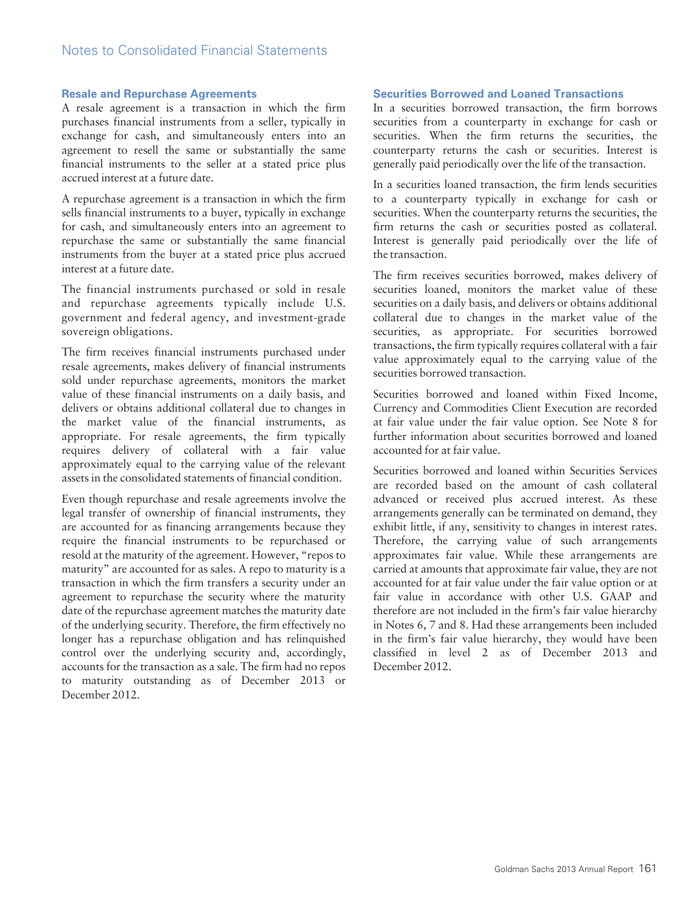### Resale and Repurchase Agreements

A resale agreement is a transaction in which the firm purchases financial instruments from a seller, typically in exchange for cash, and simultaneously enters into an agreement to resell the same or substantially the same financial instruments to the seller at a stated price plus accrued interest at a future date.

A repurchase agreement is a transaction in which the firm sells financial instruments to a buyer, typically in exchange for cash, and simultaneously enters into an agreement to repurchase the same or substantially the same financial instruments from the buyer at a stated price plus accrued interest at a future date.

The financial instruments purchased or sold in resale and repurchase agreements typically include U.S. government and federal agency, and investment-grade sovereign obligations.

The firm receives financial instruments purchased under resale agreements, makes delivery of financial instruments sold under repurchase agreements, monitors the market value of these financial instruments on a daily basis, and delivers or obtains additional collateral due to changes in the market value of the financial instruments, as appropriate. For resale agreements, the firm typically requires delivery of collateral with a fair value approximately equal to the carrying value of the relevant assets in the consolidated statements of financial condition.

Even though repurchase and resale agreements involve the legal transfer of ownership of financial instruments, they are accounted for as financing arrangements because they require the financial instruments to be repurchased or resold at the maturity of the agreement. However, "repos to maturity" are accounted for as sales. A repo to maturity is a transaction in which the firm transfers a security under an agreement to repurchase the security where the maturity date of the repurchase agreement matches the maturity date of the underlying security. Therefore, the firm effectively no longer has a repurchase obligation and has relinquished control over the underlying security and, accordingly, accounts for the transaction as a sale. The firm had no repos to maturity outstanding as of December 2013 or December 2012.

### Securities Borrowed and Loaned Transactions

In a securities borrowed transaction, the firm borrows securities from a counterparty in exchange for cash or securities. When the firm returns the securities, the counterparty returns the cash or securities. Interest is generally paid periodically over the life of the transaction.

In a securities loaned transaction, the firm lends securities to a counterparty typically in exchange for cash or securities. When the counterparty returns the securities, the firm returns the cash or securities posted as collateral. Interest is generally paid periodically over the life of the transaction.

The firm receives securities borrowed, makes delivery of securities loaned, monitors the market value of these securities on a daily basis, and delivers or obtains additional collateral due to changes in the market value of the securities, as appropriate. For securities borrowed transactions, the firm typically requires collateral with a fair value approximately equal to the carrying value of the securities borrowed transaction.

Securities borrowed and loaned within Fixed Income, Currency and Commodities Client Execution are recorded at fair value under the fair value option. See Note 8 for further information about securities borrowed and loaned accounted for at fair value.

Securities borrowed and loaned within Securities Services are recorded based on the amount of cash collateral advanced or received plus accrued interest. As these arrangements generally can be terminated on demand, they exhibit little, if any, sensitivity to changes in interest rates. Therefore, the carrying value of such arrangements approximates fair value. While these arrangements are carried at amounts that approximate fair value, they are not accounted for at fair value under the fair value option or at fair value in accordance with other U.S. GAAP and therefore are not included in the firm's fair value hierarchy in Notes 6, 7 and 8. Had these arrangements been included in the firm's fair value hierarchy, they would have been classified in level 2 as of December 2013 and December 2012.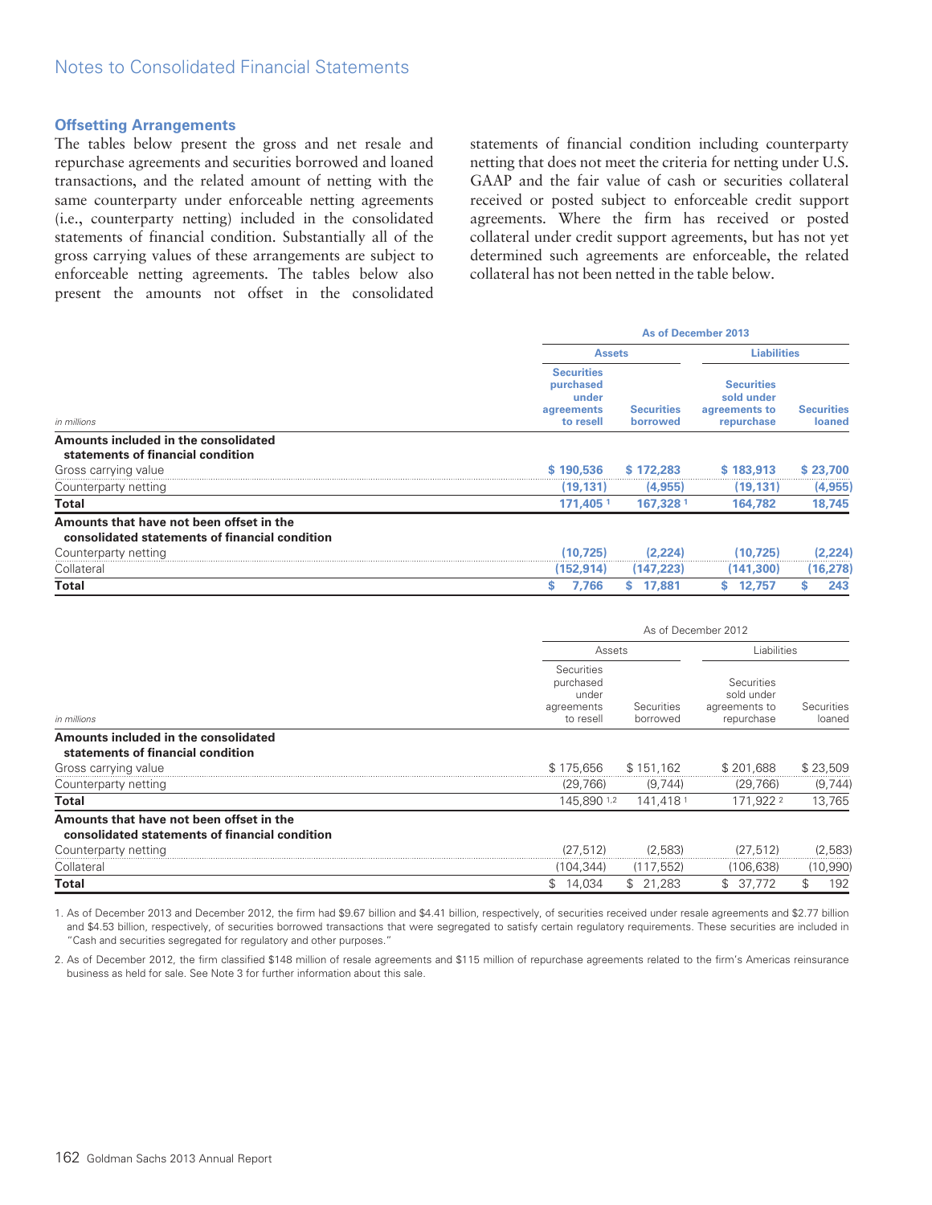Notes to Consolidated Financial Statements

### Offsetting Arrangements

The tables below present the gross and net resale and repurchase agreements and securities borrowed and loaned transactions, and the related amount of netting with the same counterparty under enforceable netting agreements (i.e., counterparty netting) included in the consolidated statements of financial condition. Substantially all of the gross carrying values of these arrangements are subject to enforceable netting agreements. The tables below also present the amounts not offset in the consolidated statements of financial condition including counterparty netting that does not meet the criteria for netting under U.S. GAAP and the fair value of cash or securities collateral received or posted subject to enforceable credit support agreements. Where the firm has received or posted collateral under credit support agreements, but has not yet determined such agreements are enforceable, the related collateral has not been netted in the table below.

| | As of December 2013 | | | |
|---|---|---|---|---|
| | Assets | | Liabilities | |
| *in millions* | Securities purchased under agreements to resell | Securities borrowed | Securities sold under agreements to repurchase | Securities loaned |
| **Amounts included in the consolidated statements of financial condition** | | | | |
| Gross carrying value | $ 190,536 | $ 172,283 | $ 183,913 | $ 23,700 |
| Counterparty netting | (19,131) | (4,955) | (19,131) | (4,955) |
| **Total** | 171,405 [1] | 167,328 [1] | 164,782 | 18,745 |
| **Amounts that have not been offset in the consolidated statements of financial condition** | | | | |
| Counterparty netting | (10,725) | (2,224) | (10,725) | (2,224) |
| Collateral | (152,914) | (147,223) | (141,300) | (16,278) |
| **Total** | $ 7,766 | $ 17,881 | $ 12,757 | $ 243 |

| | As of December 2012 | | | |
|---|---|---|---|---|
| | Assets | | Liabilities | |
| *in millions* | Securities purchased under agreements to resell | Securities borrowed | Securities sold under agreements to repurchase | Securities loaned |
| **Amounts included in the consolidated statements of financial condition** | | | | |
| Gross carrying value | $ 175,656 | $ 151,162 | $ 201,688 | $ 23,509 |
| Counterparty netting | (29,766) | (9,744) | (29,766) | (9,744) |
| **Total** | 145,890 [1,2] | 141,418 [1] | 171,922 [2] | 13,765 |
| **Amounts that have not been offset in the consolidated statements of financial condition** | | | | |
| Counterparty netting | (27,512) | (2,583) | (27,512) | (2,583) |
| Collateral | (104,344) | (117,552) | (106,638) | (10,990) |
| **Total** | $ 14,034 | $ 21,283 | $ 37,772 | $ 192 |

1. As of December 2013 and December 2012, the firm had $9.67 billion and $4.41 billion, respectively, of securities received under resale agreements and $2.77 billion and $4.53 billion, respectively, of securities borrowed transactions that were segregated to satisfy certain regulatory requirements. These securities are included in "Cash and securities segregated for regulatory and other purposes."

2. As of December 2012, the firm classified $148 million of resale agreements and $115 million of repurchase agreements related to the firm's Americas reinsurance business as held for sale. See Note 3 for further information about this sale.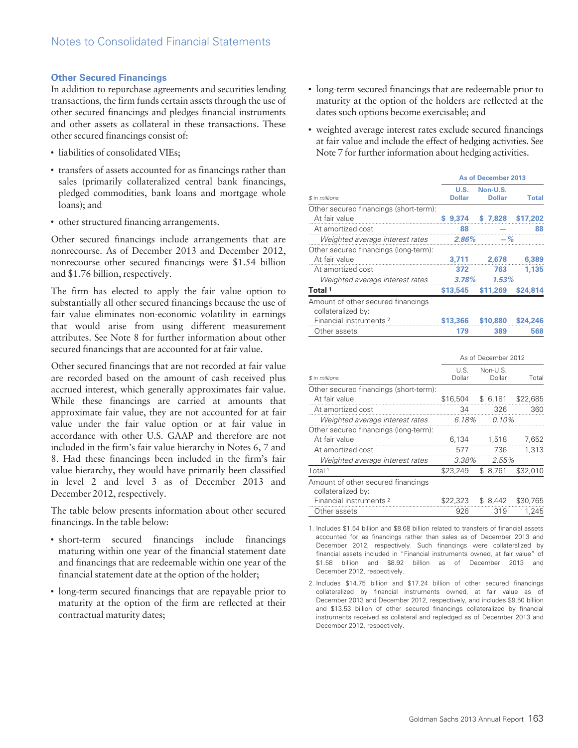## Other Secured Financings

In addition to repurchase agreements and securities lending transactions, the firm funds certain assets through the use of other secured financings and pledges financial instruments and other assets as collateral in these transactions. These other secured financings consist of:

- liabilities of consolidated VIEs;
- transfers of assets accounted for as financings rather than sales (primarily collateralized central bank financings, pledged commodities, bank loans and mortgage whole loans); and
- other structured financing arrangements.

Other secured financings include arrangements that are nonrecourse. As of December 2013 and December 2012, nonrecourse other secured financings were $1.54 billion and $1.76 billion, respectively.

The firm has elected to apply the fair value option to substantially all other secured financings because the use of fair value eliminates non-economic volatility in earnings that would arise from using different measurement attributes. See Note 8 for further information about other secured financings that are accounted for at fair value.

Other secured financings that are not recorded at fair value are recorded based on the amount of cash received plus accrued interest, which generally approximates fair value. While these financings are carried at amounts that approximate fair value, they are not accounted for at fair value under the fair value option or at fair value in accordance with other U.S. GAAP and therefore are not included in the firm's fair value hierarchy in Notes 6, 7 and 8. Had these financings been included in the firm's fair value hierarchy, they would have primarily been classified in level 2 and level 3 as of December 2013 and December 2012, respectively.

The table below presents information about other secured financings. In the table below:

- short-term secured financings include financings maturing within one year of the financial statement date and financings that are redeemable within one year of the financial statement date at the option of the holder;
- long-term secured financings that are repayable prior to maturity at the option of the firm are reflected at their contractual maturity dates;
- long-term secured financings that are redeemable prior to maturity at the option of the holders are reflected at the dates such options become exercisable; and
- weighted average interest rates exclude secured financings at fair value and include the effect of hedging activities. See Note 7 for further information about hedging activities.

| | As of December 2013 | | |
|---|---|---|---|
| *$ in millions* | **U.S. Dollar** | **Non-U.S. Dollar** | **Total** |
| Other secured financings (short-term): | | | |
| At fair value | **$ 9,374** | **$ 7,828** | **$17,202** |
| At amortized cost | **88** | **—** | **88** |
| *Weighted average interest rates* | ***2.86%*** | ***—%*** | |
| Other secured financings (long-term): | | | |
| At fair value | **3,711** | **2,678** | **6,389** |
| At amortized cost | **372** | **763** | **1,135** |
| *Weighted average interest rates* | ***3.78%*** | ***1.53%*** | |
| **Total** [1] | **$13,545** | **$11,269** | **$24,814** |
| Amount of other secured financings collateralized by: | | | |
| Financial instruments [2] | **$13,366** | **$10,880** | **$24,246** |
| Other assets | **179** | **389** | **568** |

| | As of December 2012 | | |
|---|---|---|---|
| *$ in millions* | U.S. Dollar | Non-U.S. Dollar | Total |
| Other secured financings (short-term): | | | |
| At fair value | $16,504 | $ 6,181 | $22,685 |
| At amortized cost | 34 | 326 | 360 |
| *Weighted average interest rates* | *6.18%* | *0.10%* | |
| Other secured financings (long-term): | | | |
| At fair value | 6,134 | 1,518 | 7,652 |
| At amortized cost | 577 | 736 | 1,313 |
| *Weighted average interest rates* | *3.38%* | *2.55%* | |
| Total [1] | $23,249 | $ 8,761 | $32,010 |
| Amount of other secured financings collateralized by: | | | |
| Financial instruments [2] | $22,323 | $ 8,442 | $30,765 |
| Other assets | 926 | 319 | 1,245 |

1. Includes $1.54 billion and $8.68 billion related to transfers of financial assets accounted for as financings rather than sales as of December 2013 and December 2012, respectively. Such financings were collateralized by financial assets included in "Financial instruments owned, at fair value" of $1.58 billion and $8.92 billion as of December 2013 and December 2012, respectively.

2. Includes $14.75 billion and $17.24 billion of other secured financings collateralized by financial instruments owned, at fair value as of December 2013 and December 2012, respectively, and includes $9.50 billion and $13.53 billion of other secured financings collateralized by financial instruments received as collateral and repledged as of December 2013 and December 2012, respectively.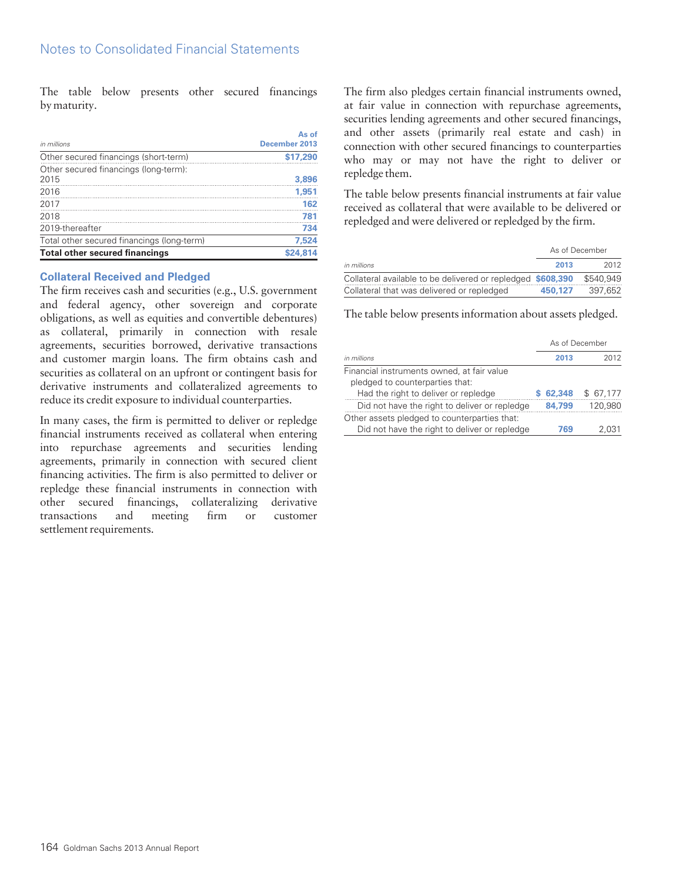The table below presents other secured financings by maturity.

| in millions | As of December 2013 |
|---|---|
| Other secured financings (short-term) | $17,290 |
| Other secured financings (long-term): | |
| 2015 | 3,896 |
| 2016 | 1,951 |
| 2017 | 162 |
| 2018 | 781 |
| 2019-thereafter | 734 |
| Total other secured financings (long-term) | 7,524 |
| **Total other secured financings** | **$24,814** |

### Collateral Received and Pledged

The firm receives cash and securities (e.g., U.S. government and federal agency, other sovereign and corporate obligations, as well as equities and convertible debentures) as collateral, primarily in connection with resale agreements, securities borrowed, derivative transactions and customer margin loans. The firm obtains cash and securities as collateral on an upfront or contingent basis for derivative instruments and collateralized agreements to reduce its credit exposure to individual counterparties.

In many cases, the firm is permitted to deliver or repledge financial instruments received as collateral when entering into repurchase agreements and securities lending agreements, primarily in connection with secured client financing activities. The firm is also permitted to deliver or repledge these financial instruments in connection with other secured financings, collateralizing derivative transactions and meeting firm or customer settlement requirements.

The firm also pledges certain financial instruments owned, at fair value in connection with repurchase agreements, securities lending agreements and other secured financings, and other assets (primarily real estate and cash) in connection with other secured financings to counterparties who may or may not have the right to deliver or repledge them.

The table below presents financial instruments at fair value received as collateral that were available to be delivered or repledged and were delivered or repledged by the firm.

| | As of December | |
|---|---|---|
| in millions | 2013 | 2012 |
| Collateral available to be delivered or repledged | $608,390 | $540,949 |
| Collateral that was delivered or repledged | 450,127 | 397,652 |

The table below presents information about assets pledged.

| | As of December | |
|---|---|---|
| in millions | 2013 | 2012 |
| Financial instruments owned, at fair value pledged to counterparties that: | | |
| Had the right to deliver or repledge | $ 62,348 | $ 67,177 |
| Did not have the right to deliver or repledge | 84,799 | 120,980 |
| Other assets pledged to counterparties that: | | |
| Did not have the right to deliver or repledge | 769 | 2,031 |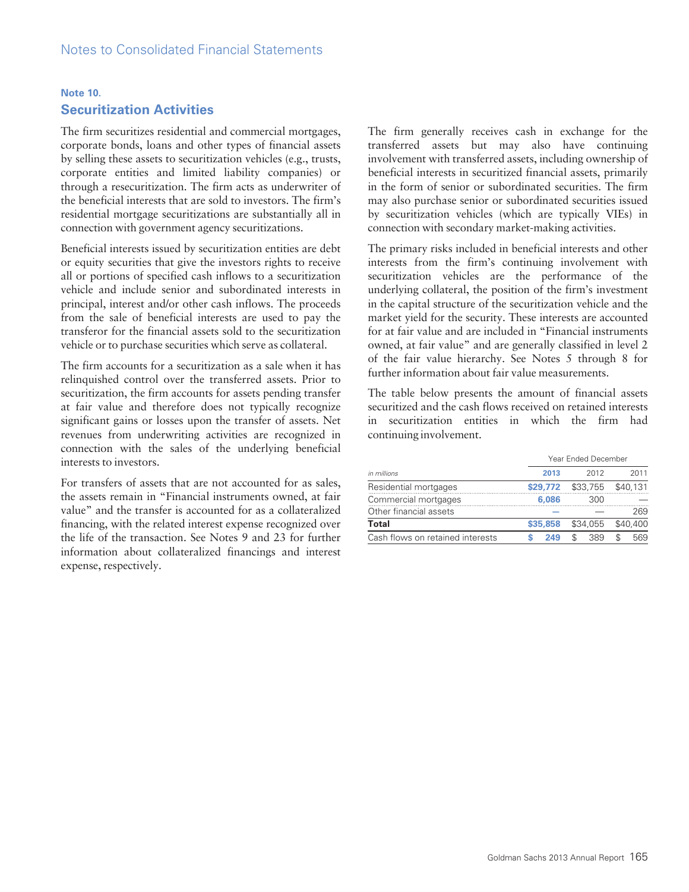## Note 10.

## Securitization Activities

The firm securitizes residential and commercial mortgages, corporate bonds, loans and other types of financial assets by selling these assets to securitization vehicles (e.g., trusts, corporate entities and limited liability companies) or through a resecuritization. The firm acts as underwriter of the beneficial interests that are sold to investors. The firm's residential mortgage securitizations are substantially all in connection with government agency securitizations.

Beneficial interests issued by securitization entities are debt or equity securities that give the investors rights to receive all or portions of specified cash inflows to a securitization vehicle and include senior and subordinated interests in principal, interest and/or other cash inflows. The proceeds from the sale of beneficial interests are used to pay the transferor for the financial assets sold to the securitization vehicle or to purchase securities which serve as collateral.

The firm accounts for a securitization as a sale when it has relinquished control over the transferred assets. Prior to securitization, the firm accounts for assets pending transfer at fair value and therefore does not typically recognize significant gains or losses upon the transfer of assets. Net revenues from underwriting activities are recognized in connection with the sales of the underlying beneficial interests to investors.

For transfers of assets that are not accounted for as sales, the assets remain in "Financial instruments owned, at fair value" and the transfer is accounted for as a collateralized financing, with the related interest expense recognized over the life of the transaction. See Notes 9 and 23 for further information about collateralized financings and interest expense, respectively.

The firm generally receives cash in exchange for the transferred assets but may also have continuing involvement with transferred assets, including ownership of beneficial interests in securitized financial assets, primarily in the form of senior or subordinated securities. The firm may also purchase senior or subordinated securities issued by securitization vehicles (which are typically VIEs) in connection with secondary market-making activities.

The primary risks included in beneficial interests and other interests from the firm's continuing involvement with securitization vehicles are the performance of the underlying collateral, the position of the firm's investment in the capital structure of the securitization vehicle and the market yield for the security. These interests are accounted for at fair value and are included in "Financial instruments owned, at fair value" and are generally classified in level 2 of the fair value hierarchy. See Notes 5 through 8 for further information about fair value measurements.

The table below presents the amount of financial assets securitized and the cash flows received on retained interests in securitization entities in which the firm had continuing involvement.

| | Year Ended December | | |
|---|---|---|---|
| *in millions* | **2013** | 2012 | 2011 |
| Residential mortgages | **$29,772** | $33,755 | $40,131 |
| Commercial mortgages | **6,086** | 300 | — |
| Other financial assets | **—** | — | 269 |
| **Total** | **$35,858** | $34,055 | $40,400 |
| Cash flows on retained interests | **$ 249** | $ 389 | $ 569 |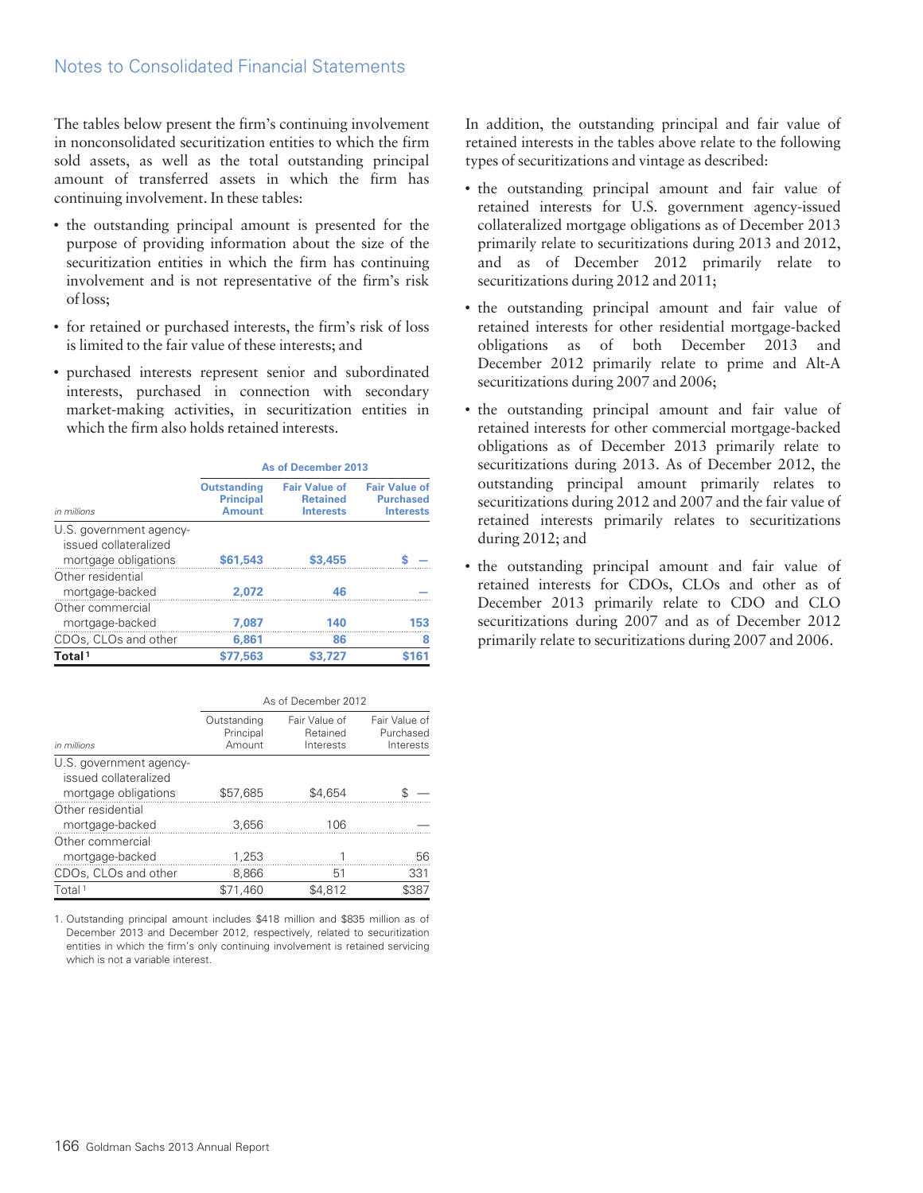The tables below present the firm's continuing involvement in nonconsolidated securitization entities to which the firm sold assets, as well as the total outstanding principal amount of transferred assets in which the firm has continuing involvement. In these tables:

- the outstanding principal amount is presented for the purpose of providing information about the size of the securitization entities in which the firm has continuing involvement and is not representative of the firm's risk of loss;
- for retained or purchased interests, the firm's risk of loss is limited to the fair value of these interests; and
- purchased interests represent senior and subordinated interests, purchased in connection with secondary market-making activities, in securitization entities in which the firm also holds retained interests.

| | As of December 2013 | | |
|---|---|---|---|
| *in millions* | **Outstanding Principal Amount** | **Fair Value of Retained Interests** | **Fair Value of Purchased Interests** |
| U.S. government agency-issued collateralized mortgage obligations | **$61,543** | **$3,455** | **$ —** |
| Other residential mortgage-backed | **2,072** | **46** | **—** |
| Other commercial mortgage-backed | **7,087** | **140** | **153** |
| CDOs, CLOs and other | **6,861** | **86** | **8** |
| **Total [1]** | **$77,563** | **$3,727** | **$161** |

| | As of December 2012 | | |
|---|---|---|---|
| *in millions* | Outstanding Principal Amount | Fair Value of Retained Interests | Fair Value of Purchased Interests |
| U.S. government agency-issued collateralized mortgage obligations | $57,685 | $4,654 | $ — |
| Other residential mortgage-backed | 3,656 | 106 | — |
| Other commercial mortgage-backed | 1,253 | 1 | 56 |
| CDOs, CLOs and other | 8,866 | 51 | 331 |
| Total [1] | $71,460 | $4,812 | $387 |

1. Outstanding principal amount includes $418 million and $835 million as of December 2013 and December 2012, respectively, related to securitization entities in which the firm's only continuing involvement is retained servicing which is not a variable interest.

In addition, the outstanding principal and fair value of retained interests in the tables above relate to the following types of securitizations and vintage as described:

- the outstanding principal amount and fair value of retained interests for U.S. government agency-issued collateralized mortgage obligations as of December 2013 primarily relate to securitizations during 2013 and 2012, and as of December 2012 primarily relate to securitizations during 2012 and 2011;
- the outstanding principal amount and fair value of retained interests for other residential mortgage-backed obligations as of both December 2013 and December 2012 primarily relate to prime and Alt-A securitizations during 2007 and 2006;
- the outstanding principal amount and fair value of retained interests for other commercial mortgage-backed obligations as of December 2013 primarily relate to securitizations during 2013. As of December 2012, the outstanding principal amount primarily relates to securitizations during 2012 and 2007 and the fair value of retained interests primarily relates to securitizations during 2012; and
- the outstanding principal amount and fair value of retained interests for CDOs, CLOs and other as of December 2013 primarily relate to CDO and CLO securitizations during 2007 and as of December 2012 primarily relate to securitizations during 2007 and 2006.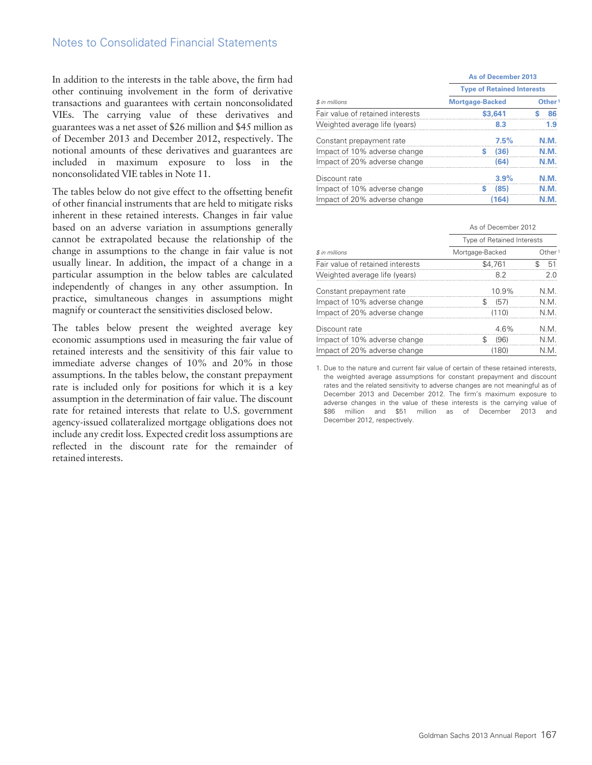In addition to the interests in the table above, the firm had other continuing involvement in the form of derivative transactions and guarantees with certain nonconsolidated VIEs. The carrying value of these derivatives and guarantees was a net asset of $26 million and $45 million as of December 2013 and December 2012, respectively. The notional amounts of these derivatives and guarantees are included in maximum exposure to loss in the nonconsolidated VIE tables in Note 11.

The tables below do not give effect to the offsetting benefit of other financial instruments that are held to mitigate risks inherent in these retained interests. Changes in fair value based on an adverse variation in assumptions generally cannot be extrapolated because the relationship of the change in assumptions to the change in fair value is not usually linear. In addition, the impact of a change in a particular assumption in the below tables are calculated independently of changes in any other assumption. In practice, simultaneous changes in assumptions might magnify or counteract the sensitivities disclosed below.

The tables below present the weighted average key economic assumptions used in measuring the fair value of retained interests and the sensitivity of this fair value to immediate adverse changes of 10% and 20% in those assumptions. In the tables below, the constant prepayment rate is included only for positions for which it is a key assumption in the determination of fair value. The discount rate for retained interests that relate to U.S. government agency-issued collateralized mortgage obligations does not include any credit loss. Expected credit loss assumptions are reflected in the discount rate for the remainder of retained interests.

| | As of December 2013 | |
|---|---|---|
| | Type of Retained Interests | |
| $ in millions | Mortgage-Backed | Other[1] |
| Fair value of retained interests | $3,641 | $ 86 |
| Weighted average life (years) | 8.3 | 1.9 |
| Constant prepayment rate | 7.5% | N.M. |
| Impact of 10% adverse change | $ (36) | N.M. |
| Impact of 20% adverse change | (64) | N.M. |
| Discount rate | 3.9% | N.M. |
| Impact of 10% adverse change | $ (85) | N.M. |
| Impact of 20% adverse change | (164) | N.M. |

| | As of December 2012 | |
|---|---|---|
| | Type of Retained Interests | |
| $ in millions | Mortgage-Backed | Other[1] |
| Fair value of retained interests | $4,761 | $ 51 |
| Weighted average life (years) | 8.2 | 2.0 |
| Constant prepayment rate | 10.9% | N.M. |
| Impact of 10% adverse change | $ (57) | N.M. |
| Impact of 20% adverse change | (110) | N.M. |
| Discount rate | 4.6% | N.M. |
| Impact of 10% adverse change | $ (96) | N.M. |
| Impact of 20% adverse change | (180) | N.M. |

1. Due to the nature and current fair value of certain of these retained interests, the weighted average assumptions for constant prepayment and discount rates and the related sensitivity to adverse changes are not meaningful as of December 2013 and December 2012. The firm's maximum exposure to adverse changes in the value of these interests is the carrying value of $86 million and $51 million as of December 2013 and December 2012, respectively.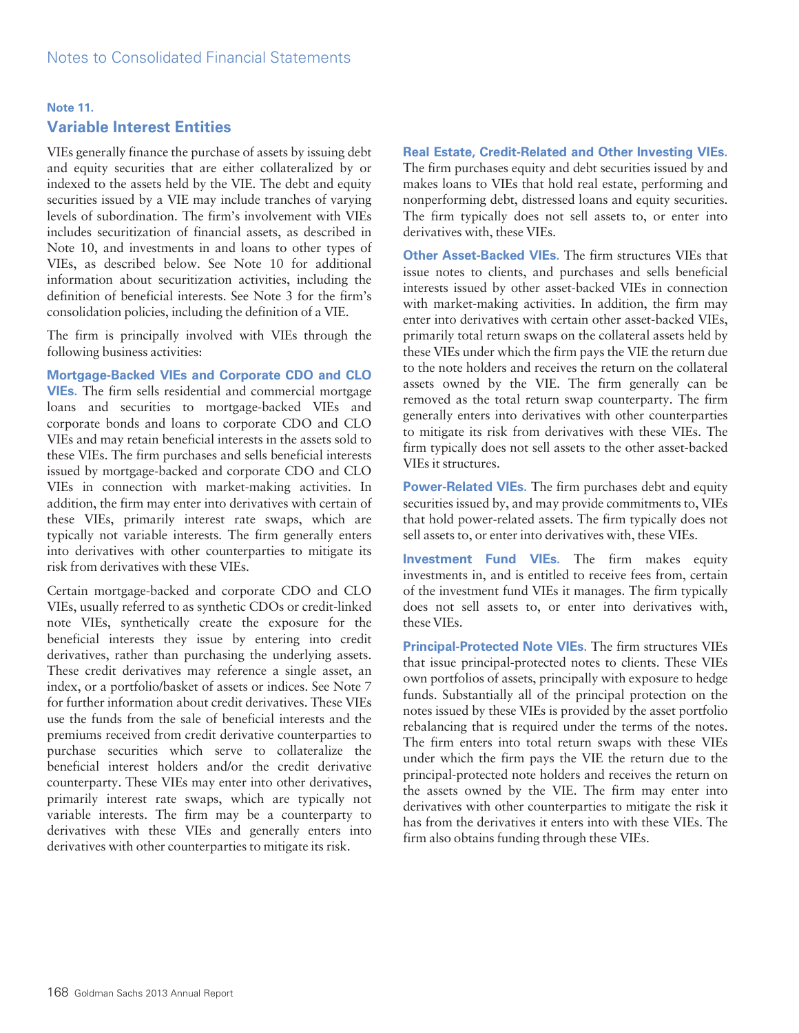## Note 11.

## Variable Interest Entities

VIEs generally finance the purchase of assets by issuing debt and equity securities that are either collateralized by or indexed to the assets held by the VIE. The debt and equity securities issued by a VIE may include tranches of varying levels of subordination. The firm's involvement with VIEs includes securitization of financial assets, as described in Note 10, and investments in and loans to other types of VIEs, as described below. See Note 10 for additional information about securitization activities, including the definition of beneficial interests. See Note 3 for the firm's consolidation policies, including the definition of a VIE.

The firm is principally involved with VIEs through the following business activities:

**Mortgage-Backed VIEs and Corporate CDO and CLO VIEs.** The firm sells residential and commercial mortgage loans and securities to mortgage-backed VIEs and corporate bonds and loans to corporate CDO and CLO VIEs and may retain beneficial interests in the assets sold to these VIEs. The firm purchases and sells beneficial interests issued by mortgage-backed and corporate CDO and CLO VIEs in connection with market-making activities. In addition, the firm may enter into derivatives with certain of these VIEs, primarily interest rate swaps, which are typically not variable interests. The firm generally enters into derivatives with other counterparties to mitigate its risk from derivatives with these VIEs.

Certain mortgage-backed and corporate CDO and CLO VIEs, usually referred to as synthetic CDOs or credit-linked note VIEs, synthetically create the exposure for the beneficial interests they issue by entering into credit derivatives, rather than purchasing the underlying assets. These credit derivatives may reference a single asset, an index, or a portfolio/basket of assets or indices. See Note 7 for further information about credit derivatives. These VIEs use the funds from the sale of beneficial interests and the premiums received from credit derivative counterparties to purchase securities which serve to collateralize the beneficial interest holders and/or the credit derivative counterparty. These VIEs may enter into other derivatives, primarily interest rate swaps, which are typically not variable interests. The firm may be a counterparty to derivatives with these VIEs and generally enters into derivatives with other counterparties to mitigate its risk.

**Real Estate, Credit-Related and Other Investing VIEs.** The firm purchases equity and debt securities issued by and makes loans to VIEs that hold real estate, performing and nonperforming debt, distressed loans and equity securities. The firm typically does not sell assets to, or enter into derivatives with, these VIEs.

**Other Asset-Backed VIEs.** The firm structures VIEs that issue notes to clients, and purchases and sells beneficial interests issued by other asset-backed VIEs in connection with market-making activities. In addition, the firm may enter into derivatives with certain other asset-backed VIEs, primarily total return swaps on the collateral assets held by these VIEs under which the firm pays the VIE the return due to the note holders and receives the return on the collateral assets owned by the VIE. The firm generally can be removed as the total return swap counterparty. The firm generally enters into derivatives with other counterparties to mitigate its risk from derivatives with these VIEs. The firm typically does not sell assets to the other asset-backed VIEs it structures.

**Power-Related VIEs.** The firm purchases debt and equity securities issued by, and may provide commitments to, VIEs that hold power-related assets. The firm typically does not sell assets to, or enter into derivatives with, these VIEs.

**Investment Fund VIEs.** The firm makes equity investments in, and is entitled to receive fees from, certain of the investment fund VIEs it manages. The firm typically does not sell assets to, or enter into derivatives with, these VIEs.

**Principal-Protected Note VIEs.** The firm structures VIEs that issue principal-protected notes to clients. These VIEs own portfolios of assets, principally with exposure to hedge funds. Substantially all of the principal protection on the notes issued by these VIEs is provided by the asset portfolio rebalancing that is required under the terms of the notes. The firm enters into total return swaps with these VIEs under which the firm pays the VIE the return due to the principal-protected note holders and receives the return on the assets owned by the VIE. The firm may enter into derivatives with other counterparties to mitigate the risk it has from the derivatives it enters into with these VIEs. The firm also obtains funding through these VIEs.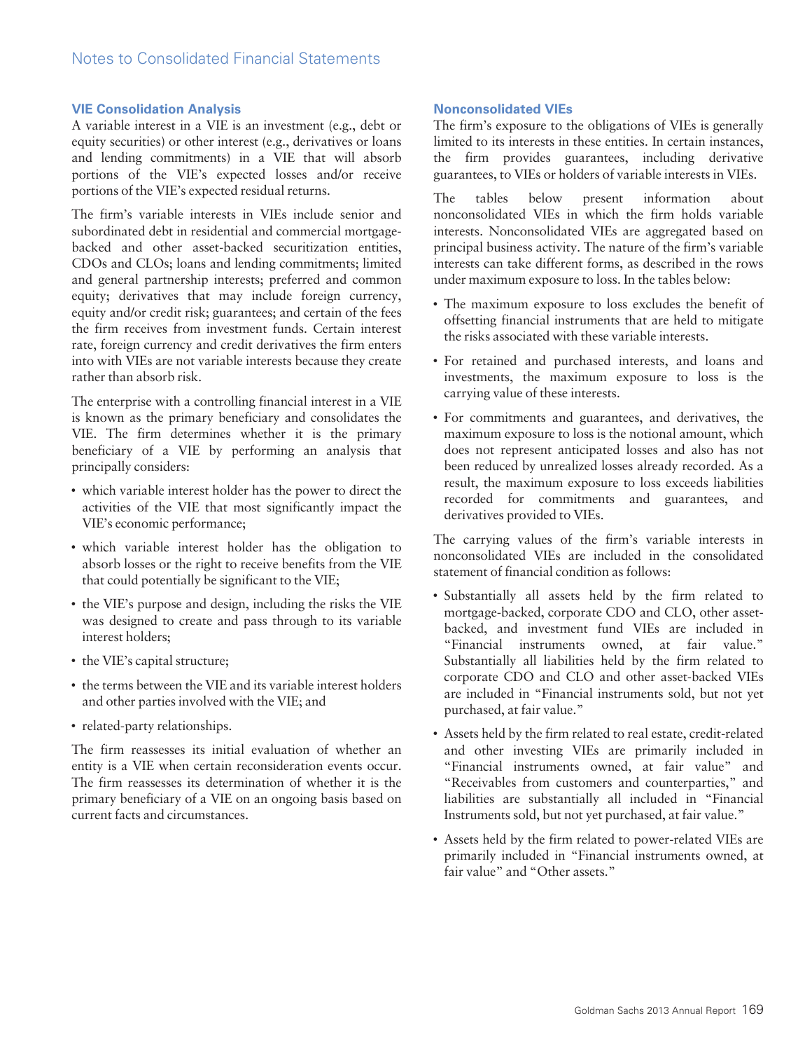### VIE Consolidation Analysis

A variable interest in a VIE is an investment (e.g., debt or equity securities) or other interest (e.g., derivatives or loans and lending commitments) in a VIE that will absorb portions of the VIE's expected losses and/or receive portions of the VIE's expected residual returns.

The firm's variable interests in VIEs include senior and subordinated debt in residential and commercial mortgage-backed and other asset-backed securitization entities, CDOs and CLOs; loans and lending commitments; limited and general partnership interests; preferred and common equity; derivatives that may include foreign currency, equity and/or credit risk; guarantees; and certain of the fees the firm receives from investment funds. Certain interest rate, foreign currency and credit derivatives the firm enters into with VIEs are not variable interests because they create rather than absorb risk.

The enterprise with a controlling financial interest in a VIE is known as the primary beneficiary and consolidates the VIE. The firm determines whether it is the primary beneficiary of a VIE by performing an analysis that principally considers:

- which variable interest holder has the power to direct the activities of the VIE that most significantly impact the VIE's economic performance;
- which variable interest holder has the obligation to absorb losses or the right to receive benefits from the VIE that could potentially be significant to the VIE;
- the VIE's purpose and design, including the risks the VIE was designed to create and pass through to its variable interest holders;
- the VIE's capital structure;
- the terms between the VIE and its variable interest holders and other parties involved with the VIE; and
- related-party relationships.

The firm reassesses its initial evaluation of whether an entity is a VIE when certain reconsideration events occur. The firm reassesses its determination of whether it is the primary beneficiary of a VIE on an ongoing basis based on current facts and circumstances.

### Nonconsolidated VIEs

The firm's exposure to the obligations of VIEs is generally limited to its interests in these entities. In certain instances, the firm provides guarantees, including derivative guarantees, to VIEs or holders of variable interests in VIEs.

The tables below present information about nonconsolidated VIEs in which the firm holds variable interests. Nonconsolidated VIEs are aggregated based on principal business activity. The nature of the firm's variable interests can take different forms, as described in the rows under maximum exposure to loss. In the tables below:

- The maximum exposure to loss excludes the benefit of offsetting financial instruments that are held to mitigate the risks associated with these variable interests.
- For retained and purchased interests, and loans and investments, the maximum exposure to loss is the carrying value of these interests.
- For commitments and guarantees, and derivatives, the maximum exposure to loss is the notional amount, which does not represent anticipated losses and also has not been reduced by unrealized losses already recorded. As a result, the maximum exposure to loss exceeds liabilities recorded for commitments and guarantees, and derivatives provided to VIEs.

The carrying values of the firm's variable interests in nonconsolidated VIEs are included in the consolidated statement of financial condition as follows:

- Substantially all assets held by the firm related to mortgage-backed, corporate CDO and CLO, other asset-backed, and investment fund VIEs are included in "Financial instruments owned, at fair value." Substantially all liabilities held by the firm related to corporate CDO and CLO and other asset-backed VIEs are included in "Financial instruments sold, but not yet purchased, at fair value."
- Assets held by the firm related to real estate, credit-related and other investing VIEs are primarily included in "Financial instruments owned, at fair value" and "Receivables from customers and counterparties," and liabilities are substantially all included in "Financial Instruments sold, but not yet purchased, at fair value."
- Assets held by the firm related to power-related VIEs are primarily included in "Financial instruments owned, at fair value" and "Other assets."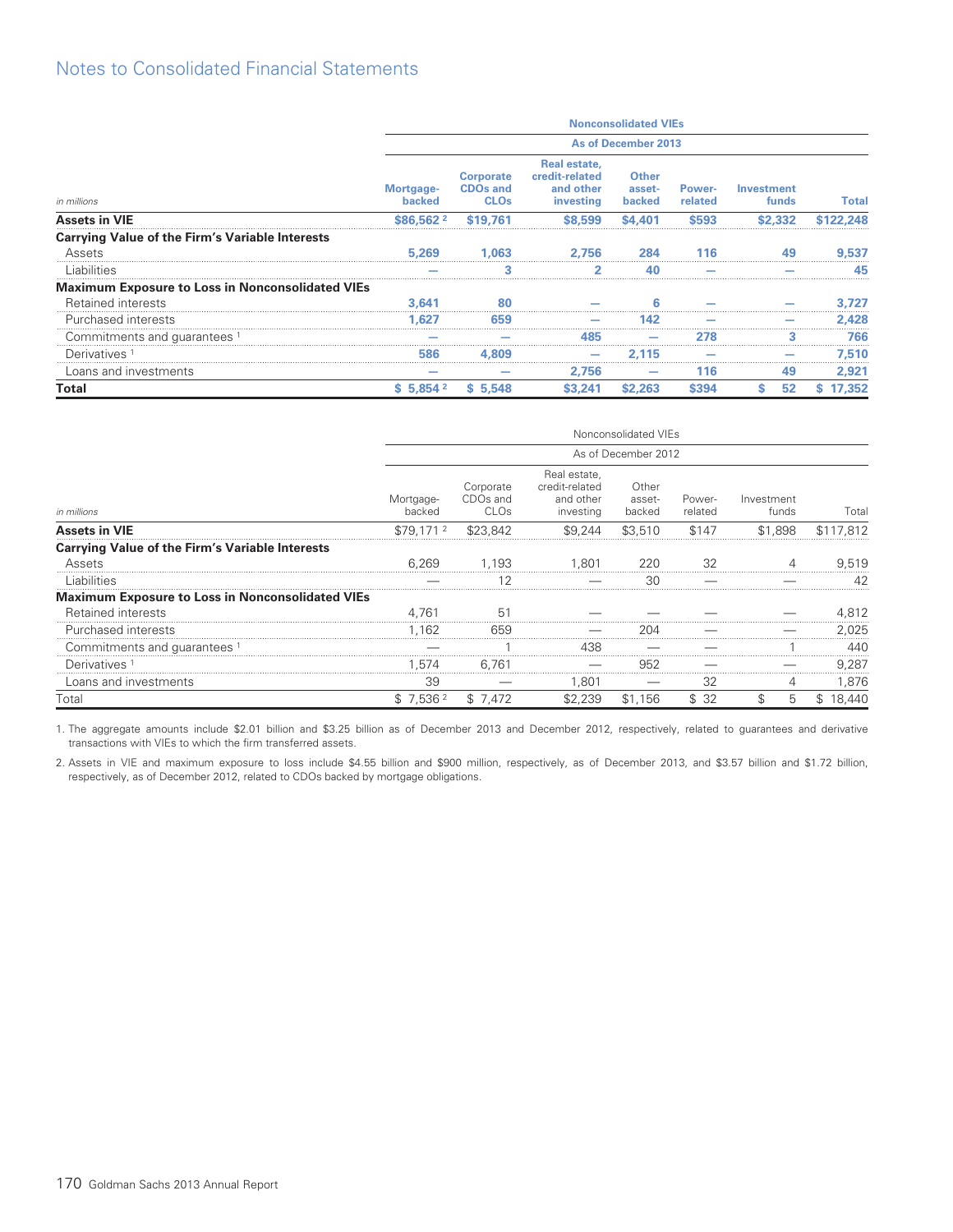| in millions | Nonconsolidated VIEs As of December 2013 | | | | | | |
|---|---|---|---|---|---|---|---|
| | Mortgage-backed | Corporate CDOs and CLOs | Real estate, credit-related and other investing | Other asset-backed | Power-related | Investment funds | Total |
| **Assets in VIE** | **$86,562** [2] | **$19,761** | **$8,599** | **$4,401** | **$593** | **$2,332** | **$122,248** |
| **Carrying Value of the Firm's Variable Interests** | | | | | | | |
| Assets | **5,269** | **1,063** | **2,756** | **284** | **116** | **49** | **9,537** |
| Liabilities | **—** | **3** | **2** | **40** | **—** | **—** | **45** |
| **Maximum Exposure to Loss in Nonconsolidated VIEs** | | | | | | | |
| Retained interests | **3,641** | **80** | **—** | **6** | **—** | **—** | **3,727** |
| Purchased interests | **1,627** | **659** | **—** | **142** | **—** | **—** | **2,428** |
| Commitments and guarantees [1] | **—** | **—** | **485** | **—** | **278** | **3** | **766** |
| Derivatives [1] | **586** | **4,809** | **—** | **2,115** | **—** | **—** | **7,510** |
| Loans and investments | **—** | **—** | **2,756** | **—** | **116** | **49** | **2,921** |
| **Total** | **$ 5,854** [2] | **$ 5,548** | **$3,241** | **$2,263** | **$394** | **$ 52** | **$ 17,352** |

| in millions | Nonconsolidated VIEs As of December 2012 | | | | | | |
|---|---|---|---|---|---|---|---|
| | Mortgage-backed | Corporate CDOs and CLOs | Real estate, credit-related and other investing | Other asset-backed | Power-related | Investment funds | Total |
| **Assets in VIE** | $79,171 [2] | $23,842 | $9,244 | $3,510 | $147 | $1,898 | $117,812 |
| **Carrying Value of the Firm's Variable Interests** | | | | | | | |
| Assets | 6,269 | 1,193 | 1,801 | 220 | 32 | 4 | 9,519 |
| Liabilities | — | 12 | — | 30 | — | — | 42 |
| **Maximum Exposure to Loss in Nonconsolidated VIEs** | | | | | | | |
| Retained interests | 4,761 | 51 | — | — | — | — | 4,812 |
| Purchased interests | 1,162 | 659 | — | 204 | — | — | 2,025 |
| Commitments and guarantees [1] | — | 1 | 438 | — | — | 1 | 440 |
| Derivatives [1] | 1,574 | 6,761 | — | 952 | — | — | 9,287 |
| Loans and investments | 39 | — | 1,801 | — | 32 | 4 | 1,876 |
| Total | $ 7,536 [2] | $ 7,472 | $2,239 | $1,156 | $ 32 | $ 5 | $ 18,440 |

1. The aggregate amounts include $2.01 billion and $3.25 billion as of December 2013 and December 2012, respectively, related to guarantees and derivative transactions with VIEs to which the firm transferred assets.

2. Assets in VIE and maximum exposure to loss include $4.55 billion and $900 million, respectively, as of December 2013, and $3.57 billion and $1.72 billion, respectively, as of December 2012, related to CDOs backed by mortgage obligations.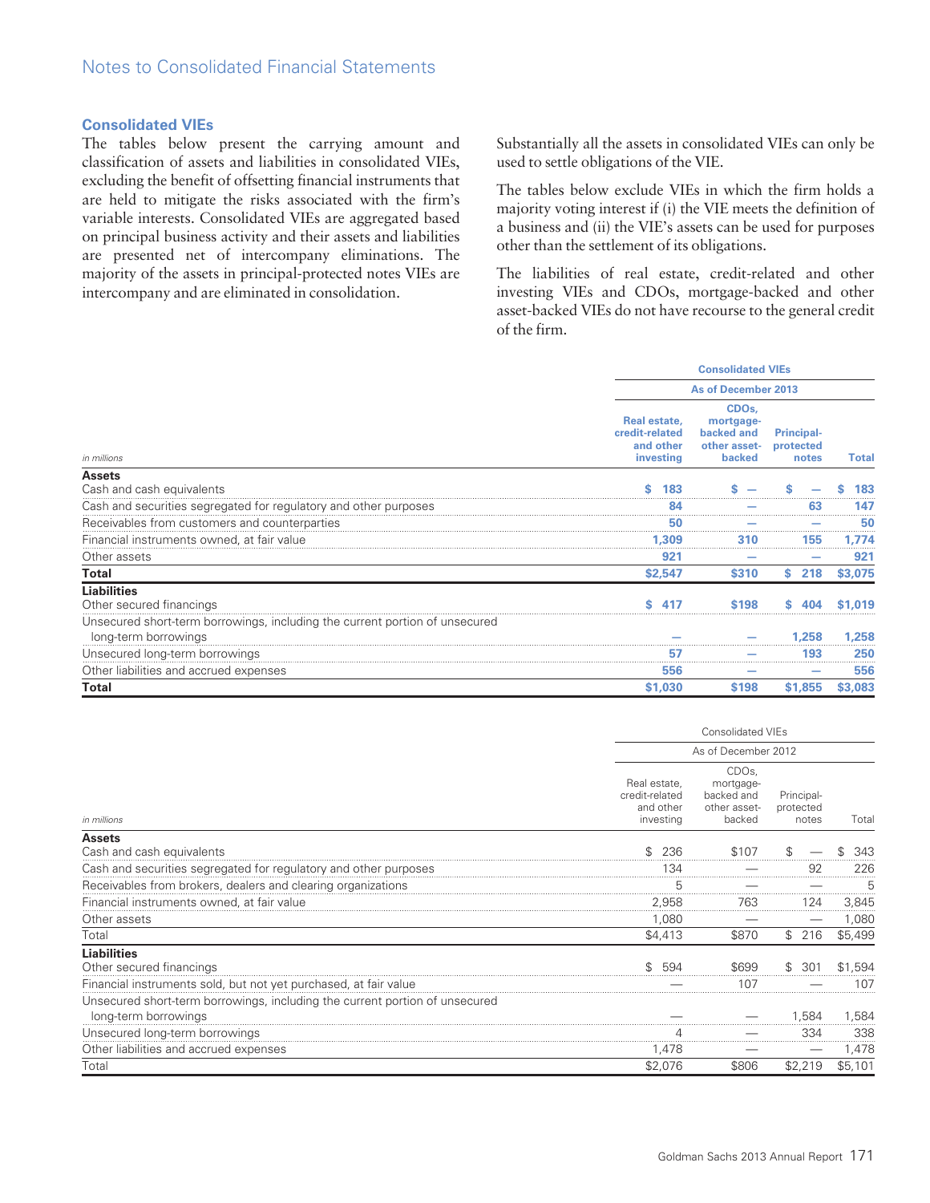### Consolidated VIEs

The tables below present the carrying amount and classification of assets and liabilities in consolidated VIEs, excluding the benefit of offsetting financial instruments that are held to mitigate the risks associated with the firm's variable interests. Consolidated VIEs are aggregated based on principal business activity and their assets and liabilities are presented net of intercompany eliminations. The majority of the assets in principal-protected notes VIEs are intercompany and are eliminated in consolidation.

Substantially all the assets in consolidated VIEs can only be used to settle obligations of the VIE.

The tables below exclude VIEs in which the firm holds a majority voting interest if (i) the VIE meets the definition of a business and (ii) the VIE's assets can be used for purposes other than the settlement of its obligations.

The liabilities of real estate, credit-related and other investing VIEs and CDOs, mortgage-backed and other asset-backed VIEs do not have recourse to the general credit of the firm.

| | Consolidated VIEs | | | |
|---|---|---|---|---|
| | As of December 2013 | | | |
| *in millions* | Real estate, credit-related and other investing | CDOs, mortgage-backed and other asset-backed | Principal-protected notes | Total |
| **Assets** | | | | |
| Cash and cash equivalents | $ 183 | $ — | $ — | $ 183 |
| Cash and securities segregated for regulatory and other purposes | 84 | — | 63 | 147 |
| Receivables from customers and counterparties | 50 | — | — | 50 |
| Financial instruments owned, at fair value | 1,309 | 310 | 155 | 1,774 |
| Other assets | 921 | — | — | 921 |
| **Total** | $2,547 | $310 | $ 218 | $3,075 |
| **Liabilities** | | | | |
| Other secured financings | $ 417 | $198 | $ 404 | $1,019 |
| Unsecured short-term borrowings, including the current portion of unsecured long-term borrowings | — | — | 1,258 | 1,258 |
| Unsecured long-term borrowings | 57 | — | 193 | 250 |
| Other liabilities and accrued expenses | 556 | — | — | 556 |
| **Total** | $1,030 | $198 | $1,855 | $3,083 |

| | Consolidated VIEs | | | |
|---|---|---|---|---|
| | As of December 2012 | | | |
| *in millions* | Real estate, credit-related and other investing | CDOs, mortgage-backed and other asset-backed | Principal-protected notes | Total |
| **Assets** | | | | |
| Cash and cash equivalents | $ 236 | $107 | $ — | $ 343 |
| Cash and securities segregated for regulatory and other purposes | 134 | — | 92 | 226 |
| Receivables from brokers, dealers and clearing organizations | 5 | — | — | 5 |
| Financial instruments owned, at fair value | 2,958 | 763 | 124 | 3,845 |
| Other assets | 1,080 | — | — | 1,080 |
| Total | $4,413 | $870 | $ 216 | $5,499 |
| **Liabilities** | | | | |
| Other secured financings | $ 594 | $699 | $ 301 | $1,594 |
| Financial instruments sold, but not yet purchased, at fair value | — | 107 | — | 107 |
| Unsecured short-term borrowings, including the current portion of unsecured long-term borrowings | — | — | 1,584 | 1,584 |
| Unsecured long-term borrowings | 4 | — | 334 | 338 |
| Other liabilities and accrued expenses | 1,478 | — | — | 1,478 |
| Total | $2,076 | $806 | $2,219 | $5,101 |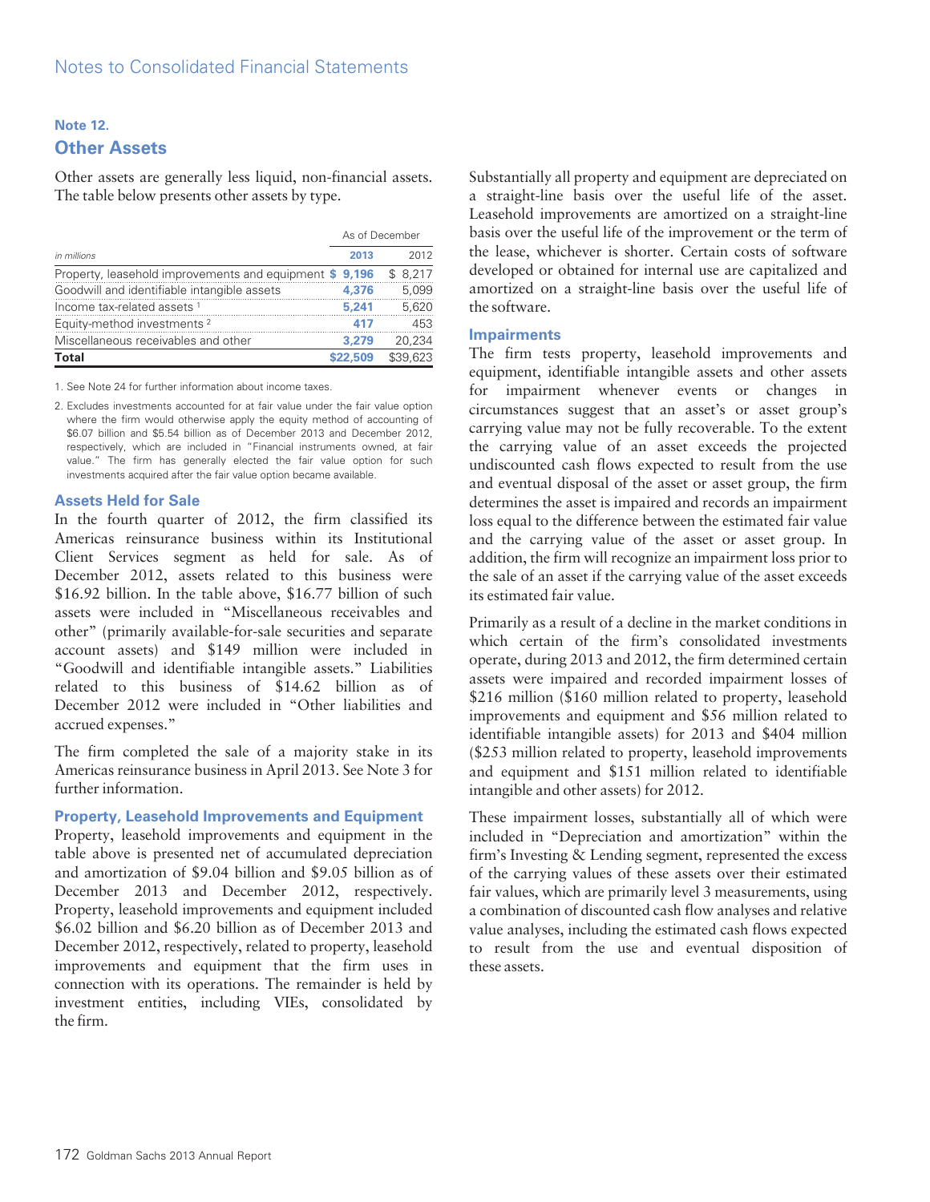## Note 12.

## Other Assets

Other assets are generally less liquid, non-financial assets. The table below presents other assets by type.

| *in millions* | As of December 2013 | 2012 |
|---|---|---|
| Property, leasehold improvements and equipment | $ 9,196 | $ 8,217 |
| Goodwill and identifiable intangible assets | 4,376 | 5,099 |
| Income tax-related assets [1] | 5,241 | 5,620 |
| Equity-method investments [2] | 417 | 453 |
| Miscellaneous receivables and other | 3,279 | 20,234 |
| **Total** | **$22,509** | **$39,623** |

1. See Note 24 for further information about income taxes.

2. Excludes investments accounted for at fair value under the fair value option where the firm would otherwise apply the equity method of accounting of $6.07 billion and $5.54 billion as of December 2013 and December 2012, respectively, which are included in "Financial instruments owned, at fair value." The firm has generally elected the fair value option for such investments acquired after the fair value option became available.

### Assets Held for Sale

In the fourth quarter of 2012, the firm classified its Americas reinsurance business within its Institutional Client Services segment as held for sale. As of December 2012, assets related to this business were $16.92 billion. In the table above, $16.77 billion of such assets were included in "Miscellaneous receivables and other" (primarily available-for-sale securities and separate account assets) and $149 million were included in "Goodwill and identifiable intangible assets." Liabilities related to this business of $14.62 billion as of December 2012 were included in "Other liabilities and accrued expenses."

The firm completed the sale of a majority stake in its Americas reinsurance business in April 2013. See Note 3 for further information.

### Property, Leasehold Improvements and Equipment

Property, leasehold improvements and equipment in the table above is presented net of accumulated depreciation and amortization of $9.04 billion and $9.05 billion as of December 2013 and December 2012, respectively. Property, leasehold improvements and equipment included $6.02 billion and $6.20 billion as of December 2013 and December 2012, respectively, related to property, leasehold improvements and equipment that the firm uses in connection with its operations. The remainder is held by investment entities, including VIEs, consolidated by the firm.

Substantially all property and equipment are depreciated on a straight-line basis over the useful life of the asset. Leasehold improvements are amortized on a straight-line basis over the useful life of the improvement or the term of the lease, whichever is shorter. Certain costs of software developed or obtained for internal use are capitalized and amortized on a straight-line basis over the useful life of the software.

### Impairments

The firm tests property, leasehold improvements and equipment, identifiable intangible assets and other assets for impairment whenever events or changes in circumstances suggest that an asset's or asset group's carrying value may not be fully recoverable. To the extent the carrying value of an asset exceeds the projected undiscounted cash flows expected to result from the use and eventual disposal of the asset or asset group, the firm determines the asset is impaired and records an impairment loss equal to the difference between the estimated fair value and the carrying value of the asset or asset group. In addition, the firm will recognize an impairment loss prior to the sale of an asset if the carrying value of the asset exceeds its estimated fair value.

Primarily as a result of a decline in the market conditions in which certain of the firm's consolidated investments operate, during 2013 and 2012, the firm determined certain assets were impaired and recorded impairment losses of $216 million ($160 million related to property, leasehold improvements and equipment and $56 million related to identifiable intangible assets) for 2013 and $404 million ($253 million related to property, leasehold improvements and equipment and $151 million related to identifiable intangible and other assets) for 2012.

These impairment losses, substantially all of which were included in "Depreciation and amortization" within the firm's Investing & Lending segment, represented the excess of the carrying values of these assets over their estimated fair values, which are primarily level 3 measurements, using a combination of discounted cash flow analyses and relative value analyses, including the estimated cash flows expected to result from the use and eventual disposition of these assets.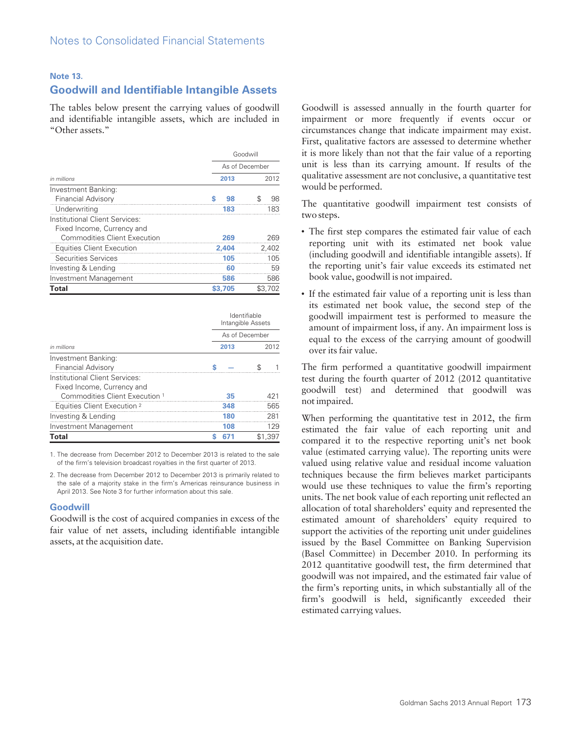## Note 13.

## Goodwill and Identifiable Intangible Assets

The tables below present the carrying values of goodwill and identifiable intangible assets, which are included in "Other assets."

| | Goodwill | |
|---|---|---|
| | As of December | |
| *in millions* | 2013 | 2012 |
| Investment Banking: | | |
| Financial Advisory | $ 98 | $ 98 |
| Underwriting | 183 | 183 |
| Institutional Client Services: | | |
| Fixed Income, Currency and Commodities Client Execution | 269 | 269 |
| Equities Client Execution | 2,404 | 2,402 |
| Securities Services | 105 | 105 |
| Investing & Lending | 60 | 59 |
| Investment Management | 586 | 586 |
| **Total** | **$3,705** | **$3,702** |

| | Identifiable Intangible Assets | |
|---|---|---|
| | As of December | |
| *in millions* | 2013 | 2012 |
| Investment Banking: | | |
| Financial Advisory | $ — | $ 1 |
| Institutional Client Services: | | |
| Fixed Income, Currency and Commodities Client Execution [1] | 35 | 421 |
| Equities Client Execution [2] | 348 | 565 |
| Investing & Lending | 180 | 281 |
| Investment Management | 108 | 129 |
| **Total** | **$ 671** | **$1,397** |

1. The decrease from December 2012 to December 2013 is related to the sale of the firm's television broadcast royalties in the first quarter of 2013.

2. The decrease from December 2012 to December 2013 is primarily related to the sale of a majority stake in the firm's Americas reinsurance business in April 2013. See Note 3 for further information about this sale.

### Goodwill

Goodwill is the cost of acquired companies in excess of the fair value of net assets, including identifiable intangible assets, at the acquisition date.

Goodwill is assessed annually in the fourth quarter for impairment or more frequently if events occur or circumstances change that indicate impairment may exist. First, qualitative factors are assessed to determine whether it is more likely than not that the fair value of a reporting unit is less than its carrying amount. If results of the qualitative assessment are not conclusive, a quantitative test would be performed.

The quantitative goodwill impairment test consists of two steps.

- The first step compares the estimated fair value of each reporting unit with its estimated net book value (including goodwill and identifiable intangible assets). If the reporting unit's fair value exceeds its estimated net book value, goodwill is not impaired.
- If the estimated fair value of a reporting unit is less than its estimated net book value, the second step of the goodwill impairment test is performed to measure the amount of impairment loss, if any. An impairment loss is equal to the excess of the carrying amount of goodwill over its fair value.

The firm performed a quantitative goodwill impairment test during the fourth quarter of 2012 (2012 quantitative goodwill test) and determined that goodwill was not impaired.

When performing the quantitative test in 2012, the firm estimated the fair value of each reporting unit and compared it to the respective reporting unit's net book value (estimated carrying value). The reporting units were valued using relative value and residual income valuation techniques because the firm believes market participants would use these techniques to value the firm's reporting units. The net book value of each reporting unit reflected an allocation of total shareholders' equity and represented the estimated amount of shareholders' equity required to support the activities of the reporting unit under guidelines issued by the Basel Committee on Banking Supervision (Basel Committee) in December 2010. In performing its 2012 quantitative goodwill test, the firm determined that goodwill was not impaired, and the estimated fair value of the firm's reporting units, in which substantially all of the firm's goodwill is held, significantly exceeded their estimated carrying values.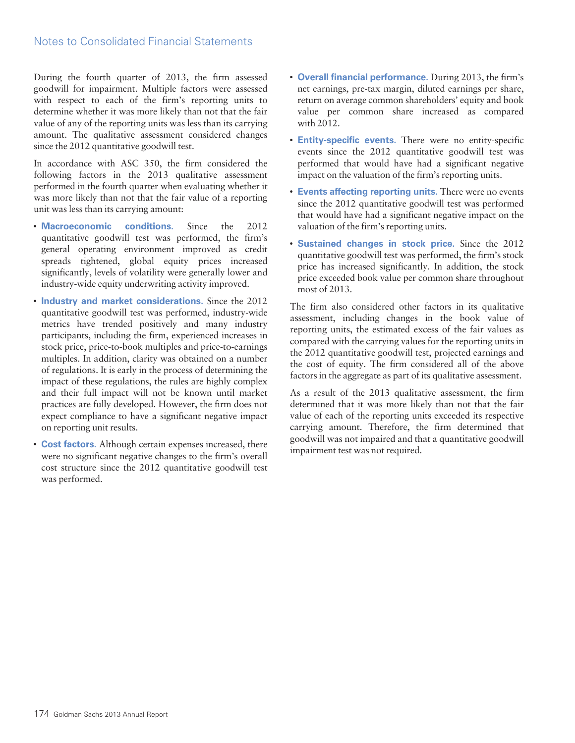During the fourth quarter of 2013, the firm assessed goodwill for impairment. Multiple factors were assessed with respect to each of the firm's reporting units to determine whether it was more likely than not that the fair value of any of the reporting units was less than its carrying amount. The qualitative assessment considered changes since the 2012 quantitative goodwill test.

In accordance with ASC 350, the firm considered the following factors in the 2013 qualitative assessment performed in the fourth quarter when evaluating whether it was more likely than not that the fair value of a reporting unit was less than its carrying amount:

- **Macroeconomic conditions.** Since the 2012 quantitative goodwill test was performed, the firm's general operating environment improved as credit spreads tightened, global equity prices increased significantly, levels of volatility were generally lower and industry-wide equity underwriting activity improved.
- **Industry and market considerations.** Since the 2012 quantitative goodwill test was performed, industry-wide metrics have trended positively and many industry participants, including the firm, experienced increases in stock price, price-to-book multiples and price-to-earnings multiples. In addition, clarity was obtained on a number of regulations. It is early in the process of determining the impact of these regulations, the rules are highly complex and their full impact will not be known until market practices are fully developed. However, the firm does not expect compliance to have a significant negative impact on reporting unit results.
- **Cost factors.** Although certain expenses increased, there were no significant negative changes to the firm's overall cost structure since the 2012 quantitative goodwill test was performed.
- **Overall financial performance.** During 2013, the firm's net earnings, pre-tax margin, diluted earnings per share, return on average common shareholders' equity and book value per common share increased as compared with 2012.
- **Entity-specific events.** There were no entity-specific events since the 2012 quantitative goodwill test was performed that would have had a significant negative impact on the valuation of the firm's reporting units.
- **Events affecting reporting units.** There were no events since the 2012 quantitative goodwill test was performed that would have had a significant negative impact on the valuation of the firm's reporting units.
- **Sustained changes in stock price.** Since the 2012 quantitative goodwill test was performed, the firm's stock price has increased significantly. In addition, the stock price exceeded book value per common share throughout most of 2013.

The firm also considered other factors in its qualitative assessment, including changes in the book value of reporting units, the estimated excess of the fair values as compared with the carrying values for the reporting units in the 2012 quantitative goodwill test, projected earnings and the cost of equity. The firm considered all of the above factors in the aggregate as part of its qualitative assessment.

As a result of the 2013 qualitative assessment, the firm determined that it was more likely than not that the fair value of each of the reporting units exceeded its respective carrying amount. Therefore, the firm determined that goodwill was not impaired and that a quantitative goodwill impairment test was not required.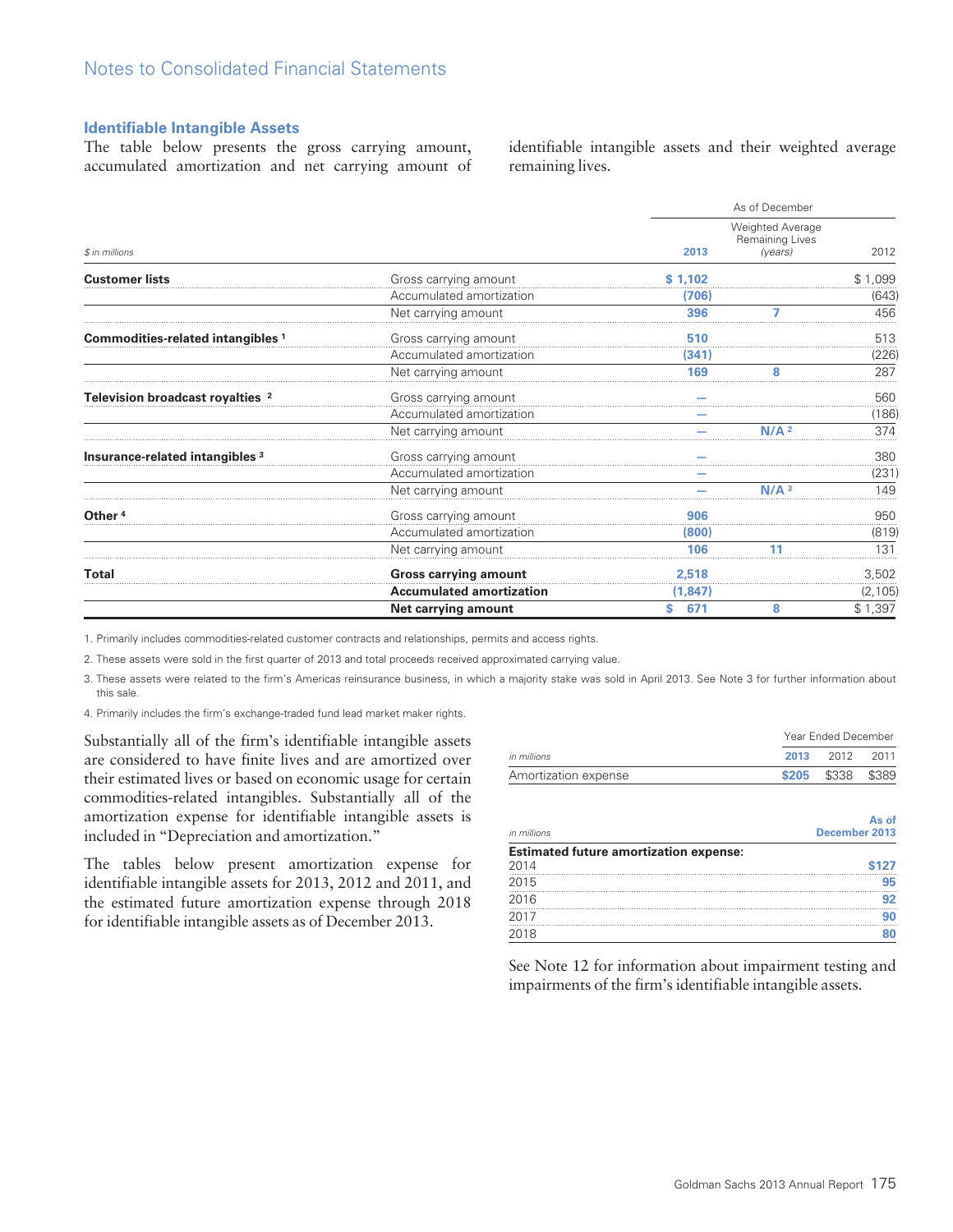### Identifiable Intangible Assets

The table below presents the gross carrying amount, accumulated amortization and net carrying amount of identifiable intangible assets and their weighted average remaining lives.

| $ in millions | | As of December 2013 | Weighted Average Remaining Lives (years) | 2012 |
|---|---|---|---|---|
| **Customer lists** | Gross carrying amount | **$ 1,102** | | $ 1,099 |
| | Accumulated amortization | **(706)** | | (643) |
| | Net carrying amount | **396** | **7** | 456 |
| **Commodities-related intangibles** [1] | Gross carrying amount | **510** | | 513 |
| | Accumulated amortization | **(341)** | | (226) |
| | Net carrying amount | **169** | **8** | 287 |
| **Television broadcast royalties** [2] | Gross carrying amount | **—** | | 560 |
| | Accumulated amortization | **—** | | (186) |
| | Net carrying amount | **—** | **N/A** [2] | 374 |
| **Insurance-related intangibles** [3] | Gross carrying amount | **—** | | 380 |
| | Accumulated amortization | **—** | | (231) |
| | Net carrying amount | **—** | **N/A** [3] | 149 |
| **Other** [4] | Gross carrying amount | **906** | | 950 |
| | Accumulated amortization | **(800)** | | (819) |
| | Net carrying amount | **106** | **11** | 131 |
| **Total** | **Gross carrying amount** | **2,518** | | 3,502 |
| | **Accumulated amortization** | **(1,847)** | | (2,105) |
| | **Net carrying amount** | **$ 671** | **8** | $ 1,397 |

1. Primarily includes commodities-related customer contracts and relationships, permits and access rights.

2. These assets were sold in the first quarter of 2013 and total proceeds received approximated carrying value.

3. These assets were related to the firm's Americas reinsurance business, in which a majority stake was sold in April 2013. See Note 3 for further information about this sale.

4. Primarily includes the firm's exchange-traded fund lead market maker rights.

Substantially all of the firm's identifiable intangible assets are considered to have finite lives and are amortized over their estimated lives or based on economic usage for certain commodities-related intangibles. Substantially all of the amortization expense for identifiable intangible assets is included in "Depreciation and amortization."

The tables below present amortization expense for identifiable intangible assets for 2013, 2012 and 2011, and the estimated future amortization expense through 2018 for identifiable intangible assets as of December 2013.

| in millions | Year Ended December 2013 | 2012 | 2011 |
|---|---|---|---|
| Amortization expense | **$205** | $338 | $389 |

| in millions | As of December 2013 |
|---|---|
| **Estimated future amortization expense:** | |
| 2014 | **$127** |
| 2015 | **95** |
| 2016 | **92** |
| 2017 | **90** |
| 2018 | **80** |

See Note 12 for information about impairment testing and impairments of the firm's identifiable intangible assets.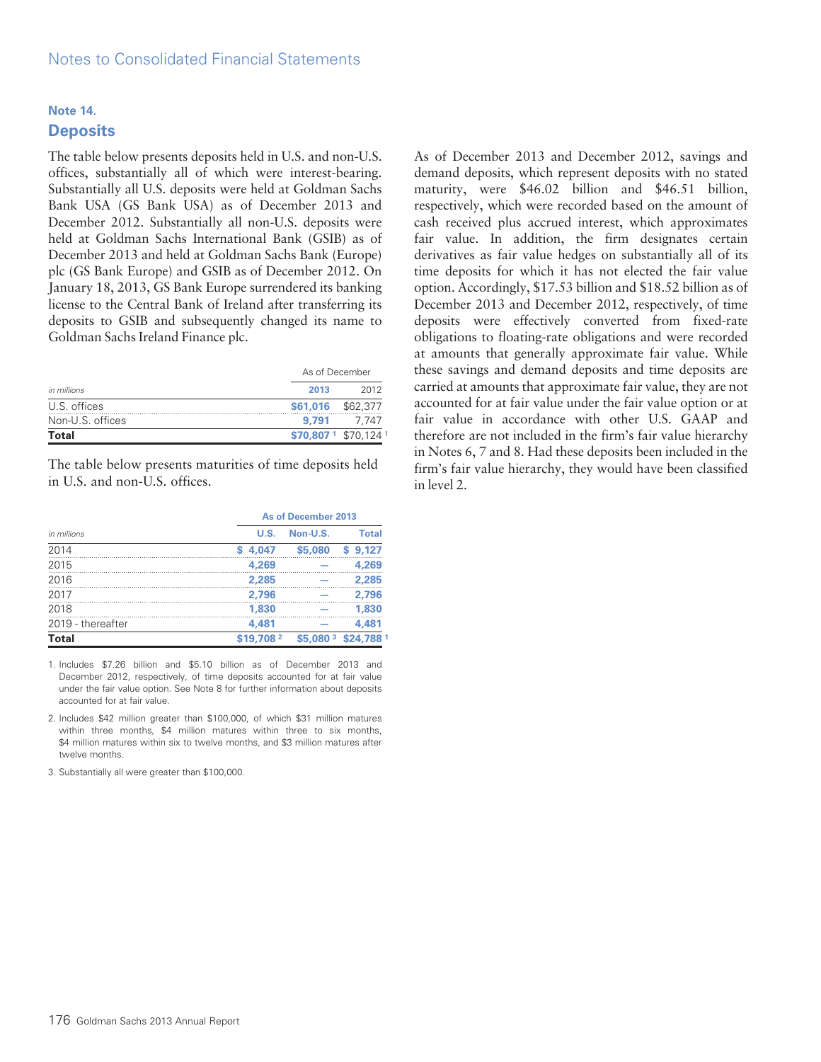## Note 14.

## Deposits

The table below presents deposits held in U.S. and non-U.S. offices, substantially all of which were interest-bearing. Substantially all U.S. deposits were held at Goldman Sachs Bank USA (GS Bank USA) as of December 2013 and December 2012. Substantially all non-U.S. deposits were held at Goldman Sachs International Bank (GSIB) as of December 2013 and held at Goldman Sachs Bank (Europe) plc (GS Bank Europe) and GSIB as of December 2012. On January 18, 2013, GS Bank Europe surrendered its banking license to the Central Bank of Ireland after transferring its deposits to GSIB and subsequently changed its name to Goldman Sachs Ireland Finance plc.

| | As of December | |
|---|---|---|
| *in millions* | **2013** | 2012 |
| U.S. offices | **$61,016** | $62,377 |
| Non-U.S. offices | **9,791** | 7,747 |
| **Total** | **$70,807** [1] | $70,124 [1] |

The table below presents maturities of time deposits held in U.S. and non-U.S. offices.

| | As of December 2013 | | |
|---|---|---|---|
| *in millions* | **U.S.** | **Non-U.S.** | **Total** |
| 2014 | **$ 4,047** | **$5,080** | **$ 9,127** |
| 2015 | **4,269** | **—** | **4,269** |
| 2016 | **2,285** | **—** | **2,285** |
| 2017 | **2,796** | **—** | **2,796** |
| 2018 | **1,830** | **—** | **1,830** |
| 2019 - thereafter | **4,481** | **—** | **4,481** |
| **Total** | **$19,708** [2] | **$5,080** [3] | **$24,788** [1] |

1. Includes $7.26 billion and $5.10 billion as of December 2013 and December 2012, respectively, of time deposits accounted for at fair value under the fair value option. See Note 8 for further information about deposits accounted for at fair value.

2. Includes $42 million greater than $100,000, of which $31 million matures within three months, $4 million matures within three to six months, $4 million matures within six to twelve months, and $3 million matures after twelve months.

3. Substantially all were greater than $100,000.

As of December 2013 and December 2012, savings and demand deposits, which represent deposits with no stated maturity, were $46.02 billion and $46.51 billion, respectively, which were recorded based on the amount of cash received plus accrued interest, which approximates fair value. In addition, the firm designates certain derivatives as fair value hedges on substantially all of its time deposits for which it has not elected the fair value option. Accordingly, $17.53 billion and $18.52 billion as of December 2013 and December 2012, respectively, of time deposits were effectively converted from fixed-rate obligations to floating-rate obligations and were recorded at amounts that generally approximate fair value. While these savings and demand deposits and time deposits are carried at amounts that approximate fair value, they are not accounted for at fair value under the fair value option or at fair value in accordance with other U.S. GAAP and therefore are not included in the firm's fair value hierarchy in Notes 6, 7 and 8. Had these deposits been included in the firm's fair value hierarchy, they would have been classified in level 2.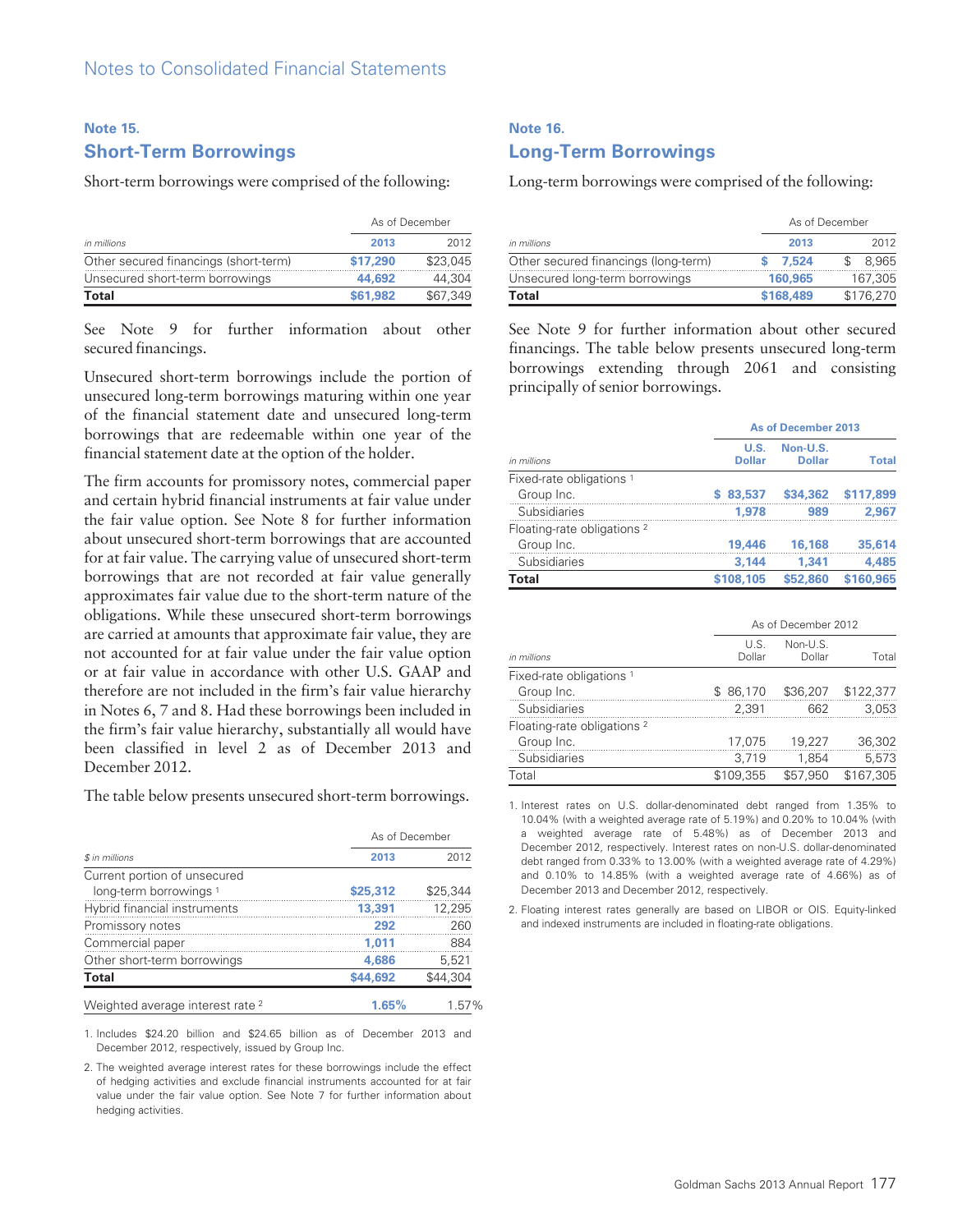## Note 15.

## Short-Term Borrowings

Short-term borrowings were comprised of the following:

| | As of December | |
|---|---|---|
| *in millions* | **2013** | 2012 |
| Other secured financings (short-term) | **$17,290** | $23,045 |
| Unsecured short-term borrowings | **44,692** | 44,304 |
| **Total** | **$61,982** | $67,349 |

See Note 9 for further information about other secured financings.

Unsecured short-term borrowings include the portion of unsecured long-term borrowings maturing within one year of the financial statement date and unsecured long-term borrowings that are redeemable within one year of the financial statement date at the option of the holder.

The firm accounts for promissory notes, commercial paper and certain hybrid financial instruments at fair value under the fair value option. See Note 8 for further information about unsecured short-term borrowings that are accounted for at fair value. The carrying value of unsecured short-term borrowings that are not recorded at fair value generally approximates fair value due to the short-term nature of the obligations. While these unsecured short-term borrowings are carried at amounts that approximate fair value, they are not accounted for at fair value under the fair value option or at fair value in accordance with other U.S. GAAP and therefore are not included in the firm's fair value hierarchy in Notes 6, 7 and 8. Had these borrowings been included in the firm's fair value hierarchy, substantially all would have been classified in level 2 as of December 2013 and December 2012.

The table below presents unsecured short-term borrowings.

| | As of December | |
|---|---|---|
| *$ in millions* | **2013** | 2012 |
| Current portion of unsecured long-term borrowings [1] | **$25,312** | $25,344 |
| Hybrid financial instruments | **13,391** | 12,295 |
| Promissory notes | **292** | 260 |
| Commercial paper | **1,011** | 884 |
| Other short-term borrowings | **4,686** | 5,521 |
| **Total** | **$44,692** | $44,304 |
| Weighted average interest rate [2] | **1.65%** | 1.57% |

1. Includes $24.20 billion and $24.65 billion as of December 2013 and December 2012, respectively, issued by Group Inc.

2. The weighted average interest rates for these borrowings include the effect of hedging activities and exclude financial instruments accounted for at fair value under the fair value option. See Note 7 for further information about hedging activities.

## Note 16.

## Long-Term Borrowings

Long-term borrowings were comprised of the following:

| | As of December | |
|---|---|---|
| *in millions* | **2013** | 2012 |
| Other secured financings (long-term) | **$ 7,524** | $ 8,965 |
| Unsecured long-term borrowings | **160,965** | 167,305 |
| **Total** | **$168,489** | $176,270 |

See Note 9 for further information about other secured financings. The table below presents unsecured long-term borrowings extending through 2061 and consisting principally of senior borrowings.

| | As of December 2013 | | |
|---|---|---|---|
| *in millions* | **U.S. Dollar** | **Non-U.S. Dollar** | **Total** |
| Fixed-rate obligations [1] | | | |
| Group Inc. | **$ 83,537** | **$34,362** | **$117,899** |
| Subsidiaries | **1,978** | **989** | **2,967** |
| Floating-rate obligations [2] | | | |
| Group Inc. | **19,446** | **16,168** | **35,614** |
| Subsidiaries | **3,144** | **1,341** | **4,485** |
| **Total** | **$108,105** | **$52,860** | **$160,965** |

| | As of December 2012 | | |
|---|---|---|---|
| *in millions* | U.S. Dollar | Non-U.S. Dollar | Total |
| Fixed-rate obligations [1] | | | |
| Group Inc. | $ 86,170 | $36,207 | $122,377 |
| Subsidiaries | 2,391 | 662 | 3,053 |
| Floating-rate obligations [2] | | | |
| Group Inc. | 17,075 | 19,227 | 36,302 |
| Subsidiaries | 3,719 | 1,854 | 5,573 |
| Total | $109,355 | $57,950 | $167,305 |

1. Interest rates on U.S. dollar-denominated debt ranged from 1.35% to 10.04% (with a weighted average rate of 5.19%) and 0.20% to 10.04% (with a weighted average rate of 5.48%) as of December 2013 and December 2012, respectively. Interest rates on non-U.S. dollar-denominated debt ranged from 0.33% to 13.00% (with a weighted average rate of 4.29%) and 0.10% to 14.85% (with a weighted average rate of 4.66%) as of December 2013 and December 2012, respectively.

2. Floating interest rates generally are based on LIBOR or OIS. Equity-linked and indexed instruments are included in floating-rate obligations.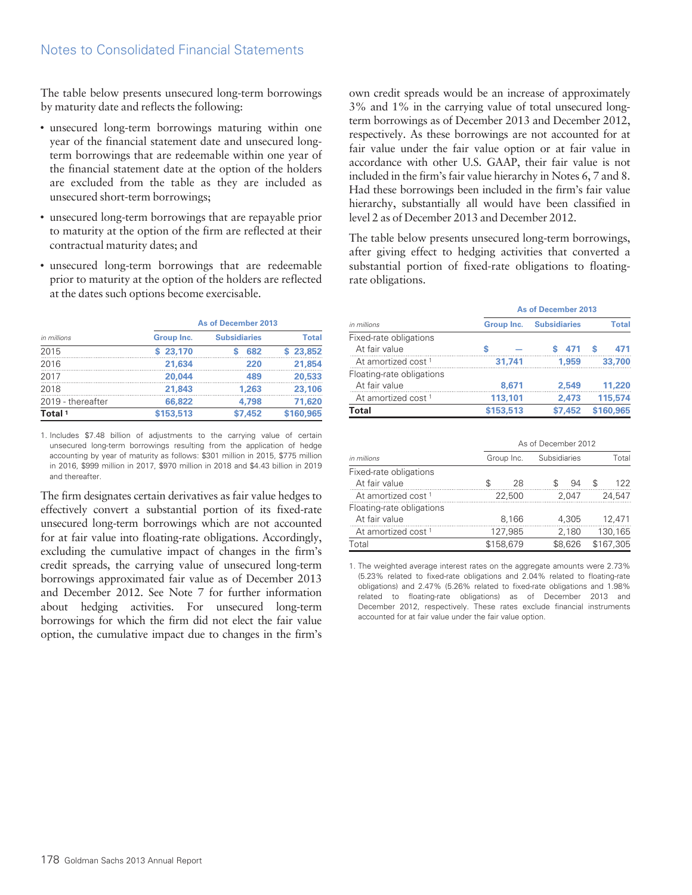The table below presents unsecured long-term borrowings by maturity date and reflects the following:

- unsecured long-term borrowings maturing within one year of the financial statement date and unsecured long-term borrowings that are redeemable within one year of the financial statement date at the option of the holders are excluded from the table as they are included as unsecured short-term borrowings;
- unsecured long-term borrowings that are repayable prior to maturity at the option of the firm are reflected at their contractual maturity dates; and
- unsecured long-term borrowings that are redeemable prior to maturity at the option of the holders are reflected at the dates such options become exercisable.

| | As of December 2013 | | |
|---|---|---|---|
| *in millions* | Group Inc. | Subsidiaries | Total |
| 2015 | $ 23,170 | $ 682 | $ 23,852 |
| 2016 | 21,634 | 220 | 21,854 |
| 2017 | 20,044 | 489 | 20,533 |
| 2018 | 21,843 | 1,263 | 23,106 |
| 2019 - thereafter | 66,822 | 4,798 | 71,620 |
| **Total** [1] | $153,513 | $7,452 | $160,965 |

1. Includes $7.48 billion of adjustments to the carrying value of certain unsecured long-term borrowings resulting from the application of hedge accounting by year of maturity as follows: $301 million in 2015, $775 million in 2016, $999 million in 2017, $970 million in 2018 and $4.43 billion in 2019 and thereafter.

The firm designates certain derivatives as fair value hedges to effectively convert a substantial portion of its fixed-rate unsecured long-term borrowings which are not accounted for at fair value into floating-rate obligations. Accordingly, excluding the cumulative impact of changes in the firm's credit spreads, the carrying value of unsecured long-term borrowings approximated fair value as of December 2013 and December 2012. See Note 7 for further information about hedging activities. For unsecured long-term borrowings for which the firm did not elect the fair value option, the cumulative impact due to changes in the firm's own credit spreads would be an increase of approximately 3% and 1% in the carrying value of total unsecured long-term borrowings as of December 2013 and December 2012, respectively. As these borrowings are not accounted for at fair value under the fair value option or at fair value in accordance with other U.S. GAAP, their fair value is not included in the firm's fair value hierarchy in Notes 6, 7 and 8. Had these borrowings been included in the firm's fair value hierarchy, substantially all would have been classified in level 2 as of December 2013 and December 2012.

The table below presents unsecured long-term borrowings, after giving effect to hedging activities that converted a substantial portion of fixed-rate obligations to floating-rate obligations.

| | As of December 2013 | | |
|---|---|---|---|
| *in millions* | Group Inc. | Subsidiaries | Total |
| Fixed-rate obligations | | | |
| At fair value | $ — | $ 471 | $ 471 |
| At amortized cost [1] | 31,741 | 1,959 | 33,700 |
| Floating-rate obligations | | | |
| At fair value | 8,671 | 2,549 | 11,220 |
| At amortized cost [1] | 113,101 | 2,473 | 115,574 |
| **Total** | $153,513 | $7,452 | $160,965 |

| | As of December 2012 | | |
|---|---|---|---|
| *in millions* | Group Inc. | Subsidiaries | Total |
| Fixed-rate obligations | | | |
| At fair value | $ 28 | $ 94 | $ 122 |
| At amortized cost [1] | 22,500 | 2,047 | 24,547 |
| Floating-rate obligations | | | |
| At fair value | 8,166 | 4,305 | 12,471 |
| At amortized cost [1] | 127,985 | 2,180 | 130,165 |
| Total | $158,679 | $8,626 | $167,305 |

1. The weighted average interest rates on the aggregate amounts were 2.73% (5.23% related to fixed-rate obligations and 2.04% related to floating-rate obligations) and 2.47% (5.26% related to fixed-rate obligations and 1.98% related to floating-rate obligations) as of December 2013 and December 2012, respectively. These rates exclude financial instruments accounted for at fair value under the fair value option.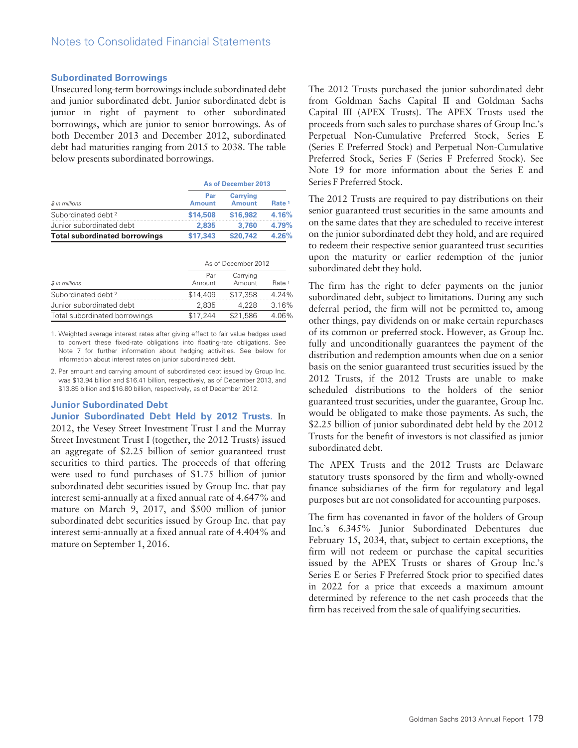### Subordinated Borrowings

Unsecured long-term borrowings include subordinated debt and junior subordinated debt. Junior subordinated debt is junior in right of payment to other subordinated borrowings, which are junior to senior borrowings. As of both December 2013 and December 2012, subordinated debt had maturities ranging from 2015 to 2038. The table below presents subordinated borrowings.

| | As of December 2013 | | |
|---|---|---|---|
| *$ in millions* | Par Amount | Carrying Amount | Rate [1] |
| Subordinated debt [2] | **$14,508** | **$16,982** | **4.16%** |
| Junior subordinated debt | **2,835** | **3,760** | **4.79%** |
| **Total subordinated borrowings** | **$17,343** | **$20,742** | **4.26%** |

| | As of December 2012 | | |
|---|---|---|---|
| *$ in millions* | Par Amount | Carrying Amount | Rate [1] |
| Subordinated debt [2] | $14,409 | $17,358 | 4.24% |
| Junior subordinated debt | 2,835 | 4,228 | 3.16% |
| Total subordinated borrowings | $17,244 | $21,586 | 4.06% |

1. Weighted average interest rates after giving effect to fair value hedges used to convert these fixed-rate obligations into floating-rate obligations. See Note 7 for further information about hedging activities. See below for information about interest rates on junior subordinated debt.

2. Par amount and carrying amount of subordinated debt issued by Group Inc. was $13.94 billion and $16.41 billion, respectively, as of December 2013, and $13.85 billion and $16.80 billion, respectively, as of December 2012.

### Junior Subordinated Debt

**Junior Subordinated Debt Held by 2012 Trusts.** In 2012, the Vesey Street Investment Trust I and the Murray Street Investment Trust I (together, the 2012 Trusts) issued an aggregate of $2.25 billion of senior guaranteed trust securities to third parties. The proceeds of that offering were used to fund purchases of $1.75 billion of junior subordinated debt securities issued by Group Inc. that pay interest semi-annually at a fixed annual rate of 4.647% and mature on March 9, 2017, and $500 million of junior subordinated debt securities issued by Group Inc. that pay interest semi-annually at a fixed annual rate of 4.404% and mature on September 1, 2016.

The 2012 Trusts purchased the junior subordinated debt from Goldman Sachs Capital II and Goldman Sachs Capital III (APEX Trusts). The APEX Trusts used the proceeds from such sales to purchase shares of Group Inc.'s Perpetual Non-Cumulative Preferred Stock, Series E (Series E Preferred Stock) and Perpetual Non-Cumulative Preferred Stock, Series F (Series F Preferred Stock). See Note 19 for more information about the Series E and Series F Preferred Stock.

The 2012 Trusts are required to pay distributions on their senior guaranteed trust securities in the same amounts and on the same dates that they are scheduled to receive interest on the junior subordinated debt they hold, and are required to redeem their respective senior guaranteed trust securities upon the maturity or earlier redemption of the junior subordinated debt they hold.

The firm has the right to defer payments on the junior subordinated debt, subject to limitations. During any such deferral period, the firm will not be permitted to, among other things, pay dividends on or make certain repurchases of its common or preferred stock. However, as Group Inc. fully and unconditionally guarantees the payment of the distribution and redemption amounts when due on a senior basis on the senior guaranteed trust securities issued by the 2012 Trusts, if the 2012 Trusts are unable to make scheduled distributions to the holders of the senior guaranteed trust securities, under the guarantee, Group Inc. would be obligated to make those payments. As such, the $2.25 billion of junior subordinated debt held by the 2012 Trusts for the benefit of investors is not classified as junior subordinated debt.

The APEX Trusts and the 2012 Trusts are Delaware statutory trusts sponsored by the firm and wholly-owned finance subsidiaries of the firm for regulatory and legal purposes but are not consolidated for accounting purposes.

The firm has covenanted in favor of the holders of Group Inc.'s 6.345% Junior Subordinated Debentures due February 15, 2034, that, subject to certain exceptions, the firm will not redeem or purchase the capital securities issued by the APEX Trusts or shares of Group Inc.'s Series E or Series F Preferred Stock prior to specified dates in 2022 for a price that exceeds a maximum amount determined by reference to the net cash proceeds that the firm has received from the sale of qualifying securities.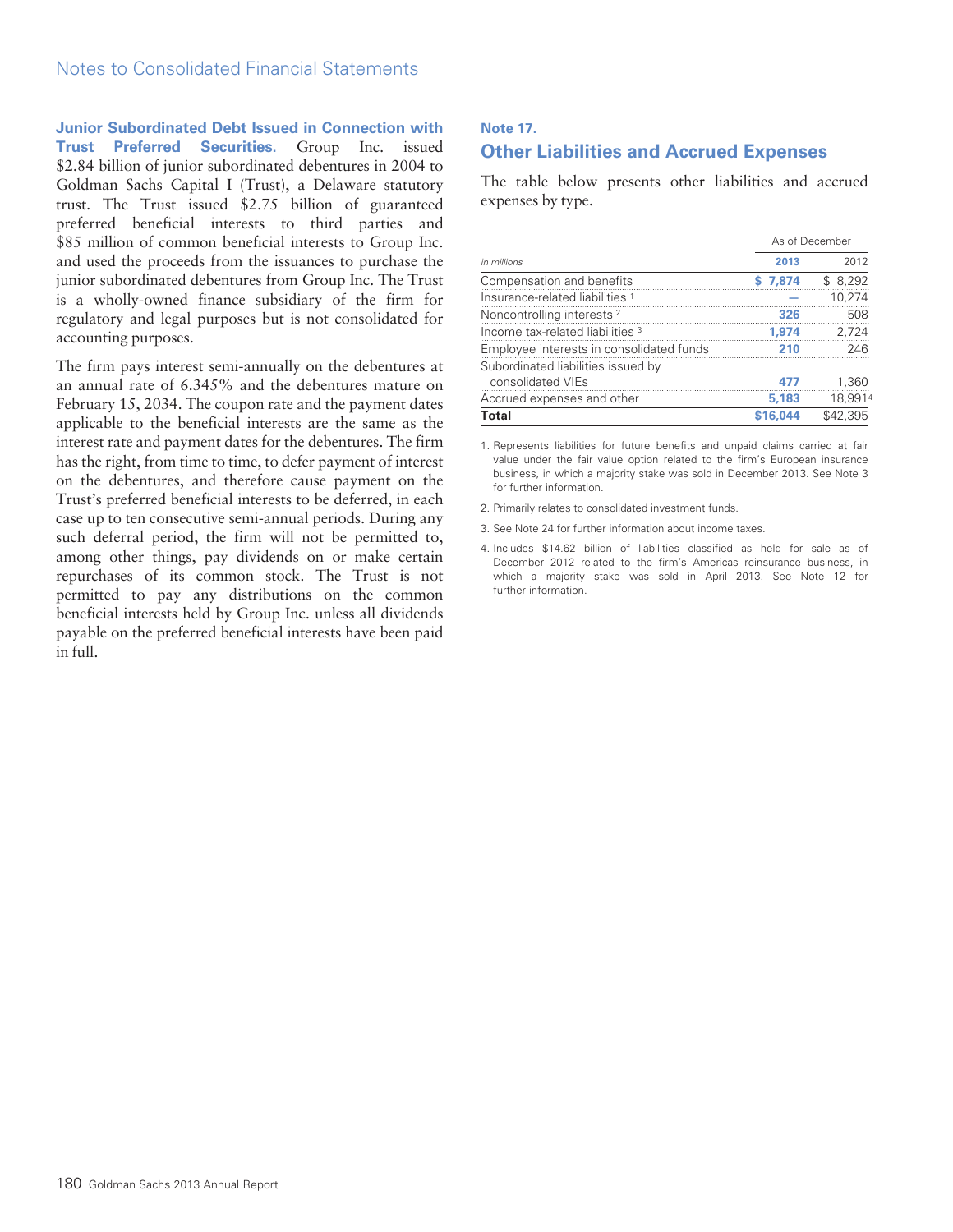**Junior Subordinated Debt Issued in Connection with Trust Preferred Securities.** Group Inc. issued $2.84 billion of junior subordinated debentures in 2004 to Goldman Sachs Capital I (Trust), a Delaware statutory trust. The Trust issued $2.75 billion of guaranteed preferred beneficial interests to third parties and $85 million of common beneficial interests to Group Inc. and used the proceeds from the issuances to purchase the junior subordinated debentures from Group Inc. The Trust is a wholly-owned finance subsidiary of the firm for regulatory and legal purposes but is not consolidated for accounting purposes.

The firm pays interest semi-annually on the debentures at an annual rate of 6.345% and the debentures mature on February 15, 2034. The coupon rate and the payment dates applicable to the beneficial interests are the same as the interest rate and payment dates for the debentures. The firm has the right, from time to time, to defer payment of interest on the debentures, and therefore cause payment on the Trust's preferred beneficial interests to be deferred, in each case up to ten consecutive semi-annual periods. During any such deferral period, the firm will not be permitted to, among other things, pay dividends on or make certain repurchases of its common stock. The Trust is not permitted to pay any distributions on the common beneficial interests held by Group Inc. unless all dividends payable on the preferred beneficial interests have been paid in full.

## Note 17.

## Other Liabilities and Accrued Expenses

The table below presents other liabilities and accrued expenses by type.

| | As of December | |
|---|---|---|
| *in millions* | **2013** | 2012 |
| Compensation and benefits | **$ 7,874** | $ 8,292 |
| Insurance-related liabilities [1] | **—** | 10,274 |
| Noncontrolling interests [2] | **326** | 508 |
| Income tax-related liabilities [3] | **1,974** | 2,724 |
| Employee interests in consolidated funds | **210** | 246 |
| Subordinated liabilities issued by consolidated VIEs | **477** | 1,360 |
| Accrued expenses and other | **5,183** | 18,991 [4] |
| **Total** | **$16,044** | $42,395 |

1. Represents liabilities for future benefits and unpaid claims carried at fair value under the fair value option related to the firm's European insurance business, in which a majority stake was sold in December 2013. See Note 3 for further information.

2. Primarily relates to consolidated investment funds.

3. See Note 24 for further information about income taxes.

4. Includes $14.62 billion of liabilities classified as held for sale as of December 2012 related to the firm's Americas reinsurance business, in which a majority stake was sold in April 2013. See Note 12 for further information.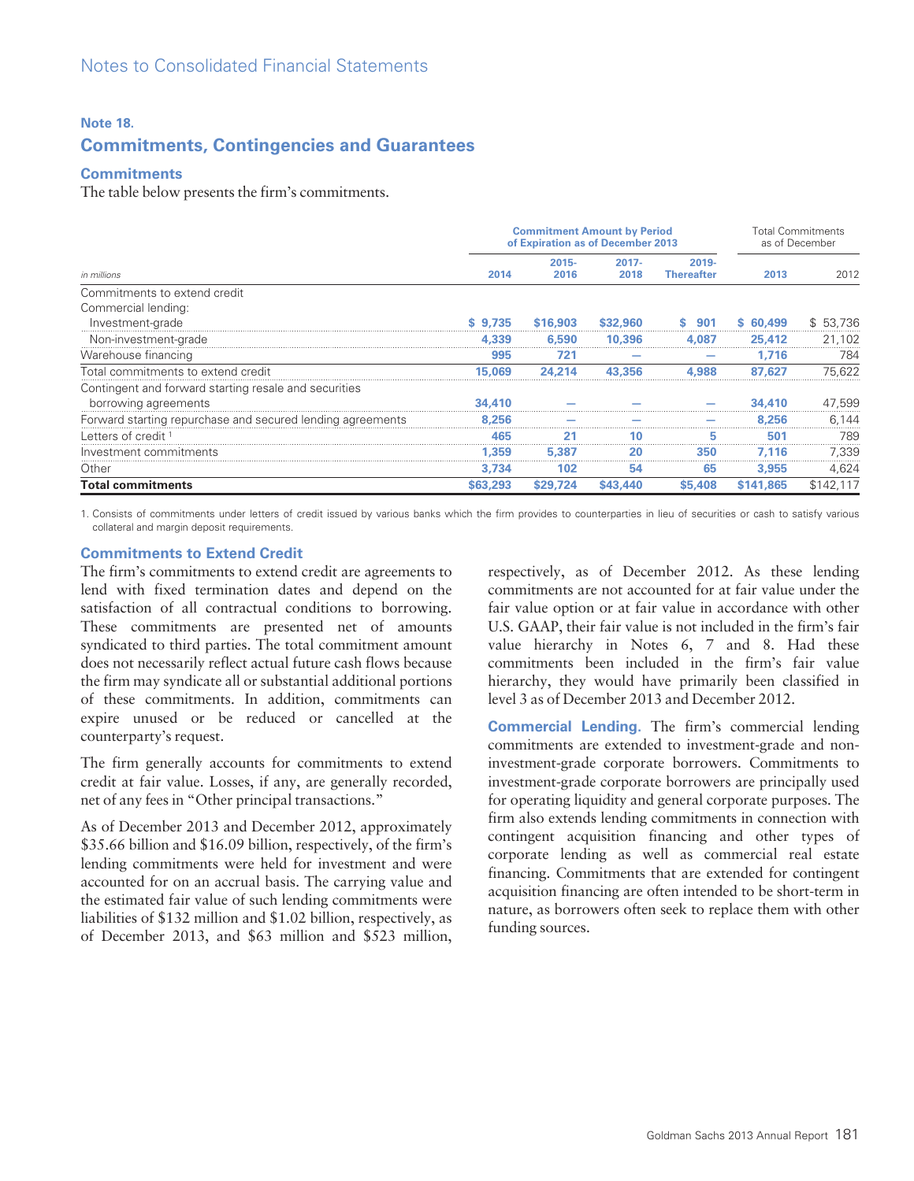Notes to Consolidated Financial Statements

## Note 18.

## Commitments, Contingencies and Guarantees

### Commitments

The table below presents the firm's commitments.

| | Commitment Amount by Period of Expiration as of December 2013 | | | | Total Commitments as of December | |
|---|---|---|---|---|---|---|
| *in millions* | 2014 | 2015-2016 | 2017-2018 | 2019-Thereafter | 2013 | 2012 |
| Commitments to extend credit | | | | | | |
| Commercial lending: | | | | | | |
| Investment-grade | $ 9,735 | $16,903 | $32,960 | $ 901 | $ 60,499 | $ 53,736 |
| Non-investment-grade | 4,339 | 6,590 | 10,396 | 4,087 | 25,412 | 21,102 |
| Warehouse financing | 995 | 721 | — | — | 1,716 | 784 |
| Total commitments to extend credit | 15,069 | 24,214 | 43,356 | 4,988 | 87,627 | 75,622 |
| Contingent and forward starting resale and securities borrowing agreements | 34,410 | — | — | — | 34,410 | 47,599 |
| Forward starting repurchase and secured lending agreements | 8,256 | — | — | — | 8,256 | 6,144 |
| Letters of credit [1] | 465 | 21 | 10 | 5 | 501 | 789 |
| Investment commitments | 1,359 | 5,387 | 20 | 350 | 7,116 | 7,339 |
| Other | 3,734 | 102 | 54 | 65 | 3,955 | 4,624 |
| **Total commitments** | $63,293 | $29,724 | $43,440 | $5,408 | $141,865 | $142,117 |

1. Consists of commitments under letters of credit issued by various banks which the firm provides to counterparties in lieu of securities or cash to satisfy various collateral and margin deposit requirements.

### Commitments to Extend Credit

The firm's commitments to extend credit are agreements to lend with fixed termination dates and depend on the satisfaction of all contractual conditions to borrowing. These commitments are presented net of amounts syndicated to third parties. The total commitment amount does not necessarily reflect actual future cash flows because the firm may syndicate all or substantial additional portions of these commitments. In addition, commitments can expire unused or be reduced or cancelled at the counterparty's request.

The firm generally accounts for commitments to extend credit at fair value. Losses, if any, are generally recorded, net of any fees in "Other principal transactions."

As of December 2013 and December 2012, approximately $35.66 billion and $16.09 billion, respectively, of the firm's lending commitments were held for investment and were accounted for on an accrual basis. The carrying value and the estimated fair value of such lending commitments were liabilities of $132 million and $1.02 billion, respectively, as of December 2013, and $63 million and $523 million, respectively, as of December 2012. As these lending commitments are not accounted for at fair value under the fair value option or at fair value in accordance with other U.S. GAAP, their fair value is not included in the firm's fair value hierarchy in Notes 6, 7 and 8. Had these commitments been included in the firm's fair value hierarchy, they would have primarily been classified in level 3 as of December 2013 and December 2012.

**Commercial Lending.** The firm's commercial lending commitments are extended to investment-grade and non-investment-grade corporate borrowers. Commitments to investment-grade corporate borrowers are principally used for operating liquidity and general corporate purposes. The firm also extends lending commitments in connection with contingent acquisition financing and other types of corporate lending as well as commercial real estate financing. Commitments that are extended for contingent acquisition financing are often intended to be short-term in nature, as borrowers often seek to replace them with other funding sources.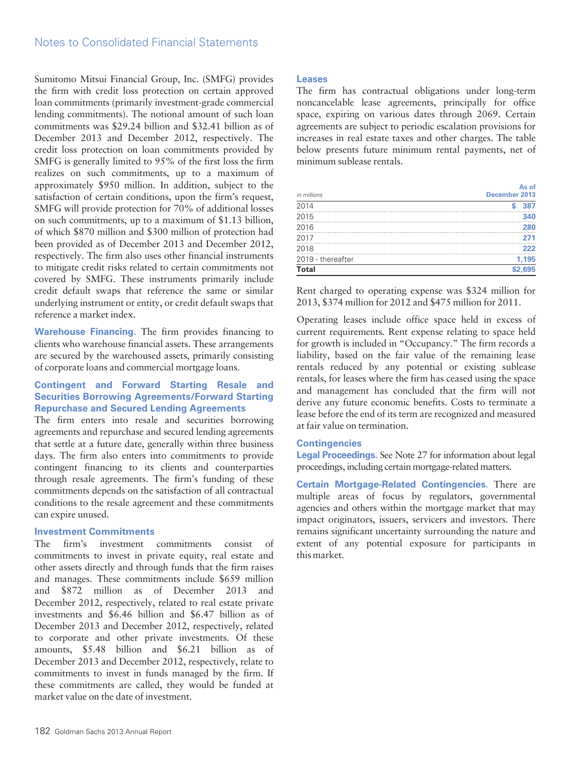Sumitomo Mitsui Financial Group, Inc. (SMFG) provides the firm with credit loss protection on certain approved loan commitments (primarily investment-grade commercial lending commitments). The notional amount of such loan commitments was $29.24 billion and $32.41 billion as of December 2013 and December 2012, respectively. The credit loss protection on loan commitments provided by SMFG is generally limited to 95% of the first loss the firm realizes on such commitments, up to a maximum of approximately $950 million. In addition, subject to the satisfaction of certain conditions, upon the firm's request, SMFG will provide protection for 70% of additional losses on such commitments, up to a maximum of $1.13 billion, of which $870 million and $300 million of protection had been provided as of December 2013 and December 2012, respectively. The firm also uses other financial instruments to mitigate credit risks related to certain commitments not covered by SMFG. These instruments primarily include credit default swaps that reference the same or similar underlying instrument or entity, or credit default swaps that reference a market index.

**Warehouse Financing.** The firm provides financing to clients who warehouse financial assets. These arrangements are secured by the warehoused assets, primarily consisting of corporate loans and commercial mortgage loans.

### Contingent and Forward Starting Resale and Securities Borrowing Agreements/Forward Starting Repurchase and Secured Lending Agreements

The firm enters into resale and securities borrowing agreements and repurchase and secured lending agreements that settle at a future date, generally within three business days. The firm also enters into commitments to provide contingent financing to its clients and counterparties through resale agreements. The firm's funding of these commitments depends on the satisfaction of all contractual conditions to the resale agreement and these commitments can expire unused.

### Investment Commitments

The firm's investment commitments consist of commitments to invest in private equity, real estate and other assets directly and through funds that the firm raises and manages. These commitments include $659 million and $872 million as of December 2013 and December 2012, respectively, related to real estate private investments and $6.46 billion and $6.47 billion as of December 2013 and December 2012, respectively, related to corporate and other private investments. Of these amounts, $5.48 billion and $6.21 billion as of December 2013 and December 2012, respectively, relate to commitments to invest in funds managed by the firm. If these commitments are called, they would be funded at market value on the date of investment.

### Leases

The firm has contractual obligations under long-term noncancelable lease agreements, principally for office space, expiring on various dates through 2069. Certain agreements are subject to periodic escalation provisions for increases in real estate taxes and other charges. The table below presents future minimum rental payments, net of minimum sublease rentals.

| *in millions* | As of December 2013 |
|---|---|
| 2014 | $ 387 |
| 2015 | 340 |
| 2016 | 280 |
| 2017 | 271 |
| 2018 | 222 |
| 2019 - thereafter | 1,195 |
| **Total** | **$2,695** |

Rent charged to operating expense was $324 million for 2013, $374 million for 2012 and $475 million for 2011.

Operating leases include office space held in excess of current requirements. Rent expense relating to space held for growth is included in "Occupancy." The firm records a liability, based on the fair value of the remaining lease rentals reduced by any potential or existing sublease rentals, for leases where the firm has ceased using the space and management has concluded that the firm will not derive any future economic benefits. Costs to terminate a lease before the end of its term are recognized and measured at fair value on termination.

### Contingencies

**Legal Proceedings.** See Note 27 for information about legal proceedings, including certain mortgage-related matters.

**Certain Mortgage-Related Contingencies.** There are multiple areas of focus by regulators, governmental agencies and others within the mortgage market that may impact originators, issuers, servicers and investors. There remains significant uncertainty surrounding the nature and extent of any potential exposure for participants in this market.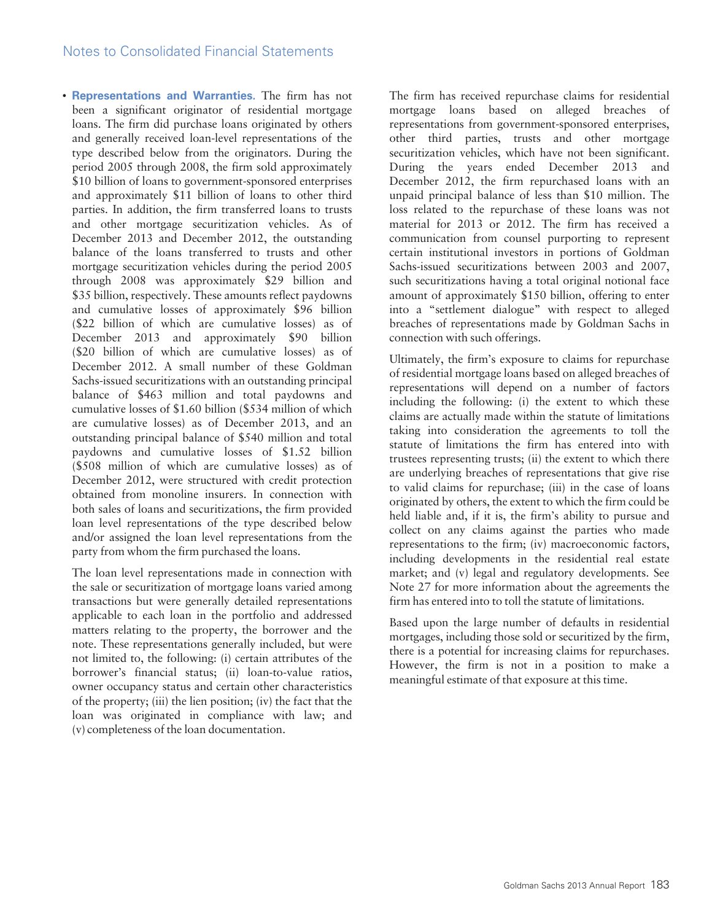- **Representations and Warranties.** The firm has not been a significant originator of residential mortgage loans. The firm did purchase loans originated by others and generally received loan-level representations of the type described below from the originators. During the period 2005 through 2008, the firm sold approximately $10 billion of loans to government-sponsored enterprises and approximately $11 billion of loans to other third parties. In addition, the firm transferred loans to trusts and other mortgage securitization vehicles. As of December 2013 and December 2012, the outstanding balance of the loans transferred to trusts and other mortgage securitization vehicles during the period 2005 through 2008 was approximately $29 billion and $35 billion, respectively. These amounts reflect paydowns and cumulative losses of approximately $96 billion ($22 billion of which are cumulative losses) as of December 2013 and approximately $90 billion ($20 billion of which are cumulative losses) as of December 2012. A small number of these Goldman Sachs-issued securitizations with an outstanding principal balance of $463 million and total paydowns and cumulative losses of $1.60 billion ($534 million of which are cumulative losses) as of December 2013, and an outstanding principal balance of $540 million and total paydowns and cumulative losses of $1.52 billion ($508 million of which are cumulative losses) as of December 2012, were structured with credit protection obtained from monoline insurers. In connection with both sales of loans and securitizations, the firm provided loan level representations of the type described below and/or assigned the loan level representations from the party from whom the firm purchased the loans.

  The loan level representations made in connection with the sale or securitization of mortgage loans varied among transactions but were generally detailed representations applicable to each loan in the portfolio and addressed matters relating to the property, the borrower and the note. These representations generally included, but were not limited to, the following: (i) certain attributes of the borrower's financial status; (ii) loan-to-value ratios, owner occupancy status and certain other characteristics of the property; (iii) the lien position; (iv) the fact that the loan was originated in compliance with law; and (v) completeness of the loan documentation.

  The firm has received repurchase claims for residential mortgage loans based on alleged breaches of representations from government-sponsored enterprises, other third parties, trusts and other mortgage securitization vehicles, which have not been significant. During the years ended December 2013 and December 2012, the firm repurchased loans with an unpaid principal balance of less than $10 million. The loss related to the repurchase of these loans was not material for 2013 or 2012. The firm has received a communication from counsel purporting to represent certain institutional investors in portions of Goldman Sachs-issued securitizations between 2003 and 2007, such securitizations having a total original notional face amount of approximately $150 billion, offering to enter into a "settlement dialogue" with respect to alleged breaches of representations made by Goldman Sachs in connection with such offerings.

  Ultimately, the firm's exposure to claims for repurchase of residential mortgage loans based on alleged breaches of representations will depend on a number of factors including the following: (i) the extent to which these claims are actually made within the statute of limitations taking into consideration the agreements to toll the statute of limitations the firm has entered into with trustees representing trusts; (ii) the extent to which there are underlying breaches of representations that give rise to valid claims for repurchase; (iii) in the case of loans originated by others, the extent to which the firm could be held liable and, if it is, the firm's ability to pursue and collect on any claims against the parties who made representations to the firm; (iv) macroeconomic factors, including developments in the residential real estate market; and (v) legal and regulatory developments. See Note 27 for more information about the agreements the firm has entered into to toll the statute of limitations.

  Based upon the large number of defaults in residential mortgages, including those sold or securitized by the firm, there is a potential for increasing claims for repurchases. However, the firm is not in a position to make a meaningful estimate of that exposure at this time.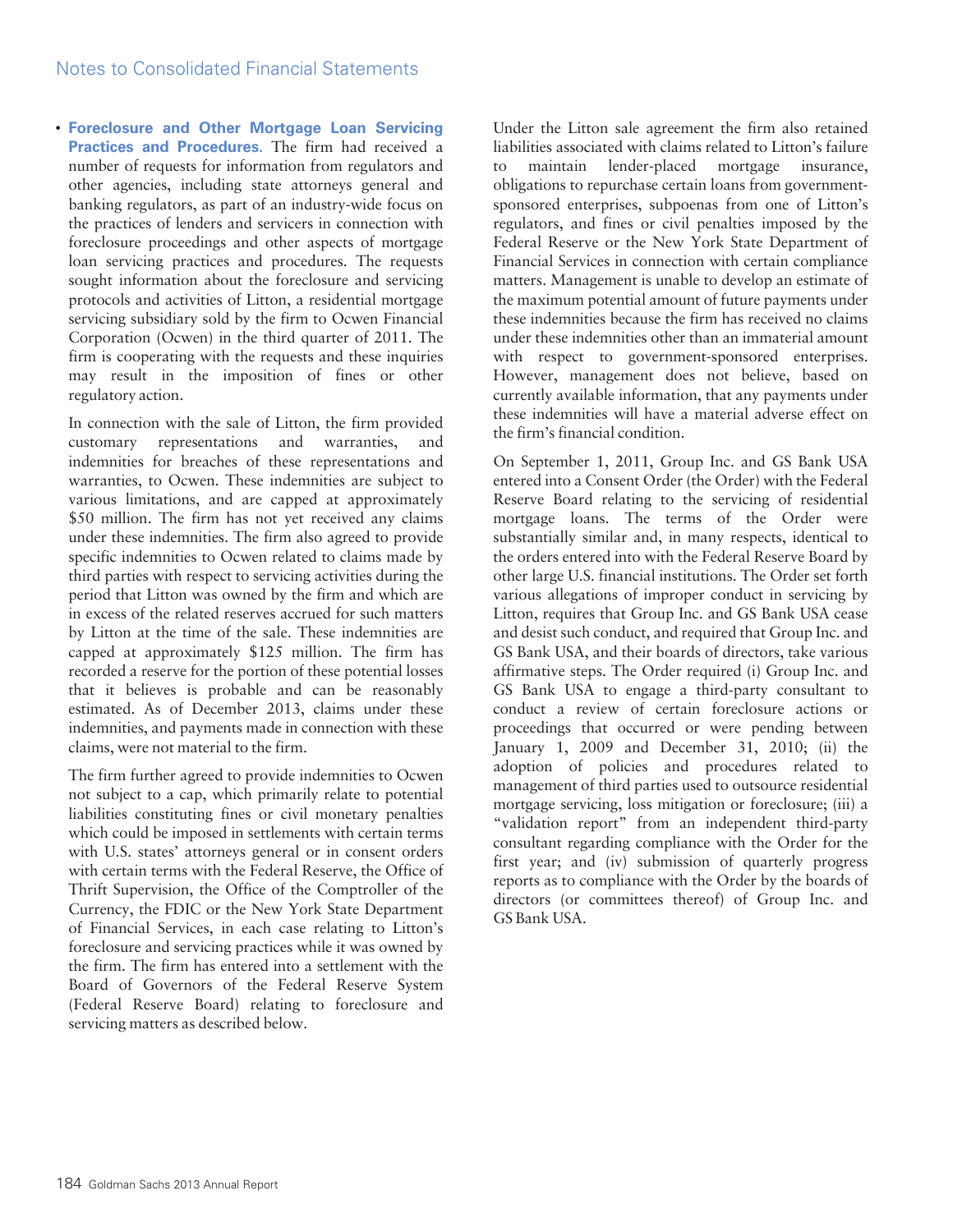- **Foreclosure and Other Mortgage Loan Servicing Practices and Procedures.** The firm had received a number of requests for information from regulators and other agencies, including state attorneys general and banking regulators, as part of an industry-wide focus on the practices of lenders and servicers in connection with foreclosure proceedings and other aspects of mortgage loan servicing practices and procedures. The requests sought information about the foreclosure and servicing protocols and activities of Litton, a residential mortgage servicing subsidiary sold by the firm to Ocwen Financial Corporation (Ocwen) in the third quarter of 2011. The firm is cooperating with the requests and these inquiries may result in the imposition of fines or other regulatory action.

  In connection with the sale of Litton, the firm provided customary representations and warranties, and indemnities for breaches of these representations and warranties, to Ocwen. These indemnities are subject to various limitations, and are capped at approximately \$50 million. The firm has not yet received any claims under these indemnities. The firm also agreed to provide specific indemnities to Ocwen related to claims made by third parties with respect to servicing activities during the period that Litton was owned by the firm and which are in excess of the related reserves accrued for such matters by Litton at the time of the sale. These indemnities are capped at approximately \$125 million. The firm has recorded a reserve for the portion of these potential losses that it believes is probable and can be reasonably estimated. As of December 2013, claims under these indemnities, and payments made in connection with these claims, were not material to the firm.

  The firm further agreed to provide indemnities to Ocwen not subject to a cap, which primarily relate to potential liabilities constituting fines or civil monetary penalties which could be imposed in settlements with certain terms with U.S. states' attorneys general or in consent orders with certain terms with the Federal Reserve, the Office of Thrift Supervision, the Office of the Comptroller of the Currency, the FDIC or the New York State Department of Financial Services, in each case relating to Litton's foreclosure and servicing practices while it was owned by the firm. The firm has entered into a settlement with the Board of Governors of the Federal Reserve System (Federal Reserve Board) relating to foreclosure and servicing matters as described below.

  Under the Litton sale agreement the firm also retained liabilities associated with claims related to Litton's failure to maintain lender-placed mortgage insurance, obligations to repurchase certain loans from government-sponsored enterprises, subpoenas from one of Litton's regulators, and fines or civil penalties imposed by the Federal Reserve or the New York State Department of Financial Services in connection with certain compliance matters. Management is unable to develop an estimate of the maximum potential amount of future payments under these indemnities because the firm has received no claims under these indemnities other than an immaterial amount with respect to government-sponsored enterprises. However, management does not believe, based on currently available information, that any payments under these indemnities will have a material adverse effect on the firm's financial condition.

  On September 1, 2011, Group Inc. and GS Bank USA entered into a Consent Order (the Order) with the Federal Reserve Board relating to the servicing of residential mortgage loans. The terms of the Order were substantially similar and, in many respects, identical to the orders entered into with the Federal Reserve Board by other large U.S. financial institutions. The Order set forth various allegations of improper conduct in servicing by Litton, requires that Group Inc. and GS Bank USA cease and desist such conduct, and required that Group Inc. and GS Bank USA, and their boards of directors, take various affirmative steps. The Order required (i) Group Inc. and GS Bank USA to engage a third-party consultant to conduct a review of certain foreclosure actions or proceedings that occurred or were pending between January 1, 2009 and December 31, 2010; (ii) the adoption of policies and procedures related to management of third parties used to outsource residential mortgage servicing, loss mitigation or foreclosure; (iii) a "validation report" from an independent third-party consultant regarding compliance with the Order for the first year; and (iv) submission of quarterly progress reports as to compliance with the Order by the boards of directors (or committees thereof) of Group Inc. and GS Bank USA.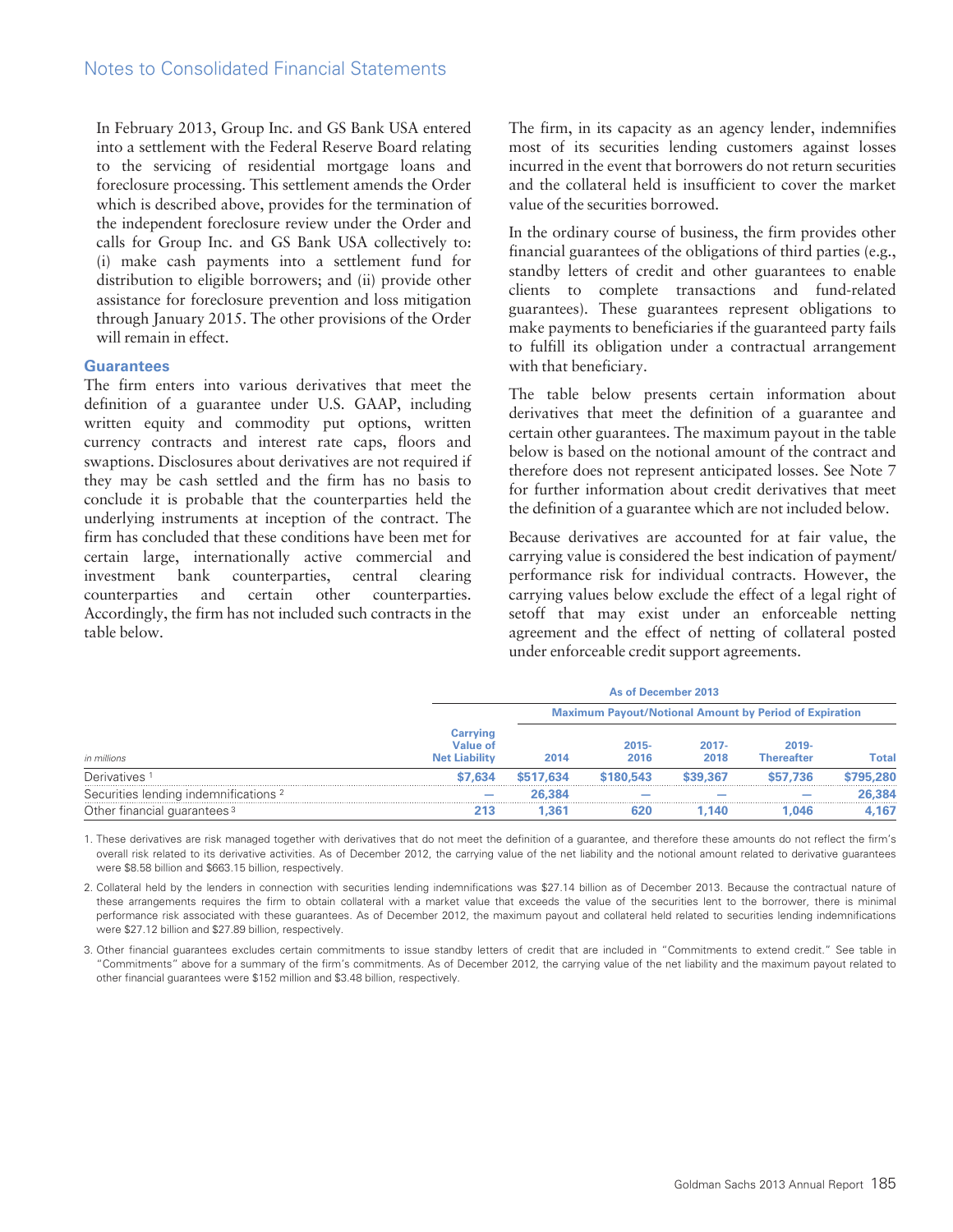In February 2013, Group Inc. and GS Bank USA entered into a settlement with the Federal Reserve Board relating to the servicing of residential mortgage loans and foreclosure processing. This settlement amends the Order which is described above, provides for the termination of the independent foreclosure review under the Order and calls for Group Inc. and GS Bank USA collectively to: (i) make cash payments into a settlement fund for distribution to eligible borrowers; and (ii) provide other assistance for foreclosure prevention and loss mitigation through January 2015. The other provisions of the Order will remain in effect.

### Guarantees

The firm enters into various derivatives that meet the definition of a guarantee under U.S. GAAP, including written equity and commodity put options, written currency contracts and interest rate caps, floors and swaptions. Disclosures about derivatives are not required if they may be cash settled and the firm has no basis to conclude it is probable that the counterparties held the underlying instruments at inception of the contract. The firm has concluded that these conditions have been met for certain large, internationally active commercial and investment bank counterparties, central clearing counterparties and certain other counterparties. Accordingly, the firm has not included such contracts in the table below.

The firm, in its capacity as an agency lender, indemnifies most of its securities lending customers against losses incurred in the event that borrowers do not return securities and the collateral held is insufficient to cover the market value of the securities borrowed.

In the ordinary course of business, the firm provides other financial guarantees of the obligations of third parties (e.g., standby letters of credit and other guarantees to enable clients to complete transactions and fund-related guarantees). These guarantees represent obligations to make payments to beneficiaries if the guaranteed party fails to fulfill its obligation under a contractual arrangement with that beneficiary.

The table below presents certain information about derivatives that meet the definition of a guarantee and certain other guarantees. The maximum payout in the table below is based on the notional amount of the contract and therefore does not represent anticipated losses. See Note 7 for further information about credit derivatives that meet the definition of a guarantee which are not included below.

Because derivatives are accounted for at fair value, the carrying value is considered the best indication of payment/performance risk for individual contracts. However, the carrying values below exclude the effect of a legal right of setoff that may exist under an enforceable netting agreement and the effect of netting of collateral posted under enforceable credit support agreements.

| | As of December 2013 | | | | | |
|---|---|---|---|---|---|---|
| | | Maximum Payout/Notional Amount by Period of Expiration | | | | |
| *in millions* | Carrying Value of Net Liability | 2014 | 2015-2016 | 2017-2018 | 2019-Thereafter | Total |
| Derivatives [1] | $7,634 | $517,634 | $180,543 | $39,367 | $57,736 | $795,280 |
| Securities lending indemnifications [2] | — | 26,384 | — | — | — | 26,384 |
| Other financial guarantees [3] | 213 | 1,361 | 620 | 1,140 | 1,046 | 4,167 |

1. These derivatives are risk managed together with derivatives that do not meet the definition of a guarantee, and therefore these amounts do not reflect the firm's overall risk related to its derivative activities. As of December 2012, the carrying value of the net liability and the notional amount related to derivative guarantees were $8.58 billion and $663.15 billion, respectively.

2. Collateral held by the lenders in connection with securities lending indemnifications was $27.14 billion as of December 2013. Because the contractual nature of these arrangements requires the firm to obtain collateral with a market value that exceeds the value of the securities lent to the borrower, there is minimal performance risk associated with these guarantees. As of December 2012, the maximum payout and collateral held related to securities lending indemnifications were $27.12 billion and $27.89 billion, respectively.

3. Other financial guarantees excludes certain commitments to issue standby letters of credit that are included in "Commitments to extend credit." See table in "Commitments" above for a summary of the firm's commitments. As of December 2012, the carrying value of the net liability and the maximum payout related to other financial guarantees were $152 million and $3.48 billion, respectively.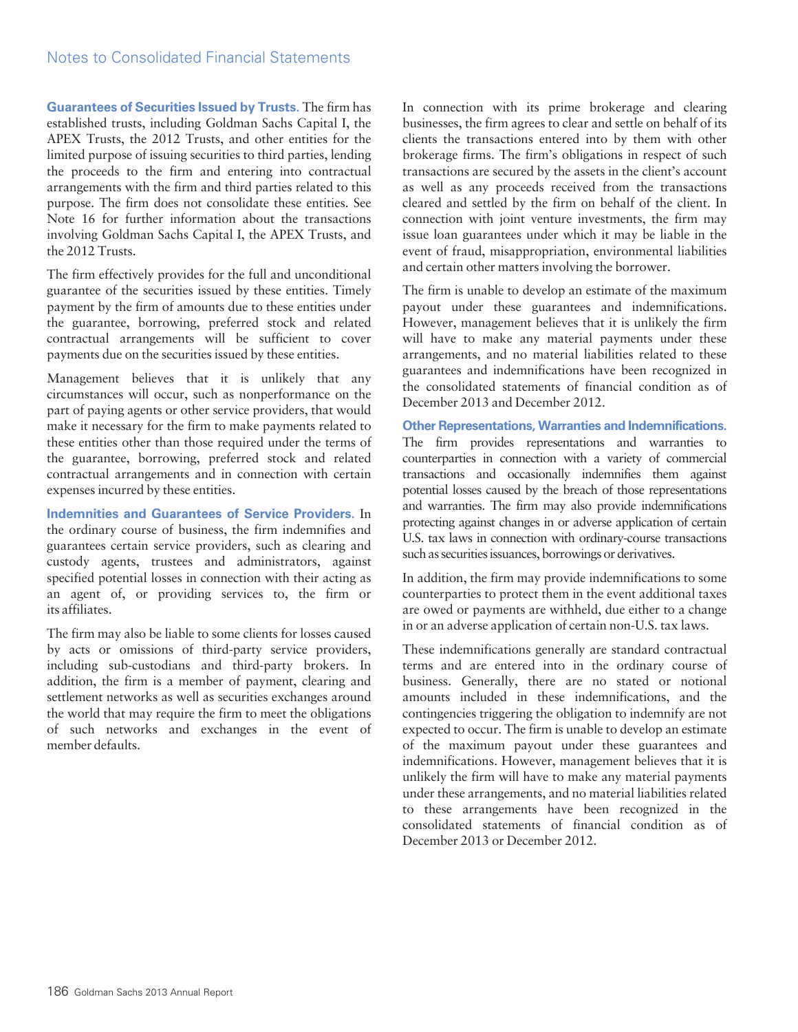**Guarantees of Securities Issued by Trusts.** The firm has established trusts, including Goldman Sachs Capital I, the APEX Trusts, the 2012 Trusts, and other entities for the limited purpose of issuing securities to third parties, lending the proceeds to the firm and entering into contractual arrangements with the firm and third parties related to this purpose. The firm does not consolidate these entities. See Note 16 for further information about the transactions involving Goldman Sachs Capital I, the APEX Trusts, and the 2012 Trusts.

The firm effectively provides for the full and unconditional guarantee of the securities issued by these entities. Timely payment by the firm of amounts due to these entities under the guarantee, borrowing, preferred stock and related contractual arrangements will be sufficient to cover payments due on the securities issued by these entities.

Management believes that it is unlikely that any circumstances will occur, such as nonperformance on the part of paying agents or other service providers, that would make it necessary for the firm to make payments related to these entities other than those required under the terms of the guarantee, borrowing, preferred stock and related contractual arrangements and in connection with certain expenses incurred by these entities.

**Indemnities and Guarantees of Service Providers.** In the ordinary course of business, the firm indemnifies and guarantees certain service providers, such as clearing and custody agents, trustees and administrators, against specified potential losses in connection with their acting as an agent of, or providing services to, the firm or its affiliates.

The firm may also be liable to some clients for losses caused by acts or omissions of third-party service providers, including sub-custodians and third-party brokers. In addition, the firm is a member of payment, clearing and settlement networks as well as securities exchanges around the world that may require the firm to meet the obligations of such networks and exchanges in the event of member defaults.

In connection with its prime brokerage and clearing businesses, the firm agrees to clear and settle on behalf of its clients the transactions entered into by them with other brokerage firms. The firm's obligations in respect of such transactions are secured by the assets in the client's account as well as any proceeds received from the transactions cleared and settled by the firm on behalf of the client. In connection with joint venture investments, the firm may issue loan guarantees under which it may be liable in the event of fraud, misappropriation, environmental liabilities and certain other matters involving the borrower.

The firm is unable to develop an estimate of the maximum payout under these guarantees and indemnifications. However, management believes that it is unlikely the firm will have to make any material payments under these arrangements, and no material liabilities related to these guarantees and indemnifications have been recognized in the consolidated statements of financial condition as of December 2013 and December 2012.

**Other Representations, Warranties and Indemnifications.** The firm provides representations and warranties to counterparties in connection with a variety of commercial transactions and occasionally indemnifies them against potential losses caused by the breach of those representations and warranties. The firm may also provide indemnifications protecting against changes in or adverse application of certain U.S. tax laws in connection with ordinary-course transactions such as securities issuances, borrowings or derivatives.

In addition, the firm may provide indemnifications to some counterparties to protect them in the event additional taxes are owed or payments are withheld, due either to a change in or an adverse application of certain non-U.S. tax laws.

These indemnifications generally are standard contractual terms and are entered into in the ordinary course of business. Generally, there are no stated or notional amounts included in these indemnifications, and the contingencies triggering the obligation to indemnify are not expected to occur. The firm is unable to develop an estimate of the maximum payout under these guarantees and indemnifications. However, management believes that it is unlikely the firm will have to make any material payments under these arrangements, and no material liabilities related to these arrangements have been recognized in the consolidated statements of financial condition as of December 2013 or December 2012.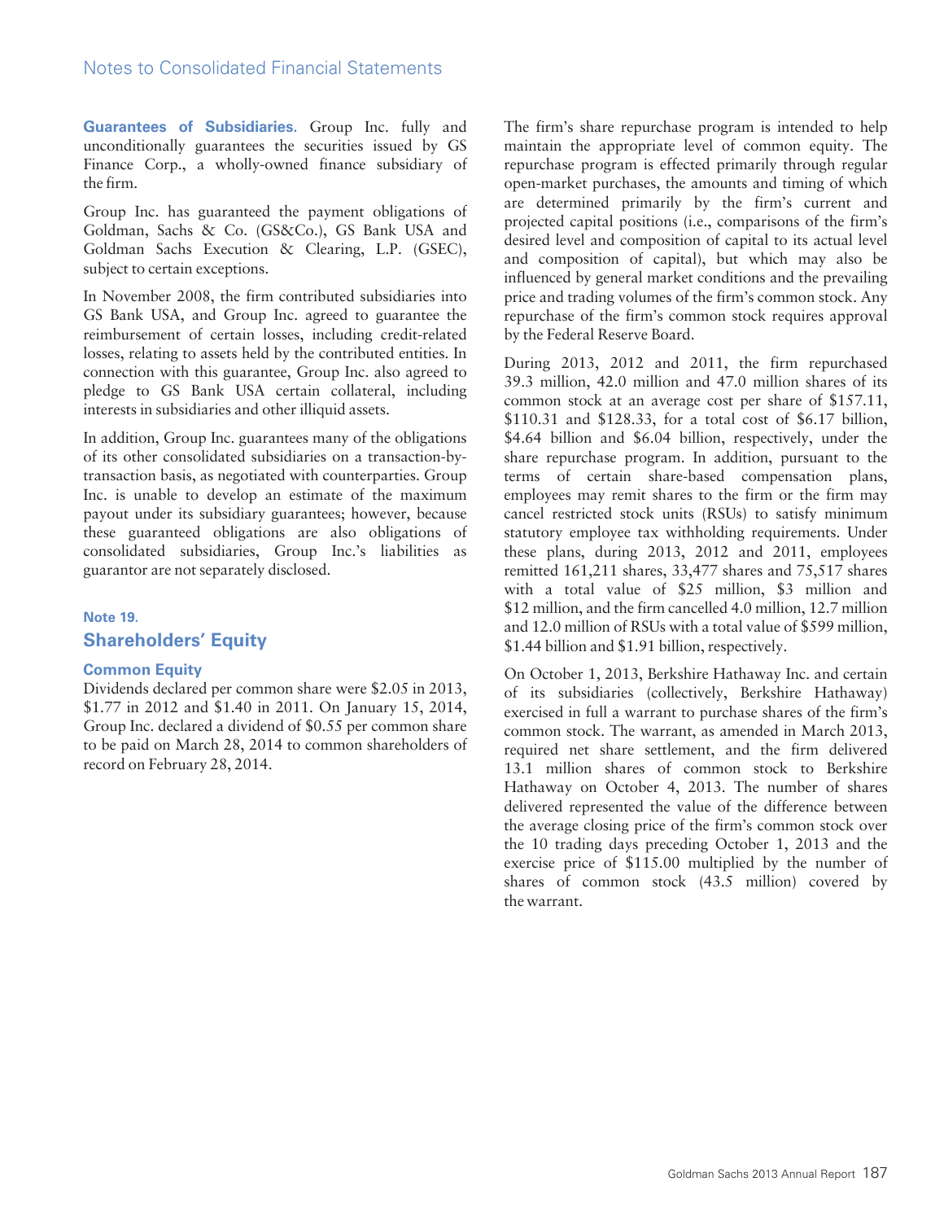**Guarantees of Subsidiaries.** Group Inc. fully and unconditionally guarantees the securities issued by GS Finance Corp., a wholly-owned finance subsidiary of the firm.

Group Inc. has guaranteed the payment obligations of Goldman, Sachs & Co. (GS&Co.), GS Bank USA and Goldman Sachs Execution & Clearing, L.P. (GSEC), subject to certain exceptions.

In November 2008, the firm contributed subsidiaries into GS Bank USA, and Group Inc. agreed to guarantee the reimbursement of certain losses, including credit-related losses, relating to assets held by the contributed entities. In connection with this guarantee, Group Inc. also agreed to pledge to GS Bank USA certain collateral, including interests in subsidiaries and other illiquid assets.

In addition, Group Inc. guarantees many of the obligations of its other consolidated subsidiaries on a transaction-by-transaction basis, as negotiated with counterparties. Group Inc. is unable to develop an estimate of the maximum payout under its subsidiary guarantees; however, because these guaranteed obligations are also obligations of consolidated subsidiaries, Group Inc.'s liabilities as guarantor are not separately disclosed.

## Note 19.
## Shareholders' Equity

### Common Equity

Dividends declared per common share were $2.05 in 2013, $1.77 in 2012 and $1.40 in 2011. On January 15, 2014, Group Inc. declared a dividend of $0.55 per common share to be paid on March 28, 2014 to common shareholders of record on February 28, 2014.

The firm's share repurchase program is intended to help maintain the appropriate level of common equity. The repurchase program is effected primarily through regular open-market purchases, the amounts and timing of which are determined primarily by the firm's current and projected capital positions (i.e., comparisons of the firm's desired level and composition of capital to its actual level and composition of capital), but which may also be influenced by general market conditions and the prevailing price and trading volumes of the firm's common stock. Any repurchase of the firm's common stock requires approval by the Federal Reserve Board.

During 2013, 2012 and 2011, the firm repurchased 39.3 million, 42.0 million and 47.0 million shares of its common stock at an average cost per share of $157.11, $110.31 and $128.33, for a total cost of $6.17 billion, $4.64 billion and $6.04 billion, respectively, under the share repurchase program. In addition, pursuant to the terms of certain share-based compensation plans, employees may remit shares to the firm or the firm may cancel restricted stock units (RSUs) to satisfy minimum statutory employee tax withholding requirements. Under these plans, during 2013, 2012 and 2011, employees remitted 161,211 shares, 33,477 shares and 75,517 shares with a total value of $25 million, $3 million and $12 million, and the firm cancelled 4.0 million, 12.7 million and 12.0 million of RSUs with a total value of $599 million, $1.44 billion and $1.91 billion, respectively.

On October 1, 2013, Berkshire Hathaway Inc. and certain of its subsidiaries (collectively, Berkshire Hathaway) exercised in full a warrant to purchase shares of the firm's common stock. The warrant, as amended in March 2013, required net share settlement, and the firm delivered 13.1 million shares of common stock to Berkshire Hathaway on October 4, 2013. The number of shares delivered represented the value of the difference between the average closing price of the firm's common stock over the 10 trading days preceding October 1, 2013 and the exercise price of $115.00 multiplied by the number of shares of common stock (43.5 million) covered by the warrant.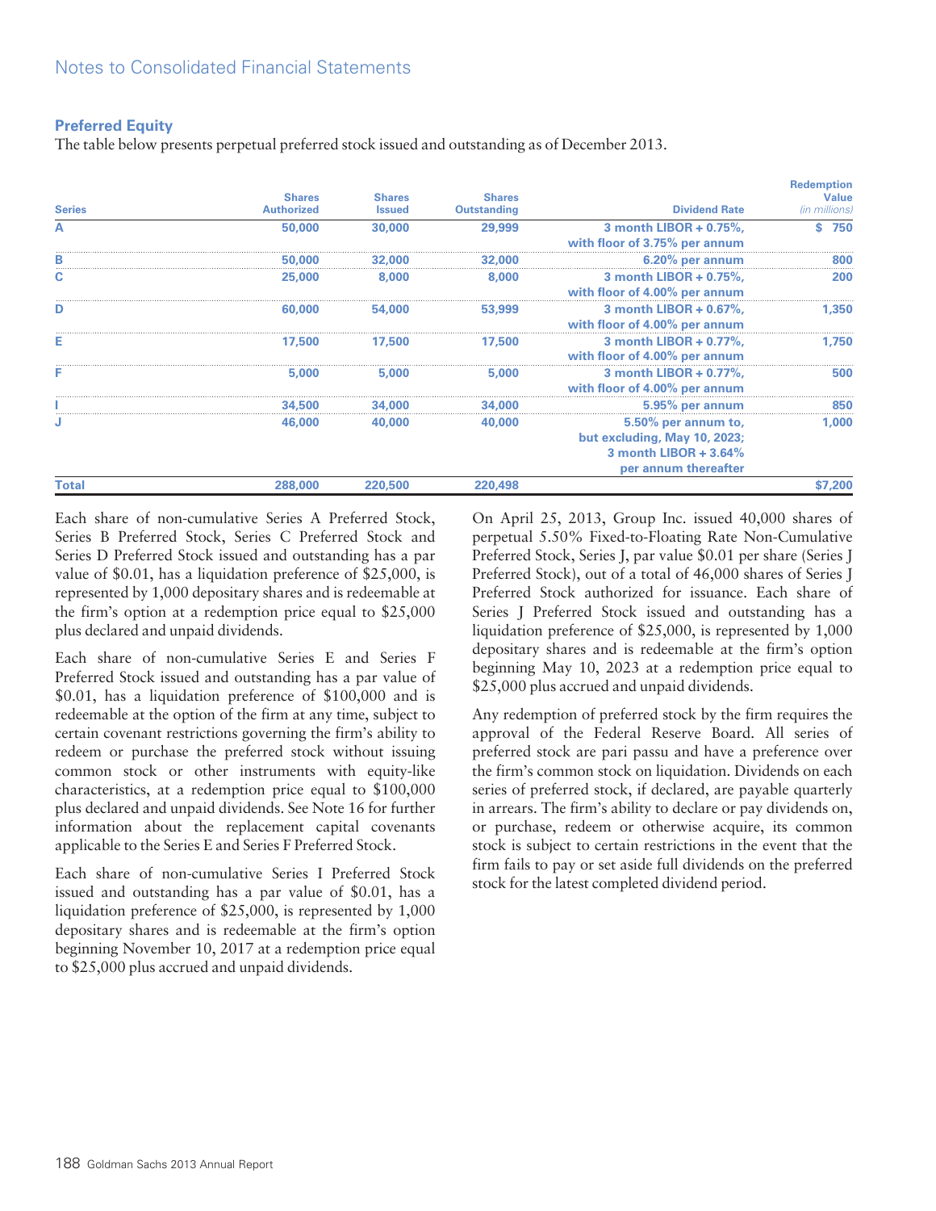### Preferred Equity

The table below presents perpetual preferred stock issued and outstanding as of December 2013.

| Series | Shares Authorized | Shares Issued | Shares Outstanding | Dividend Rate | Redemption Value (in millions) |
|---|---|---|---|---|---|
| A | 50,000 | 30,000 | 29,999 | 3 month LIBOR + 0.75%, with floor of 3.75% per annum | $ 750 |
| B | 50,000 | 32,000 | 32,000 | 6.20% per annum | 800 |
| C | 25,000 | 8,000 | 8,000 | 3 month LIBOR + 0.75%, with floor of 4.00% per annum | 200 |
| D | 60,000 | 54,000 | 53,999 | 3 month LIBOR + 0.67%, with floor of 4.00% per annum | 1,350 |
| E | 17,500 | 17,500 | 17,500 | 3 month LIBOR + 0.77%, with floor of 4.00% per annum | 1,750 |
| F | 5,000 | 5,000 | 5,000 | 3 month LIBOR + 0.77%, with floor of 4.00% per annum | 500 |
| I | 34,500 | 34,000 | 34,000 | 5.95% per annum | 850 |
| J | 46,000 | 40,000 | 40,000 | 5.50% per annum to, but excluding, May 10, 2023; 3 month LIBOR + 3.64% per annum thereafter | 1,000 |
| Total | 288,000 | 220,500 | 220,498 | | $7,200 |

Each share of non-cumulative Series A Preferred Stock, Series B Preferred Stock, Series C Preferred Stock and Series D Preferred Stock issued and outstanding has a par value of $0.01, has a liquidation preference of $25,000, is represented by 1,000 depositary shares and is redeemable at the firm's option at a redemption price equal to $25,000 plus declared and unpaid dividends.

Each share of non-cumulative Series E and Series F Preferred Stock issued and outstanding has a par value of $0.01, has a liquidation preference of $100,000 and is redeemable at the option of the firm at any time, subject to certain covenant restrictions governing the firm's ability to redeem or purchase the preferred stock without issuing common stock or other instruments with equity-like characteristics, at a redemption price equal to $100,000 plus declared and unpaid dividends. See Note 16 for further information about the replacement capital covenants applicable to the Series E and Series F Preferred Stock.

Each share of non-cumulative Series I Preferred Stock issued and outstanding has a par value of $0.01, has a liquidation preference of $25,000, is represented by 1,000 depositary shares and is redeemable at the firm's option beginning November 10, 2017 at a redemption price equal to $25,000 plus accrued and unpaid dividends.

On April 25, 2013, Group Inc. issued 40,000 shares of perpetual 5.50% Fixed-to-Floating Rate Non-Cumulative Preferred Stock, Series J, par value $0.01 per share (Series J Preferred Stock), out of a total of 46,000 shares of Series J Preferred Stock authorized for issuance. Each share of Series J Preferred Stock issued and outstanding has a liquidation preference of $25,000, is represented by 1,000 depositary shares and is redeemable at the firm's option beginning May 10, 2023 at a redemption price equal to $25,000 plus accrued and unpaid dividends.

Any redemption of preferred stock by the firm requires the approval of the Federal Reserve Board. All series of preferred stock are pari passu and have a preference over the firm's common stock on liquidation. Dividends on each series of preferred stock, if declared, are payable quarterly in arrears. The firm's ability to declare or pay dividends on, or purchase, redeem or otherwise acquire, its common stock is subject to certain restrictions in the event that the firm fails to pay or set aside full dividends on the preferred stock for the latest completed dividend period.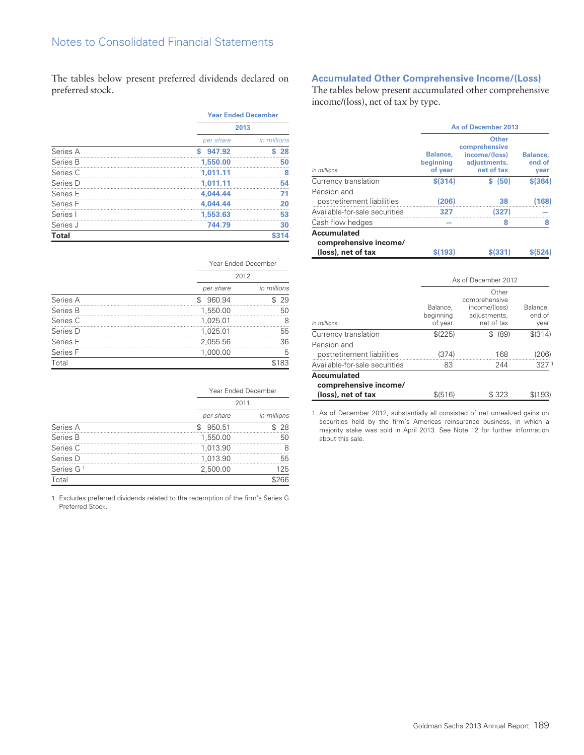The tables below present preferred dividends declared on preferred stock.

| | Year Ended December | |
|---|---|---|
| | 2013 | |
| | *per share* | *in millions* |
| Series A | $ 947.92 | $ 28 |
| Series B | 1,550.00 | 50 |
| Series C | 1,011.11 | 8 |
| Series D | 1,011.11 | 54 |
| Series E | 4,044.44 | 71 |
| Series F | 4,044.44 | 20 |
| Series I | 1,553.63 | 53 |
| Series J | 744.79 | 30 |
| **Total** | | **$314** |

| | Year Ended December | |
|---|---|---|
| | 2012 | |
| | *per share* | *in millions* |
| Series A | $ 960.94 | $ 29 |
| Series B | 1,550.00 | 50 |
| Series C | 1,025.01 | 8 |
| Series D | 1,025.01 | 55 |
| Series E | 2,055.56 | 36 |
| Series F | 1,000.00 | 5 |
| Total | | $183 |

| | Year Ended December | |
|---|---|---|
| | 2011 | |
| | *per share* | *in millions* |
| Series A | $ 950.51 | $ 28 |
| Series B | 1,550.00 | 50 |
| Series C | 1,013.90 | 8 |
| Series D | 1,013.90 | 55 |
| Series G [1] | 2,500.00 | 125 |
| Total | | $266 |

1. Excludes preferred dividends related to the redemption of the firm's Series G Preferred Stock.

## Accumulated Other Comprehensive Income/(Loss)

The tables below present accumulated other comprehensive income/(loss), net of tax by type.

| | As of December 2013 | | |
|---|---|---|---|
| *in millions* | Balance, beginning of year | Other comprehensive income/(loss) adjustments, net of tax | Balance, end of year |
| Currency translation | $(314) | $ (50) | $(364) |
| Pension and postretirement liabilities | (206) | 38 | (168) |
| Available-for-sale securities | 327 | (327) | — |
| Cash flow hedges | — | 8 | 8 |
| **Accumulated comprehensive income/(loss), net of tax** | **$(193)** | **$(331)** | **$(524)** |

| | As of December 2012 | | |
|---|---|---|---|
| *in millions* | Balance, beginning of year | Other comprehensive income/(loss) adjustments, net of tax | Balance, end of year |
| Currency translation | $(225) | $ (89) | $(314) |
| Pension and postretirement liabilities | (374) | 168 | (206) |
| Available-for-sale securities | 83 | 244 | 327 [1] |
| **Accumulated comprehensive income/(loss), net of tax** | $(516) | $ 323 | $(193) |

1. As of December 2012, substantially all consisted of net unrealized gains on securities held by the firm's Americas reinsurance business, in which a majority stake was sold in April 2013. See Note 12 for further information about this sale.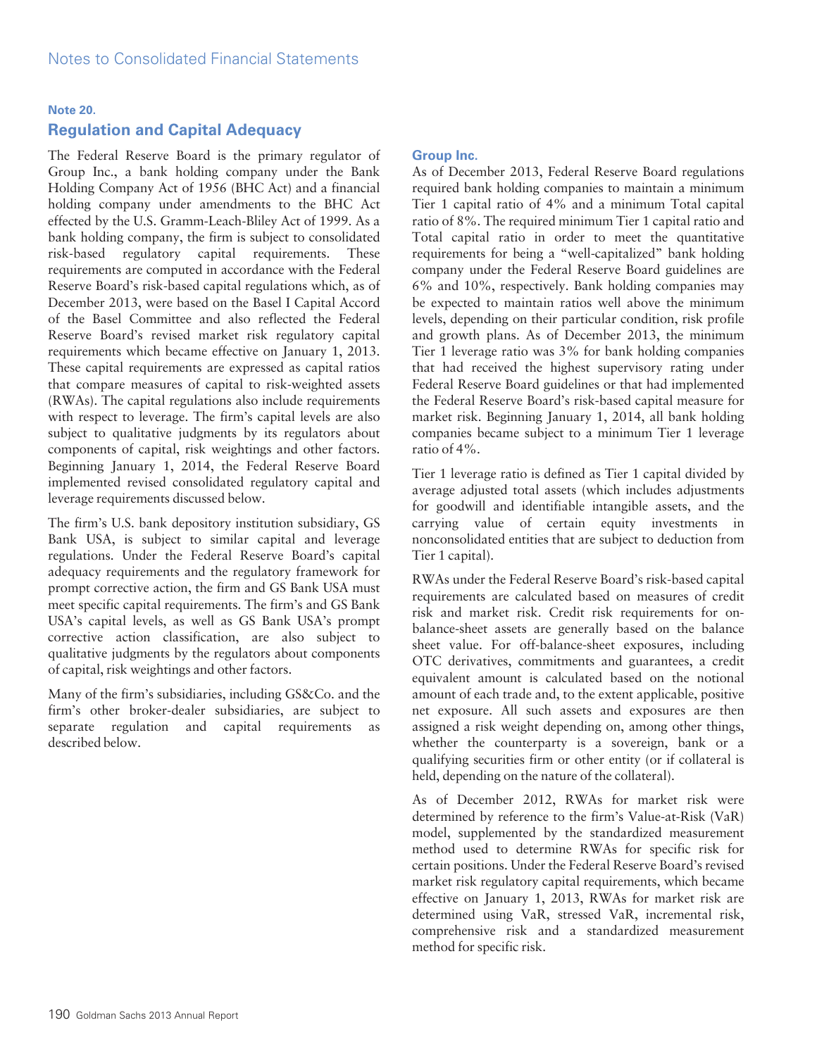## Note 20.

## Regulation and Capital Adequacy

The Federal Reserve Board is the primary regulator of Group Inc., a bank holding company under the Bank Holding Company Act of 1956 (BHC Act) and a financial holding company under amendments to the BHC Act effected by the U.S. Gramm-Leach-Bliley Act of 1999. As a bank holding company, the firm is subject to consolidated risk-based regulatory capital requirements. These requirements are computed in accordance with the Federal Reserve Board's risk-based capital regulations which, as of December 2013, were based on the Basel I Capital Accord of the Basel Committee and also reflected the Federal Reserve Board's revised market risk regulatory capital requirements which became effective on January 1, 2013. These capital requirements are expressed as capital ratios that compare measures of capital to risk-weighted assets (RWAs). The capital regulations also include requirements with respect to leverage. The firm's capital levels are also subject to qualitative judgments by its regulators about components of capital, risk weightings and other factors. Beginning January 1, 2014, the Federal Reserve Board implemented revised consolidated regulatory capital and leverage requirements discussed below.

The firm's U.S. bank depository institution subsidiary, GS Bank USA, is subject to similar capital and leverage regulations. Under the Federal Reserve Board's capital adequacy requirements and the regulatory framework for prompt corrective action, the firm and GS Bank USA must meet specific capital requirements. The firm's and GS Bank USA's capital levels, as well as GS Bank USA's prompt corrective action classification, are also subject to qualitative judgments by the regulators about components of capital, risk weightings and other factors.

Many of the firm's subsidiaries, including GS&Co. and the firm's other broker-dealer subsidiaries, are subject to separate regulation and capital requirements as described below.

### Group Inc.

As of December 2013, Federal Reserve Board regulations required bank holding companies to maintain a minimum Tier 1 capital ratio of 4% and a minimum Total capital ratio of 8%. The required minimum Tier 1 capital ratio and Total capital ratio in order to meet the quantitative requirements for being a "well-capitalized" bank holding company under the Federal Reserve Board guidelines are 6% and 10%, respectively. Bank holding companies may be expected to maintain ratios well above the minimum levels, depending on their particular condition, risk profile and growth plans. As of December 2013, the minimum Tier 1 leverage ratio was 3% for bank holding companies that had received the highest supervisory rating under Federal Reserve Board guidelines or that had implemented the Federal Reserve Board's risk-based capital measure for market risk. Beginning January 1, 2014, all bank holding companies became subject to a minimum Tier 1 leverage ratio of 4%.

Tier 1 leverage ratio is defined as Tier 1 capital divided by average adjusted total assets (which includes adjustments for goodwill and identifiable intangible assets, and the carrying value of certain equity investments in nonconsolidated entities that are subject to deduction from Tier 1 capital).

RWAs under the Federal Reserve Board's risk-based capital requirements are calculated based on measures of credit risk and market risk. Credit risk requirements for on-balance-sheet assets are generally based on the balance sheet value. For off-balance-sheet exposures, including OTC derivatives, commitments and guarantees, a credit equivalent amount is calculated based on the notional amount of each trade and, to the extent applicable, positive net exposure. All such assets and exposures are then assigned a risk weight depending on, among other things, whether the counterparty is a sovereign, bank or a qualifying securities firm or other entity (or if collateral is held, depending on the nature of the collateral).

As of December 2012, RWAs for market risk were determined by reference to the firm's Value-at-Risk (VaR) model, supplemented by the standardized measurement method used to determine RWAs for specific risk for certain positions. Under the Federal Reserve Board's revised market risk regulatory capital requirements, which became effective on January 1, 2013, RWAs for market risk are determined using VaR, stressed VaR, incremental risk, comprehensive risk and a standardized measurement method for specific risk.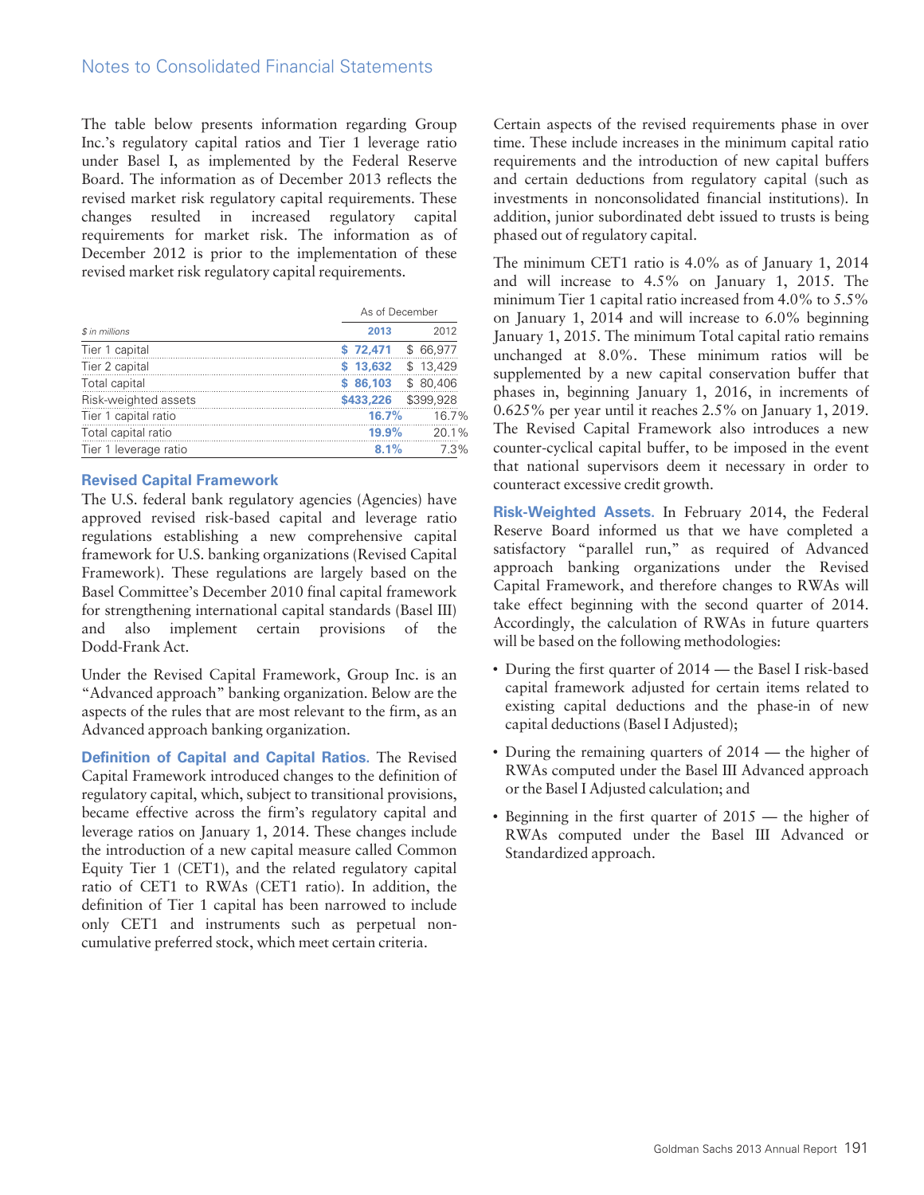The table below presents information regarding Group Inc.'s regulatory capital ratios and Tier 1 leverage ratio under Basel I, as implemented by the Federal Reserve Board. The information as of December 2013 reflects the revised market risk regulatory capital requirements. These changes resulted in increased regulatory capital requirements for market risk. The information as of December 2012 is prior to the implementation of these revised market risk regulatory capital requirements.

| | As of December | |
|---|---|---|
| *$ in millions* | **2013** | 2012 |
| Tier 1 capital | **$ 72,471** | $ 66,977 |
| Tier 2 capital | **$ 13,632** | $ 13,429 |
| Total capital | **$ 86,103** | $ 80,406 |
| Risk-weighted assets | **$433,226** | $399,928 |
| Tier 1 capital ratio | **16.7%** | 16.7% |
| Total capital ratio | **19.9%** | 20.1% |
| Tier 1 leverage ratio | **8.1%** | 7.3% |

### Revised Capital Framework

The U.S. federal bank regulatory agencies (Agencies) have approved revised risk-based capital and leverage ratio regulations establishing a new comprehensive capital framework for U.S. banking organizations (Revised Capital Framework). These regulations are largely based on the Basel Committee's December 2010 final capital framework for strengthening international capital standards (Basel III) and also implement certain provisions of the Dodd-Frank Act.

Under the Revised Capital Framework, Group Inc. is an "Advanced approach" banking organization. Below are the aspects of the rules that are most relevant to the firm, as an Advanced approach banking organization.

**Definition of Capital and Capital Ratios.** The Revised Capital Framework introduced changes to the definition of regulatory capital, which, subject to transitional provisions, became effective across the firm's regulatory capital and leverage ratios on January 1, 2014. These changes include the introduction of a new capital measure called Common Equity Tier 1 (CET1), and the related regulatory capital ratio of CET1 to RWAs (CET1 ratio). In addition, the definition of Tier 1 capital has been narrowed to include only CET1 and instruments such as perpetual non-cumulative preferred stock, which meet certain criteria.

Certain aspects of the revised requirements phase in over time. These include increases in the minimum capital ratio requirements and the introduction of new capital buffers and certain deductions from regulatory capital (such as investments in nonconsolidated financial institutions). In addition, junior subordinated debt issued to trusts is being phased out of regulatory capital.

The minimum CET1 ratio is 4.0% as of January 1, 2014 and will increase to 4.5% on January 1, 2015. The minimum Tier 1 capital ratio increased from 4.0% to 5.5% on January 1, 2014 and will increase to 6.0% beginning January 1, 2015. The minimum Total capital ratio remains unchanged at 8.0%. These minimum ratios will be supplemented by a new capital conservation buffer that phases in, beginning January 1, 2016, in increments of 0.625% per year until it reaches 2.5% on January 1, 2019. The Revised Capital Framework also introduces a new counter-cyclical capital buffer, to be imposed in the event that national supervisors deem it necessary in order to counteract excessive credit growth.

**Risk-Weighted Assets.** In February 2014, the Federal Reserve Board informed us that we have completed a satisfactory "parallel run," as required of Advanced approach banking organizations under the Revised Capital Framework, and therefore changes to RWAs will take effect beginning with the second quarter of 2014. Accordingly, the calculation of RWAs in future quarters will be based on the following methodologies:

- During the first quarter of 2014 — the Basel I risk-based capital framework adjusted for certain items related to existing capital deductions and the phase-in of new capital deductions (Basel I Adjusted);
- During the remaining quarters of 2014 — the higher of RWAs computed under the Basel III Advanced approach or the Basel I Adjusted calculation; and
- Beginning in the first quarter of 2015 — the higher of RWAs computed under the Basel III Advanced or Standardized approach.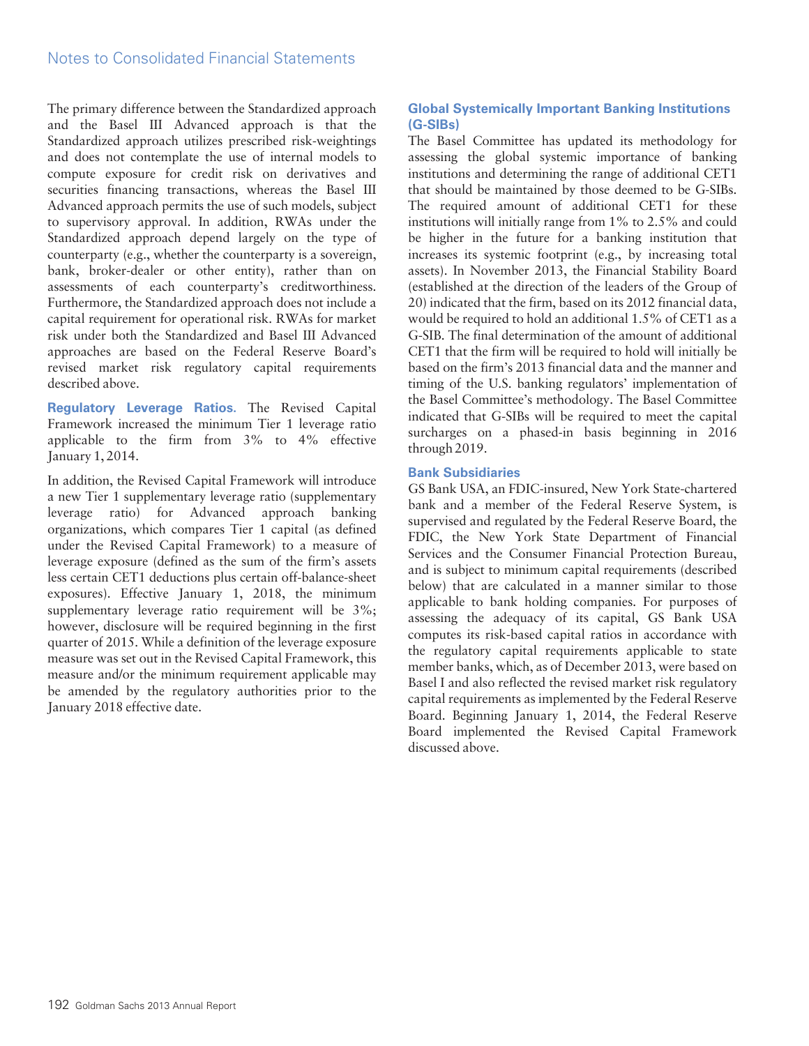The primary difference between the Standardized approach and the Basel III Advanced approach is that the Standardized approach utilizes prescribed risk-weightings and does not contemplate the use of internal models to compute exposure for credit risk on derivatives and securities financing transactions, whereas the Basel III Advanced approach permits the use of such models, subject to supervisory approval. In addition, RWAs under the Standardized approach depend largely on the type of counterparty (e.g., whether the counterparty is a sovereign, bank, broker-dealer or other entity), rather than on assessments of each counterparty's creditworthiness. Furthermore, the Standardized approach does not include a capital requirement for operational risk. RWAs for market risk under both the Standardized and Basel III Advanced approaches are based on the Federal Reserve Board's revised market risk regulatory capital requirements described above.

**Regulatory Leverage Ratios.** The Revised Capital Framework increased the minimum Tier 1 leverage ratio applicable to the firm from 3% to 4% effective January 1, 2014.

In addition, the Revised Capital Framework will introduce a new Tier 1 supplementary leverage ratio (supplementary leverage ratio) for Advanced approach banking organizations, which compares Tier 1 capital (as defined under the Revised Capital Framework) to a measure of leverage exposure (defined as the sum of the firm's assets less certain CET1 deductions plus certain off-balance-sheet exposures). Effective January 1, 2018, the minimum supplementary leverage ratio requirement will be 3%; however, disclosure will be required beginning in the first quarter of 2015. While a definition of the leverage exposure measure was set out in the Revised Capital Framework, this measure and/or the minimum requirement applicable may be amended by the regulatory authorities prior to the January 2018 effective date.

### Global Systemically Important Banking Institutions (G-SIBs)

The Basel Committee has updated its methodology for assessing the global systemic importance of banking institutions and determining the range of additional CET1 that should be maintained by those deemed to be G-SIBs. The required amount of additional CET1 for these institutions will initially range from 1% to 2.5% and could be higher in the future for a banking institution that increases its systemic footprint (e.g., by increasing total assets). In November 2013, the Financial Stability Board (established at the direction of the leaders of the Group of 20) indicated that the firm, based on its 2012 financial data, would be required to hold an additional 1.5% of CET1 as a G-SIB. The final determination of the amount of additional CET1 that the firm will be required to hold will initially be based on the firm's 2013 financial data and the manner and timing of the U.S. banking regulators' implementation of the Basel Committee's methodology. The Basel Committee indicated that G-SIBs will be required to meet the capital surcharges on a phased-in basis beginning in 2016 through 2019.

### Bank Subsidiaries

GS Bank USA, an FDIC-insured, New York State-chartered bank and a member of the Federal Reserve System, is supervised and regulated by the Federal Reserve Board, the FDIC, the New York State Department of Financial Services and the Consumer Financial Protection Bureau, and is subject to minimum capital requirements (described below) that are calculated in a manner similar to those applicable to bank holding companies. For purposes of assessing the adequacy of its capital, GS Bank USA computes its risk-based capital ratios in accordance with the regulatory capital requirements applicable to state member banks, which, as of December 2013, were based on Basel I and also reflected the revised market risk regulatory capital requirements as implemented by the Federal Reserve Board. Beginning January 1, 2014, the Federal Reserve Board implemented the Revised Capital Framework discussed above.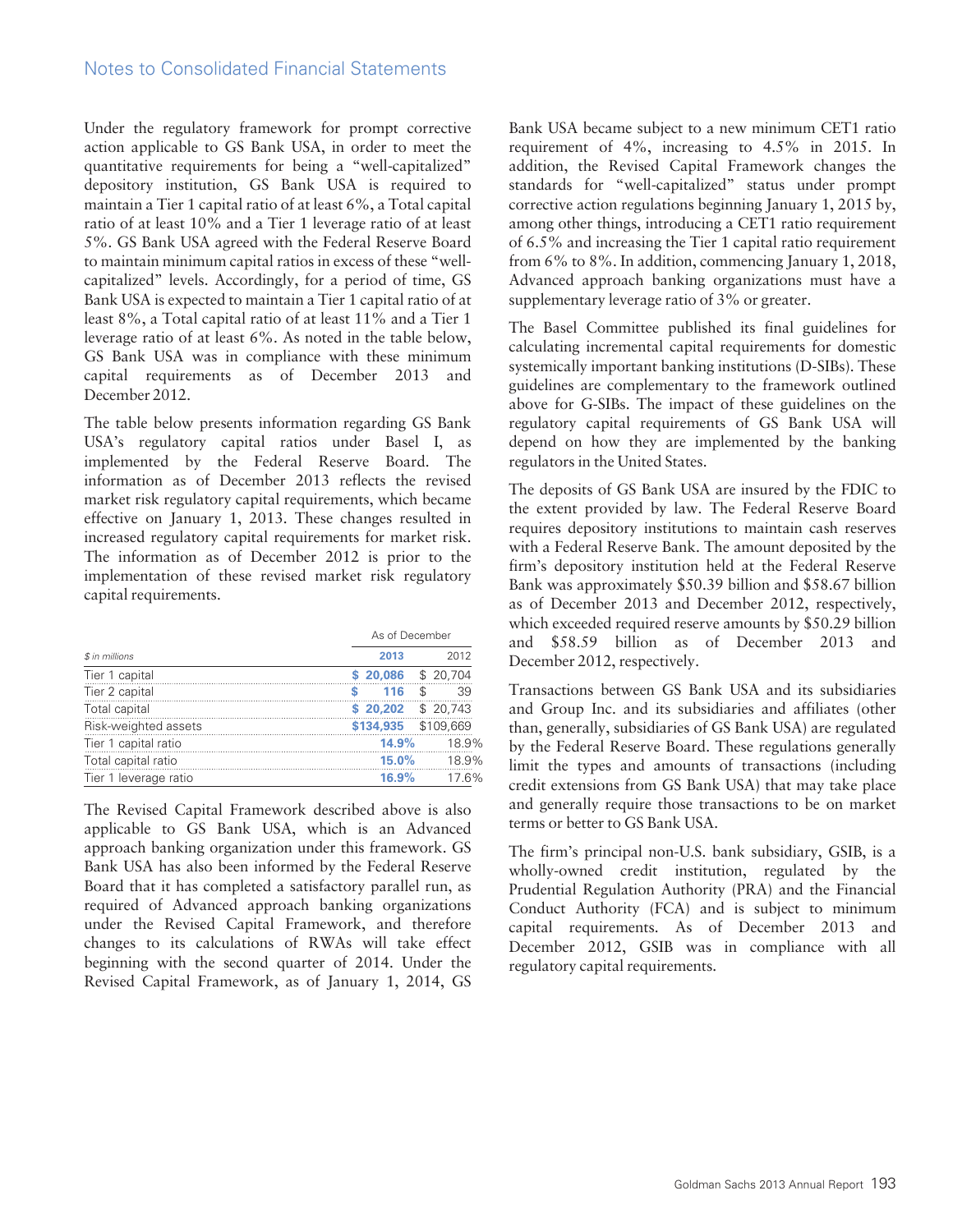Under the regulatory framework for prompt corrective action applicable to GS Bank USA, in order to meet the quantitative requirements for being a "well-capitalized" depository institution, GS Bank USA is required to maintain a Tier 1 capital ratio of at least 6%, a Total capital ratio of at least 10% and a Tier 1 leverage ratio of at least 5%. GS Bank USA agreed with the Federal Reserve Board to maintain minimum capital ratios in excess of these "well-capitalized" levels. Accordingly, for a period of time, GS Bank USA is expected to maintain a Tier 1 capital ratio of at least 8%, a Total capital ratio of at least 11% and a Tier 1 leverage ratio of at least 6%. As noted in the table below, GS Bank USA was in compliance with these minimum capital requirements as of December 2013 and December 2012.

The table below presents information regarding GS Bank USA's regulatory capital ratios under Basel I, as implemented by the Federal Reserve Board. The information as of December 2013 reflects the revised market risk regulatory capital requirements, which became effective on January 1, 2013. These changes resulted in increased regulatory capital requirements for market risk. The information as of December 2012 is prior to the implementation of these revised market risk regulatory capital requirements.

| | As of December | |
|---|---|---|
| *$ in millions* | **2013** | 2012 |
| Tier 1 capital | **$ 20,086** | $ 20,704 |
| Tier 2 capital | **$ 116** | $ 39 |
| Total capital | **$ 20,202** | $ 20,743 |
| Risk-weighted assets | **$134,935** | $109,669 |
| Tier 1 capital ratio | **14.9%** | 18.9% |
| Total capital ratio | **15.0%** | 18.9% |
| Tier 1 leverage ratio | **16.9%** | 17.6% |

The Revised Capital Framework described above is also applicable to GS Bank USA, which is an Advanced approach banking organization under this framework. GS Bank USA has also been informed by the Federal Reserve Board that it has completed a satisfactory parallel run, as required of Advanced approach banking organizations under the Revised Capital Framework, and therefore changes to its calculations of RWAs will take effect beginning with the second quarter of 2014. Under the Revised Capital Framework, as of January 1, 2014, GS Bank USA became subject to a new minimum CET1 ratio requirement of 4%, increasing to 4.5% in 2015. In addition, the Revised Capital Framework changes the standards for "well-capitalized" status under prompt corrective action regulations beginning January 1, 2015 by, among other things, introducing a CET1 ratio requirement of 6.5% and increasing the Tier 1 capital ratio requirement from 6% to 8%. In addition, commencing January 1, 2018, Advanced approach banking organizations must have a supplementary leverage ratio of 3% or greater.

The Basel Committee published its final guidelines for calculating incremental capital requirements for domestic systemically important banking institutions (D-SIBs). These guidelines are complementary to the framework outlined above for G-SIBs. The impact of these guidelines on the regulatory capital requirements of GS Bank USA will depend on how they are implemented by the banking regulators in the United States.

The deposits of GS Bank USA are insured by the FDIC to the extent provided by law. The Federal Reserve Board requires depository institutions to maintain cash reserves with a Federal Reserve Bank. The amount deposited by the firm's depository institution held at the Federal Reserve Bank was approximately $50.39 billion and $58.67 billion as of December 2013 and December 2012, respectively, which exceeded required reserve amounts by $50.29 billion and $58.59 billion as of December 2013 and December 2012, respectively.

Transactions between GS Bank USA and its subsidiaries and Group Inc. and its subsidiaries and affiliates (other than, generally, subsidiaries of GS Bank USA) are regulated by the Federal Reserve Board. These regulations generally limit the types and amounts of transactions (including credit extensions from GS Bank USA) that may take place and generally require those transactions to be on market terms or better to GS Bank USA.

The firm's principal non-U.S. bank subsidiary, GSIB, is a wholly-owned credit institution, regulated by the Prudential Regulation Authority (PRA) and the Financial Conduct Authority (FCA) and is subject to minimum capital requirements. As of December 2013 and December 2012, GSIB was in compliance with all regulatory capital requirements.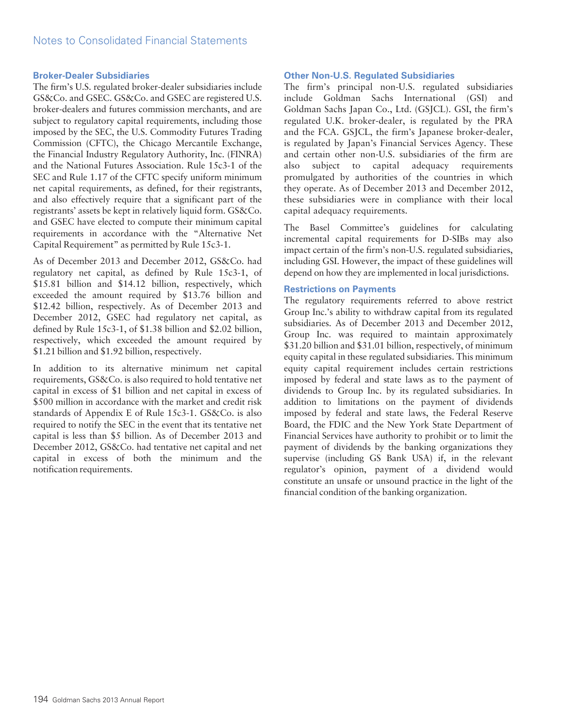### Broker-Dealer Subsidiaries

The firm's U.S. regulated broker-dealer subsidiaries include GS&Co. and GSEC. GS&Co. and GSEC are registered U.S. broker-dealers and futures commission merchants, and are subject to regulatory capital requirements, including those imposed by the SEC, the U.S. Commodity Futures Trading Commission (CFTC), the Chicago Mercantile Exchange, the Financial Industry Regulatory Authority, Inc. (FINRA) and the National Futures Association. Rule 15c3-1 of the SEC and Rule 1.17 of the CFTC specify uniform minimum net capital requirements, as defined, for their registrants, and also effectively require that a significant part of the registrants' assets be kept in relatively liquid form. GS&Co. and GSEC have elected to compute their minimum capital requirements in accordance with the "Alternative Net Capital Requirement" as permitted by Rule 15c3-1.

As of December 2013 and December 2012, GS&Co. had regulatory net capital, as defined by Rule 15c3-1, of \$15.81 billion and \$14.12 billion, respectively, which exceeded the amount required by \$13.76 billion and \$12.42 billion, respectively. As of December 2013 and December 2012, GSEC had regulatory net capital, as defined by Rule 15c3-1, of \$1.38 billion and \$2.02 billion, respectively, which exceeded the amount required by \$1.21 billion and \$1.92 billion, respectively.

In addition to its alternative minimum net capital requirements, GS&Co. is also required to hold tentative net capital in excess of \$1 billion and net capital in excess of \$500 million in accordance with the market and credit risk standards of Appendix E of Rule 15c3-1. GS&Co. is also required to notify the SEC in the event that its tentative net capital is less than \$5 billion. As of December 2013 and December 2012, GS&Co. had tentative net capital and net capital in excess of both the minimum and the notification requirements.

### Other Non-U.S. Regulated Subsidiaries

The firm's principal non-U.S. regulated subsidiaries include Goldman Sachs International (GSI) and Goldman Sachs Japan Co., Ltd. (GSJCL). GSI, the firm's regulated U.K. broker-dealer, is regulated by the PRA and the FCA. GSJCL, the firm's Japanese broker-dealer, is regulated by Japan's Financial Services Agency. These and certain other non-U.S. subsidiaries of the firm are also subject to capital adequacy requirements promulgated by authorities of the countries in which they operate. As of December 2013 and December 2012, these subsidiaries were in compliance with their local capital adequacy requirements.

The Basel Committee's guidelines for calculating incremental capital requirements for D-SIBs may also impact certain of the firm's non-U.S. regulated subsidiaries, including GSI. However, the impact of these guidelines will depend on how they are implemented in local jurisdictions.

### Restrictions on Payments

The regulatory requirements referred to above restrict Group Inc.'s ability to withdraw capital from its regulated subsidiaries. As of December 2013 and December 2012, Group Inc. was required to maintain approximately \$31.20 billion and \$31.01 billion, respectively, of minimum equity capital in these regulated subsidiaries. This minimum equity capital requirement includes certain restrictions imposed by federal and state laws as to the payment of dividends to Group Inc. by its regulated subsidiaries. In addition to limitations on the payment of dividends imposed by federal and state laws, the Federal Reserve Board, the FDIC and the New York State Department of Financial Services have authority to prohibit or to limit the payment of dividends by the banking organizations they supervise (including GS Bank USA) if, in the relevant regulator's opinion, payment of a dividend would constitute an unsafe or unsound practice in the light of the financial condition of the banking organization.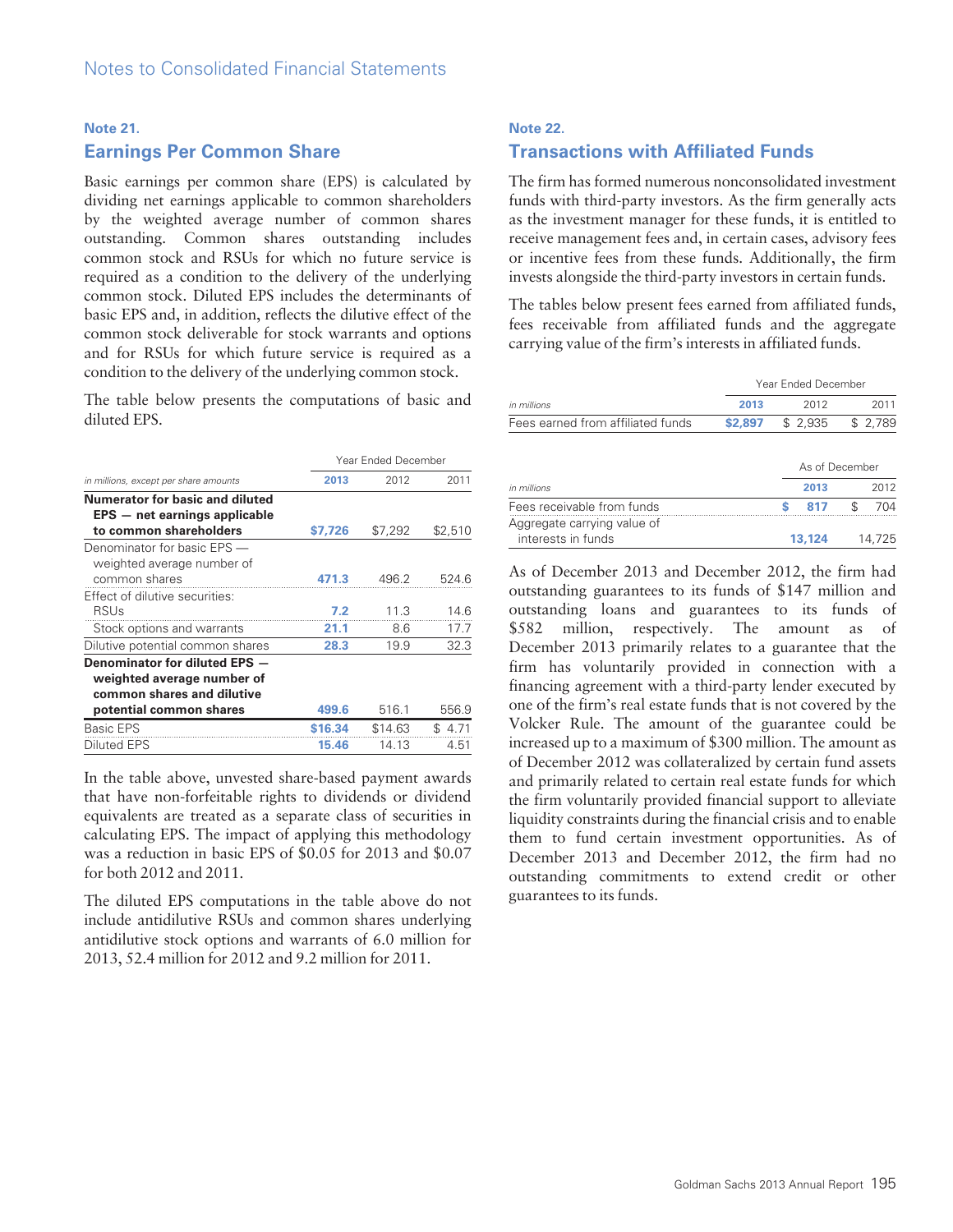## Note 21.

## Earnings Per Common Share

Basic earnings per common share (EPS) is calculated by dividing net earnings applicable to common shareholders by the weighted average number of common shares outstanding. Common shares outstanding includes common stock and RSUs for which no future service is required as a condition to the delivery of the underlying common stock. Diluted EPS includes the determinants of basic EPS and, in addition, reflects the dilutive effect of the common stock deliverable for stock warrants and options and for RSUs for which future service is required as a condition to the delivery of the underlying common stock.

The table below presents the computations of basic and diluted EPS.

| *in millions, except per share amounts* | Year Ended December 2013 | 2012 | 2011 |
|---|---|---|---|
| **Numerator for basic and diluted EPS — net earnings applicable to common shareholders** | **$7,726** | $7,292 | $2,510 |
| Denominator for basic EPS — weighted average number of common shares | **471.3** | 496.2 | 524.6 |
| Effect of dilutive securities: | | | |
| RSUs | **7.2** | 11.3 | 14.6 |
| Stock options and warrants | **21.1** | 8.6 | 17.7 |
| Dilutive potential common shares | **28.3** | 19.9 | 32.3 |
| **Denominator for diluted EPS — weighted average number of common shares and dilutive potential common shares** | **499.6** | 516.1 | 556.9 |
| Basic EPS | **$16.34** | $14.63 | $ 4.71 |
| Diluted EPS | **15.46** | 14.13 | 4.51 |

In the table above, unvested share-based payment awards that have non-forfeitable rights to dividends or dividend equivalents are treated as a separate class of securities in calculating EPS. The impact of applying this methodology was a reduction in basic EPS of $0.05 for 2013 and $0.07 for both 2012 and 2011.

The diluted EPS computations in the table above do not include antidilutive RSUs and common shares underlying antidilutive stock options and warrants of 6.0 million for 2013, 52.4 million for 2012 and 9.2 million for 2011.

## Note 22.

## Transactions with Affiliated Funds

The firm has formed numerous nonconsolidated investment funds with third-party investors. As the firm generally acts as the investment manager for these funds, it is entitled to receive management fees and, in certain cases, advisory fees or incentive fees from these funds. Additionally, the firm invests alongside the third-party investors in certain funds.

The tables below present fees earned from affiliated funds, fees receivable from affiliated funds and the aggregate carrying value of the firm's interests in affiliated funds.

| *in millions* | Year Ended December 2013 | 2012 | 2011 |
|---|---|---|---|
| Fees earned from affiliated funds | **$2,897** | $ 2,935 | $ 2,789 |

| *in millions* | As of December 2013 | 2012 |
|---|---|---|
| Fees receivable from funds | **$ 817** | $ 704 |
| Aggregate carrying value of interests in funds | **13,124** | 14,725 |

As of December 2013 and December 2012, the firm had outstanding guarantees to its funds of $147 million and outstanding loans and guarantees to its funds of $582 million, respectively. The amount as of December 2013 primarily relates to a guarantee that the firm has voluntarily provided in connection with a financing agreement with a third-party lender executed by one of the firm's real estate funds that is not covered by the Volcker Rule. The amount of the guarantee could be increased up to a maximum of $300 million. The amount as of December 2012 was collateralized by certain fund assets and primarily related to certain real estate funds for which the firm voluntarily provided financial support to alleviate liquidity constraints during the financial crisis and to enable them to fund certain investment opportunities. As of December 2013 and December 2012, the firm had no outstanding commitments to extend credit or other guarantees to its funds.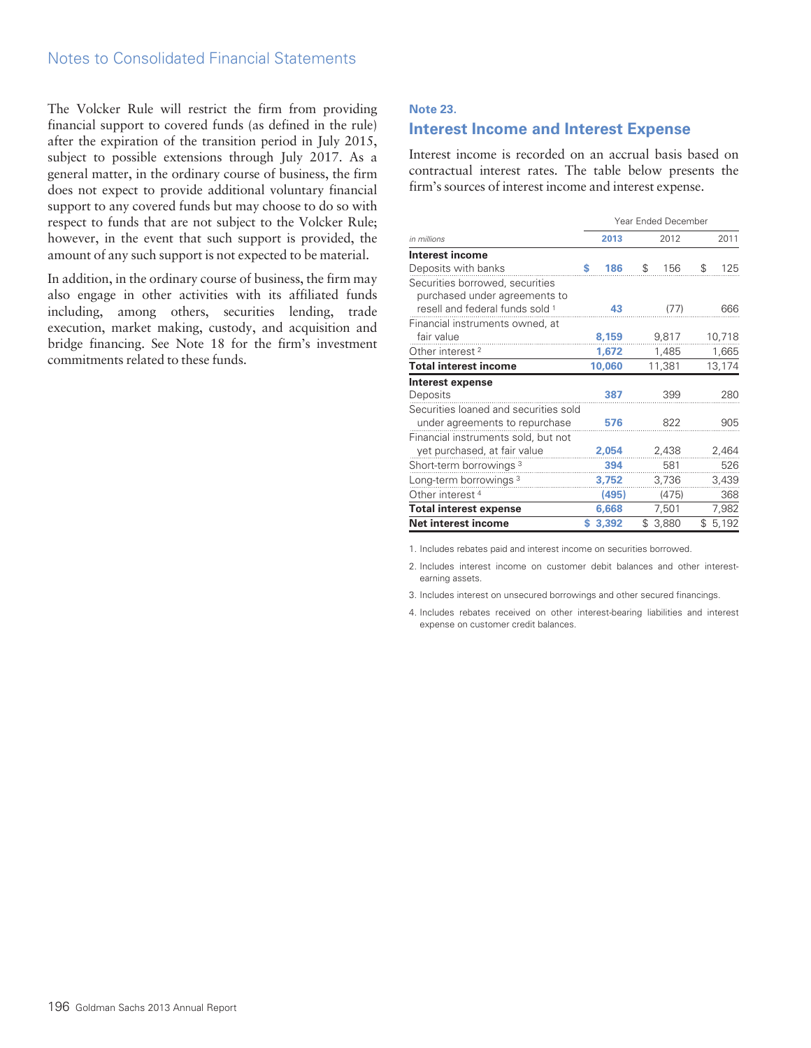The Volcker Rule will restrict the firm from providing financial support to covered funds (as defined in the rule) after the expiration of the transition period in July 2015, subject to possible extensions through July 2017. As a general matter, in the ordinary course of business, the firm does not expect to provide additional voluntary financial support to any covered funds but may choose to do so with respect to funds that are not subject to the Volcker Rule; however, in the event that such support is provided, the amount of any such support is not expected to be material.

In addition, in the ordinary course of business, the firm may also engage in other activities with its affiliated funds including, among others, securities lending, trade execution, market making, custody, and acquisition and bridge financing. See Note 18 for the firm's investment commitments related to these funds.

## Note 23.

## Interest Income and Interest Expense

Interest income is recorded on an accrual basis based on contractual interest rates. The table below presents the firm's sources of interest income and interest expense.

| | Year Ended December | | |
|---|---|---|---|
| *in millions* | **2013** | 2012 | 2011 |
| **Interest income** | | | |
| Deposits with banks | **$ 186** | $ 156 | $ 125 |
| Securities borrowed, securities purchased under agreements to resell and federal funds sold [1] | **43** | (77) | 666 |
| Financial instruments owned, at fair value | **8,159** | 9,817 | 10,718 |
| Other interest [2] | **1,672** | 1,485 | 1,665 |
| **Total interest income** | **10,060** | 11,381 | 13,174 |
| **Interest expense** | | | |
| Deposits | **387** | 399 | 280 |
| Securities loaned and securities sold under agreements to repurchase | **576** | 822 | 905 |
| Financial instruments sold, but not yet purchased, at fair value | **2,054** | 2,438 | 2,464 |
| Short-term borrowings [3] | **394** | 581 | 526 |
| Long-term borrowings [3] | **3,752** | 3,736 | 3,439 |
| Other interest [4] | **(495)** | (475) | 368 |
| **Total interest expense** | **6,668** | 7,501 | 7,982 |
| **Net interest income** | **$ 3,392** | $ 3,880 | $ 5,192 |

1. Includes rebates paid and interest income on securities borrowed.
2. Includes interest income on customer debit balances and other interest-earning assets.
3. Includes interest on unsecured borrowings and other secured financings.
4. Includes rebates received on other interest-bearing liabilities and interest expense on customer credit balances.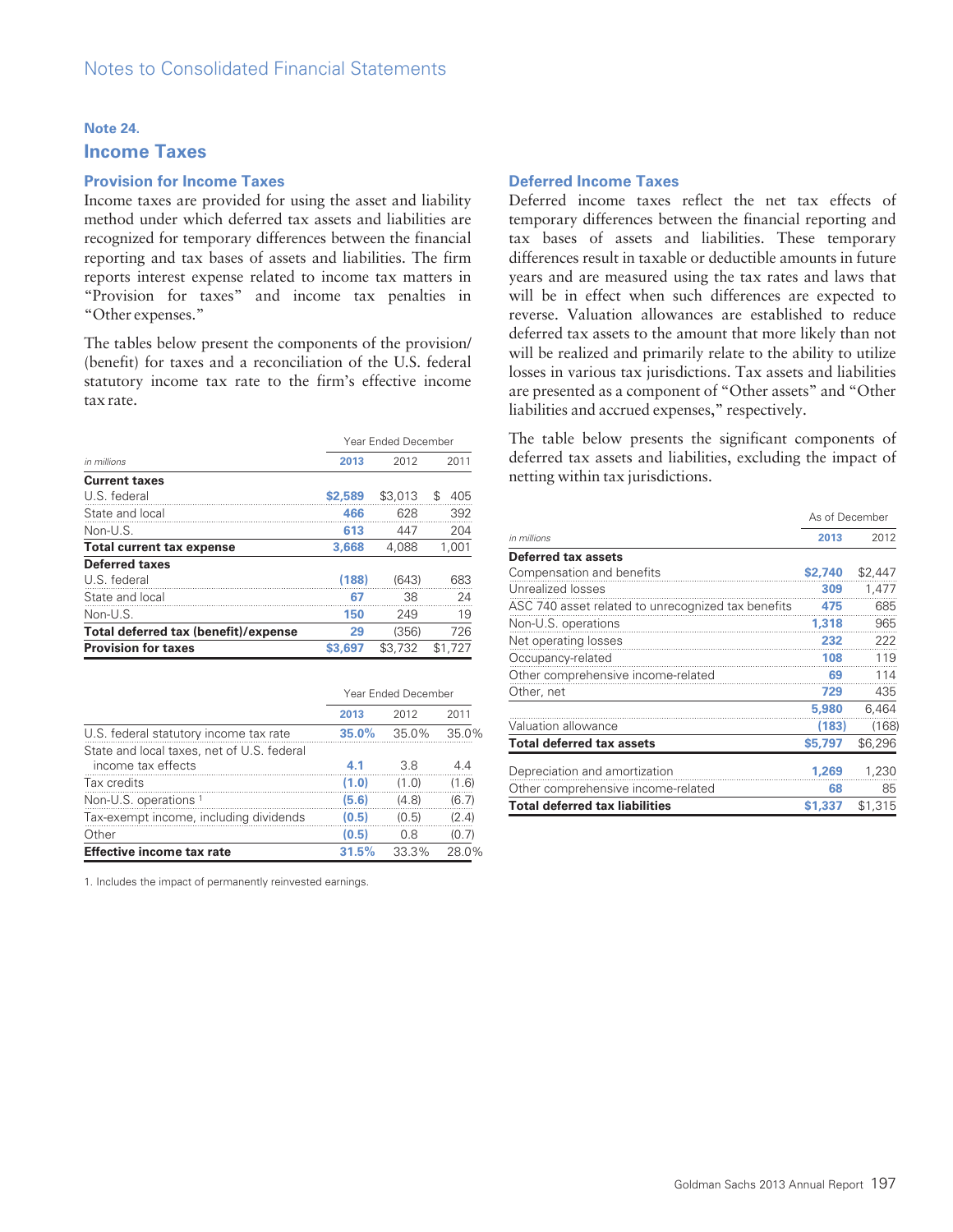Notes to Consolidated Financial Statements

## Note 24.

# Income Taxes

### Provision for Income Taxes

Income taxes are provided for using the asset and liability method under which deferred tax assets and liabilities are recognized for temporary differences between the financial reporting and tax bases of assets and liabilities. The firm reports interest expense related to income tax matters in "Provision for taxes" and income tax penalties in "Other expenses."

The tables below present the components of the provision/(benefit) for taxes and a reconciliation of the U.S. federal statutory income tax rate to the firm's effective income tax rate.

| | Year Ended December | | |
|---|---|---|---|
| *in millions* | **2013** | 2012 | 2011 |
| **Current taxes** | | | |
| U.S. federal | **$2,589** | $3,013 | $ 405 |
| State and local | **466** | 628 | 392 |
| Non-U.S. | **613** | 447 | 204 |
| **Total current tax expense** | **3,668** | 4,088 | 1,001 |
| **Deferred taxes** | | | |
| U.S. federal | **(188)** | (643) | 683 |
| State and local | **67** | 38 | 24 |
| Non-U.S. | **150** | 249 | 19 |
| **Total deferred tax (benefit)/expense** | **29** | (356) | 726 |
| **Provision for taxes** | **$3,697** | $3,732 | $1,727 |

| | Year Ended December | | |
|---|---|---|---|
| | **2013** | 2012 | 2011 |
| U.S. federal statutory income tax rate | **35.0%** | 35.0% | 35.0% |
| State and local taxes, net of U.S. federal income tax effects | **4.1** | 3.8 | 4.4 |
| Tax credits | **(1.0)** | (1.0) | (1.6) |
| Non-U.S. operations [1] | **(5.6)** | (4.8) | (6.7) |
| Tax-exempt income, including dividends | **(0.5)** | (0.5) | (2.4) |
| Other | **(0.5)** | 0.8 | (0.7) |
| **Effective income tax rate** | **31.5%** | 33.3% | 28.0% |

1. Includes the impact of permanently reinvested earnings.

### Deferred Income Taxes

Deferred income taxes reflect the net tax effects of temporary differences between the financial reporting and tax bases of assets and liabilities. These temporary differences result in taxable or deductible amounts in future years and are measured using the tax rates and laws that will be in effect when such differences are expected to reverse. Valuation allowances are established to reduce deferred tax assets to the amount that more likely than not will be realized and primarily relate to the ability to utilize losses in various tax jurisdictions. Tax assets and liabilities are presented as a component of "Other assets" and "Other liabilities and accrued expenses," respectively.

The table below presents the significant components of deferred tax assets and liabilities, excluding the impact of netting within tax jurisdictions.

| | As of December | |
|---|---|---|
| *in millions* | **2013** | 2012 |
| **Deferred tax assets** | | |
| Compensation and benefits | **$2,740** | $2,447 |
| Unrealized losses | **309** | 1,477 |
| ASC 740 asset related to unrecognized tax benefits | **475** | 685 |
| Non-U.S. operations | **1,318** | 965 |
| Net operating losses | **232** | 222 |
| Occupancy-related | **108** | 119 |
| Other comprehensive income-related | **69** | 114 |
| Other, net | **729** | 435 |
| | **5,980** | 6,464 |
| Valuation allowance | **(183)** | (168) |
| **Total deferred tax assets** | **$5,797** | $6,296 |
| Depreciation and amortization | **1,269** | 1,230 |
| Other comprehensive income-related | **68** | 85 |
| **Total deferred tax liabilities** | **$1,337** | $1,315 |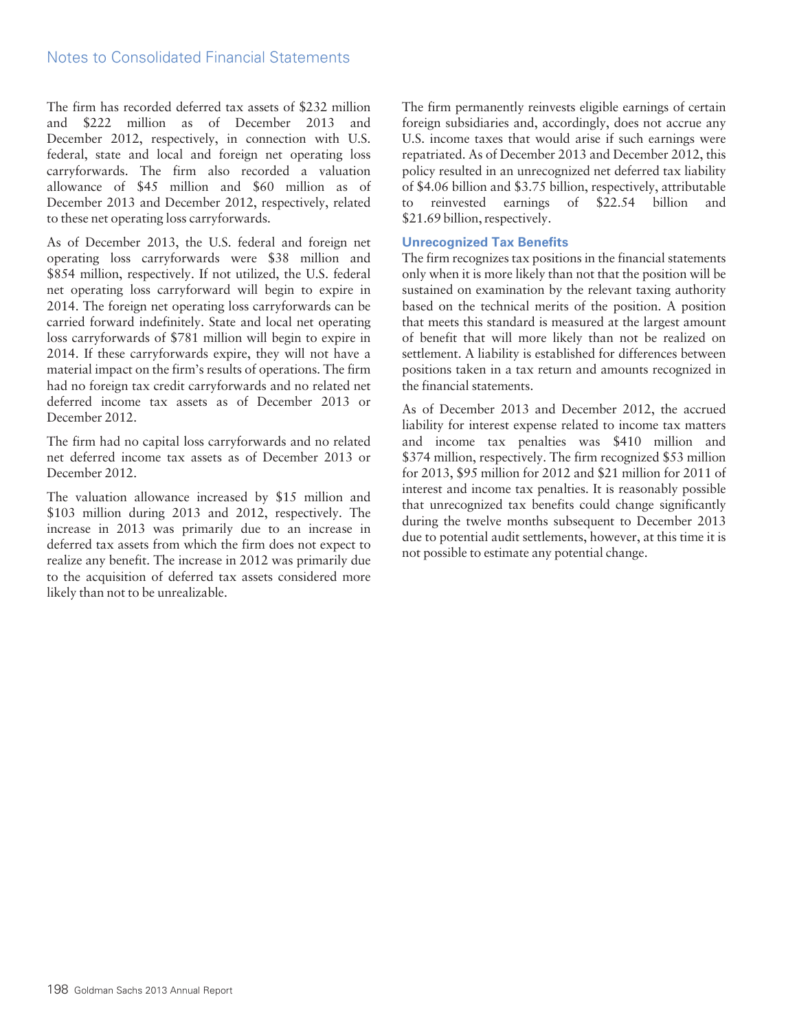The firm has recorded deferred tax assets of $232 million and $222 million as of December 2013 and December 2012, respectively, in connection with U.S. federal, state and local and foreign net operating loss carryforwards. The firm also recorded a valuation allowance of $45 million and $60 million as of December 2013 and December 2012, respectively, related to these net operating loss carryforwards.

As of December 2013, the U.S. federal and foreign net operating loss carryforwards were $38 million and $854 million, respectively. If not utilized, the U.S. federal net operating loss carryforward will begin to expire in 2014. The foreign net operating loss carryforwards can be carried forward indefinitely. State and local net operating loss carryforwards of $781 million will begin to expire in 2014. If these carryforwards expire, they will not have a material impact on the firm's results of operations. The firm had no foreign tax credit carryforwards and no related net deferred income tax assets as of December 2013 or December 2012.

The firm had no capital loss carryforwards and no related net deferred income tax assets as of December 2013 or December 2012.

The valuation allowance increased by $15 million and $103 million during 2013 and 2012, respectively. The increase in 2013 was primarily due to an increase in deferred tax assets from which the firm does not expect to realize any benefit. The increase in 2012 was primarily due to the acquisition of deferred tax assets considered more likely than not to be unrealizable.

The firm permanently reinvests eligible earnings of certain foreign subsidiaries and, accordingly, does not accrue any U.S. income taxes that would arise if such earnings were repatriated. As of December 2013 and December 2012, this policy resulted in an unrecognized net deferred tax liability of $4.06 billion and $3.75 billion, respectively, attributable to reinvested earnings of $22.54 billion and $21.69 billion, respectively.

### Unrecognized Tax Benefits

The firm recognizes tax positions in the financial statements only when it is more likely than not that the position will be sustained on examination by the relevant taxing authority based on the technical merits of the position. A position that meets this standard is measured at the largest amount of benefit that will more likely than not be realized on settlement. A liability is established for differences between positions taken in a tax return and amounts recognized in the financial statements.

As of December 2013 and December 2012, the accrued liability for interest expense related to income tax matters and income tax penalties was $410 million and $374 million, respectively. The firm recognized $53 million for 2013, $95 million for 2012 and $21 million for 2011 of interest and income tax penalties. It is reasonably possible that unrecognized tax benefits could change significantly during the twelve months subsequent to December 2013 due to potential audit settlements, however, at this time it is not possible to estimate any potential change.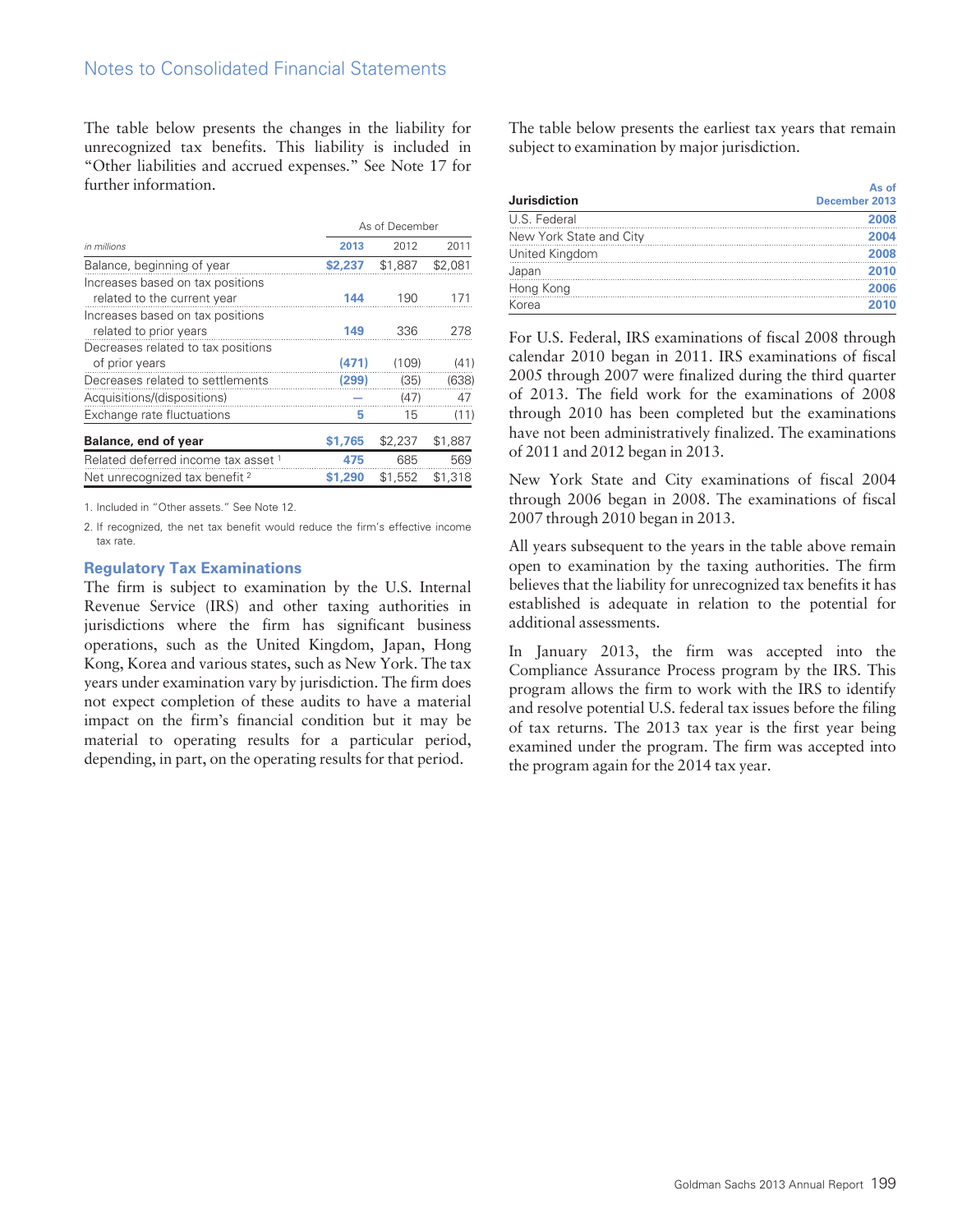The table below presents the changes in the liability for unrecognized tax benefits. This liability is included in "Other liabilities and accrued expenses." See Note 17 for further information.

| in millions | As of December 2013 | 2012 | 2011 |
|---|---|---|---|
| Balance, beginning of year | $2,237 | $1,887 | $2,081 |
| Increases based on tax positions related to the current year | 144 | 190 | 171 |
| Increases based on tax positions related to prior years | 149 | 336 | 278 |
| Decreases related to tax positions of prior years | (471) | (109) | (41) |
| Decreases related to settlements | (299) | (35) | (638) |
| Acquisitions/(dispositions) | — | (47) | 47 |
| Exchange rate fluctuations | 5 | 15 | (11) |
| **Balance, end of year** | **$1,765** | **$2,237** | **$1,887** |
| Related deferred income tax asset [1] | 475 | 685 | 569 |
| Net unrecognized tax benefit [2] | $1,290 | $1,552 | $1,318 |

1. Included in "Other assets." See Note 12.

2. If recognized, the net tax benefit would reduce the firm's effective income tax rate.

### Regulatory Tax Examinations

The firm is subject to examination by the U.S. Internal Revenue Service (IRS) and other taxing authorities in jurisdictions where the firm has significant business operations, such as the United Kingdom, Japan, Hong Kong, Korea and various states, such as New York. The tax years under examination vary by jurisdiction. The firm does not expect completion of these audits to have a material impact on the firm's financial condition but it may be material to operating results for a particular period, depending, in part, on the operating results for that period.

The table below presents the earliest tax years that remain subject to examination by major jurisdiction.

| Jurisdiction | As of December 2013 |
|---|---|
| U.S. Federal | 2008 |
| New York State and City | 2004 |
| United Kingdom | 2008 |
| Japan | 2010 |
| Hong Kong | 2006 |
| Korea | 2010 |

For U.S. Federal, IRS examinations of fiscal 2008 through calendar 2010 began in 2011. IRS examinations of fiscal 2005 through 2007 were finalized during the third quarter of 2013. The field work for the examinations of 2008 through 2010 has been completed but the examinations have not been administratively finalized. The examinations of 2011 and 2012 began in 2013.

New York State and City examinations of fiscal 2004 through 2006 began in 2008. The examinations of fiscal 2007 through 2010 began in 2013.

All years subsequent to the years in the table above remain open to examination by the taxing authorities. The firm believes that the liability for unrecognized tax benefits it has established is adequate in relation to the potential for additional assessments.

In January 2013, the firm was accepted into the Compliance Assurance Process program by the IRS. This program allows the firm to work with the IRS to identify and resolve potential U.S. federal tax issues before the filing of tax returns. The 2013 tax year is the first year being examined under the program. The firm was accepted into the program again for the 2014 tax year.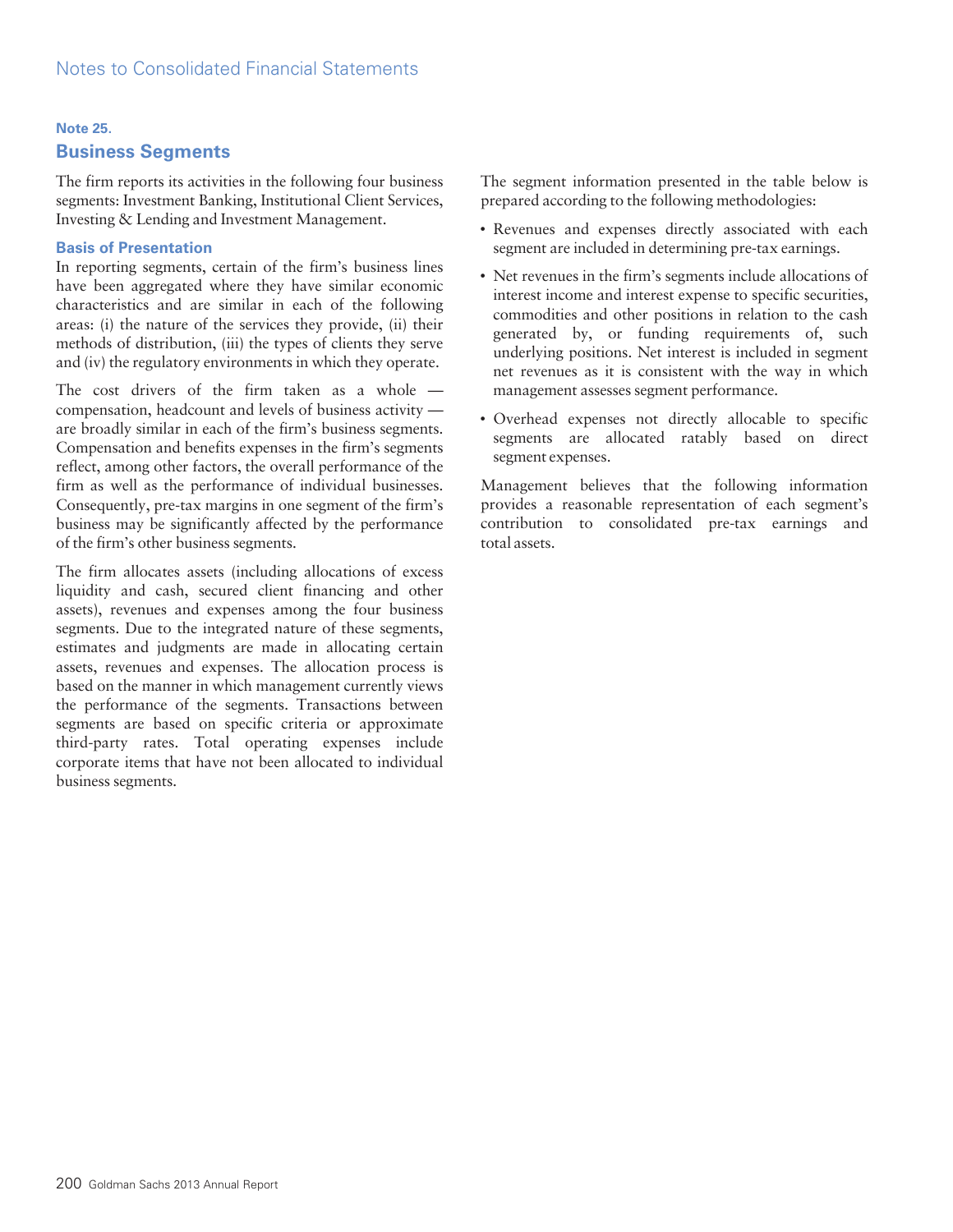## Note 25.

## Business Segments

The firm reports its activities in the following four business segments: Investment Banking, Institutional Client Services, Investing & Lending and Investment Management.

### Basis of Presentation

In reporting segments, certain of the firm's business lines have been aggregated where they have similar economic characteristics and are similar in each of the following areas: (i) the nature of the services they provide, (ii) their methods of distribution, (iii) the types of clients they serve and (iv) the regulatory environments in which they operate.

The cost drivers of the firm taken as a whole — compensation, headcount and levels of business activity — are broadly similar in each of the firm's business segments. Compensation and benefits expenses in the firm's segments reflect, among other factors, the overall performance of the firm as well as the performance of individual businesses. Consequently, pre-tax margins in one segment of the firm's business may be significantly affected by the performance of the firm's other business segments.

The firm allocates assets (including allocations of excess liquidity and cash, secured client financing and other assets), revenues and expenses among the four business segments. Due to the integrated nature of these segments, estimates and judgments are made in allocating certain assets, revenues and expenses. The allocation process is based on the manner in which management currently views the performance of the segments. Transactions between segments are based on specific criteria or approximate third-party rates. Total operating expenses include corporate items that have not been allocated to individual business segments.

The segment information presented in the table below is prepared according to the following methodologies:

- Revenues and expenses directly associated with each segment are included in determining pre-tax earnings.
- Net revenues in the firm's segments include allocations of interest income and interest expense to specific securities, commodities and other positions in relation to the cash generated by, or funding requirements of, such underlying positions. Net interest is included in segment net revenues as it is consistent with the way in which management assesses segment performance.
- Overhead expenses not directly allocable to specific segments are allocated ratably based on direct segment expenses.

Management believes that the following information provides a reasonable representation of each segment's contribution to consolidated pre-tax earnings and total assets.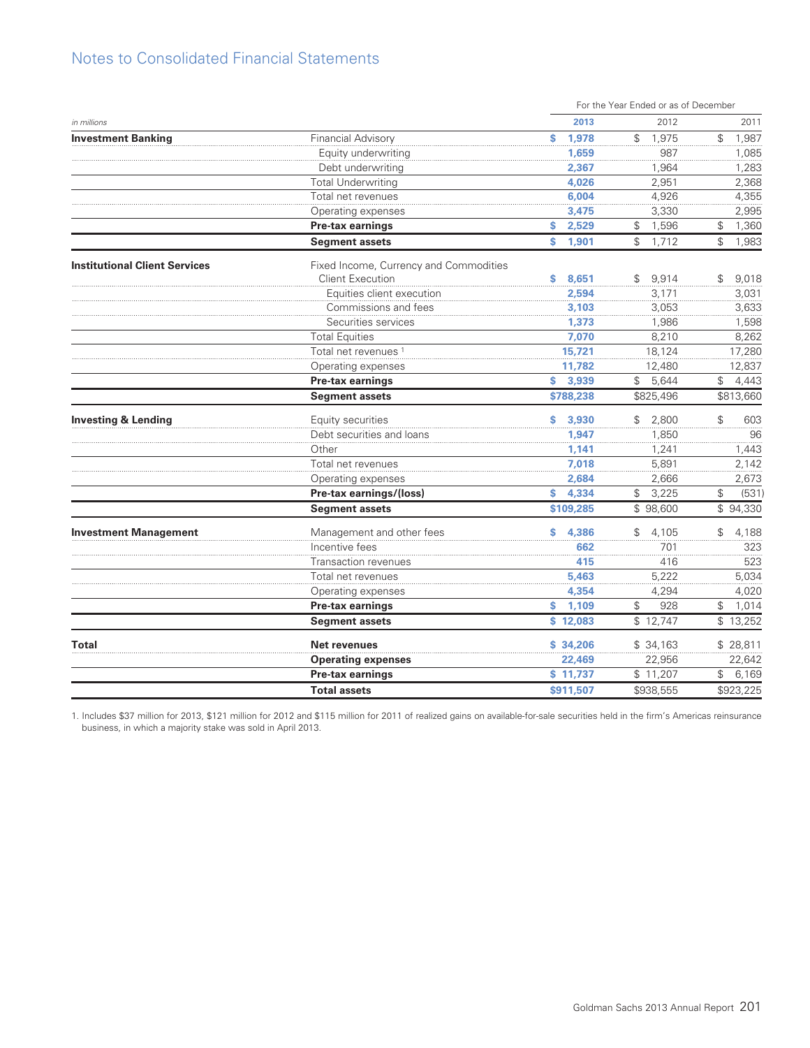## Notes to Consolidated Financial Statements

| *in millions* | | For the Year Ended or as of December | | |
|---|---|---|---|---|
| | | **2013** | 2012 | 2011 |
| **Investment Banking** | Financial Advisory | **$ 1,978** | $ 1,975 | $ 1,987 |
| | Equity underwriting | **1,659** | 987 | 1,085 |
| | Debt underwriting | **2,367** | 1,964 | 1,283 |
| | Total Underwriting | **4,026** | 2,951 | 2,368 |
| | Total net revenues | **6,004** | 4,926 | 4,355 |
| | Operating expenses | **3,475** | 3,330 | 2,995 |
| | **Pre-tax earnings** | **$ 2,529** | $ 1,596 | $ 1,360 |
| | **Segment assets** | **$ 1,901** | $ 1,712 | $ 1,983 |
| **Institutional Client Services** | Fixed Income, Currency and Commodities Client Execution | **$ 8,651** | $ 9,914 | $ 9,018 |
| | Equities client execution | **2,594** | 3,171 | 3,031 |
| | Commissions and fees | **3,103** | 3,053 | 3,633 |
| | Securities services | **1,373** | 1,986 | 1,598 |
| | Total Equities | **7,070** | 8,210 | 8,262 |
| | Total net revenues [1] | **15,721** | 18,124 | 17,280 |
| | Operating expenses | **11,782** | 12,480 | 12,837 |
| | **Pre-tax earnings** | **$ 3,939** | $ 5,644 | $ 4,443 |
| | **Segment assets** | **$788,238** | $825,496 | $813,660 |
| **Investing & Lending** | Equity securities | **$ 3,930** | $ 2,800 | $ 603 |
| | Debt securities and loans | **1,947** | 1,850 | 96 |
| | Other | **1,141** | 1,241 | 1,443 |
| | Total net revenues | **7,018** | 5,891 | 2,142 |
| | Operating expenses | **2,684** | 2,666 | 2,673 |
| | **Pre-tax earnings/(loss)** | **$ 4,334** | $ 3,225 | $ (531) |
| | **Segment assets** | **$109,285** | $ 98,600 | $ 94,330 |
| **Investment Management** | Management and other fees | **$ 4,386** | $ 4,105 | $ 4,188 |
| | Incentive fees | **662** | 701 | 323 |
| | Transaction revenues | **415** | 416 | 523 |
| | Total net revenues | **5,463** | 5,222 | 5,034 |
| | Operating expenses | **4,354** | 4,294 | 4,020 |
| | **Pre-tax earnings** | **$ 1,109** | $ 928 | $ 1,014 |
| | **Segment assets** | **$ 12,083** | $ 12,747 | $ 13,252 |
| **Total** | **Net revenues** | **$ 34,206** | $ 34,163 | $ 28,811 |
| | **Operating expenses** | **22,469** | 22,956 | 22,642 |
| | **Pre-tax earnings** | **$ 11,737** | $ 11,207 | $ 6,169 |
| | **Total assets** | **$911,507** | $938,555 | $923,225 |

1. Includes $37 million for 2013, $121 million for 2012 and $115 million for 2011 of realized gains on available-for-sale securities held in the firm's Americas reinsurance business, in which a majority stake was sold in April 2013.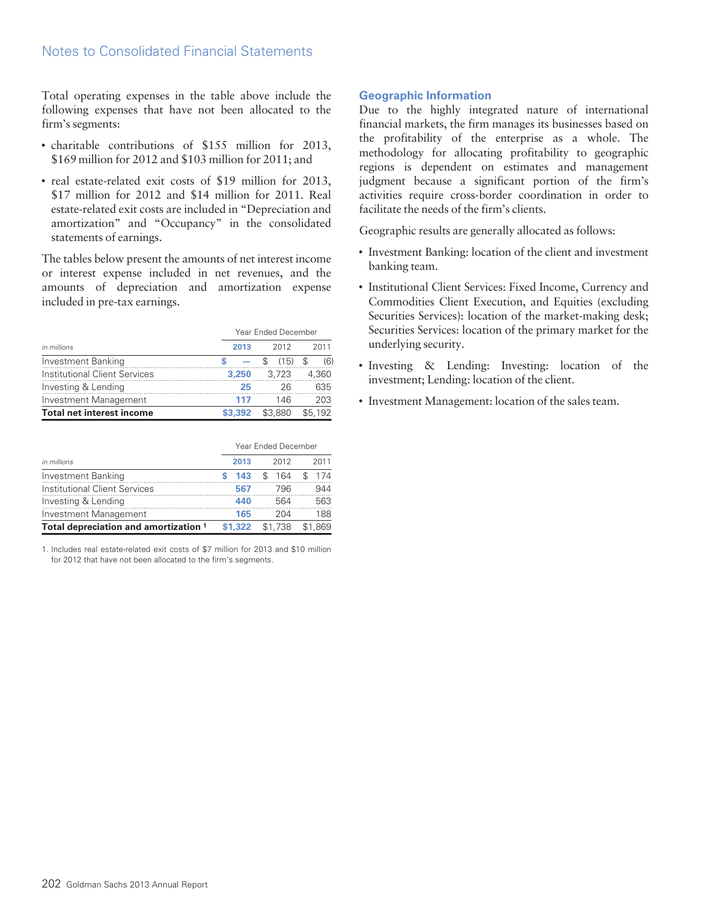Total operating expenses in the table above include the following expenses that have not been allocated to the firm's segments:

- charitable contributions of $155 million for 2013, $169 million for 2012 and $103 million for 2011; and
- real estate-related exit costs of $19 million for 2013, $17 million for 2012 and $14 million for 2011. Real estate-related exit costs are included in "Depreciation and amortization" and "Occupancy" in the consolidated statements of earnings.

The tables below present the amounts of net interest income or interest expense included in net revenues, and the amounts of depreciation and amortization expense included in pre-tax earnings.

| | Year Ended December | | |
|---|---|---|---|
| *in millions* | 2013 | 2012 | 2011 |
| Investment Banking | $ — | $ (15) | $ (6) |
| Institutional Client Services | 3,250 | 3,723 | 4,360 |
| Investing & Lending | 25 | 26 | 635 |
| Investment Management | 117 | 146 | 203 |
| **Total net interest income** | **$3,392** | **$3,880** | **$5,192** |

| | Year Ended December | | |
|---|---|---|---|
| *in millions* | 2013 | 2012 | 2011 |
| Investment Banking | $ 143 | $ 164 | $ 174 |
| Institutional Client Services | 567 | 796 | 944 |
| Investing & Lending | 440 | 564 | 563 |
| Investment Management | 165 | 204 | 188 |
| **Total depreciation and amortization** [1] | **$1,322** | **$1,738** | **$1,869** |

1. Includes real estate-related exit costs of $7 million for 2013 and $10 million for 2012 that have not been allocated to the firm's segments.

### Geographic Information

Due to the highly integrated nature of international financial markets, the firm manages its businesses based on the profitability of the enterprise as a whole. The methodology for allocating profitability to geographic regions is dependent on estimates and management judgment because a significant portion of the firm's activities require cross-border coordination in order to facilitate the needs of the firm's clients.

Geographic results are generally allocated as follows:

- Investment Banking: location of the client and investment banking team.
- Institutional Client Services: Fixed Income, Currency and Commodities Client Execution, and Equities (excluding Securities Services): location of the market-making desk; Securities Services: location of the primary market for the underlying security.
- Investing & Lending: Investing: location of the investment; Lending: location of the client.
- Investment Management: location of the sales team.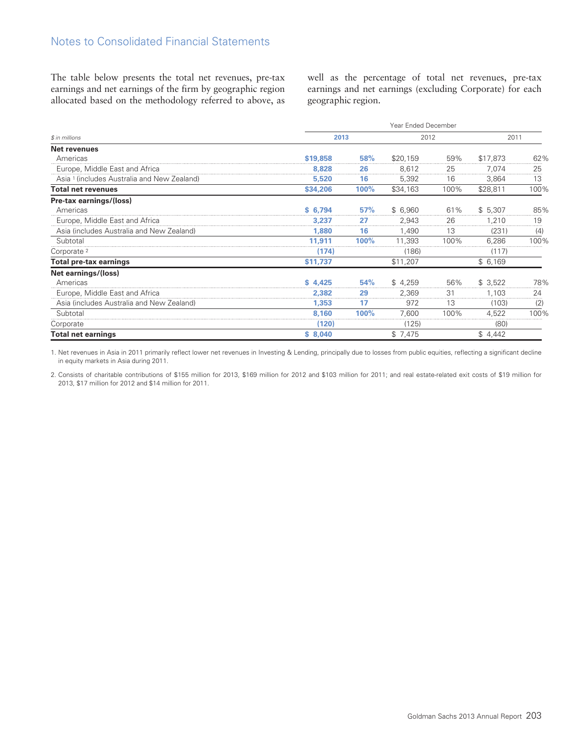Notes to Consolidated Financial Statements

The table below presents the total net revenues, pre-tax earnings and net earnings of the firm by geographic region allocated based on the methodology referred to above, as well as the percentage of total net revenues, pre-tax earnings and net earnings (excluding Corporate) for each geographic region.

| | Year Ended December | | | | | |
|---|---|---|---|---|---|---|
| *$ in millions* | **2013** | | 2012 | | 2011 | |
| **Net revenues** | | | | | | |
| Americas | **$19,858** | **58%** | $20,159 | 59% | $17,873 | 62% |
| Europe, Middle East and Africa | **8,828** | **26** | 8,612 | 25 | 7,074 | 25 |
| Asia [1] (includes Australia and New Zealand) | **5,520** | **16** | 5,392 | 16 | 3,864 | 13 |
| **Total net revenues** | **$34,206** | **100%** | $34,163 | 100% | $28,811 | 100% |
| **Pre-tax earnings/(loss)** | | | | | | |
| Americas | **$ 6,794** | **57%** | $ 6,960 | 61% | $ 5,307 | 85% |
| Europe, Middle East and Africa | **3,237** | **27** | 2,943 | 26 | 1,210 | 19 |
| Asia (includes Australia and New Zealand) | **1,880** | **16** | 1,490 | 13 | (231) | (4) |
| Subtotal | **11,911** | **100%** | 11,393 | 100% | 6,286 | 100% |
| Corporate [2] | **(174)** | | (186) | | (117) | |
| **Total pre-tax earnings** | **$11,737** | | $11,207 | | $ 6,169 | |
| **Net earnings/(loss)** | | | | | | |
| Americas | **$ 4,425** | **54%** | $ 4,259 | 56% | $ 3,522 | 78% |
| Europe, Middle East and Africa | **2,382** | **29** | 2,369 | 31 | 1,103 | 24 |
| Asia (includes Australia and New Zealand) | **1,353** | **17** | 972 | 13 | (103) | (2) |
| Subtotal | **8,160** | **100%** | 7,600 | 100% | 4,522 | 100% |
| Corporate | **(120)** | | (125) | | (80) | |
| **Total net earnings** | **$ 8,040** | | $ 7,475 | | $ 4,442 | |

1. Net revenues in Asia in 2011 primarily reflect lower net revenues in Investing & Lending, principally due to losses from public equities, reflecting a significant decline in equity markets in Asia during 2011.

2. Consists of charitable contributions of $155 million for 2013, $169 million for 2012 and $103 million for 2011; and real estate-related exit costs of $19 million for 2013, $17 million for 2012 and $14 million for 2011.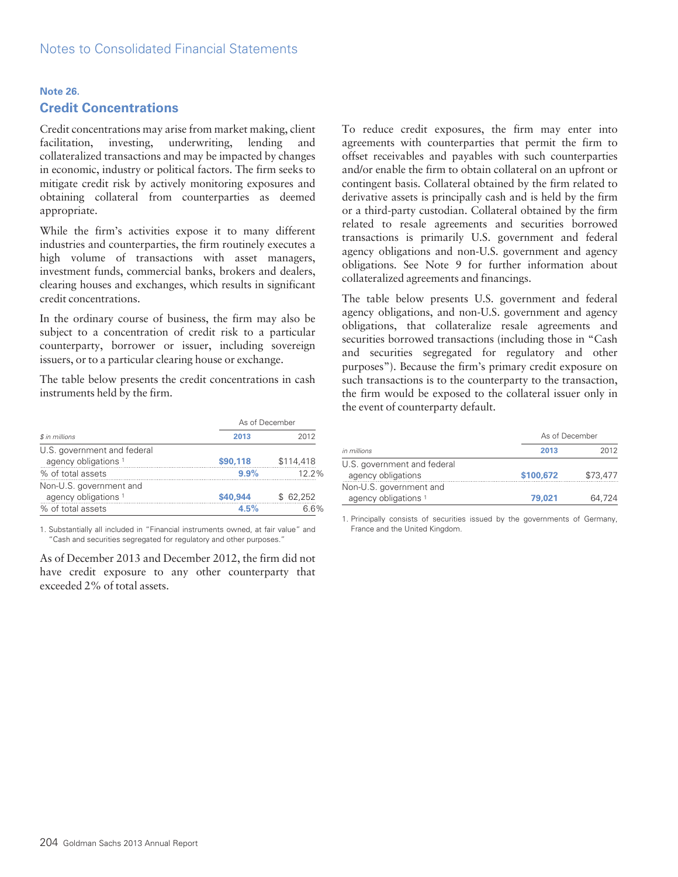## Note 26.

## Credit Concentrations

Credit concentrations may arise from market making, client facilitation, investing, underwriting, lending and collateralized transactions and may be impacted by changes in economic, industry or political factors. The firm seeks to mitigate credit risk by actively monitoring exposures and obtaining collateral from counterparties as deemed appropriate.

While the firm's activities expose it to many different industries and counterparties, the firm routinely executes a high volume of transactions with asset managers, investment funds, commercial banks, brokers and dealers, clearing houses and exchanges, which results in significant credit concentrations.

In the ordinary course of business, the firm may also be subject to a concentration of credit risk to a particular counterparty, borrower or issuer, including sovereign issuers, or to a particular clearing house or exchange.

The table below presents the credit concentrations in cash instruments held by the firm.

| | As of December | |
|---|---|---|
| *$ in millions* | **2013** | 2012 |
| U.S. government and federal agency obligations [1] | **$90,118** | $114,418 |
| % of total assets | **9.9%** | 12.2% |
| Non-U.S. government and agency obligations [1] | **$40,944** | $ 62,252 |
| % of total assets | **4.5%** | 6.6% |

1. Substantially all included in "Financial instruments owned, at fair value" and "Cash and securities segregated for regulatory and other purposes."

As of December 2013 and December 2012, the firm did not have credit exposure to any other counterparty that exceeded 2% of total assets.

To reduce credit exposures, the firm may enter into agreements with counterparties that permit the firm to offset receivables and payables with such counterparties and/or enable the firm to obtain collateral on an upfront or contingent basis. Collateral obtained by the firm related to derivative assets is principally cash and is held by the firm or a third-party custodian. Collateral obtained by the firm related to resale agreements and securities borrowed transactions is primarily U.S. government and federal agency obligations and non-U.S. government and agency obligations. See Note 9 for further information about collateralized agreements and financings.

The table below presents U.S. government and federal agency obligations, and non-U.S. government and agency obligations, that collateralize resale agreements and securities borrowed transactions (including those in "Cash and securities segregated for regulatory and other purposes"). Because the firm's primary credit exposure on such transactions is to the counterparty to the transaction, the firm would be exposed to the collateral issuer only in the event of counterparty default.

| | As of December | |
|---|---|---|
| *in millions* | **2013** | 2012 |
| U.S. government and federal agency obligations | **$100,672** | $73,477 |
| Non-U.S. government and agency obligations [1] | **79,021** | 64,724 |

1. Principally consists of securities issued by the governments of Germany, France and the United Kingdom.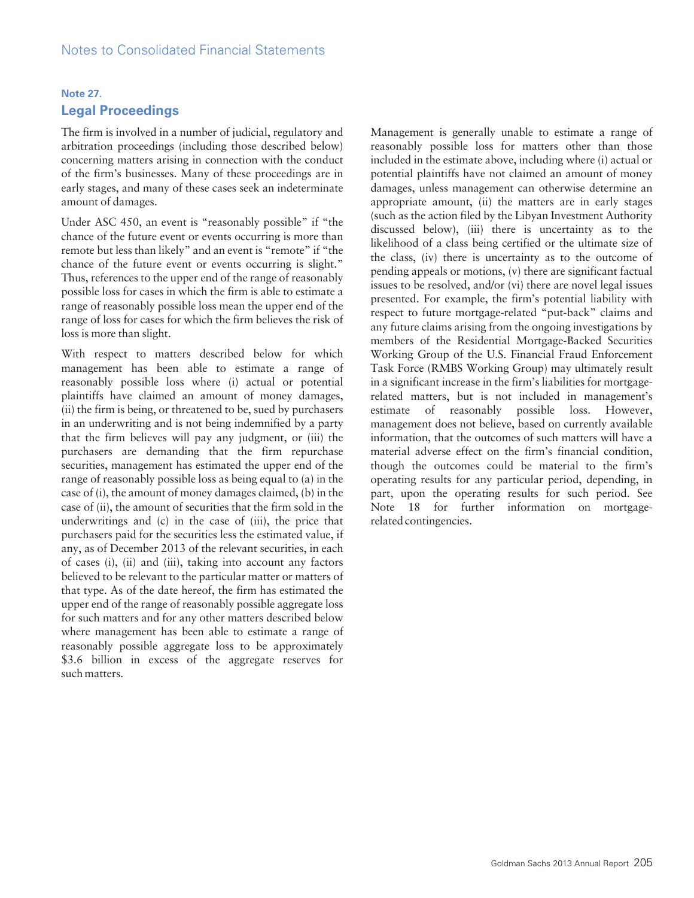## Note 27.

## Legal Proceedings

The firm is involved in a number of judicial, regulatory and arbitration proceedings (including those described below) concerning matters arising in connection with the conduct of the firm's businesses. Many of these proceedings are in early stages, and many of these cases seek an indeterminate amount of damages.

Under ASC 450, an event is "reasonably possible" if "the chance of the future event or events occurring is more than remote but less than likely" and an event is "remote" if "the chance of the future event or events occurring is slight." Thus, references to the upper end of the range of reasonably possible loss for cases in which the firm is able to estimate a range of reasonably possible loss mean the upper end of the range of loss for cases for which the firm believes the risk of loss is more than slight.

With respect to matters described below for which management has been able to estimate a range of reasonably possible loss where (i) actual or potential plaintiffs have claimed an amount of money damages, (ii) the firm is being, or threatened to be, sued by purchasers in an underwriting and is not being indemnified by a party that the firm believes will pay any judgment, or (iii) the purchasers are demanding that the firm repurchase securities, management has estimated the upper end of the range of reasonably possible loss as being equal to (a) in the case of (i), the amount of money damages claimed, (b) in the case of (ii), the amount of securities that the firm sold in the underwritings and (c) in the case of (iii), the price that purchasers paid for the securities less the estimated value, if any, as of December 2013 of the relevant securities, in each of cases (i), (ii) and (iii), taking into account any factors believed to be relevant to the particular matter or matters of that type. As of the date hereof, the firm has estimated the upper end of the range of reasonably possible aggregate loss for such matters and for any other matters described below where management has been able to estimate a range of reasonably possible aggregate loss to be approximately $3.6 billion in excess of the aggregate reserves for such matters.

Management is generally unable to estimate a range of reasonably possible loss for matters other than those included in the estimate above, including where (i) actual or potential plaintiffs have not claimed an amount of money damages, unless management can otherwise determine an appropriate amount, (ii) the matters are in early stages (such as the action filed by the Libyan Investment Authority discussed below), (iii) there is uncertainty as to the likelihood of a class being certified or the ultimate size of the class, (iv) there is uncertainty as to the outcome of pending appeals or motions, (v) there are significant factual issues to be resolved, and/or (vi) there are novel legal issues presented. For example, the firm's potential liability with respect to future mortgage-related "put-back" claims and any future claims arising from the ongoing investigations by members of the Residential Mortgage-Backed Securities Working Group of the U.S. Financial Fraud Enforcement Task Force (RMBS Working Group) may ultimately result in a significant increase in the firm's liabilities for mortgage-related matters, but is not included in management's estimate of reasonably possible loss. However, management does not believe, based on currently available information, that the outcomes of such matters will have a material adverse effect on the firm's financial condition, though the outcomes could be material to the firm's operating results for any particular period, depending, in part, upon the operating results for such period. See Note 18 for further information on mortgage-related contingencies.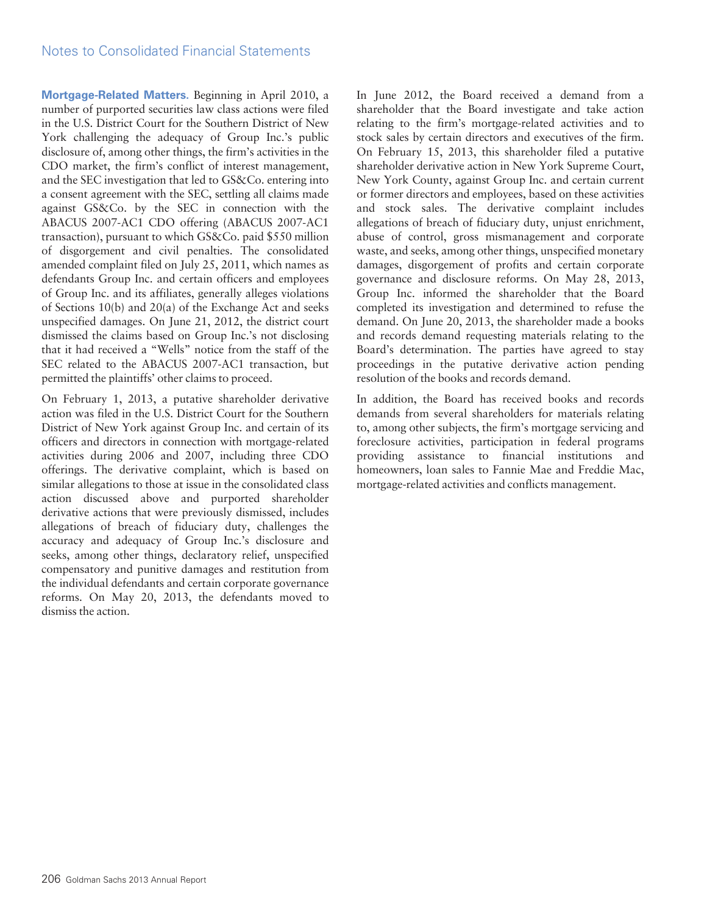**Mortgage-Related Matters.** Beginning in April 2010, a number of purported securities law class actions were filed in the U.S. District Court for the Southern District of New York challenging the adequacy of Group Inc.'s public disclosure of, among other things, the firm's activities in the CDO market, the firm's conflict of interest management, and the SEC investigation that led to GS&Co. entering into a consent agreement with the SEC, settling all claims made against GS&Co. by the SEC in connection with the ABACUS 2007-AC1 CDO offering (ABACUS 2007-AC1 transaction), pursuant to which GS&Co. paid $550 million of disgorgement and civil penalties. The consolidated amended complaint filed on July 25, 2011, which names as defendants Group Inc. and certain officers and employees of Group Inc. and its affiliates, generally alleges violations of Sections 10(b) and 20(a) of the Exchange Act and seeks unspecified damages. On June 21, 2012, the district court dismissed the claims based on Group Inc.'s not disclosing that it had received a "Wells" notice from the staff of the SEC related to the ABACUS 2007-AC1 transaction, but permitted the plaintiffs' other claims to proceed.

On February 1, 2013, a putative shareholder derivative action was filed in the U.S. District Court for the Southern District of New York against Group Inc. and certain of its officers and directors in connection with mortgage-related activities during 2006 and 2007, including three CDO offerings. The derivative complaint, which is based on similar allegations to those at issue in the consolidated class action discussed above and purported shareholder derivative actions that were previously dismissed, includes allegations of breach of fiduciary duty, challenges the accuracy and adequacy of Group Inc.'s disclosure and seeks, among other things, declaratory relief, unspecified compensatory and punitive damages and restitution from the individual defendants and certain corporate governance reforms. On May 20, 2013, the defendants moved to dismiss the action.

In June 2012, the Board received a demand from a shareholder that the Board investigate and take action relating to the firm's mortgage-related activities and to stock sales by certain directors and executives of the firm. On February 15, 2013, this shareholder filed a putative shareholder derivative action in New York Supreme Court, New York County, against Group Inc. and certain current or former directors and employees, based on these activities and stock sales. The derivative complaint includes allegations of breach of fiduciary duty, unjust enrichment, abuse of control, gross mismanagement and corporate waste, and seeks, among other things, unspecified monetary damages, disgorgement of profits and certain corporate governance and disclosure reforms. On May 28, 2013, Group Inc. informed the shareholder that the Board completed its investigation and determined to refuse the demand. On June 20, 2013, the shareholder made a books and records demand requesting materials relating to the Board's determination. The parties have agreed to stay proceedings in the putative derivative action pending resolution of the books and records demand.

In addition, the Board has received books and records demands from several shareholders for materials relating to, among other subjects, the firm's mortgage servicing and foreclosure activities, participation in federal programs providing assistance to financial institutions and homeowners, loan sales to Fannie Mae and Freddie Mac, mortgage-related activities and conflicts management.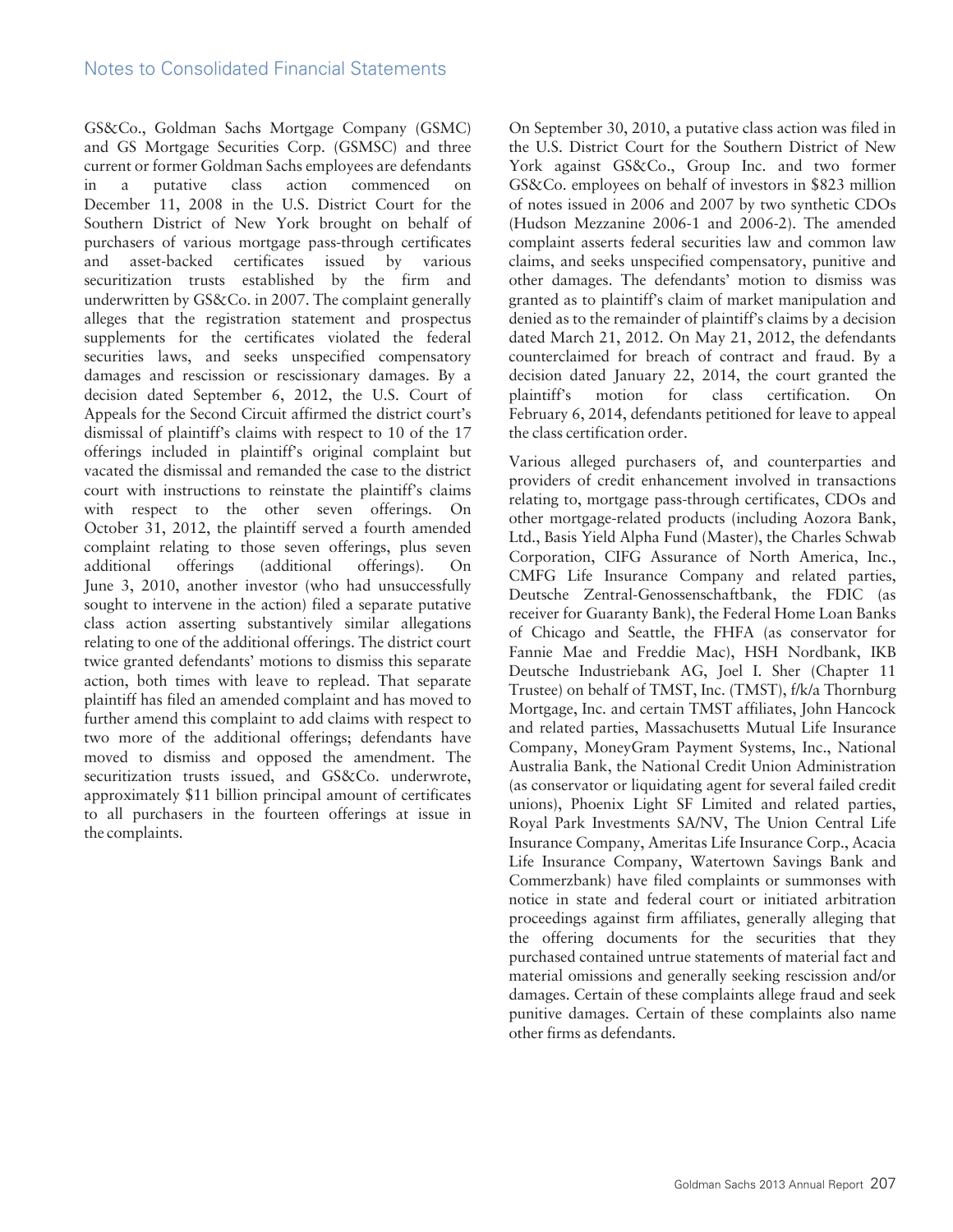GS&Co., Goldman Sachs Mortgage Company (GSMC) and GS Mortgage Securities Corp. (GSMSC) and three current or former Goldman Sachs employees are defendants in a putative class action commenced on December 11, 2008 in the U.S. District Court for the Southern District of New York brought on behalf of purchasers of various mortgage pass-through certificates and asset-backed certificates issued by various securitization trusts established by the firm and underwritten by GS&Co. in 2007. The complaint generally alleges that the registration statement and prospectus supplements for the certificates violated the federal securities laws, and seeks unspecified compensatory damages and rescission or rescissionary damages. By a decision dated September 6, 2012, the U.S. Court of Appeals for the Second Circuit affirmed the district court's dismissal of plaintiff's claims with respect to 10 of the 17 offerings included in plaintiff's original complaint but vacated the dismissal and remanded the case to the district court with instructions to reinstate the plaintiff's claims with respect to the other seven offerings. On October 31, 2012, the plaintiff served a fourth amended complaint relating to those seven offerings, plus seven additional offerings (additional offerings). On June 3, 2010, another investor (who had unsuccessfully sought to intervene in the action) filed a separate putative class action asserting substantively similar allegations relating to one of the additional offerings. The district court twice granted defendants' motions to dismiss this separate action, both times with leave to replead. That separate plaintiff has filed an amended complaint and has moved to further amend this complaint to add claims with respect to two more of the additional offerings; defendants have moved to dismiss and opposed the amendment. The securitization trusts issued, and GS&Co. underwrote, approximately $11 billion principal amount of certificates to all purchasers in the fourteen offerings at issue in the complaints.

On September 30, 2010, a putative class action was filed in the U.S. District Court for the Southern District of New York against GS&Co., Group Inc. and two former GS&Co. employees on behalf of investors in $823 million of notes issued in 2006 and 2007 by two synthetic CDOs (Hudson Mezzanine 2006-1 and 2006-2). The amended complaint asserts federal securities law and common law claims, and seeks unspecified compensatory, punitive and other damages. The defendants' motion to dismiss was granted as to plaintiff's claim of market manipulation and denied as to the remainder of plaintiff's claims by a decision dated March 21, 2012. On May 21, 2012, the defendants counterclaimed for breach of contract and fraud. By a decision dated January 22, 2014, the court granted the plaintiff's motion for class certification. On February 6, 2014, defendants petitioned for leave to appeal the class certification order.

Various alleged purchasers of, and counterparties and providers of credit enhancement involved in transactions relating to, mortgage pass-through certificates, CDOs and other mortgage-related products (including Aozora Bank, Ltd., Basis Yield Alpha Fund (Master), the Charles Schwab Corporation, CIFG Assurance of North America, Inc., CMFG Life Insurance Company and related parties, Deutsche Zentral-Genossenschaftbank, the FDIC (as receiver for Guaranty Bank), the Federal Home Loan Banks of Chicago and Seattle, the FHFA (as conservator for Fannie Mae and Freddie Mac), HSH Nordbank, IKB Deutsche Industriebank AG, Joel I. Sher (Chapter 11 Trustee) on behalf of TMST, Inc. (TMST), f/k/a Thornburg Mortgage, Inc. and certain TMST affiliates, John Hancock and related parties, Massachusetts Mutual Life Insurance Company, MoneyGram Payment Systems, Inc., National Australia Bank, the National Credit Union Administration (as conservator or liquidating agent for several failed credit unions), Phoenix Light SF Limited and related parties, Royal Park Investments SA/NV, The Union Central Life Insurance Company, Ameritas Life Insurance Corp., Acacia Life Insurance Company, Watertown Savings Bank and Commerzbank) have filed complaints or summonses with notice in state and federal court or initiated arbitration proceedings against firm affiliates, generally alleging that the offering documents for the securities that they purchased contained untrue statements of material fact and material omissions and generally seeking rescission and/or damages. Certain of these complaints allege fraud and seek punitive damages. Certain of these complaints also name other firms as defendants.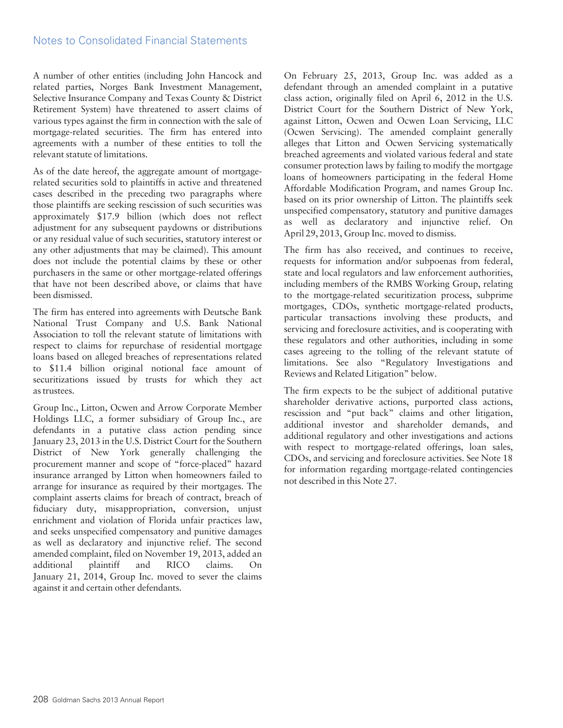A number of other entities (including John Hancock and related parties, Norges Bank Investment Management, Selective Insurance Company and Texas County & District Retirement System) have threatened to assert claims of various types against the firm in connection with the sale of mortgage-related securities. The firm has entered into agreements with a number of these entities to toll the relevant statute of limitations.

As of the date hereof, the aggregate amount of mortgage-related securities sold to plaintiffs in active and threatened cases described in the preceding two paragraphs where those plaintiffs are seeking rescission of such securities was approximately $17.9 billion (which does not reflect adjustment for any subsequent paydowns or distributions or any residual value of such securities, statutory interest or any other adjustments that may be claimed). This amount does not include the potential claims by these or other purchasers in the same or other mortgage-related offerings that have not been described above, or claims that have been dismissed.

The firm has entered into agreements with Deutsche Bank National Trust Company and U.S. Bank National Association to toll the relevant statute of limitations with respect to claims for repurchase of residential mortgage loans based on alleged breaches of representations related to $11.4 billion original notional face amount of securitizations issued by trusts for which they act as trustees.

Group Inc., Litton, Ocwen and Arrow Corporate Member Holdings LLC, a former subsidiary of Group Inc., are defendants in a putative class action pending since January 23, 2013 in the U.S. District Court for the Southern District of New York generally challenging the procurement manner and scope of "force-placed" hazard insurance arranged by Litton when homeowners failed to arrange for insurance as required by their mortgages. The complaint asserts claims for breach of contract, breach of fiduciary duty, misappropriation, conversion, unjust enrichment and violation of Florida unfair practices law, and seeks unspecified compensatory and punitive damages as well as declaratory and injunctive relief. The second amended complaint, filed on November 19, 2013, added an additional plaintiff and RICO claims. On January 21, 2014, Group Inc. moved to sever the claims against it and certain other defendants.

On February 25, 2013, Group Inc. was added as a defendant through an amended complaint in a putative class action, originally filed on April 6, 2012 in the U.S. District Court for the Southern District of New York, against Litton, Ocwen and Ocwen Loan Servicing, LLC (Ocwen Servicing). The amended complaint generally alleges that Litton and Ocwen Servicing systematically breached agreements and violated various federal and state consumer protection laws by failing to modify the mortgage loans of homeowners participating in the federal Home Affordable Modification Program, and names Group Inc. based on its prior ownership of Litton. The plaintiffs seek unspecified compensatory, statutory and punitive damages as well as declaratory and injunctive relief. On April 29, 2013, Group Inc. moved to dismiss.

The firm has also received, and continues to receive, requests for information and/or subpoenas from federal, state and local regulators and law enforcement authorities, including members of the RMBS Working Group, relating to the mortgage-related securitization process, subprime mortgages, CDOs, synthetic mortgage-related products, particular transactions involving these products, and servicing and foreclosure activities, and is cooperating with these regulators and other authorities, including in some cases agreeing to the tolling of the relevant statute of limitations. See also "Regulatory Investigations and Reviews and Related Litigation" below.

The firm expects to be the subject of additional putative shareholder derivative actions, purported class actions, rescission and "put back" claims and other litigation, additional investor and shareholder demands, and additional regulatory and other investigations and actions with respect to mortgage-related offerings, loan sales, CDOs, and servicing and foreclosure activities. See Note 18 for information regarding mortgage-related contingencies not described in this Note 27.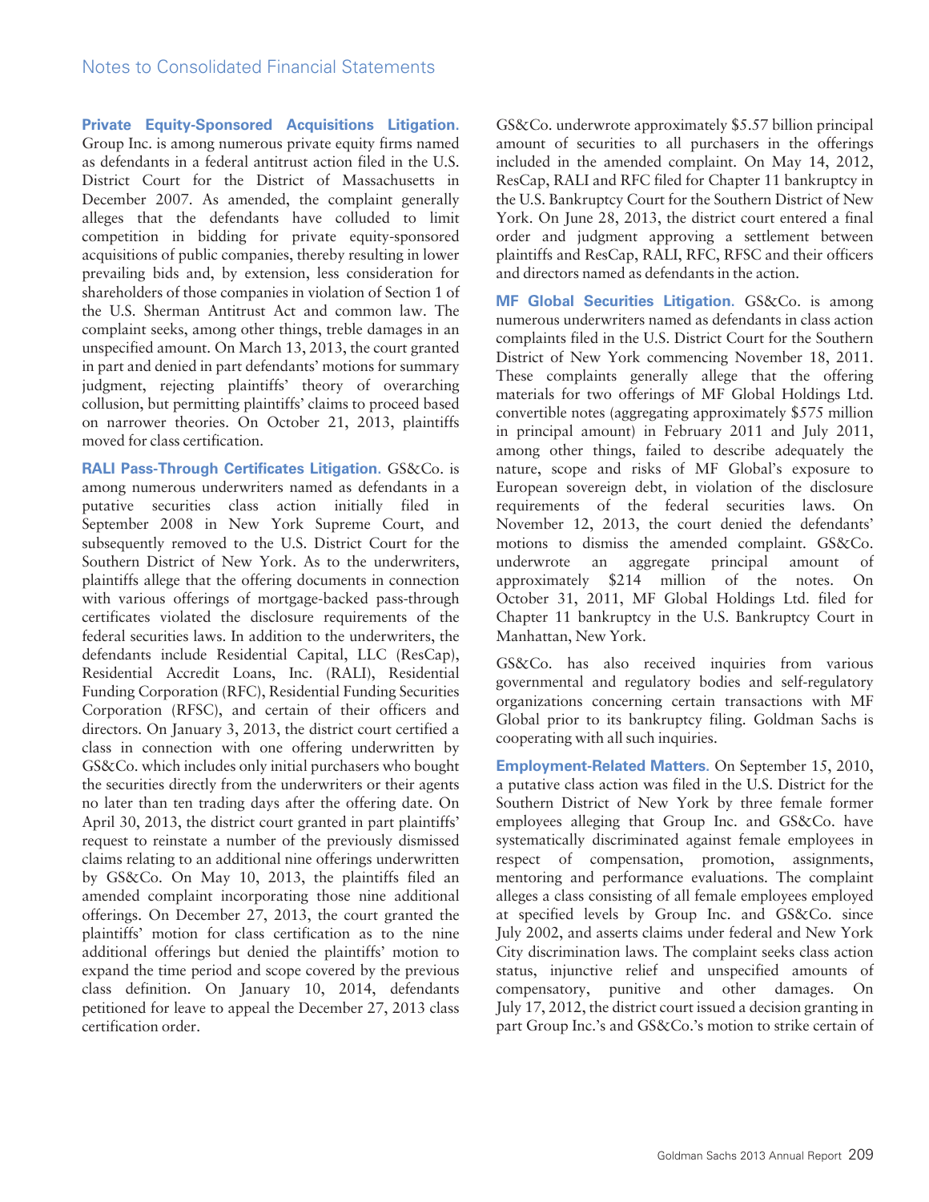**Private Equity-Sponsored Acquisitions Litigation.** Group Inc. is among numerous private equity firms named as defendants in a federal antitrust action filed in the U.S. District Court for the District of Massachusetts in December 2007. As amended, the complaint generally alleges that the defendants have colluded to limit competition in bidding for private equity-sponsored acquisitions of public companies, thereby resulting in lower prevailing bids and, by extension, less consideration for shareholders of those companies in violation of Section 1 of the U.S. Sherman Antitrust Act and common law. The complaint seeks, among other things, treble damages in an unspecified amount. On March 13, 2013, the court granted in part and denied in part defendants' motions for summary judgment, rejecting plaintiffs' theory of overarching collusion, but permitting plaintiffs' claims to proceed based on narrower theories. On October 21, 2013, plaintiffs moved for class certification.

**RALI Pass-Through Certificates Litigation.** GS&Co. is among numerous underwriters named as defendants in a putative securities class action initially filed in September 2008 in New York Supreme Court, and subsequently removed to the U.S. District Court for the Southern District of New York. As to the underwriters, plaintiffs allege that the offering documents in connection with various offerings of mortgage-backed pass-through certificates violated the disclosure requirements of the federal securities laws. In addition to the underwriters, the defendants include Residential Capital, LLC (ResCap), Residential Accredit Loans, Inc. (RALI), Residential Funding Corporation (RFC), Residential Funding Securities Corporation (RFSC), and certain of their officers and directors. On January 3, 2013, the district court certified a class in connection with one offering underwritten by GS&Co. which includes only initial purchasers who bought the securities directly from the underwriters or their agents no later than ten trading days after the offering date. On April 30, 2013, the district court granted in part plaintiffs' request to reinstate a number of the previously dismissed claims relating to an additional nine offerings underwritten by GS&Co. On May 10, 2013, the plaintiffs filed an amended complaint incorporating those nine additional offerings. On December 27, 2013, the court granted the plaintiffs' motion for class certification as to the nine additional offerings but denied the plaintiffs' motion to expand the time period and scope covered by the previous class definition. On January 10, 2014, defendants petitioned for leave to appeal the December 27, 2013 class certification order.

GS&Co. underwrote approximately $5.57 billion principal amount of securities to all purchasers in the offerings included in the amended complaint. On May 14, 2012, ResCap, RALI and RFC filed for Chapter 11 bankruptcy in the U.S. Bankruptcy Court for the Southern District of New York. On June 28, 2013, the district court entered a final order and judgment approving a settlement between plaintiffs and ResCap, RALI, RFC, RFSC and their officers and directors named as defendants in the action.

**MF Global Securities Litigation.** GS&Co. is among numerous underwriters named as defendants in class action complaints filed in the U.S. District Court for the Southern District of New York commencing November 18, 2011. These complaints generally allege that the offering materials for two offerings of MF Global Holdings Ltd. convertible notes (aggregating approximately $575 million in principal amount) in February 2011 and July 2011, among other things, failed to describe adequately the nature, scope and risks of MF Global's exposure to European sovereign debt, in violation of the disclosure requirements of the federal securities laws. On November 12, 2013, the court denied the defendants' motions to dismiss the amended complaint. GS&Co. underwrote an aggregate principal amount of approximately $214 million of the notes. On October 31, 2011, MF Global Holdings Ltd. filed for Chapter 11 bankruptcy in the U.S. Bankruptcy Court in Manhattan, New York.

GS&Co. has also received inquiries from various governmental and regulatory bodies and self-regulatory organizations concerning certain transactions with MF Global prior to its bankruptcy filing. Goldman Sachs is cooperating with all such inquiries.

**Employment-Related Matters.** On September 15, 2010, a putative class action was filed in the U.S. District for the Southern District of New York by three female former employees alleging that Group Inc. and GS&Co. have systematically discriminated against female employees in respect of compensation, promotion, assignments, mentoring and performance evaluations. The complaint alleges a class consisting of all female employees employed at specified levels by Group Inc. and GS&Co. since July 2002, and asserts claims under federal and New York City discrimination laws. The complaint seeks class action status, injunctive relief and unspecified amounts of compensatory, punitive and other damages. On July 17, 2012, the district court issued a decision granting in part Group Inc.'s and GS&Co.'s motion to strike certain of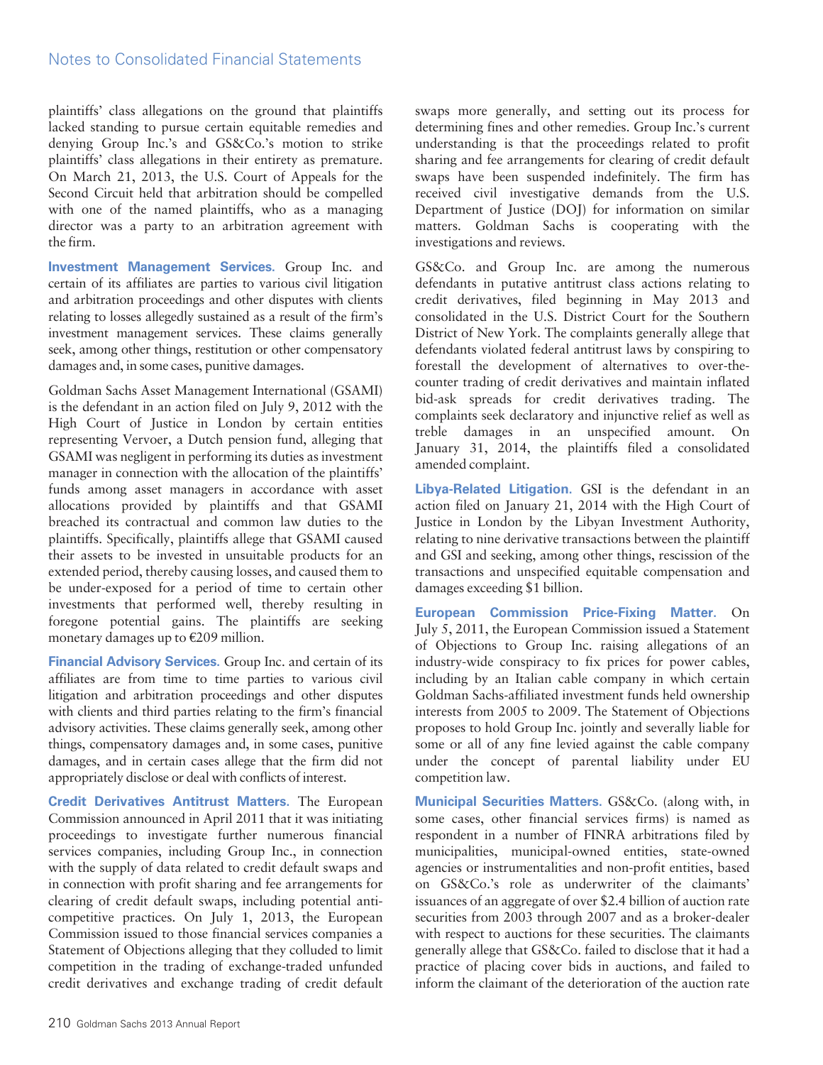plaintiffs' class allegations on the ground that plaintiffs lacked standing to pursue certain equitable remedies and denying Group Inc.'s and GS&Co.'s motion to strike plaintiffs' class allegations in their entirety as premature. On March 21, 2013, the U.S. Court of Appeals for the Second Circuit held that arbitration should be compelled with one of the named plaintiffs, who as a managing director was a party to an arbitration agreement with the firm.

**Investment Management Services.** Group Inc. and certain of its affiliates are parties to various civil litigation and arbitration proceedings and other disputes with clients relating to losses allegedly sustained as a result of the firm's investment management services. These claims generally seek, among other things, restitution or other compensatory damages and, in some cases, punitive damages.

Goldman Sachs Asset Management International (GSAMI) is the defendant in an action filed on July 9, 2012 with the High Court of Justice in London by certain entities representing Vervoer, a Dutch pension fund, alleging that GSAMI was negligent in performing its duties as investment manager in connection with the allocation of the plaintiffs' funds among asset managers in accordance with asset allocations provided by plaintiffs and that GSAMI breached its contractual and common law duties to the plaintiffs. Specifically, plaintiffs allege that GSAMI caused their assets to be invested in unsuitable products for an extended period, thereby causing losses, and caused them to be under-exposed for a period of time to certain other investments that performed well, thereby resulting in foregone potential gains. The plaintiffs are seeking monetary damages up to €209 million.

**Financial Advisory Services.** Group Inc. and certain of its affiliates are from time to time parties to various civil litigation and arbitration proceedings and other disputes with clients and third parties relating to the firm's financial advisory activities. These claims generally seek, among other things, compensatory damages and, in some cases, punitive damages, and in certain cases allege that the firm did not appropriately disclose or deal with conflicts of interest.

**Credit Derivatives Antitrust Matters.** The European Commission announced in April 2011 that it was initiating proceedings to investigate further numerous financial services companies, including Group Inc., in connection with the supply of data related to credit default swaps and in connection with profit sharing and fee arrangements for clearing of credit default swaps, including potential anti-competitive practices. On July 1, 2013, the European Commission issued to those financial services companies a Statement of Objections alleging that they colluded to limit competition in the trading of exchange-traded unfunded credit derivatives and exchange trading of credit default swaps more generally, and setting out its process for determining fines and other remedies. Group Inc.'s current understanding is that the proceedings related to profit sharing and fee arrangements for clearing of credit default swaps have been suspended indefinitely. The firm has received civil investigative demands from the U.S. Department of Justice (DOJ) for information on similar matters. Goldman Sachs is cooperating with the investigations and reviews.

GS&Co. and Group Inc. are among the numerous defendants in putative antitrust class actions relating to credit derivatives, filed beginning in May 2013 and consolidated in the U.S. District Court for the Southern District of New York. The complaints generally allege that defendants violated federal antitrust laws by conspiring to forestall the development of alternatives to over-the-counter trading of credit derivatives and maintain inflated bid-ask spreads for credit derivatives trading. The complaints seek declaratory and injunctive relief as well as treble damages in an unspecified amount. On January 31, 2014, the plaintiffs filed a consolidated amended complaint.

**Libya-Related Litigation.** GSI is the defendant in an action filed on January 21, 2014 with the High Court of Justice in London by the Libyan Investment Authority, relating to nine derivative transactions between the plaintiff and GSI and seeking, among other things, rescission of the transactions and unspecified equitable compensation and damages exceeding $1 billion.

**European Commission Price-Fixing Matter.** On July 5, 2011, the European Commission issued a Statement of Objections to Group Inc. raising allegations of an industry-wide conspiracy to fix prices for power cables, including by an Italian cable company in which certain Goldman Sachs-affiliated investment funds held ownership interests from 2005 to 2009. The Statement of Objections proposes to hold Group Inc. jointly and severally liable for some or all of any fine levied against the cable company under the concept of parental liability under EU competition law.

**Municipal Securities Matters.** GS&Co. (along with, in some cases, other financial services firms) is named as respondent in a number of FINRA arbitrations filed by municipalities, municipal-owned entities, state-owned agencies or instrumentalities and non-profit entities, based on GS&Co.'s role as underwriter of the claimants' issuances of an aggregate of over $2.4 billion of auction rate securities from 2003 through 2007 and as a broker-dealer with respect to auctions for these securities. The claimants generally allege that GS&Co. failed to disclose that it had a practice of placing cover bids in auctions, and failed to inform the claimant of the deterioration of the auction rate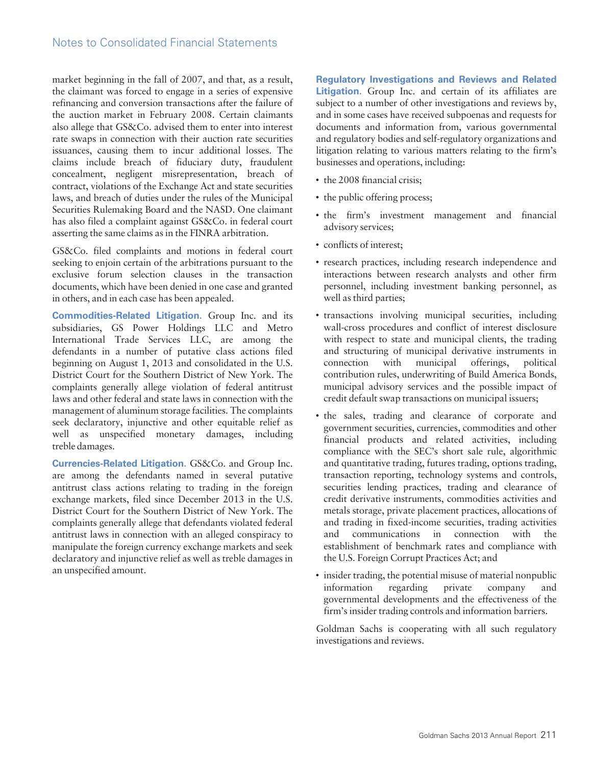market beginning in the fall of 2007, and that, as a result, the claimant was forced to engage in a series of expensive refinancing and conversion transactions after the failure of the auction market in February 2008. Certain claimants also allege that GS&Co. advised them to enter into interest rate swaps in connection with their auction rate securities issuances, causing them to incur additional losses. The claims include breach of fiduciary duty, fraudulent concealment, negligent misrepresentation, breach of contract, violations of the Exchange Act and state securities laws, and breach of duties under the rules of the Municipal Securities Rulemaking Board and the NASD. One claimant has also filed a complaint against GS&Co. in federal court asserting the same claims as in the FINRA arbitration.

GS&Co. filed complaints and motions in federal court seeking to enjoin certain of the arbitrations pursuant to the exclusive forum selection clauses in the transaction documents, which have been denied in one case and granted in others, and in each case has been appealed.

**Commodities-Related Litigation.** Group Inc. and its subsidiaries, GS Power Holdings LLC and Metro International Trade Services LLC, are among the defendants in a number of putative class actions filed beginning on August 1, 2013 and consolidated in the U.S. District Court for the Southern District of New York. The complaints generally allege violation of federal antitrust laws and other federal and state laws in connection with the management of aluminum storage facilities. The complaints seek declaratory, injunctive and other equitable relief as well as unspecified monetary damages, including treble damages.

**Currencies-Related Litigation.** GS&Co. and Group Inc. are among the defendants named in several putative antitrust class actions relating to trading in the foreign exchange markets, filed since December 2013 in the U.S. District Court for the Southern District of New York. The complaints generally allege that defendants violated federal antitrust laws in connection with an alleged conspiracy to manipulate the foreign currency exchange markets and seek declaratory and injunctive relief as well as treble damages in an unspecified amount.

**Regulatory Investigations and Reviews and Related Litigation.** Group Inc. and certain of its affiliates are subject to a number of other investigations and reviews by, and in some cases have received subpoenas and requests for documents and information from, various governmental and regulatory bodies and self-regulatory organizations and litigation relating to various matters relating to the firm's businesses and operations, including:

- the 2008 financial crisis;
- the public offering process;
- the firm's investment management and financial advisory services;
- conflicts of interest;
- research practices, including research independence and interactions between research analysts and other firm personnel, including investment banking personnel, as well as third parties;
- transactions involving municipal securities, including wall-cross procedures and conflict of interest disclosure with respect to state and municipal clients, the trading and structuring of municipal derivative instruments in connection with municipal offerings, political contribution rules, underwriting of Build America Bonds, municipal advisory services and the possible impact of credit default swap transactions on municipal issuers;
- the sales, trading and clearance of corporate and government securities, currencies, commodities and other financial products and related activities, including compliance with the SEC's short sale rule, algorithmic and quantitative trading, futures trading, options trading, transaction reporting, technology systems and controls, securities lending practices, trading and clearance of credit derivative instruments, commodities activities and metals storage, private placement practices, allocations of and trading in fixed-income securities, trading activities and communications in connection with the establishment of benchmark rates and compliance with the U.S. Foreign Corrupt Practices Act; and
- insider trading, the potential misuse of material nonpublic information regarding private company and governmental developments and the effectiveness of the firm's insider trading controls and information barriers.

Goldman Sachs is cooperating with all such regulatory investigations and reviews.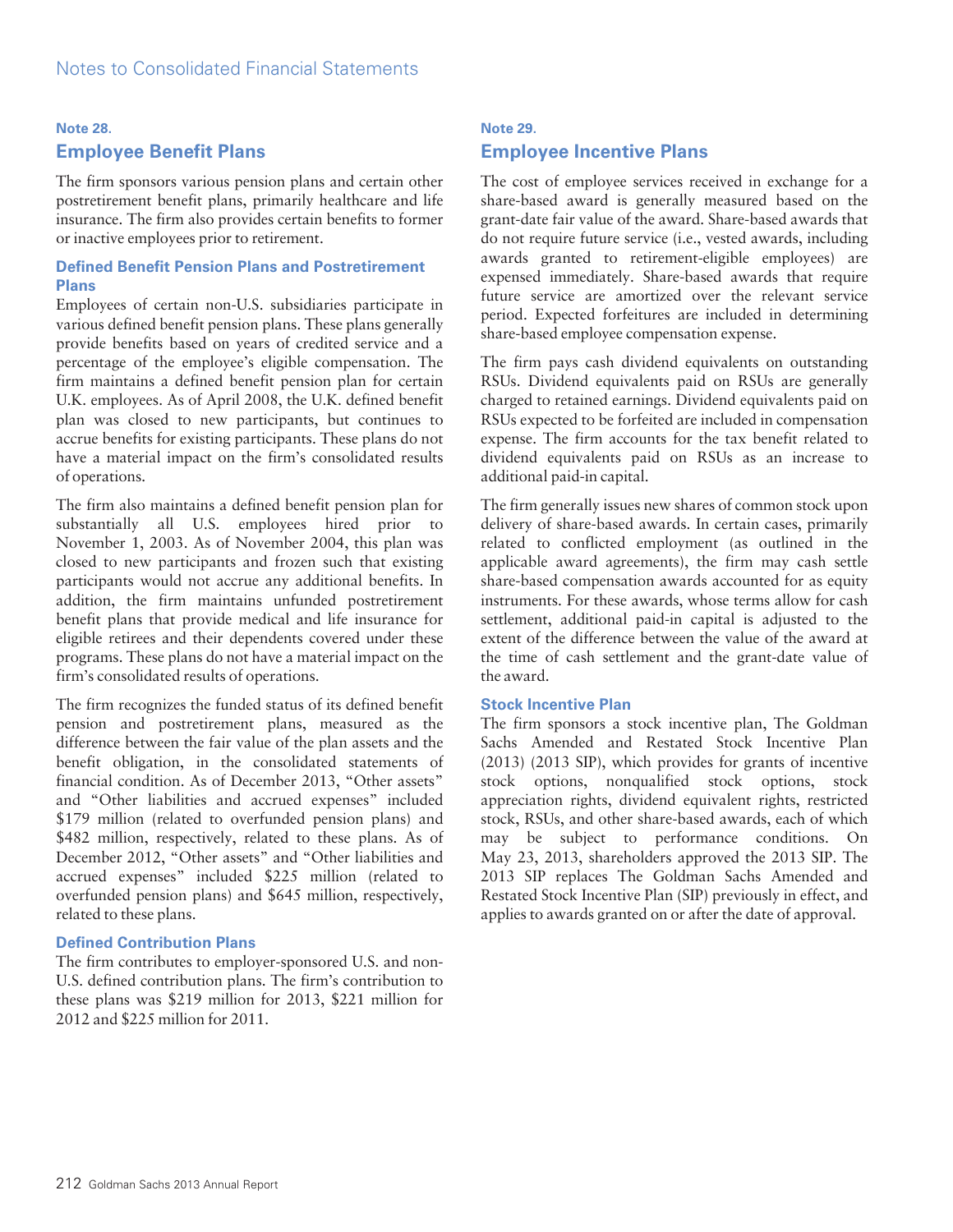## Note 28.

## Employee Benefit Plans

The firm sponsors various pension plans and certain other postretirement benefit plans, primarily healthcare and life insurance. The firm also provides certain benefits to former or inactive employees prior to retirement.

### Defined Benefit Pension Plans and Postretirement Plans

Employees of certain non-U.S. subsidiaries participate in various defined benefit pension plans. These plans generally provide benefits based on years of credited service and a percentage of the employee's eligible compensation. The firm maintains a defined benefit pension plan for certain U.K. employees. As of April 2008, the U.K. defined benefit plan was closed to new participants, but continues to accrue benefits for existing participants. These plans do not have a material impact on the firm's consolidated results of operations.

The firm also maintains a defined benefit pension plan for substantially all U.S. employees hired prior to November 1, 2003. As of November 2004, this plan was closed to new participants and frozen such that existing participants would not accrue any additional benefits. In addition, the firm maintains unfunded postretirement benefit plans that provide medical and life insurance for eligible retirees and their dependents covered under these programs. These plans do not have a material impact on the firm's consolidated results of operations.

The firm recognizes the funded status of its defined benefit pension and postretirement plans, measured as the difference between the fair value of the plan assets and the benefit obligation, in the consolidated statements of financial condition. As of December 2013, "Other assets" and "Other liabilities and accrued expenses" included $179 million (related to overfunded pension plans) and $482 million, respectively, related to these plans. As of December 2012, "Other assets" and "Other liabilities and accrued expenses" included $225 million (related to overfunded pension plans) and $645 million, respectively, related to these plans.

### Defined Contribution Plans

The firm contributes to employer-sponsored U.S. and non-U.S. defined contribution plans. The firm's contribution to these plans was $219 million for 2013, $221 million for 2012 and $225 million for 2011.

## Note 29.

## Employee Incentive Plans

The cost of employee services received in exchange for a share-based award is generally measured based on the grant-date fair value of the award. Share-based awards that do not require future service (i.e., vested awards, including awards granted to retirement-eligible employees) are expensed immediately. Share-based awards that require future service are amortized over the relevant service period. Expected forfeitures are included in determining share-based employee compensation expense.

The firm pays cash dividend equivalents on outstanding RSUs. Dividend equivalents paid on RSUs are generally charged to retained earnings. Dividend equivalents paid on RSUs expected to be forfeited are included in compensation expense. The firm accounts for the tax benefit related to dividend equivalents paid on RSUs as an increase to additional paid-in capital.

The firm generally issues new shares of common stock upon delivery of share-based awards. In certain cases, primarily related to conflicted employment (as outlined in the applicable award agreements), the firm may cash settle share-based compensation awards accounted for as equity instruments. For these awards, whose terms allow for cash settlement, additional paid-in capital is adjusted to the extent of the difference between the value of the award at the time of cash settlement and the grant-date value of the award.

### Stock Incentive Plan

The firm sponsors a stock incentive plan, The Goldman Sachs Amended and Restated Stock Incentive Plan (2013) (2013 SIP), which provides for grants of incentive stock options, nonqualified stock options, stock appreciation rights, dividend equivalent rights, restricted stock, RSUs, and other share-based awards, each of which may be subject to performance conditions. On May 23, 2013, shareholders approved the 2013 SIP. The 2013 SIP replaces The Goldman Sachs Amended and Restated Stock Incentive Plan (SIP) previously in effect, and applies to awards granted on or after the date of approval.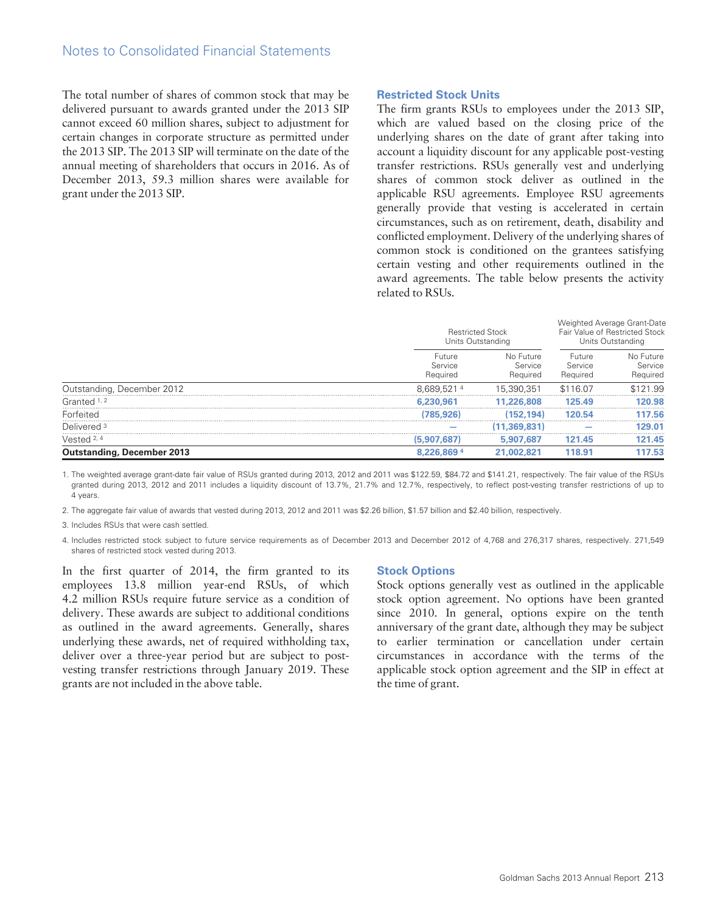The total number of shares of common stock that may be delivered pursuant to awards granted under the 2013 SIP cannot exceed 60 million shares, subject to adjustment for certain changes in corporate structure as permitted under the 2013 SIP. The 2013 SIP will terminate on the date of the annual meeting of shareholders that occurs in 2016. As of December 2013, 59.3 million shares were available for grant under the 2013 SIP.

### Restricted Stock Units

The firm grants RSUs to employees under the 2013 SIP, which are valued based on the closing price of the underlying shares on the date of grant after taking into account a liquidity discount for any applicable post-vesting transfer restrictions. RSUs generally vest and underlying shares of common stock deliver as outlined in the applicable RSU agreements. Employee RSU agreements generally provide that vesting is accelerated in certain circumstances, such as on retirement, death, disability and conflicted employment. Delivery of the underlying shares of common stock is conditioned on the grantees satisfying certain vesting and other requirements outlined in the award agreements. The table below presents the activity related to RSUs.

| | Restricted Stock Units Outstanding | | Weighted Average Grant-Date Fair Value of Restricted Stock Units Outstanding | |
|---|---|---|---|---|
| | Future Service Required | No Future Service Required | Future Service Required | No Future Service Required |
| Outstanding, December 2012 | 8,689,521 [4] | 15,390,351 | $116.07 | $121.99 |
| Granted [1, 2] | 6,230,961 | 11,226,808 | 125.49 | 120.98 |
| Forfeited | (785,926) | (152,194) | 120.54 | 117.56 |
| Delivered [3] | — | (11,369,831) | — | 129.01 |
| Vested [2, 4] | (5,907,687) | 5,907,687 | 121.45 | 121.45 |
| **Outstanding, December 2013** | **8,226,869 [4]** | **21,002,821** | **118.91** | **117.53** |

1. The weighted average grant-date fair value of RSUs granted during 2013, 2012 and 2011 was $122.59, $84.72 and $141.21, respectively. The fair value of the RSUs granted during 2013, 2012 and 2011 includes a liquidity discount of 13.7%, 21.7% and 12.7%, respectively, to reflect post-vesting transfer restrictions of up to 4 years.

2. The aggregate fair value of awards that vested during 2013, 2012 and 2011 was $2.26 billion, $1.57 billion and $2.40 billion, respectively.

3. Includes RSUs that were cash settled.

4. Includes restricted stock subject to future service requirements as of December 2013 and December 2012 of 4,768 and 276,317 shares, respectively. 271,549 shares of restricted stock vested during 2013.

In the first quarter of 2014, the firm granted to its employees 13.8 million year-end RSUs, of which 4.2 million RSUs require future service as a condition of delivery. These awards are subject to additional conditions as outlined in the award agreements. Generally, shares underlying these awards, net of required withholding tax, deliver over a three-year period but are subject to post-vesting transfer restrictions through January 2019. These grants are not included in the above table.

### Stock Options

Stock options generally vest as outlined in the applicable stock option agreement. No options have been granted since 2010. In general, options expire on the tenth anniversary of the grant date, although they may be subject to earlier termination or cancellation under certain circumstances in accordance with the terms of the applicable stock option agreement and the SIP in effect at the time of grant.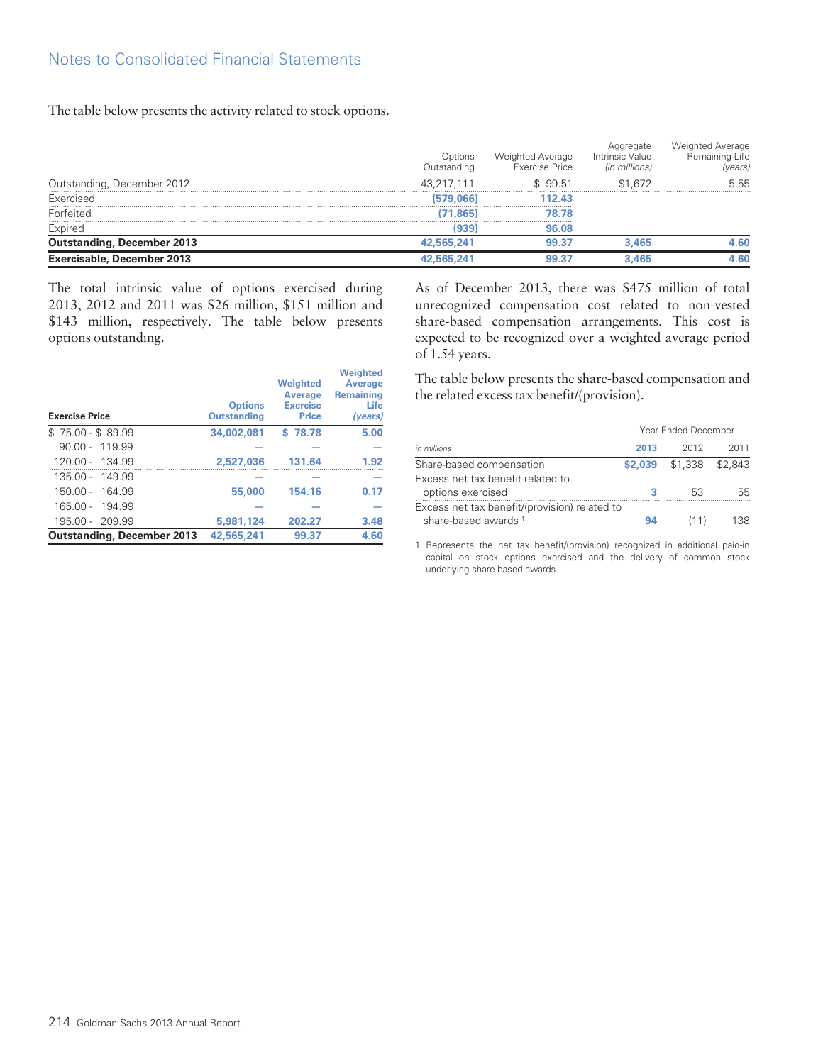The table below presents the activity related to stock options.

| | Options Outstanding | Weighted Average Exercise Price | Aggregate Intrinsic Value *(in millions)* | Weighted Average Remaining Life *(years)* |
|---|---|---|---|---|
| Outstanding, December 2012 | 43,217,111 | $ 99.51 | $1,672 | 5.55 |
| Exercised | (579,066) | 112.43 | | |
| Forfeited | (71,865) | 78.78 | | |
| Expired | (939) | 96.08 | | |
| **Outstanding, December 2013** | **42,565,241** | **99.37** | **3,465** | **4.60** |
| **Exercisable, December 2013** | **42,565,241** | **99.37** | **3,465** | **4.60** |

The total intrinsic value of options exercised during 2013, 2012 and 2011 was $26 million, $151 million and $143 million, respectively. The table below presents options outstanding.

| Exercise Price | Options Outstanding | Weighted Average Exercise Price | Weighted Average Remaining Life *(years)* |
|---|---|---|---|
| $ 75.00 - $ 89.99 | 34,002,081 | $ 78.78 | 5.00 |
| 90.00 - 119.99 | — | — | — |
| 120.00 - 134.99 | 2,527,036 | 131.64 | 1.92 |
| 135.00 - 149.99 | — | — | — |
| 150.00 - 164.99 | 55,000 | 154.16 | 0.17 |
| 165.00 - 194.99 | — | — | — |
| 195.00 - 209.99 | 5,981,124 | 202.27 | 3.48 |
| **Outstanding, December 2013** | **42,565,241** | **99.37** | **4.60** |

As of December 2013, there was $475 million of total unrecognized compensation cost related to non-vested share-based compensation arrangements. This cost is expected to be recognized over a weighted average period of 1.54 years.

The table below presents the share-based compensation and the related excess tax benefit/(provision).

| | Year Ended December | | |
|---|---|---|---|
| *in millions* | **2013** | 2012 | 2011 |
| Share-based compensation | **$2,039** | $1,338 | $2,843 |
| Excess net tax benefit related to options exercised | **3** | 53 | 55 |
| Excess net tax benefit/(provision) related to share-based awards [1] | **94** | (11) | 138 |

1. Represents the net tax benefit/(provision) recognized in additional paid-in capital on stock options exercised and the delivery of common stock underlying share-based awards.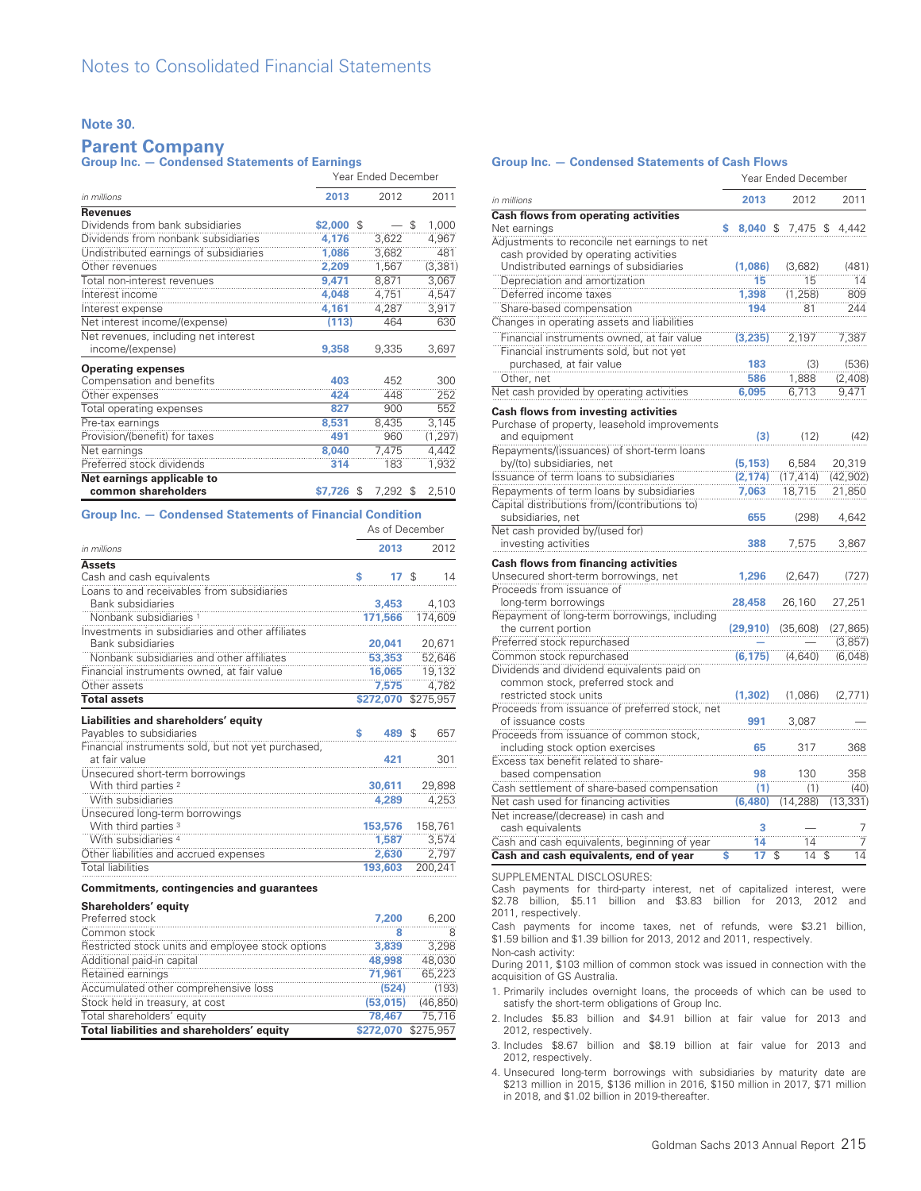## Notes to Consolidated Financial Statements

### Note 30.

## Parent Company

### Group Inc. — Condensed Statements of Earnings

| in millions | Year Ended December 2013 | 2012 | 2011 |
|---|---|---|---|
| **Revenues** | | | |
| Dividends from bank subsidiaries | $2,000 | $ — | $ 1,000 |
| Dividends from nonbank subsidiaries | 4,176 | 3,622 | 4,967 |
| Undistributed earnings of subsidiaries | 1,086 | 3,682 | 481 |
| Other revenues | 2,209 | 1,567 | (3,381) |
| Total non-interest revenues | 9,471 | 8,871 | 3,067 |
| Interest income | 4,048 | 4,751 | 4,547 |
| Interest expense | 4,161 | 4,287 | 3,917 |
| Net interest income/(expense) | (113) | 464 | 630 |
| Net revenues, including net interest income/(expense) | 9,358 | 9,335 | 3,697 |
| **Operating expenses** | | | |
| Compensation and benefits | 403 | 452 | 300 |
| Other expenses | 424 | 448 | 252 |
| Total operating expenses | 827 | 900 | 552 |
| Pre-tax earnings | 8,531 | 8,435 | 3,145 |
| Provision/(benefit) for taxes | 491 | 960 | (1,297) |
| Net earnings | 8,040 | 7,475 | 4,442 |
| Preferred stock dividends | 314 | 183 | 1,932 |
| **Net earnings applicable to common shareholders** | **$7,726** | **$ 7,292** | **$ 2,510** |

### Group Inc. — Condensed Statements of Financial Condition

| in millions | As of December 2013 | 2012 |
|---|---|---|
| **Assets** | | |
| Cash and cash equivalents | $ 17 | $ 14 |
| Loans to and receivables from subsidiaries | | |
| Bank subsidiaries | 3,453 | 4,103 |
| Nonbank subsidiaries [1] | 171,566 | 174,609 |
| Investments in subsidiaries and other affiliates | | |
| Bank subsidiaries | 20,041 | 20,671 |
| Nonbank subsidiaries and other affiliates | 53,353 | 52,646 |
| Financial instruments owned, at fair value | 16,065 | 19,132 |
| Other assets | 7,575 | 4,782 |
| **Total assets** | **$272,070** | **$275,957** |
| **Liabilities and shareholders' equity** | | |
| Payables to subsidiaries | $ 489 | $ 657 |
| Financial instruments sold, but not yet purchased, at fair value | 421 | 301 |
| Unsecured short-term borrowings | | |
| With third parties [2] | 30,611 | 29,898 |
| With subsidiaries | 4,289 | 4,253 |
| Unsecured long-term borrowings | | |
| With third parties [3] | 153,576 | 158,761 |
| With subsidiaries [4] | 1,587 | 3,574 |
| Other liabilities and accrued expenses | 2,630 | 2,797 |
| Total liabilities | 193,603 | 200,241 |
| **Commitments, contingencies and guarantees** | | |
| **Shareholders' equity** | | |
| Preferred stock | 7,200 | 6,200 |
| Common stock | 8 | 8 |
| Restricted stock units and employee stock options | 3,839 | 3,298 |
| Additional paid-in capital | 48,998 | 48,030 |
| Retained earnings | 71,961 | 65,223 |
| Accumulated other comprehensive loss | (524) | (193) |
| Stock held in treasury, at cost | (53,015) | (46,850) |
| Total shareholders' equity | 78,467 | 75,716 |
| **Total liabilities and shareholders' equity** | **$272,070** | **$275,957** |

### Group Inc. — Condensed Statements of Cash Flows

| in millions | Year Ended December 2013 | 2012 | 2011 |
|---|---|---|---|
| **Cash flows from operating activities** | | | |
| Net earnings | $ 8,040 | $ 7,475 | $ 4,442 |
| Adjustments to reconcile net earnings to net cash provided by operating activities | | | |
| Undistributed earnings of subsidiaries | (1,086) | (3,682) | (481) |
| Depreciation and amortization | 15 | 15 | 14 |
| Deferred income taxes | 1,398 | (1,258) | 809 |
| Share-based compensation | 194 | 81 | 244 |
| Changes in operating assets and liabilities | | | |
| Financial instruments owned, at fair value | (3,235) | 2,197 | 7,387 |
| Financial instruments sold, but not yet purchased, at fair value | 183 | (3) | (536) |
| Other, net | 586 | 1,888 | (2,408) |
| Net cash provided by operating activities | 6,095 | 6,713 | 9,471 |
| **Cash flows from investing activities** | | | |
| Purchase of property, leasehold improvements and equipment | (3) | (12) | (42) |
| Repayments/(issuances) of short-term loans by/(to) subsidiaries, net | (5,153) | 6,584 | 20,319 |
| Issuance of term loans to subsidiaries | (2,174) | (17,414) | (42,902) |
| Repayments of term loans by subsidiaries | 7,063 | 18,715 | 21,850 |
| Capital distributions from/(contributions to) subsidiaries, net | 655 | (298) | 4,642 |
| Net cash provided by/(used for) investing activities | 388 | 7,575 | 3,867 |
| **Cash flows from financing activities** | | | |
| Unsecured short-term borrowings, net | 1,296 | (2,647) | (727) |
| Proceeds from issuance of long-term borrowings | 28,458 | 26,160 | 27,251 |
| Repayment of long-term borrowings, including the current portion | (29,910) | (35,608) | (27,865) |
| Preferred stock repurchased | — | — | (3,857) |
| Common stock repurchased | (6,175) | (4,640) | (6,048) |
| Dividends and dividend equivalents paid on common stock, preferred stock and restricted stock units | (1,302) | (1,086) | (2,771) |
| Proceeds from issuance of preferred stock, net of issuance costs | 991 | 3,087 | — |
| Proceeds from issuance of common stock, including stock option exercises | 65 | 317 | 368 |
| Excess tax benefit related to share-based compensation | 98 | 130 | 358 |
| Cash settlement of share-based compensation | (1) | (1) | (40) |
| Net cash used for financing activities | (6,480) | (14,288) | (13,331) |
| Net increase/(decrease) in cash and cash equivalents | 3 | — | 7 |
| Cash and cash equivalents, beginning of year | 14 | 14 | 7 |
| **Cash and cash equivalents, end of year** | **$ 17** | **$ 14** | **$ 14** |

SUPPLEMENTAL DISCLOSURES:

Cash payments for third-party interest, net of capitalized interest, were $2.78 billion, $5.11 billion and $3.83 billion for 2013, 2012 and 2011, respectively.

Cash payments for income taxes, net of refunds, were $3.21 billion, $1.59 billion and $1.39 billion for 2013, 2012 and 2011, respectively.

Non-cash activity:

During 2011, $103 million of common stock was issued in connection with the acquisition of GS Australia.

1. Primarily includes overnight loans, the proceeds of which can be used to satisfy the short-term obligations of Group Inc.
2. Includes $5.83 billion and $4.91 billion at fair value for 2013 and 2012, respectively.
3. Includes $8.67 billion and $8.19 billion at fair value for 2013 and 2012, respectively.
4. Unsecured long-term borrowings with subsidiaries by maturity date are $213 million in 2015, $136 million in 2016, $150 million in 2017, $71 million in 2018, and $1.02 billion in 2019-thereafter.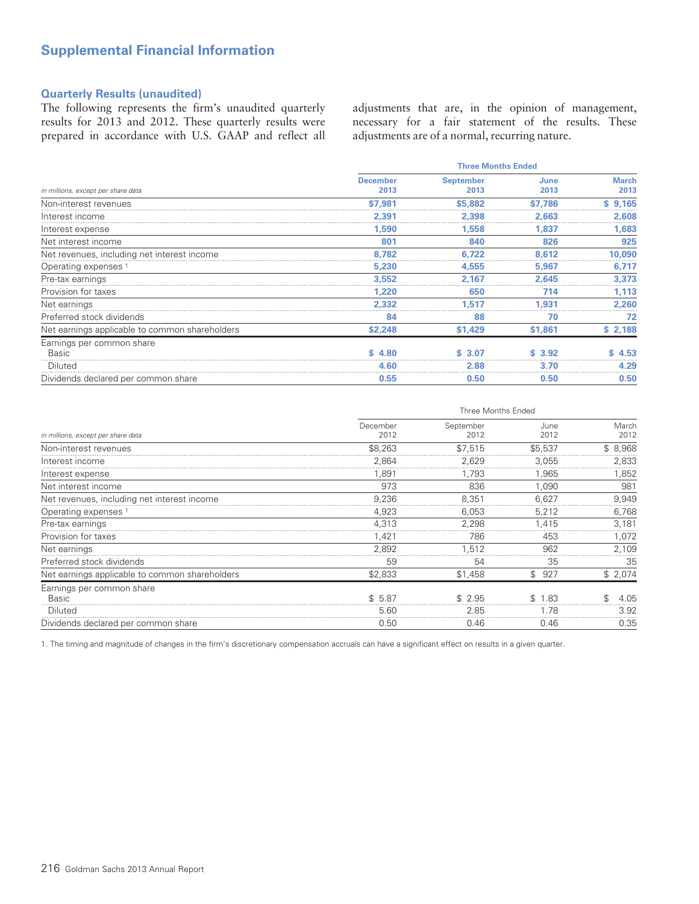## Supplemental Financial Information

### Quarterly Results (unaudited)

The following represents the firm's unaudited quarterly results for 2013 and 2012. These quarterly results were prepared in accordance with U.S. GAAP and reflect all adjustments that are, in the opinion of management, necessary for a fair statement of the results. These adjustments are of a normal, recurring nature.

| *in millions, except per share data* | Three Months Ended | | | |
|---|---|---|---|---|
| | **December 2013** | **September 2013** | **June 2013** | **March 2013** |
| Non-interest revenues | **$7,981** | **$5,882** | **$7,786** | **$ 9,165** |
| Interest income | **2,391** | **2,398** | **2,663** | **2,608** |
| Interest expense | **1,590** | **1,558** | **1,837** | **1,683** |
| Net interest income | **801** | **840** | **826** | **925** |
| Net revenues, including net interest income | **8,782** | **6,722** | **8,612** | **10,090** |
| Operating expenses [1] | **5,230** | **4,555** | **5,967** | **6,717** |
| Pre-tax earnings | **3,552** | **2,167** | **2,645** | **3,373** |
| Provision for taxes | **1,220** | **650** | **714** | **1,113** |
| Net earnings | **2,332** | **1,517** | **1,931** | **2,260** |
| Preferred stock dividends | **84** | **88** | **70** | **72** |
| Net earnings applicable to common shareholders | **$2,248** | **$1,429** | **$1,861** | **$ 2,188** |
| Earnings per common share | | | | |
| Basic | **$ 4.80** | **$ 3.07** | **$ 3.92** | **$ 4.53** |
| Diluted | **4.60** | **2.88** | **3.70** | **4.29** |
| Dividends declared per common share | **0.55** | **0.50** | **0.50** | **0.50** |

| *in millions, except per share data* | Three Months Ended | | | |
|---|---|---|---|---|
| | December 2012 | September 2012 | June 2012 | March 2012 |
| Non-interest revenues | $8,263 | $7,515 | $5,537 | $ 8,968 |
| Interest income | 2,864 | 2,629 | 3,055 | 2,833 |
| Interest expense | 1,891 | 1,793 | 1,965 | 1,852 |
| Net interest income | 973 | 836 | 1,090 | 981 |
| Net revenues, including net interest income | 9,236 | 8,351 | 6,627 | 9,949 |
| Operating expenses [1] | 4,923 | 6,053 | 5,212 | 6,768 |
| Pre-tax earnings | 4,313 | 2,298 | 1,415 | 3,181 |
| Provision for taxes | 1,421 | 786 | 453 | 1,072 |
| Net earnings | 2,892 | 1,512 | 962 | 2,109 |
| Preferred stock dividends | 59 | 54 | 35 | 35 |
| Net earnings applicable to common shareholders | $2,833 | $1,458 | $ 927 | $ 2,074 |
| Earnings per common share | | | | |
| Basic | $ 5.87 | $ 2.95 | $ 1.83 | $ 4.05 |
| Diluted | 5.60 | 2.85 | 1.78 | 3.92 |
| Dividends declared per common share | 0.50 | 0.46 | 0.46 | 0.35 |

1. The timing and magnitude of changes in the firm's discretionary compensation accruals can have a significant effect on results in a given quarter.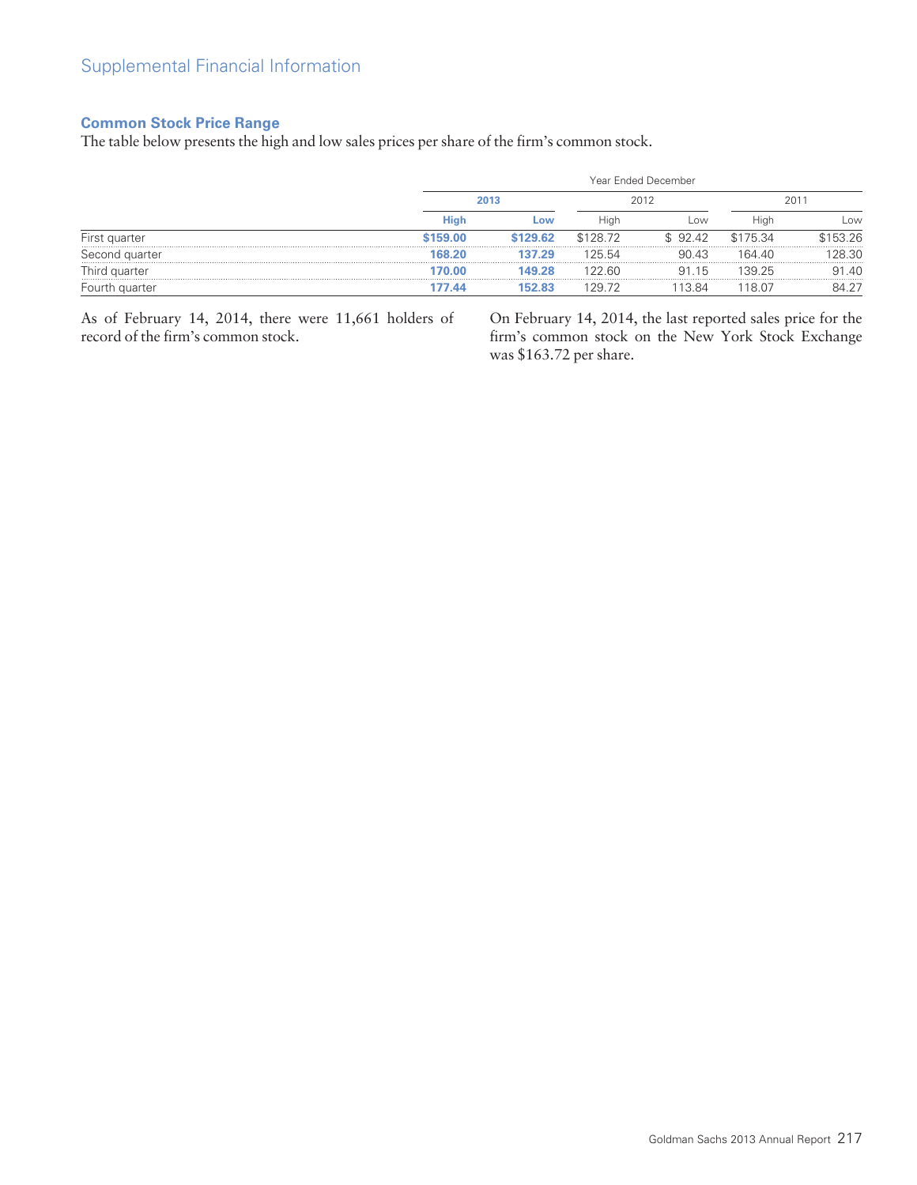## Supplemental Financial Information

### Common Stock Price Range

The table below presents the high and low sales prices per share of the firm's common stock.

| | Year Ended December | | | | | |
|---|---|---|---|---|---|---|
| | 2013 | | 2012 | | 2011 | |
| | **High** | **Low** | High | Low | High | Low |
| First quarter | **$159.00** | **$129.62** | $128.72 | $ 92.42 | $175.34 | $153.26 |
| Second quarter | **168.20** | **137.29** | 125.54 | 90.43 | 164.40 | 128.30 |
| Third quarter | **170.00** | **149.28** | 122.60 | 91.15 | 139.25 | 91.40 |
| Fourth quarter | **177.44** | **152.83** | 129.72 | 113.84 | 118.07 | 84.27 |

As of February 14, 2014, there were 11,661 holders of record of the firm's common stock.

On February 14, 2014, the last reported sales price for the firm's common stock on the New York Stock Exchange was $163.72 per share.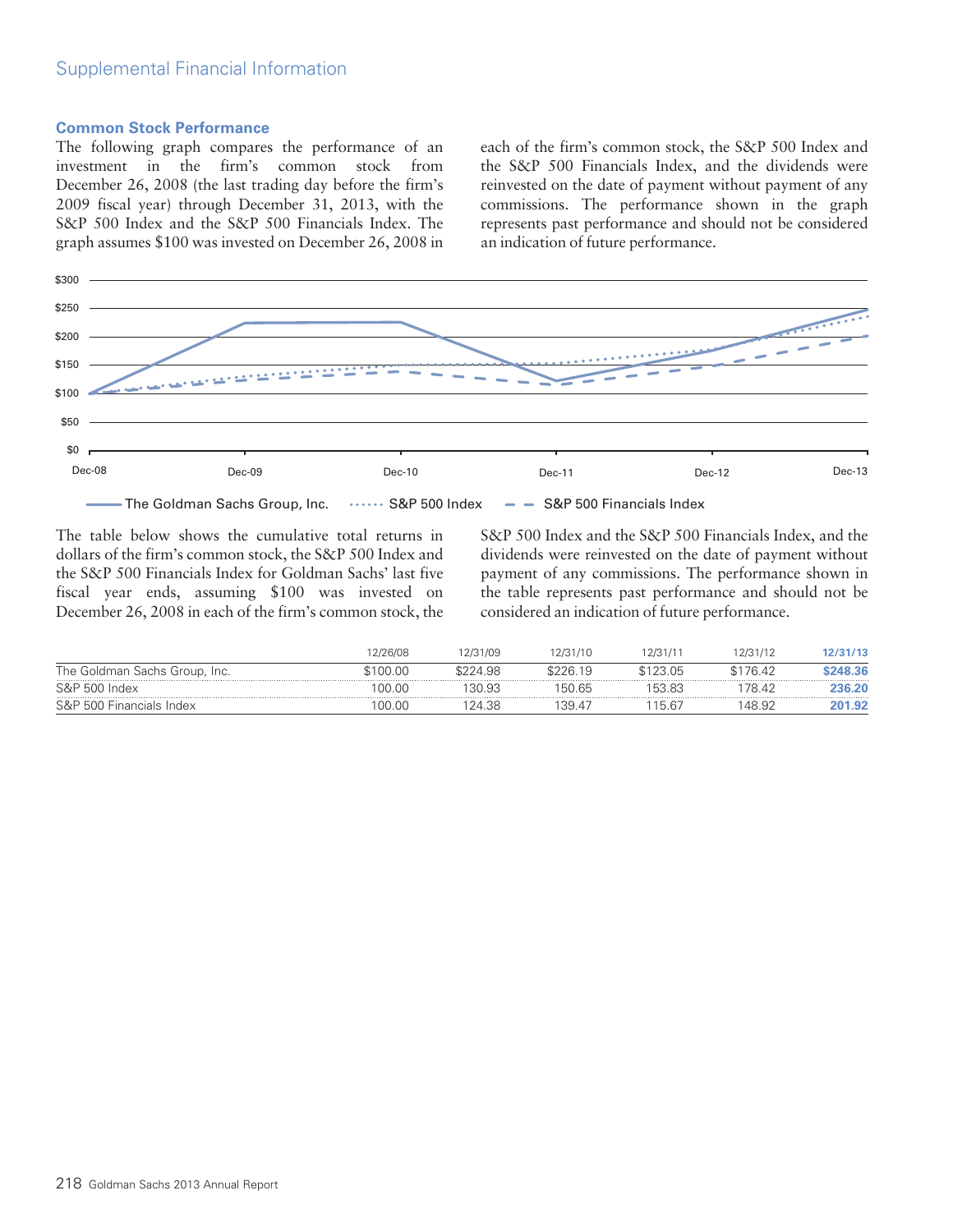## Common Stock Performance

The following graph compares the performance of an investment in the firm's common stock from December 26, 2008 (the last trading day before the firm's 2009 fiscal year) through December 31, 2013, with the S&P 500 Index and the S&P 500 Financials Index. The graph assumes $100 was invested on December 26, 2008 in each of the firm's common stock, the S&P 500 Index and the S&P 500 Financials Index, and the dividends were reinvested on the date of payment without payment of any commissions. The performance shown in the graph represents past performance and should not be considered an indication of future performance.

The table below shows the cumulative total returns in dollars of the firm's common stock, the S&P 500 Index and the S&P 500 Financials Index for Goldman Sachs' last five fiscal year ends, assuming $100 was invested on December 26, 2008 in each of the firm's common stock, the S&P 500 Index and the S&P 500 Financials Index, and the dividends were reinvested on the date of payment without payment of any commissions. The performance shown in the table represents past performance and should not be considered an indication of future performance.

| | 12/26/08 | 12/31/09 | 12/31/10 | 12/31/11 | 12/31/12 | **12/31/13** |
|---|---|---|---|---|---|---|
| The Goldman Sachs Group, Inc. | $100.00 | $224.98 | $226.19 | $123.05 | $176.42 | **$248.36** |
| S&P 500 Index | 100.00 | 130.93 | 150.65 | 153.83 | 178.42 | **236.20** |
| S&P 500 Financials Index | 100.00 | 124.38 | 139.47 | 115.67 | 148.92 | **201.92** |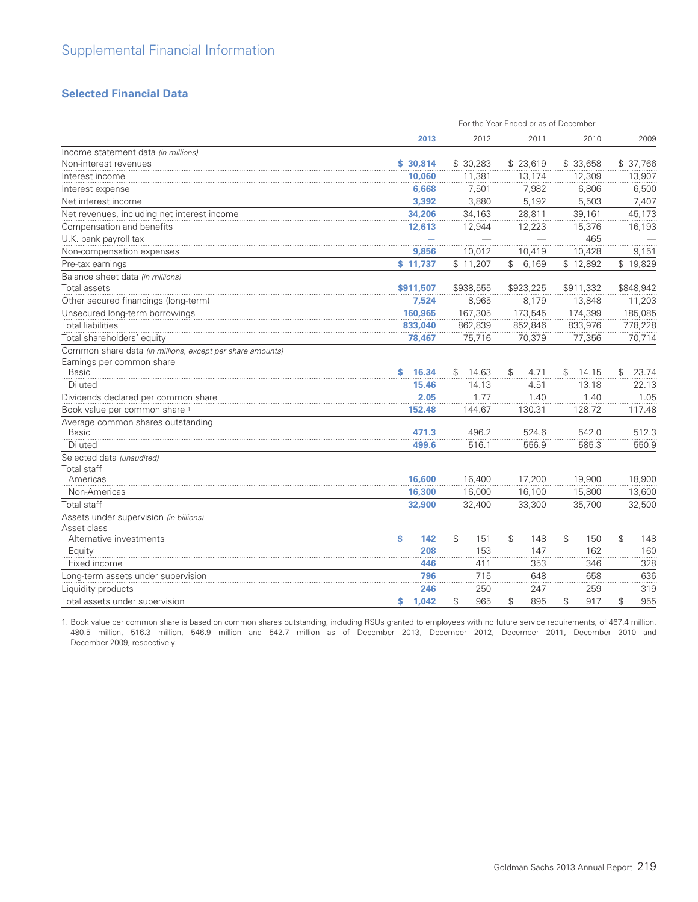# Supplemental Financial Information

## Selected Financial Data

| | For the Year Ended or as of December | | | | |
|---|---|---|---|---|---|
| | **2013** | 2012 | 2011 | 2010 | 2009 |
| Income statement data *(in millions)* | | | | | |
| Non-interest revenues | **$ 30,814** | $ 30,283 | $ 23,619 | $ 33,658 | $ 37,766 |
| Interest income | **10,060** | 11,381 | 13,174 | 12,309 | 13,907 |
| Interest expense | **6,668** | 7,501 | 7,982 | 6,806 | 6,500 |
| Net interest income | **3,392** | 3,880 | 5,192 | 5,503 | 7,407 |
| Net revenues, including net interest income | **34,206** | 34,163 | 28,811 | 39,161 | 45,173 |
| Compensation and benefits | **12,613** | 12,944 | 12,223 | 15,376 | 16,193 |
| U.K. bank payroll tax | **—** | — | — | 465 | — |
| Non-compensation expenses | **9,856** | 10,012 | 10,419 | 10,428 | 9,151 |
| Pre-tax earnings | **$ 11,737** | $ 11,207 | $ 6,169 | $ 12,892 | $ 19,829 |
| Balance sheet data *(in millions)* | | | | | |
| Total assets | **$911,507** | $938,555 | $923,225 | $911,332 | $848,942 |
| Other secured financings (long-term) | **7,524** | 8,965 | 8,179 | 13,848 | 11,203 |
| Unsecured long-term borrowings | **160,965** | 167,305 | 173,545 | 174,399 | 185,085 |
| Total liabilities | **833,040** | 862,839 | 852,846 | 833,976 | 778,228 |
| Total shareholders' equity | **78,467** | 75,716 | 70,379 | 77,356 | 70,714 |
| Common share data *(in millions, except per share amounts)* | | | | | |
| Earnings per common share | | | | | |
| Basic | **$ 16.34** | $ 14.63 | $ 4.71 | $ 14.15 | $ 23.74 |
| Diluted | **15.46** | 14.13 | 4.51 | 13.18 | 22.13 |
| Dividends declared per common share | **2.05** | 1.77 | 1.40 | 1.40 | 1.05 |
| Book value per common share [1] | **152.48** | 144.67 | 130.31 | 128.72 | 117.48 |
| Average common shares outstanding | | | | | |
| Basic | **471.3** | 496.2 | 524.6 | 542.0 | 512.3 |
| Diluted | **499.6** | 516.1 | 556.9 | 585.3 | 550.9 |
| Selected data *(unaudited)* | | | | | |
| Total staff | | | | | |
| Americas | **16,600** | 16,400 | 17,200 | 19,900 | 18,900 |
| Non-Americas | **16,300** | 16,000 | 16,100 | 15,800 | 13,600 |
| Total staff | **32,900** | 32,400 | 33,300 | 35,700 | 32,500 |
| Assets under supervision *(in billions)* | | | | | |
| Asset class | | | | | |
| Alternative investments | **$ 142** | $ 151 | $ 148 | $ 150 | $ 148 |
| Equity | **208** | 153 | 147 | 162 | 160 |
| Fixed income | **446** | 411 | 353 | 346 | 328 |
| Long-term assets under supervision | **796** | 715 | 648 | 658 | 636 |
| Liquidity products | **246** | 250 | 247 | 259 | 319 |
| Total assets under supervision | **$ 1,042** | $ 965 | $ 895 | $ 917 | $ 955 |

1. Book value per common share is based on common shares outstanding, including RSUs granted to employees with no future service requirements, of 467.4 million, 480.5 million, 516.3 million, 546.9 million and 542.7 million as of December 2013, December 2012, December 2011, December 2010 and December 2009, respectively.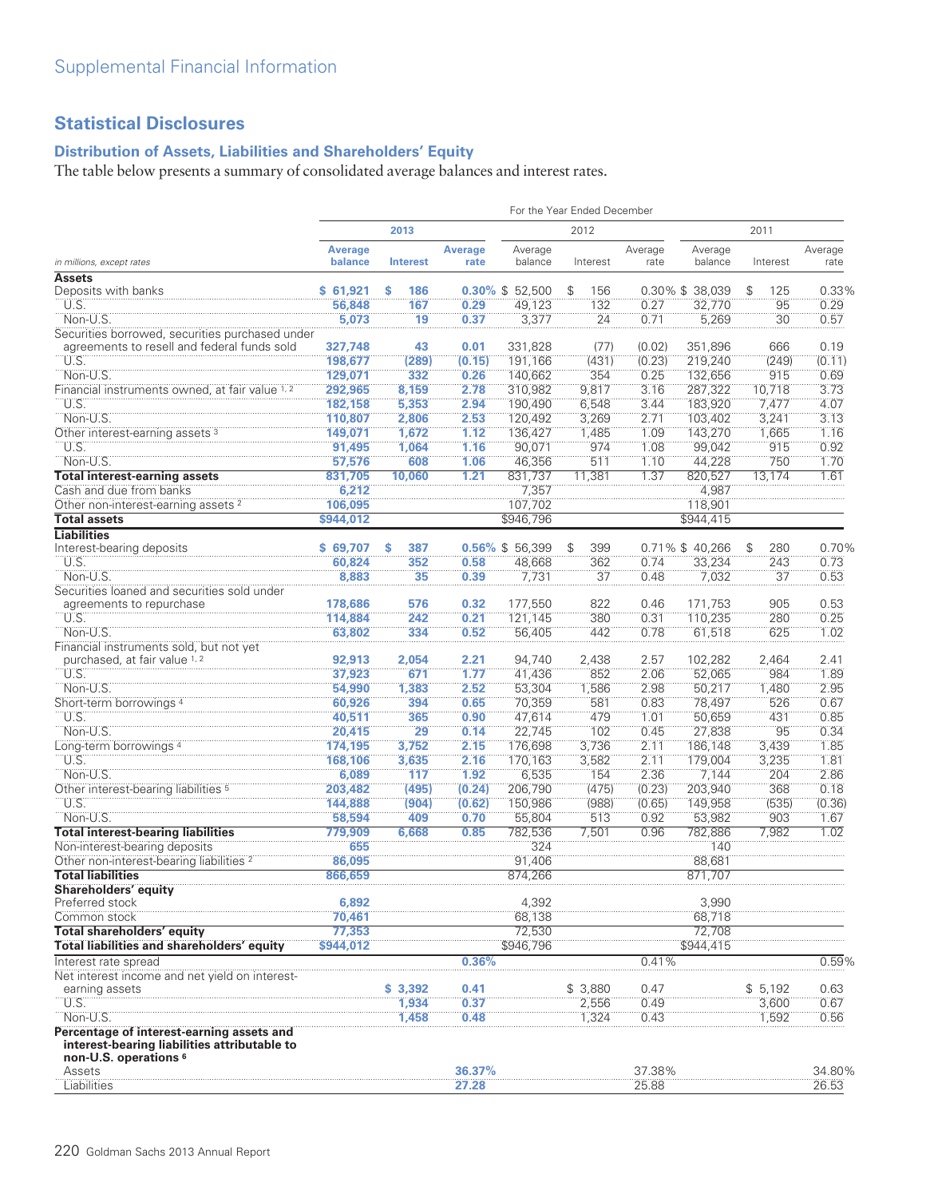# Supplemental Financial Information

## Statistical Disclosures

### Distribution of Assets, Liabilities and Shareholders' Equity

The table below presents a summary of consolidated average balances and interest rates.

| *in millions, except rates* | For the Year Ended December | | | | | | | | |
|---|---|---|---|---|---|---|---|---|---|
| | **2013** | | | 2012 | | | 2011 | | |
| | **Average balance** | **Interest** | **Average rate** | Average balance | Interest | Average rate | Average balance | Interest | Average rate |
| **Assets** | | | | | | | | | |
| Deposits with banks | **$ 61,921** | **$ 186** | **0.30%** | $ 52,500 | $ 156 | 0.30% | $ 38,039 | $ 125 | 0.33% |
| U.S. | **56,848** | **167** | **0.29** | 49,123 | 132 | 0.27 | 32,770 | 95 | 0.29 |
| Non-U.S. | **5,073** | **19** | **0.37** | 3,377 | 24 | 0.71 | 5,269 | 30 | 0.57 |
| Securities borrowed, securities purchased under agreements to resell and federal funds sold | **327,748** | **43** | **0.01** | 331,828 | (77) | (0.02) | 351,896 | 666 | 0.19 |
| U.S. | **198,677** | **(289)** | **(0.15)** | 191,166 | (431) | (0.23) | 219,240 | (249) | (0.11) |
| Non-U.S. | **129,071** | **332** | **0.26** | 140,662 | 354 | 0.25 | 132,656 | 915 | 0.69 |
| Financial instruments owned, at fair value [1, 2] | **292,965** | **8,159** | **2.78** | 310,982 | 9,817 | 3.16 | 287,322 | 10,718 | 3.73 |
| U.S. | **182,158** | **5,353** | **2.94** | 190,490 | 6,548 | 3.44 | 183,920 | 7,477 | 4.07 |
| Non-U.S. | **110,807** | **2,806** | **2.53** | 120,492 | 3,269 | 2.71 | 103,402 | 3,241 | 3.13 |
| Other interest-earning assets [3] | **149,071** | **1,672** | **1.12** | 136,427 | 1,485 | 1.09 | 143,270 | 1,665 | 1.16 |
| U.S. | **91,495** | **1,064** | **1.16** | 90,071 | 974 | 1.08 | 99,042 | 915 | 0.92 |
| Non-U.S. | **57,576** | **608** | **1.06** | 46,356 | 511 | 1.10 | 44,228 | 750 | 1.70 |
| **Total interest-earning assets** | **831,705** | **10,060** | **1.21** | 831,737 | 11,381 | 1.37 | 820,527 | 13,174 | 1.61 |
| Cash and due from banks | **6,212** | | | 7,357 | | | 4,987 | | |
| Other non-interest-earning assets [2] | **106,095** | | | 107,702 | | | 118,901 | | |
| **Total assets** | **$944,012** | | | $946,796 | | | $944,415 | | |
| **Liabilities** | | | | | | | | | |
| Interest-bearing deposits | **$ 69,707** | **$ 387** | **0.56%** | $ 56,399 | $ 399 | 0.71% | $ 40,266 | $ 280 | 0.70% |
| U.S. | **60,824** | **352** | **0.58** | 48,668 | 362 | 0.74 | 33,234 | 243 | 0.73 |
| Non-U.S. | **8,883** | **35** | **0.39** | 7,731 | 37 | 0.48 | 7,032 | 37 | 0.53 |
| Securities loaned and securities sold under agreements to repurchase | **178,686** | **576** | **0.32** | 177,550 | 822 | 0.46 | 171,753 | 905 | 0.53 |
| U.S. | **114,884** | **242** | **0.21** | 121,145 | 380 | 0.31 | 110,235 | 280 | 0.25 |
| Non-U.S. | **63,802** | **334** | **0.52** | 56,405 | 442 | 0.78 | 61,518 | 625 | 1.02 |
| Financial instruments sold, but not yet purchased, at fair value [1, 2] | **92,913** | **2,054** | **2.21** | 94,740 | 2,438 | 2.57 | 102,282 | 2,464 | 2.41 |
| U.S. | **37,923** | **671** | **1.77** | 41,436 | 852 | 2.06 | 52,065 | 984 | 1.89 |
| Non-U.S. | **54,990** | **1,383** | **2.52** | 53,304 | 1,586 | 2.98 | 50,217 | 1,480 | 2.95 |
| Short-term borrowings [4] | **60,926** | **394** | **0.65** | 70,359 | 581 | 0.83 | 78,497 | 526 | 0.67 |
| U.S. | **40,511** | **365** | **0.90** | 47,614 | 479 | 1.01 | 50,659 | 431 | 0.85 |
| Non-U.S. | **20,415** | **29** | **0.14** | 22,745 | 102 | 0.45 | 27,838 | 95 | 0.34 |
| Long-term borrowings [4] | **174,195** | **3,752** | **2.15** | 176,698 | 3,736 | 2.11 | 186,148 | 3,439 | 1.85 |
| U.S. | **168,106** | **3,635** | **2.16** | 170,163 | 3,582 | 2.11 | 179,004 | 3,235 | 1.81 |
| Non-U.S. | **6,089** | **117** | **1.92** | 6,535 | 154 | 2.36 | 7,144 | 204 | 2.86 |
| Other interest-bearing liabilities [5] | **203,482** | **(495)** | **(0.24)** | 206,790 | (475) | (0.23) | 203,940 | 368 | 0.18 |
| U.S. | **144,888** | **(904)** | **(0.62)** | 150,986 | (988) | (0.65) | 149,958 | (535) | (0.36) |
| Non-U.S. | **58,594** | **409** | **0.70** | 55,804 | 513 | 0.92 | 53,982 | 903 | 1.67 |
| **Total interest-bearing liabilities** | **779,909** | **6,668** | **0.85** | 782,536 | 7,501 | 0.96 | 782,886 | 7,982 | 1.02 |
| Non-interest-bearing deposits | **655** | | | 324 | | | 140 | | |
| Other non-interest-bearing liabilities [2] | **86,095** | | | 91,406 | | | 88,681 | | |
| **Total liabilities** | **866,659** | | | 874,266 | | | 871,707 | | |
| **Shareholders' equity** | | | | | | | | | |
| Preferred stock | **6,892** | | | 4,392 | | | 3,990 | | |
| Common stock | **70,461** | | | 68,138 | | | 68,718 | | |
| **Total shareholders' equity** | **77,353** | | | 72,530 | | | 72,708 | | |
| **Total liabilities and shareholders' equity** | **$944,012** | | | $946,796 | | | $944,415 | | |
| Interest rate spread | | | **0.36%** | | | 0.41% | | | 0.59% |
| Net interest income and net yield on interest-earning assets | | **$ 3,392** | **0.41** | | $ 3,880 | 0.47 | | $ 5,192 | 0.63 |
| U.S. | | **1,934** | **0.37** | | 2,556 | 0.49 | | 3,600 | 0.67 |
| Non-U.S. | | **1,458** | **0.48** | | 1,324 | 0.43 | | 1,592 | 0.56 |
| **Percentage of interest-earning assets and interest-bearing liabilities attributable to non-U.S. operations [6]** | | | | | | | | | |
| Assets | | | **36.37%** | | | 37.38% | | | 34.80% |
| Liabilities | | | **27.28** | | | 25.88 | | | 26.53 |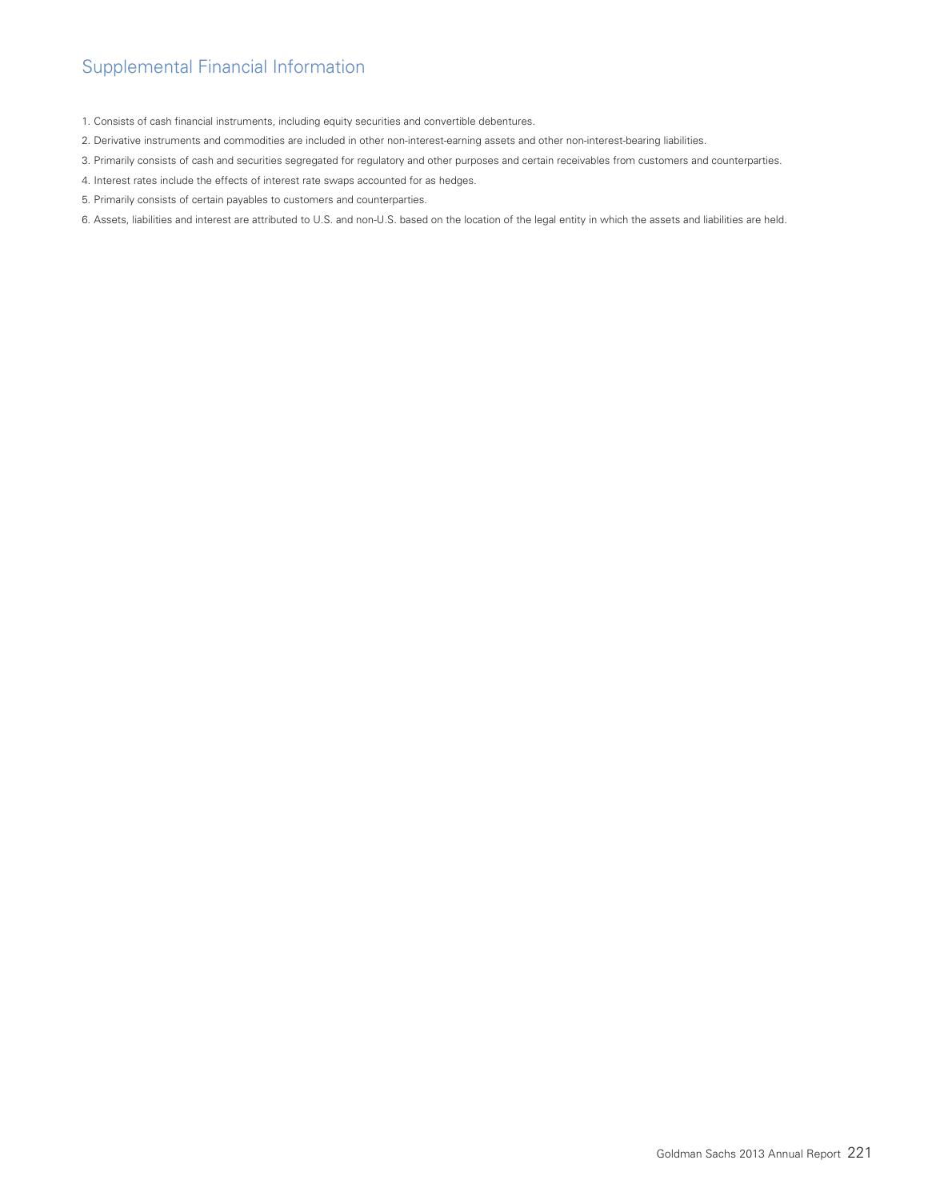## Supplemental Financial Information

1. Consists of cash financial instruments, including equity securities and convertible debentures.
2. Derivative instruments and commodities are included in other non-interest-earning assets and other non-interest-bearing liabilities.
3. Primarily consists of cash and securities segregated for regulatory and other purposes and certain receivables from customers and counterparties.
4. Interest rates include the effects of interest rate swaps accounted for as hedges.
5. Primarily consists of certain payables to customers and counterparties.
6. Assets, liabilities and interest are attributed to U.S. and non-U.S. based on the location of the legal entity in which the assets and liabilities are held.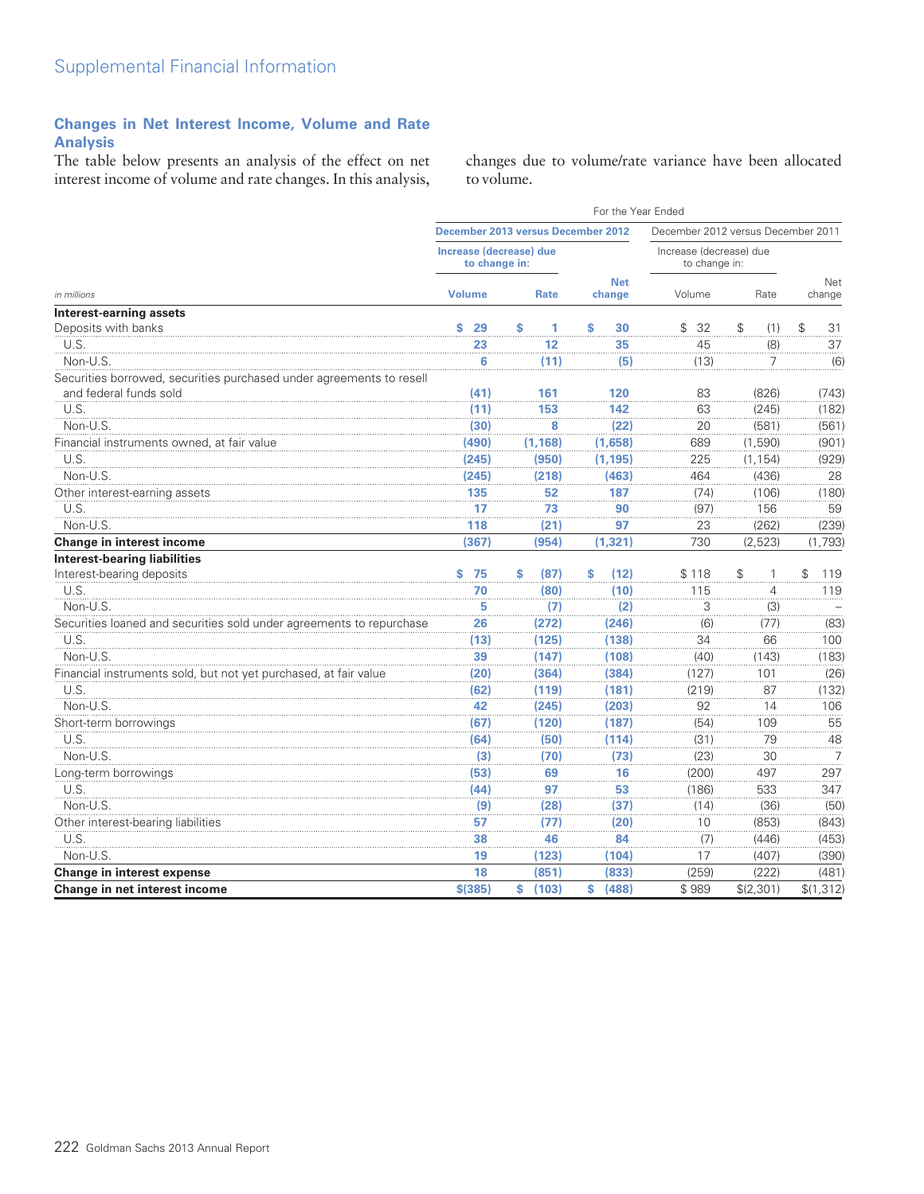## Supplemental Financial Information

### Changes in Net Interest Income, Volume and Rate Analysis

The table below presents an analysis of the effect on net interest income of volume and rate changes. In this analysis, changes due to volume/rate variance have been allocated to volume.

| | For the Year Ended | | | | | |
|---|---|---|---|---|---|---|
| | December 2013 versus December 2012 | | | December 2012 versus December 2011 | | |
| | Increase (decrease) due to change in: | | | Increase (decrease) due to change in: | | |
| *in millions* | Volume | Rate | Net change | Volume | Rate | Net change |
| **Interest-earning assets** | | | | | | |
| Deposits with banks | $ 29 | $ 1 | $ 30 | $ 32 | $ (1) | $ 31 |
| U.S. | 23 | 12 | 35 | 45 | (8) | 37 |
| Non-U.S. | 6 | (11) | (5) | (13) | 7 | (6) |
| Securities borrowed, securities purchased under agreements to resell and federal funds sold | (41) | 161 | 120 | 83 | (826) | (743) |
| U.S. | (11) | 153 | 142 | 63 | (245) | (182) |
| Non-U.S. | (30) | 8 | (22) | 20 | (581) | (561) |
| Financial instruments owned, at fair value | (490) | (1,168) | (1,658) | 689 | (1,590) | (901) |
| U.S. | (245) | (950) | (1,195) | 225 | (1,154) | (929) |
| Non-U.S. | (245) | (218) | (463) | 464 | (436) | 28 |
| Other interest-earning assets | 135 | 52 | 187 | (74) | (106) | (180) |
| U.S. | 17 | 73 | 90 | (97) | 156 | 59 |
| Non-U.S. | 118 | (21) | 97 | 23 | (262) | (239) |
| **Change in interest income** | (367) | (954) | (1,321) | 730 | (2,523) | (1,793) |
| **Interest-bearing liabilities** | | | | | | |
| Interest-bearing deposits | $ 75 | $ (87) | $ (12) | $ 118 | $ 1 | $ 119 |
| U.S. | 70 | (80) | (10) | 115 | 4 | 119 |
| Non-U.S. | 5 | (7) | (2) | 3 | (3) | – |
| Securities loaned and securities sold under agreements to repurchase | 26 | (272) | (246) | (6) | (77) | (83) |
| U.S. | (13) | (125) | (138) | 34 | 66 | 100 |
| Non-U.S. | 39 | (147) | (108) | (40) | (143) | (183) |
| Financial instruments sold, but not yet purchased, at fair value | (20) | (364) | (384) | (127) | 101 | (26) |
| U.S. | (62) | (119) | (181) | (219) | 87 | (132) |
| Non-U.S. | 42 | (245) | (203) | 92 | 14 | 106 |
| Short-term borrowings | (67) | (120) | (187) | (54) | 109 | 55 |
| U.S. | (64) | (50) | (114) | (31) | 79 | 48 |
| Non-U.S. | (3) | (70) | (73) | (23) | 30 | 7 |
| Long-term borrowings | (53) | 69 | 16 | (200) | 497 | 297 |
| U.S. | (44) | 97 | 53 | (186) | 533 | 347 |
| Non-U.S. | (9) | (28) | (37) | (14) | (36) | (50) |
| Other interest-bearing liabilities | 57 | (77) | (20) | 10 | (853) | (843) |
| U.S. | 38 | 46 | 84 | (7) | (446) | (453) |
| Non-U.S. | 19 | (123) | (104) | 17 | (407) | (390) |
| **Change in interest expense** | 18 | (851) | (833) | (259) | (222) | (481) |
| **Change in net interest income** | $(385) | $ (103) | $ (488) | $ 989 | $(2,301) | $(1,312) |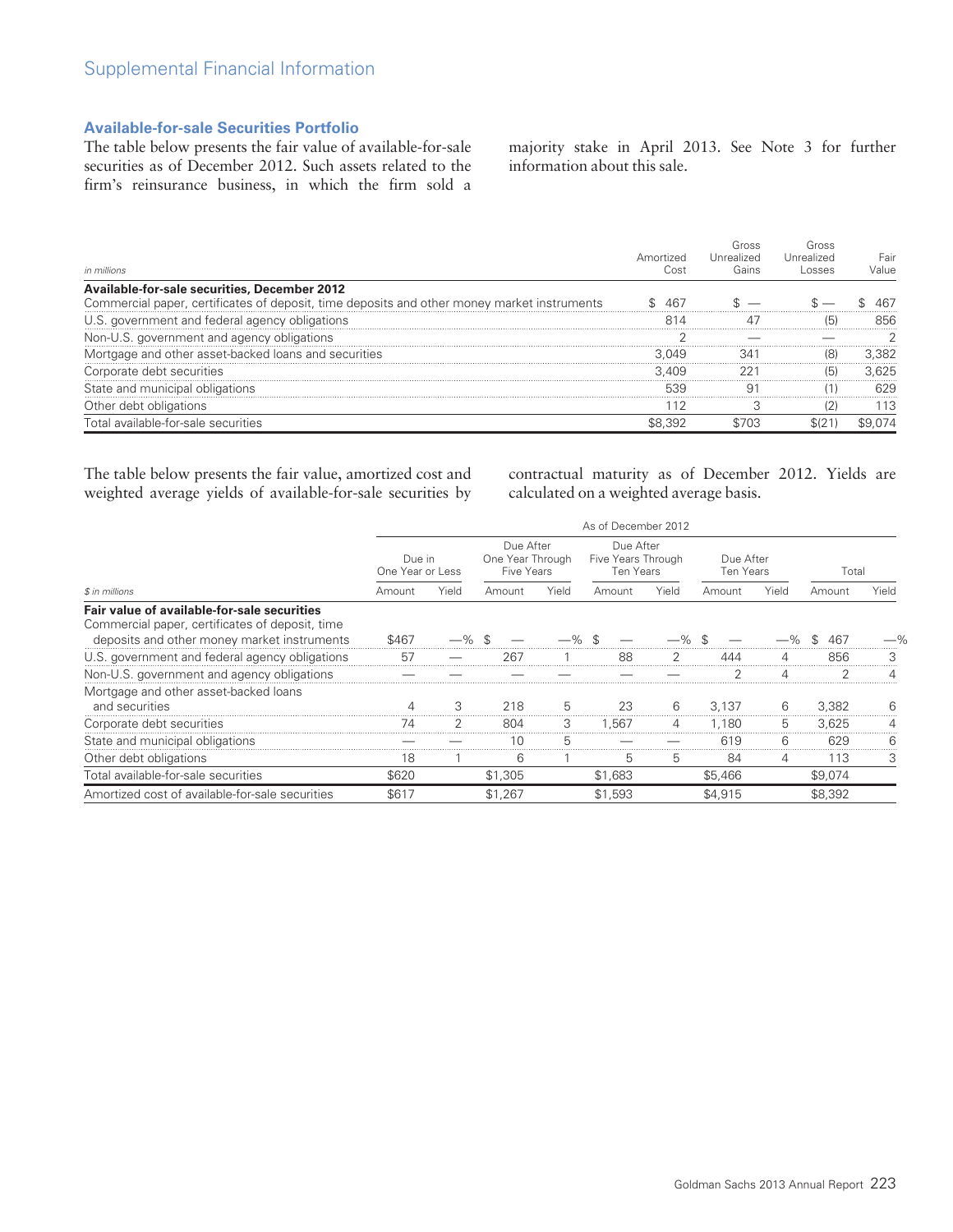## Available-for-sale Securities Portfolio

The table below presents the fair value of available-for-sale securities as of December 2012. Such assets related to the firm's reinsurance business, in which the firm sold a majority stake in April 2013. See Note 3 for further information about this sale.

| *in millions* | Amortized Cost | Gross Unrealized Gains | Gross Unrealized Losses | Fair Value |
|---|---|---|---|---|
| **Available-for-sale securities, December 2012** | | | | |
| Commercial paper, certificates of deposit, time deposits and other money market instruments | $ 467 | $ — | $ — | $ 467 |
| U.S. government and federal agency obligations | 814 | 47 | (5) | 856 |
| Non-U.S. government and agency obligations | 2 | — | — | 2 |
| Mortgage and other asset-backed loans and securities | 3,049 | 341 | (8) | 3,382 |
| Corporate debt securities | 3,409 | 221 | (5) | 3,625 |
| State and municipal obligations | 539 | 91 | (1) | 629 |
| Other debt obligations | 112 | 3 | (2) | 113 |
| Total available-for-sale securities | $8,392 | $703 | $(21) | $9,074 |

The table below presents the fair value, amortized cost and weighted average yields of available-for-sale securities by contractual maturity as of December 2012. Yields are calculated on a weighted average basis.

| | As of December 2012 | | | | | | | | | |
|---|---|---|---|---|---|---|---|---|---|---|
| | Due in One Year or Less | | Due After One Year Through Five Years | | Due After Five Years Through Ten Years | | Due After Ten Years | | Total | |
| *$ in millions* | Amount | Yield | Amount | Yield | Amount | Yield | Amount | Yield | Amount | Yield |
| **Fair value of available-for-sale securities** | | | | | | | | | | |
| Commercial paper, certificates of deposit, time deposits and other money market instruments | $467 | —% | $ — | —% | $ — | —% | $ — | —% | $ 467 | —% |
| U.S. government and federal agency obligations | 57 | — | 267 | 1 | 88 | 2 | 444 | 4 | 856 | 3 |
| Non-U.S. government and agency obligations | — | — | — | — | — | — | 2 | 4 | 2 | 4 |
| Mortgage and other asset-backed loans and securities | 4 | 3 | 218 | 5 | 23 | 6 | 3,137 | 6 | 3,382 | 6 |
| Corporate debt securities | 74 | 2 | 804 | 3 | 1,567 | 4 | 1,180 | 5 | 3,625 | 4 |
| State and municipal obligations | — | — | 10 | 5 | — | — | 619 | 6 | 629 | 6 |
| Other debt obligations | 18 | 1 | 6 | 1 | 5 | 5 | 84 | 4 | 113 | 3 |
| Total available-for-sale securities | $620 | | $1,305 | | $1,683 | | $5,466 | | $9,074 | |
| Amortized cost of available-for-sale securities | $617 | | $1,267 | | $1,593 | | $4,915 | | $8,392 | |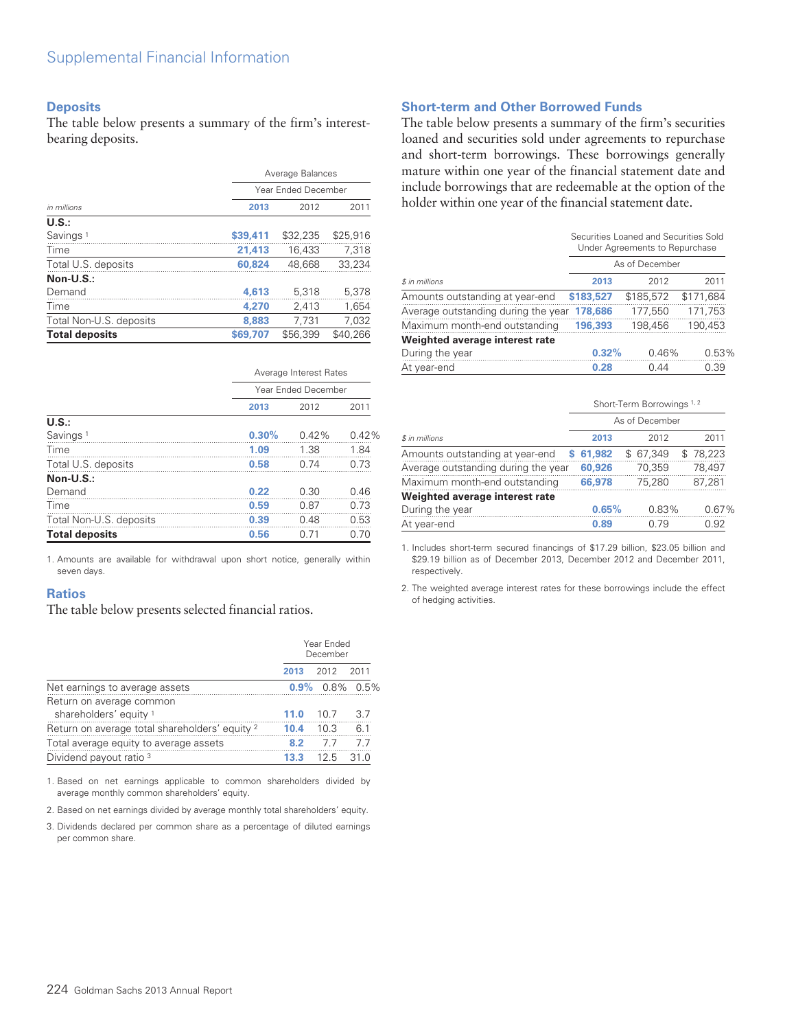# Supplemental Financial Information

## Deposits

The table below presents a summary of the firm's interest-bearing deposits.

| | Average Balances | | |
|---|---|---|---|
| | Year Ended December | | |
| *in millions* | **2013** | 2012 | 2011 |
| **U.S.:** | | | |
| Savings [1] | **$39,411** | $32,235 | $25,916 |
| Time | **21,413** | 16,433 | 7,318 |
| Total U.S. deposits | **60,824** | 48,668 | 33,234 |
| **Non-U.S.:** | | | |
| Demand | **4,613** | 5,318 | 5,378 |
| Time | **4,270** | 2,413 | 1,654 |
| Total Non-U.S. deposits | **8,883** | 7,731 | 7,032 |
| **Total deposits** | **$69,707** | $56,399 | $40,266 |

| | Average Interest Rates | | |
|---|---|---|---|
| | Year Ended December | | |
| | **2013** | 2012 | 2011 |
| **U.S.:** | | | |
| Savings [1] | **0.30%** | 0.42% | 0.42% |
| Time | **1.09** | 1.38 | 1.84 |
| Total U.S. deposits | **0.58** | 0.74 | 0.73 |
| **Non-U.S.:** | | | |
| Demand | **0.22** | 0.30 | 0.46 |
| Time | **0.59** | 0.87 | 0.73 |
| Total Non-U.S. deposits | **0.39** | 0.48 | 0.53 |
| **Total deposits** | **0.56** | 0.71 | 0.70 |

1. Amounts are available for withdrawal upon short notice, generally within seven days.

## Ratios

The table below presents selected financial ratios.

| | Year Ended December | | |
|---|---|---|---|
| | **2013** | 2012 | 2011 |
| Net earnings to average assets | **0.9%** | 0.8% | 0.5% |
| Return on average common shareholders' equity [1] | **11.0** | 10.7 | 3.7 |
| Return on average total shareholders' equity [2] | **10.4** | 10.3 | 6.1 |
| Total average equity to average assets | **8.2** | 7.7 | 7.7 |
| Dividend payout ratio [3] | **13.3** | 12.5 | 31.0 |

1. Based on net earnings applicable to common shareholders divided by average monthly common shareholders' equity.
2. Based on net earnings divided by average monthly total shareholders' equity.
3. Dividends declared per common share as a percentage of diluted earnings per common share.

## Short-term and Other Borrowed Funds

The table below presents a summary of the firm's securities loaned and securities sold under agreements to repurchase and short-term borrowings. These borrowings generally mature within one year of the financial statement date and include borrowings that are redeemable at the option of the holder within one year of the financial statement date.

| | Securities Loaned and Securities Sold Under Agreements to Repurchase | | |
|---|---|---|---|
| | As of December | | |
| *$ in millions* | **2013** | 2012 | 2011 |
| Amounts outstanding at year-end | **$183,527** | $185,572 | $171,684 |
| Average outstanding during the year | **178,686** | 177,550 | 171,753 |
| Maximum month-end outstanding | **196,393** | 198,456 | 190,453 |
| **Weighted average interest rate** | | | |
| During the year | **0.32%** | 0.46% | 0.53% |
| At year-end | **0.28** | 0.44 | 0.39 |

| | Short-Term Borrowings [1,2] | | |
|---|---|---|---|
| | As of December | | |
| *$ in millions* | **2013** | 2012 | 2011 |
| Amounts outstanding at year-end | **$ 61,982** | $ 67,349 | $ 78,223 |
| Average outstanding during the year | **60,926** | 70,359 | 78,497 |
| Maximum month-end outstanding | **66,978** | 75,280 | 87,281 |
| **Weighted average interest rate** | | | |
| During the year | **0.65%** | 0.83% | 0.67% |
| At year-end | **0.89** | 0.79 | 0.92 |

1. Includes short-term secured financings of $17.29 billion, $23.05 billion and $29.19 billion as of December 2013, December 2012 and December 2011, respectively.
2. The weighted average interest rates for these borrowings include the effect of hedging activities.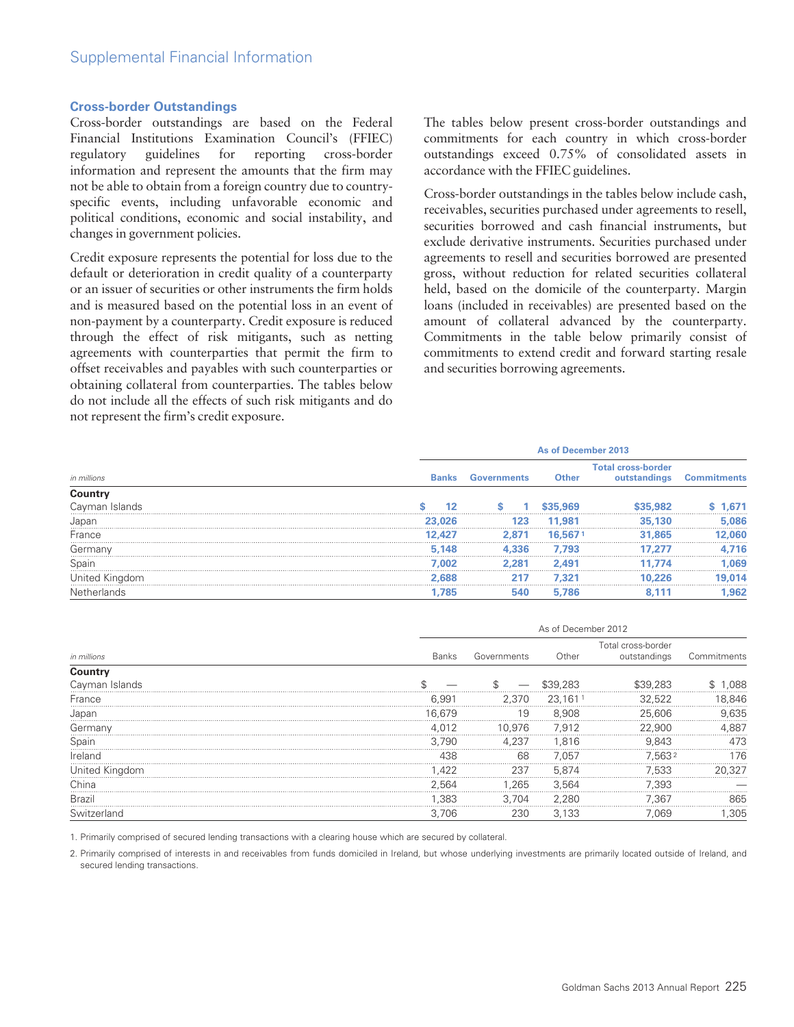## Cross-border Outstandings

Cross-border outstandings are based on the Federal Financial Institutions Examination Council's (FFIEC) regulatory guidelines for reporting cross-border information and represent the amounts that the firm may not be able to obtain from a foreign country due to country-specific events, including unfavorable economic and political conditions, economic and social instability, and changes in government policies.

Credit exposure represents the potential for loss due to the default or deterioration in credit quality of a counterparty or an issuer of securities or other instruments the firm holds and is measured based on the potential loss in an event of non-payment by a counterparty. Credit exposure is reduced through the effect of risk mitigants, such as netting agreements with counterparties that permit the firm to offset receivables and payables with such counterparties or obtaining collateral from counterparties. The tables below do not include all the effects of such risk mitigants and do not represent the firm's credit exposure.

The tables below present cross-border outstandings and commitments for each country in which cross-border outstandings exceed 0.75% of consolidated assets in accordance with the FFIEC guidelines.

Cross-border outstandings in the tables below include cash, receivables, securities purchased under agreements to resell, securities borrowed and cash financial instruments, but exclude derivative instruments. Securities purchased under agreements to resell and securities borrowed are presented gross, without reduction for related securities collateral held, based on the domicile of the counterparty. Margin loans (included in receivables) are presented based on the amount of collateral advanced by the counterparty. Commitments in the table below primarily consist of commitments to extend credit and forward starting resale and securities borrowing agreements.

| | As of December 2013 | | | | |
|---|---|---|---|---|---|
| *in millions* | Banks | Governments | Other | Total cross-border outstandings | Commitments |
| **Country** | | | | | |
| Cayman Islands | $ 12 | $ 1 | $35,969 | $35,982 | $ 1,671 |
| Japan | 23,026 | 123 | 11,981 | 35,130 | 5,086 |
| France | 12,427 | 2,871 | 16,567 [1] | 31,865 | 12,060 |
| Germany | 5,148 | 4,336 | 7,793 | 17,277 | 4,716 |
| Spain | 7,002 | 2,281 | 2,491 | 11,774 | 1,069 |
| United Kingdom | 2,688 | 217 | 7,321 | 10,226 | 19,014 |
| Netherlands | 1,785 | 540 | 5,786 | 8,111 | 1,962 |

| | As of December 2012 | | | | |
|---|---|---|---|---|---|
| *in millions* | Banks | Governments | Other | Total cross-border outstandings | Commitments |
| **Country** | | | | | |
| Cayman Islands | $ — | $ — | $39,283 | $39,283 | $ 1,088 |
| France | 6,991 | 2,370 | 23,161 [1] | 32,522 | 18,846 |
| Japan | 16,679 | 19 | 8,908 | 25,606 | 9,635 |
| Germany | 4,012 | 10,976 | 7,912 | 22,900 | 4,887 |
| Spain | 3,790 | 4,237 | 1,816 | 9,843 | 473 |
| Ireland | 438 | 68 | 7,057 | 7,563 [2] | 176 |
| United Kingdom | 1,422 | 237 | 5,874 | 7,533 | 20,327 |
| China | 2,564 | 1,265 | 3,564 | 7,393 | — |
| Brazil | 1,383 | 3,704 | 2,280 | 7,367 | 865 |
| Switzerland | 3,706 | 230 | 3,133 | 7,069 | 1,305 |

1. Primarily comprised of secured lending transactions with a clearing house which are secured by collateral.

2. Primarily comprised of interests in and receivables from funds domiciled in Ireland, but whose underlying investments are primarily located outside of Ireland, and secured lending transactions.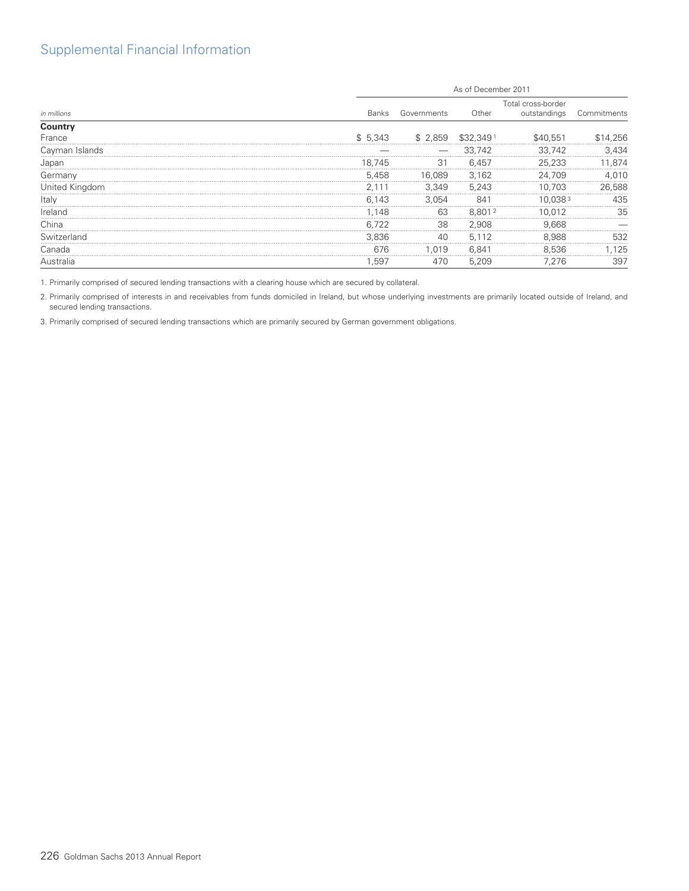# Supplemental Financial Information

| in millions | As of December 2011 | | | | |
|---|---|---|---|---|---|
| | Banks | Governments | Other | Total cross-border outstandings | Commitments |
| **Country** | | | | | |
| France | $ 5,343 | $ 2,859 | $32,349 [1] | $40,551 | $14,256 |
| Cayman Islands | — | — | 33,742 | 33,742 | 3,434 |
| Japan | 18,745 | 31 | 6,457 | 25,233 | 11,874 |
| Germany | 5,458 | 16,089 | 3,162 | 24,709 | 4,010 |
| United Kingdom | 2,111 | 3,349 | 5,243 | 10,703 | 26,588 |
| Italy | 6,143 | 3,054 | 841 | 10,038 [3] | 435 |
| Ireland | 1,148 | 63 | 8,801 [2] | 10,012 | 35 |
| China | 6,722 | 38 | 2,908 | 9,668 | — |
| Switzerland | 3,836 | 40 | 5,112 | 8,988 | 532 |
| Canada | 676 | 1,019 | 6,841 | 8,536 | 1,125 |
| Australia | 1,597 | 470 | 5,209 | 7,276 | 397 |

1. Primarily comprised of secured lending transactions with a clearing house which are secured by collateral.

2. Primarily comprised of interests in and receivables from funds domiciled in Ireland, but whose underlying investments are primarily located outside of Ireland, and secured lending transactions.

3. Primarily comprised of secured lending transactions which are primarily secured by German government obligations.